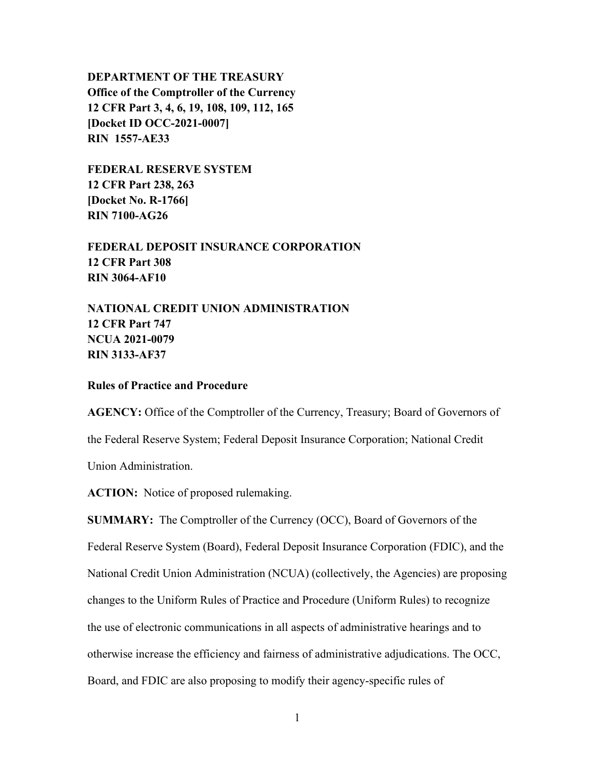**DEPARTMENT OF THE TREASURY**
**Office of the Comptroller of the Currency**
**12 CFR Part 3, 4, 6, 19, 108, 109, 112, 165**
**[Docket ID OCC-2021-0007]**
**RIN 1557-AE33**

**FEDERAL RESERVE SYSTEM**
**12 CFR Part 238, 263**
**[Docket No. R-1766]**
**RIN 7100-AG26**

**FEDERAL DEPOSIT INSURANCE CORPORATION**
**12 CFR Part 308**
**RIN 3064-AF10**

**NATIONAL CREDIT UNION ADMINISTRATION**
**12 CFR Part 747**
**NCUA 2021-0079**
**RIN 3133-AF37**

**Rules of Practice and Procedure**

**AGENCY:** Office of the Comptroller of the Currency, Treasury; Board of Governors of the Federal Reserve System; Federal Deposit Insurance Corporation; National Credit Union Administration.

**ACTION:** Notice of proposed rulemaking.

**SUMMARY:** The Comptroller of the Currency (OCC), Board of Governors of the Federal Reserve System (Board), Federal Deposit Insurance Corporation (FDIC), and the National Credit Union Administration (NCUA) (collectively, the Agencies) are proposing changes to the Uniform Rules of Practice and Procedure (Uniform Rules) to recognize the use of electronic communications in all aspects of administrative hearings and to otherwise increase the efficiency and fairness of administrative adjudications. The OCC, Board, and FDIC are also proposing to modify their agency-specific rules of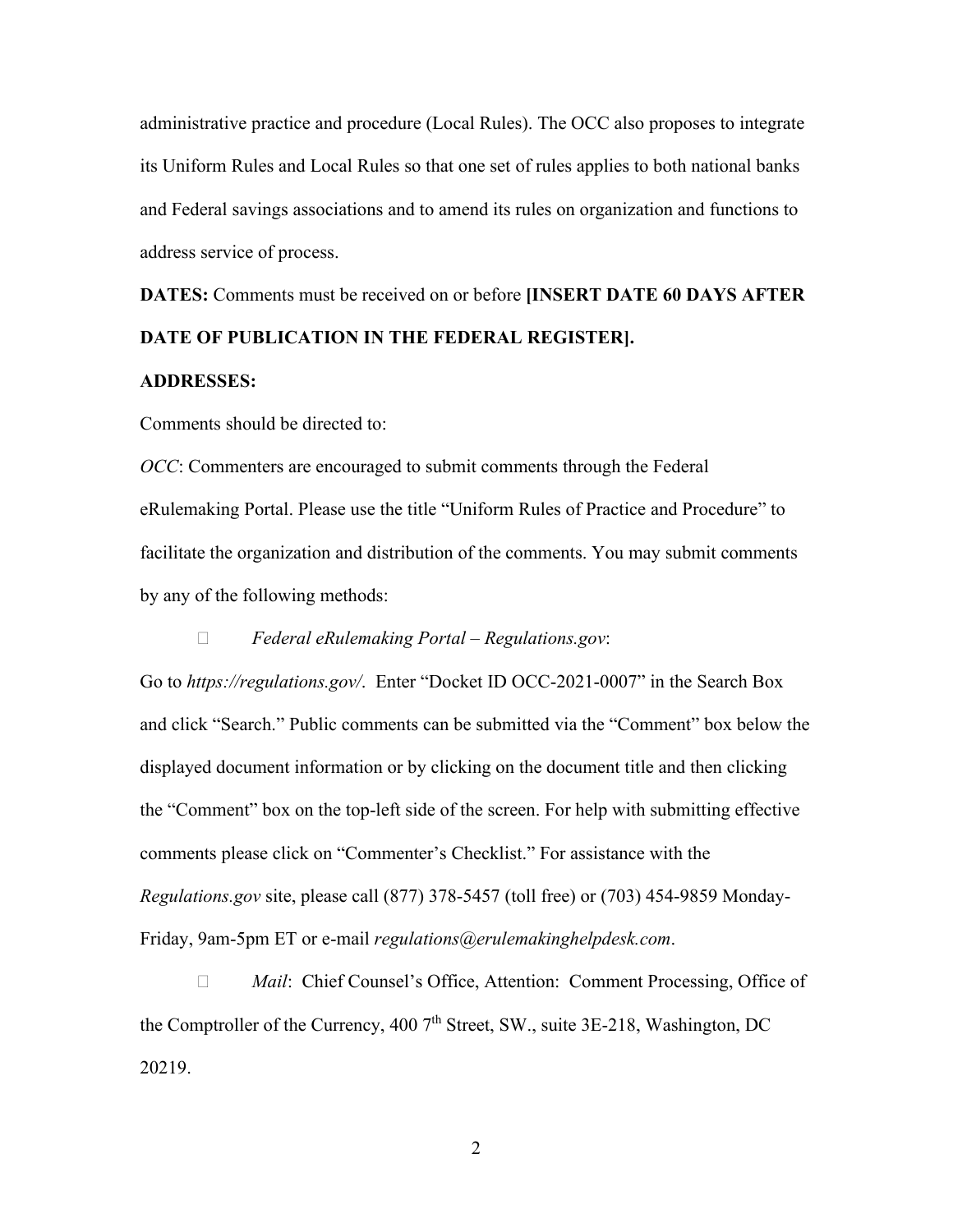administrative practice and procedure (Local Rules). The OCC also proposes to integrate its Uniform Rules and Local Rules so that one set of rules applies to both national banks and Federal savings associations and to amend its rules on organization and functions to address service of process.

**DATES:** Comments must be received on or before **[INSERT DATE 60 DAYS AFTER DATE OF PUBLICATION IN THE FEDERAL REGISTER].**

**ADDRESSES:**

Comments should be directed to:

*OCC*: Commenters are encouraged to submit comments through the Federal eRulemaking Portal. Please use the title "Uniform Rules of Practice and Procedure" to facilitate the organization and distribution of the comments. You may submit comments by any of the following methods:

- *Federal eRulemaking Portal – Regulations.gov*:

Go to *https://regulations.gov/*. Enter "Docket ID OCC-2021-0007" in the Search Box and click "Search." Public comments can be submitted via the "Comment" box below the displayed document information or by clicking on the document title and then clicking the "Comment" box on the top-left side of the screen. For help with submitting effective comments please click on "Commenter's Checklist." For assistance with the *Regulations.gov* site, please call (877) 378-5457 (toll free) or (703) 454-9859 Monday-Friday, 9am-5pm ET or e-mail *regulations@erulemakinghelpdesk.com*.

- *Mail*: Chief Counsel's Office, Attention: Comment Processing, Office of the Comptroller of the Currency, 400 7th Street, SW., suite 3E-218, Washington, DC 20219.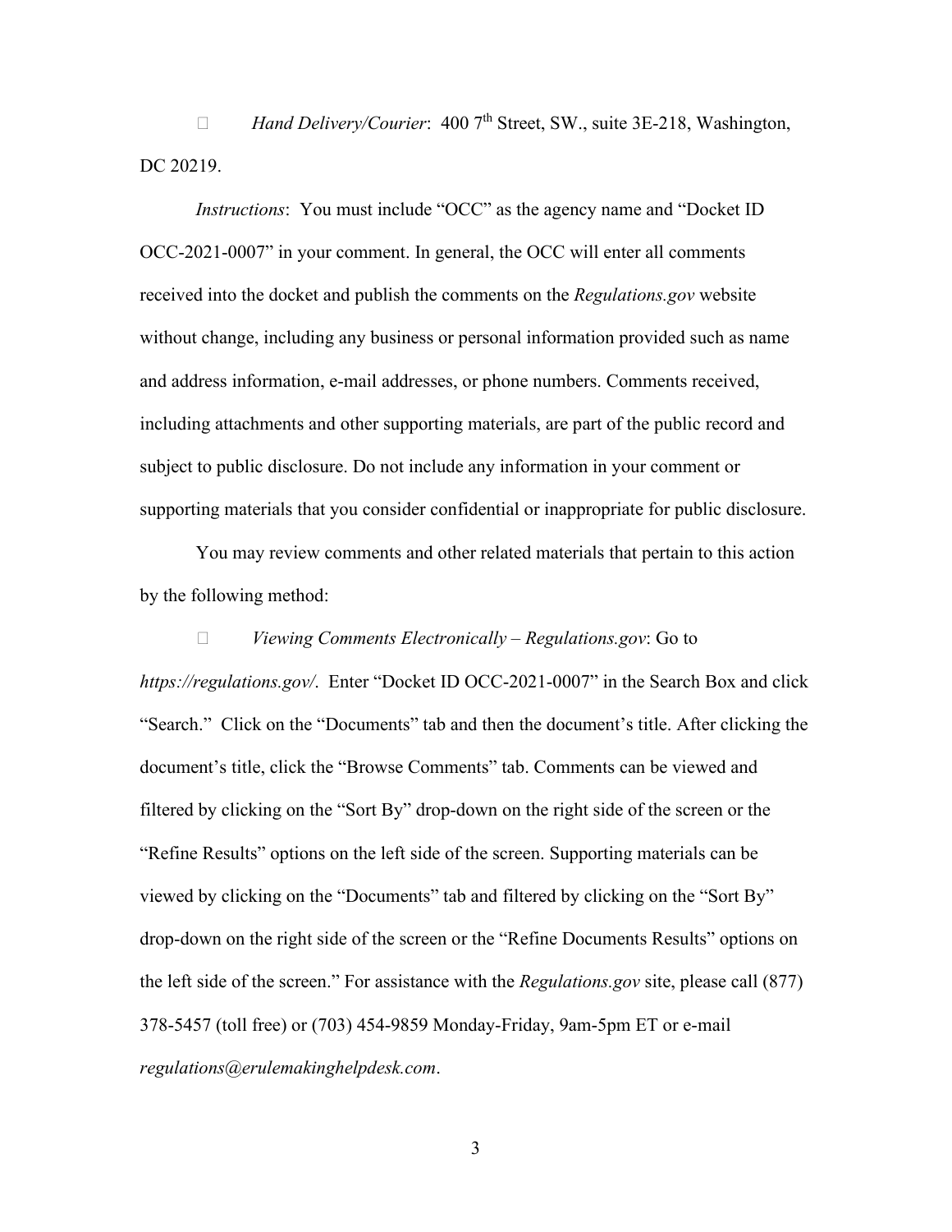- *Hand Delivery/Courier*: 400 7th Street, SW., suite 3E-218, Washington, DC 20219.

*Instructions*: You must include "OCC" as the agency name and "Docket ID OCC-2021-0007" in your comment. In general, the OCC will enter all comments received into the docket and publish the comments on the *Regulations.gov* website without change, including any business or personal information provided such as name and address information, e-mail addresses, or phone numbers. Comments received, including attachments and other supporting materials, are part of the public record and subject to public disclosure. Do not include any information in your comment or supporting materials that you consider confidential or inappropriate for public disclosure.

You may review comments and other related materials that pertain to this action by the following method:

- *Viewing Comments Electronically – Regulations.gov*: Go to *https://regulations.gov/*. Enter "Docket ID OCC-2021-0007" in the Search Box and click "Search." Click on the "Documents" tab and then the document's title. After clicking the document's title, click the "Browse Comments" tab. Comments can be viewed and filtered by clicking on the "Sort By" drop-down on the right side of the screen or the "Refine Results" options on the left side of the screen. Supporting materials can be viewed by clicking on the "Documents" tab and filtered by clicking on the "Sort By" drop-down on the right side of the screen or the "Refine Documents Results" options on the left side of the screen." For assistance with the *Regulations.gov* site, please call (877) 378-5457 (toll free) or (703) 454-9859 Monday-Friday, 9am-5pm ET or e-mail *regulations@erulemakinghelpdesk.com*.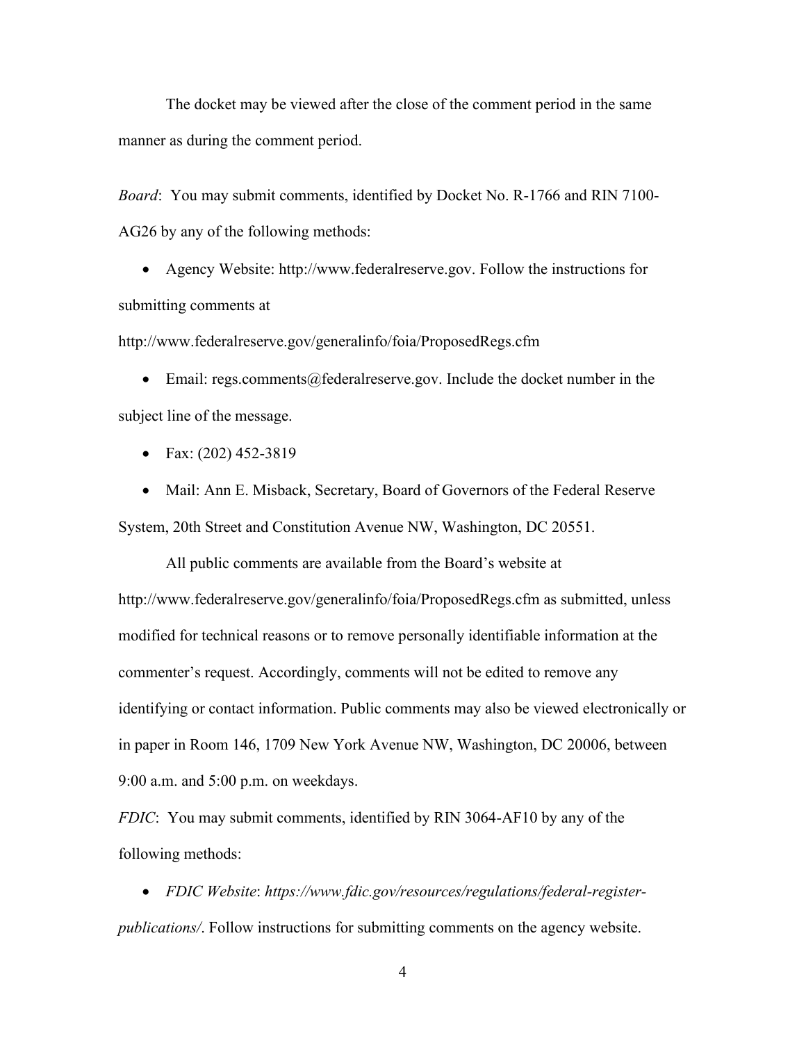The docket may be viewed after the close of the comment period in the same manner as during the comment period.

*Board*: You may submit comments, identified by Docket No. R-1766 and RIN 7100-AG26 by any of the following methods:

- Agency Website: http://www.federalreserve.gov. Follow the instructions for submitting comments at http://www.federalreserve.gov/generalinfo/foia/ProposedRegs.cfm
- Email: regs.comments@federalreserve.gov. Include the docket number in the subject line of the message.
- Fax: (202) 452-3819
- Mail: Ann E. Misback, Secretary, Board of Governors of the Federal Reserve System, 20th Street and Constitution Avenue NW, Washington, DC 20551.

All public comments are available from the Board's website at http://www.federalreserve.gov/generalinfo/foia/ProposedRegs.cfm as submitted, unless modified for technical reasons or to remove personally identifiable information at the commenter's request. Accordingly, comments will not be edited to remove any identifying or contact information. Public comments may also be viewed electronically or in paper in Room 146, 1709 New York Avenue NW, Washington, DC 20006, between 9:00 a.m. and 5:00 p.m. on weekdays.

*FDIC*: You may submit comments, identified by RIN 3064-AF10 by any of the following methods:

- *FDIC Website*: *https://www.fdic.gov/resources/regulations/federal-register-publications/*. Follow instructions for submitting comments on the agency website.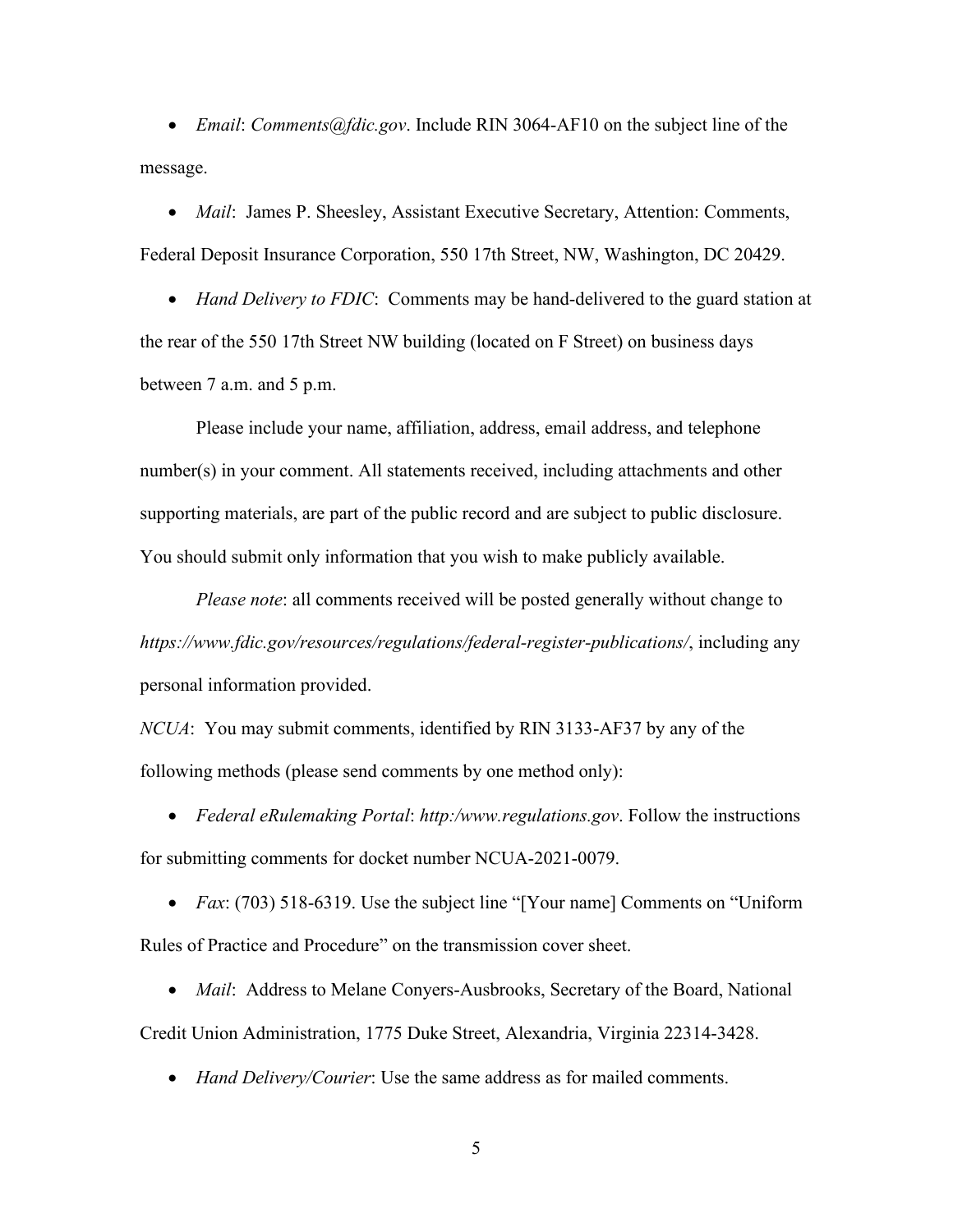- *Email*: *Comments@fdic.gov*. Include RIN 3064-AF10 on the subject line of the message.

- *Mail*: James P. Sheesley, Assistant Executive Secretary, Attention: Comments, Federal Deposit Insurance Corporation, 550 17th Street, NW, Washington, DC 20429.

- *Hand Delivery to FDIC*: Comments may be hand-delivered to the guard station at the rear of the 550 17th Street NW building (located on F Street) on business days between 7 a.m. and 5 p.m.

Please include your name, affiliation, address, email address, and telephone number(s) in your comment. All statements received, including attachments and other supporting materials, are part of the public record and are subject to public disclosure. You should submit only information that you wish to make publicly available.

*Please note*: all comments received will be posted generally without change to *https://www.fdic.gov/resources/regulations/federal-register-publications/*, including any personal information provided.

*NCUA*: You may submit comments, identified by RIN 3133-AF37 by any of the following methods (please send comments by one method only):

- *Federal eRulemaking Portal*: *http:/www.regulations.gov*. Follow the instructions for submitting comments for docket number NCUA-2021-0079.

- *Fax*: (703) 518-6319. Use the subject line "[Your name] Comments on "Uniform Rules of Practice and Procedure" on the transmission cover sheet.

- *Mail*: Address to Melane Conyers-Ausbrooks, Secretary of the Board, National Credit Union Administration, 1775 Duke Street, Alexandria, Virginia 22314-3428.

- *Hand Delivery/Courier*: Use the same address as for mailed comments.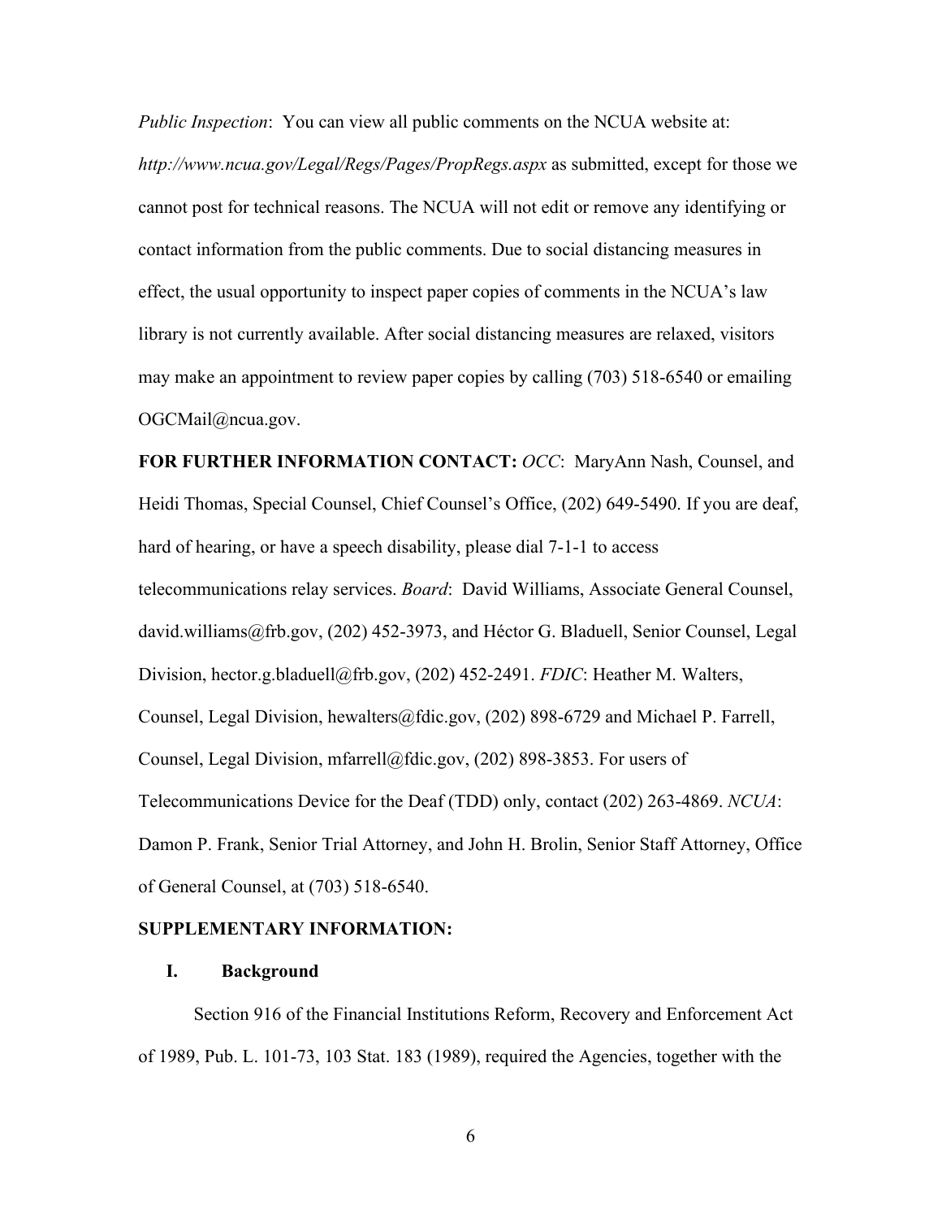*Public Inspection*: You can view all public comments on the NCUA website at: *http://www.ncua.gov/Legal/Regs/Pages/PropRegs.aspx* as submitted, except for those we cannot post for technical reasons. The NCUA will not edit or remove any identifying or contact information from the public comments. Due to social distancing measures in effect, the usual opportunity to inspect paper copies of comments in the NCUA's law library is not currently available. After social distancing measures are relaxed, visitors may make an appointment to review paper copies by calling (703) 518-6540 or emailing OGCMail@ncua.gov.

**FOR FURTHER INFORMATION CONTACT:** *OCC*: MaryAnn Nash, Counsel, and Heidi Thomas, Special Counsel, Chief Counsel's Office, (202) 649-5490. If you are deaf, hard of hearing, or have a speech disability, please dial 7-1-1 to access telecommunications relay services. *Board*: David Williams, Associate General Counsel, david.williams@frb.gov, (202) 452-3973, and Héctor G. Bladuell, Senior Counsel, Legal Division, hector.g.bladuell@frb.gov, (202) 452-2491. *FDIC*: Heather M. Walters, Counsel, Legal Division, hewalters@fdic.gov, (202) 898-6729 and Michael P. Farrell, Counsel, Legal Division, mfarrell@fdic.gov, (202) 898-3853. For users of Telecommunications Device for the Deaf (TDD) only, contact (202) 263-4869. *NCUA*: Damon P. Frank, Senior Trial Attorney, and John H. Brolin, Senior Staff Attorney, Office of General Counsel, at (703) 518-6540.

**SUPPLEMENTARY INFORMATION:**

## I. Background

Section 916 of the Financial Institutions Reform, Recovery and Enforcement Act of 1989, Pub. L. 101-73, 103 Stat. 183 (1989), required the Agencies, together with the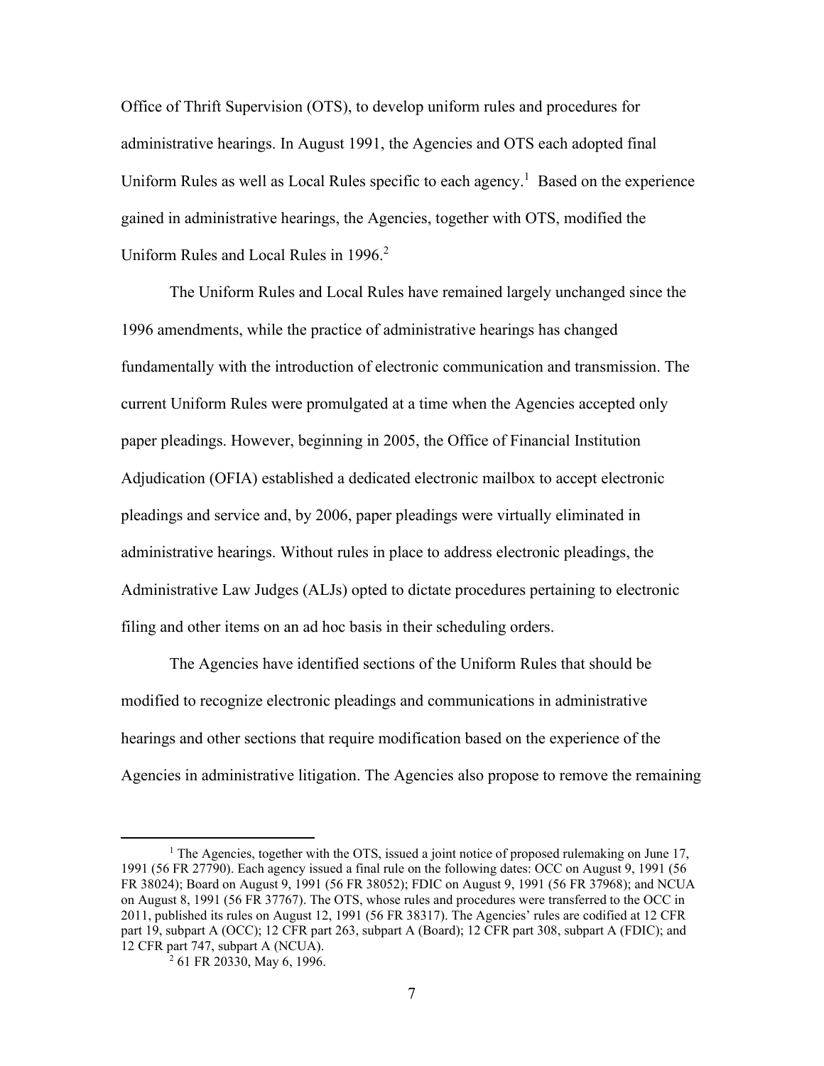Office of Thrift Supervision (OTS), to develop uniform rules and procedures for administrative hearings. In August 1991, the Agencies and OTS each adopted final Uniform Rules as well as Local Rules specific to each agency.[1] Based on the experience gained in administrative hearings, the Agencies, together with OTS, modified the Uniform Rules and Local Rules in 1996.[2]

The Uniform Rules and Local Rules have remained largely unchanged since the 1996 amendments, while the practice of administrative hearings has changed fundamentally with the introduction of electronic communication and transmission. The current Uniform Rules were promulgated at a time when the Agencies accepted only paper pleadings. However, beginning in 2005, the Office of Financial Institution Adjudication (OFIA) established a dedicated electronic mailbox to accept electronic pleadings and service and, by 2006, paper pleadings were virtually eliminated in administrative hearings. Without rules in place to address electronic pleadings, the Administrative Law Judges (ALJs) opted to dictate procedures pertaining to electronic filing and other items on an ad hoc basis in their scheduling orders.

The Agencies have identified sections of the Uniform Rules that should be modified to recognize electronic pleadings and communications in administrative hearings and other sections that require modification based on the experience of the Agencies in administrative litigation. The Agencies also propose to remove the remaining

---

[1] The Agencies, together with the OTS, issued a joint notice of proposed rulemaking on June 17, 1991 (56 FR 27790). Each agency issued a final rule on the following dates: OCC on August 9, 1991 (56 FR 38024); Board on August 9, 1991 (56 FR 38052); FDIC on August 9, 1991 (56 FR 37968); and NCUA on August 8, 1991 (56 FR 37767). The OTS, whose rules and procedures were transferred to the OCC in 2011, published its rules on August 12, 1991 (56 FR 38317). The Agencies' rules are codified at 12 CFR part 19, subpart A (OCC); 12 CFR part 263, subpart A (Board); 12 CFR part 308, subpart A (FDIC); and 12 CFR part 747, subpart A (NCUA).

[2] 61 FR 20330, May 6, 1996.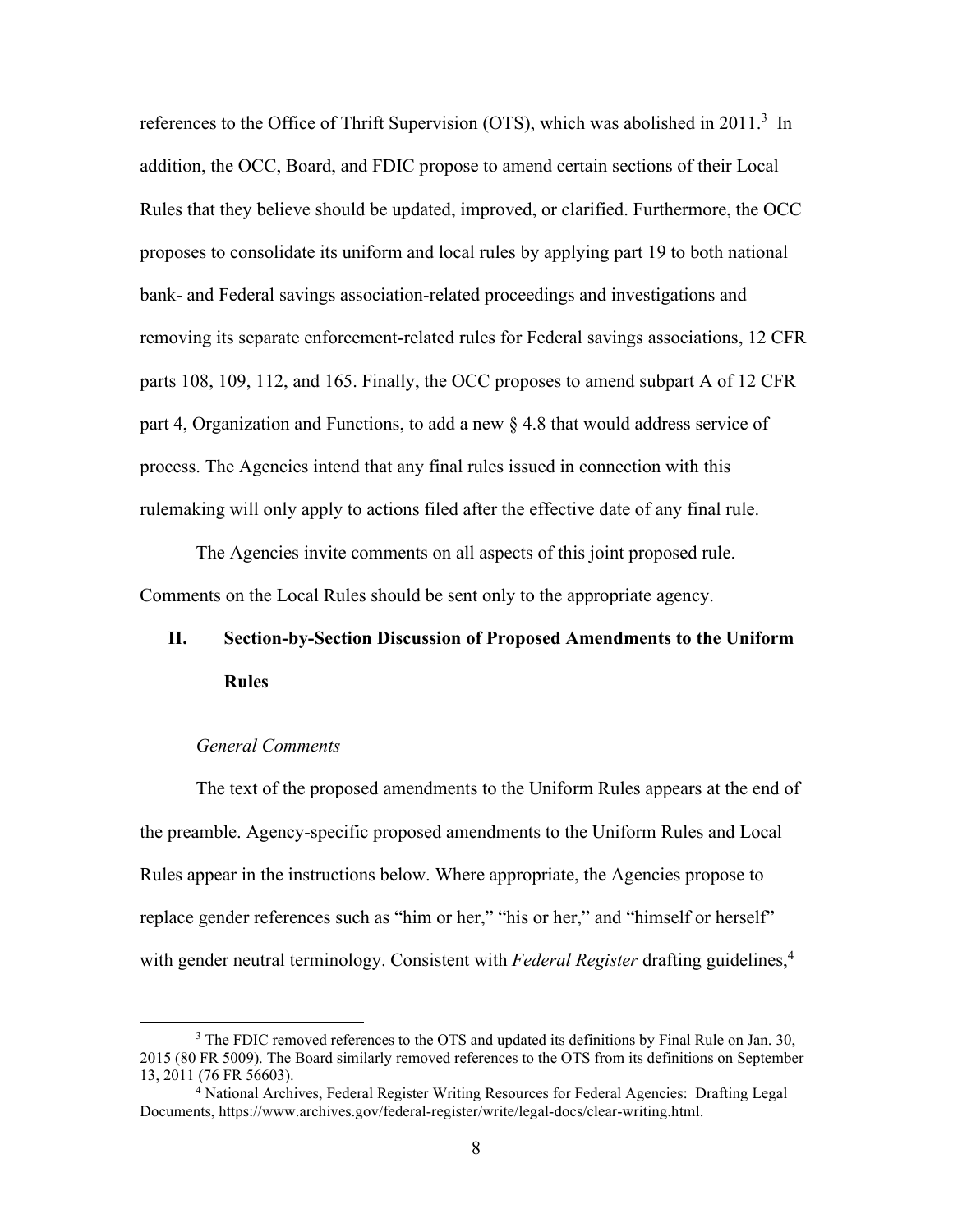references to the Office of Thrift Supervision (OTS), which was abolished in 2011.[3] In addition, the OCC, Board, and FDIC propose to amend certain sections of their Local Rules that they believe should be updated, improved, or clarified. Furthermore, the OCC proposes to consolidate its uniform and local rules by applying part 19 to both national bank- and Federal savings association-related proceedings and investigations and removing its separate enforcement-related rules for Federal savings associations, 12 CFR parts 108, 109, 112, and 165. Finally, the OCC proposes to amend subpart A of 12 CFR part 4, Organization and Functions, to add a new § 4.8 that would address service of process. The Agencies intend that any final rules issued in connection with this rulemaking will only apply to actions filed after the effective date of any final rule.

The Agencies invite comments on all aspects of this joint proposed rule. Comments on the Local Rules should be sent only to the appropriate agency.

## II. Section-by-Section Discussion of Proposed Amendments to the Uniform Rules

*General Comments*

The text of the proposed amendments to the Uniform Rules appears at the end of the preamble. Agency-specific proposed amendments to the Uniform Rules and Local Rules appear in the instructions below. Where appropriate, the Agencies propose to replace gender references such as "him or her," "his or her," and "himself or herself" with gender neutral terminology. Consistent with *Federal Register* drafting guidelines,[4]

---

[3] The FDIC removed references to the OTS and updated its definitions by Final Rule on Jan. 30, 2015 (80 FR 5009). The Board similarly removed references to the OTS from its definitions on September 13, 2011 (76 FR 56603).

[4] National Archives, Federal Register Writing Resources for Federal Agencies: Drafting Legal Documents, https://www.archives.gov/federal-register/write/legal-docs/clear-writing.html.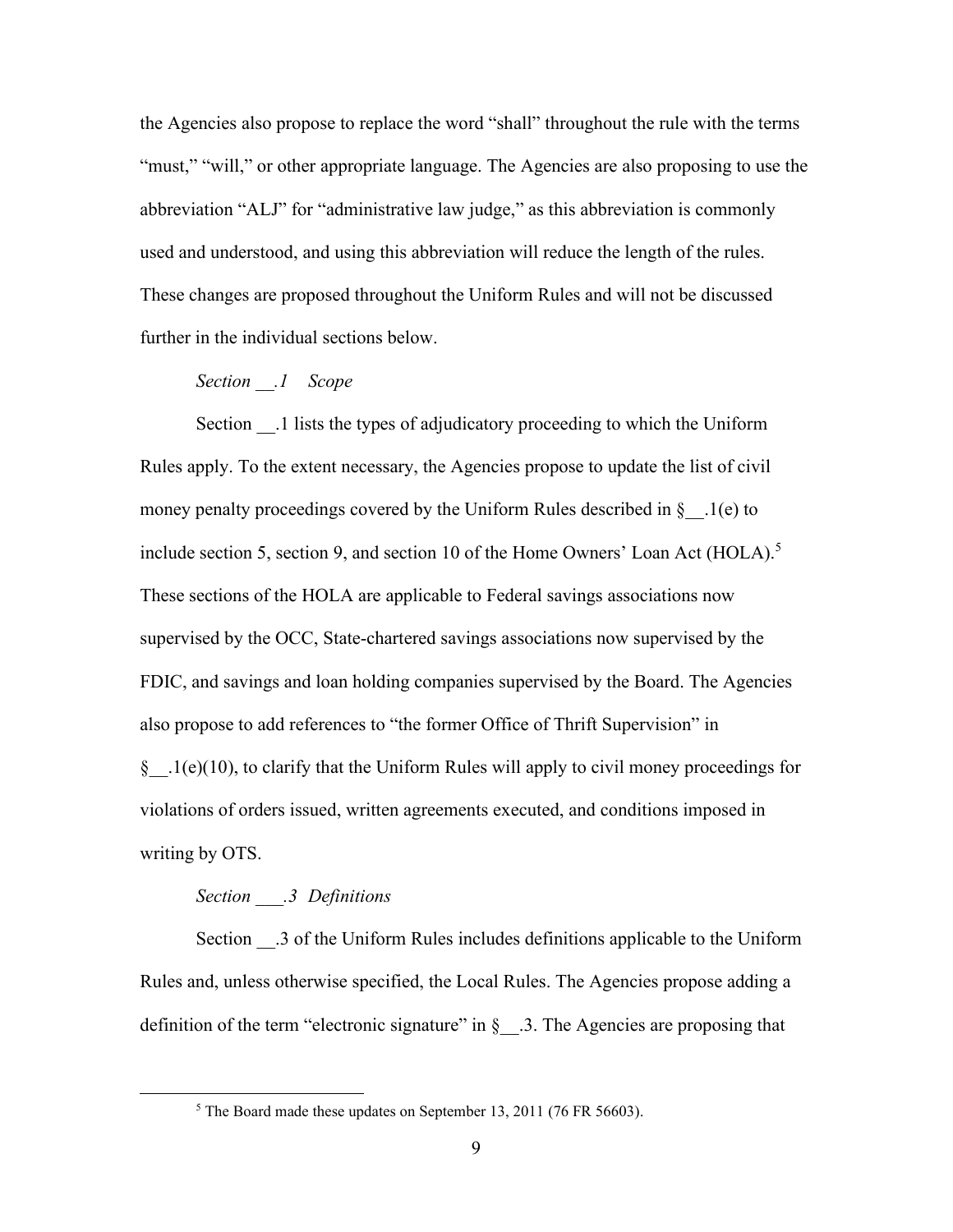the Agencies also propose to replace the word “shall” throughout the rule with the terms “must,” “will,” or other appropriate language. The Agencies are also proposing to use the abbreviation “ALJ” for “administrative law judge,” as this abbreviation is commonly used and understood, and using this abbreviation will reduce the length of the rules. These changes are proposed throughout the Uniform Rules and will not be discussed further in the individual sections below.

*Section __.1 Scope*

Section __.1 lists the types of adjudicatory proceeding to which the Uniform Rules apply. To the extent necessary, the Agencies propose to update the list of civil money penalty proceedings covered by the Uniform Rules described in §__.1(e) to include section 5, section 9, and section 10 of the Home Owners' Loan Act (HOLA).[5] These sections of the HOLA are applicable to Federal savings associations now supervised by the OCC, State-chartered savings associations now supervised by the FDIC, and savings and loan holding companies supervised by the Board. The Agencies also propose to add references to “the former Office of Thrift Supervision” in §__.1(e)(10), to clarify that the Uniform Rules will apply to civil money proceedings for violations of orders issued, written agreements executed, and conditions imposed in writing by OTS.

*Section ___.3 Definitions*

Section __.3 of the Uniform Rules includes definitions applicable to the Uniform Rules and, unless otherwise specified, the Local Rules. The Agencies propose adding a definition of the term “electronic signature” in §__.3. The Agencies are proposing that

[5] The Board made these updates on September 13, 2011 (76 FR 56603).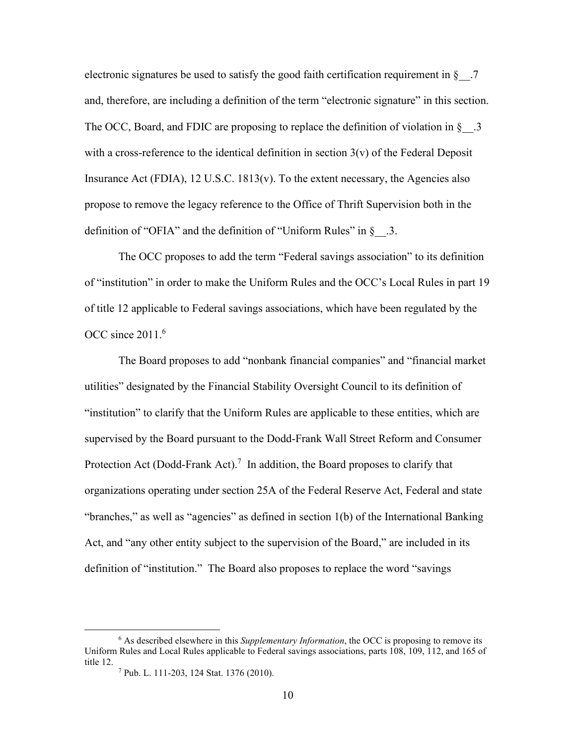electronic signatures be used to satisfy the good faith certification requirement in §__.7 and, therefore, are including a definition of the term "electronic signature" in this section. The OCC, Board, and FDIC are proposing to replace the definition of violation in §__.3 with a cross-reference to the identical definition in section 3(v) of the Federal Deposit Insurance Act (FDIA), 12 U.S.C. 1813(v). To the extent necessary, the Agencies also propose to remove the legacy reference to the Office of Thrift Supervision both in the definition of "OFIA" and the definition of "Uniform Rules" in §__.3.

The OCC proposes to add the term "Federal savings association" to its definition of "institution" in order to make the Uniform Rules and the OCC's Local Rules in part 19 of title 12 applicable to Federal savings associations, which have been regulated by the OCC since 2011.[6]

The Board proposes to add "nonbank financial companies" and "financial market utilities" designated by the Financial Stability Oversight Council to its definition of "institution" to clarify that the Uniform Rules are applicable to these entities, which are supervised by the Board pursuant to the Dodd-Frank Wall Street Reform and Consumer Protection Act (Dodd-Frank Act).[7] In addition, the Board proposes to clarify that organizations operating under section 25A of the Federal Reserve Act, Federal and state "branches," as well as "agencies" as defined in section 1(b) of the International Banking Act, and "any other entity subject to the supervision of the Board," are included in its definition of "institution." The Board also proposes to replace the word "savings

[6] As described elsewhere in this *Supplementary Information*, the OCC is proposing to remove its Uniform Rules and Local Rules applicable to Federal savings associations, parts 108, 109, 112, and 165 of title 12.

[7] Pub. L. 111-203, 124 Stat. 1376 (2010).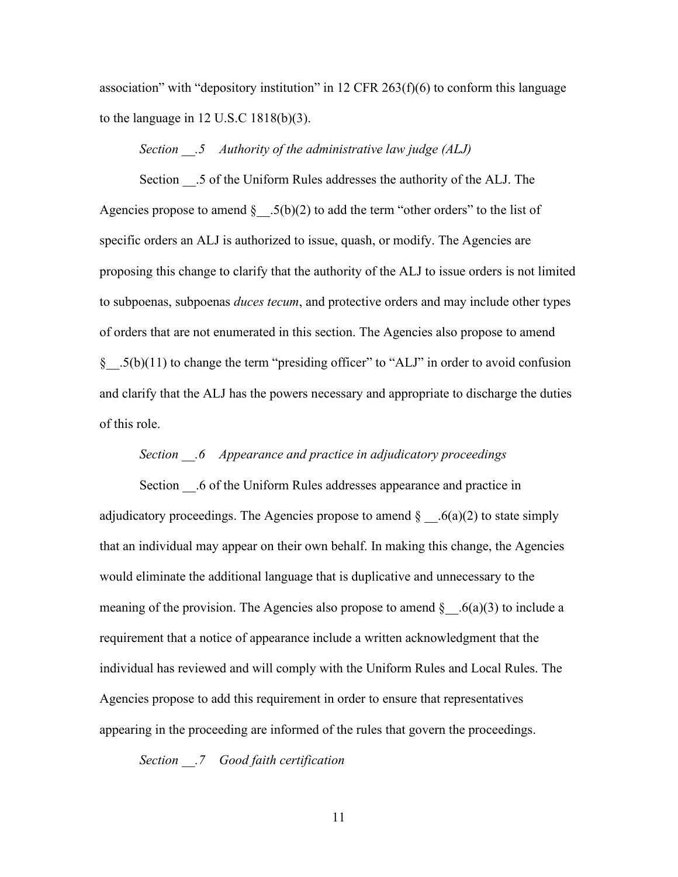association" with "depository institution" in 12 CFR 263(f)(6) to conform this language to the language in 12 U.S.C 1818(b)(3).

*Section __.5 Authority of the administrative law judge (ALJ)*

Section __.5 of the Uniform Rules addresses the authority of the ALJ. The Agencies propose to amend §__.5(b)(2) to add the term "other orders" to the list of specific orders an ALJ is authorized to issue, quash, or modify. The Agencies are proposing this change to clarify that the authority of the ALJ to issue orders is not limited to subpoenas, subpoenas *duces tecum*, and protective orders and may include other types of orders that are not enumerated in this section. The Agencies also propose to amend §__.5(b)(11) to change the term "presiding officer" to "ALJ" in order to avoid confusion and clarify that the ALJ has the powers necessary and appropriate to discharge the duties of this role.

*Section __.6 Appearance and practice in adjudicatory proceedings*

Section __.6 of the Uniform Rules addresses appearance and practice in adjudicatory proceedings. The Agencies propose to amend § __.6(a)(2) to state simply that an individual may appear on their own behalf. In making this change, the Agencies would eliminate the additional language that is duplicative and unnecessary to the meaning of the provision. The Agencies also propose to amend §__.6(a)(3) to include a requirement that a notice of appearance include a written acknowledgment that the individual has reviewed and will comply with the Uniform Rules and Local Rules. The Agencies propose to add this requirement in order to ensure that representatives appearing in the proceeding are informed of the rules that govern the proceedings.

*Section __.7 Good faith certification*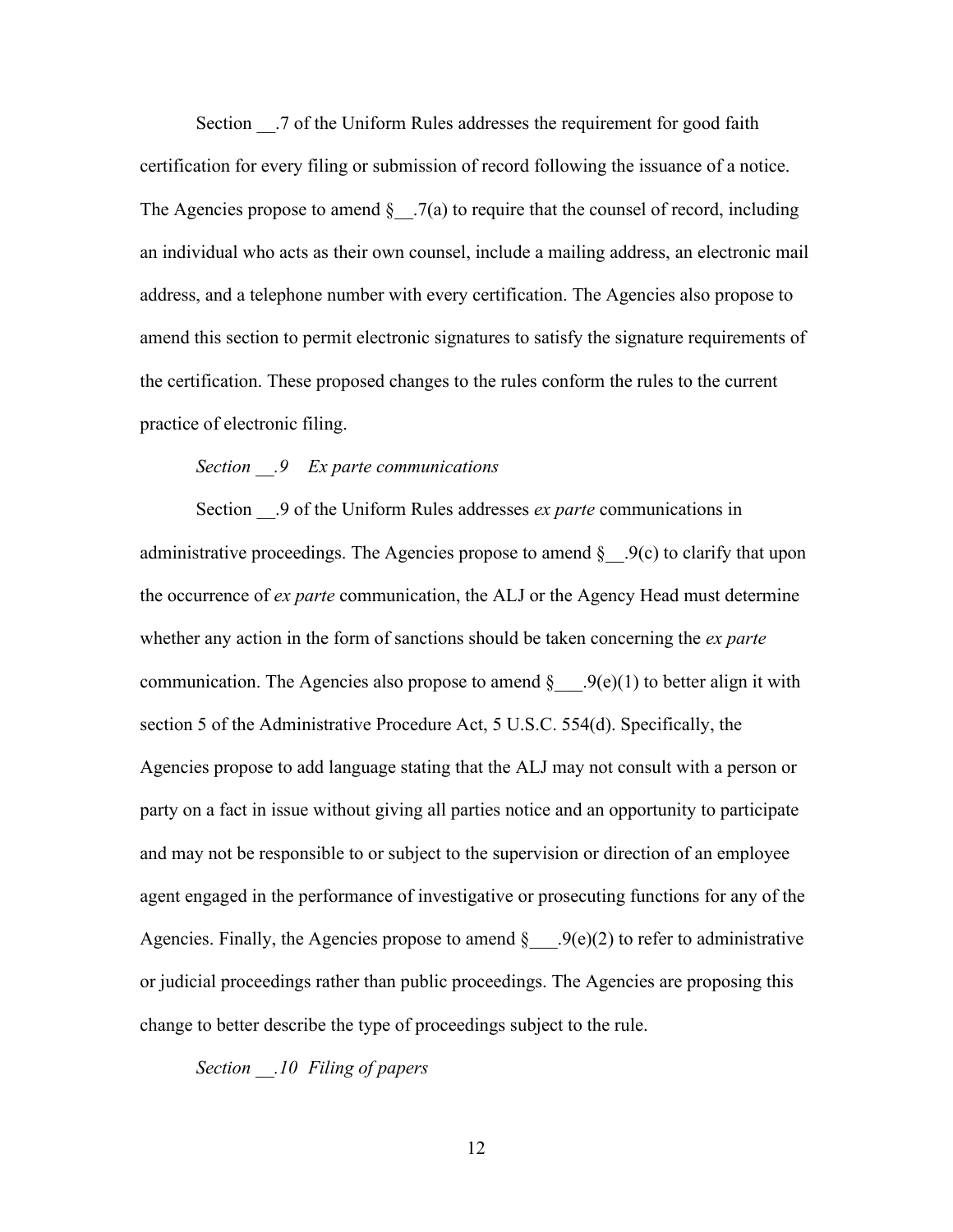Section __.7 of the Uniform Rules addresses the requirement for good faith certification for every filing or submission of record following the issuance of a notice. The Agencies propose to amend §__.7(a) to require that the counsel of record, including an individual who acts as their own counsel, include a mailing address, an electronic mail address, and a telephone number with every certification. The Agencies also propose to amend this section to permit electronic signatures to satisfy the signature requirements of the certification. These proposed changes to the rules conform the rules to the current practice of electronic filing.

*Section __.9 Ex parte communications*

Section __.9 of the Uniform Rules addresses *ex parte* communications in administrative proceedings. The Agencies propose to amend §__.9(c) to clarify that upon the occurrence of *ex parte* communication, the ALJ or the Agency Head must determine whether any action in the form of sanctions should be taken concerning the *ex parte* communication. The Agencies also propose to amend §___.9(e)(1) to better align it with section 5 of the Administrative Procedure Act, 5 U.S.C. 554(d). Specifically, the Agencies propose to add language stating that the ALJ may not consult with a person or party on a fact in issue without giving all parties notice and an opportunity to participate and may not be responsible to or subject to the supervision or direction of an employee agent engaged in the performance of investigative or prosecuting functions for any of the Agencies. Finally, the Agencies propose to amend §___.9(e)(2) to refer to administrative or judicial proceedings rather than public proceedings. The Agencies are proposing this change to better describe the type of proceedings subject to the rule.

*Section __.10 Filing of papers*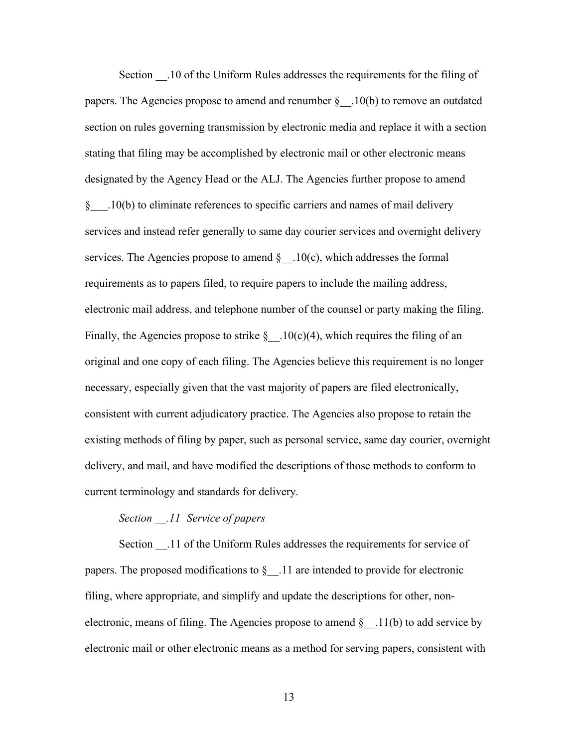Section __.10 of the Uniform Rules addresses the requirements for the filing of papers. The Agencies propose to amend and renumber §__.10(b) to remove an outdated section on rules governing transmission by electronic media and replace it with a section stating that filing may be accomplished by electronic mail or other electronic means designated by the Agency Head or the ALJ. The Agencies further propose to amend §___.10(b) to eliminate references to specific carriers and names of mail delivery services and instead refer generally to same day courier services and overnight delivery services. The Agencies propose to amend §__.10(c), which addresses the formal requirements as to papers filed, to require papers to include the mailing address, electronic mail address, and telephone number of the counsel or party making the filing. Finally, the Agencies propose to strike §__.10(c)(4), which requires the filing of an original and one copy of each filing. The Agencies believe this requirement is no longer necessary, especially given that the vast majority of papers are filed electronically, consistent with current adjudicatory practice. The Agencies also propose to retain the existing methods of filing by paper, such as personal service, same day courier, overnight delivery, and mail, and have modified the descriptions of those methods to conform to current terminology and standards for delivery.

*Section __.11 Service of papers*

Section __.11 of the Uniform Rules addresses the requirements for service of papers. The proposed modifications to §__.11 are intended to provide for electronic filing, where appropriate, and simplify and update the descriptions for other, non-electronic, means of filing. The Agencies propose to amend §__.11(b) to add service by electronic mail or other electronic means as a method for serving papers, consistent with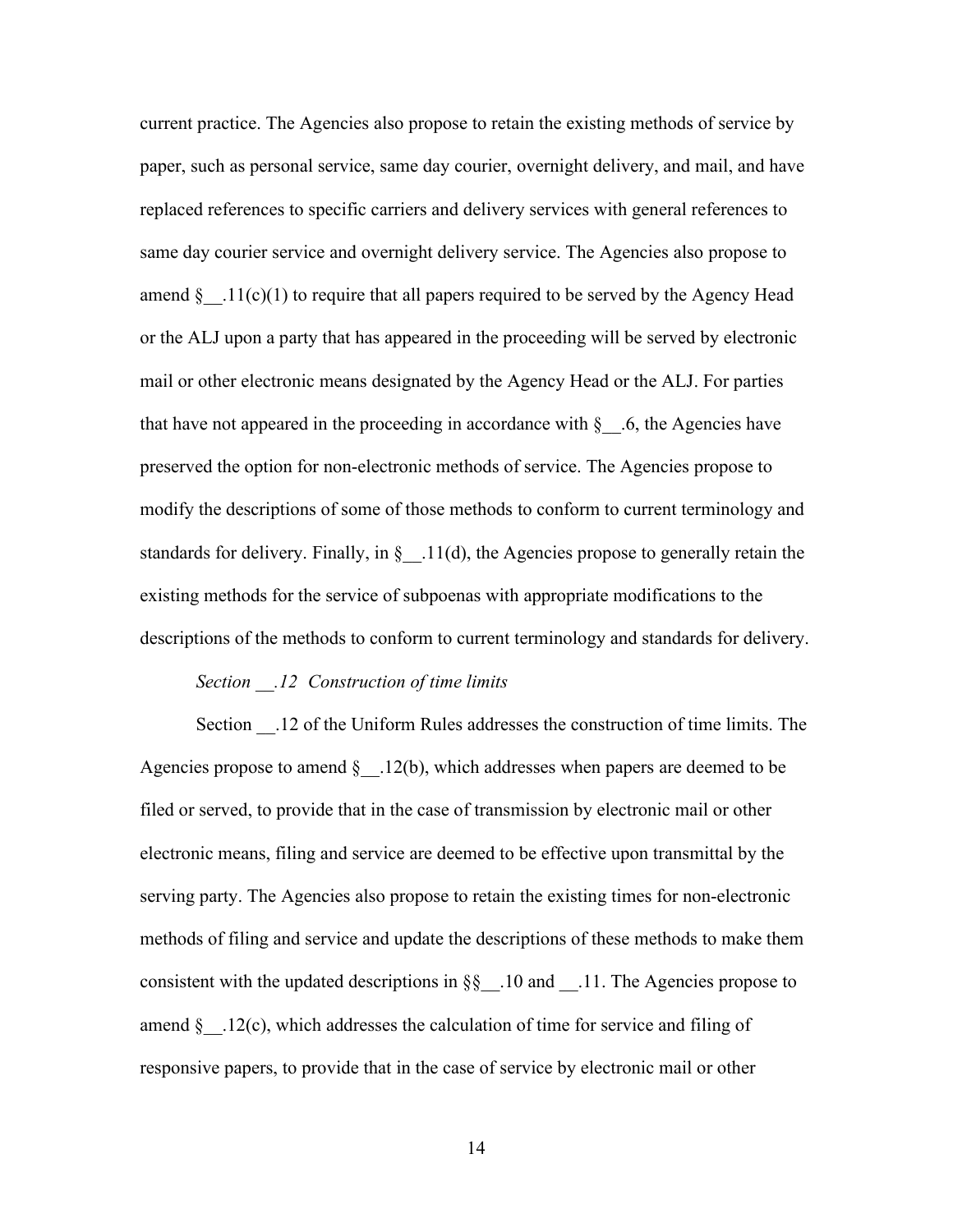current practice. The Agencies also propose to retain the existing methods of service by paper, such as personal service, same day courier, overnight delivery, and mail, and have replaced references to specific carriers and delivery services with general references to same day courier service and overnight delivery service. The Agencies also propose to amend §__.11(c)(1) to require that all papers required to be served by the Agency Head or the ALJ upon a party that has appeared in the proceeding will be served by electronic mail or other electronic means designated by the Agency Head or the ALJ. For parties that have not appeared in the proceeding in accordance with §__.6, the Agencies have preserved the option for non-electronic methods of service. The Agencies propose to modify the descriptions of some of those methods to conform to current terminology and standards for delivery. Finally, in §__.11(d), the Agencies propose to generally retain the existing methods for the service of subpoenas with appropriate modifications to the descriptions of the methods to conform to current terminology and standards for delivery.

*Section __.12 Construction of time limits*

Section __.12 of the Uniform Rules addresses the construction of time limits. The Agencies propose to amend §__.12(b), which addresses when papers are deemed to be filed or served, to provide that in the case of transmission by electronic mail or other electronic means, filing and service are deemed to be effective upon transmittal by the serving party. The Agencies also propose to retain the existing times for non-electronic methods of filing and service and update the descriptions of these methods to make them consistent with the updated descriptions in §§__.10 and __.11. The Agencies propose to amend §__.12(c), which addresses the calculation of time for service and filing of responsive papers, to provide that in the case of service by electronic mail or other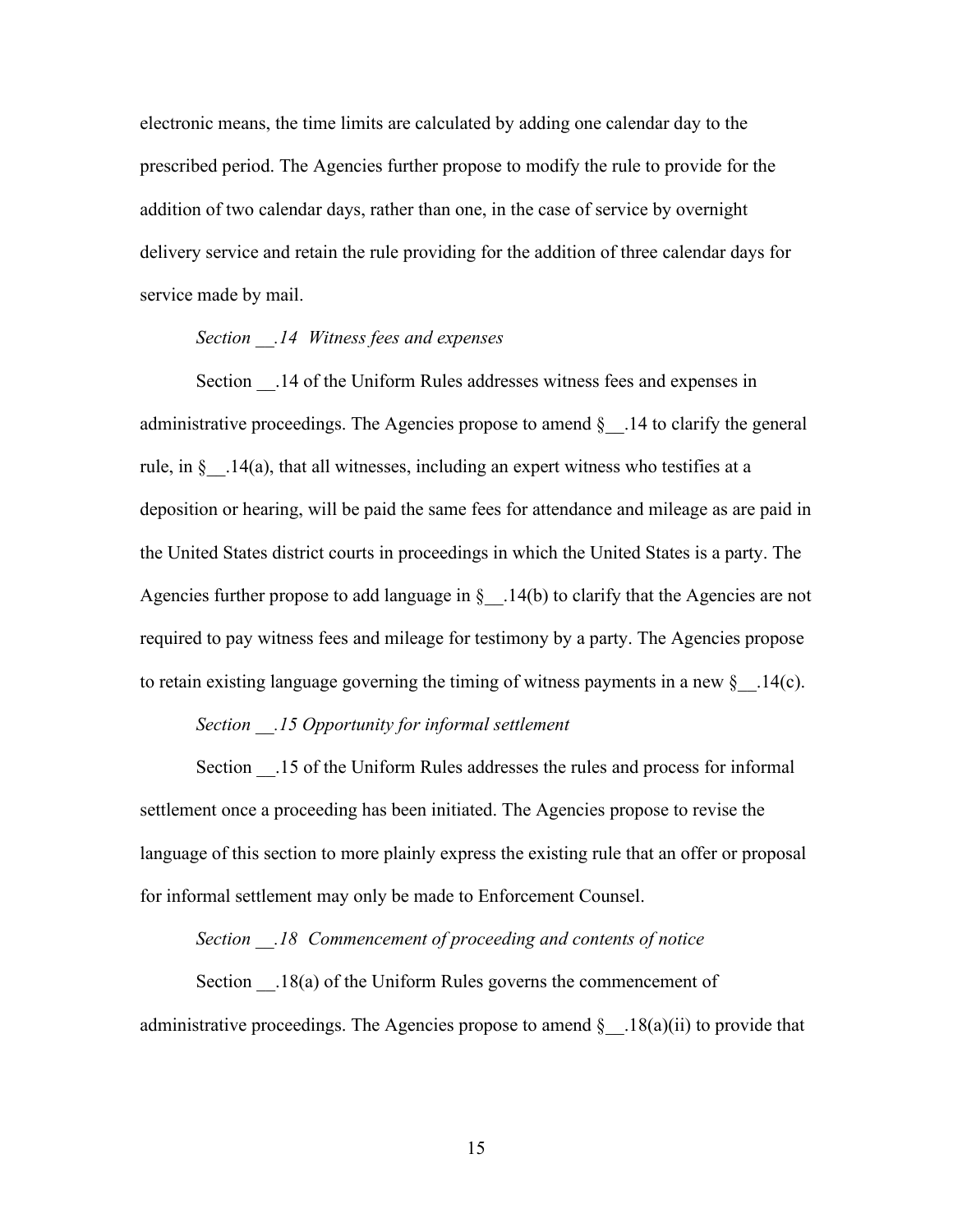electronic means, the time limits are calculated by adding one calendar day to the prescribed period. The Agencies further propose to modify the rule to provide for the addition of two calendar days, rather than one, in the case of service by overnight delivery service and retain the rule providing for the addition of three calendar days for service made by mail.

*Section __.14 Witness fees and expenses*

Section __.14 of the Uniform Rules addresses witness fees and expenses in administrative proceedings. The Agencies propose to amend §__.14 to clarify the general rule, in §__.14(a), that all witnesses, including an expert witness who testifies at a deposition or hearing, will be paid the same fees for attendance and mileage as are paid in the United States district courts in proceedings in which the United States is a party. The Agencies further propose to add language in §__.14(b) to clarify that the Agencies are not required to pay witness fees and mileage for testimony by a party. The Agencies propose to retain existing language governing the timing of witness payments in a new §__.14(c).

*Section __.15 Opportunity for informal settlement*

Section __.15 of the Uniform Rules addresses the rules and process for informal settlement once a proceeding has been initiated. The Agencies propose to revise the language of this section to more plainly express the existing rule that an offer or proposal for informal settlement may only be made to Enforcement Counsel.

*Section __.18 Commencement of proceeding and contents of notice*

Section __.18(a) of the Uniform Rules governs the commencement of administrative proceedings. The Agencies propose to amend §__.18(a)(ii) to provide that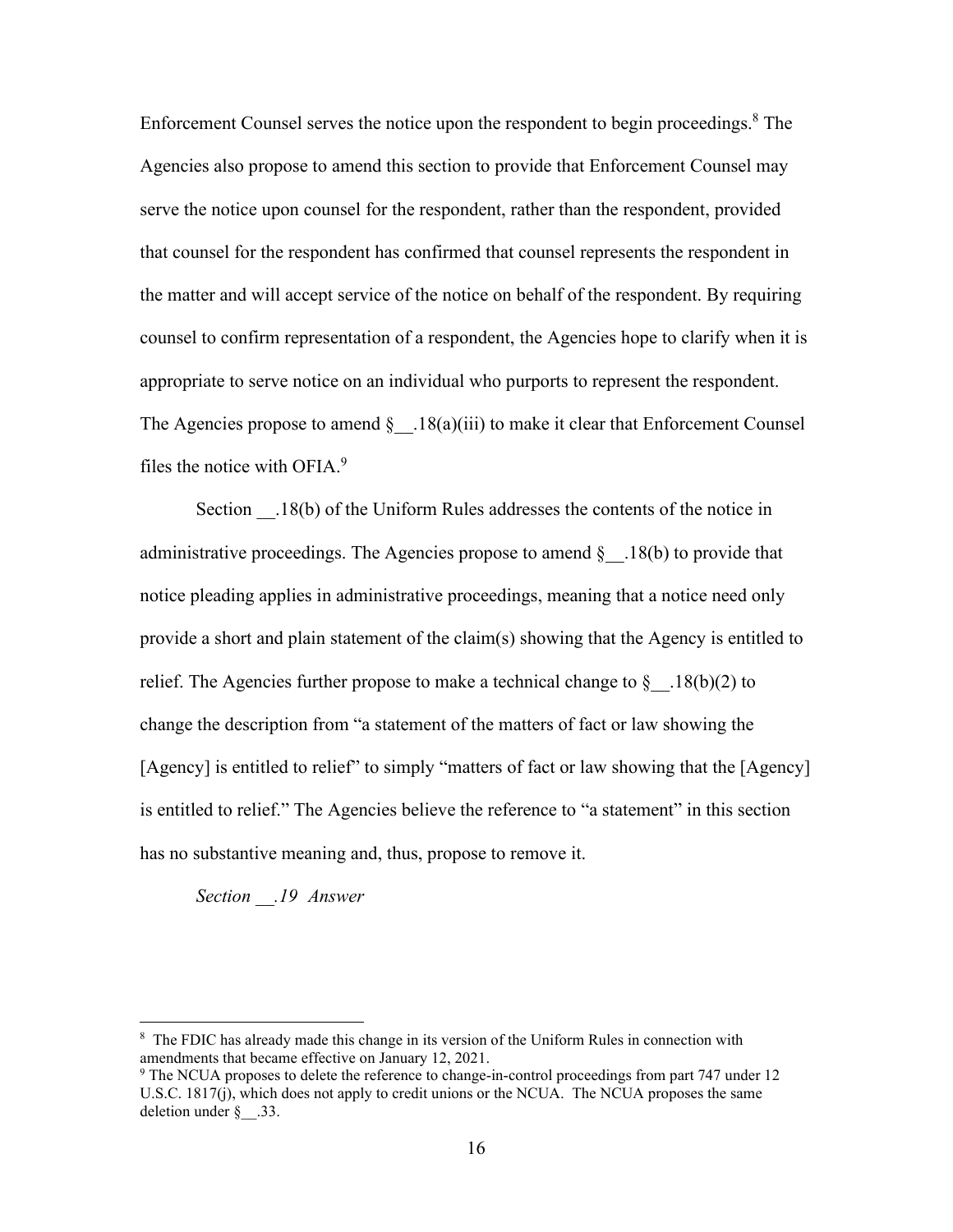Enforcement Counsel serves the notice upon the respondent to begin proceedings.[8] The Agencies also propose to amend this section to provide that Enforcement Counsel may serve the notice upon counsel for the respondent, rather than the respondent, provided that counsel for the respondent has confirmed that counsel represents the respondent in the matter and will accept service of the notice on behalf of the respondent. By requiring counsel to confirm representation of a respondent, the Agencies hope to clarify when it is appropriate to serve notice on an individual who purports to represent the respondent. The Agencies propose to amend §__.18(a)(iii) to make it clear that Enforcement Counsel files the notice with OFIA.[9]

Section __.18(b) of the Uniform Rules addresses the contents of the notice in administrative proceedings. The Agencies propose to amend §__.18(b) to provide that notice pleading applies in administrative proceedings, meaning that a notice need only provide a short and plain statement of the claim(s) showing that the Agency is entitled to relief. The Agencies further propose to make a technical change to §__.18(b)(2) to change the description from "a statement of the matters of fact or law showing the [Agency] is entitled to relief" to simply "matters of fact or law showing that the [Agency] is entitled to relief." The Agencies believe the reference to "a statement" in this section has no substantive meaning and, thus, propose to remove it.

*Section __.19 Answer*

---

[8] The FDIC has already made this change in its version of the Uniform Rules in connection with amendments that became effective on January 12, 2021.

[9] The NCUA proposes to delete the reference to change-in-control proceedings from part 747 under 12 U.S.C. 1817(j), which does not apply to credit unions or the NCUA. The NCUA proposes the same deletion under §__.33.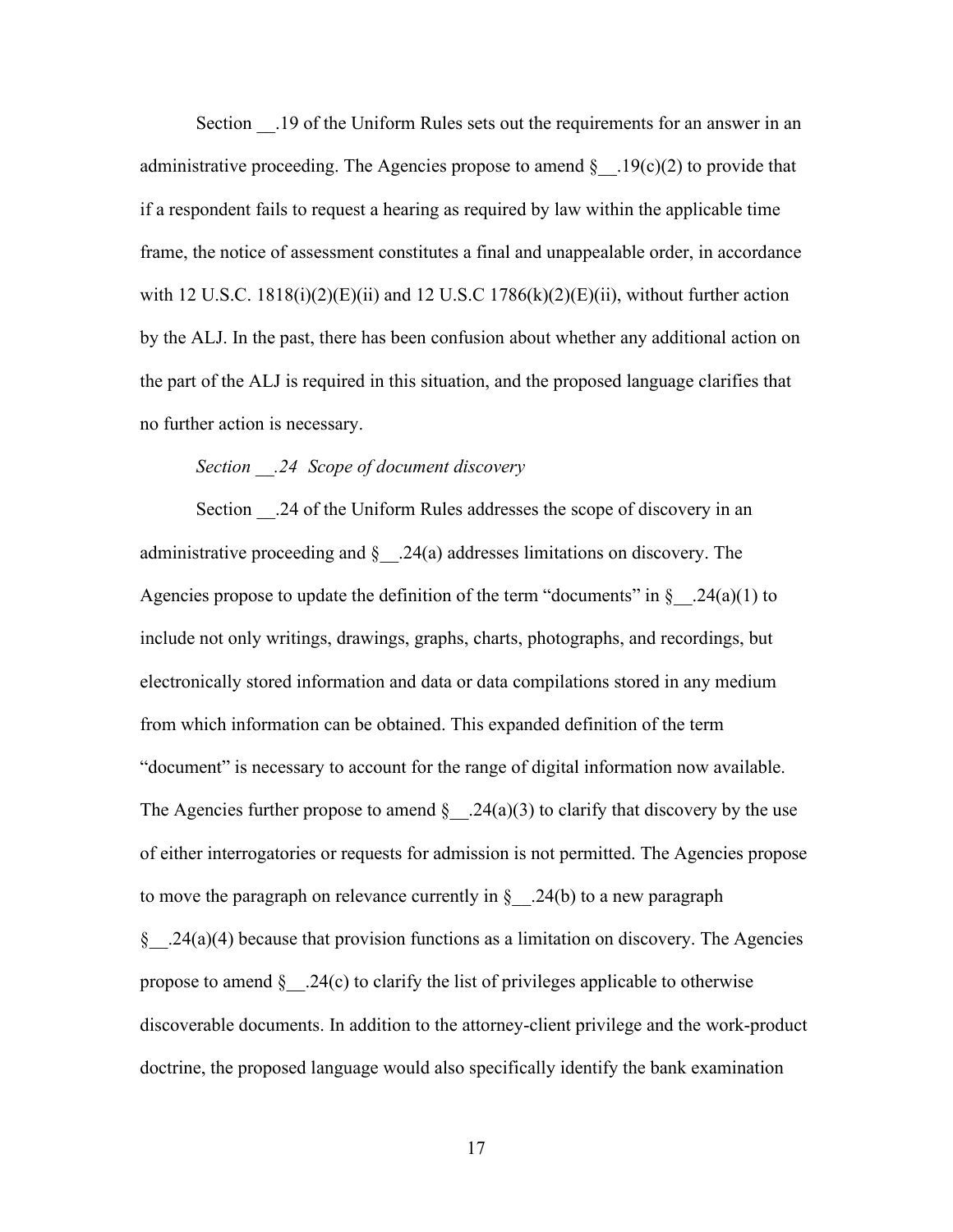Section __.19 of the Uniform Rules sets out the requirements for an answer in an administrative proceeding. The Agencies propose to amend §__.19(c)(2) to provide that if a respondent fails to request a hearing as required by law within the applicable time frame, the notice of assessment constitutes a final and unappealable order, in accordance with 12 U.S.C. 1818(i)(2)(E)(ii) and 12 U.S.C 1786(k)(2)(E)(ii), without further action by the ALJ. In the past, there has been confusion about whether any additional action on the part of the ALJ is required in this situation, and the proposed language clarifies that no further action is necessary.

*Section __.24 Scope of document discovery*

Section __.24 of the Uniform Rules addresses the scope of discovery in an administrative proceeding and §__.24(a) addresses limitations on discovery. The Agencies propose to update the definition of the term "documents" in §__.24(a)(1) to include not only writings, drawings, graphs, charts, photographs, and recordings, but electronically stored information and data or data compilations stored in any medium from which information can be obtained. This expanded definition of the term "document" is necessary to account for the range of digital information now available. The Agencies further propose to amend §__.24(a)(3) to clarify that discovery by the use of either interrogatories or requests for admission is not permitted. The Agencies propose to move the paragraph on relevance currently in §__.24(b) to a new paragraph §__.24(a)(4) because that provision functions as a limitation on discovery. The Agencies propose to amend §__.24(c) to clarify the list of privileges applicable to otherwise discoverable documents. In addition to the attorney-client privilege and the work-product doctrine, the proposed language would also specifically identify the bank examination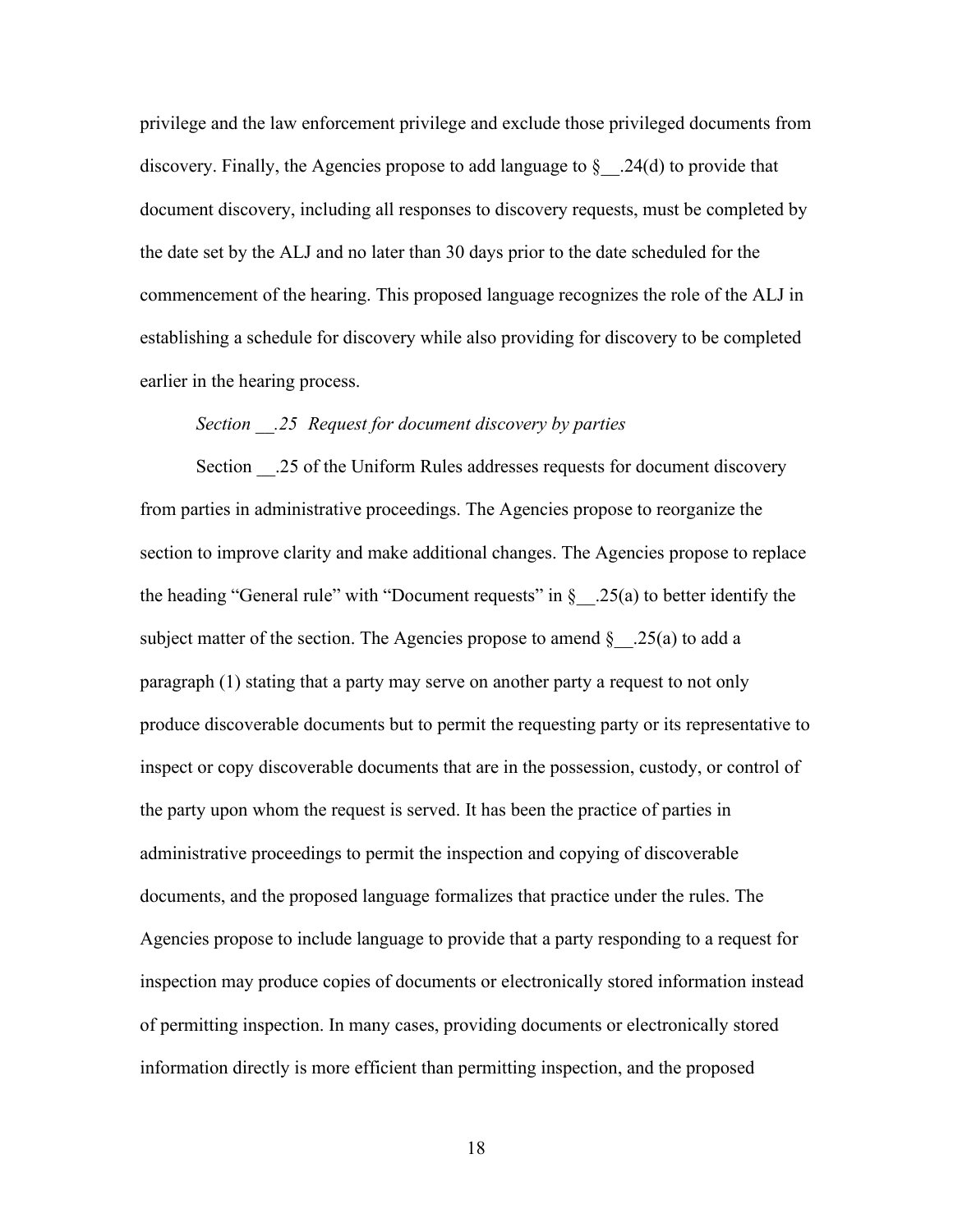privilege and the law enforcement privilege and exclude those privileged documents from discovery. Finally, the Agencies propose to add language to §__.24(d) to provide that document discovery, including all responses to discovery requests, must be completed by the date set by the ALJ and no later than 30 days prior to the date scheduled for the commencement of the hearing. This proposed language recognizes the role of the ALJ in establishing a schedule for discovery while also providing for discovery to be completed earlier in the hearing process.

*Section __.25 Request for document discovery by parties*

Section __.25 of the Uniform Rules addresses requests for document discovery from parties in administrative proceedings. The Agencies propose to reorganize the section to improve clarity and make additional changes. The Agencies propose to replace the heading "General rule" with "Document requests" in §__.25(a) to better identify the subject matter of the section. The Agencies propose to amend §__.25(a) to add a paragraph (1) stating that a party may serve on another party a request to not only produce discoverable documents but to permit the requesting party or its representative to inspect or copy discoverable documents that are in the possession, custody, or control of the party upon whom the request is served. It has been the practice of parties in administrative proceedings to permit the inspection and copying of discoverable documents, and the proposed language formalizes that practice under the rules. The Agencies propose to include language to provide that a party responding to a request for inspection may produce copies of documents or electronically stored information instead of permitting inspection. In many cases, providing documents or electronically stored information directly is more efficient than permitting inspection, and the proposed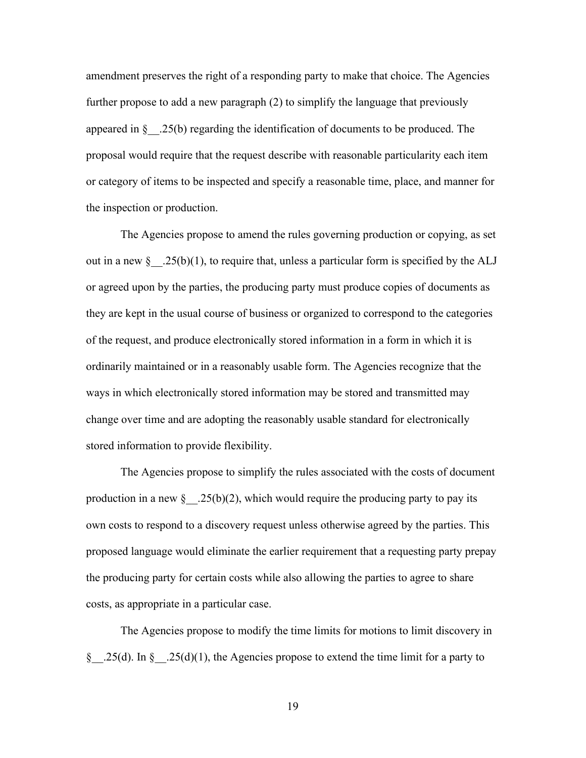amendment preserves the right of a responding party to make that choice. The Agencies further propose to add a new paragraph (2) to simplify the language that previously appeared in §__.25(b) regarding the identification of documents to be produced. The proposal would require that the request describe with reasonable particularity each item or category of items to be inspected and specify a reasonable time, place, and manner for the inspection or production.

The Agencies propose to amend the rules governing production or copying, as set out in a new §__.25(b)(1), to require that, unless a particular form is specified by the ALJ or agreed upon by the parties, the producing party must produce copies of documents as they are kept in the usual course of business or organized to correspond to the categories of the request, and produce electronically stored information in a form in which it is ordinarily maintained or in a reasonably usable form. The Agencies recognize that the ways in which electronically stored information may be stored and transmitted may change over time and are adopting the reasonably usable standard for electronically stored information to provide flexibility.

The Agencies propose to simplify the rules associated with the costs of document production in a new §__.25(b)(2), which would require the producing party to pay its own costs to respond to a discovery request unless otherwise agreed by the parties. This proposed language would eliminate the earlier requirement that a requesting party prepay the producing party for certain costs while also allowing the parties to agree to share costs, as appropriate in a particular case.

The Agencies propose to modify the time limits for motions to limit discovery in §__.25(d). In §__.25(d)(1), the Agencies propose to extend the time limit for a party to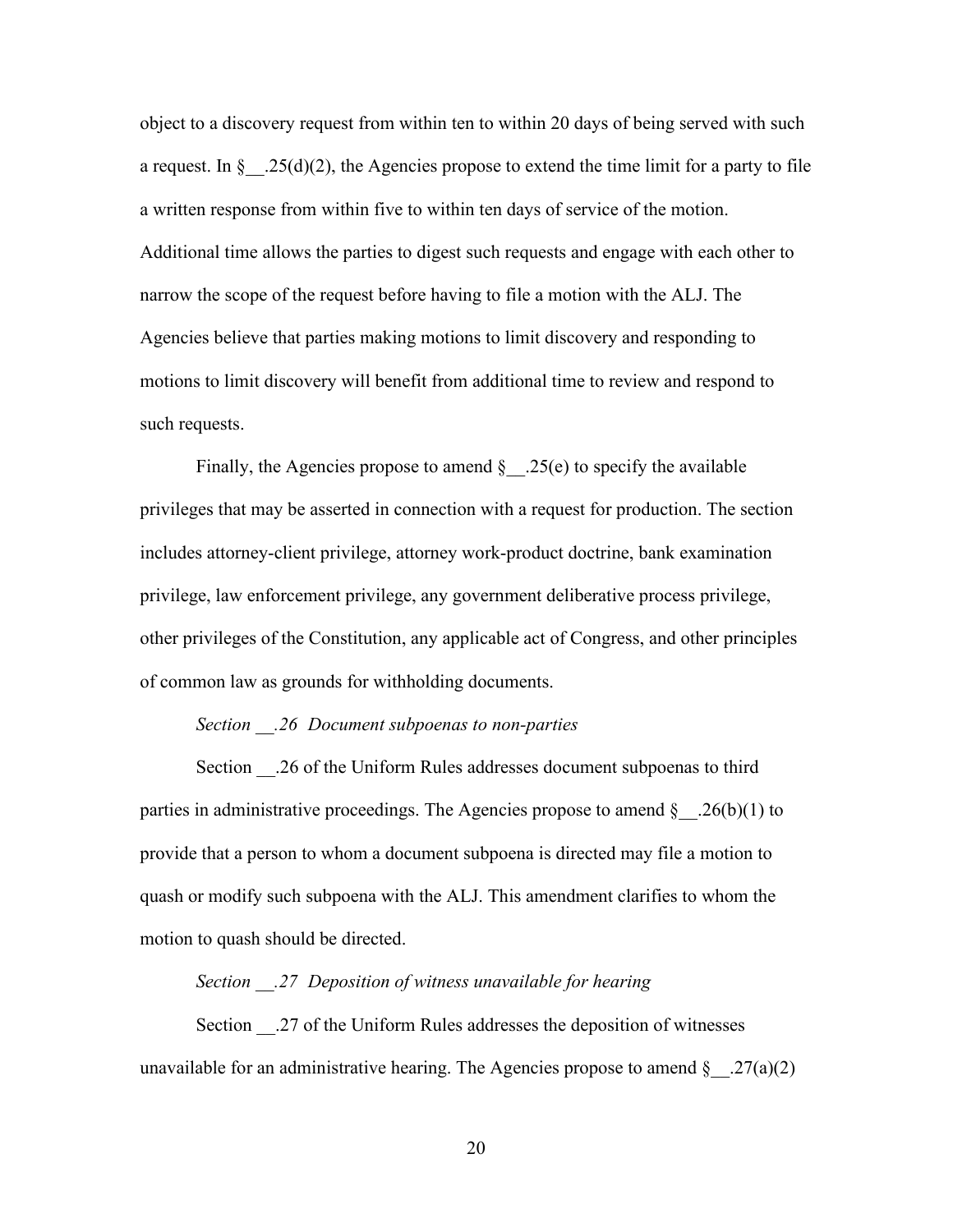object to a discovery request from within ten to within 20 days of being served with such a request. In §__.25(d)(2), the Agencies propose to extend the time limit for a party to file a written response from within five to within ten days of service of the motion. Additional time allows the parties to digest such requests and engage with each other to narrow the scope of the request before having to file a motion with the ALJ. The Agencies believe that parties making motions to limit discovery and responding to motions to limit discovery will benefit from additional time to review and respond to such requests.

Finally, the Agencies propose to amend §__.25(e) to specify the available privileges that may be asserted in connection with a request for production. The section includes attorney-client privilege, attorney work-product doctrine, bank examination privilege, law enforcement privilege, any government deliberative process privilege, other privileges of the Constitution, any applicable act of Congress, and other principles of common law as grounds for withholding documents.

*Section __.26 Document subpoenas to non-parties*

Section __.26 of the Uniform Rules addresses document subpoenas to third parties in administrative proceedings. The Agencies propose to amend §__.26(b)(1) to provide that a person to whom a document subpoena is directed may file a motion to quash or modify such subpoena with the ALJ. This amendment clarifies to whom the motion to quash should be directed.

*Section __.27 Deposition of witness unavailable for hearing*

Section __.27 of the Uniform Rules addresses the deposition of witnesses unavailable for an administrative hearing. The Agencies propose to amend §__.27(a)(2)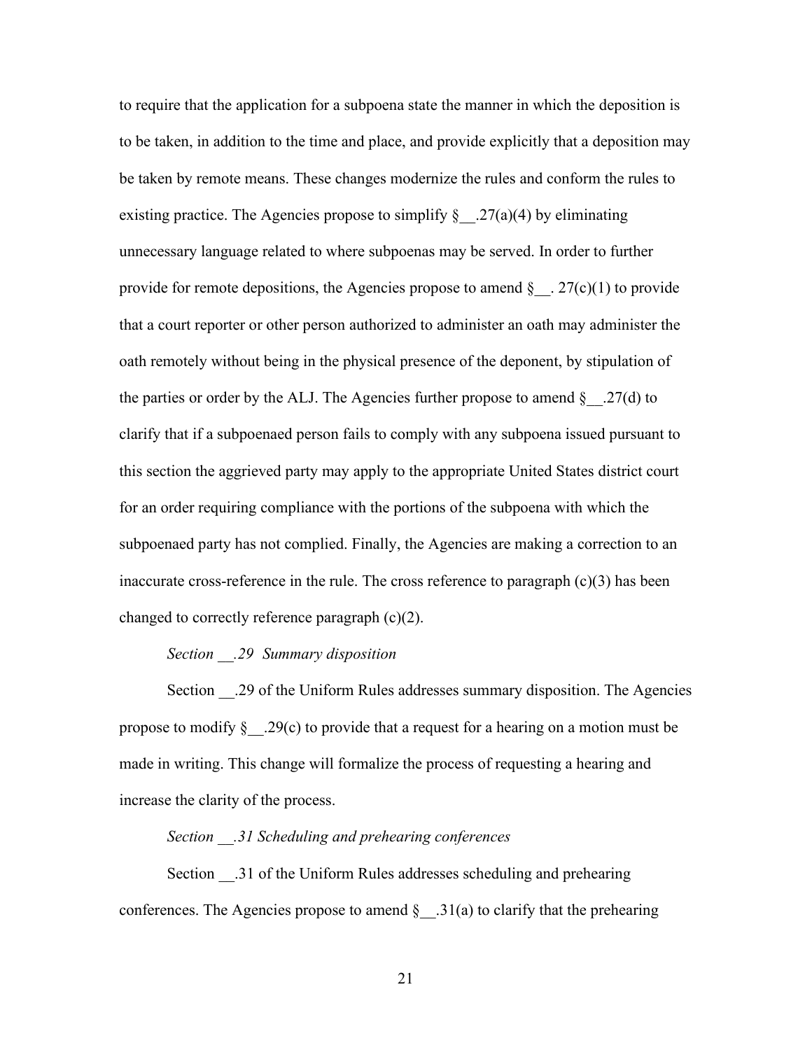to require that the application for a subpoena state the manner in which the deposition is to be taken, in addition to the time and place, and provide explicitly that a deposition may be taken by remote means. These changes modernize the rules and conform the rules to existing practice. The Agencies propose to simplify §__.27(a)(4) by eliminating unnecessary language related to where subpoenas may be served. In order to further provide for remote depositions, the Agencies propose to amend §__. 27(c)(1) to provide that a court reporter or other person authorized to administer an oath may administer the oath remotely without being in the physical presence of the deponent, by stipulation of the parties or order by the ALJ. The Agencies further propose to amend §__.27(d) to clarify that if a subpoenaed person fails to comply with any subpoena issued pursuant to this section the aggrieved party may apply to the appropriate United States district court for an order requiring compliance with the portions of the subpoena with which the subpoenaed party has not complied. Finally, the Agencies are making a correction to an inaccurate cross-reference in the rule. The cross reference to paragraph (c)(3) has been changed to correctly reference paragraph (c)(2).

*Section __.29 Summary disposition*

Section __.29 of the Uniform Rules addresses summary disposition. The Agencies propose to modify §__.29(c) to provide that a request for a hearing on a motion must be made in writing. This change will formalize the process of requesting a hearing and increase the clarity of the process.

*Section __.31 Scheduling and prehearing conferences*

Section __.31 of the Uniform Rules addresses scheduling and prehearing conferences. The Agencies propose to amend §__.31(a) to clarify that the prehearing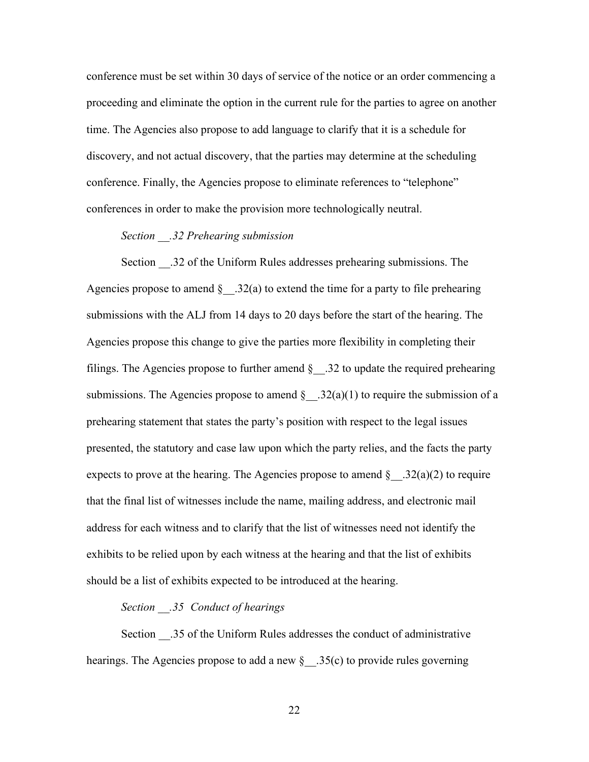conference must be set within 30 days of service of the notice or an order commencing a proceeding and eliminate the option in the current rule for the parties to agree on another time. The Agencies also propose to add language to clarify that it is a schedule for discovery, and not actual discovery, that the parties may determine at the scheduling conference. Finally, the Agencies propose to eliminate references to "telephone" conferences in order to make the provision more technologically neutral.

*Section __.32 Prehearing submission*

Section __.32 of the Uniform Rules addresses prehearing submissions. The Agencies propose to amend §__.32(a) to extend the time for a party to file prehearing submissions with the ALJ from 14 days to 20 days before the start of the hearing. The Agencies propose this change to give the parties more flexibility in completing their filings. The Agencies propose to further amend §__.32 to update the required prehearing submissions. The Agencies propose to amend §__.32(a)(1) to require the submission of a prehearing statement that states the party's position with respect to the legal issues presented, the statutory and case law upon which the party relies, and the facts the party expects to prove at the hearing. The Agencies propose to amend §__.32(a)(2) to require that the final list of witnesses include the name, mailing address, and electronic mail address for each witness and to clarify that the list of witnesses need not identify the exhibits to be relied upon by each witness at the hearing and that the list of exhibits should be a list of exhibits expected to be introduced at the hearing.

*Section __.35 Conduct of hearings*

Section __.35 of the Uniform Rules addresses the conduct of administrative hearings. The Agencies propose to add a new §__.35(c) to provide rules governing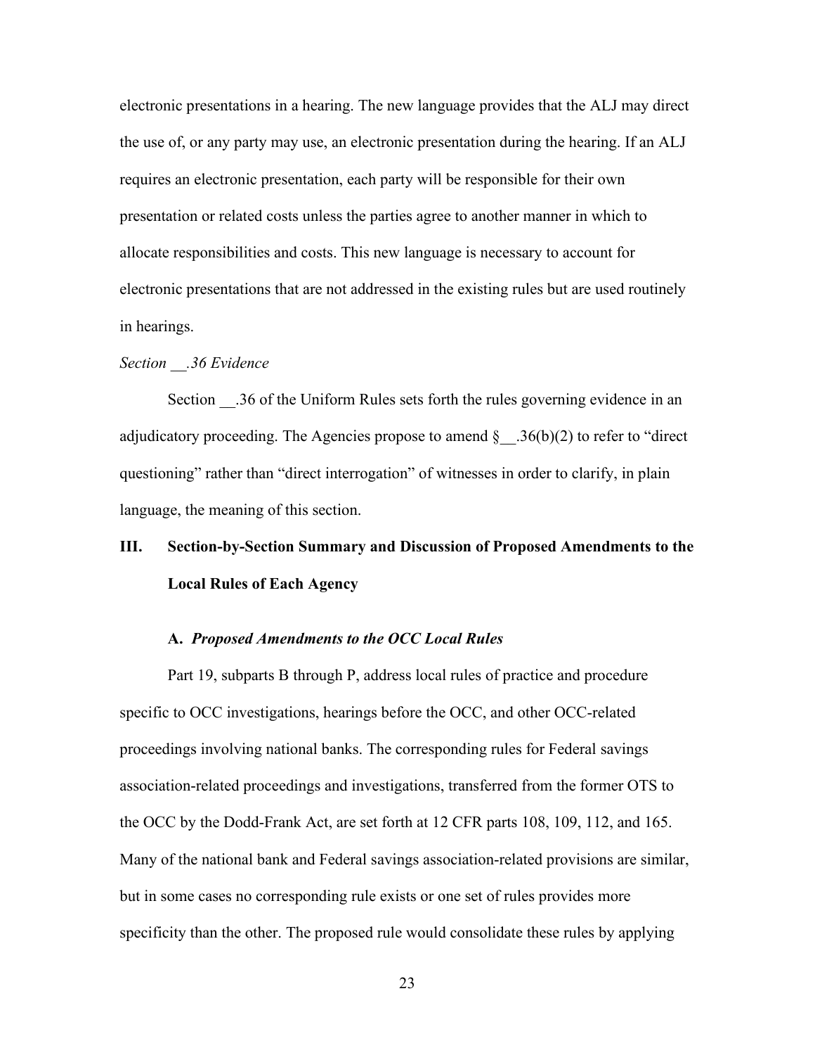electronic presentations in a hearing. The new language provides that the ALJ may direct the use of, or any party may use, an electronic presentation during the hearing. If an ALJ requires an electronic presentation, each party will be responsible for their own presentation or related costs unless the parties agree to another manner in which to allocate responsibilities and costs. This new language is necessary to account for electronic presentations that are not addressed in the existing rules but are used routinely in hearings.

*Section __.36 Evidence*

Section __.36 of the Uniform Rules sets forth the rules governing evidence in an adjudicatory proceeding. The Agencies propose to amend §__.36(b)(2) to refer to "direct questioning" rather than "direct interrogation" of witnesses in order to clarify, in plain language, the meaning of this section.

## III. Section-by-Section Summary and Discussion of Proposed Amendments to the Local Rules of Each Agency

### A. *Proposed Amendments to the OCC Local Rules*

Part 19, subparts B through P, address local rules of practice and procedure specific to OCC investigations, hearings before the OCC, and other OCC-related proceedings involving national banks. The corresponding rules for Federal savings association-related proceedings and investigations, transferred from the former OTS to the OCC by the Dodd-Frank Act, are set forth at 12 CFR parts 108, 109, 112, and 165. Many of the national bank and Federal savings association-related provisions are similar, but in some cases no corresponding rule exists or one set of rules provides more specificity than the other. The proposed rule would consolidate these rules by applying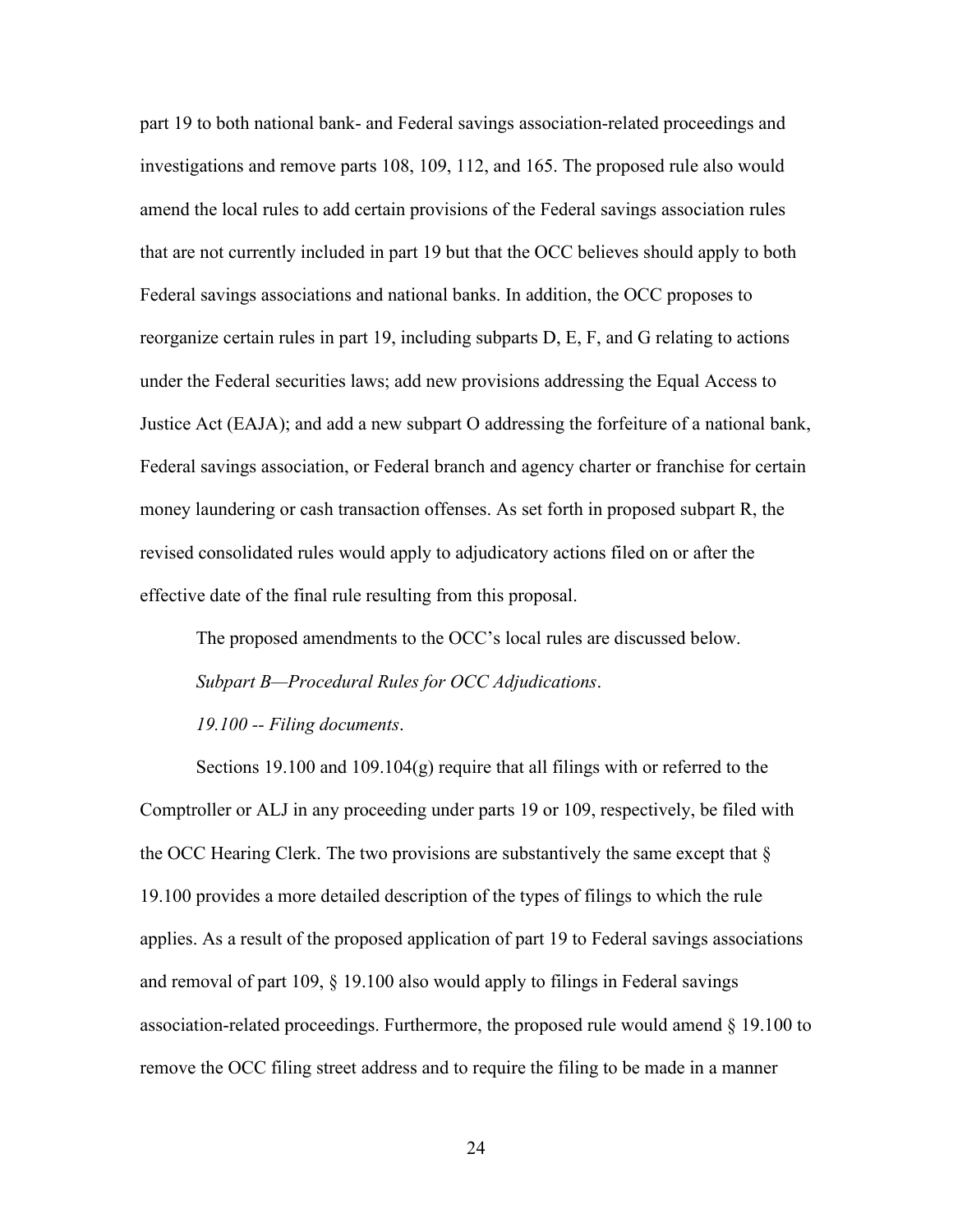part 19 to both national bank- and Federal savings association-related proceedings and investigations and remove parts 108, 109, 112, and 165. The proposed rule also would amend the local rules to add certain provisions of the Federal savings association rules that are not currently included in part 19 but that the OCC believes should apply to both Federal savings associations and national banks. In addition, the OCC proposes to reorganize certain rules in part 19, including subparts D, E, F, and G relating to actions under the Federal securities laws; add new provisions addressing the Equal Access to Justice Act (EAJA); and add a new subpart O addressing the forfeiture of a national bank, Federal savings association, or Federal branch and agency charter or franchise for certain money laundering or cash transaction offenses. As set forth in proposed subpart R, the revised consolidated rules would apply to adjudicatory actions filed on or after the effective date of the final rule resulting from this proposal.

The proposed amendments to the OCC's local rules are discussed below.

*Subpart B—Procedural Rules for OCC Adjudications*.

*19.100 -- Filing documents*.

Sections 19.100 and 109.104(g) require that all filings with or referred to the Comptroller or ALJ in any proceeding under parts 19 or 109, respectively, be filed with the OCC Hearing Clerk. The two provisions are substantively the same except that § 19.100 provides a more detailed description of the types of filings to which the rule applies. As a result of the proposed application of part 19 to Federal savings associations and removal of part 109, § 19.100 also would apply to filings in Federal savings association-related proceedings. Furthermore, the proposed rule would amend § 19.100 to remove the OCC filing street address and to require the filing to be made in a manner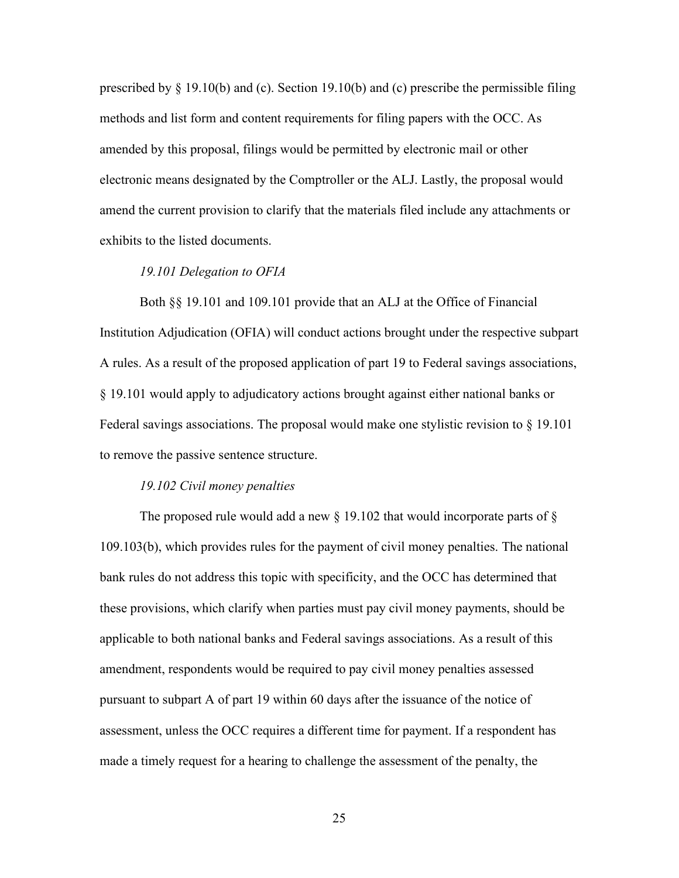prescribed by § 19.10(b) and (c). Section 19.10(b) and (c) prescribe the permissible filing methods and list form and content requirements for filing papers with the OCC. As amended by this proposal, filings would be permitted by electronic mail or other electronic means designated by the Comptroller or the ALJ. Lastly, the proposal would amend the current provision to clarify that the materials filed include any attachments or exhibits to the listed documents.

*19.101 Delegation to OFIA*

Both §§ 19.101 and 109.101 provide that an ALJ at the Office of Financial Institution Adjudication (OFIA) will conduct actions brought under the respective subpart A rules. As a result of the proposed application of part 19 to Federal savings associations, § 19.101 would apply to adjudicatory actions brought against either national banks or Federal savings associations. The proposal would make one stylistic revision to § 19.101 to remove the passive sentence structure.

*19.102 Civil money penalties*

The proposed rule would add a new § 19.102 that would incorporate parts of § 109.103(b), which provides rules for the payment of civil money penalties. The national bank rules do not address this topic with specificity, and the OCC has determined that these provisions, which clarify when parties must pay civil money payments, should be applicable to both national banks and Federal savings associations. As a result of this amendment, respondents would be required to pay civil money penalties assessed pursuant to subpart A of part 19 within 60 days after the issuance of the notice of assessment, unless the OCC requires a different time for payment. If a respondent has made a timely request for a hearing to challenge the assessment of the penalty, the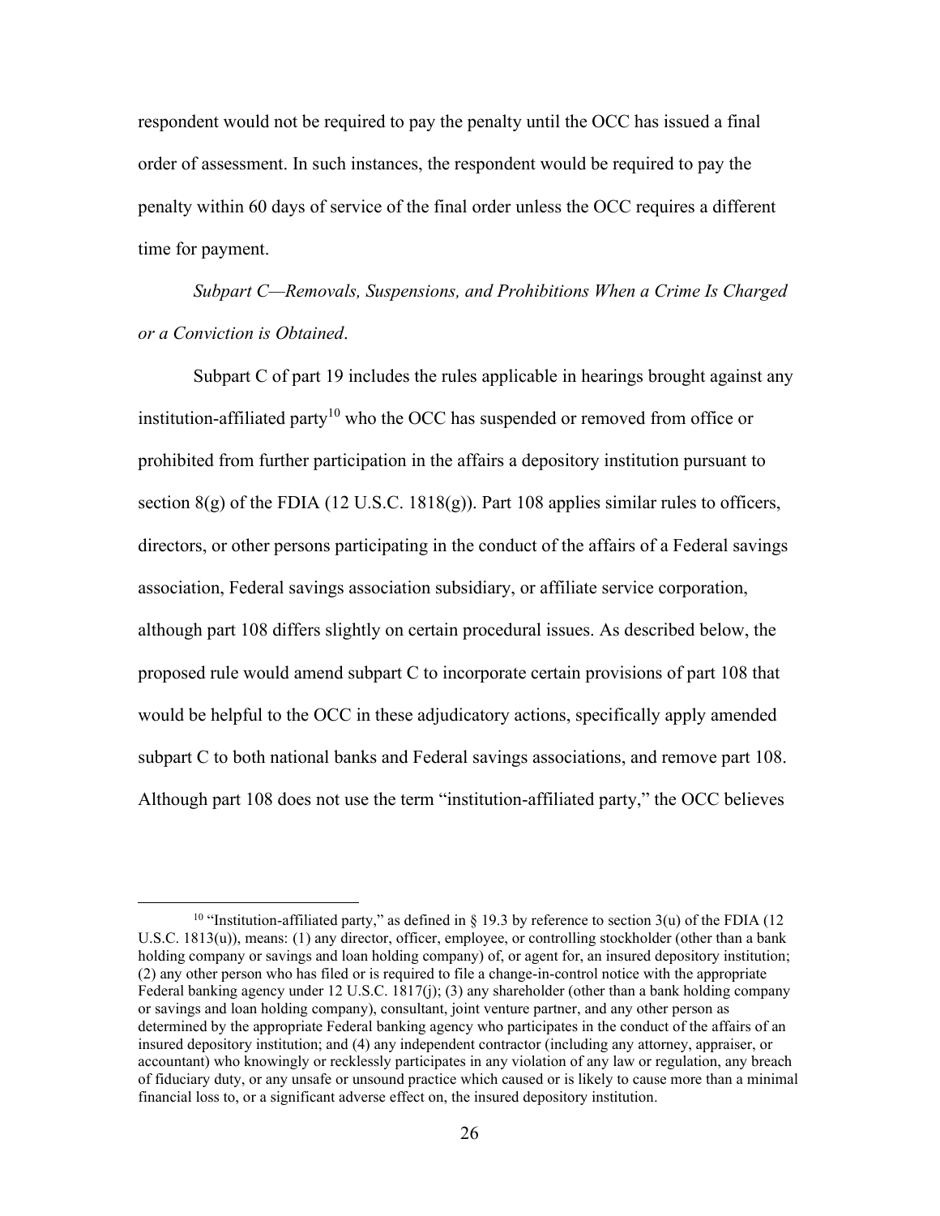respondent would not be required to pay the penalty until the OCC has issued a final order of assessment. In such instances, the respondent would be required to pay the penalty within 60 days of service of the final order unless the OCC requires a different time for payment.

*Subpart C—Removals, Suspensions, and Prohibitions When a Crime Is Charged or a Conviction is Obtained*.

Subpart C of part 19 includes the rules applicable in hearings brought against any institution-affiliated party[10] who the OCC has suspended or removed from office or prohibited from further participation in the affairs a depository institution pursuant to section 8(g) of the FDIA (12 U.S.C. 1818(g)). Part 108 applies similar rules to officers, directors, or other persons participating in the conduct of the affairs of a Federal savings association, Federal savings association subsidiary, or affiliate service corporation, although part 108 differs slightly on certain procedural issues. As described below, the proposed rule would amend subpart C to incorporate certain provisions of part 108 that would be helpful to the OCC in these adjudicatory actions, specifically apply amended subpart C to both national banks and Federal savings associations, and remove part 108. Although part 108 does not use the term "institution-affiliated party," the OCC believes

[10] "Institution-affiliated party," as defined in § 19.3 by reference to section 3(u) of the FDIA (12 U.S.C. 1813(u)), means: (1) any director, officer, employee, or controlling stockholder (other than a bank holding company or savings and loan holding company) of, or agent for, an insured depository institution; (2) any other person who has filed or is required to file a change-in-control notice with the appropriate Federal banking agency under 12 U.S.C. 1817(j); (3) any shareholder (other than a bank holding company or savings and loan holding company), consultant, joint venture partner, and any other person as determined by the appropriate Federal banking agency who participates in the conduct of the affairs of an insured depository institution; and (4) any independent contractor (including any attorney, appraiser, or accountant) who knowingly or recklessly participates in any violation of any law or regulation, any breach of fiduciary duty, or any unsafe or unsound practice which caused or is likely to cause more than a minimal financial loss to, or a significant adverse effect on, the insured depository institution.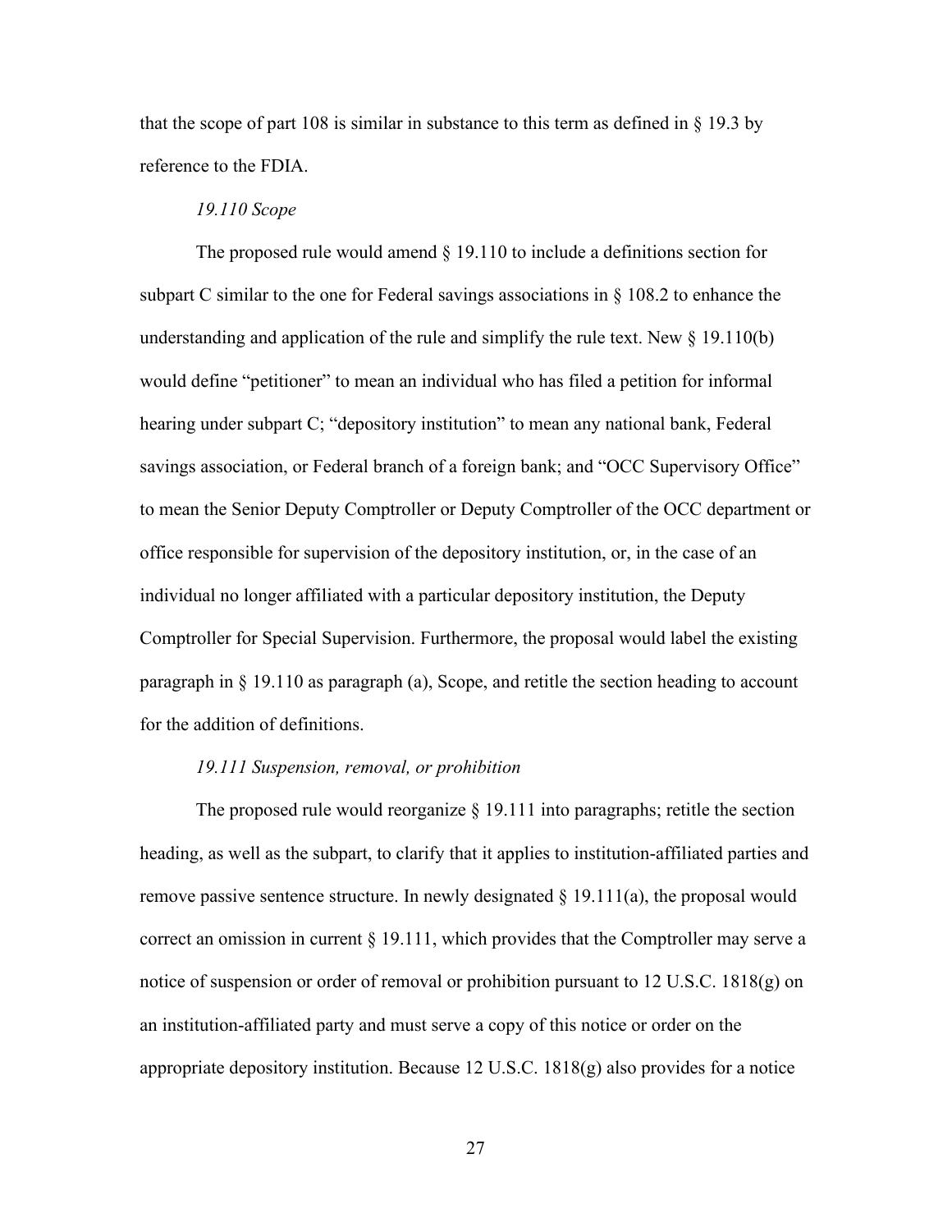that the scope of part 108 is similar in substance to this term as defined in § 19.3 by reference to the FDIA.

*19.110 Scope*

The proposed rule would amend § 19.110 to include a definitions section for subpart C similar to the one for Federal savings associations in § 108.2 to enhance the understanding and application of the rule and simplify the rule text. New § 19.110(b) would define "petitioner" to mean an individual who has filed a petition for informal hearing under subpart C; "depository institution" to mean any national bank, Federal savings association, or Federal branch of a foreign bank; and "OCC Supervisory Office" to mean the Senior Deputy Comptroller or Deputy Comptroller of the OCC department or office responsible for supervision of the depository institution, or, in the case of an individual no longer affiliated with a particular depository institution, the Deputy Comptroller for Special Supervision. Furthermore, the proposal would label the existing paragraph in § 19.110 as paragraph (a), Scope, and retitle the section heading to account for the addition of definitions.

*19.111 Suspension, removal, or prohibition*

The proposed rule would reorganize § 19.111 into paragraphs; retitle the section heading, as well as the subpart, to clarify that it applies to institution-affiliated parties and remove passive sentence structure. In newly designated § 19.111(a), the proposal would correct an omission in current § 19.111, which provides that the Comptroller may serve a notice of suspension or order of removal or prohibition pursuant to 12 U.S.C. 1818(g) on an institution-affiliated party and must serve a copy of this notice or order on the appropriate depository institution. Because 12 U.S.C. 1818(g) also provides for a notice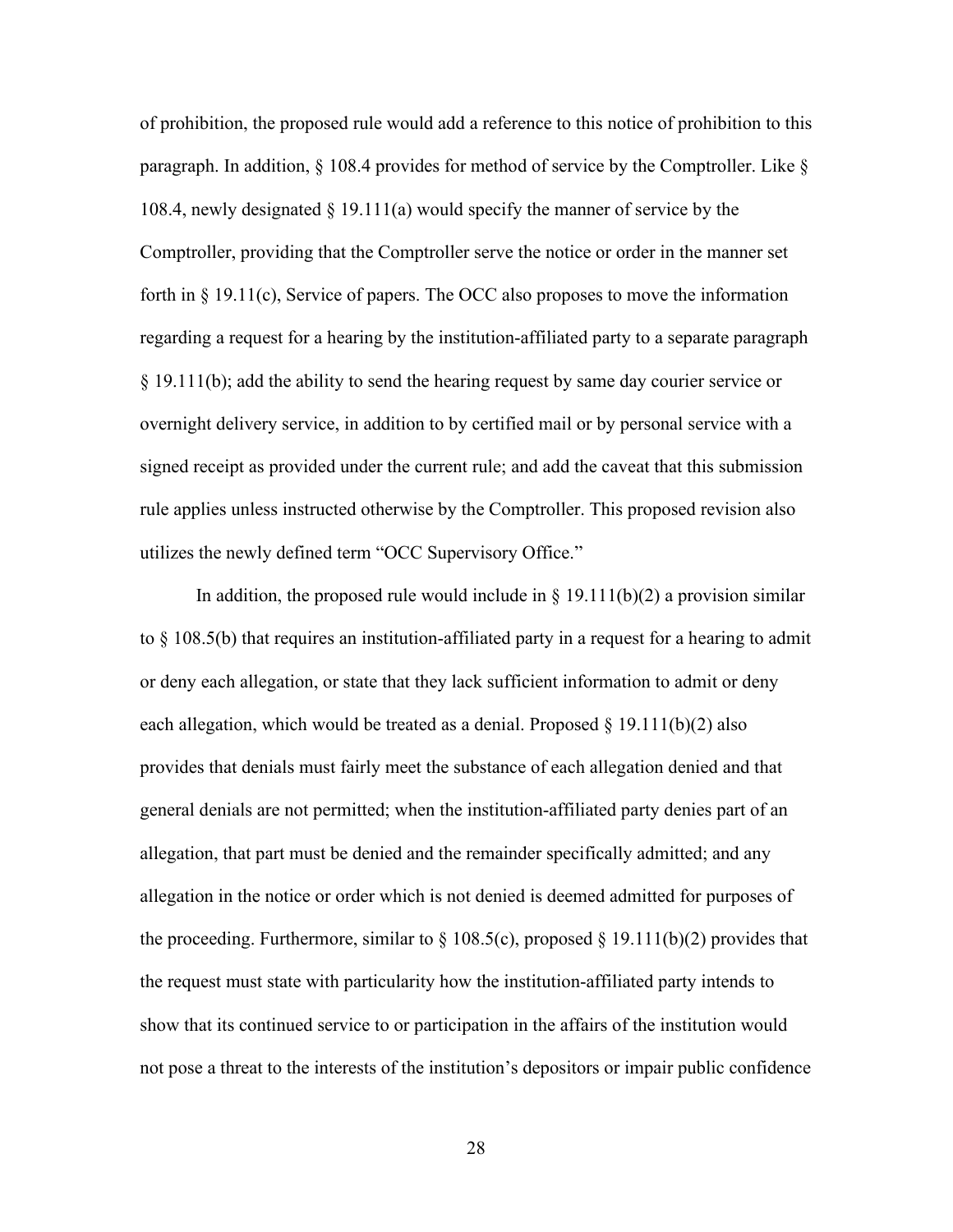of prohibition, the proposed rule would add a reference to this notice of prohibition to this paragraph. In addition, § 108.4 provides for method of service by the Comptroller. Like § 108.4, newly designated § 19.111(a) would specify the manner of service by the Comptroller, providing that the Comptroller serve the notice or order in the manner set forth in § 19.11(c), Service of papers. The OCC also proposes to move the information regarding a request for a hearing by the institution-affiliated party to a separate paragraph § 19.111(b); add the ability to send the hearing request by same day courier service or overnight delivery service, in addition to by certified mail or by personal service with a signed receipt as provided under the current rule; and add the caveat that this submission rule applies unless instructed otherwise by the Comptroller. This proposed revision also utilizes the newly defined term "OCC Supervisory Office."

In addition, the proposed rule would include in § 19.111(b)(2) a provision similar to § 108.5(b) that requires an institution-affiliated party in a request for a hearing to admit or deny each allegation, or state that they lack sufficient information to admit or deny each allegation, which would be treated as a denial. Proposed § 19.111(b)(2) also provides that denials must fairly meet the substance of each allegation denied and that general denials are not permitted; when the institution-affiliated party denies part of an allegation, that part must be denied and the remainder specifically admitted; and any allegation in the notice or order which is not denied is deemed admitted for purposes of the proceeding. Furthermore, similar to § 108.5(c), proposed § 19.111(b)(2) provides that the request must state with particularity how the institution-affiliated party intends to show that its continued service to or participation in the affairs of the institution would not pose a threat to the interests of the institution's depositors or impair public confidence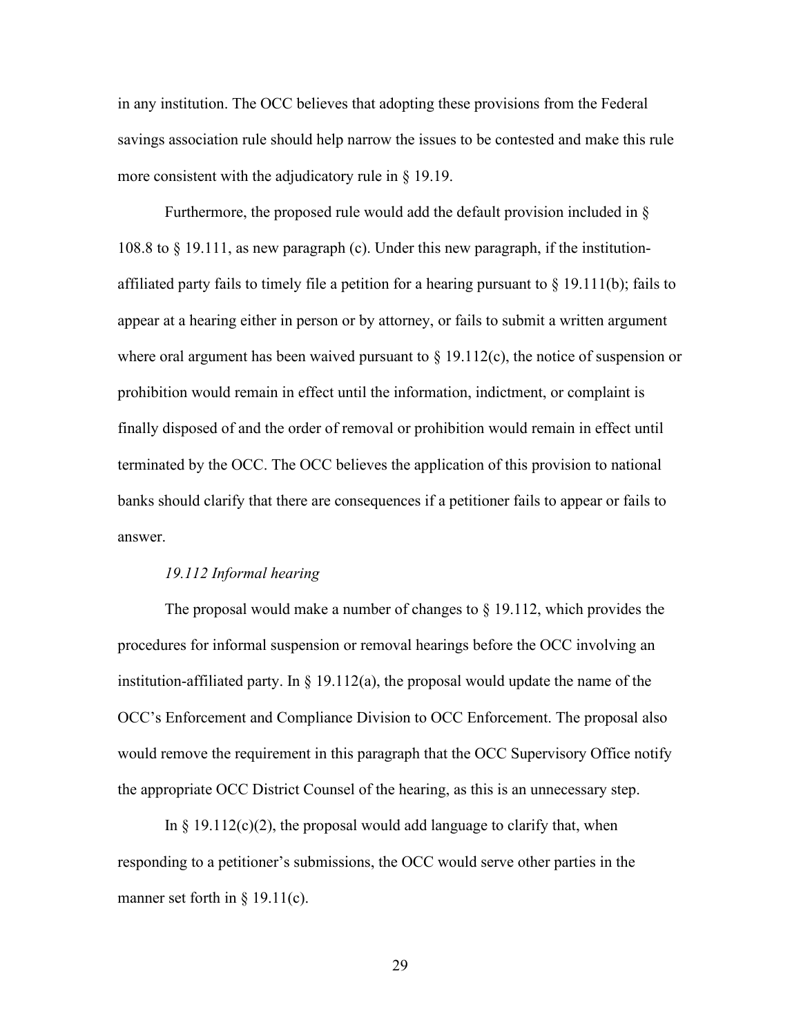in any institution. The OCC believes that adopting these provisions from the Federal savings association rule should help narrow the issues to be contested and make this rule more consistent with the adjudicatory rule in § 19.19.

Furthermore, the proposed rule would add the default provision included in § 108.8 to § 19.111, as new paragraph (c). Under this new paragraph, if the institution-affiliated party fails to timely file a petition for a hearing pursuant to § 19.111(b); fails to appear at a hearing either in person or by attorney, or fails to submit a written argument where oral argument has been waived pursuant to § 19.112(c), the notice of suspension or prohibition would remain in effect until the information, indictment, or complaint is finally disposed of and the order of removal or prohibition would remain in effect until terminated by the OCC. The OCC believes the application of this provision to national banks should clarify that there are consequences if a petitioner fails to appear or fails to answer.

*19.112 Informal hearing*

The proposal would make a number of changes to § 19.112, which provides the procedures for informal suspension or removal hearings before the OCC involving an institution-affiliated party. In § 19.112(a), the proposal would update the name of the OCC's Enforcement and Compliance Division to OCC Enforcement. The proposal also would remove the requirement in this paragraph that the OCC Supervisory Office notify the appropriate OCC District Counsel of the hearing, as this is an unnecessary step.

In § 19.112(c)(2), the proposal would add language to clarify that, when responding to a petitioner's submissions, the OCC would serve other parties in the manner set forth in § 19.11(c).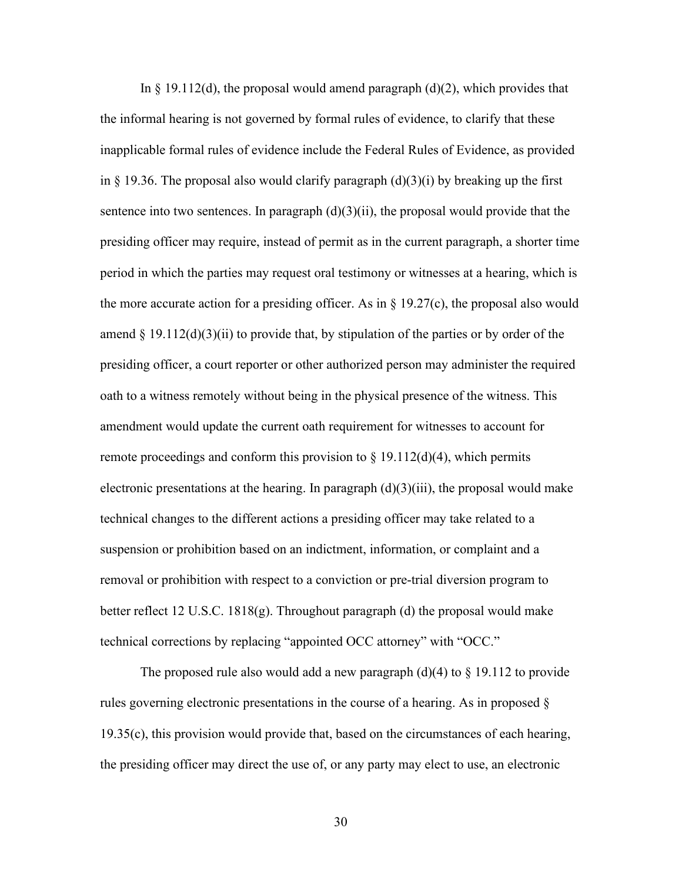In § 19.112(d), the proposal would amend paragraph (d)(2), which provides that the informal hearing is not governed by formal rules of evidence, to clarify that these inapplicable formal rules of evidence include the Federal Rules of Evidence, as provided in § 19.36. The proposal also would clarify paragraph (d)(3)(i) by breaking up the first sentence into two sentences. In paragraph (d)(3)(ii), the proposal would provide that the presiding officer may require, instead of permit as in the current paragraph, a shorter time period in which the parties may request oral testimony or witnesses at a hearing, which is the more accurate action for a presiding officer. As in § 19.27(c), the proposal also would amend § 19.112(d)(3)(ii) to provide that, by stipulation of the parties or by order of the presiding officer, a court reporter or other authorized person may administer the required oath to a witness remotely without being in the physical presence of the witness. This amendment would update the current oath requirement for witnesses to account for remote proceedings and conform this provision to § 19.112(d)(4), which permits electronic presentations at the hearing. In paragraph (d)(3)(iii), the proposal would make technical changes to the different actions a presiding officer may take related to a suspension or prohibition based on an indictment, information, or complaint and a removal or prohibition with respect to a conviction or pre-trial diversion program to better reflect 12 U.S.C. 1818(g). Throughout paragraph (d) the proposal would make technical corrections by replacing "appointed OCC attorney" with "OCC."

The proposed rule also would add a new paragraph (d)(4) to § 19.112 to provide rules governing electronic presentations in the course of a hearing. As in proposed § 19.35(c), this provision would provide that, based on the circumstances of each hearing, the presiding officer may direct the use of, or any party may elect to use, an electronic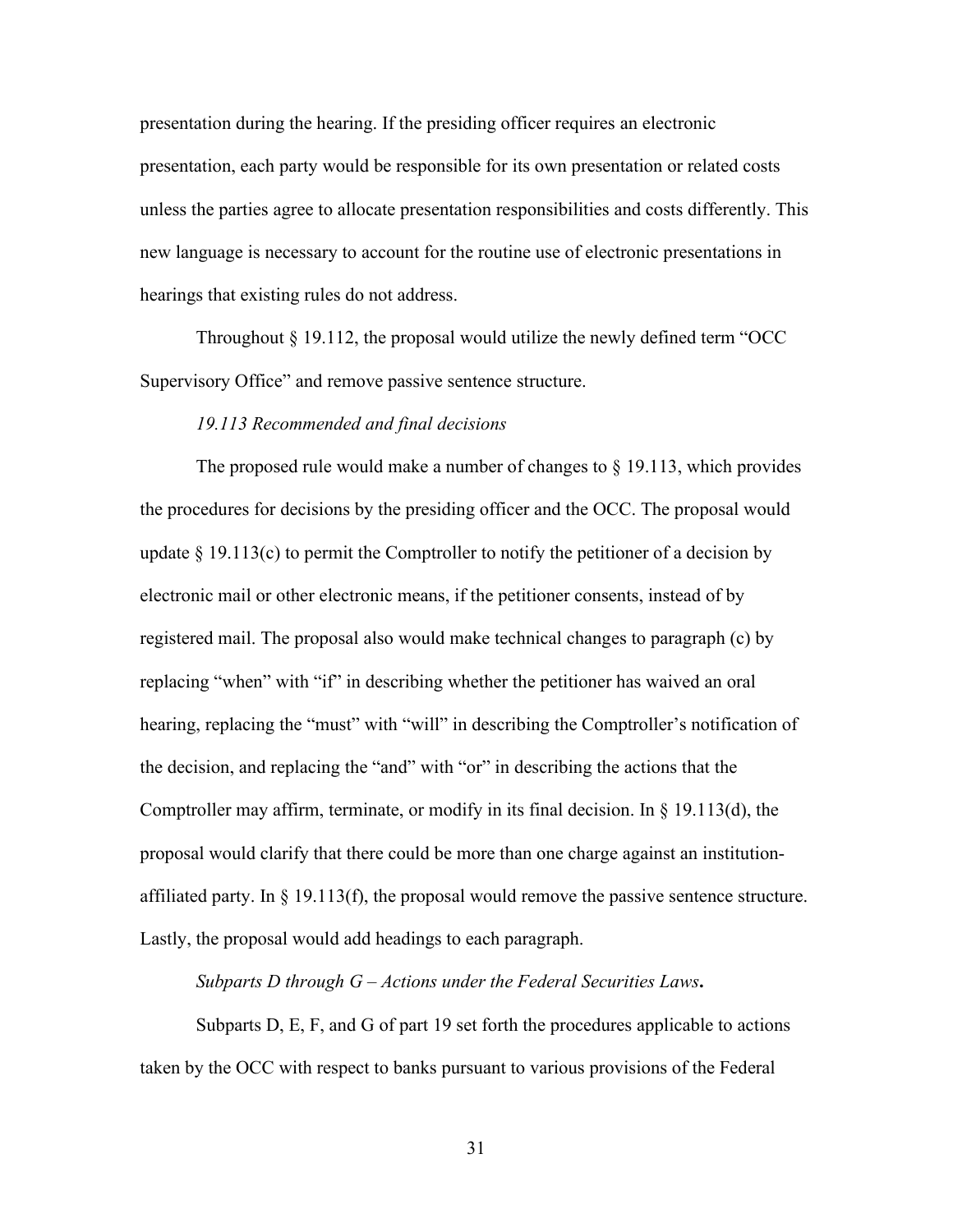presentation during the hearing. If the presiding officer requires an electronic presentation, each party would be responsible for its own presentation or related costs unless the parties agree to allocate presentation responsibilities and costs differently. This new language is necessary to account for the routine use of electronic presentations in hearings that existing rules do not address.

Throughout § 19.112, the proposal would utilize the newly defined term "OCC Supervisory Office" and remove passive sentence structure.

*19.113 Recommended and final decisions*

The proposed rule would make a number of changes to § 19.113, which provides the procedures for decisions by the presiding officer and the OCC. The proposal would update § 19.113(c) to permit the Comptroller to notify the petitioner of a decision by electronic mail or other electronic means, if the petitioner consents, instead of by registered mail. The proposal also would make technical changes to paragraph (c) by replacing "when" with "if" in describing whether the petitioner has waived an oral hearing, replacing the "must" with "will" in describing the Comptroller's notification of the decision, and replacing the "and" with "or" in describing the actions that the Comptroller may affirm, terminate, or modify in its final decision. In § 19.113(d), the proposal would clarify that there could be more than one charge against an institution-affiliated party. In § 19.113(f), the proposal would remove the passive sentence structure. Lastly, the proposal would add headings to each paragraph.

*Subparts D through G – Actions under the Federal Securities Laws***.**

Subparts D, E, F, and G of part 19 set forth the procedures applicable to actions taken by the OCC with respect to banks pursuant to various provisions of the Federal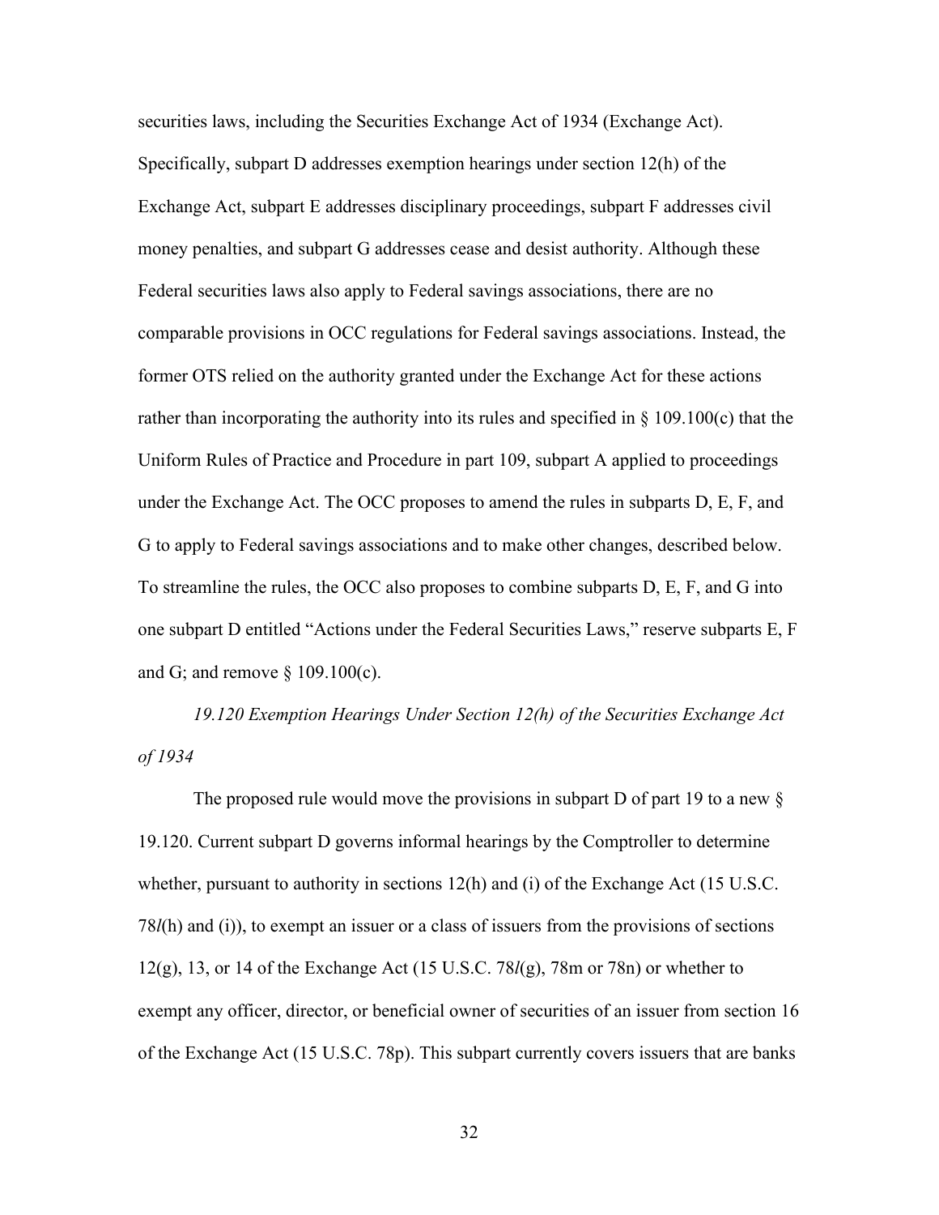securities laws, including the Securities Exchange Act of 1934 (Exchange Act). Specifically, subpart D addresses exemption hearings under section 12(h) of the Exchange Act, subpart E addresses disciplinary proceedings, subpart F addresses civil money penalties, and subpart G addresses cease and desist authority. Although these Federal securities laws also apply to Federal savings associations, there are no comparable provisions in OCC regulations for Federal savings associations. Instead, the former OTS relied on the authority granted under the Exchange Act for these actions rather than incorporating the authority into its rules and specified in § 109.100(c) that the Uniform Rules of Practice and Procedure in part 109, subpart A applied to proceedings under the Exchange Act. The OCC proposes to amend the rules in subparts D, E, F, and G to apply to Federal savings associations and to make other changes, described below. To streamline the rules, the OCC also proposes to combine subparts D, E, F, and G into one subpart D entitled "Actions under the Federal Securities Laws," reserve subparts E, F and G; and remove § 109.100(c).

*19.120 Exemption Hearings Under Section 12(h) of the Securities Exchange Act of 1934*

The proposed rule would move the provisions in subpart D of part 19 to a new § 19.120. Current subpart D governs informal hearings by the Comptroller to determine whether, pursuant to authority in sections 12(h) and (i) of the Exchange Act (15 U.S.C. 78*l*(h) and (i)), to exempt an issuer or a class of issuers from the provisions of sections 12(g), 13, or 14 of the Exchange Act (15 U.S.C. 78*l*(g), 78m or 78n) or whether to exempt any officer, director, or beneficial owner of securities of an issuer from section 16 of the Exchange Act (15 U.S.C. 78p). This subpart currently covers issuers that are banks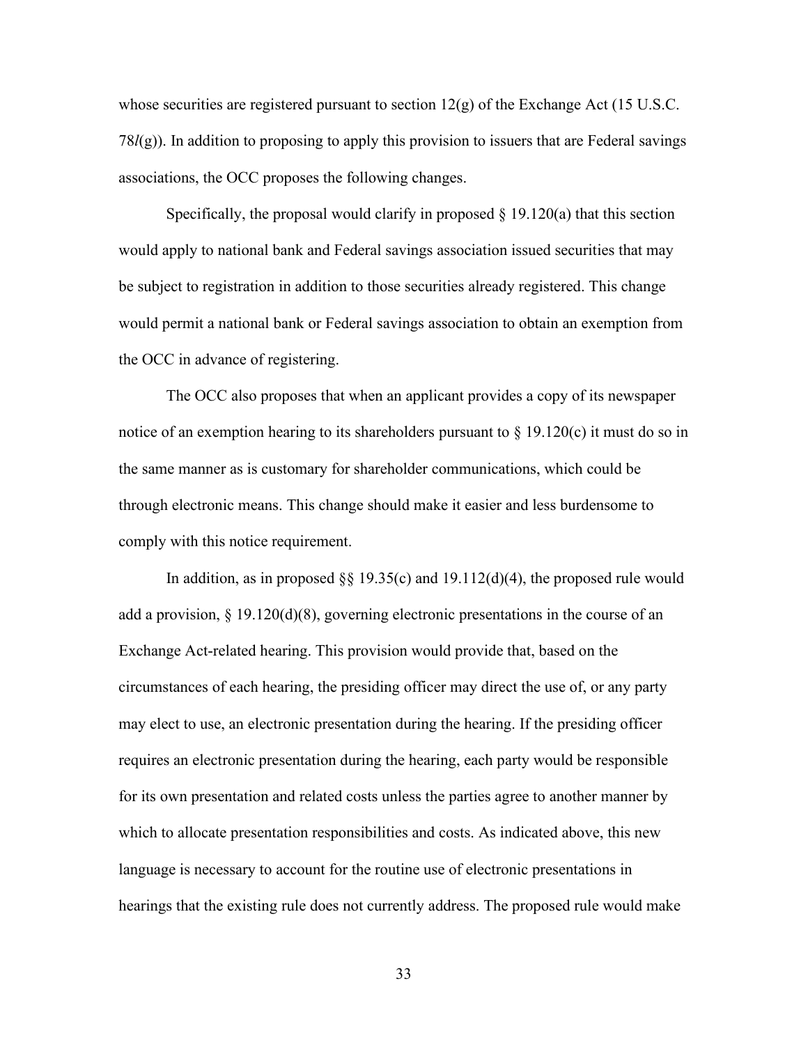whose securities are registered pursuant to section 12(g) of the Exchange Act (15 U.S.C. 78*l*(g)). In addition to proposing to apply this provision to issuers that are Federal savings associations, the OCC proposes the following changes.

Specifically, the proposal would clarify in proposed § 19.120(a) that this section would apply to national bank and Federal savings association issued securities that may be subject to registration in addition to those securities already registered. This change would permit a national bank or Federal savings association to obtain an exemption from the OCC in advance of registering.

The OCC also proposes that when an applicant provides a copy of its newspaper notice of an exemption hearing to its shareholders pursuant to § 19.120(c) it must do so in the same manner as is customary for shareholder communications, which could be through electronic means. This change should make it easier and less burdensome to comply with this notice requirement.

In addition, as in proposed §§ 19.35(c) and 19.112(d)(4), the proposed rule would add a provision, § 19.120(d)(8), governing electronic presentations in the course of an Exchange Act-related hearing. This provision would provide that, based on the circumstances of each hearing, the presiding officer may direct the use of, or any party may elect to use, an electronic presentation during the hearing. If the presiding officer requires an electronic presentation during the hearing, each party would be responsible for its own presentation and related costs unless the parties agree to another manner by which to allocate presentation responsibilities and costs. As indicated above, this new language is necessary to account for the routine use of electronic presentations in hearings that the existing rule does not currently address. The proposed rule would make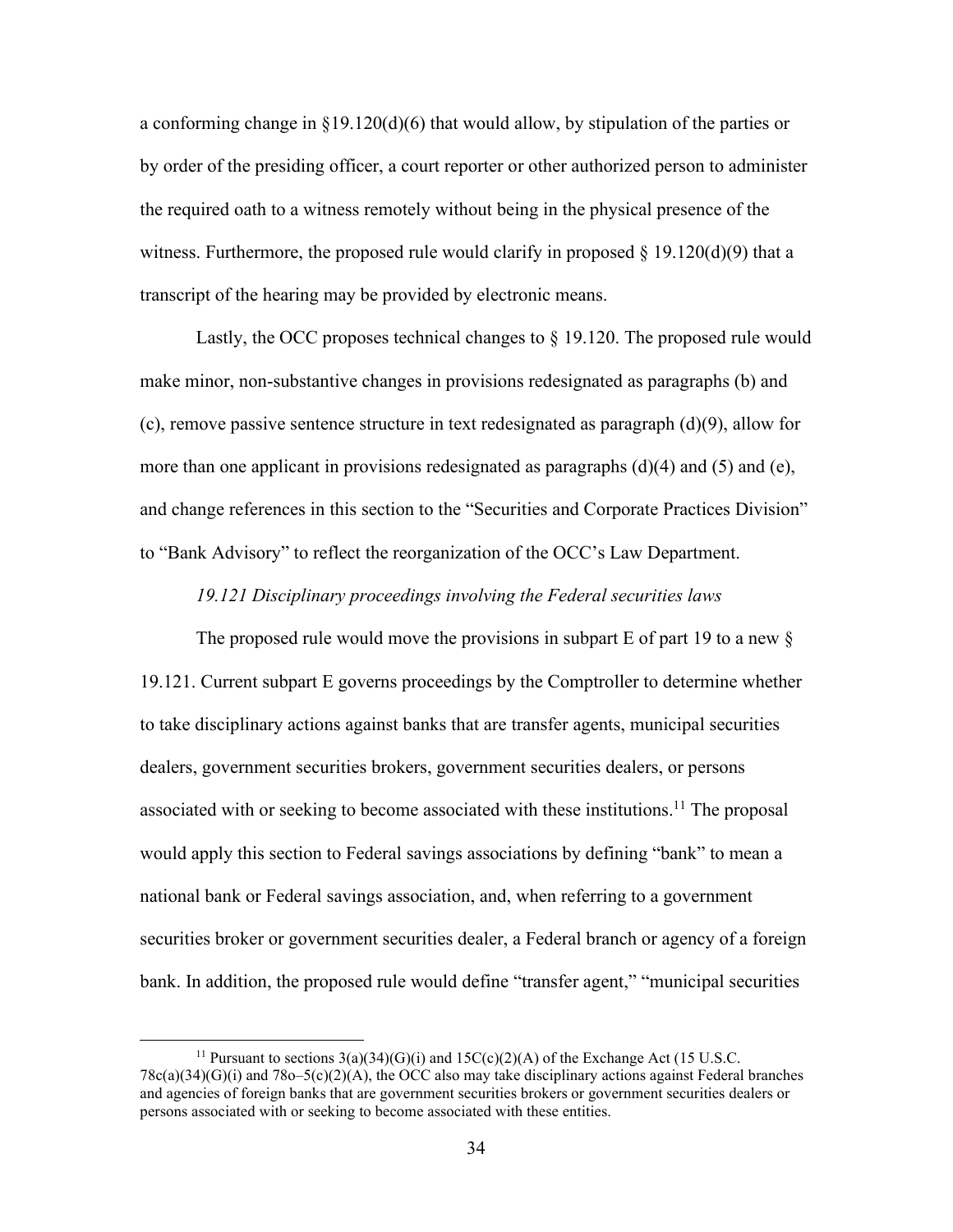a conforming change in §19.120(d)(6) that would allow, by stipulation of the parties or by order of the presiding officer, a court reporter or other authorized person to administer the required oath to a witness remotely without being in the physical presence of the witness. Furthermore, the proposed rule would clarify in proposed § 19.120(d)(9) that a transcript of the hearing may be provided by electronic means.

Lastly, the OCC proposes technical changes to § 19.120. The proposed rule would make minor, non-substantive changes in provisions redesignated as paragraphs (b) and (c), remove passive sentence structure in text redesignated as paragraph (d)(9), allow for more than one applicant in provisions redesignated as paragraphs (d)(4) and (5) and (e), and change references in this section to the "Securities and Corporate Practices Division" to "Bank Advisory" to reflect the reorganization of the OCC's Law Department.

*19.121 Disciplinary proceedings involving the Federal securities laws*

The proposed rule would move the provisions in subpart E of part 19 to a new § 19.121. Current subpart E governs proceedings by the Comptroller to determine whether to take disciplinary actions against banks that are transfer agents, municipal securities dealers, government securities brokers, government securities dealers, or persons associated with or seeking to become associated with these institutions.[11] The proposal would apply this section to Federal savings associations by defining "bank" to mean a national bank or Federal savings association, and, when referring to a government securities broker or government securities dealer, a Federal branch or agency of a foreign bank. In addition, the proposed rule would define "transfer agent," "municipal securities

[11] Pursuant to sections 3(a)(34)(G)(i) and 15C(c)(2)(A) of the Exchange Act (15 U.S.C. 78c(a)(34)(G)(i) and 78o–5(c)(2)(A), the OCC also may take disciplinary actions against Federal branches and agencies of foreign banks that are government securities brokers or government securities dealers or persons associated with or seeking to become associated with these entities.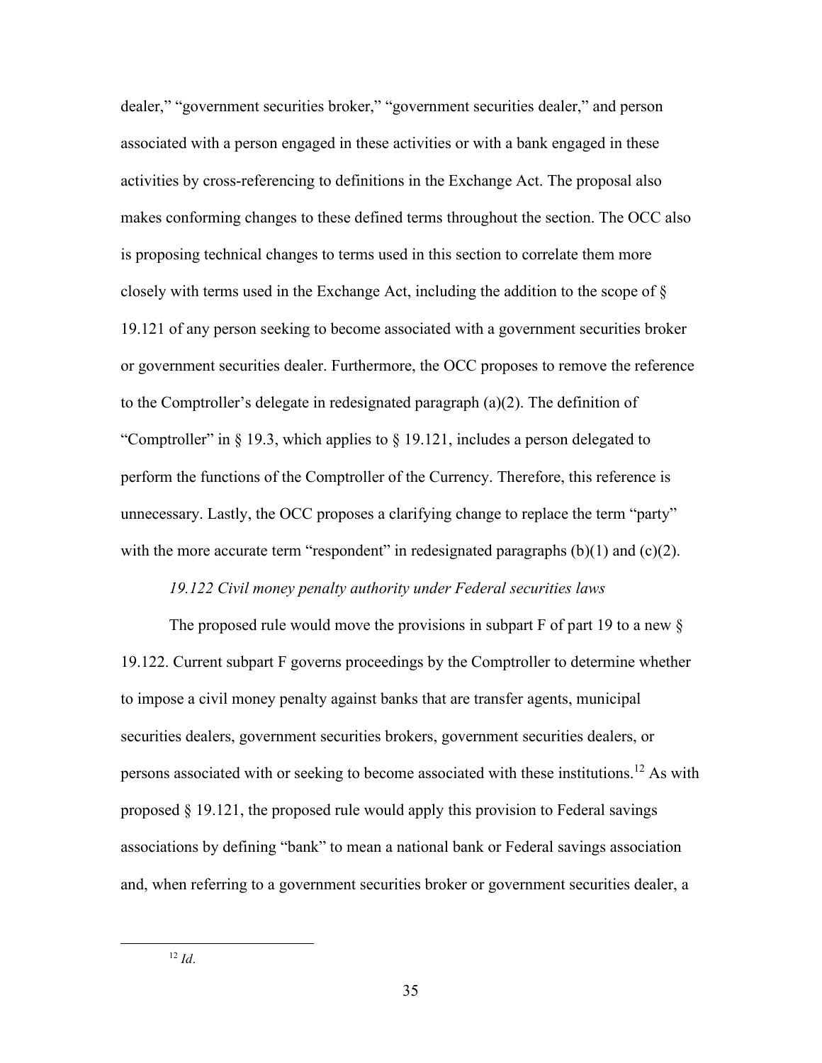dealer," "government securities broker," "government securities dealer," and person associated with a person engaged in these activities or with a bank engaged in these activities by cross-referencing to definitions in the Exchange Act. The proposal also makes conforming changes to these defined terms throughout the section. The OCC also is proposing technical changes to terms used in this section to correlate them more closely with terms used in the Exchange Act, including the addition to the scope of § 19.121 of any person seeking to become associated with a government securities broker or government securities dealer. Furthermore, the OCC proposes to remove the reference to the Comptroller's delegate in redesignated paragraph (a)(2). The definition of "Comptroller" in § 19.3, which applies to § 19.121, includes a person delegated to perform the functions of the Comptroller of the Currency. Therefore, this reference is unnecessary. Lastly, the OCC proposes a clarifying change to replace the term "party" with the more accurate term "respondent" in redesignated paragraphs (b)(1) and (c)(2).

*19.122 Civil money penalty authority under Federal securities laws*

The proposed rule would move the provisions in subpart F of part 19 to a new § 19.122. Current subpart F governs proceedings by the Comptroller to determine whether to impose a civil money penalty against banks that are transfer agents, municipal securities dealers, government securities brokers, government securities dealers, or persons associated with or seeking to become associated with these institutions.[12] As with proposed § 19.121, the proposed rule would apply this provision to Federal savings associations by defining "bank" to mean a national bank or Federal savings association and, when referring to a government securities broker or government securities dealer, a

[12] *Id*.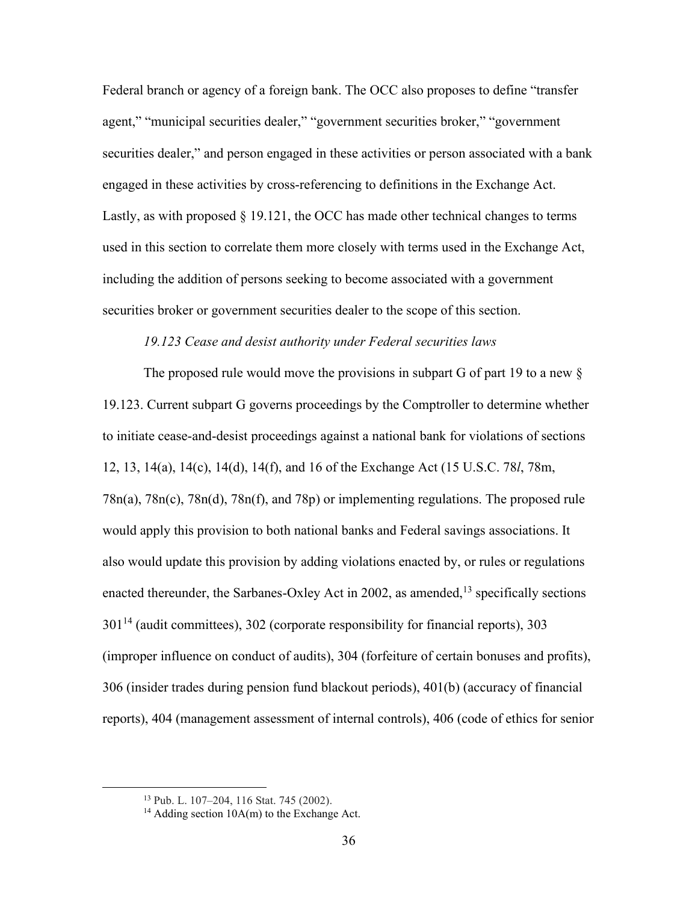Federal branch or agency of a foreign bank. The OCC also proposes to define "transfer agent," "municipal securities dealer," "government securities broker," "government securities dealer," and person engaged in these activities or person associated with a bank engaged in these activities by cross-referencing to definitions in the Exchange Act. Lastly, as with proposed § 19.121, the OCC has made other technical changes to terms used in this section to correlate them more closely with terms used in the Exchange Act, including the addition of persons seeking to become associated with a government securities broker or government securities dealer to the scope of this section.

*19.123 Cease and desist authority under Federal securities laws*

The proposed rule would move the provisions in subpart G of part 19 to a new § 19.123. Current subpart G governs proceedings by the Comptroller to determine whether to initiate cease-and-desist proceedings against a national bank for violations of sections 12, 13, 14(a), 14(c), 14(d), 14(f), and 16 of the Exchange Act (15 U.S.C. 78*l*, 78m, 78n(a), 78n(c), 78n(d), 78n(f), and 78p) or implementing regulations. The proposed rule would apply this provision to both national banks and Federal savings associations. It also would update this provision by adding violations enacted by, or rules or regulations enacted thereunder, the Sarbanes-Oxley Act in 2002, as amended,[13] specifically sections 301[14] (audit committees), 302 (corporate responsibility for financial reports), 303 (improper influence on conduct of audits), 304 (forfeiture of certain bonuses and profits), 306 (insider trades during pension fund blackout periods), 401(b) (accuracy of financial reports), 404 (management assessment of internal controls), 406 (code of ethics for senior

[13] Pub. L. 107–204, 116 Stat. 745 (2002).

[14] Adding section 10A(m) to the Exchange Act.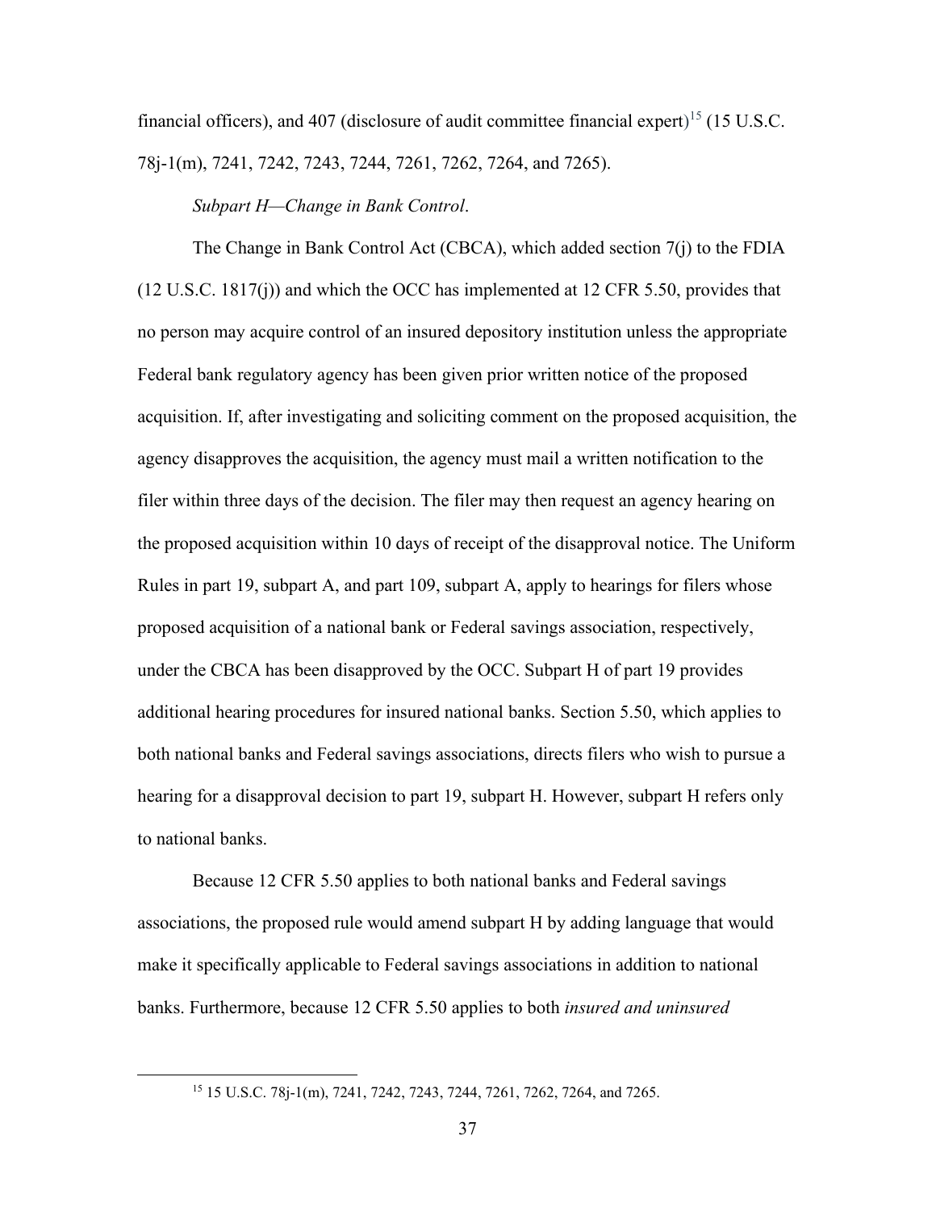financial officers), and 407 (disclosure of audit committee financial expert)[15] (15 U.S.C. 78j-1(m), 7241, 7242, 7243, 7244, 7261, 7262, 7264, and 7265).

*Subpart H—Change in Bank Control*.

The Change in Bank Control Act (CBCA), which added section 7(j) to the FDIA (12 U.S.C. 1817(j)) and which the OCC has implemented at 12 CFR 5.50, provides that no person may acquire control of an insured depository institution unless the appropriate Federal bank regulatory agency has been given prior written notice of the proposed acquisition. If, after investigating and soliciting comment on the proposed acquisition, the agency disapproves the acquisition, the agency must mail a written notification to the filer within three days of the decision. The filer may then request an agency hearing on the proposed acquisition within 10 days of receipt of the disapproval notice. The Uniform Rules in part 19, subpart A, and part 109, subpart A, apply to hearings for filers whose proposed acquisition of a national bank or Federal savings association, respectively, under the CBCA has been disapproved by the OCC. Subpart H of part 19 provides additional hearing procedures for insured national banks. Section 5.50, which applies to both national banks and Federal savings associations, directs filers who wish to pursue a hearing for a disapproval decision to part 19, subpart H. However, subpart H refers only to national banks.

Because 12 CFR 5.50 applies to both national banks and Federal savings associations, the proposed rule would amend subpart H by adding language that would make it specifically applicable to Federal savings associations in addition to national banks. Furthermore, because 12 CFR 5.50 applies to both *insured and uninsured*

[15] 15 U.S.C. 78j-1(m), 7241, 7242, 7243, 7244, 7261, 7262, 7264, and 7265.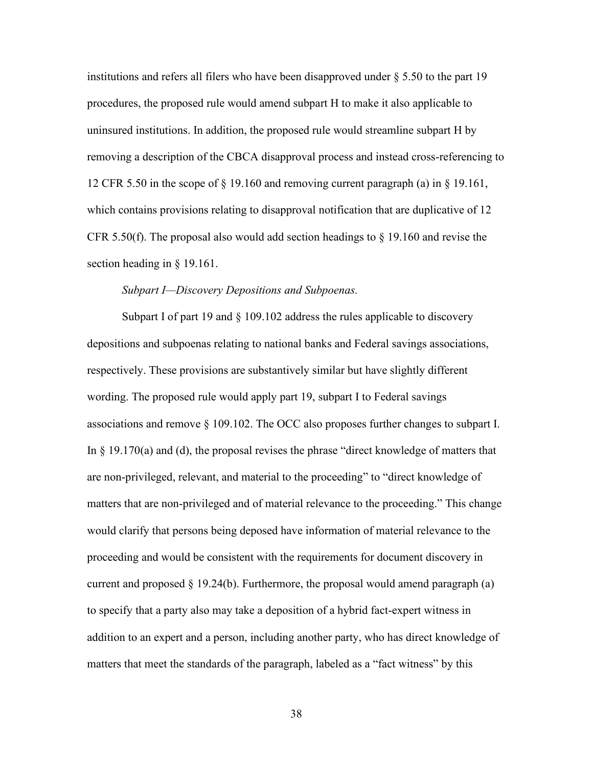institutions and refers all filers who have been disapproved under § 5.50 to the part 19 procedures, the proposed rule would amend subpart H to make it also applicable to uninsured institutions. In addition, the proposed rule would streamline subpart H by removing a description of the CBCA disapproval process and instead cross-referencing to 12 CFR 5.50 in the scope of § 19.160 and removing current paragraph (a) in § 19.161, which contains provisions relating to disapproval notification that are duplicative of 12 CFR 5.50(f). The proposal also would add section headings to § 19.160 and revise the section heading in § 19.161.

*Subpart I—Discovery Depositions and Subpoenas.*

Subpart I of part 19 and § 109.102 address the rules applicable to discovery depositions and subpoenas relating to national banks and Federal savings associations, respectively. These provisions are substantively similar but have slightly different wording. The proposed rule would apply part 19, subpart I to Federal savings associations and remove § 109.102. The OCC also proposes further changes to subpart I. In § 19.170(a) and (d), the proposal revises the phrase "direct knowledge of matters that are non-privileged, relevant, and material to the proceeding" to "direct knowledge of matters that are non-privileged and of material relevance to the proceeding." This change would clarify that persons being deposed have information of material relevance to the proceeding and would be consistent with the requirements for document discovery in current and proposed § 19.24(b). Furthermore, the proposal would amend paragraph (a) to specify that a party also may take a deposition of a hybrid fact-expert witness in addition to an expert and a person, including another party, who has direct knowledge of matters that meet the standards of the paragraph, labeled as a "fact witness" by this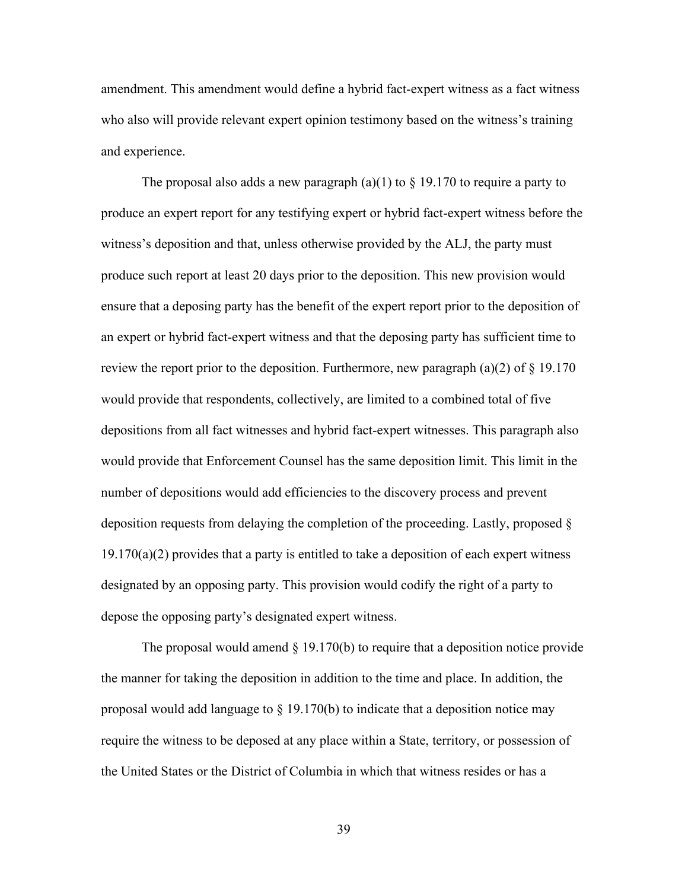amendment. This amendment would define a hybrid fact-expert witness as a fact witness who also will provide relevant expert opinion testimony based on the witness's training and experience.

The proposal also adds a new paragraph (a)(1) to § 19.170 to require a party to produce an expert report for any testifying expert or hybrid fact-expert witness before the witness's deposition and that, unless otherwise provided by the ALJ, the party must produce such report at least 20 days prior to the deposition. This new provision would ensure that a deposing party has the benefit of the expert report prior to the deposition of an expert or hybrid fact-expert witness and that the deposing party has sufficient time to review the report prior to the deposition. Furthermore, new paragraph (a)(2) of § 19.170 would provide that respondents, collectively, are limited to a combined total of five depositions from all fact witnesses and hybrid fact-expert witnesses. This paragraph also would provide that Enforcement Counsel has the same deposition limit. This limit in the number of depositions would add efficiencies to the discovery process and prevent deposition requests from delaying the completion of the proceeding. Lastly, proposed § 19.170(a)(2) provides that a party is entitled to take a deposition of each expert witness designated by an opposing party. This provision would codify the right of a party to depose the opposing party's designated expert witness.

The proposal would amend § 19.170(b) to require that a deposition notice provide the manner for taking the deposition in addition to the time and place. In addition, the proposal would add language to § 19.170(b) to indicate that a deposition notice may require the witness to be deposed at any place within a State, territory, or possession of the United States or the District of Columbia in which that witness resides or has a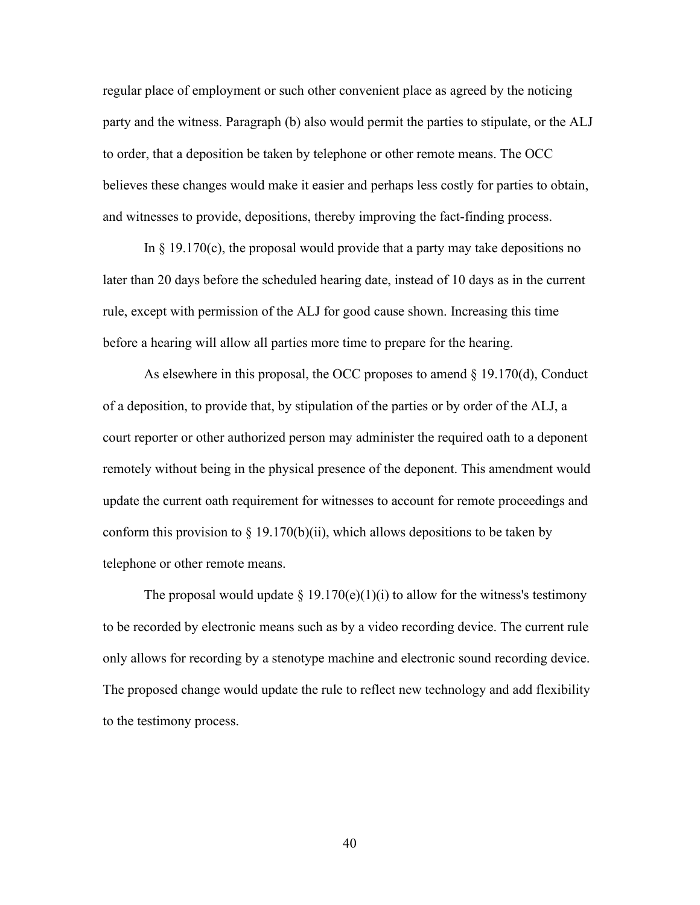regular place of employment or such other convenient place as agreed by the noticing party and the witness. Paragraph (b) also would permit the parties to stipulate, or the ALJ to order, that a deposition be taken by telephone or other remote means. The OCC believes these changes would make it easier and perhaps less costly for parties to obtain, and witnesses to provide, depositions, thereby improving the fact-finding process.

In § 19.170(c), the proposal would provide that a party may take depositions no later than 20 days before the scheduled hearing date, instead of 10 days as in the current rule, except with permission of the ALJ for good cause shown. Increasing this time before a hearing will allow all parties more time to prepare for the hearing.

As elsewhere in this proposal, the OCC proposes to amend § 19.170(d), Conduct of a deposition, to provide that, by stipulation of the parties or by order of the ALJ, a court reporter or other authorized person may administer the required oath to a deponent remotely without being in the physical presence of the deponent. This amendment would update the current oath requirement for witnesses to account for remote proceedings and conform this provision to § 19.170(b)(ii), which allows depositions to be taken by telephone or other remote means.

The proposal would update § 19.170(e)(1)(i) to allow for the witness's testimony to be recorded by electronic means such as by a video recording device. The current rule only allows for recording by a stenotype machine and electronic sound recording device. The proposed change would update the rule to reflect new technology and add flexibility to the testimony process.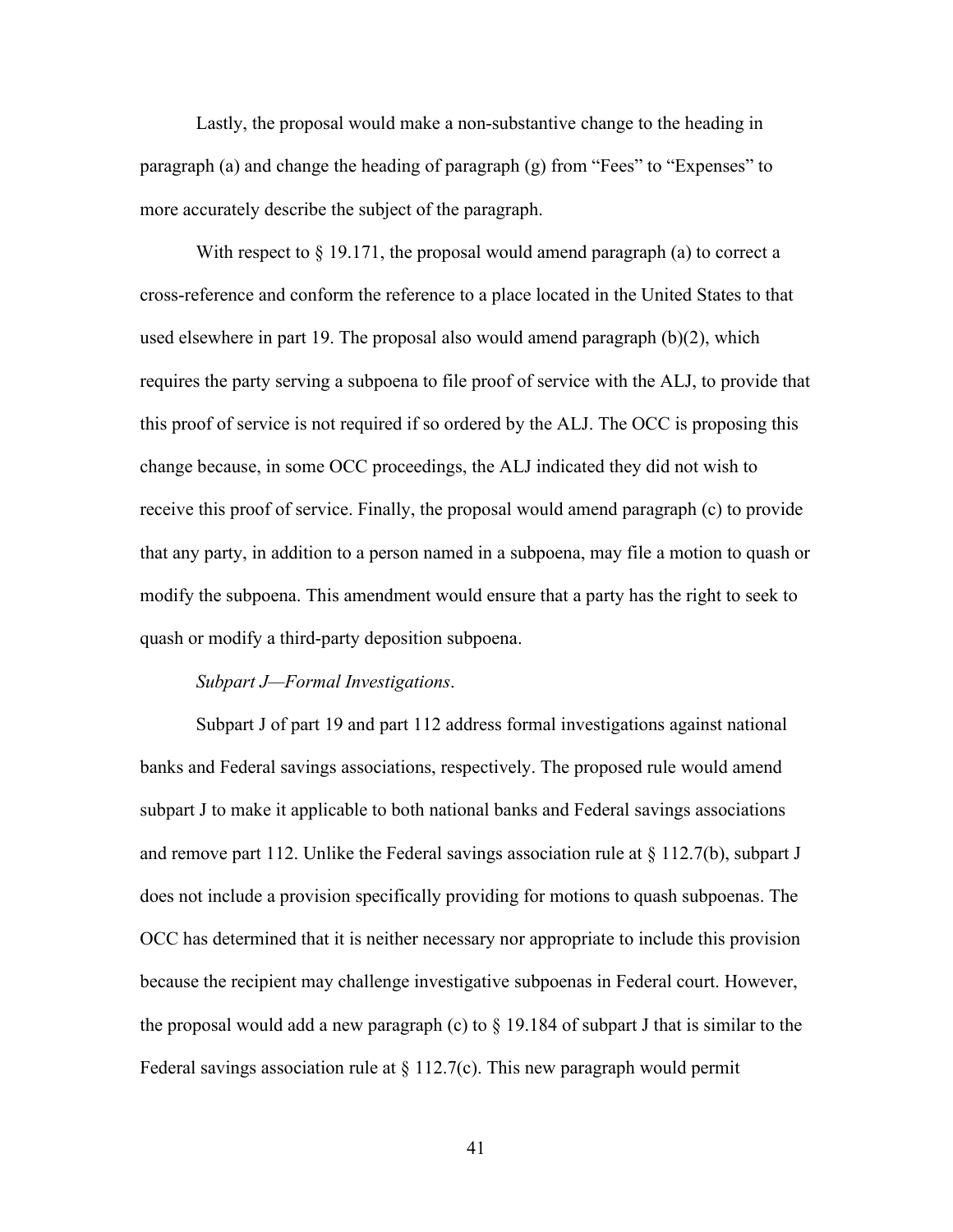Lastly, the proposal would make a non-substantive change to the heading in paragraph (a) and change the heading of paragraph (g) from "Fees" to "Expenses" to more accurately describe the subject of the paragraph.

With respect to § 19.171, the proposal would amend paragraph (a) to correct a cross-reference and conform the reference to a place located in the United States to that used elsewhere in part 19. The proposal also would amend paragraph (b)(2), which requires the party serving a subpoena to file proof of service with the ALJ, to provide that this proof of service is not required if so ordered by the ALJ. The OCC is proposing this change because, in some OCC proceedings, the ALJ indicated they did not wish to receive this proof of service. Finally, the proposal would amend paragraph (c) to provide that any party, in addition to a person named in a subpoena, may file a motion to quash or modify the subpoena. This amendment would ensure that a party has the right to seek to quash or modify a third-party deposition subpoena.

*Subpart J—Formal Investigations*.

Subpart J of part 19 and part 112 address formal investigations against national banks and Federal savings associations, respectively. The proposed rule would amend subpart J to make it applicable to both national banks and Federal savings associations and remove part 112. Unlike the Federal savings association rule at § 112.7(b), subpart J does not include a provision specifically providing for motions to quash subpoenas. The OCC has determined that it is neither necessary nor appropriate to include this provision because the recipient may challenge investigative subpoenas in Federal court. However, the proposal would add a new paragraph (c) to § 19.184 of subpart J that is similar to the Federal savings association rule at § 112.7(c). This new paragraph would permit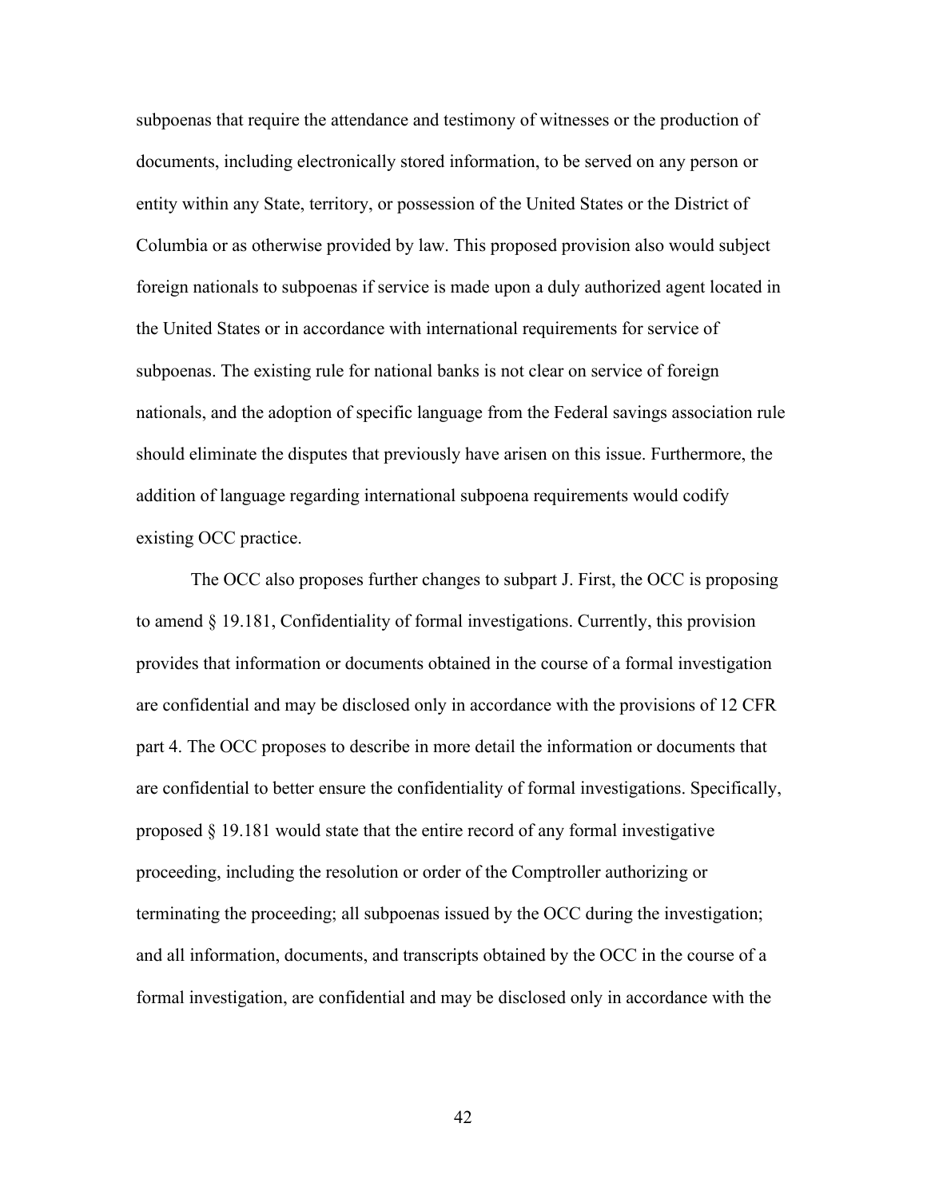subpoenas that require the attendance and testimony of witnesses or the production of documents, including electronically stored information, to be served on any person or entity within any State, territory, or possession of the United States or the District of Columbia or as otherwise provided by law. This proposed provision also would subject foreign nationals to subpoenas if service is made upon a duly authorized agent located in the United States or in accordance with international requirements for service of subpoenas. The existing rule for national banks is not clear on service of foreign nationals, and the adoption of specific language from the Federal savings association rule should eliminate the disputes that previously have arisen on this issue. Furthermore, the addition of language regarding international subpoena requirements would codify existing OCC practice.

The OCC also proposes further changes to subpart J. First, the OCC is proposing to amend § 19.181, Confidentiality of formal investigations. Currently, this provision provides that information or documents obtained in the course of a formal investigation are confidential and may be disclosed only in accordance with the provisions of 12 CFR part 4. The OCC proposes to describe in more detail the information or documents that are confidential to better ensure the confidentiality of formal investigations. Specifically, proposed § 19.181 would state that the entire record of any formal investigative proceeding, including the resolution or order of the Comptroller authorizing or terminating the proceeding; all subpoenas issued by the OCC during the investigation; and all information, documents, and transcripts obtained by the OCC in the course of a formal investigation, are confidential and may be disclosed only in accordance with the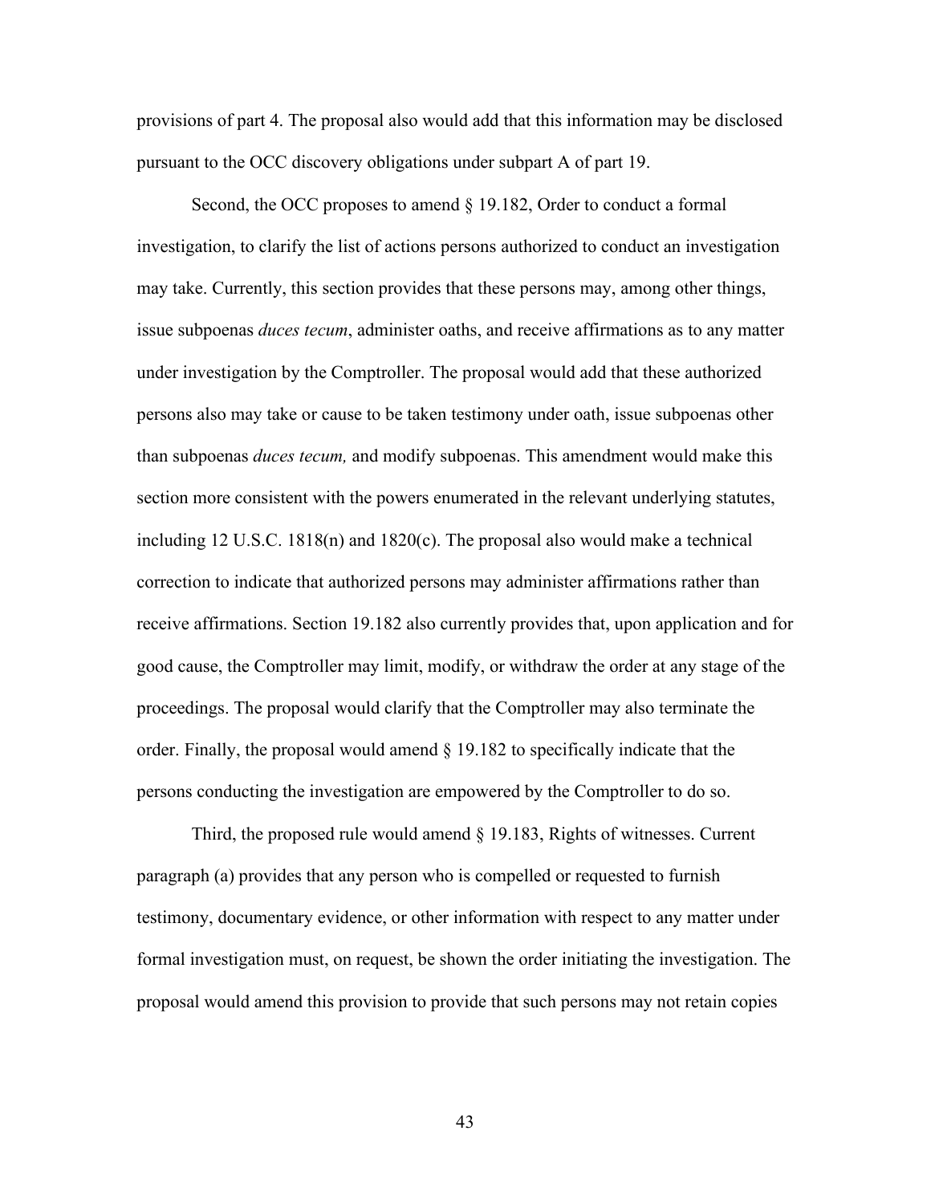provisions of part 4. The proposal also would add that this information may be disclosed pursuant to the OCC discovery obligations under subpart A of part 19.

Second, the OCC proposes to amend § 19.182, Order to conduct a formal investigation, to clarify the list of actions persons authorized to conduct an investigation may take. Currently, this section provides that these persons may, among other things, issue subpoenas *duces tecum*, administer oaths, and receive affirmations as to any matter under investigation by the Comptroller. The proposal would add that these authorized persons also may take or cause to be taken testimony under oath, issue subpoenas other than subpoenas *duces tecum,* and modify subpoenas. This amendment would make this section more consistent with the powers enumerated in the relevant underlying statutes, including 12 U.S.C. 1818(n) and 1820(c). The proposal also would make a technical correction to indicate that authorized persons may administer affirmations rather than receive affirmations. Section 19.182 also currently provides that, upon application and for good cause, the Comptroller may limit, modify, or withdraw the order at any stage of the proceedings. The proposal would clarify that the Comptroller may also terminate the order. Finally, the proposal would amend § 19.182 to specifically indicate that the persons conducting the investigation are empowered by the Comptroller to do so.

Third, the proposed rule would amend § 19.183, Rights of witnesses. Current paragraph (a) provides that any person who is compelled or requested to furnish testimony, documentary evidence, or other information with respect to any matter under formal investigation must, on request, be shown the order initiating the investigation. The proposal would amend this provision to provide that such persons may not retain copies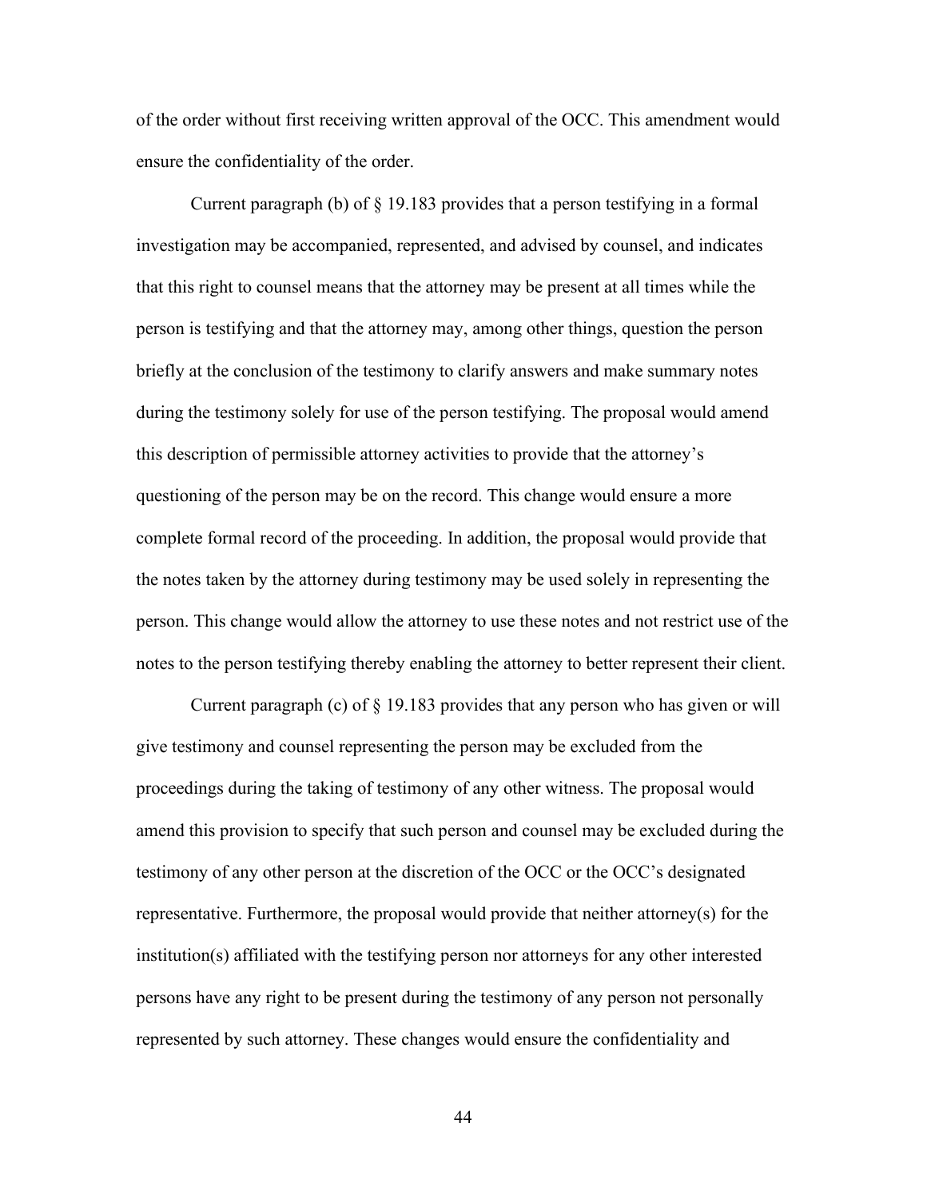of the order without first receiving written approval of the OCC. This amendment would ensure the confidentiality of the order.

Current paragraph (b) of § 19.183 provides that a person testifying in a formal investigation may be accompanied, represented, and advised by counsel, and indicates that this right to counsel means that the attorney may be present at all times while the person is testifying and that the attorney may, among other things, question the person briefly at the conclusion of the testimony to clarify answers and make summary notes during the testimony solely for use of the person testifying. The proposal would amend this description of permissible attorney activities to provide that the attorney's questioning of the person may be on the record. This change would ensure a more complete formal record of the proceeding. In addition, the proposal would provide that the notes taken by the attorney during testimony may be used solely in representing the person. This change would allow the attorney to use these notes and not restrict use of the notes to the person testifying thereby enabling the attorney to better represent their client.

Current paragraph (c) of § 19.183 provides that any person who has given or will give testimony and counsel representing the person may be excluded from the proceedings during the taking of testimony of any other witness. The proposal would amend this provision to specify that such person and counsel may be excluded during the testimony of any other person at the discretion of the OCC or the OCC's designated representative. Furthermore, the proposal would provide that neither attorney(s) for the institution(s) affiliated with the testifying person nor attorneys for any other interested persons have any right to be present during the testimony of any person not personally represented by such attorney. These changes would ensure the confidentiality and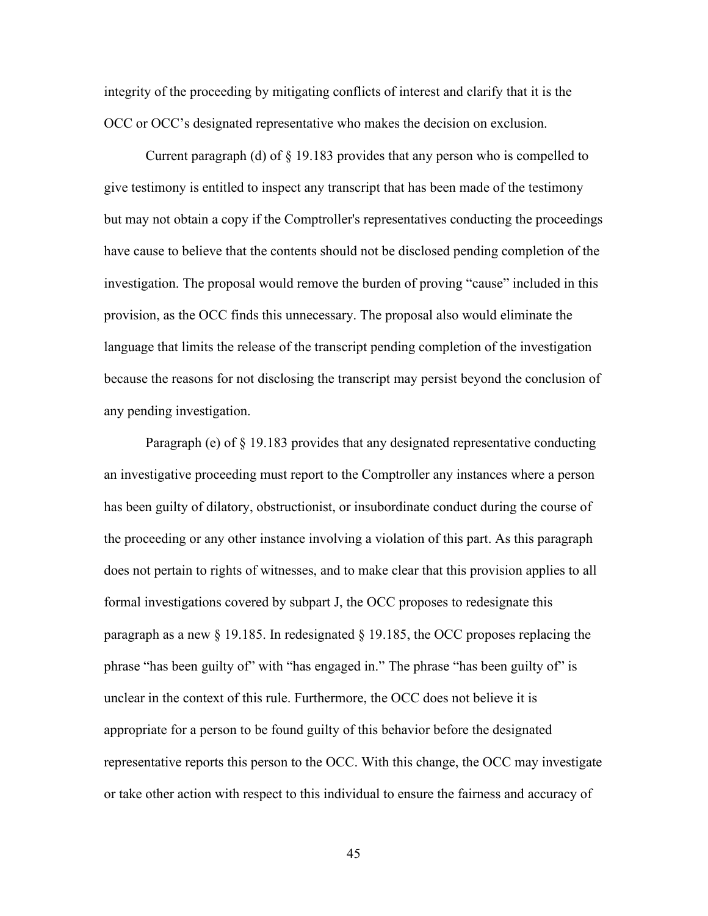integrity of the proceeding by mitigating conflicts of interest and clarify that it is the OCC or OCC's designated representative who makes the decision on exclusion.

Current paragraph (d) of § 19.183 provides that any person who is compelled to give testimony is entitled to inspect any transcript that has been made of the testimony but may not obtain a copy if the Comptroller's representatives conducting the proceedings have cause to believe that the contents should not be disclosed pending completion of the investigation. The proposal would remove the burden of proving "cause" included in this provision, as the OCC finds this unnecessary. The proposal also would eliminate the language that limits the release of the transcript pending completion of the investigation because the reasons for not disclosing the transcript may persist beyond the conclusion of any pending investigation.

Paragraph (e) of § 19.183 provides that any designated representative conducting an investigative proceeding must report to the Comptroller any instances where a person has been guilty of dilatory, obstructionist, or insubordinate conduct during the course of the proceeding or any other instance involving a violation of this part. As this paragraph does not pertain to rights of witnesses, and to make clear that this provision applies to all formal investigations covered by subpart J, the OCC proposes to redesignate this paragraph as a new § 19.185. In redesignated § 19.185, the OCC proposes replacing the phrase "has been guilty of" with "has engaged in." The phrase "has been guilty of" is unclear in the context of this rule. Furthermore, the OCC does not believe it is appropriate for a person to be found guilty of this behavior before the designated representative reports this person to the OCC. With this change, the OCC may investigate or take other action with respect to this individual to ensure the fairness and accuracy of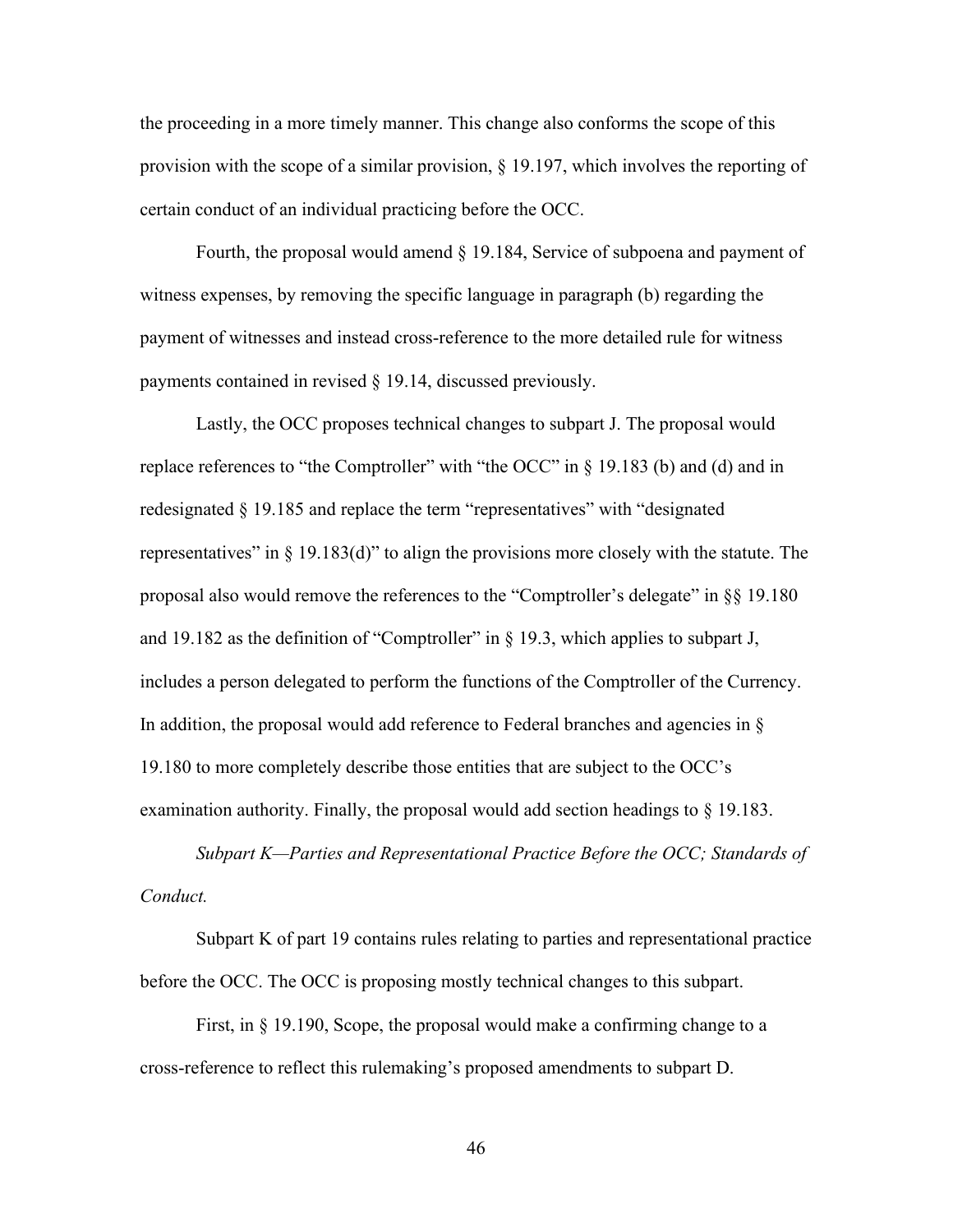the proceeding in a more timely manner. This change also conforms the scope of this provision with the scope of a similar provision, § 19.197, which involves the reporting of certain conduct of an individual practicing before the OCC.

Fourth, the proposal would amend § 19.184, Service of subpoena and payment of witness expenses, by removing the specific language in paragraph (b) regarding the payment of witnesses and instead cross-reference to the more detailed rule for witness payments contained in revised § 19.14, discussed previously.

Lastly, the OCC proposes technical changes to subpart J. The proposal would replace references to "the Comptroller" with "the OCC" in § 19.183 (b) and (d) and in redesignated § 19.185 and replace the term "representatives" with "designated representatives" in § 19.183(d)" to align the provisions more closely with the statute. The proposal also would remove the references to the "Comptroller's delegate" in §§ 19.180 and 19.182 as the definition of "Comptroller" in § 19.3, which applies to subpart J, includes a person delegated to perform the functions of the Comptroller of the Currency. In addition, the proposal would add reference to Federal branches and agencies in § 19.180 to more completely describe those entities that are subject to the OCC's examination authority. Finally, the proposal would add section headings to § 19.183.

*Subpart K—Parties and Representational Practice Before the OCC; Standards of Conduct.*

Subpart K of part 19 contains rules relating to parties and representational practice before the OCC. The OCC is proposing mostly technical changes to this subpart.

First, in § 19.190, Scope, the proposal would make a confirming change to a cross-reference to reflect this rulemaking's proposed amendments to subpart D.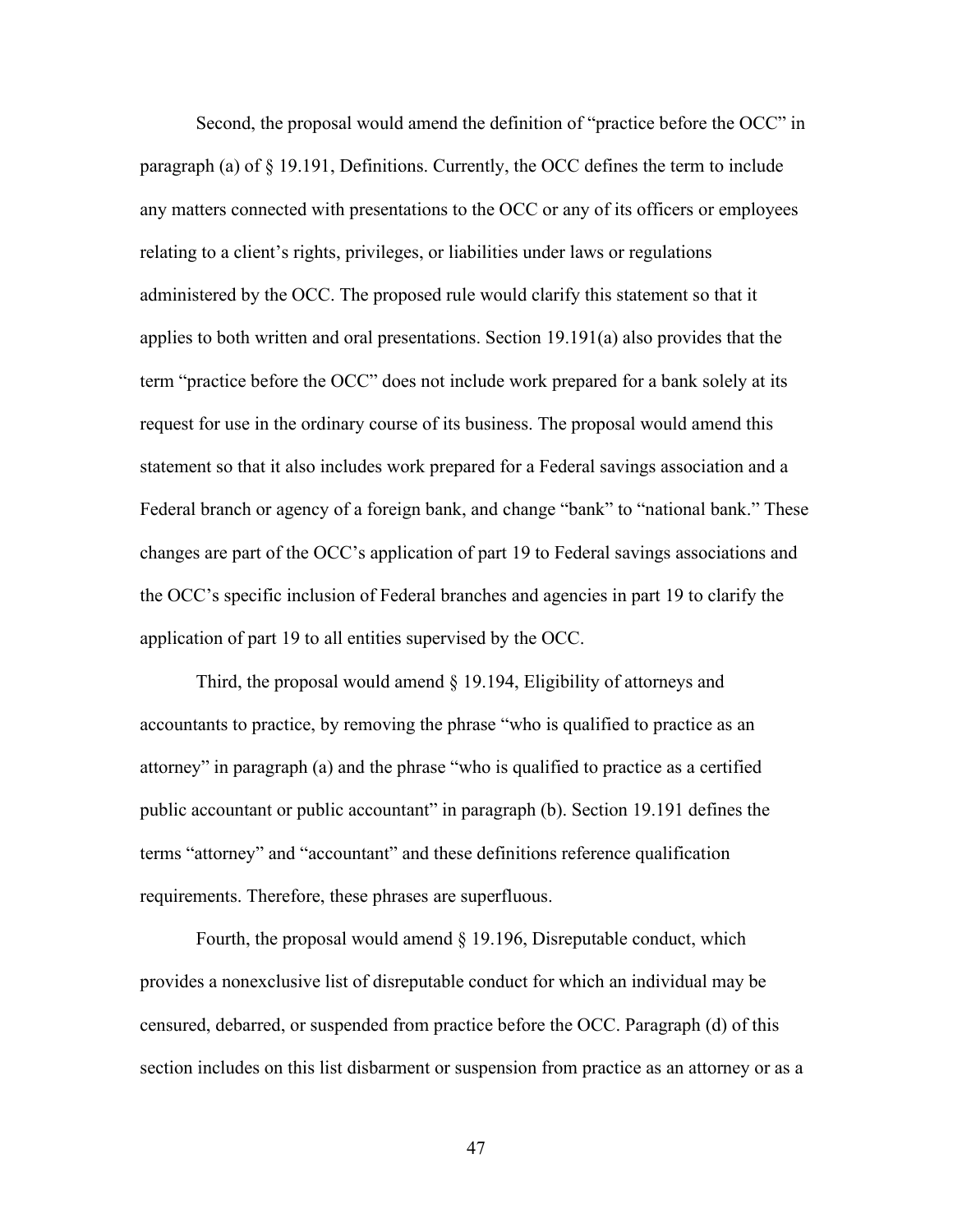Second, the proposal would amend the definition of "practice before the OCC" in paragraph (a) of § 19.191, Definitions. Currently, the OCC defines the term to include any matters connected with presentations to the OCC or any of its officers or employees relating to a client's rights, privileges, or liabilities under laws or regulations administered by the OCC. The proposed rule would clarify this statement so that it applies to both written and oral presentations. Section 19.191(a) also provides that the term "practice before the OCC" does not include work prepared for a bank solely at its request for use in the ordinary course of its business. The proposal would amend this statement so that it also includes work prepared for a Federal savings association and a Federal branch or agency of a foreign bank, and change "bank" to "national bank." These changes are part of the OCC's application of part 19 to Federal savings associations and the OCC's specific inclusion of Federal branches and agencies in part 19 to clarify the application of part 19 to all entities supervised by the OCC.

Third, the proposal would amend § 19.194, Eligibility of attorneys and accountants to practice, by removing the phrase "who is qualified to practice as an attorney" in paragraph (a) and the phrase "who is qualified to practice as a certified public accountant or public accountant" in paragraph (b). Section 19.191 defines the terms "attorney" and "accountant" and these definitions reference qualification requirements. Therefore, these phrases are superfluous.

Fourth, the proposal would amend § 19.196, Disreputable conduct, which provides a nonexclusive list of disreputable conduct for which an individual may be censured, debarred, or suspended from practice before the OCC. Paragraph (d) of this section includes on this list disbarment or suspension from practice as an attorney or as a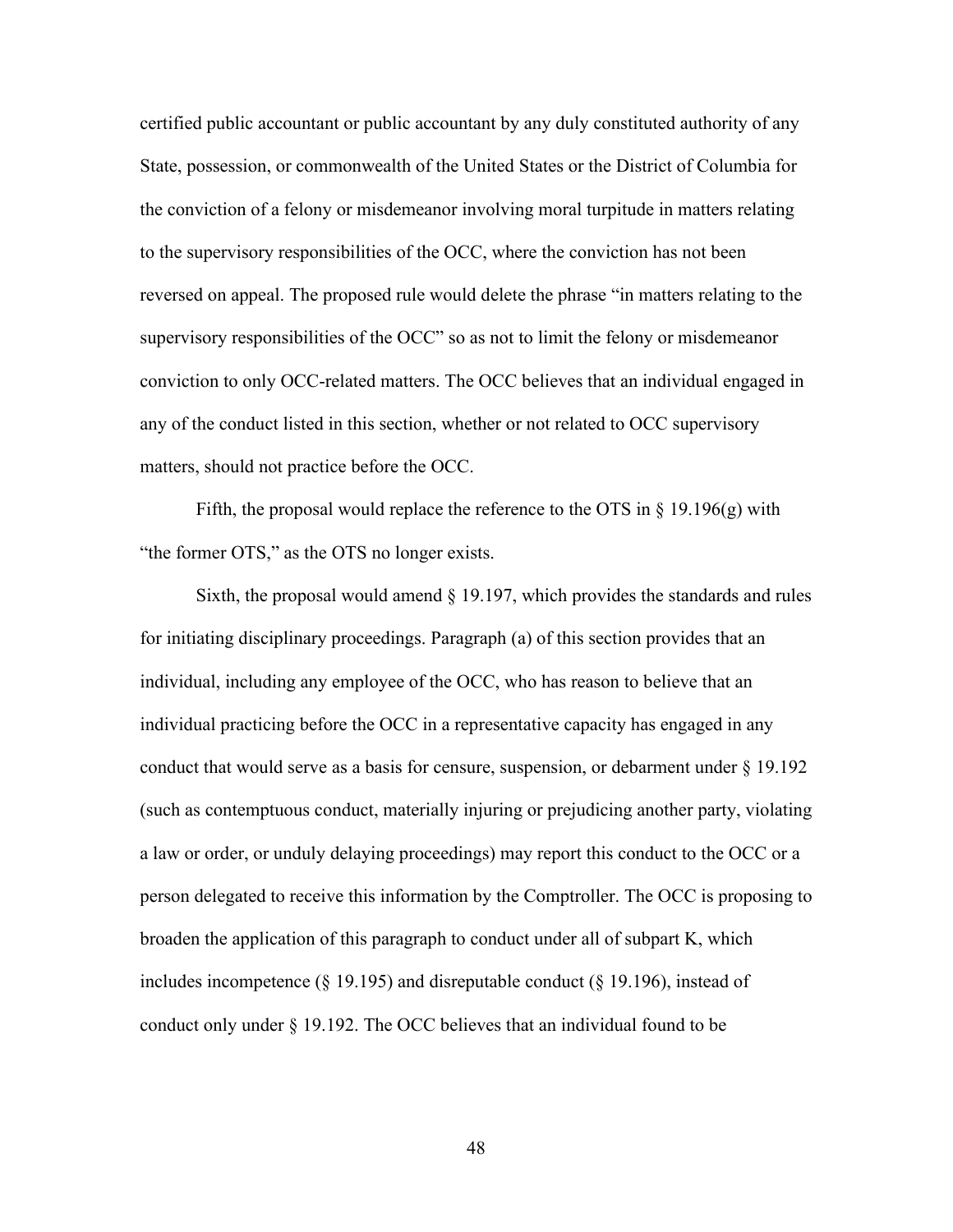certified public accountant or public accountant by any duly constituted authority of any State, possession, or commonwealth of the United States or the District of Columbia for the conviction of a felony or misdemeanor involving moral turpitude in matters relating to the supervisory responsibilities of the OCC, where the conviction has not been reversed on appeal. The proposed rule would delete the phrase "in matters relating to the supervisory responsibilities of the OCC" so as not to limit the felony or misdemeanor conviction to only OCC-related matters. The OCC believes that an individual engaged in any of the conduct listed in this section, whether or not related to OCC supervisory matters, should not practice before the OCC.

Fifth, the proposal would replace the reference to the OTS in § 19.196(g) with "the former OTS," as the OTS no longer exists.

Sixth, the proposal would amend § 19.197, which provides the standards and rules for initiating disciplinary proceedings. Paragraph (a) of this section provides that an individual, including any employee of the OCC, who has reason to believe that an individual practicing before the OCC in a representative capacity has engaged in any conduct that would serve as a basis for censure, suspension, or debarment under § 19.192 (such as contemptuous conduct, materially injuring or prejudicing another party, violating a law or order, or unduly delaying proceedings) may report this conduct to the OCC or a person delegated to receive this information by the Comptroller. The OCC is proposing to broaden the application of this paragraph to conduct under all of subpart K, which includes incompetence (§ 19.195) and disreputable conduct (§ 19.196), instead of conduct only under § 19.192. The OCC believes that an individual found to be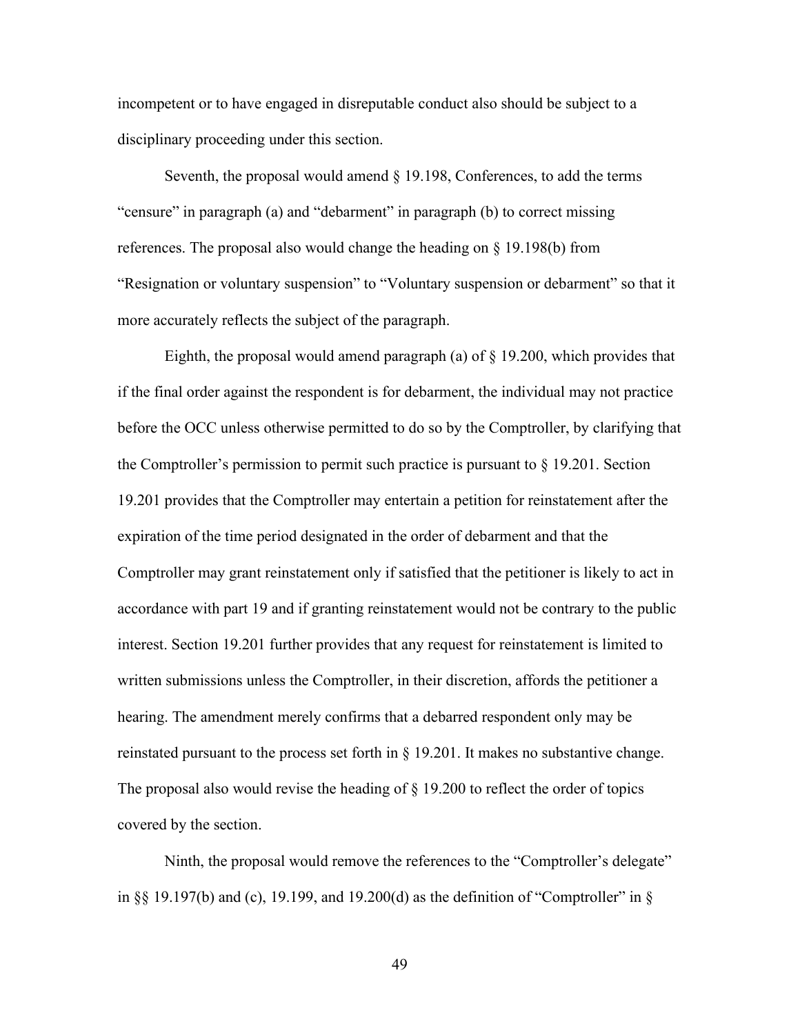incompetent or to have engaged in disreputable conduct also should be subject to a disciplinary proceeding under this section.

Seventh, the proposal would amend § 19.198, Conferences, to add the terms "censure" in paragraph (a) and "debarment" in paragraph (b) to correct missing references. The proposal also would change the heading on § 19.198(b) from "Resignation or voluntary suspension" to "Voluntary suspension or debarment" so that it more accurately reflects the subject of the paragraph.

Eighth, the proposal would amend paragraph (a) of § 19.200, which provides that if the final order against the respondent is for debarment, the individual may not practice before the OCC unless otherwise permitted to do so by the Comptroller, by clarifying that the Comptroller's permission to permit such practice is pursuant to § 19.201. Section 19.201 provides that the Comptroller may entertain a petition for reinstatement after the expiration of the time period designated in the order of debarment and that the Comptroller may grant reinstatement only if satisfied that the petitioner is likely to act in accordance with part 19 and if granting reinstatement would not be contrary to the public interest. Section 19.201 further provides that any request for reinstatement is limited to written submissions unless the Comptroller, in their discretion, affords the petitioner a hearing. The amendment merely confirms that a debarred respondent only may be reinstated pursuant to the process set forth in § 19.201. It makes no substantive change. The proposal also would revise the heading of § 19.200 to reflect the order of topics covered by the section.

Ninth, the proposal would remove the references to the "Comptroller's delegate" in §§ 19.197(b) and (c), 19.199, and 19.200(d) as the definition of "Comptroller" in §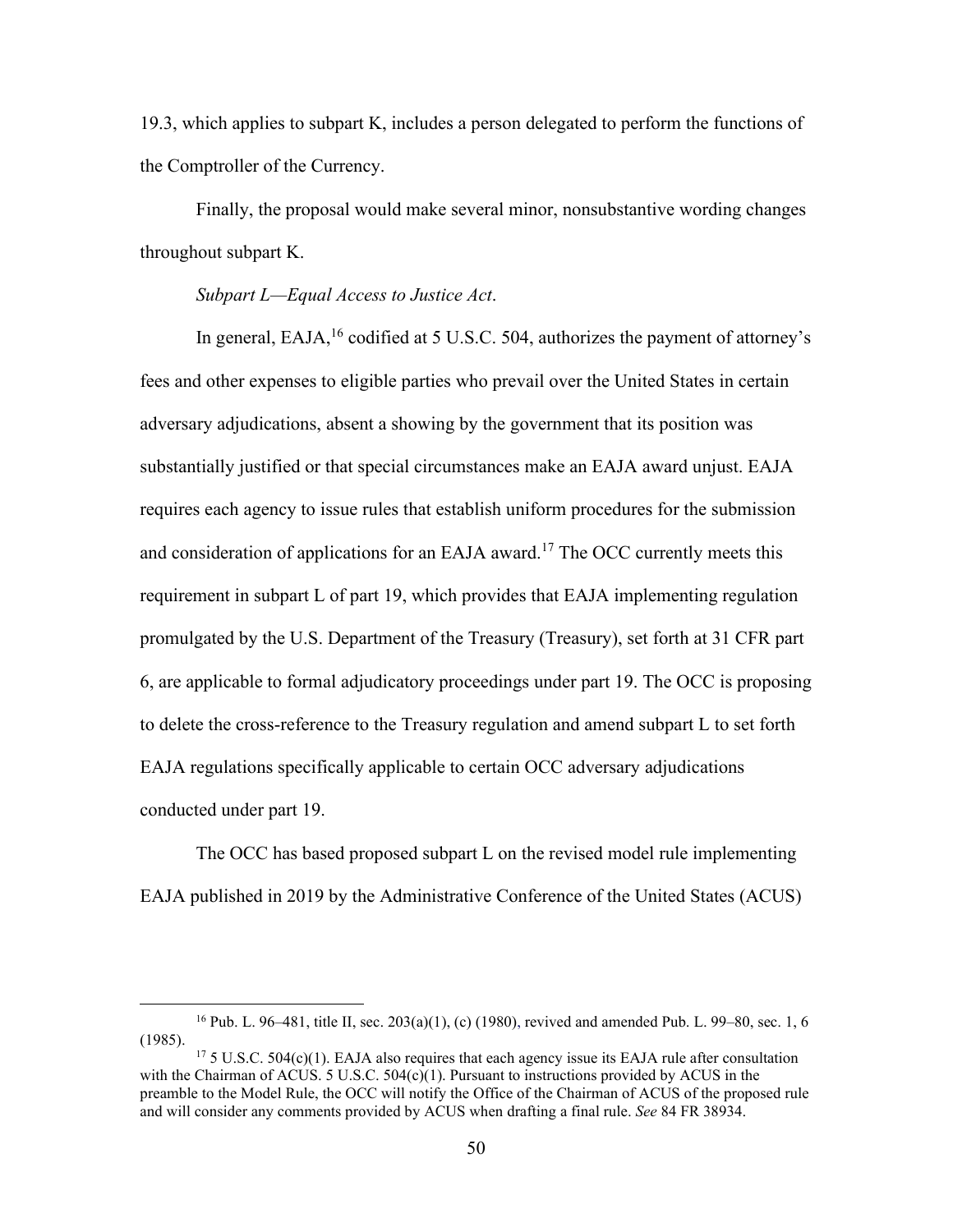19.3, which applies to subpart K, includes a person delegated to perform the functions of the Comptroller of the Currency.

Finally, the proposal would make several minor, nonsubstantive wording changes throughout subpart K.

*Subpart L—Equal Access to Justice Act*.

In general, EAJA,[16] codified at 5 U.S.C. 504, authorizes the payment of attorney's fees and other expenses to eligible parties who prevail over the United States in certain adversary adjudications, absent a showing by the government that its position was substantially justified or that special circumstances make an EAJA award unjust. EAJA requires each agency to issue rules that establish uniform procedures for the submission and consideration of applications for an EAJA award.[17] The OCC currently meets this requirement in subpart L of part 19, which provides that EAJA implementing regulation promulgated by the U.S. Department of the Treasury (Treasury), set forth at 31 CFR part 6, are applicable to formal adjudicatory proceedings under part 19. The OCC is proposing to delete the cross-reference to the Treasury regulation and amend subpart L to set forth EAJA regulations specifically applicable to certain OCC adversary adjudications conducted under part 19.

The OCC has based proposed subpart L on the revised model rule implementing EAJA published in 2019 by the Administrative Conference of the United States (ACUS)

---

[16] Pub. L. 96–481, title II, sec. 203(a)(1), (c) (1980), revived and amended Pub. L. 99–80, sec. 1, 6 (1985).

[17] 5 U.S.C. 504(c)(1). EAJA also requires that each agency issue its EAJA rule after consultation with the Chairman of ACUS. 5 U.S.C. 504(c)(1). Pursuant to instructions provided by ACUS in the preamble to the Model Rule, the OCC will notify the Office of the Chairman of ACUS of the proposed rule and will consider any comments provided by ACUS when drafting a final rule. *See* 84 FR 38934.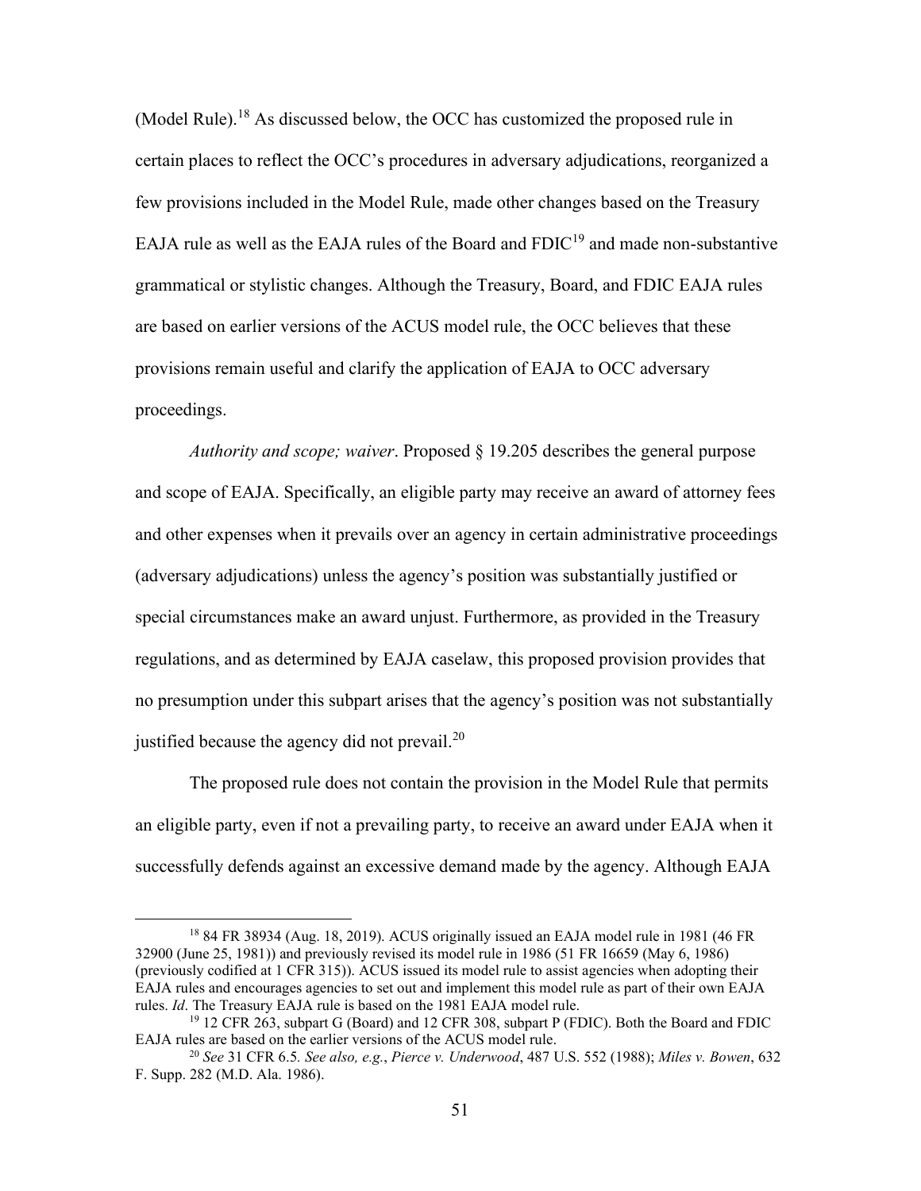(Model Rule).[18] As discussed below, the OCC has customized the proposed rule in certain places to reflect the OCC's procedures in adversary adjudications, reorganized a few provisions included in the Model Rule, made other changes based on the Treasury EAJA rule as well as the EAJA rules of the Board and FDIC[19] and made non-substantive grammatical or stylistic changes. Although the Treasury, Board, and FDIC EAJA rules are based on earlier versions of the ACUS model rule, the OCC believes that these provisions remain useful and clarify the application of EAJA to OCC adversary proceedings.

*Authority and scope; waiver*. Proposed § 19.205 describes the general purpose and scope of EAJA. Specifically, an eligible party may receive an award of attorney fees and other expenses when it prevails over an agency in certain administrative proceedings (adversary adjudications) unless the agency's position was substantially justified or special circumstances make an award unjust. Furthermore, as provided in the Treasury regulations, and as determined by EAJA caselaw, this proposed provision provides that no presumption under this subpart arises that the agency's position was not substantially justified because the agency did not prevail.[20]

The proposed rule does not contain the provision in the Model Rule that permits an eligible party, even if not a prevailing party, to receive an award under EAJA when it successfully defends against an excessive demand made by the agency. Although EAJA

---

[18] 84 FR 38934 (Aug. 18, 2019). ACUS originally issued an EAJA model rule in 1981 (46 FR 32900 (June 25, 1981)) and previously revised its model rule in 1986 (51 FR 16659 (May 6, 1986) (previously codified at 1 CFR 315)). ACUS issued its model rule to assist agencies when adopting their EAJA rules and encourages agencies to set out and implement this model rule as part of their own EAJA rules. *Id*. The Treasury EAJA rule is based on the 1981 EAJA model rule.

[19] 12 CFR 263, subpart G (Board) and 12 CFR 308, subpart P (FDIC). Both the Board and FDIC EAJA rules are based on the earlier versions of the ACUS model rule.

[20] *See* 31 CFR 6.5. *See also, e.g.*, *Pierce v. Underwood*, 487 U.S. 552 (1988); *Miles v. Bowen*, 632 F. Supp. 282 (M.D. Ala. 1986).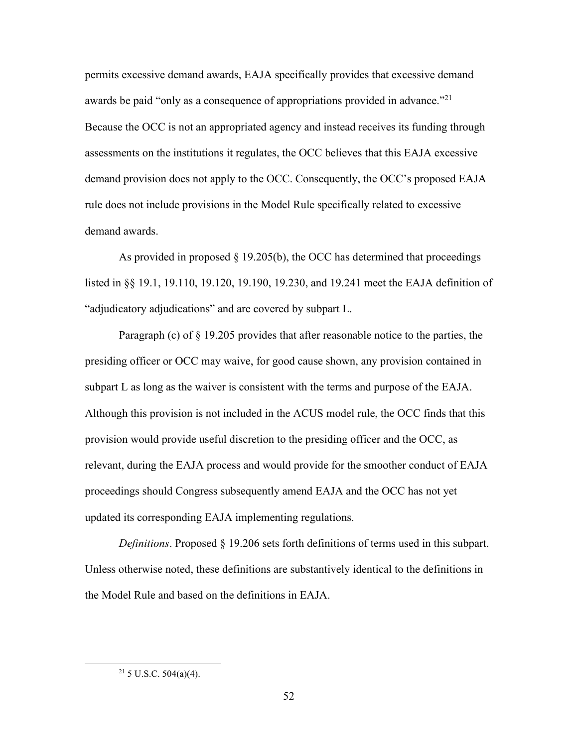permits excessive demand awards, EAJA specifically provides that excessive demand awards be paid "only as a consequence of appropriations provided in advance."[21] Because the OCC is not an appropriated agency and instead receives its funding through assessments on the institutions it regulates, the OCC believes that this EAJA excessive demand provision does not apply to the OCC. Consequently, the OCC's proposed EAJA rule does not include provisions in the Model Rule specifically related to excessive demand awards.

As provided in proposed § 19.205(b), the OCC has determined that proceedings listed in §§ 19.1, 19.110, 19.120, 19.190, 19.230, and 19.241 meet the EAJA definition of "adjudicatory adjudications" and are covered by subpart L.

Paragraph (c) of § 19.205 provides that after reasonable notice to the parties, the presiding officer or OCC may waive, for good cause shown, any provision contained in subpart L as long as the waiver is consistent with the terms and purpose of the EAJA. Although this provision is not included in the ACUS model rule, the OCC finds that this provision would provide useful discretion to the presiding officer and the OCC, as relevant, during the EAJA process and would provide for the smoother conduct of EAJA proceedings should Congress subsequently amend EAJA and the OCC has not yet updated its corresponding EAJA implementing regulations.

*Definitions*. Proposed § 19.206 sets forth definitions of terms used in this subpart. Unless otherwise noted, these definitions are substantively identical to the definitions in the Model Rule and based on the definitions in EAJA.

[21] 5 U.S.C. 504(a)(4).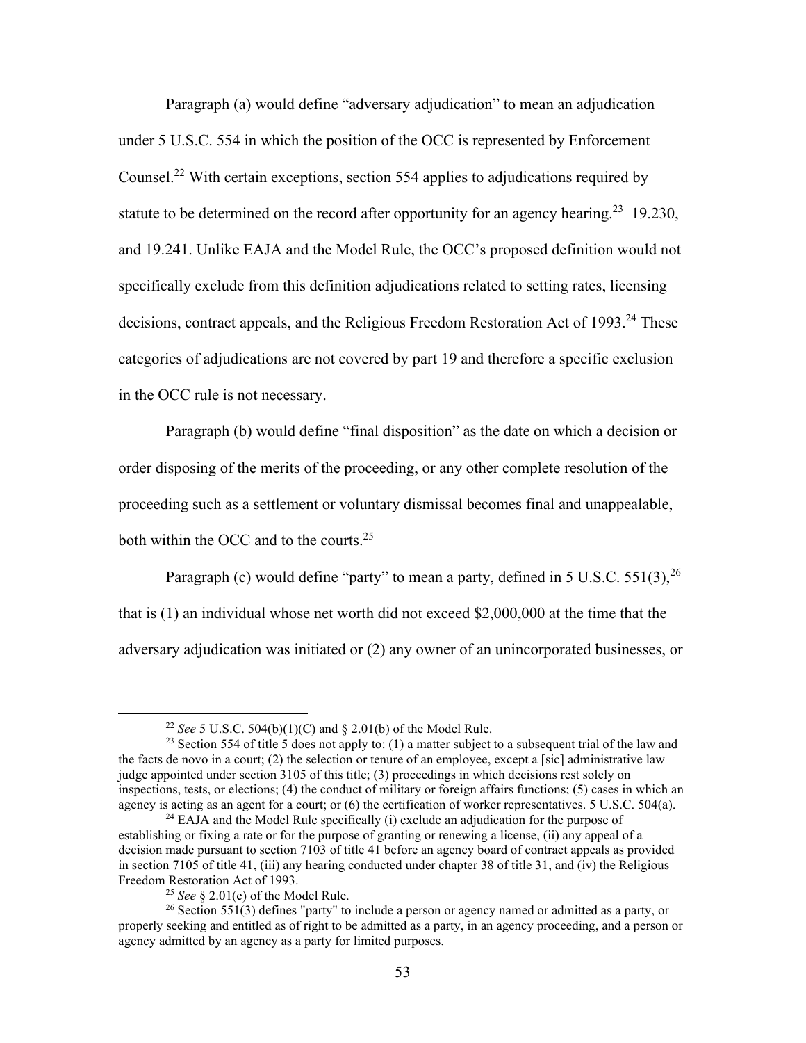Paragraph (a) would define "adversary adjudication" to mean an adjudication under 5 U.S.C. 554 in which the position of the OCC is represented by Enforcement Counsel.[22] With certain exceptions, section 554 applies to adjudications required by statute to be determined on the record after opportunity for an agency hearing.[23] 19.230, and 19.241. Unlike EAJA and the Model Rule, the OCC's proposed definition would not specifically exclude from this definition adjudications related to setting rates, licensing decisions, contract appeals, and the Religious Freedom Restoration Act of 1993.[24] These categories of adjudications are not covered by part 19 and therefore a specific exclusion in the OCC rule is not necessary.

Paragraph (b) would define "final disposition" as the date on which a decision or order disposing of the merits of the proceeding, or any other complete resolution of the proceeding such as a settlement or voluntary dismissal becomes final and unappealable, both within the OCC and to the courts.[25]

Paragraph (c) would define "party" to mean a party, defined in 5 U.S.C. 551(3),[26] that is (1) an individual whose net worth did not exceed $2,000,000 at the time that the adversary adjudication was initiated or (2) any owner of an unincorporated businesses, or

---

[22] *See* 5 U.S.C. 504(b)(1)(C) and § 2.01(b) of the Model Rule.

[23] Section 554 of title 5 does not apply to: (1) a matter subject to a subsequent trial of the law and the facts de novo in a court; (2) the selection or tenure of an employee, except a [sic] administrative law judge appointed under section 3105 of this title; (3) proceedings in which decisions rest solely on inspections, tests, or elections; (4) the conduct of military or foreign affairs functions; (5) cases in which an agency is acting as an agent for a court; or (6) the certification of worker representatives. 5 U.S.C. 504(a).

[24] EAJA and the Model Rule specifically (i) exclude an adjudication for the purpose of establishing or fixing a rate or for the purpose of granting or renewing a license, (ii) any appeal of a decision made pursuant to section 7103 of title 41 before an agency board of contract appeals as provided in section 7105 of title 41, (iii) any hearing conducted under chapter 38 of title 31, and (iv) the Religious Freedom Restoration Act of 1993.

[25] *See* § 2.01(e) of the Model Rule.

[26] Section 551(3) defines "party" to include a person or agency named or admitted as a party, or properly seeking and entitled as of right to be admitted as a party, in an agency proceeding, and a person or agency admitted by an agency as a party for limited purposes.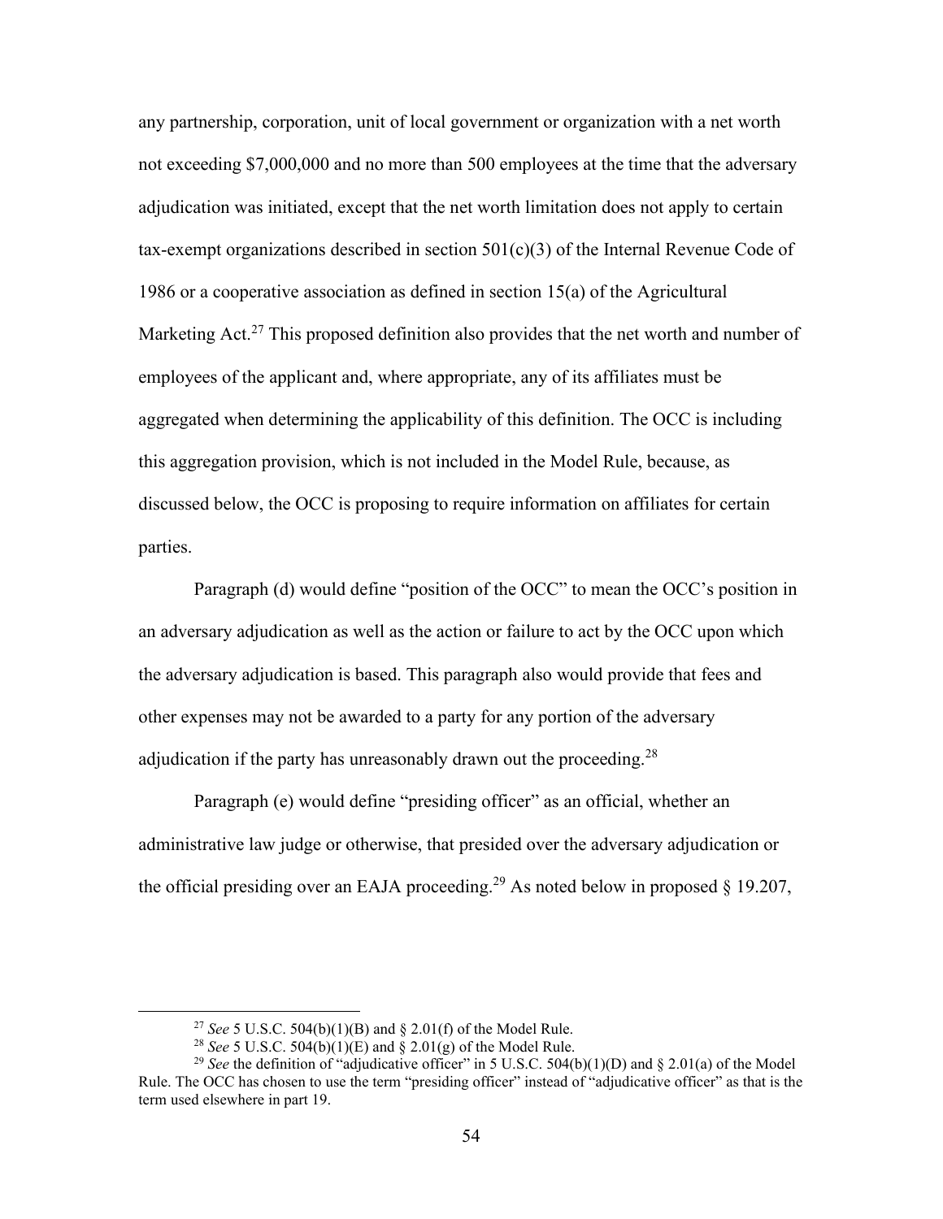any partnership, corporation, unit of local government or organization with a net worth not exceeding $7,000,000 and no more than 500 employees at the time that the adversary adjudication was initiated, except that the net worth limitation does not apply to certain tax-exempt organizations described in section 501(c)(3) of the Internal Revenue Code of 1986 or a cooperative association as defined in section 15(a) of the Agricultural Marketing Act.[27] This proposed definition also provides that the net worth and number of employees of the applicant and, where appropriate, any of its affiliates must be aggregated when determining the applicability of this definition. The OCC is including this aggregation provision, which is not included in the Model Rule, because, as discussed below, the OCC is proposing to require information on affiliates for certain parties.

Paragraph (d) would define "position of the OCC" to mean the OCC's position in an adversary adjudication as well as the action or failure to act by the OCC upon which the adversary adjudication is based. This paragraph also would provide that fees and other expenses may not be awarded to a party for any portion of the adversary adjudication if the party has unreasonably drawn out the proceeding.[28]

Paragraph (e) would define "presiding officer" as an official, whether an administrative law judge or otherwise, that presided over the adversary adjudication or the official presiding over an EAJA proceeding.[29] As noted below in proposed § 19.207,

---

[27] *See* 5 U.S.C. 504(b)(1)(B) and § 2.01(f) of the Model Rule.

[28] *See* 5 U.S.C. 504(b)(1)(E) and § 2.01(g) of the Model Rule.

[29] *See* the definition of "adjudicative officer" in 5 U.S.C. 504(b)(1)(D) and § 2.01(a) of the Model Rule. The OCC has chosen to use the term "presiding officer" instead of "adjudicative officer" as that is the term used elsewhere in part 19.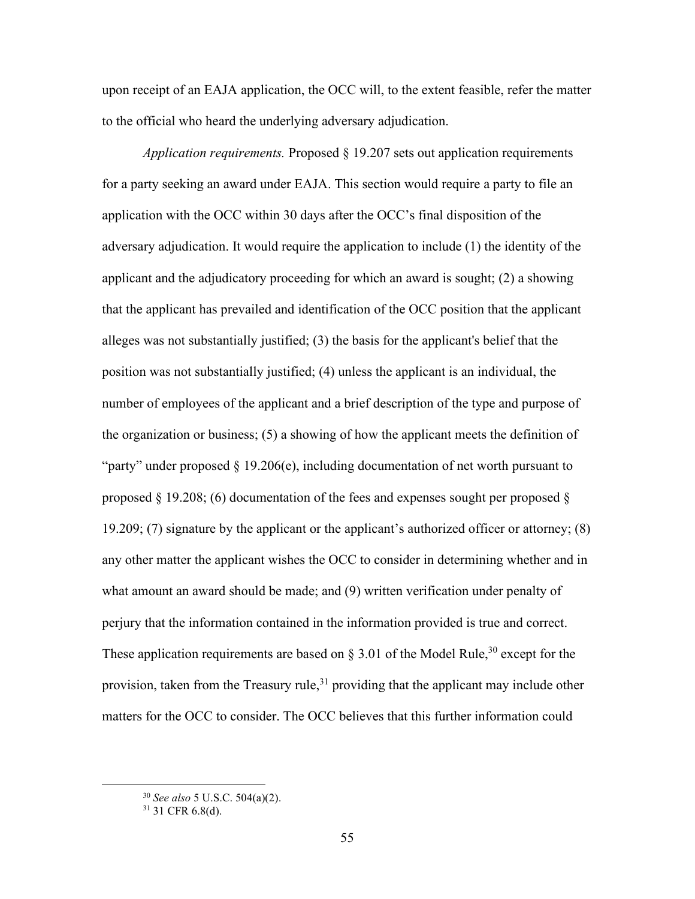upon receipt of an EAJA application, the OCC will, to the extent feasible, refer the matter to the official who heard the underlying adversary adjudication.

*Application requirements.* Proposed § 19.207 sets out application requirements for a party seeking an award under EAJA. This section would require a party to file an application with the OCC within 30 days after the OCC's final disposition of the adversary adjudication. It would require the application to include (1) the identity of the applicant and the adjudicatory proceeding for which an award is sought; (2) a showing that the applicant has prevailed and identification of the OCC position that the applicant alleges was not substantially justified; (3) the basis for the applicant's belief that the position was not substantially justified; (4) unless the applicant is an individual, the number of employees of the applicant and a brief description of the type and purpose of the organization or business; (5) a showing of how the applicant meets the definition of "party" under proposed § 19.206(e), including documentation of net worth pursuant to proposed § 19.208; (6) documentation of the fees and expenses sought per proposed § 19.209; (7) signature by the applicant or the applicant's authorized officer or attorney; (8) any other matter the applicant wishes the OCC to consider in determining whether and in what amount an award should be made; and (9) written verification under penalty of perjury that the information contained in the information provided is true and correct. These application requirements are based on § 3.01 of the Model Rule,[30] except for the provision, taken from the Treasury rule,[31] providing that the applicant may include other matters for the OCC to consider. The OCC believes that this further information could

[30] *See also* 5 U.S.C. 504(a)(2).

[31] 31 CFR 6.8(d).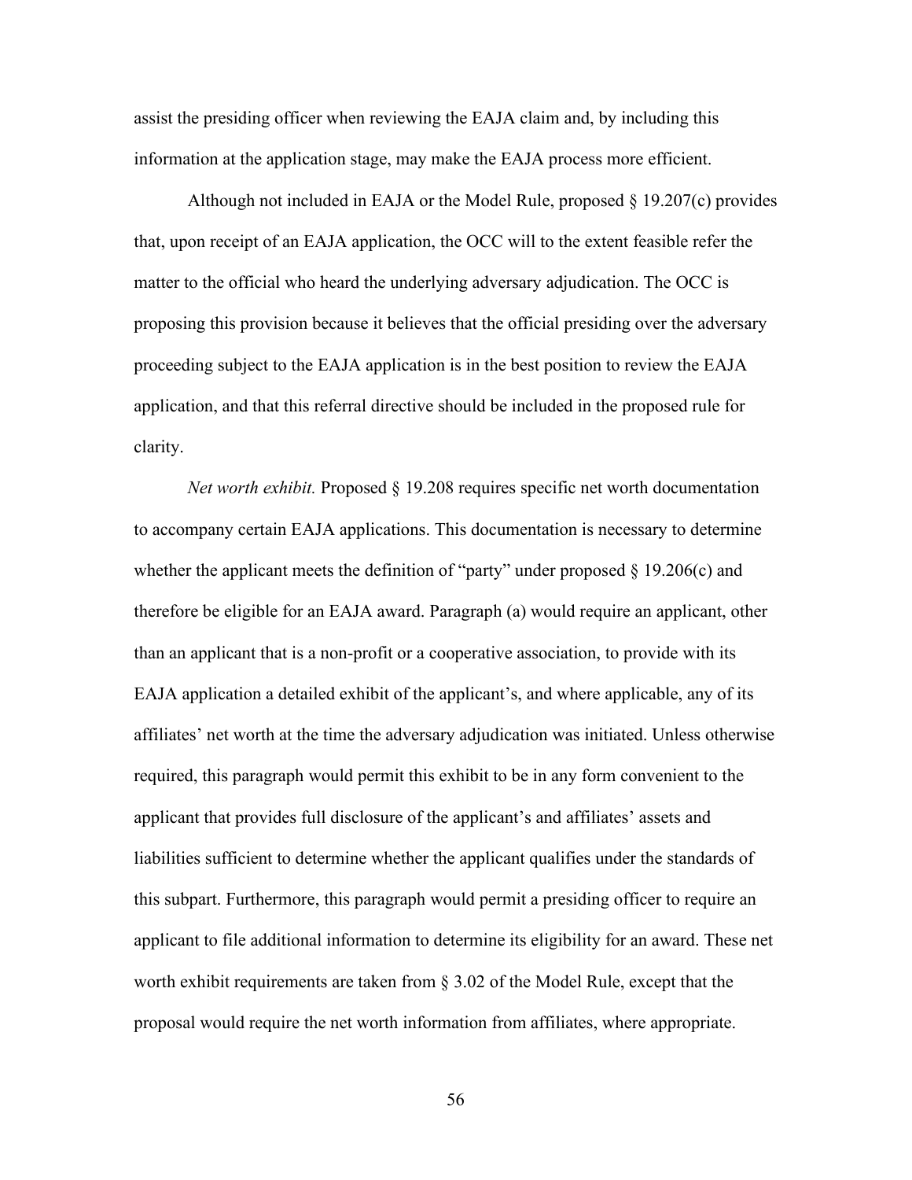assist the presiding officer when reviewing the EAJA claim and, by including this information at the application stage, may make the EAJA process more efficient.

Although not included in EAJA or the Model Rule, proposed § 19.207(c) provides that, upon receipt of an EAJA application, the OCC will to the extent feasible refer the matter to the official who heard the underlying adversary adjudication. The OCC is proposing this provision because it believes that the official presiding over the adversary proceeding subject to the EAJA application is in the best position to review the EAJA application, and that this referral directive should be included in the proposed rule for clarity.

*Net worth exhibit.* Proposed § 19.208 requires specific net worth documentation to accompany certain EAJA applications. This documentation is necessary to determine whether the applicant meets the definition of "party" under proposed § 19.206(c) and therefore be eligible for an EAJA award. Paragraph (a) would require an applicant, other than an applicant that is a non-profit or a cooperative association, to provide with its EAJA application a detailed exhibit of the applicant's, and where applicable, any of its affiliates' net worth at the time the adversary adjudication was initiated. Unless otherwise required, this paragraph would permit this exhibit to be in any form convenient to the applicant that provides full disclosure of the applicant's and affiliates' assets and liabilities sufficient to determine whether the applicant qualifies under the standards of this subpart. Furthermore, this paragraph would permit a presiding officer to require an applicant to file additional information to determine its eligibility for an award. These net worth exhibit requirements are taken from § 3.02 of the Model Rule, except that the proposal would require the net worth information from affiliates, where appropriate.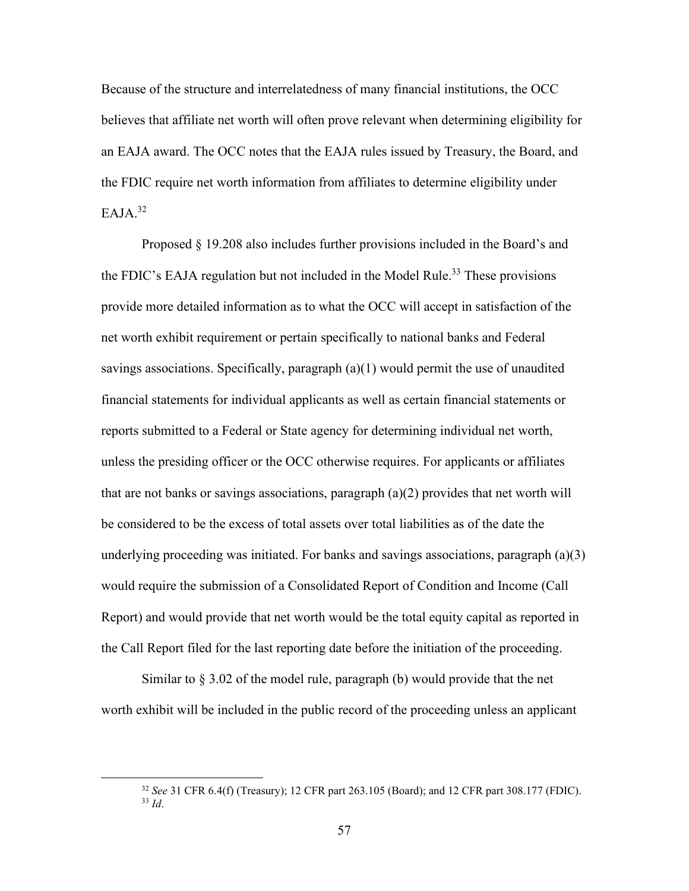Because of the structure and interrelatedness of many financial institutions, the OCC believes that affiliate net worth will often prove relevant when determining eligibility for an EAJA award. The OCC notes that the EAJA rules issued by Treasury, the Board, and the FDIC require net worth information from affiliates to determine eligibility under EAJA.[32]

Proposed § 19.208 also includes further provisions included in the Board's and the FDIC's EAJA regulation but not included in the Model Rule.[33] These provisions provide more detailed information as to what the OCC will accept in satisfaction of the net worth exhibit requirement or pertain specifically to national banks and Federal savings associations. Specifically, paragraph (a)(1) would permit the use of unaudited financial statements for individual applicants as well as certain financial statements or reports submitted to a Federal or State agency for determining individual net worth, unless the presiding officer or the OCC otherwise requires. For applicants or affiliates that are not banks or savings associations, paragraph (a)(2) provides that net worth will be considered to be the excess of total assets over total liabilities as of the date the underlying proceeding was initiated. For banks and savings associations, paragraph (a)(3) would require the submission of a Consolidated Report of Condition and Income (Call Report) and would provide that net worth would be the total equity capital as reported in the Call Report filed for the last reporting date before the initiation of the proceeding.

Similar to § 3.02 of the model rule, paragraph (b) would provide that the net worth exhibit will be included in the public record of the proceeding unless an applicant

---

[32] *See* 31 CFR 6.4(f) (Treasury); 12 CFR part 263.105 (Board); and 12 CFR part 308.177 (FDIC).

[33] *Id*.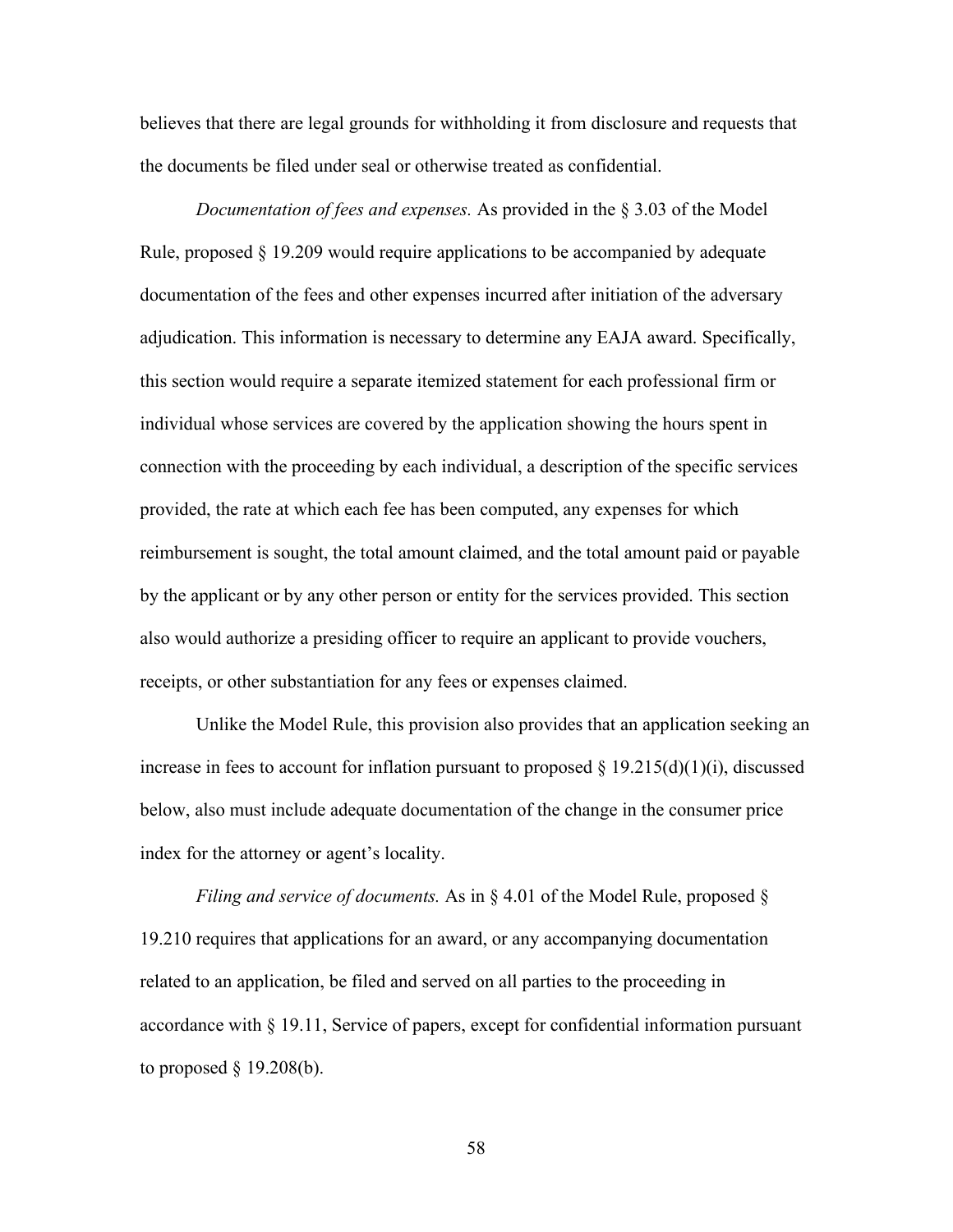believes that there are legal grounds for withholding it from disclosure and requests that the documents be filed under seal or otherwise treated as confidential.

*Documentation of fees and expenses.* As provided in the § 3.03 of the Model Rule, proposed § 19.209 would require applications to be accompanied by adequate documentation of the fees and other expenses incurred after initiation of the adversary adjudication. This information is necessary to determine any EAJA award. Specifically, this section would require a separate itemized statement for each professional firm or individual whose services are covered by the application showing the hours spent in connection with the proceeding by each individual, a description of the specific services provided, the rate at which each fee has been computed, any expenses for which reimbursement is sought, the total amount claimed, and the total amount paid or payable by the applicant or by any other person or entity for the services provided. This section also would authorize a presiding officer to require an applicant to provide vouchers, receipts, or other substantiation for any fees or expenses claimed.

Unlike the Model Rule, this provision also provides that an application seeking an increase in fees to account for inflation pursuant to proposed § 19.215(d)(1)(i), discussed below, also must include adequate documentation of the change in the consumer price index for the attorney or agent's locality.

*Filing and service of documents.* As in § 4.01 of the Model Rule, proposed § 19.210 requires that applications for an award, or any accompanying documentation related to an application, be filed and served on all parties to the proceeding in accordance with § 19.11, Service of papers, except for confidential information pursuant to proposed § 19.208(b).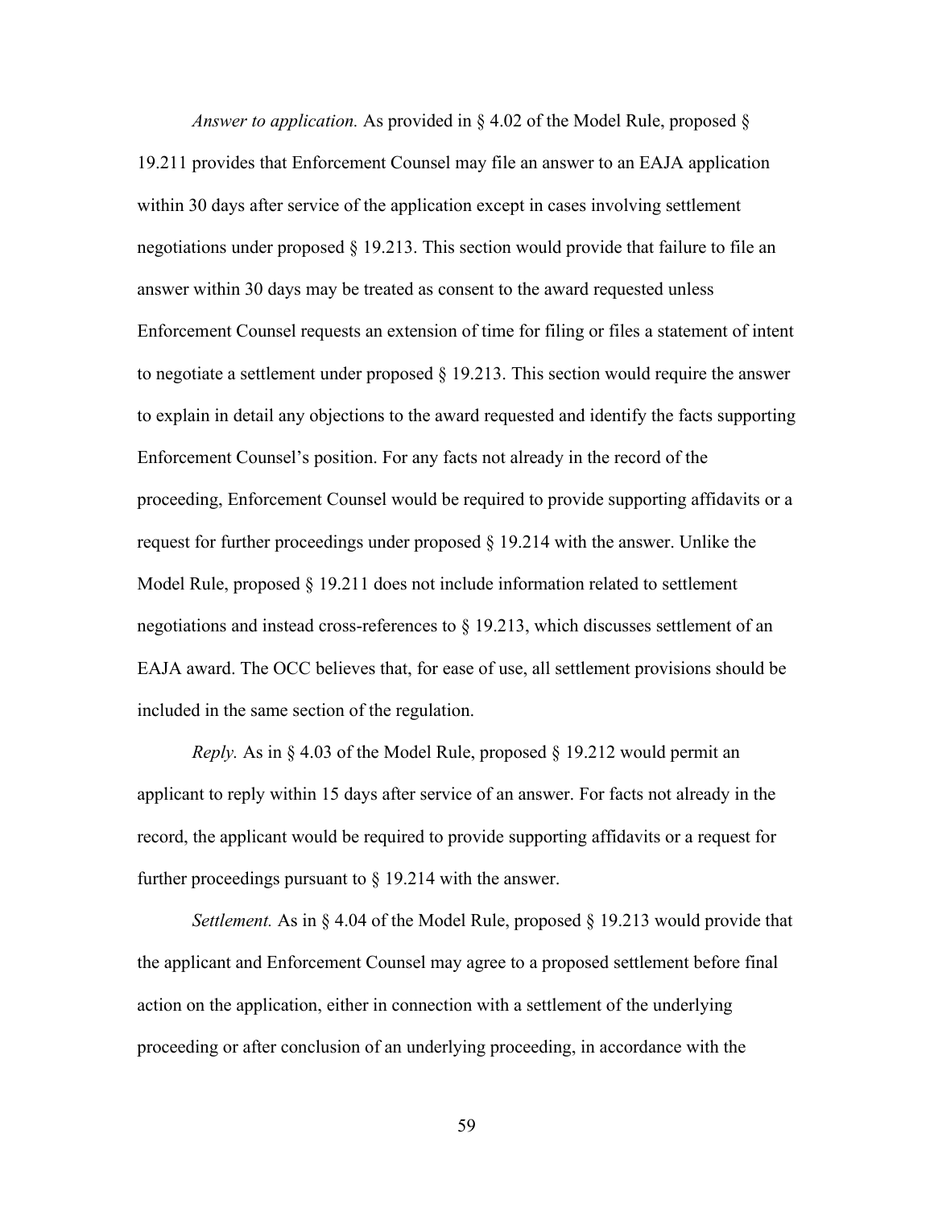*Answer to application.* As provided in § 4.02 of the Model Rule, proposed § 19.211 provides that Enforcement Counsel may file an answer to an EAJA application within 30 days after service of the application except in cases involving settlement negotiations under proposed § 19.213. This section would provide that failure to file an answer within 30 days may be treated as consent to the award requested unless Enforcement Counsel requests an extension of time for filing or files a statement of intent to negotiate a settlement under proposed § 19.213. This section would require the answer to explain in detail any objections to the award requested and identify the facts supporting Enforcement Counsel's position. For any facts not already in the record of the proceeding, Enforcement Counsel would be required to provide supporting affidavits or a request for further proceedings under proposed § 19.214 with the answer. Unlike the Model Rule, proposed § 19.211 does not include information related to settlement negotiations and instead cross-references to § 19.213, which discusses settlement of an EAJA award. The OCC believes that, for ease of use, all settlement provisions should be included in the same section of the regulation.

*Reply.* As in § 4.03 of the Model Rule, proposed § 19.212 would permit an applicant to reply within 15 days after service of an answer. For facts not already in the record, the applicant would be required to provide supporting affidavits or a request for further proceedings pursuant to § 19.214 with the answer.

*Settlement.* As in § 4.04 of the Model Rule, proposed § 19.213 would provide that the applicant and Enforcement Counsel may agree to a proposed settlement before final action on the application, either in connection with a settlement of the underlying proceeding or after conclusion of an underlying proceeding, in accordance with the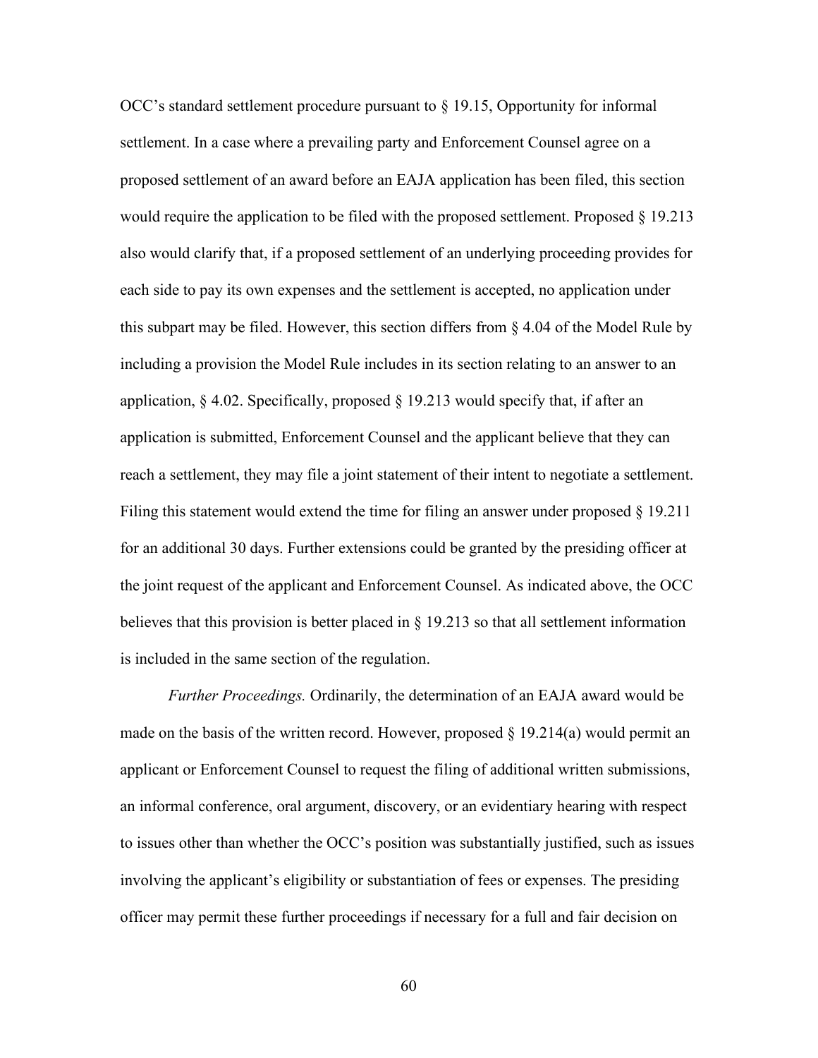OCC's standard settlement procedure pursuant to § 19.15, Opportunity for informal settlement. In a case where a prevailing party and Enforcement Counsel agree on a proposed settlement of an award before an EAJA application has been filed, this section would require the application to be filed with the proposed settlement. Proposed § 19.213 also would clarify that, if a proposed settlement of an underlying proceeding provides for each side to pay its own expenses and the settlement is accepted, no application under this subpart may be filed. However, this section differs from § 4.04 of the Model Rule by including a provision the Model Rule includes in its section relating to an answer to an application, § 4.02. Specifically, proposed § 19.213 would specify that, if after an application is submitted, Enforcement Counsel and the applicant believe that they can reach a settlement, they may file a joint statement of their intent to negotiate a settlement. Filing this statement would extend the time for filing an answer under proposed § 19.211 for an additional 30 days. Further extensions could be granted by the presiding officer at the joint request of the applicant and Enforcement Counsel. As indicated above, the OCC believes that this provision is better placed in § 19.213 so that all settlement information is included in the same section of the regulation.

*Further Proceedings.* Ordinarily, the determination of an EAJA award would be made on the basis of the written record. However, proposed § 19.214(a) would permit an applicant or Enforcement Counsel to request the filing of additional written submissions, an informal conference, oral argument, discovery, or an evidentiary hearing with respect to issues other than whether the OCC's position was substantially justified, such as issues involving the applicant's eligibility or substantiation of fees or expenses. The presiding officer may permit these further proceedings if necessary for a full and fair decision on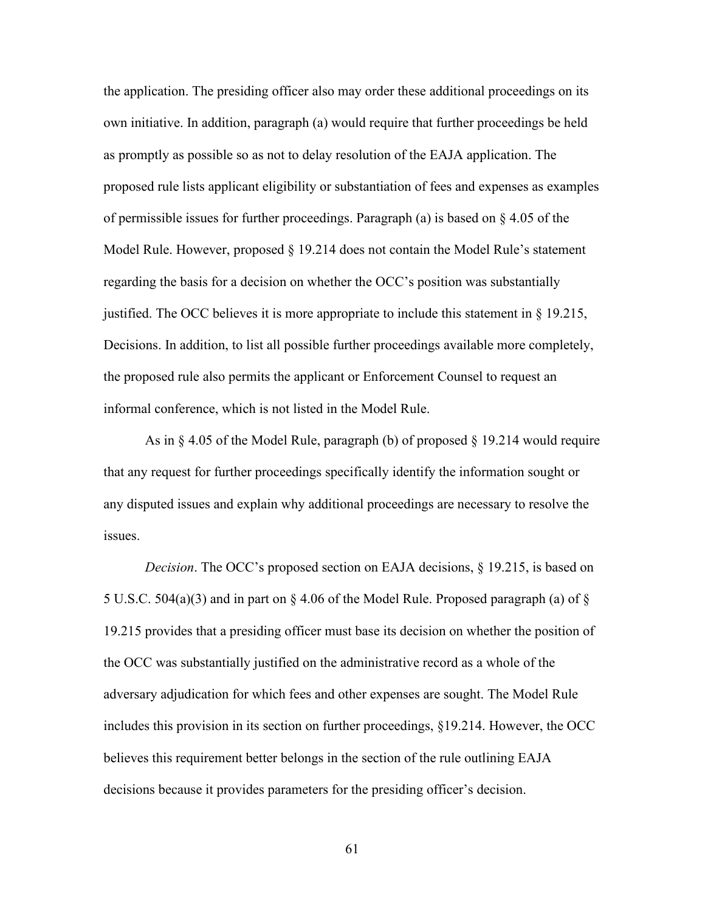the application. The presiding officer also may order these additional proceedings on its own initiative. In addition, paragraph (a) would require that further proceedings be held as promptly as possible so as not to delay resolution of the EAJA application. The proposed rule lists applicant eligibility or substantiation of fees and expenses as examples of permissible issues for further proceedings. Paragraph (a) is based on § 4.05 of the Model Rule. However, proposed § 19.214 does not contain the Model Rule's statement regarding the basis for a decision on whether the OCC's position was substantially justified. The OCC believes it is more appropriate to include this statement in § 19.215, Decisions. In addition, to list all possible further proceedings available more completely, the proposed rule also permits the applicant or Enforcement Counsel to request an informal conference, which is not listed in the Model Rule.

As in § 4.05 of the Model Rule, paragraph (b) of proposed § 19.214 would require that any request for further proceedings specifically identify the information sought or any disputed issues and explain why additional proceedings are necessary to resolve the issues.

*Decision*. The OCC's proposed section on EAJA decisions, § 19.215, is based on 5 U.S.C. 504(a)(3) and in part on § 4.06 of the Model Rule. Proposed paragraph (a) of § 19.215 provides that a presiding officer must base its decision on whether the position of the OCC was substantially justified on the administrative record as a whole of the adversary adjudication for which fees and other expenses are sought. The Model Rule includes this provision in its section on further proceedings, §19.214. However, the OCC believes this requirement better belongs in the section of the rule outlining EAJA decisions because it provides parameters for the presiding officer's decision.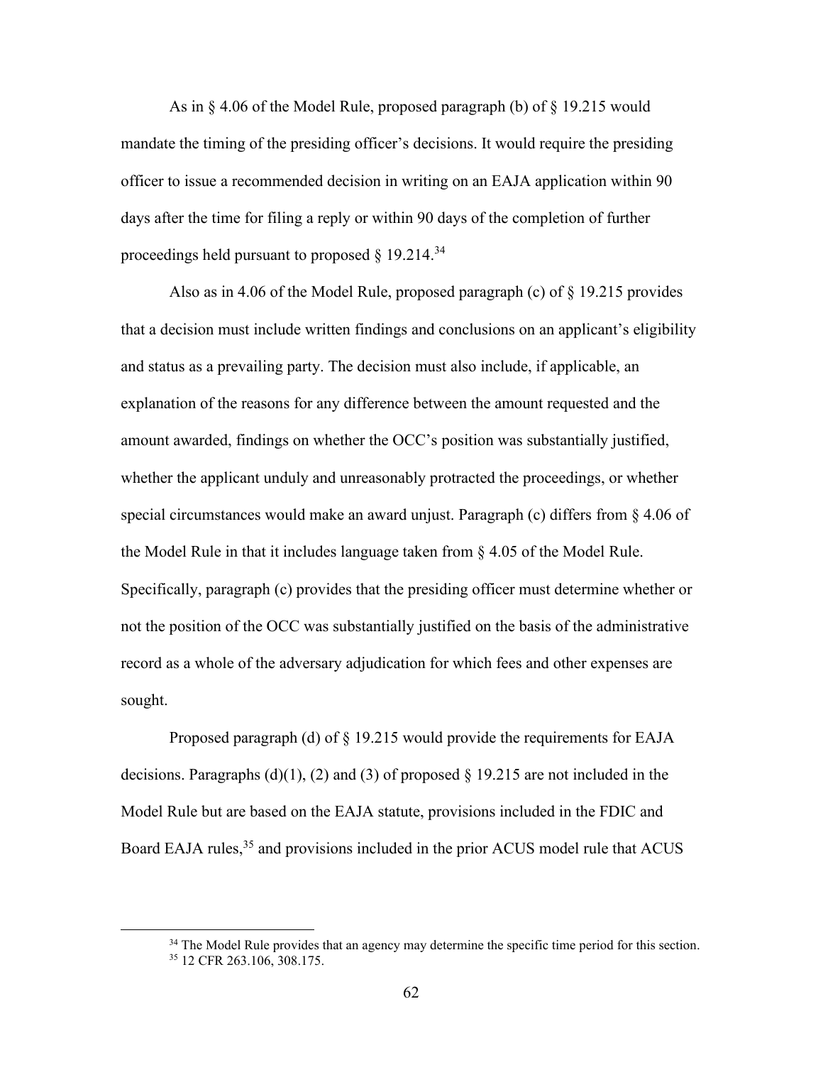As in § 4.06 of the Model Rule, proposed paragraph (b) of § 19.215 would mandate the timing of the presiding officer's decisions. It would require the presiding officer to issue a recommended decision in writing on an EAJA application within 90 days after the time for filing a reply or within 90 days of the completion of further proceedings held pursuant to proposed § 19.214.[34]

Also as in 4.06 of the Model Rule, proposed paragraph (c) of § 19.215 provides that a decision must include written findings and conclusions on an applicant's eligibility and status as a prevailing party. The decision must also include, if applicable, an explanation of the reasons for any difference between the amount requested and the amount awarded, findings on whether the OCC's position was substantially justified, whether the applicant unduly and unreasonably protracted the proceedings, or whether special circumstances would make an award unjust. Paragraph (c) differs from § 4.06 of the Model Rule in that it includes language taken from § 4.05 of the Model Rule. Specifically, paragraph (c) provides that the presiding officer must determine whether or not the position of the OCC was substantially justified on the basis of the administrative record as a whole of the adversary adjudication for which fees and other expenses are sought.

Proposed paragraph (d) of § 19.215 would provide the requirements for EAJA decisions. Paragraphs (d)(1), (2) and (3) of proposed § 19.215 are not included in the Model Rule but are based on the EAJA statute, provisions included in the FDIC and Board EAJA rules,[35] and provisions included in the prior ACUS model rule that ACUS

---

[34] The Model Rule provides that an agency may determine the specific time period for this section.

[35] 12 CFR 263.106, 308.175.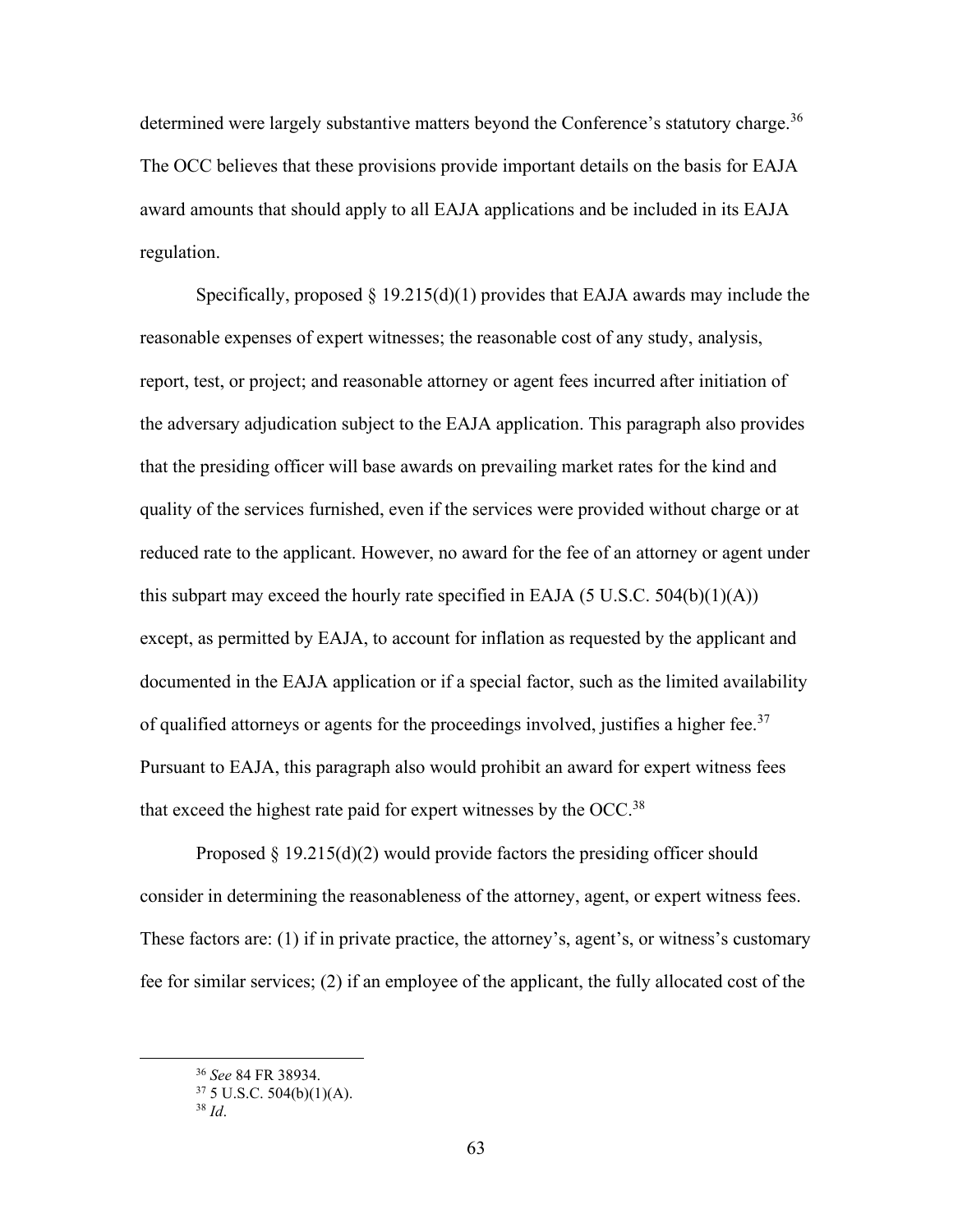determined were largely substantive matters beyond the Conference's statutory charge.[36] The OCC believes that these provisions provide important details on the basis for EAJA award amounts that should apply to all EAJA applications and be included in its EAJA regulation.

Specifically, proposed § 19.215(d)(1) provides that EAJA awards may include the reasonable expenses of expert witnesses; the reasonable cost of any study, analysis, report, test, or project; and reasonable attorney or agent fees incurred after initiation of the adversary adjudication subject to the EAJA application. This paragraph also provides that the presiding officer will base awards on prevailing market rates for the kind and quality of the services furnished, even if the services were provided without charge or at reduced rate to the applicant. However, no award for the fee of an attorney or agent under this subpart may exceed the hourly rate specified in EAJA (5 U.S.C. 504(b)(1)(A)) except, as permitted by EAJA, to account for inflation as requested by the applicant and documented in the EAJA application or if a special factor, such as the limited availability of qualified attorneys or agents for the proceedings involved, justifies a higher fee.[37] Pursuant to EAJA, this paragraph also would prohibit an award for expert witness fees that exceed the highest rate paid for expert witnesses by the OCC.[38]

Proposed § 19.215(d)(2) would provide factors the presiding officer should consider in determining the reasonableness of the attorney, agent, or expert witness fees. These factors are: (1) if in private practice, the attorney's, agent's, or witness's customary fee for similar services; (2) if an employee of the applicant, the fully allocated cost of the

[36] *See* 84 FR 38934.

[37] 5 U.S.C. 504(b)(1)(A).

[38] *Id*.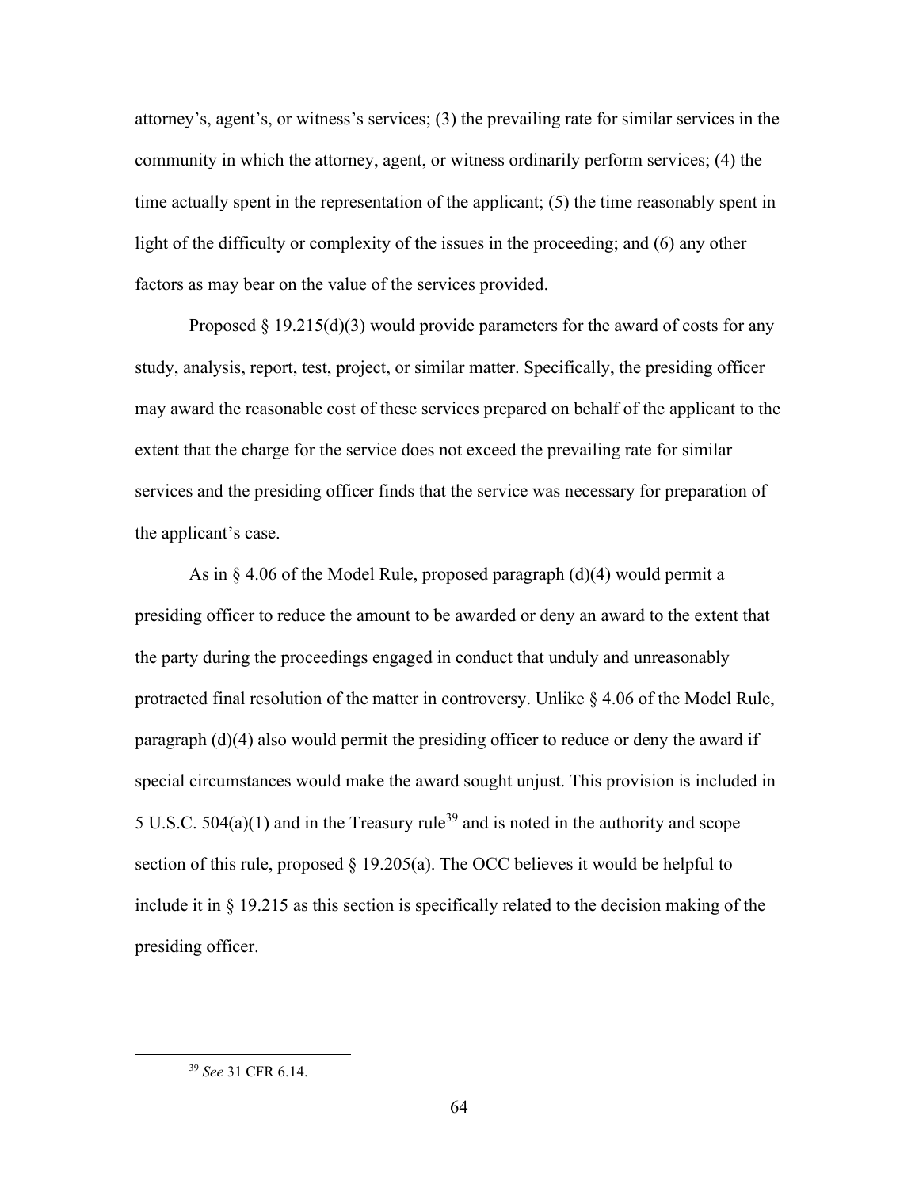attorney's, agent's, or witness's services; (3) the prevailing rate for similar services in the community in which the attorney, agent, or witness ordinarily perform services; (4) the time actually spent in the representation of the applicant; (5) the time reasonably spent in light of the difficulty or complexity of the issues in the proceeding; and (6) any other factors as may bear on the value of the services provided.

Proposed § 19.215(d)(3) would provide parameters for the award of costs for any study, analysis, report, test, project, or similar matter. Specifically, the presiding officer may award the reasonable cost of these services prepared on behalf of the applicant to the extent that the charge for the service does not exceed the prevailing rate for similar services and the presiding officer finds that the service was necessary for preparation of the applicant's case.

As in § 4.06 of the Model Rule, proposed paragraph (d)(4) would permit a presiding officer to reduce the amount to be awarded or deny an award to the extent that the party during the proceedings engaged in conduct that unduly and unreasonably protracted final resolution of the matter in controversy. Unlike § 4.06 of the Model Rule, paragraph (d)(4) also would permit the presiding officer to reduce or deny the award if special circumstances would make the award sought unjust. This provision is included in 5 U.S.C. 504(a)(1) and in the Treasury rule[39] and is noted in the authority and scope section of this rule, proposed § 19.205(a). The OCC believes it would be helpful to include it in § 19.215 as this section is specifically related to the decision making of the presiding officer.

---

[39] *See* 31 CFR 6.14.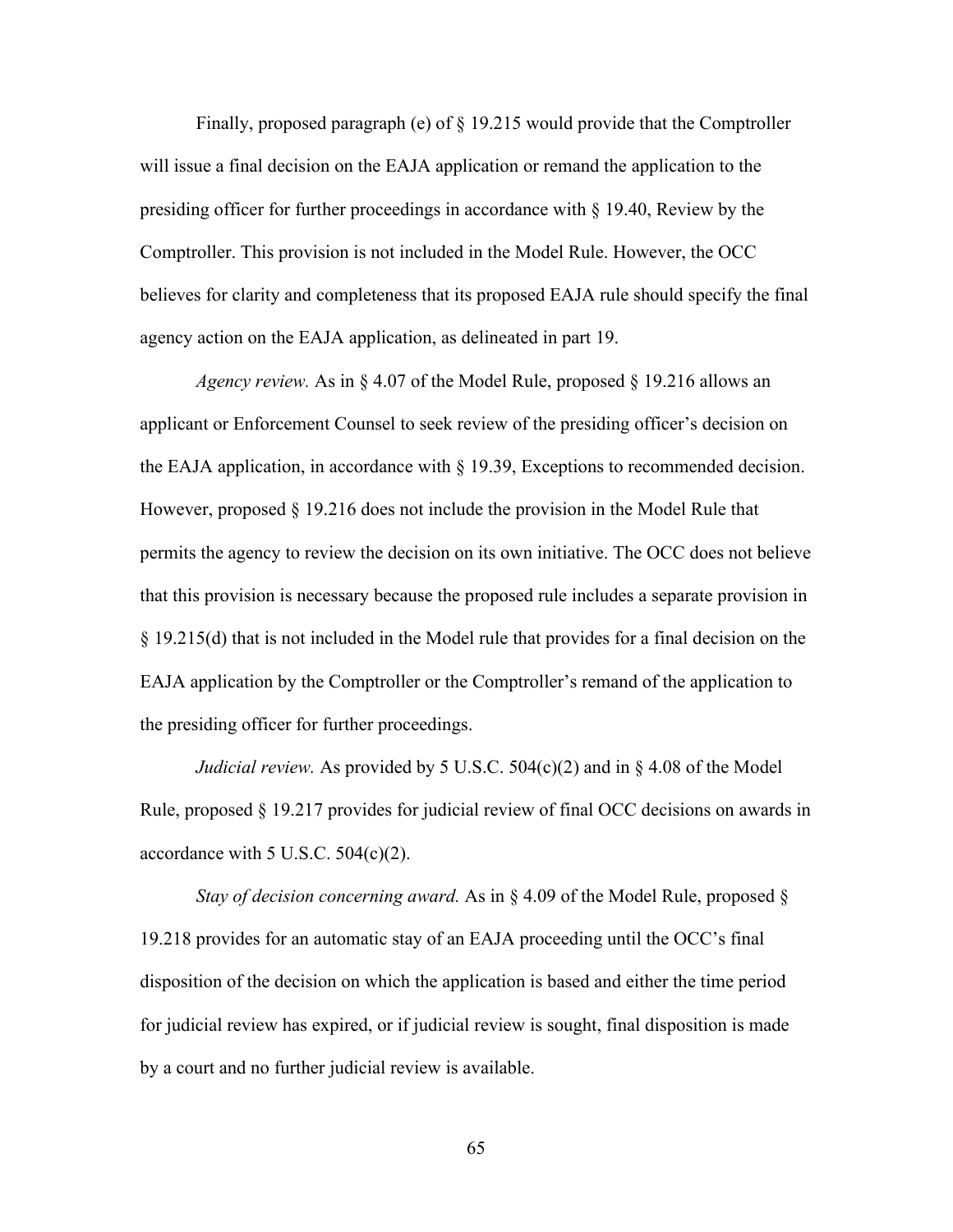Finally, proposed paragraph (e) of § 19.215 would provide that the Comptroller will issue a final decision on the EAJA application or remand the application to the presiding officer for further proceedings in accordance with § 19.40, Review by the Comptroller. This provision is not included in the Model Rule. However, the OCC believes for clarity and completeness that its proposed EAJA rule should specify the final agency action on the EAJA application, as delineated in part 19.

*Agency review.* As in § 4.07 of the Model Rule, proposed § 19.216 allows an applicant or Enforcement Counsel to seek review of the presiding officer's decision on the EAJA application, in accordance with § 19.39, Exceptions to recommended decision. However, proposed § 19.216 does not include the provision in the Model Rule that permits the agency to review the decision on its own initiative. The OCC does not believe that this provision is necessary because the proposed rule includes a separate provision in § 19.215(d) that is not included in the Model rule that provides for a final decision on the EAJA application by the Comptroller or the Comptroller's remand of the application to the presiding officer for further proceedings.

*Judicial review.* As provided by 5 U.S.C. 504(c)(2) and in § 4.08 of the Model Rule, proposed § 19.217 provides for judicial review of final OCC decisions on awards in accordance with 5 U.S.C. 504(c)(2).

*Stay of decision concerning award.* As in § 4.09 of the Model Rule, proposed § 19.218 provides for an automatic stay of an EAJA proceeding until the OCC's final disposition of the decision on which the application is based and either the time period for judicial review has expired, or if judicial review is sought, final disposition is made by a court and no further judicial review is available.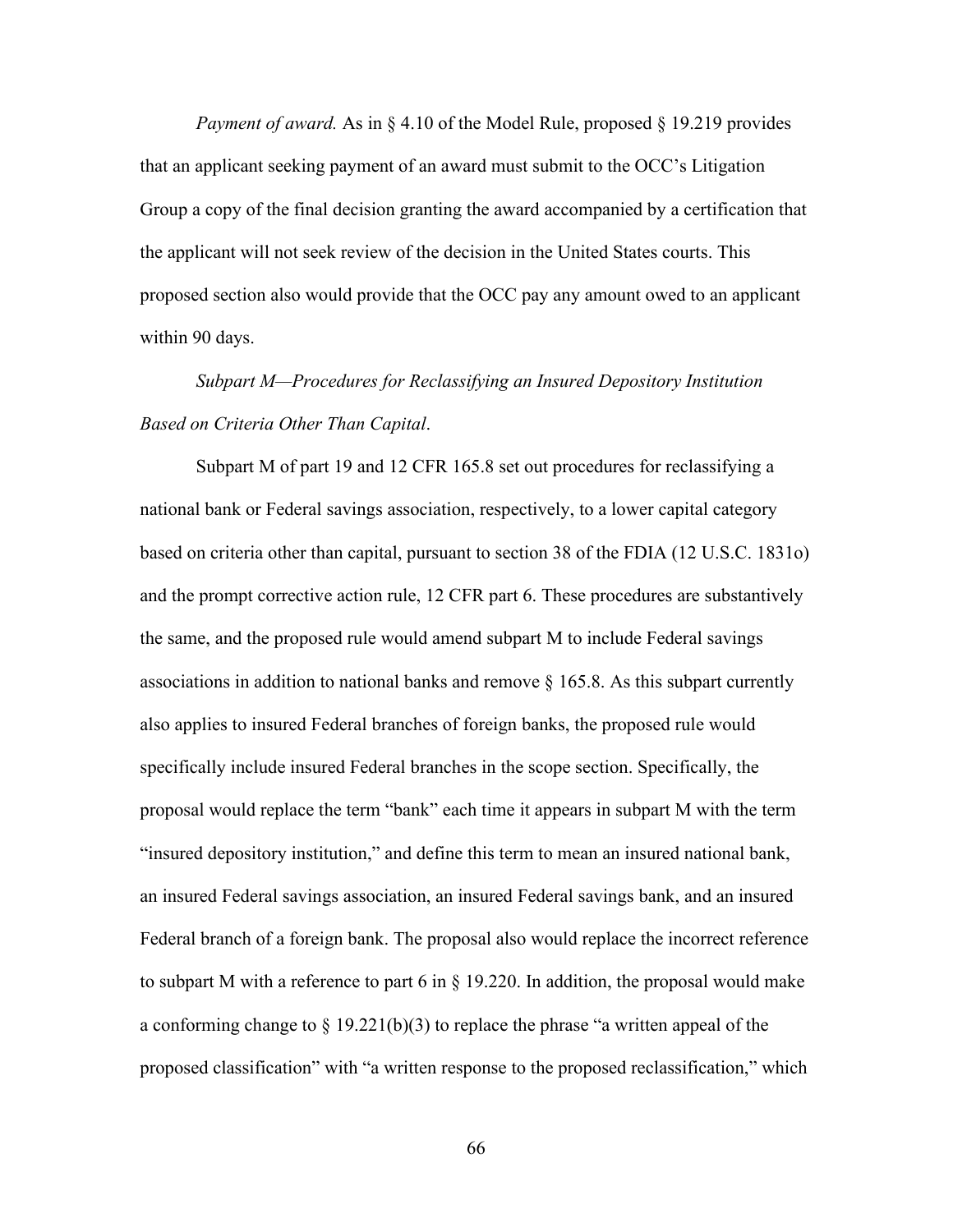*Payment of award.* As in § 4.10 of the Model Rule, proposed § 19.219 provides that an applicant seeking payment of an award must submit to the OCC's Litigation Group a copy of the final decision granting the award accompanied by a certification that the applicant will not seek review of the decision in the United States courts. This proposed section also would provide that the OCC pay any amount owed to an applicant within 90 days.

*Subpart M—Procedures for Reclassifying an Insured Depository Institution Based on Criteria Other Than Capital*.

Subpart M of part 19 and 12 CFR 165.8 set out procedures for reclassifying a national bank or Federal savings association, respectively, to a lower capital category based on criteria other than capital, pursuant to section 38 of the FDIA (12 U.S.C. 1831o) and the prompt corrective action rule, 12 CFR part 6. These procedures are substantively the same, and the proposed rule would amend subpart M to include Federal savings associations in addition to national banks and remove § 165.8. As this subpart currently also applies to insured Federal branches of foreign banks, the proposed rule would specifically include insured Federal branches in the scope section. Specifically, the proposal would replace the term "bank" each time it appears in subpart M with the term "insured depository institution," and define this term to mean an insured national bank, an insured Federal savings association, an insured Federal savings bank, and an insured Federal branch of a foreign bank. The proposal also would replace the incorrect reference to subpart M with a reference to part 6 in § 19.220. In addition, the proposal would make a conforming change to § 19.221(b)(3) to replace the phrase "a written appeal of the proposed classification" with "a written response to the proposed reclassification," which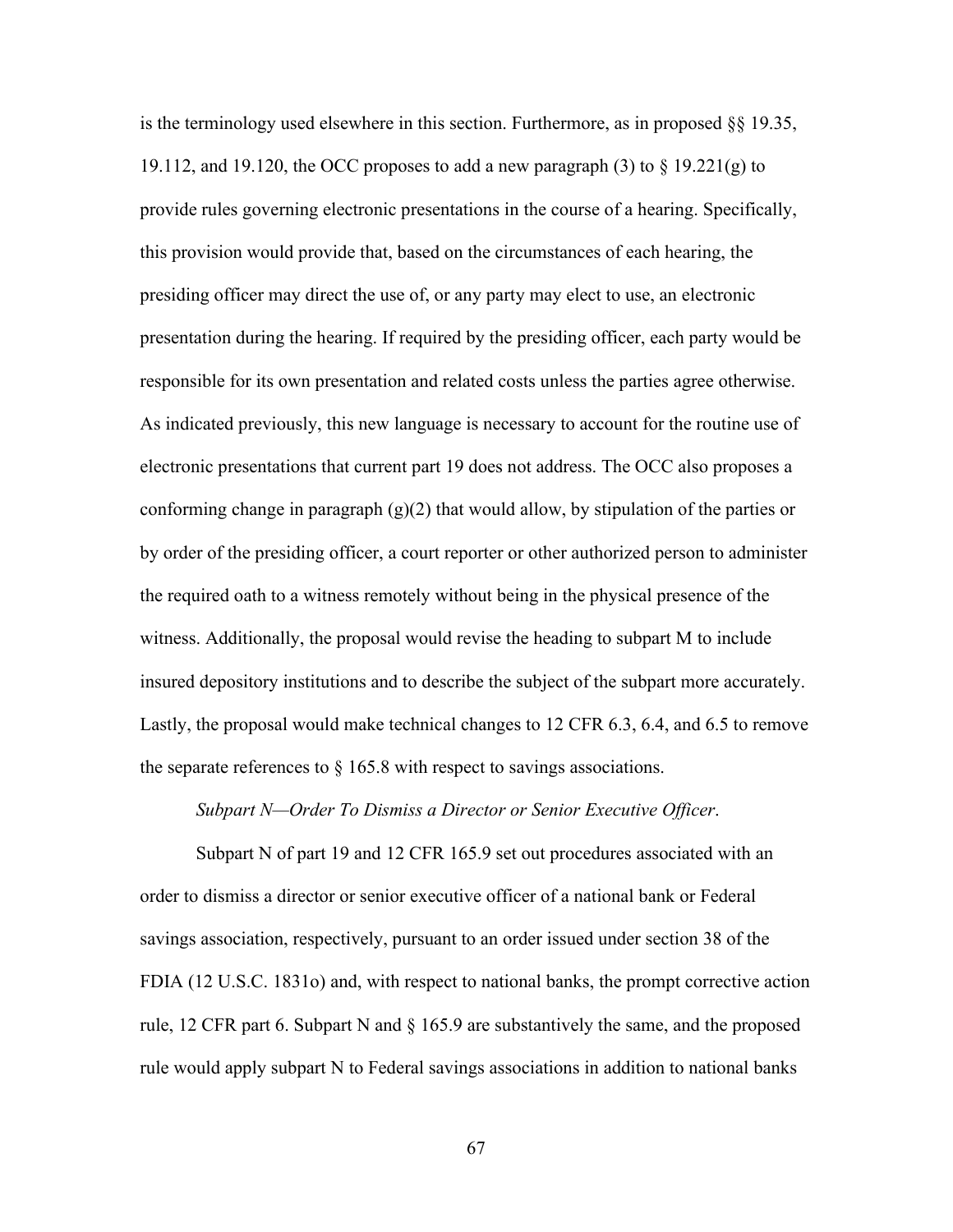is the terminology used elsewhere in this section. Furthermore, as in proposed §§ 19.35, 19.112, and 19.120, the OCC proposes to add a new paragraph (3) to § 19.221(g) to provide rules governing electronic presentations in the course of a hearing. Specifically, this provision would provide that, based on the circumstances of each hearing, the presiding officer may direct the use of, or any party may elect to use, an electronic presentation during the hearing. If required by the presiding officer, each party would be responsible for its own presentation and related costs unless the parties agree otherwise. As indicated previously, this new language is necessary to account for the routine use of electronic presentations that current part 19 does not address. The OCC also proposes a conforming change in paragraph (g)(2) that would allow, by stipulation of the parties or by order of the presiding officer, a court reporter or other authorized person to administer the required oath to a witness remotely without being in the physical presence of the witness. Additionally, the proposal would revise the heading to subpart M to include insured depository institutions and to describe the subject of the subpart more accurately. Lastly, the proposal would make technical changes to 12 CFR 6.3, 6.4, and 6.5 to remove the separate references to § 165.8 with respect to savings associations.

*Subpart N—Order To Dismiss a Director or Senior Executive Officer*.

Subpart N of part 19 and 12 CFR 165.9 set out procedures associated with an order to dismiss a director or senior executive officer of a national bank or Federal savings association, respectively, pursuant to an order issued under section 38 of the FDIA (12 U.S.C. 1831o) and, with respect to national banks, the prompt corrective action rule, 12 CFR part 6. Subpart N and § 165.9 are substantively the same, and the proposed rule would apply subpart N to Federal savings associations in addition to national banks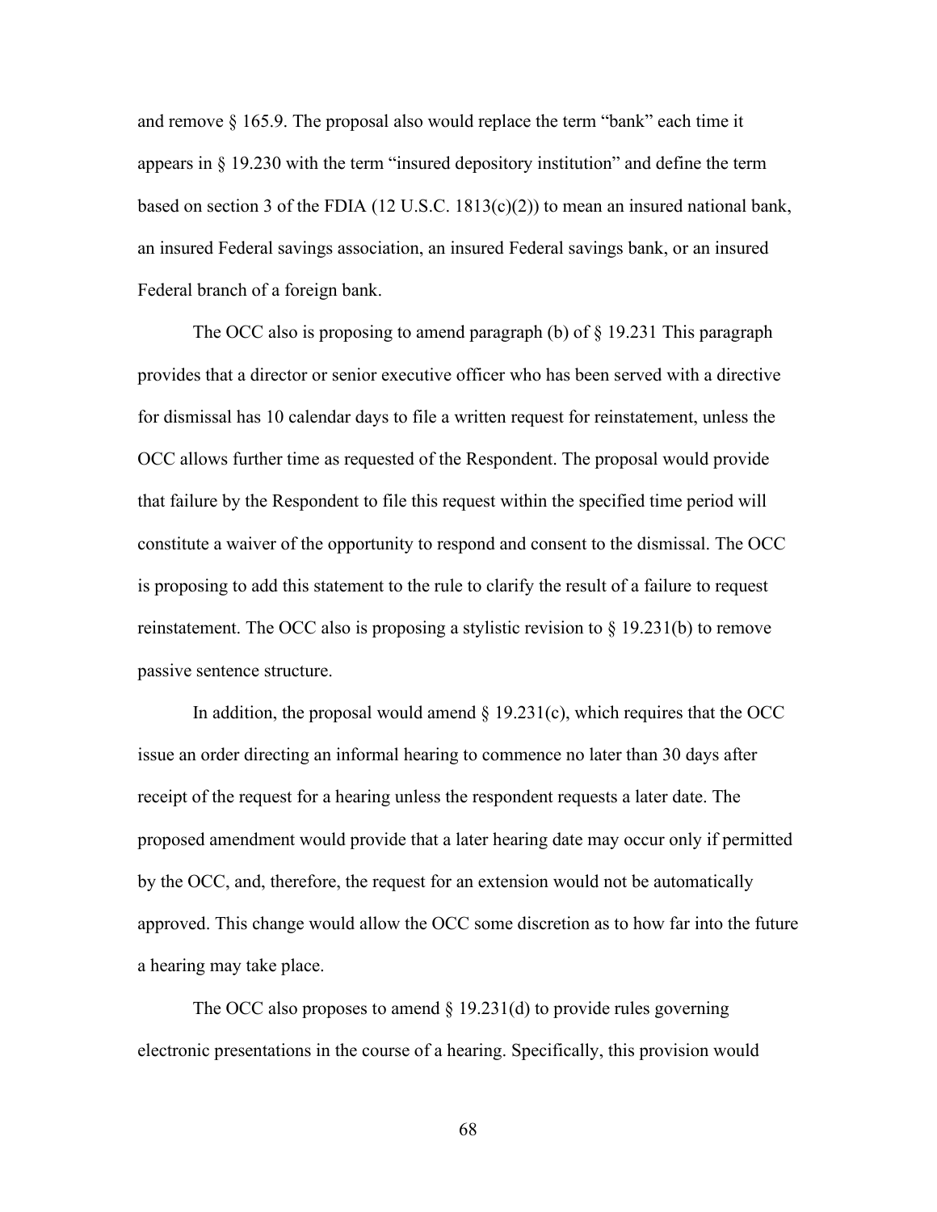and remove § 165.9. The proposal also would replace the term "bank" each time it appears in § 19.230 with the term "insured depository institution" and define the term based on section 3 of the FDIA (12 U.S.C. 1813(c)(2)) to mean an insured national bank, an insured Federal savings association, an insured Federal savings bank, or an insured Federal branch of a foreign bank.

The OCC also is proposing to amend paragraph (b) of § 19.231 This paragraph provides that a director or senior executive officer who has been served with a directive for dismissal has 10 calendar days to file a written request for reinstatement, unless the OCC allows further time as requested of the Respondent. The proposal would provide that failure by the Respondent to file this request within the specified time period will constitute a waiver of the opportunity to respond and consent to the dismissal. The OCC is proposing to add this statement to the rule to clarify the result of a failure to request reinstatement. The OCC also is proposing a stylistic revision to § 19.231(b) to remove passive sentence structure.

In addition, the proposal would amend § 19.231(c), which requires that the OCC issue an order directing an informal hearing to commence no later than 30 days after receipt of the request for a hearing unless the respondent requests a later date. The proposed amendment would provide that a later hearing date may occur only if permitted by the OCC, and, therefore, the request for an extension would not be automatically approved. This change would allow the OCC some discretion as to how far into the future a hearing may take place.

The OCC also proposes to amend § 19.231(d) to provide rules governing electronic presentations in the course of a hearing. Specifically, this provision would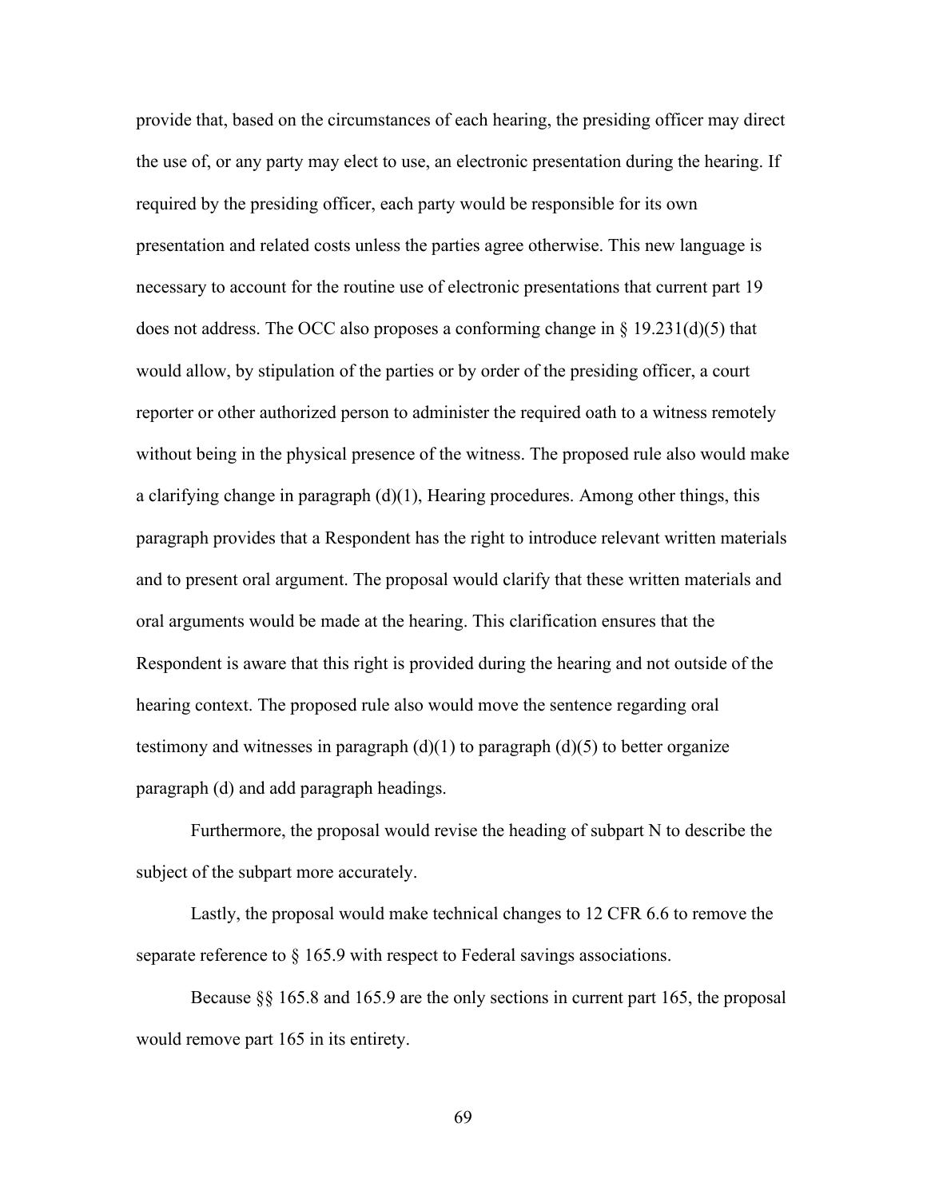provide that, based on the circumstances of each hearing, the presiding officer may direct the use of, or any party may elect to use, an electronic presentation during the hearing. If required by the presiding officer, each party would be responsible for its own presentation and related costs unless the parties agree otherwise. This new language is necessary to account for the routine use of electronic presentations that current part 19 does not address. The OCC also proposes a conforming change in § 19.231(d)(5) that would allow, by stipulation of the parties or by order of the presiding officer, a court reporter or other authorized person to administer the required oath to a witness remotely without being in the physical presence of the witness. The proposed rule also would make a clarifying change in paragraph (d)(1), Hearing procedures. Among other things, this paragraph provides that a Respondent has the right to introduce relevant written materials and to present oral argument. The proposal would clarify that these written materials and oral arguments would be made at the hearing. This clarification ensures that the Respondent is aware that this right is provided during the hearing and not outside of the hearing context. The proposed rule also would move the sentence regarding oral testimony and witnesses in paragraph (d)(1) to paragraph (d)(5) to better organize paragraph (d) and add paragraph headings.

Furthermore, the proposal would revise the heading of subpart N to describe the subject of the subpart more accurately.

Lastly, the proposal would make technical changes to 12 CFR 6.6 to remove the separate reference to § 165.9 with respect to Federal savings associations.

Because §§ 165.8 and 165.9 are the only sections in current part 165, the proposal would remove part 165 in its entirety.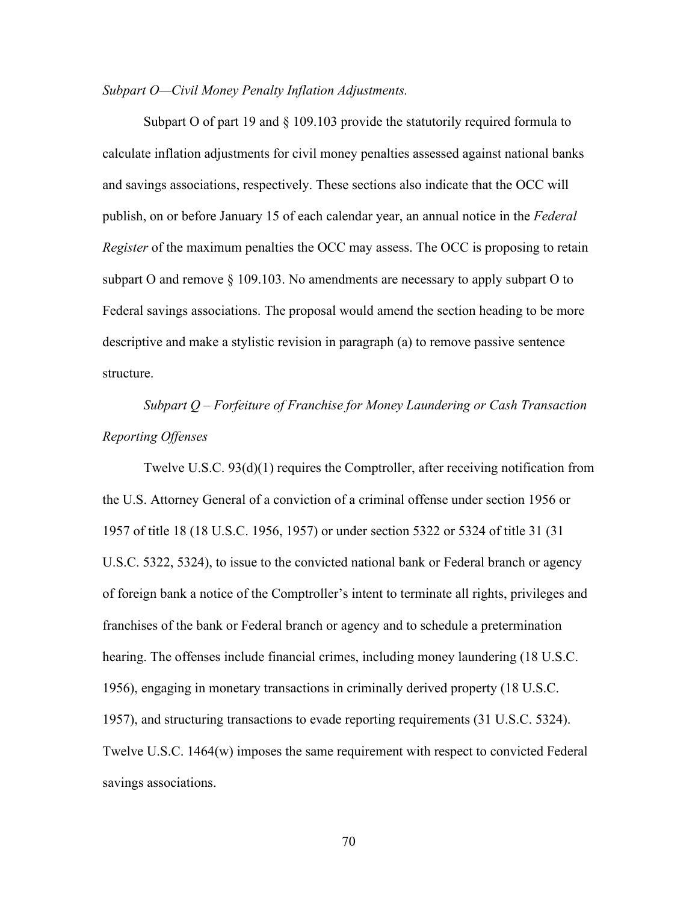*Subpart O—Civil Money Penalty Inflation Adjustments.*

Subpart O of part 19 and § 109.103 provide the statutorily required formula to calculate inflation adjustments for civil money penalties assessed against national banks and savings associations, respectively. These sections also indicate that the OCC will publish, on or before January 15 of each calendar year, an annual notice in the *Federal Register* of the maximum penalties the OCC may assess. The OCC is proposing to retain subpart O and remove § 109.103. No amendments are necessary to apply subpart O to Federal savings associations. The proposal would amend the section heading to be more descriptive and make a stylistic revision in paragraph (a) to remove passive sentence structure.

*Subpart Q – Forfeiture of Franchise for Money Laundering or Cash Transaction Reporting Offenses*

Twelve U.S.C. 93(d)(1) requires the Comptroller, after receiving notification from the U.S. Attorney General of a conviction of a criminal offense under section 1956 or 1957 of title 18 (18 U.S.C. 1956, 1957) or under section 5322 or 5324 of title 31 (31 U.S.C. 5322, 5324), to issue to the convicted national bank or Federal branch or agency of foreign bank a notice of the Comptroller's intent to terminate all rights, privileges and franchises of the bank or Federal branch or agency and to schedule a pretermination hearing. The offenses include financial crimes, including money laundering (18 U.S.C. 1956), engaging in monetary transactions in criminally derived property (18 U.S.C. 1957), and structuring transactions to evade reporting requirements (31 U.S.C. 5324). Twelve U.S.C. 1464(w) imposes the same requirement with respect to convicted Federal savings associations.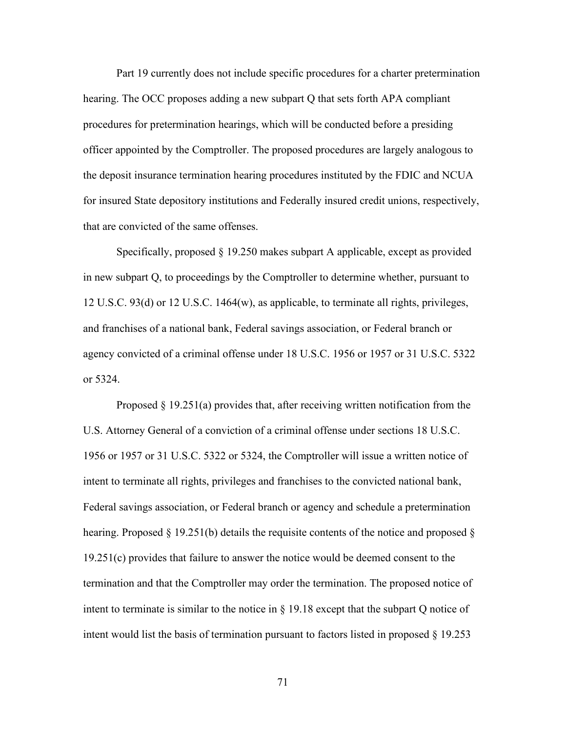Part 19 currently does not include specific procedures for a charter pretermination hearing. The OCC proposes adding a new subpart Q that sets forth APA compliant procedures for pretermination hearings, which will be conducted before a presiding officer appointed by the Comptroller. The proposed procedures are largely analogous to the deposit insurance termination hearing procedures instituted by the FDIC and NCUA for insured State depository institutions and Federally insured credit unions, respectively, that are convicted of the same offenses.

Specifically, proposed § 19.250 makes subpart A applicable, except as provided in new subpart Q, to proceedings by the Comptroller to determine whether, pursuant to 12 U.S.C. 93(d) or 12 U.S.C. 1464(w), as applicable, to terminate all rights, privileges, and franchises of a national bank, Federal savings association, or Federal branch or agency convicted of a criminal offense under 18 U.S.C. 1956 or 1957 or 31 U.S.C. 5322 or 5324.

Proposed § 19.251(a) provides that, after receiving written notification from the U.S. Attorney General of a conviction of a criminal offense under sections 18 U.S.C. 1956 or 1957 or 31 U.S.C. 5322 or 5324, the Comptroller will issue a written notice of intent to terminate all rights, privileges and franchises to the convicted national bank, Federal savings association, or Federal branch or agency and schedule a pretermination hearing. Proposed § 19.251(b) details the requisite contents of the notice and proposed § 19.251(c) provides that failure to answer the notice would be deemed consent to the termination and that the Comptroller may order the termination. The proposed notice of intent to terminate is similar to the notice in § 19.18 except that the subpart Q notice of intent would list the basis of termination pursuant to factors listed in proposed § 19.253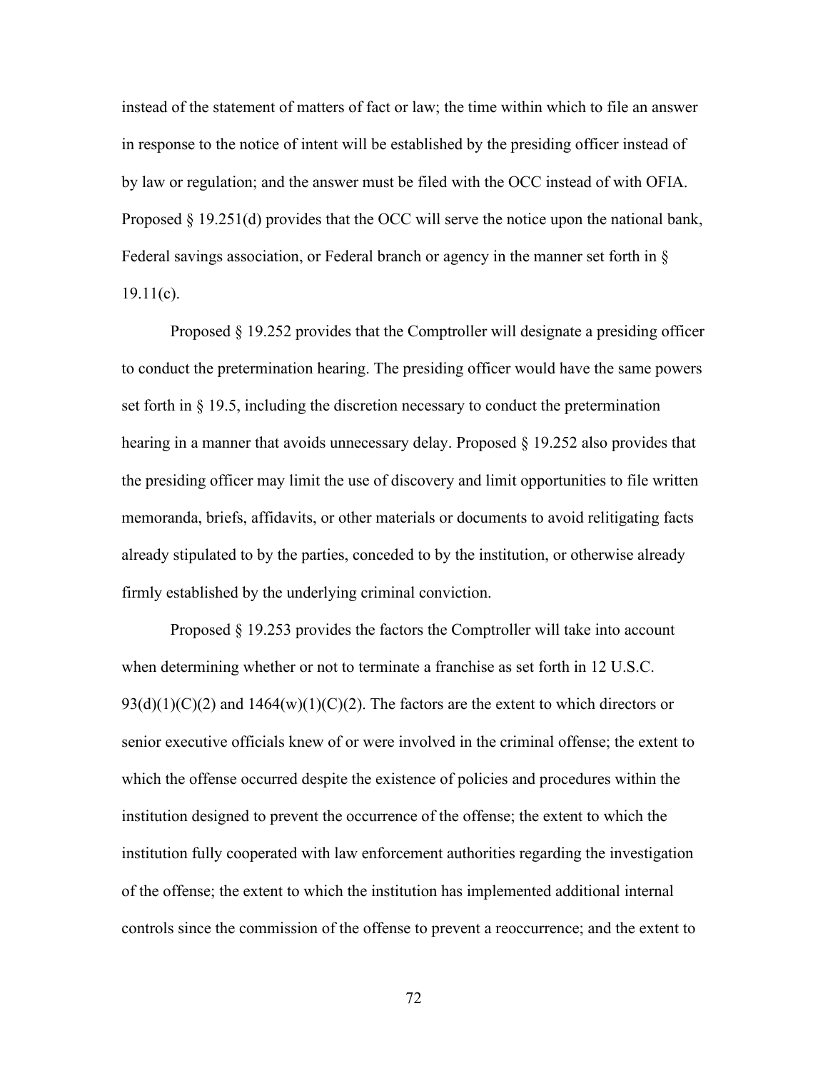instead of the statement of matters of fact or law; the time within which to file an answer in response to the notice of intent will be established by the presiding officer instead of by law or regulation; and the answer must be filed with the OCC instead of with OFIA. Proposed § 19.251(d) provides that the OCC will serve the notice upon the national bank, Federal savings association, or Federal branch or agency in the manner set forth in § 19.11(c).

Proposed § 19.252 provides that the Comptroller will designate a presiding officer to conduct the pretermination hearing. The presiding officer would have the same powers set forth in § 19.5, including the discretion necessary to conduct the pretermination hearing in a manner that avoids unnecessary delay. Proposed § 19.252 also provides that the presiding officer may limit the use of discovery and limit opportunities to file written memoranda, briefs, affidavits, or other materials or documents to avoid relitigating facts already stipulated to by the parties, conceded to by the institution, or otherwise already firmly established by the underlying criminal conviction.

Proposed § 19.253 provides the factors the Comptroller will take into account when determining whether or not to terminate a franchise as set forth in 12 U.S.C. 93(d)(1)(C)(2) and 1464(w)(1)(C)(2). The factors are the extent to which directors or senior executive officials knew of or were involved in the criminal offense; the extent to which the offense occurred despite the existence of policies and procedures within the institution designed to prevent the occurrence of the offense; the extent to which the institution fully cooperated with law enforcement authorities regarding the investigation of the offense; the extent to which the institution has implemented additional internal controls since the commission of the offense to prevent a reoccurrence; and the extent to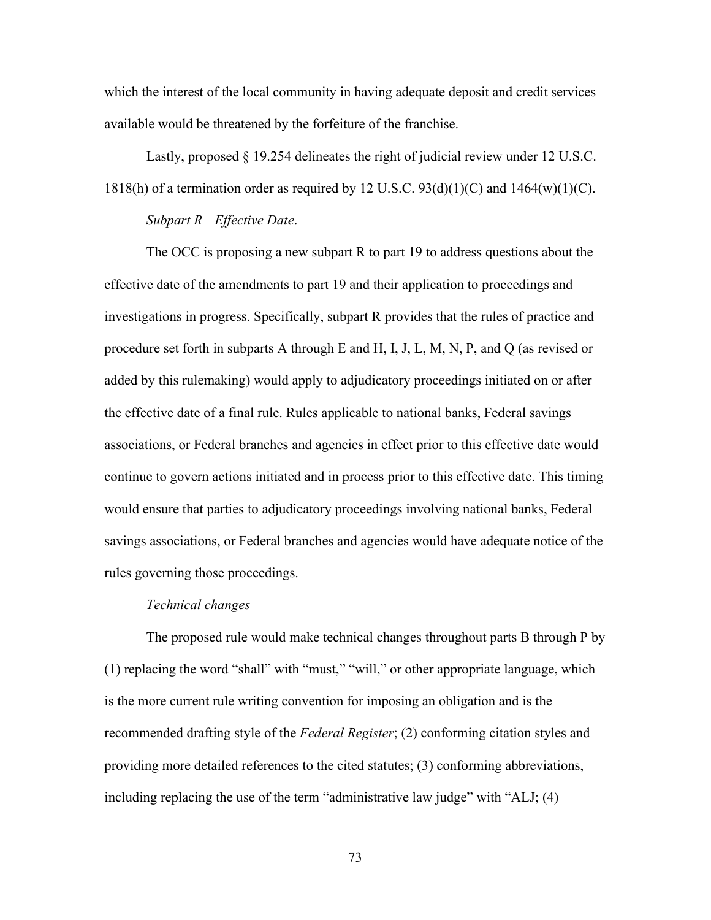which the interest of the local community in having adequate deposit and credit services available would be threatened by the forfeiture of the franchise.

Lastly, proposed § 19.254 delineates the right of judicial review under 12 U.S.C. 1818(h) of a termination order as required by 12 U.S.C. 93(d)(1)(C) and 1464(w)(1)(C).

*Subpart R—Effective Date*.

The OCC is proposing a new subpart R to part 19 to address questions about the effective date of the amendments to part 19 and their application to proceedings and investigations in progress. Specifically, subpart R provides that the rules of practice and procedure set forth in subparts A through E and H, I, J, L, M, N, P, and Q (as revised or added by this rulemaking) would apply to adjudicatory proceedings initiated on or after the effective date of a final rule. Rules applicable to national banks, Federal savings associations, or Federal branches and agencies in effect prior to this effective date would continue to govern actions initiated and in process prior to this effective date. This timing would ensure that parties to adjudicatory proceedings involving national banks, Federal savings associations, or Federal branches and agencies would have adequate notice of the rules governing those proceedings.

*Technical changes*

The proposed rule would make technical changes throughout parts B through P by (1) replacing the word "shall" with "must," "will," or other appropriate language, which is the more current rule writing convention for imposing an obligation and is the recommended drafting style of the *Federal Register*; (2) conforming citation styles and providing more detailed references to the cited statutes; (3) conforming abbreviations, including replacing the use of the term "administrative law judge" with "ALJ; (4)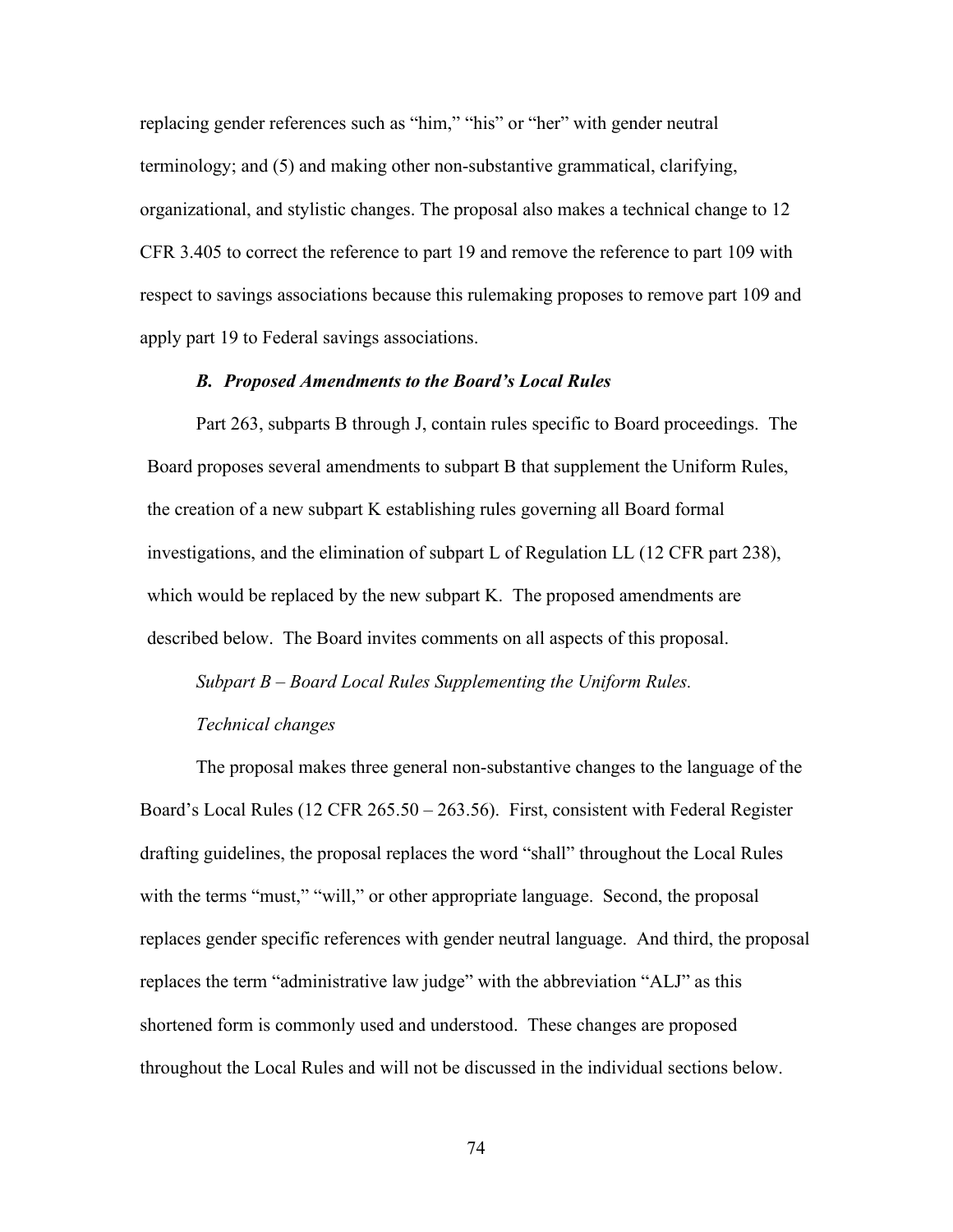replacing gender references such as "him," "his" or "her" with gender neutral terminology; and (5) and making other non-substantive grammatical, clarifying, organizational, and stylistic changes. The proposal also makes a technical change to 12 CFR 3.405 to correct the reference to part 19 and remove the reference to part 109 with respect to savings associations because this rulemaking proposes to remove part 109 and apply part 19 to Federal savings associations.

### *B. Proposed Amendments to the Board's Local Rules*

Part 263, subparts B through J, contain rules specific to Board proceedings. The Board proposes several amendments to subpart B that supplement the Uniform Rules, the creation of a new subpart K establishing rules governing all Board formal investigations, and the elimination of subpart L of Regulation LL (12 CFR part 238), which would be replaced by the new subpart K. The proposed amendments are described below. The Board invites comments on all aspects of this proposal.

*Subpart B – Board Local Rules Supplementing the Uniform Rules.*

*Technical changes*

The proposal makes three general non-substantive changes to the language of the Board's Local Rules (12 CFR 265.50 – 263.56). First, consistent with Federal Register drafting guidelines, the proposal replaces the word "shall" throughout the Local Rules with the terms "must," "will," or other appropriate language. Second, the proposal replaces gender specific references with gender neutral language. And third, the proposal replaces the term "administrative law judge" with the abbreviation "ALJ" as this shortened form is commonly used and understood. These changes are proposed throughout the Local Rules and will not be discussed in the individual sections below.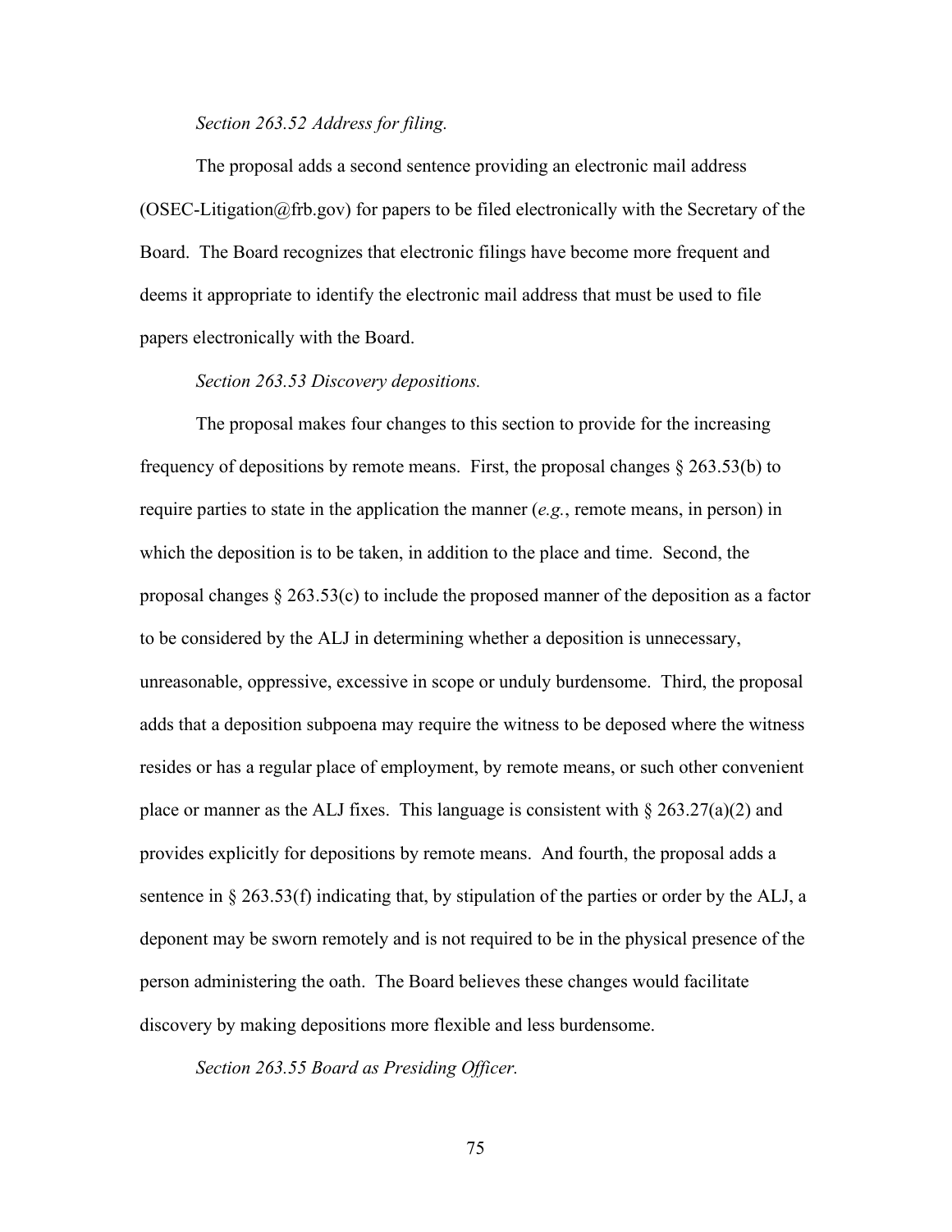*Section 263.52 Address for filing.*

The proposal adds a second sentence providing an electronic mail address (OSEC-Litigation@frb.gov) for papers to be filed electronically with the Secretary of the Board. The Board recognizes that electronic filings have become more frequent and deems it appropriate to identify the electronic mail address that must be used to file papers electronically with the Board.

*Section 263.53 Discovery depositions.*

The proposal makes four changes to this section to provide for the increasing frequency of depositions by remote means. First, the proposal changes § 263.53(b) to require parties to state in the application the manner (*e.g.*, remote means, in person) in which the deposition is to be taken, in addition to the place and time. Second, the proposal changes § 263.53(c) to include the proposed manner of the deposition as a factor to be considered by the ALJ in determining whether a deposition is unnecessary, unreasonable, oppressive, excessive in scope or unduly burdensome. Third, the proposal adds that a deposition subpoena may require the witness to be deposed where the witness resides or has a regular place of employment, by remote means, or such other convenient place or manner as the ALJ fixes. This language is consistent with § 263.27(a)(2) and provides explicitly for depositions by remote means. And fourth, the proposal adds a sentence in § 263.53(f) indicating that, by stipulation of the parties or order by the ALJ, a deponent may be sworn remotely and is not required to be in the physical presence of the person administering the oath. The Board believes these changes would facilitate discovery by making depositions more flexible and less burdensome.

*Section 263.55 Board as Presiding Officer.*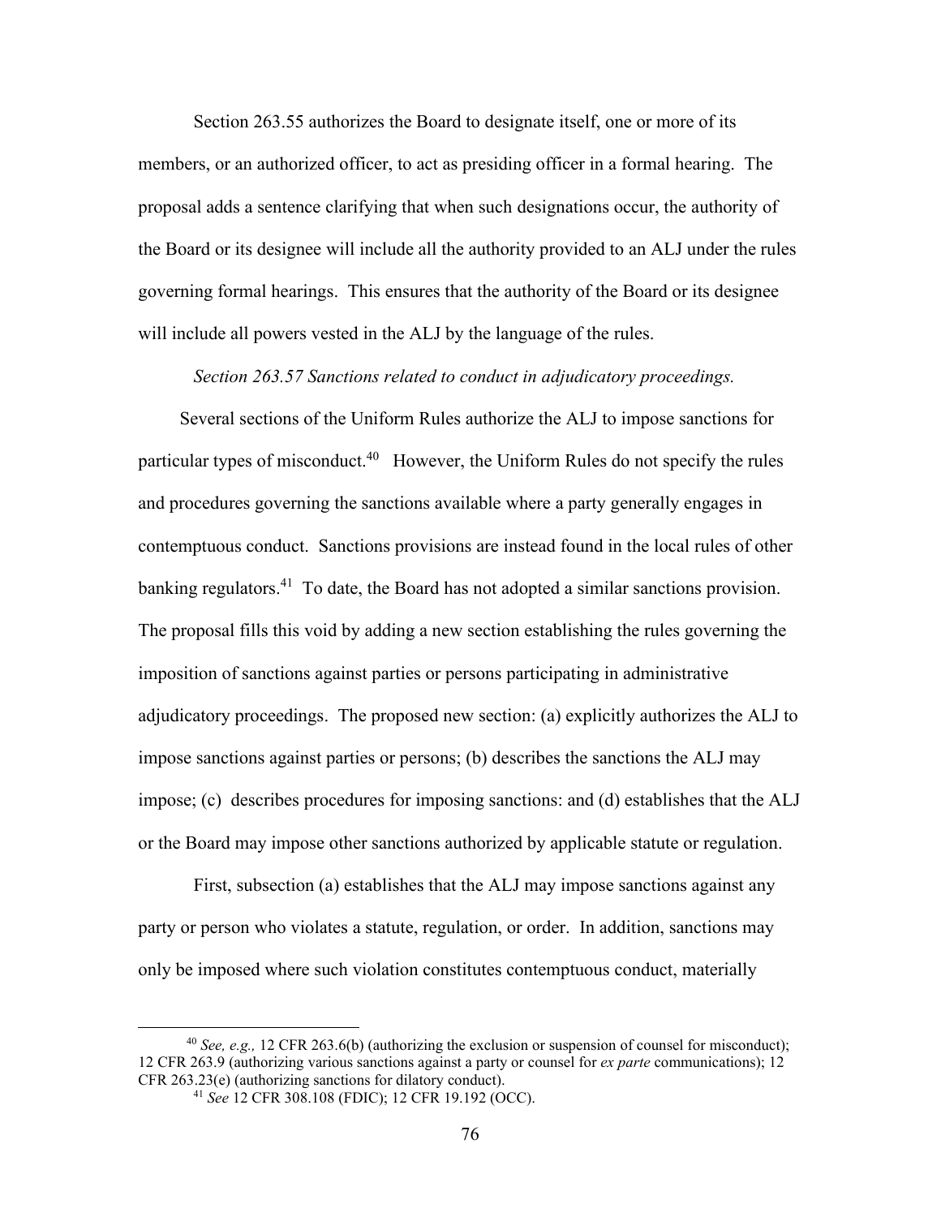Section 263.55 authorizes the Board to designate itself, one or more of its members, or an authorized officer, to act as presiding officer in a formal hearing. The proposal adds a sentence clarifying that when such designations occur, the authority of the Board or its designee will include all the authority provided to an ALJ under the rules governing formal hearings. This ensures that the authority of the Board or its designee will include all powers vested in the ALJ by the language of the rules.

*Section 263.57 Sanctions related to conduct in adjudicatory proceedings.*

Several sections of the Uniform Rules authorize the ALJ to impose sanctions for particular types of misconduct.[40] However, the Uniform Rules do not specify the rules and procedures governing the sanctions available where a party generally engages in contemptuous conduct. Sanctions provisions are instead found in the local rules of other banking regulators.[41] To date, the Board has not adopted a similar sanctions provision. The proposal fills this void by adding a new section establishing the rules governing the imposition of sanctions against parties or persons participating in administrative adjudicatory proceedings. The proposed new section: (a) explicitly authorizes the ALJ to impose sanctions against parties or persons; (b) describes the sanctions the ALJ may impose; (c) describes procedures for imposing sanctions: and (d) establishes that the ALJ or the Board may impose other sanctions authorized by applicable statute or regulation.

First, subsection (a) establishes that the ALJ may impose sanctions against any party or person who violates a statute, regulation, or order. In addition, sanctions may only be imposed where such violation constitutes contemptuous conduct, materially

---

[40] *See, e.g.,* 12 CFR 263.6(b) (authorizing the exclusion or suspension of counsel for misconduct); 12 CFR 263.9 (authorizing various sanctions against a party or counsel for *ex parte* communications); 12 CFR 263.23(e) (authorizing sanctions for dilatory conduct).

[41] *See* 12 CFR 308.108 (FDIC); 12 CFR 19.192 (OCC).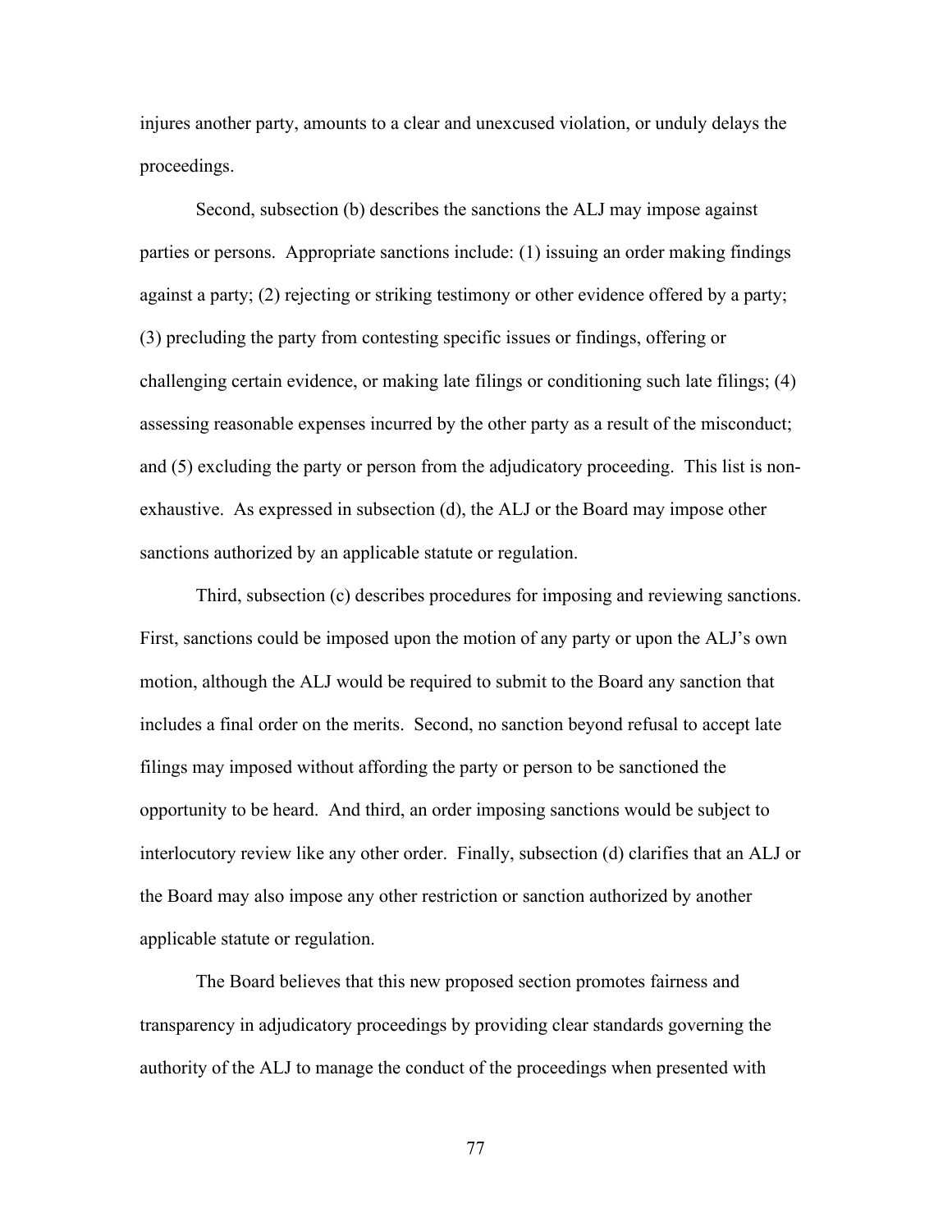injures another party, amounts to a clear and unexcused violation, or unduly delays the proceedings.

Second, subsection (b) describes the sanctions the ALJ may impose against parties or persons. Appropriate sanctions include: (1) issuing an order making findings against a party; (2) rejecting or striking testimony or other evidence offered by a party; (3) precluding the party from contesting specific issues or findings, offering or challenging certain evidence, or making late filings or conditioning such late filings; (4) assessing reasonable expenses incurred by the other party as a result of the misconduct; and (5) excluding the party or person from the adjudicatory proceeding. This list is non-exhaustive. As expressed in subsection (d), the ALJ or the Board may impose other sanctions authorized by an applicable statute or regulation.

Third, subsection (c) describes procedures for imposing and reviewing sanctions. First, sanctions could be imposed upon the motion of any party or upon the ALJ's own motion, although the ALJ would be required to submit to the Board any sanction that includes a final order on the merits. Second, no sanction beyond refusal to accept late filings may imposed without affording the party or person to be sanctioned the opportunity to be heard. And third, an order imposing sanctions would be subject to interlocutory review like any other order. Finally, subsection (d) clarifies that an ALJ or the Board may also impose any other restriction or sanction authorized by another applicable statute or regulation.

The Board believes that this new proposed section promotes fairness and transparency in adjudicatory proceedings by providing clear standards governing the authority of the ALJ to manage the conduct of the proceedings when presented with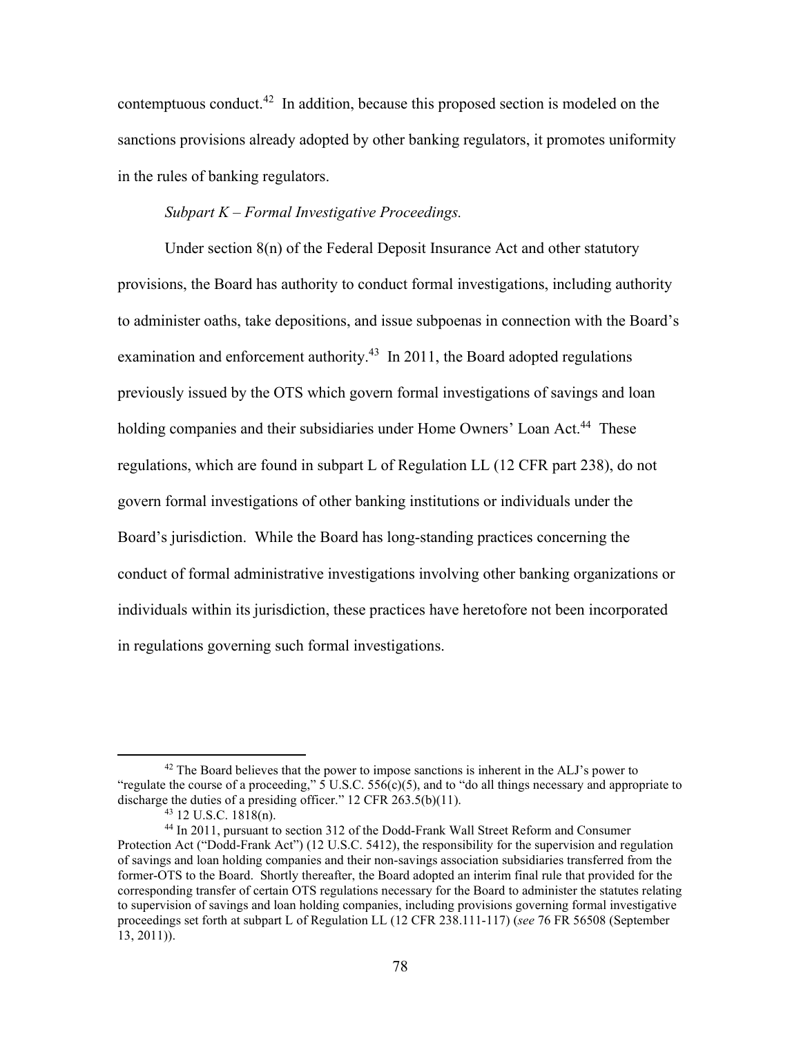contemptuous conduct.[42] In addition, because this proposed section is modeled on the sanctions provisions already adopted by other banking regulators, it promotes uniformity in the rules of banking regulators.

*Subpart K – Formal Investigative Proceedings.*

Under section 8(n) of the Federal Deposit Insurance Act and other statutory provisions, the Board has authority to conduct formal investigations, including authority to administer oaths, take depositions, and issue subpoenas in connection with the Board's examination and enforcement authority.[43] In 2011, the Board adopted regulations previously issued by the OTS which govern formal investigations of savings and loan holding companies and their subsidiaries under Home Owners' Loan Act.[44] These regulations, which are found in subpart L of Regulation LL (12 CFR part 238), do not govern formal investigations of other banking institutions or individuals under the Board's jurisdiction. While the Board has long-standing practices concerning the conduct of formal administrative investigations involving other banking organizations or individuals within its jurisdiction, these practices have heretofore not been incorporated in regulations governing such formal investigations.

---

[42] The Board believes that the power to impose sanctions is inherent in the ALJ's power to "regulate the course of a proceeding," 5 U.S.C. 556(c)(5), and to "do all things necessary and appropriate to discharge the duties of a presiding officer." 12 CFR 263.5(b)(11).

[43] 12 U.S.C. 1818(n).

[44] In 2011, pursuant to section 312 of the Dodd-Frank Wall Street Reform and Consumer Protection Act ("Dodd-Frank Act") (12 U.S.C. 5412), the responsibility for the supervision and regulation of savings and loan holding companies and their non-savings association subsidiaries transferred from the former-OTS to the Board. Shortly thereafter, the Board adopted an interim final rule that provided for the corresponding transfer of certain OTS regulations necessary for the Board to administer the statutes relating to supervision of savings and loan holding companies, including provisions governing formal investigative proceedings set forth at subpart L of Regulation LL (12 CFR 238.111-117) (*see* 76 FR 56508 (September 13, 2011)).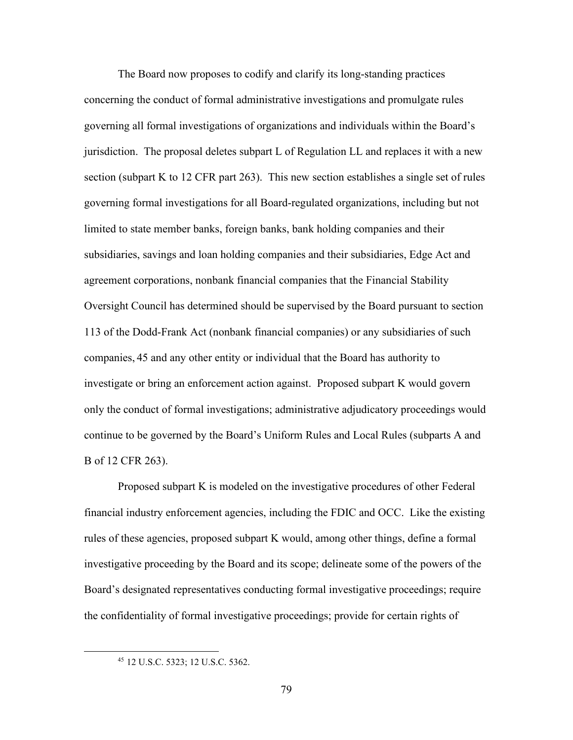The Board now proposes to codify and clarify its long-standing practices concerning the conduct of formal administrative investigations and promulgate rules governing all formal investigations of organizations and individuals within the Board's jurisdiction. The proposal deletes subpart L of Regulation LL and replaces it with a new section (subpart K to 12 CFR part 263). This new section establishes a single set of rules governing formal investigations for all Board-regulated organizations, including but not limited to state member banks, foreign banks, bank holding companies and their subsidiaries, savings and loan holding companies and their subsidiaries, Edge Act and agreement corporations, nonbank financial companies that the Financial Stability Oversight Council has determined should be supervised by the Board pursuant to section 113 of the Dodd-Frank Act (nonbank financial companies) or any subsidiaries of such companies,[45] and any other entity or individual that the Board has authority to investigate or bring an enforcement action against. Proposed subpart K would govern only the conduct of formal investigations; administrative adjudicatory proceedings would continue to be governed by the Board's Uniform Rules and Local Rules (subparts A and B of 12 CFR 263).

Proposed subpart K is modeled on the investigative procedures of other Federal financial industry enforcement agencies, including the FDIC and OCC. Like the existing rules of these agencies, proposed subpart K would, among other things, define a formal investigative proceeding by the Board and its scope; delineate some of the powers of the Board's designated representatives conducting formal investigative proceedings; require the confidentiality of formal investigative proceedings; provide for certain rights of

[45] 12 U.S.C. 5323; 12 U.S.C. 5362.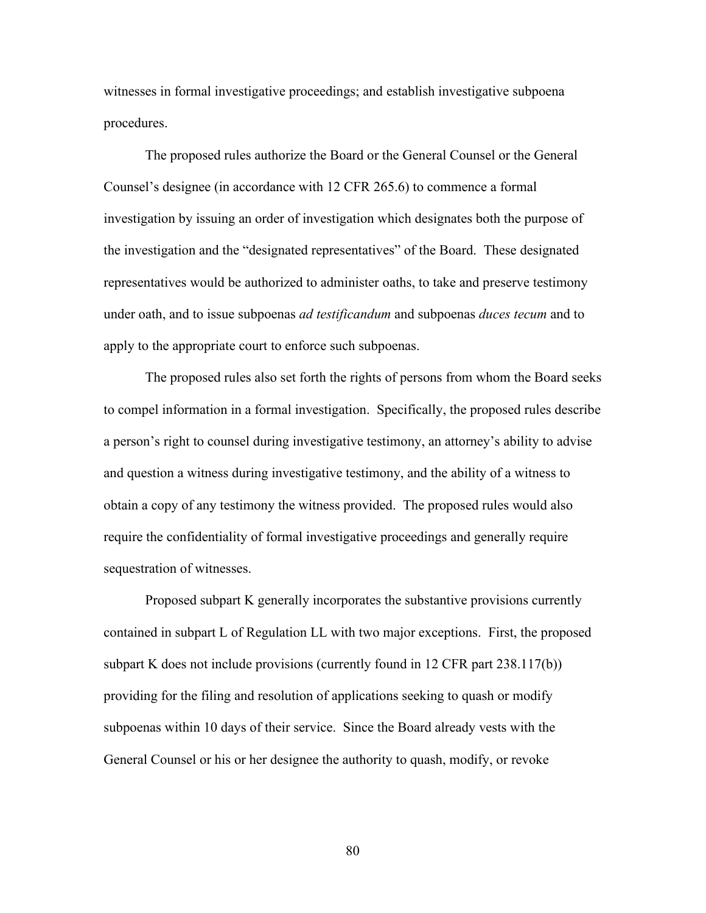witnesses in formal investigative proceedings; and establish investigative subpoena procedures.

The proposed rules authorize the Board or the General Counsel or the General Counsel's designee (in accordance with 12 CFR 265.6) to commence a formal investigation by issuing an order of investigation which designates both the purpose of the investigation and the "designated representatives" of the Board. These designated representatives would be authorized to administer oaths, to take and preserve testimony under oath, and to issue subpoenas *ad testificandum* and subpoenas *duces tecum* and to apply to the appropriate court to enforce such subpoenas.

The proposed rules also set forth the rights of persons from whom the Board seeks to compel information in a formal investigation. Specifically, the proposed rules describe a person's right to counsel during investigative testimony, an attorney's ability to advise and question a witness during investigative testimony, and the ability of a witness to obtain a copy of any testimony the witness provided. The proposed rules would also require the confidentiality of formal investigative proceedings and generally require sequestration of witnesses.

Proposed subpart K generally incorporates the substantive provisions currently contained in subpart L of Regulation LL with two major exceptions. First, the proposed subpart K does not include provisions (currently found in 12 CFR part 238.117(b)) providing for the filing and resolution of applications seeking to quash or modify subpoenas within 10 days of their service. Since the Board already vests with the General Counsel or his or her designee the authority to quash, modify, or revoke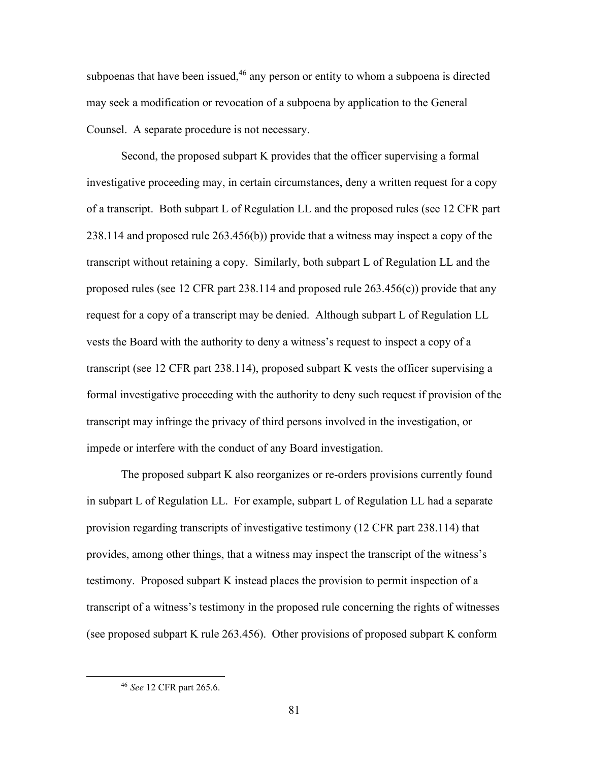subpoenas that have been issued,[46] any person or entity to whom a subpoena is directed may seek a modification or revocation of a subpoena by application to the General Counsel. A separate procedure is not necessary.

Second, the proposed subpart K provides that the officer supervising a formal investigative proceeding may, in certain circumstances, deny a written request for a copy of a transcript. Both subpart L of Regulation LL and the proposed rules (see 12 CFR part 238.114 and proposed rule 263.456(b)) provide that a witness may inspect a copy of the transcript without retaining a copy. Similarly, both subpart L of Regulation LL and the proposed rules (see 12 CFR part 238.114 and proposed rule 263.456(c)) provide that any request for a copy of a transcript may be denied. Although subpart L of Regulation LL vests the Board with the authority to deny a witness's request to inspect a copy of a transcript (see 12 CFR part 238.114), proposed subpart K vests the officer supervising a formal investigative proceeding with the authority to deny such request if provision of the transcript may infringe the privacy of third persons involved in the investigation, or impede or interfere with the conduct of any Board investigation.

The proposed subpart K also reorganizes or re-orders provisions currently found in subpart L of Regulation LL. For example, subpart L of Regulation LL had a separate provision regarding transcripts of investigative testimony (12 CFR part 238.114) that provides, among other things, that a witness may inspect the transcript of the witness's testimony. Proposed subpart K instead places the provision to permit inspection of a transcript of a witness's testimony in the proposed rule concerning the rights of witnesses (see proposed subpart K rule 263.456). Other provisions of proposed subpart K conform

[46] *See* 12 CFR part 265.6.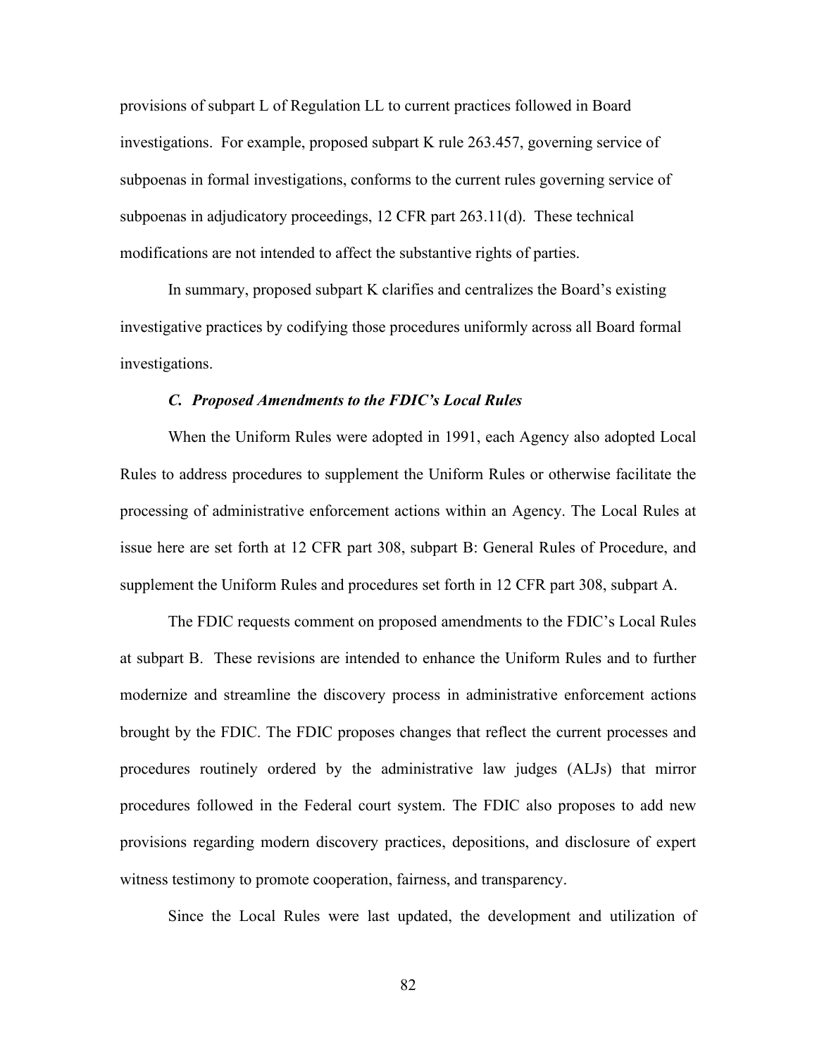provisions of subpart L of Regulation LL to current practices followed in Board investigations. For example, proposed subpart K rule 263.457, governing service of subpoenas in formal investigations, conforms to the current rules governing service of subpoenas in adjudicatory proceedings, 12 CFR part 263.11(d). These technical modifications are not intended to affect the substantive rights of parties.

In summary, proposed subpart K clarifies and centralizes the Board's existing investigative practices by codifying those procedures uniformly across all Board formal investigations.

### *C. Proposed Amendments to the FDIC's Local Rules*

When the Uniform Rules were adopted in 1991, each Agency also adopted Local Rules to address procedures to supplement the Uniform Rules or otherwise facilitate the processing of administrative enforcement actions within an Agency. The Local Rules at issue here are set forth at 12 CFR part 308, subpart B: General Rules of Procedure, and supplement the Uniform Rules and procedures set forth in 12 CFR part 308, subpart A.

The FDIC requests comment on proposed amendments to the FDIC's Local Rules at subpart B. These revisions are intended to enhance the Uniform Rules and to further modernize and streamline the discovery process in administrative enforcement actions brought by the FDIC. The FDIC proposes changes that reflect the current processes and procedures routinely ordered by the administrative law judges (ALJs) that mirror procedures followed in the Federal court system. The FDIC also proposes to add new provisions regarding modern discovery practices, depositions, and disclosure of expert witness testimony to promote cooperation, fairness, and transparency.

Since the Local Rules were last updated, the development and utilization of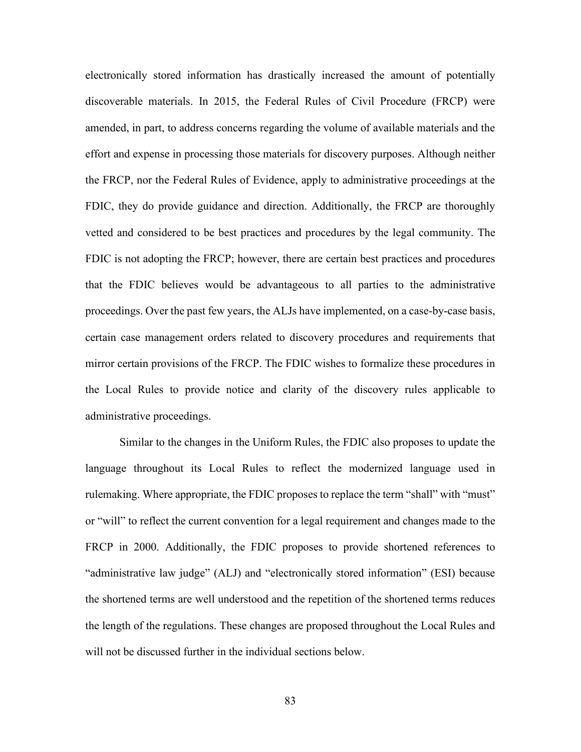electronically stored information has drastically increased the amount of potentially discoverable materials. In 2015, the Federal Rules of Civil Procedure (FRCP) were amended, in part, to address concerns regarding the volume of available materials and the effort and expense in processing those materials for discovery purposes. Although neither the FRCP, nor the Federal Rules of Evidence, apply to administrative proceedings at the FDIC, they do provide guidance and direction. Additionally, the FRCP are thoroughly vetted and considered to be best practices and procedures by the legal community. The FDIC is not adopting the FRCP; however, there are certain best practices and procedures that the FDIC believes would be advantageous to all parties to the administrative proceedings. Over the past few years, the ALJs have implemented, on a case-by-case basis, certain case management orders related to discovery procedures and requirements that mirror certain provisions of the FRCP. The FDIC wishes to formalize these procedures in the Local Rules to provide notice and clarity of the discovery rules applicable to administrative proceedings.

Similar to the changes in the Uniform Rules, the FDIC also proposes to update the language throughout its Local Rules to reflect the modernized language used in rulemaking. Where appropriate, the FDIC proposes to replace the term "shall" with "must" or "will" to reflect the current convention for a legal requirement and changes made to the FRCP in 2000. Additionally, the FDIC proposes to provide shortened references to "administrative law judge" (ALJ) and "electronically stored information" (ESI) because the shortened terms are well understood and the repetition of the shortened terms reduces the length of the regulations. These changes are proposed throughout the Local Rules and will not be discussed further in the individual sections below.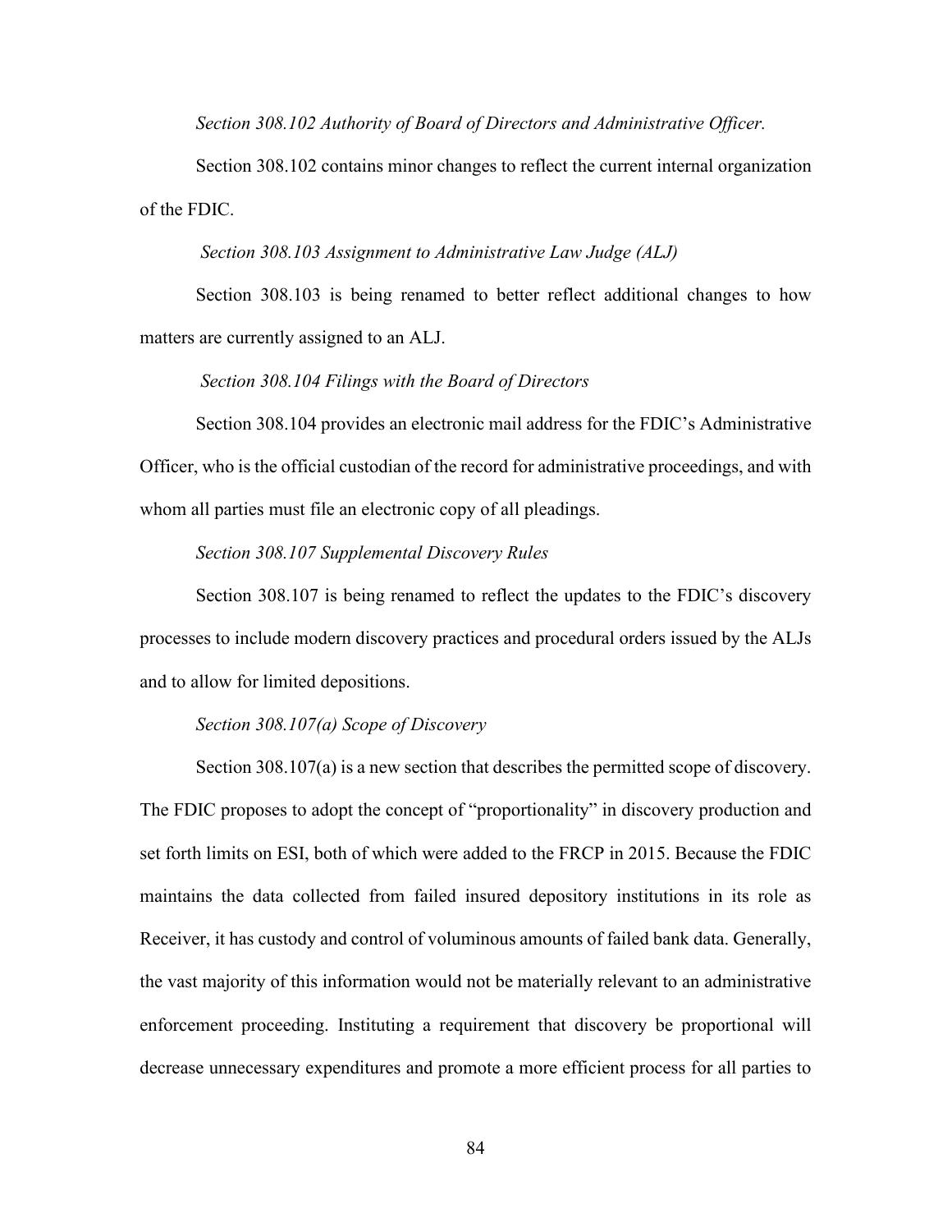*Section 308.102 Authority of Board of Directors and Administrative Officer.*

Section 308.102 contains minor changes to reflect the current internal organization of the FDIC.

*Section 308.103 Assignment to Administrative Law Judge (ALJ)*

Section 308.103 is being renamed to better reflect additional changes to how matters are currently assigned to an ALJ.

*Section 308.104 Filings with the Board of Directors*

Section 308.104 provides an electronic mail address for the FDIC's Administrative Officer, who is the official custodian of the record for administrative proceedings, and with whom all parties must file an electronic copy of all pleadings.

*Section 308.107 Supplemental Discovery Rules*

Section 308.107 is being renamed to reflect the updates to the FDIC's discovery processes to include modern discovery practices and procedural orders issued by the ALJs and to allow for limited depositions.

*Section 308.107(a) Scope of Discovery*

Section 308.107(a) is a new section that describes the permitted scope of discovery. The FDIC proposes to adopt the concept of "proportionality" in discovery production and set forth limits on ESI, both of which were added to the FRCP in 2015. Because the FDIC maintains the data collected from failed insured depository institutions in its role as Receiver, it has custody and control of voluminous amounts of failed bank data. Generally, the vast majority of this information would not be materially relevant to an administrative enforcement proceeding. Instituting a requirement that discovery be proportional will decrease unnecessary expenditures and promote a more efficient process for all parties to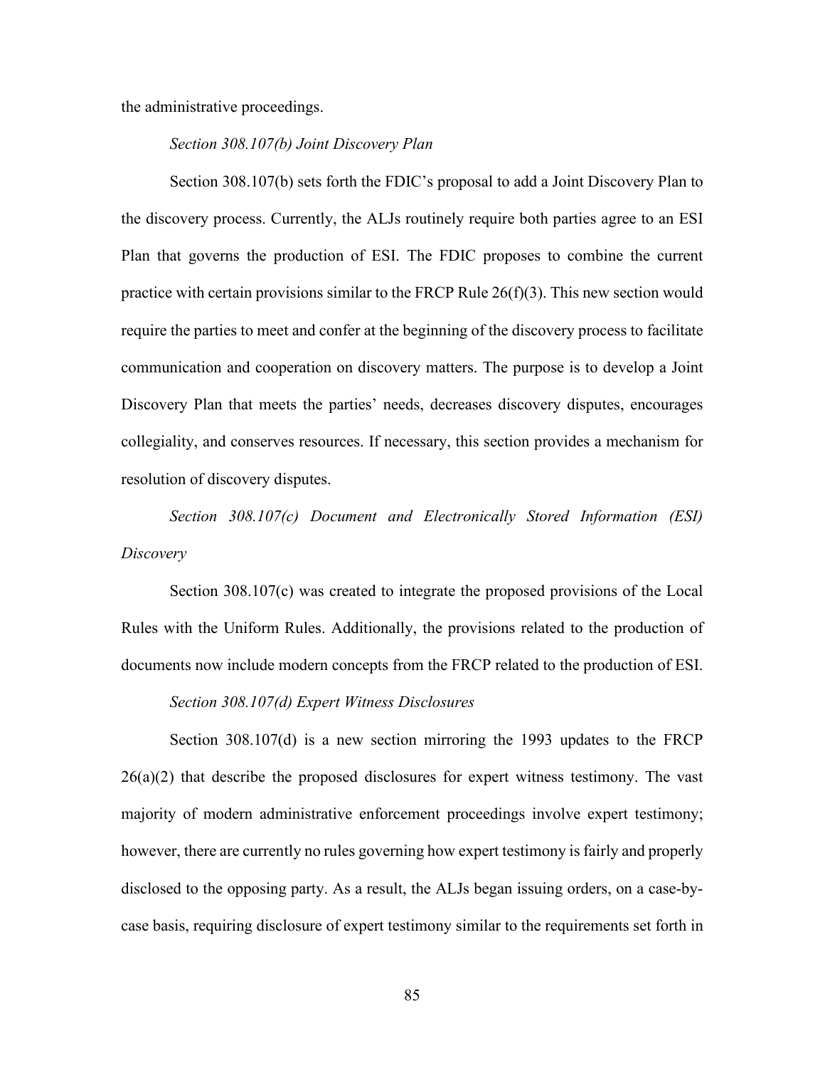the administrative proceedings.

*Section 308.107(b) Joint Discovery Plan*

Section 308.107(b) sets forth the FDIC's proposal to add a Joint Discovery Plan to the discovery process. Currently, the ALJs routinely require both parties agree to an ESI Plan that governs the production of ESI. The FDIC proposes to combine the current practice with certain provisions similar to the FRCP Rule 26(f)(3). This new section would require the parties to meet and confer at the beginning of the discovery process to facilitate communication and cooperation on discovery matters. The purpose is to develop a Joint Discovery Plan that meets the parties' needs, decreases discovery disputes, encourages collegiality, and conserves resources. If necessary, this section provides a mechanism for resolution of discovery disputes.

*Section 308.107(c) Document and Electronically Stored Information (ESI) Discovery*

Section 308.107(c) was created to integrate the proposed provisions of the Local Rules with the Uniform Rules. Additionally, the provisions related to the production of documents now include modern concepts from the FRCP related to the production of ESI.

*Section 308.107(d) Expert Witness Disclosures*

Section 308.107(d) is a new section mirroring the 1993 updates to the FRCP 26(a)(2) that describe the proposed disclosures for expert witness testimony. The vast majority of modern administrative enforcement proceedings involve expert testimony; however, there are currently no rules governing how expert testimony is fairly and properly disclosed to the opposing party. As a result, the ALJs began issuing orders, on a case-by-case basis, requiring disclosure of expert testimony similar to the requirements set forth in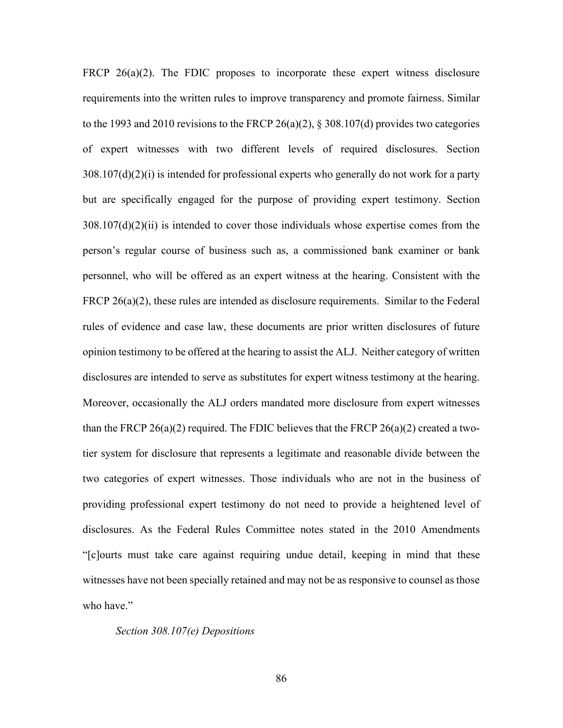FRCP 26(a)(2). The FDIC proposes to incorporate these expert witness disclosure requirements into the written rules to improve transparency and promote fairness. Similar to the 1993 and 2010 revisions to the FRCP 26(a)(2), § 308.107(d) provides two categories of expert witnesses with two different levels of required disclosures. Section 308.107(d)(2)(i) is intended for professional experts who generally do not work for a party but are specifically engaged for the purpose of providing expert testimony. Section 308.107(d)(2)(ii) is intended to cover those individuals whose expertise comes from the person's regular course of business such as, a commissioned bank examiner or bank personnel, who will be offered as an expert witness at the hearing. Consistent with the FRCP 26(a)(2), these rules are intended as disclosure requirements. Similar to the Federal rules of evidence and case law, these documents are prior written disclosures of future opinion testimony to be offered at the hearing to assist the ALJ. Neither category of written disclosures are intended to serve as substitutes for expert witness testimony at the hearing. Moreover, occasionally the ALJ orders mandated more disclosure from expert witnesses than the FRCP 26(a)(2) required. The FDIC believes that the FRCP 26(a)(2) created a two-tier system for disclosure that represents a legitimate and reasonable divide between the two categories of expert witnesses. Those individuals who are not in the business of providing professional expert testimony do not need to provide a heightened level of disclosures. As the Federal Rules Committee notes stated in the 2010 Amendments "[c]ourts must take care against requiring undue detail, keeping in mind that these witnesses have not been specially retained and may not be as responsive to counsel as those who have."

*Section 308.107(e) Depositions*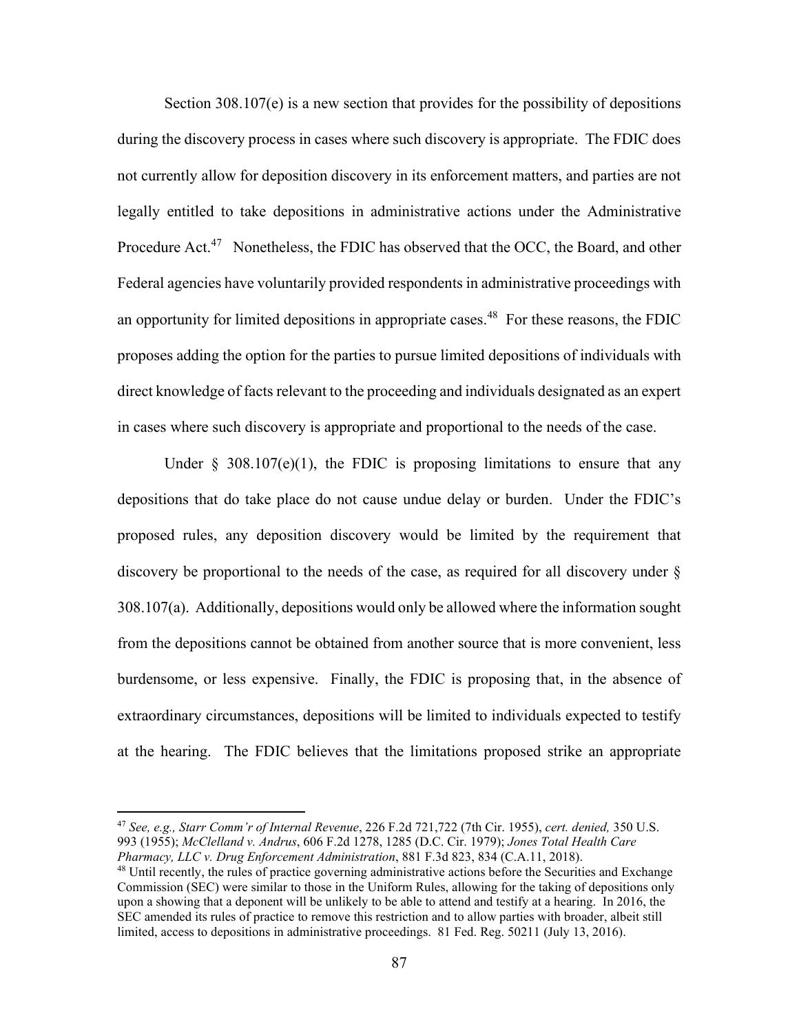Section 308.107(e) is a new section that provides for the possibility of depositions during the discovery process in cases where such discovery is appropriate. The FDIC does not currently allow for deposition discovery in its enforcement matters, and parties are not legally entitled to take depositions in administrative actions under the Administrative Procedure Act.[47] Nonetheless, the FDIC has observed that the OCC, the Board, and other Federal agencies have voluntarily provided respondents in administrative proceedings with an opportunity for limited depositions in appropriate cases.[48] For these reasons, the FDIC proposes adding the option for the parties to pursue limited depositions of individuals with direct knowledge of facts relevant to the proceeding and individuals designated as an expert in cases where such discovery is appropriate and proportional to the needs of the case.

Under § 308.107(e)(1), the FDIC is proposing limitations to ensure that any depositions that do take place do not cause undue delay or burden. Under the FDIC's proposed rules, any deposition discovery would be limited by the requirement that discovery be proportional to the needs of the case, as required for all discovery under § 308.107(a). Additionally, depositions would only be allowed where the information sought from the depositions cannot be obtained from another source that is more convenient, less burdensome, or less expensive. Finally, the FDIC is proposing that, in the absence of extraordinary circumstances, depositions will be limited to individuals expected to testify at the hearing. The FDIC believes that the limitations proposed strike an appropriate

---

[47] *See, e.g., Starr Comm'r of Internal Revenue*, 226 F.2d 721,722 (7th Cir. 1955), *cert. denied,* 350 U.S. 993 (1955); *McClelland v. Andrus*, 606 F.2d 1278, 1285 (D.C. Cir. 1979); *Jones Total Health Care Pharmacy, LLC v. Drug Enforcement Administration*, 881 F.3d 823, 834 (C.A.11, 2018).

[48] Until recently, the rules of practice governing administrative actions before the Securities and Exchange Commission (SEC) were similar to those in the Uniform Rules, allowing for the taking of depositions only upon a showing that a deponent will be unlikely to be able to attend and testify at a hearing. In 2016, the SEC amended its rules of practice to remove this restriction and to allow parties with broader, albeit still limited, access to depositions in administrative proceedings. 81 Fed. Reg. 50211 (July 13, 2016).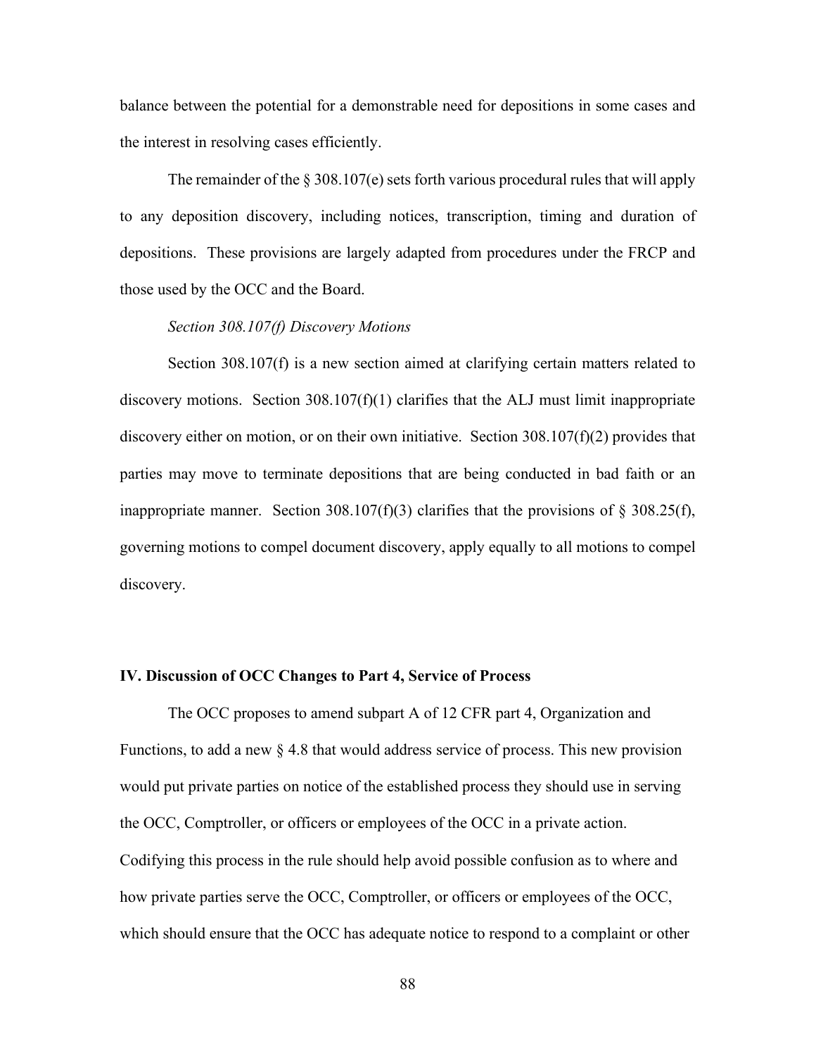balance between the potential for a demonstrable need for depositions in some cases and the interest in resolving cases efficiently.

The remainder of the § 308.107(e) sets forth various procedural rules that will apply to any deposition discovery, including notices, transcription, timing and duration of depositions. These provisions are largely adapted from procedures under the FRCP and those used by the OCC and the Board.

*Section 308.107(f) Discovery Motions*

Section 308.107(f) is a new section aimed at clarifying certain matters related to discovery motions. Section 308.107(f)(1) clarifies that the ALJ must limit inappropriate discovery either on motion, or on their own initiative. Section 308.107(f)(2) provides that parties may move to terminate depositions that are being conducted in bad faith or an inappropriate manner. Section 308.107(f)(3) clarifies that the provisions of § 308.25(f), governing motions to compel document discovery, apply equally to all motions to compel discovery.

**IV. Discussion of OCC Changes to Part 4, Service of Process**

The OCC proposes to amend subpart A of 12 CFR part 4, Organization and Functions, to add a new § 4.8 that would address service of process. This new provision would put private parties on notice of the established process they should use in serving the OCC, Comptroller, or officers or employees of the OCC in a private action. Codifying this process in the rule should help avoid possible confusion as to where and how private parties serve the OCC, Comptroller, or officers or employees of the OCC, which should ensure that the OCC has adequate notice to respond to a complaint or other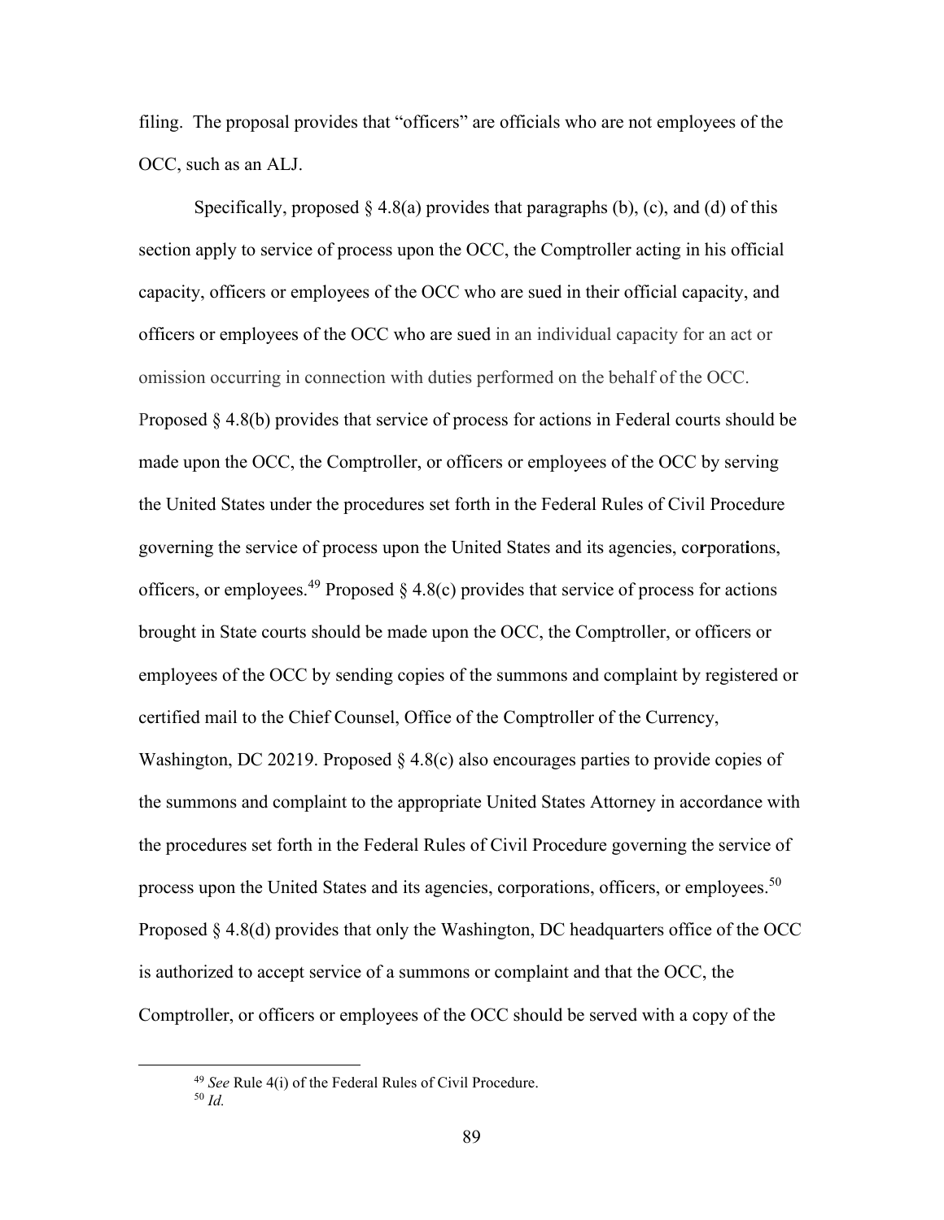filing. The proposal provides that "officers" are officials who are not employees of the OCC, such as an ALJ.

Specifically, proposed § 4.8(a) provides that paragraphs (b), (c), and (d) of this section apply to service of process upon the OCC, the Comptroller acting in his official capacity, officers or employees of the OCC who are sued in their official capacity, and officers or employees of the OCC who are sued in an individual capacity for an act or omission occurring in connection with duties performed on the behalf of the OCC. Proposed § 4.8(b) provides that service of process for actions in Federal courts should be made upon the OCC, the Comptroller, or officers or employees of the OCC by serving the United States under the procedures set forth in the Federal Rules of Civil Procedure governing the service of process upon the United States and its agencies, corporations, officers, or employees.[49] Proposed § 4.8(c) provides that service of process for actions brought in State courts should be made upon the OCC, the Comptroller, or officers or employees of the OCC by sending copies of the summons and complaint by registered or certified mail to the Chief Counsel, Office of the Comptroller of the Currency, Washington, DC 20219. Proposed § 4.8(c) also encourages parties to provide copies of the summons and complaint to the appropriate United States Attorney in accordance with the procedures set forth in the Federal Rules of Civil Procedure governing the service of process upon the United States and its agencies, corporations, officers, or employees.[50] Proposed § 4.8(d) provides that only the Washington, DC headquarters office of the OCC is authorized to accept service of a summons or complaint and that the OCC, the Comptroller, or officers or employees of the OCC should be served with a copy of the

[49] *See* Rule 4(i) of the Federal Rules of Civil Procedure.

[50] *Id.*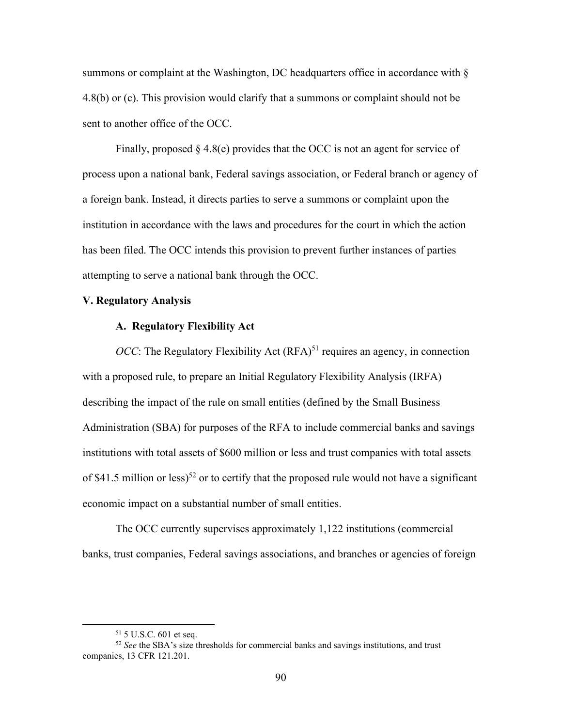summons or complaint at the Washington, DC headquarters office in accordance with § 4.8(b) or (c). This provision would clarify that a summons or complaint should not be sent to another office of the OCC.

Finally, proposed § 4.8(e) provides that the OCC is not an agent for service of process upon a national bank, Federal savings association, or Federal branch or agency of a foreign bank. Instead, it directs parties to serve a summons or complaint upon the institution in accordance with the laws and procedures for the court in which the action has been filed. The OCC intends this provision to prevent further instances of parties attempting to serve a national bank through the OCC.

## V. Regulatory Analysis

### A. Regulatory Flexibility Act

*OCC*: The Regulatory Flexibility Act (RFA)[51] requires an agency, in connection with a proposed rule, to prepare an Initial Regulatory Flexibility Analysis (IRFA) describing the impact of the rule on small entities (defined by the Small Business Administration (SBA) for purposes of the RFA to include commercial banks and savings institutions with total assets of $600 million or less and trust companies with total assets of $41.5 million or less)[52] or to certify that the proposed rule would not have a significant economic impact on a substantial number of small entities.

The OCC currently supervises approximately 1,122 institutions (commercial banks, trust companies, Federal savings associations, and branches or agencies of foreign

---

[51] 5 U.S.C. 601 et seq.

[52] *See* the SBA's size thresholds for commercial banks and savings institutions, and trust companies, 13 CFR 121.201.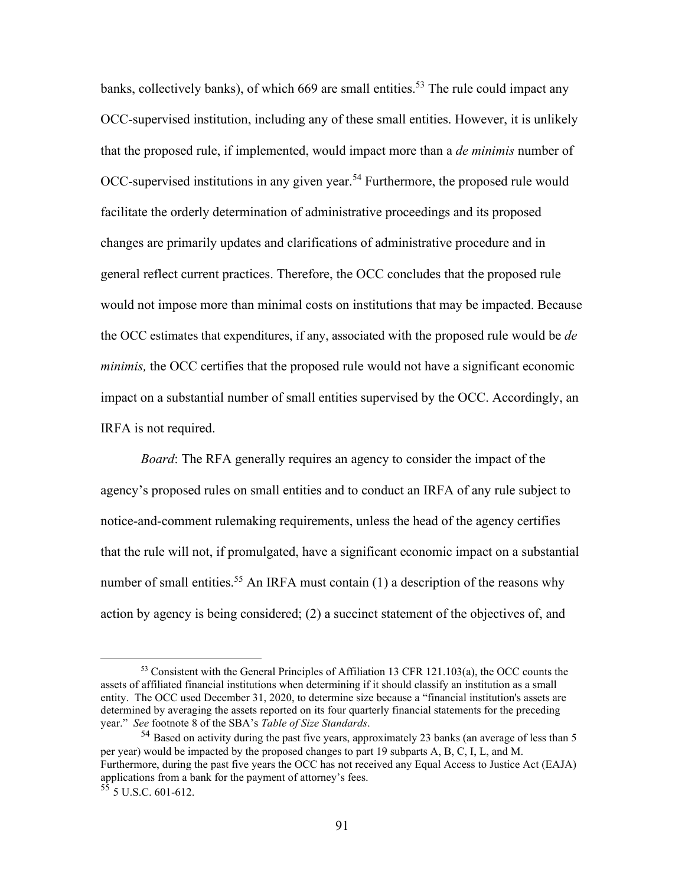banks, collectively banks), of which 669 are small entities.[53] The rule could impact any OCC-supervised institution, including any of these small entities. However, it is unlikely that the proposed rule, if implemented, would impact more than a *de minimis* number of OCC-supervised institutions in any given year.[54] Furthermore, the proposed rule would facilitate the orderly determination of administrative proceedings and its proposed changes are primarily updates and clarifications of administrative procedure and in general reflect current practices. Therefore, the OCC concludes that the proposed rule would not impose more than minimal costs on institutions that may be impacted. Because the OCC estimates that expenditures, if any, associated with the proposed rule would be *de minimis,* the OCC certifies that the proposed rule would not have a significant economic impact on a substantial number of small entities supervised by the OCC. Accordingly, an IRFA is not required.

*Board*: The RFA generally requires an agency to consider the impact of the agency's proposed rules on small entities and to conduct an IRFA of any rule subject to notice-and-comment rulemaking requirements, unless the head of the agency certifies that the rule will not, if promulgated, have a significant economic impact on a substantial number of small entities.[55] An IRFA must contain (1) a description of the reasons why action by agency is being considered; (2) a succinct statement of the objectives of, and

---

[53] Consistent with the General Principles of Affiliation 13 CFR 121.103(a), the OCC counts the assets of affiliated financial institutions when determining if it should classify an institution as a small entity. The OCC used December 31, 2020, to determine size because a "financial institution's assets are determined by averaging the assets reported on its four quarterly financial statements for the preceding year." *See* footnote 8 of the SBA's *Table of Size Standards*.

[54] Based on activity during the past five years, approximately 23 banks (an average of less than 5 per year) would be impacted by the proposed changes to part 19 subparts A, B, C, I, L, and M. Furthermore, during the past five years the OCC has not received any Equal Access to Justice Act (EAJA) applications from a bank for the payment of attorney's fees.

[55] 5 U.S.C. 601-612.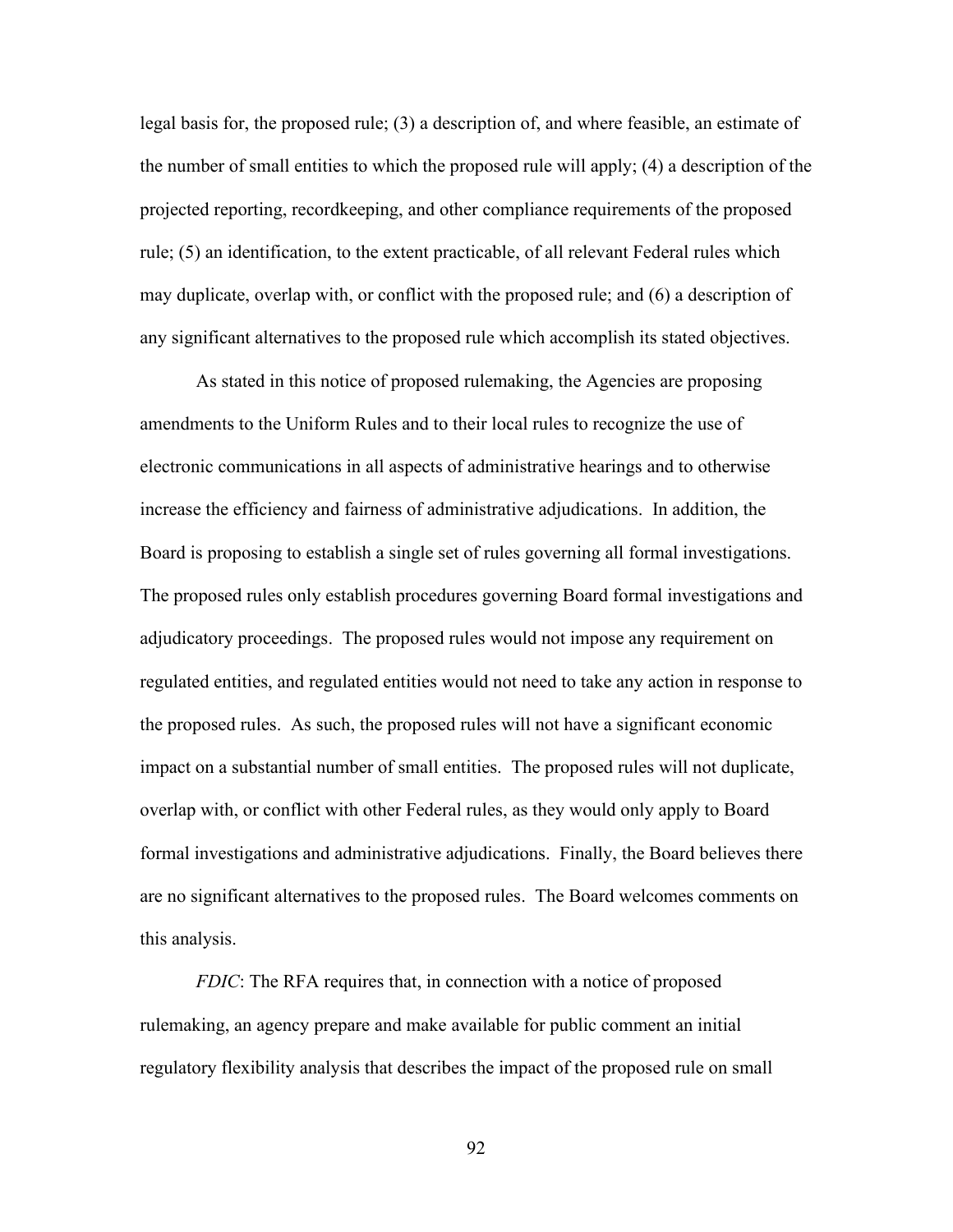legal basis for, the proposed rule; (3) a description of, and where feasible, an estimate of the number of small entities to which the proposed rule will apply; (4) a description of the projected reporting, recordkeeping, and other compliance requirements of the proposed rule; (5) an identification, to the extent practicable, of all relevant Federal rules which may duplicate, overlap with, or conflict with the proposed rule; and (6) a description of any significant alternatives to the proposed rule which accomplish its stated objectives.

As stated in this notice of proposed rulemaking, the Agencies are proposing amendments to the Uniform Rules and to their local rules to recognize the use of electronic communications in all aspects of administrative hearings and to otherwise increase the efficiency and fairness of administrative adjudications. In addition, the Board is proposing to establish a single set of rules governing all formal investigations. The proposed rules only establish procedures governing Board formal investigations and adjudicatory proceedings. The proposed rules would not impose any requirement on regulated entities, and regulated entities would not need to take any action in response to the proposed rules. As such, the proposed rules will not have a significant economic impact on a substantial number of small entities. The proposed rules will not duplicate, overlap with, or conflict with other Federal rules, as they would only apply to Board formal investigations and administrative adjudications. Finally, the Board believes there are no significant alternatives to the proposed rules. The Board welcomes comments on this analysis.

*FDIC*: The RFA requires that, in connection with a notice of proposed rulemaking, an agency prepare and make available for public comment an initial regulatory flexibility analysis that describes the impact of the proposed rule on small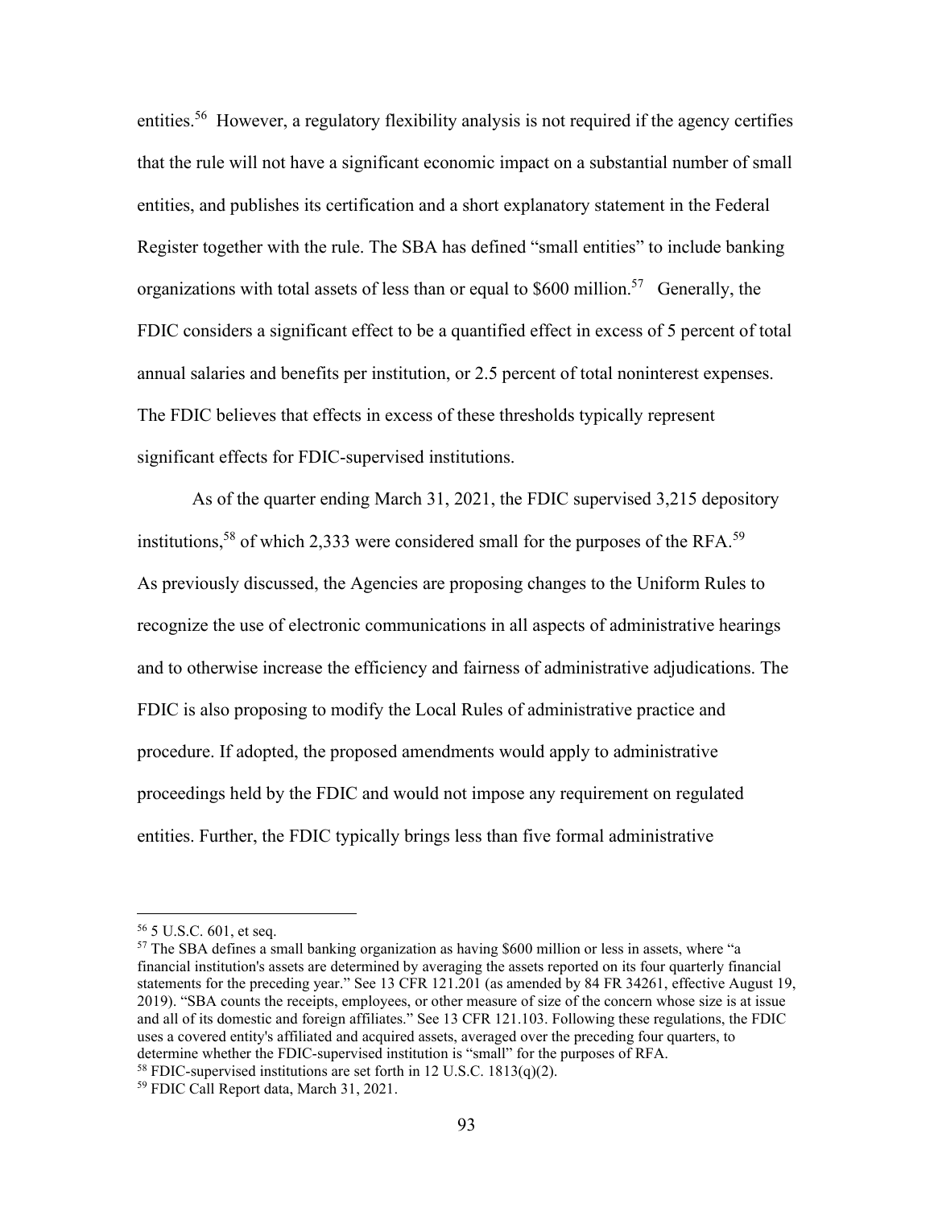entities.[56] However, a regulatory flexibility analysis is not required if the agency certifies that the rule will not have a significant economic impact on a substantial number of small entities, and publishes its certification and a short explanatory statement in the Federal Register together with the rule. The SBA has defined "small entities" to include banking organizations with total assets of less than or equal to $600 million.[57] Generally, the FDIC considers a significant effect to be a quantified effect in excess of 5 percent of total annual salaries and benefits per institution, or 2.5 percent of total noninterest expenses. The FDIC believes that effects in excess of these thresholds typically represent significant effects for FDIC-supervised institutions.

As of the quarter ending March 31, 2021, the FDIC supervised 3,215 depository institutions,[58] of which 2,333 were considered small for the purposes of the RFA.[59] As previously discussed, the Agencies are proposing changes to the Uniform Rules to recognize the use of electronic communications in all aspects of administrative hearings and to otherwise increase the efficiency and fairness of administrative adjudications. The FDIC is also proposing to modify the Local Rules of administrative practice and procedure. If adopted, the proposed amendments would apply to administrative proceedings held by the FDIC and would not impose any requirement on regulated entities. Further, the FDIC typically brings less than five formal administrative

---

[56] 5 U.S.C. 601, et seq.

[57] The SBA defines a small banking organization as having $600 million or less in assets, where "a financial institution's assets are determined by averaging the assets reported on its four quarterly financial statements for the preceding year." See 13 CFR 121.201 (as amended by 84 FR 34261, effective August 19, 2019). "SBA counts the receipts, employees, or other measure of size of the concern whose size is at issue and all of its domestic and foreign affiliates." See 13 CFR 121.103. Following these regulations, the FDIC uses a covered entity's affiliated and acquired assets, averaged over the preceding four quarters, to determine whether the FDIC-supervised institution is "small" for the purposes of RFA.

[58] FDIC-supervised institutions are set forth in 12 U.S.C. 1813(q)(2).

[59] FDIC Call Report data, March 31, 2021.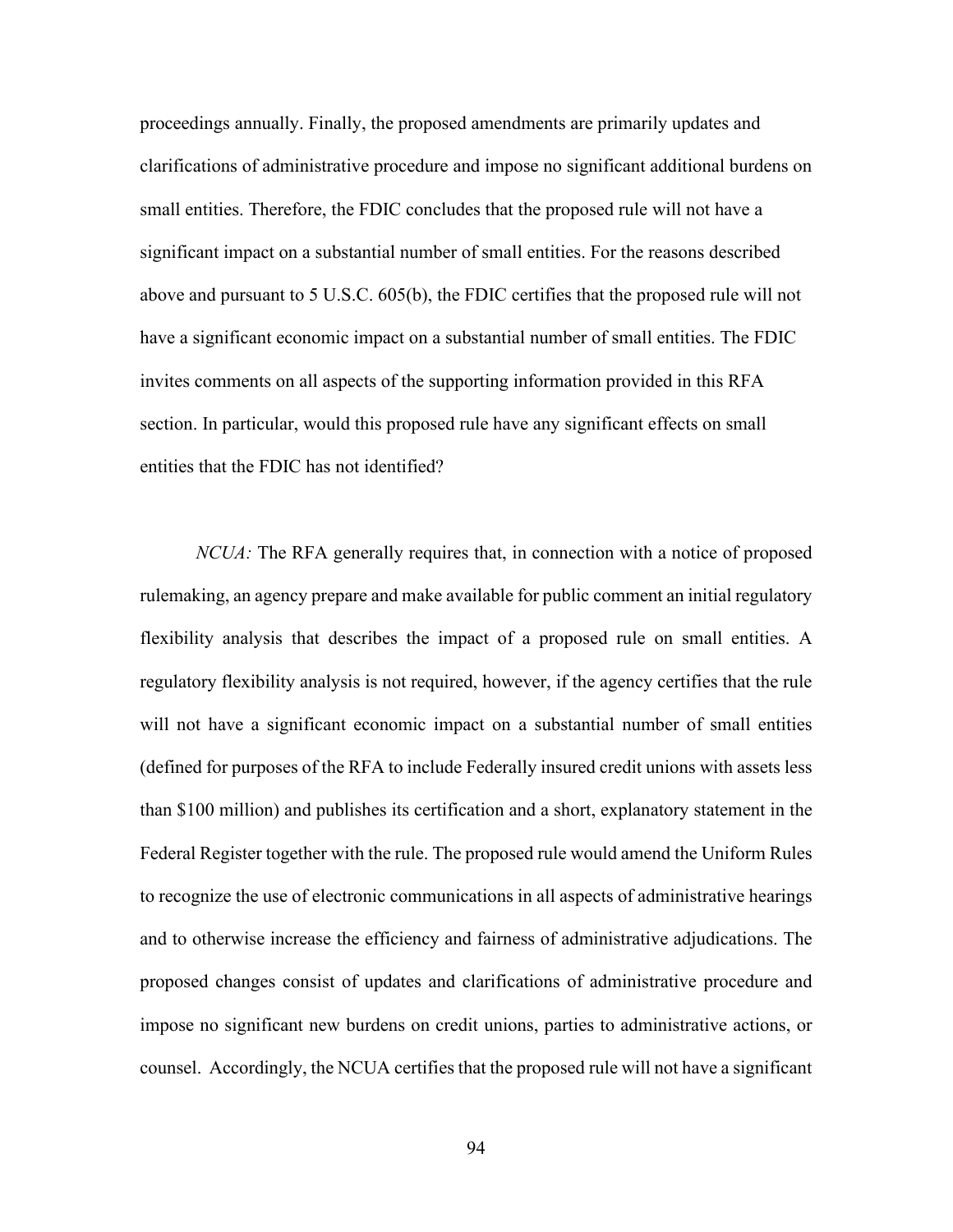proceedings annually. Finally, the proposed amendments are primarily updates and clarifications of administrative procedure and impose no significant additional burdens on small entities. Therefore, the FDIC concludes that the proposed rule will not have a significant impact on a substantial number of small entities. For the reasons described above and pursuant to 5 U.S.C. 605(b), the FDIC certifies that the proposed rule will not have a significant economic impact on a substantial number of small entities. The FDIC invites comments on all aspects of the supporting information provided in this RFA section. In particular, would this proposed rule have any significant effects on small entities that the FDIC has not identified?

*NCUA:* The RFA generally requires that, in connection with a notice of proposed rulemaking, an agency prepare and make available for public comment an initial regulatory flexibility analysis that describes the impact of a proposed rule on small entities. A regulatory flexibility analysis is not required, however, if the agency certifies that the rule will not have a significant economic impact on a substantial number of small entities (defined for purposes of the RFA to include Federally insured credit unions with assets less than $100 million) and publishes its certification and a short, explanatory statement in the Federal Register together with the rule. The proposed rule would amend the Uniform Rules to recognize the use of electronic communications in all aspects of administrative hearings and to otherwise increase the efficiency and fairness of administrative adjudications. The proposed changes consist of updates and clarifications of administrative procedure and impose no significant new burdens on credit unions, parties to administrative actions, or counsel. Accordingly, the NCUA certifies that the proposed rule will not have a significant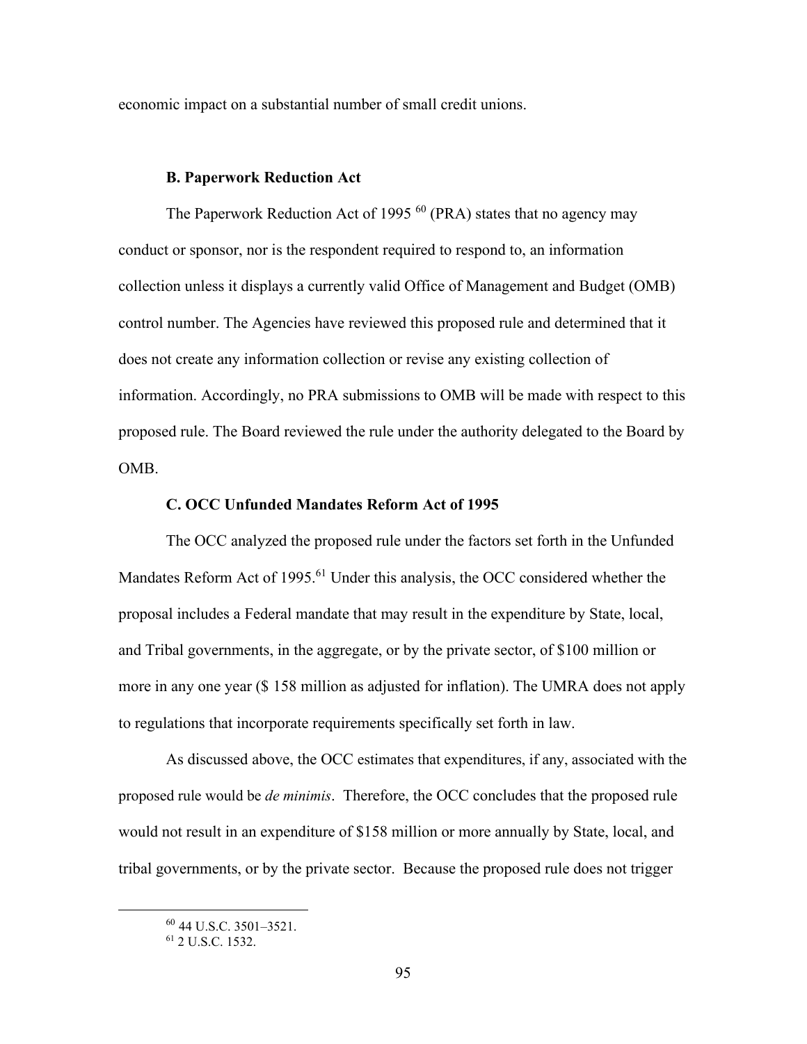economic impact on a substantial number of small credit unions.

### B. Paperwork Reduction Act

The Paperwork Reduction Act of 1995 [60] (PRA) states that no agency may conduct or sponsor, nor is the respondent required to respond to, an information collection unless it displays a currently valid Office of Management and Budget (OMB) control number. The Agencies have reviewed this proposed rule and determined that it does not create any information collection or revise any existing collection of information. Accordingly, no PRA submissions to OMB will be made with respect to this proposed rule. The Board reviewed the rule under the authority delegated to the Board by OMB.

### C. OCC Unfunded Mandates Reform Act of 1995

The OCC analyzed the proposed rule under the factors set forth in the Unfunded Mandates Reform Act of 1995.[61] Under this analysis, the OCC considered whether the proposal includes a Federal mandate that may result in the expenditure by State, local, and Tribal governments, in the aggregate, or by the private sector, of $100 million or more in any one year ($ 158 million as adjusted for inflation). The UMRA does not apply to regulations that incorporate requirements specifically set forth in law.

As discussed above, the OCC estimates that expenditures, if any, associated with the proposed rule would be *de minimis*. Therefore, the OCC concludes that the proposed rule would not result in an expenditure of $158 million or more annually by State, local, and tribal governments, or by the private sector. Because the proposed rule does not trigger

[60] 44 U.S.C. 3501–3521.

[61] 2 U.S.C. 1532.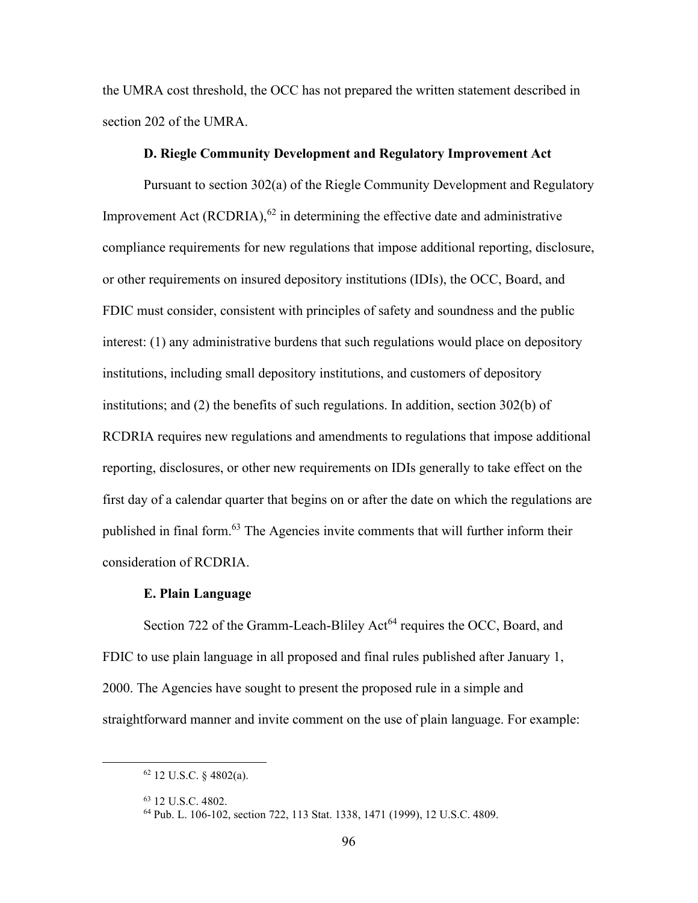the UMRA cost threshold, the OCC has not prepared the written statement described in section 202 of the UMRA.

### D. Riegle Community Development and Regulatory Improvement Act

Pursuant to section 302(a) of the Riegle Community Development and Regulatory Improvement Act (RCDRIA),[62] in determining the effective date and administrative compliance requirements for new regulations that impose additional reporting, disclosure, or other requirements on insured depository institutions (IDIs), the OCC, Board, and FDIC must consider, consistent with principles of safety and soundness and the public interest: (1) any administrative burdens that such regulations would place on depository institutions, including small depository institutions, and customers of depository institutions; and (2) the benefits of such regulations. In addition, section 302(b) of RCDRIA requires new regulations and amendments to regulations that impose additional reporting, disclosures, or other new requirements on IDIs generally to take effect on the first day of a calendar quarter that begins on or after the date on which the regulations are published in final form.[63] The Agencies invite comments that will further inform their consideration of RCDRIA.

### E. Plain Language

Section 722 of the Gramm-Leach-Bliley Act[64] requires the OCC, Board, and FDIC to use plain language in all proposed and final rules published after January 1, 2000. The Agencies have sought to present the proposed rule in a simple and straightforward manner and invite comment on the use of plain language. For example:

---

[62] 12 U.S.C. § 4802(a).

[63] 12 U.S.C. 4802.

[64] Pub. L. 106-102, section 722, 113 Stat. 1338, 1471 (1999), 12 U.S.C. 4809.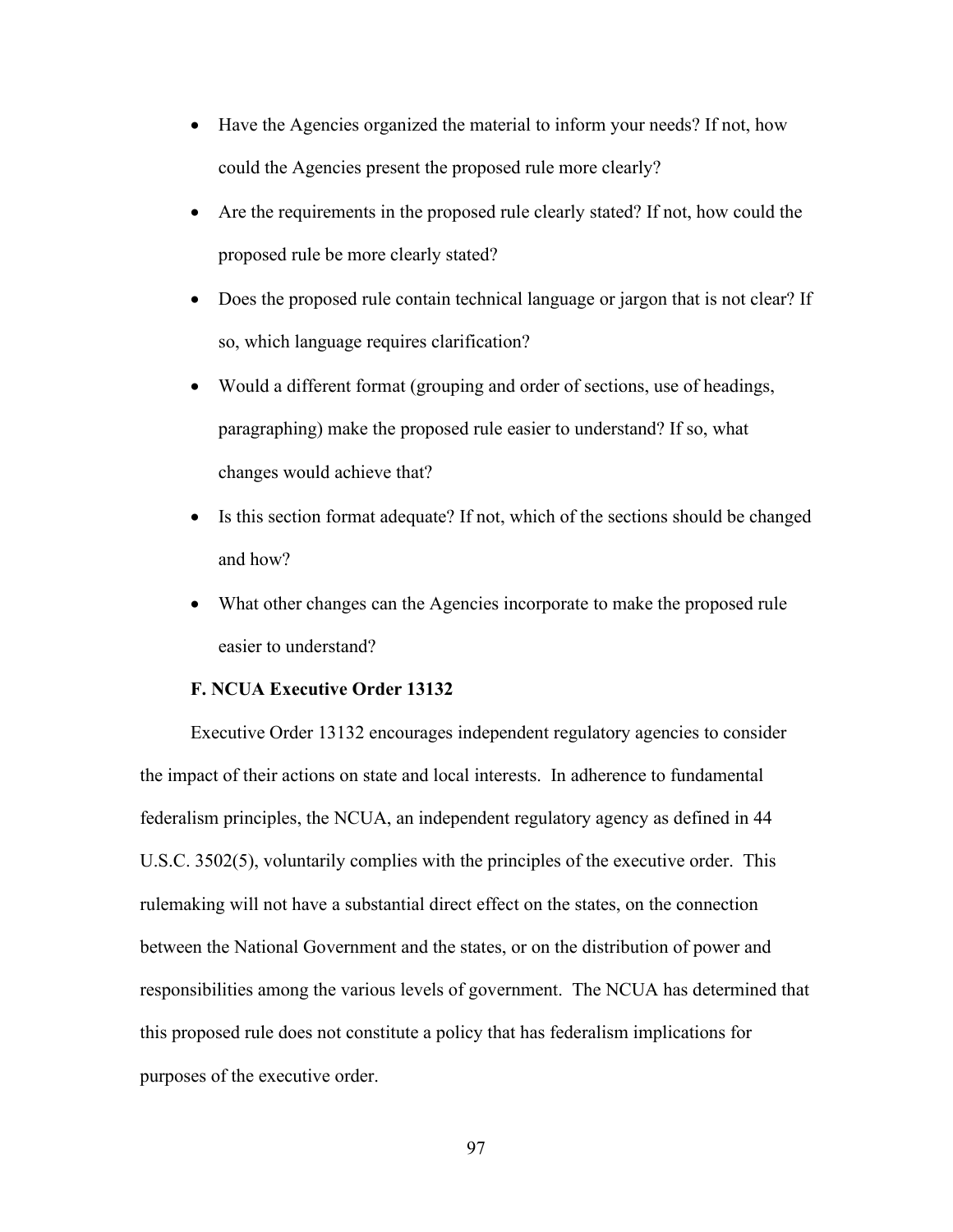- Have the Agencies organized the material to inform your needs? If not, how could the Agencies present the proposed rule more clearly?
- Are the requirements in the proposed rule clearly stated? If not, how could the proposed rule be more clearly stated?
- Does the proposed rule contain technical language or jargon that is not clear? If so, which language requires clarification?
- Would a different format (grouping and order of sections, use of headings, paragraphing) make the proposed rule easier to understand? If so, what changes would achieve that?
- Is this section format adequate? If not, which of the sections should be changed and how?
- What other changes can the Agencies incorporate to make the proposed rule easier to understand?

**F. NCUA Executive Order 13132**

Executive Order 13132 encourages independent regulatory agencies to consider the impact of their actions on state and local interests. In adherence to fundamental federalism principles, the NCUA, an independent regulatory agency as defined in 44 U.S.C. 3502(5), voluntarily complies with the principles of the executive order. This rulemaking will not have a substantial direct effect on the states, on the connection between the National Government and the states, or on the distribution of power and responsibilities among the various levels of government. The NCUA has determined that this proposed rule does not constitute a policy that has federalism implications for purposes of the executive order.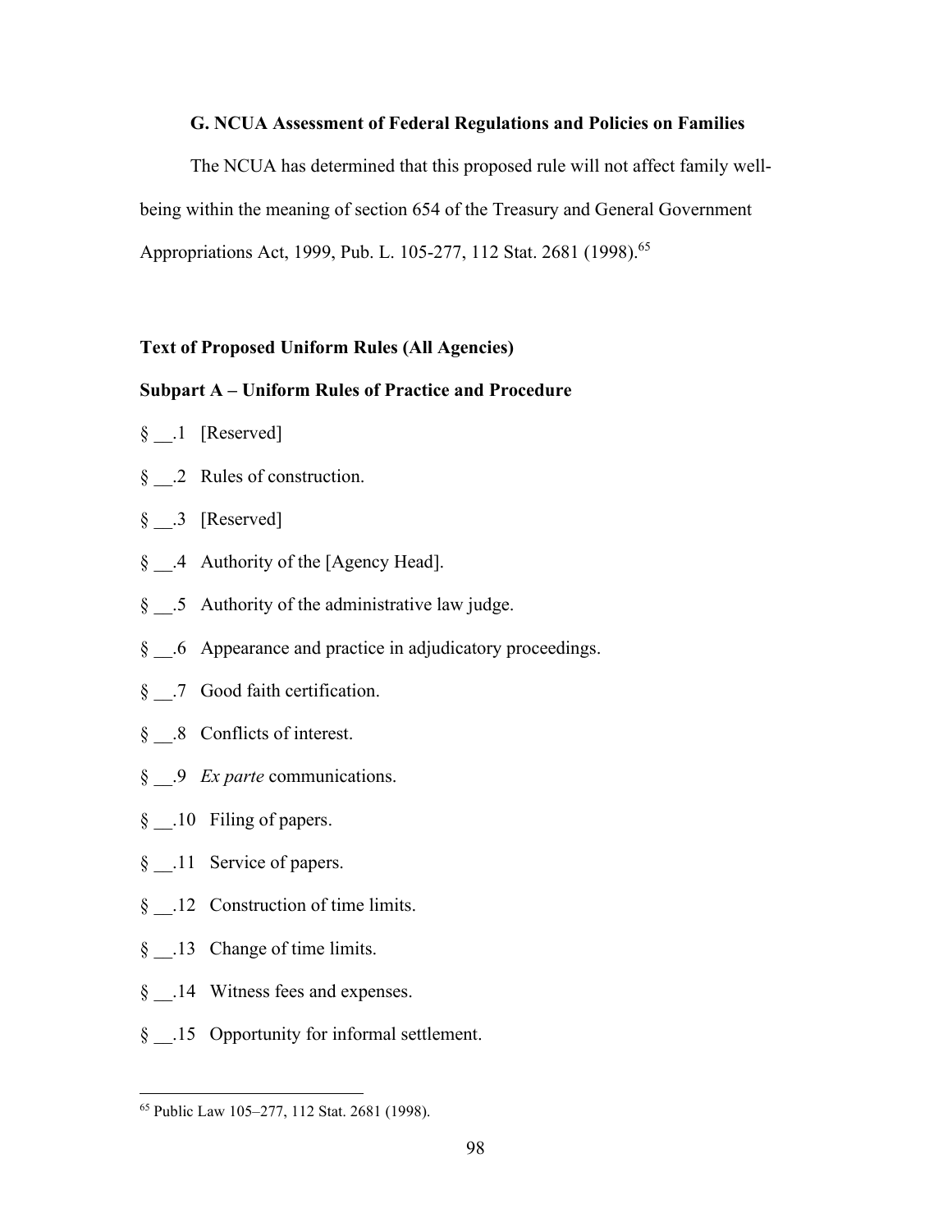### G. NCUA Assessment of Federal Regulations and Policies on Families

The NCUA has determined that this proposed rule will not affect family well-being within the meaning of section 654 of the Treasury and General Government Appropriations Act, 1999, Pub. L. 105-277, 112 Stat. 2681 (1998).[65]

**Text of Proposed Uniform Rules (All Agencies)**

**Subpart A – Uniform Rules of Practice and Procedure**

§ __.1 [Reserved]

§ __.2 Rules of construction.

§ __.3 [Reserved]

§ __.4 Authority of the [Agency Head].

§ __.5 Authority of the administrative law judge.

§ __.6 Appearance and practice in adjudicatory proceedings.

§ __.7 Good faith certification.

§ __.8 Conflicts of interest.

§ __.9 *Ex parte* communications.

§ __.10 Filing of papers.

§ __.11 Service of papers.

§ __.12 Construction of time limits.

§ __.13 Change of time limits.

§ __.14 Witness fees and expenses.

§ __.15 Opportunity for informal settlement.

---

[65] Public Law 105–277, 112 Stat. 2681 (1998).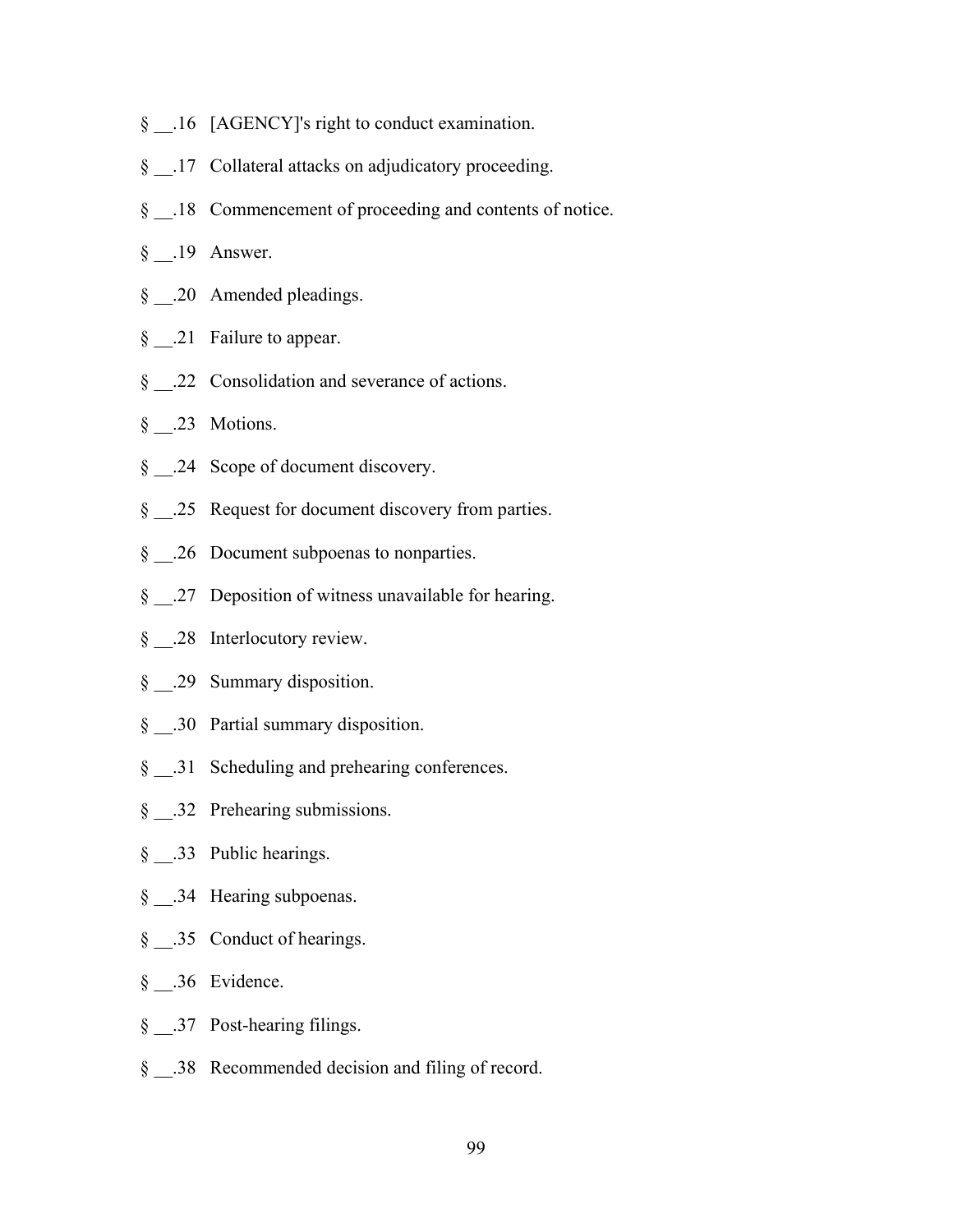§ __.16 [AGENCY]'s right to conduct examination.

§ __.17 Collateral attacks on adjudicatory proceeding.

§ __.18 Commencement of proceeding and contents of notice.

§ __.19 Answer.

§ __.20 Amended pleadings.

§ __.21 Failure to appear.

§ __.22 Consolidation and severance of actions.

§ __.23 Motions.

§ __.24 Scope of document discovery.

§ __.25 Request for document discovery from parties.

§ __.26 Document subpoenas to nonparties.

§ __.27 Deposition of witness unavailable for hearing.

§ __.28 Interlocutory review.

§ __.29 Summary disposition.

§ __.30 Partial summary disposition.

§ __.31 Scheduling and prehearing conferences.

§ __.32 Prehearing submissions.

§ __.33 Public hearings.

§ __.34 Hearing subpoenas.

§ __.35 Conduct of hearings.

§ __.36 Evidence.

§ __.37 Post-hearing filings.

§ __.38 Recommended decision and filing of record.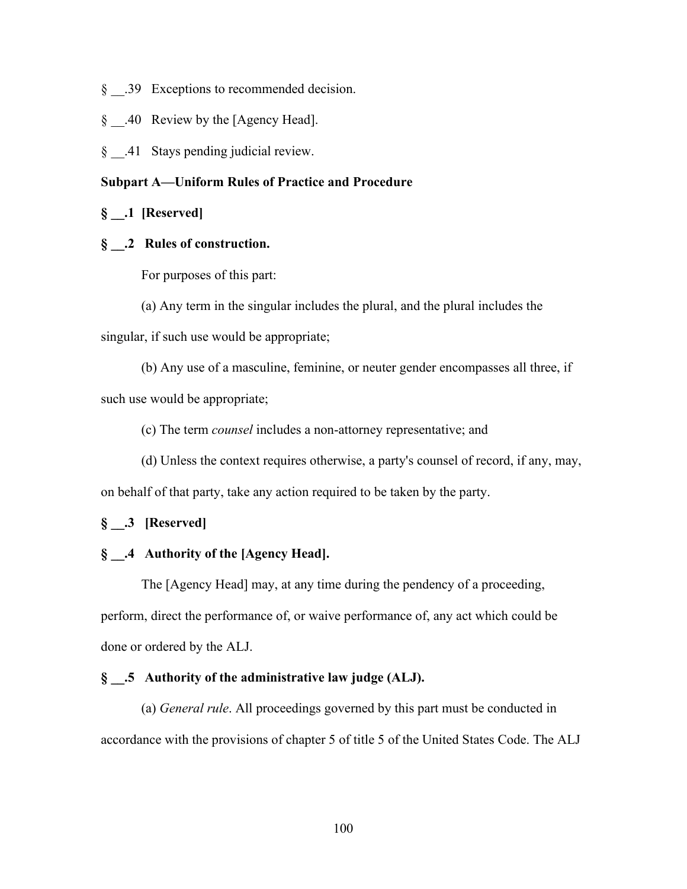§ __.39 Exceptions to recommended decision.

§ __.40 Review by the [Agency Head].

§ __.41 Stays pending judicial review.

**Subpart A—Uniform Rules of Practice and Procedure**

**§ __.1 [Reserved]**

**§ __.2 Rules of construction.**

For purposes of this part:

(a) Any term in the singular includes the plural, and the plural includes the singular, if such use would be appropriate;

(b) Any use of a masculine, feminine, or neuter gender encompasses all three, if such use would be appropriate;

(c) The term *counsel* includes a non-attorney representative; and

(d) Unless the context requires otherwise, a party's counsel of record, if any, may, on behalf of that party, take any action required to be taken by the party.

**§ __.3 [Reserved]**

**§ __.4 Authority of the [Agency Head].**

The [Agency Head] may, at any time during the pendency of a proceeding, perform, direct the performance of, or waive performance of, any act which could be done or ordered by the ALJ.

**§ __.5 Authority of the administrative law judge (ALJ).**

(a) *General rule*. All proceedings governed by this part must be conducted in accordance with the provisions of chapter 5 of title 5 of the United States Code. The ALJ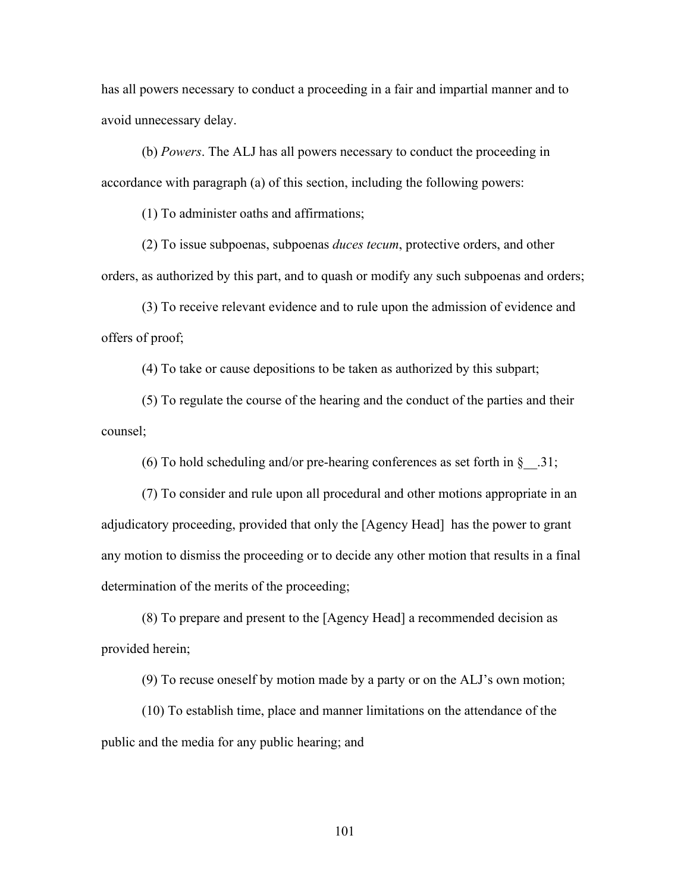has all powers necessary to conduct a proceeding in a fair and impartial manner and to avoid unnecessary delay.

(b) *Powers*. The ALJ has all powers necessary to conduct the proceeding in accordance with paragraph (a) of this section, including the following powers:

(1) To administer oaths and affirmations;

(2) To issue subpoenas, subpoenas *duces tecum*, protective orders, and other orders, as authorized by this part, and to quash or modify any such subpoenas and orders;

(3) To receive relevant evidence and to rule upon the admission of evidence and offers of proof;

(4) To take or cause depositions to be taken as authorized by this subpart;

(5) To regulate the course of the hearing and the conduct of the parties and their counsel;

(6) To hold scheduling and/or pre-hearing conferences as set forth in §__.31;

(7) To consider and rule upon all procedural and other motions appropriate in an adjudicatory proceeding, provided that only the [Agency Head] has the power to grant any motion to dismiss the proceeding or to decide any other motion that results in a final determination of the merits of the proceeding;

(8) To prepare and present to the [Agency Head] a recommended decision as provided herein;

(9) To recuse oneself by motion made by a party or on the ALJ's own motion;

(10) To establish time, place and manner limitations on the attendance of the public and the media for any public hearing; and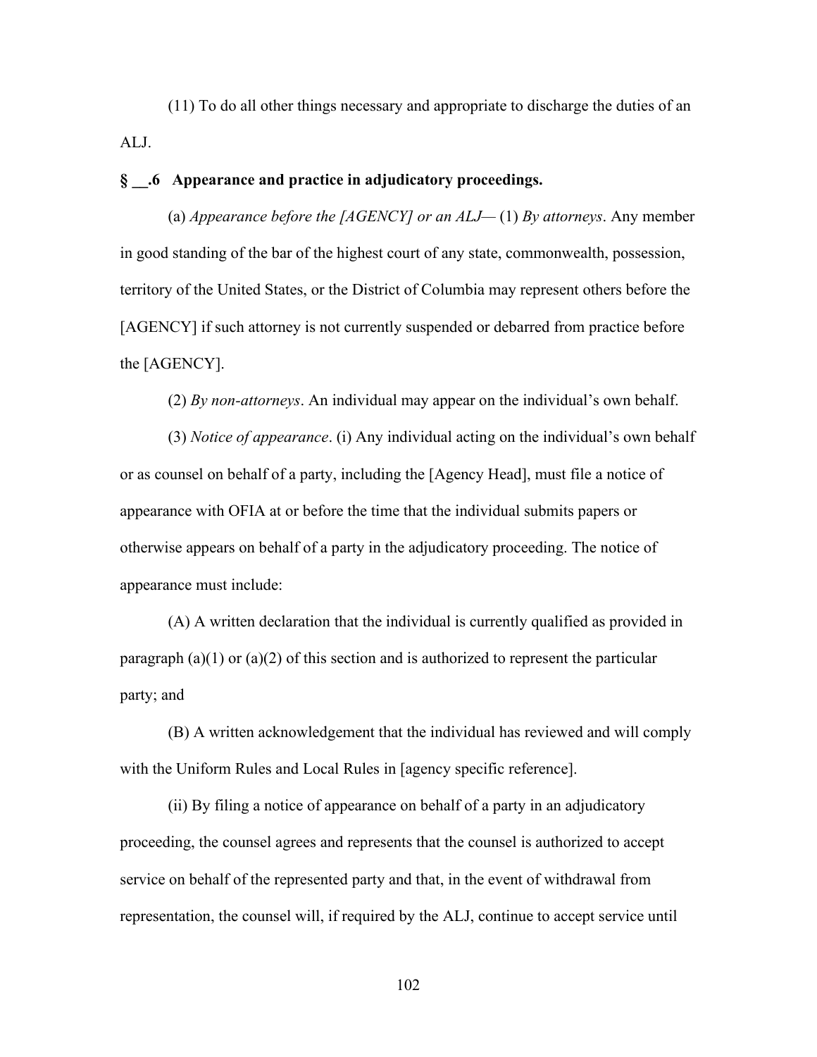(11) To do all other things necessary and appropriate to discharge the duties of an ALJ.

**§ __.6 Appearance and practice in adjudicatory proceedings.**

(a) *Appearance before the [AGENCY] or an ALJ*— (1) *By attorneys*. Any member in good standing of the bar of the highest court of any state, commonwealth, possession, territory of the United States, or the District of Columbia may represent others before the [AGENCY] if such attorney is not currently suspended or debarred from practice before the [AGENCY].

(2) *By non-attorneys*. An individual may appear on the individual's own behalf.

(3) *Notice of appearance*. (i) Any individual acting on the individual's own behalf or as counsel on behalf of a party, including the [Agency Head], must file a notice of appearance with OFIA at or before the time that the individual submits papers or otherwise appears on behalf of a party in the adjudicatory proceeding. The notice of appearance must include:

(A) A written declaration that the individual is currently qualified as provided in paragraph (a)(1) or (a)(2) of this section and is authorized to represent the particular party; and

(B) A written acknowledgement that the individual has reviewed and will comply with the Uniform Rules and Local Rules in [agency specific reference].

(ii) By filing a notice of appearance on behalf of a party in an adjudicatory proceeding, the counsel agrees and represents that the counsel is authorized to accept service on behalf of the represented party and that, in the event of withdrawal from representation, the counsel will, if required by the ALJ, continue to accept service until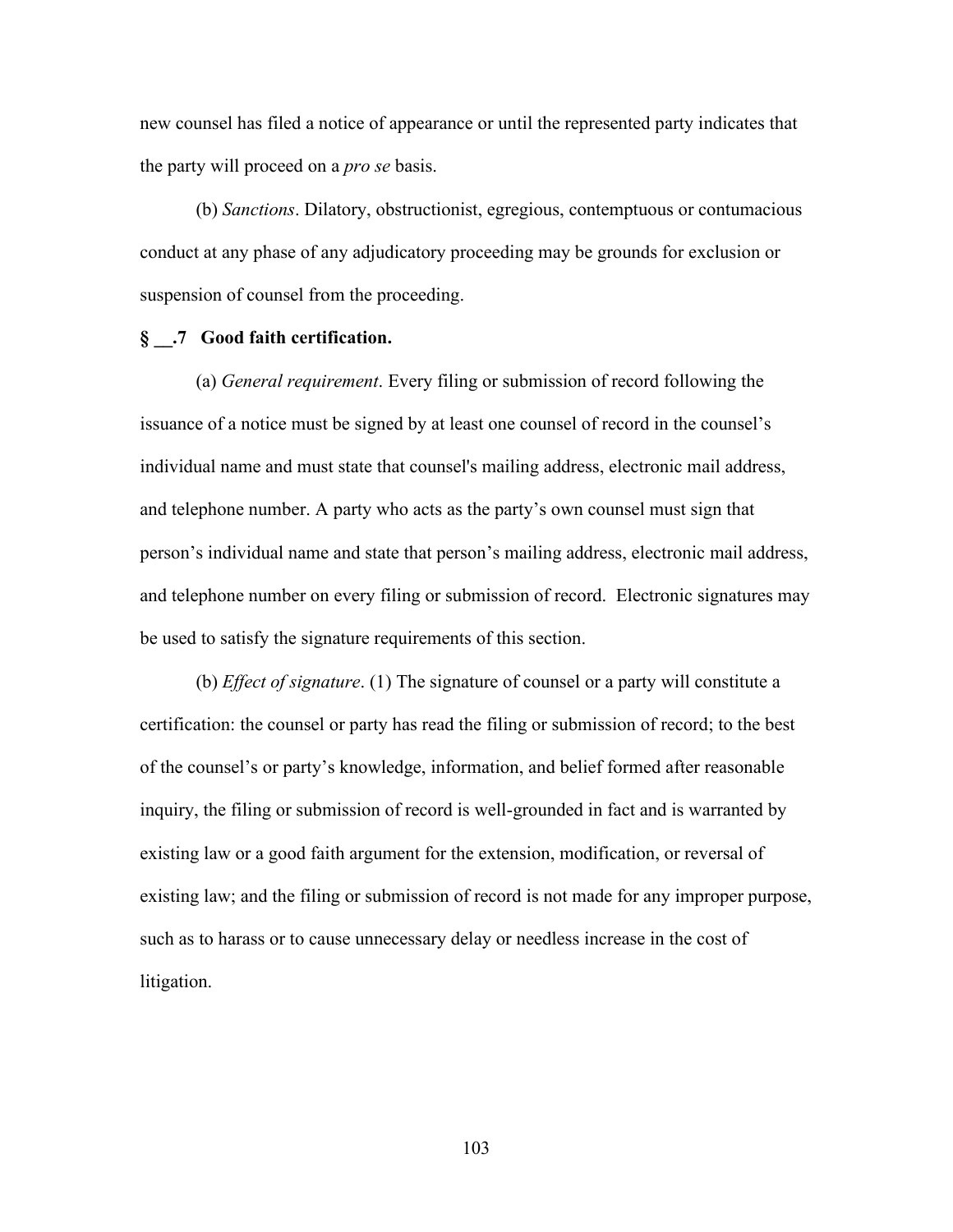new counsel has filed a notice of appearance or until the represented party indicates that the party will proceed on a *pro se* basis.

(b) *Sanctions*. Dilatory, obstructionist, egregious, contemptuous or contumacious conduct at any phase of any adjudicatory proceeding may be grounds for exclusion or suspension of counsel from the proceeding.

**§ __.7 Good faith certification.**

(a) *General requirement*. Every filing or submission of record following the issuance of a notice must be signed by at least one counsel of record in the counsel's individual name and must state that counsel's mailing address, electronic mail address, and telephone number. A party who acts as the party's own counsel must sign that person's individual name and state that person's mailing address, electronic mail address, and telephone number on every filing or submission of record. Electronic signatures may be used to satisfy the signature requirements of this section.

(b) *Effect of signature*. (1) The signature of counsel or a party will constitute a certification: the counsel or party has read the filing or submission of record; to the best of the counsel's or party's knowledge, information, and belief formed after reasonable inquiry, the filing or submission of record is well-grounded in fact and is warranted by existing law or a good faith argument for the extension, modification, or reversal of existing law; and the filing or submission of record is not made for any improper purpose, such as to harass or to cause unnecessary delay or needless increase in the cost of litigation.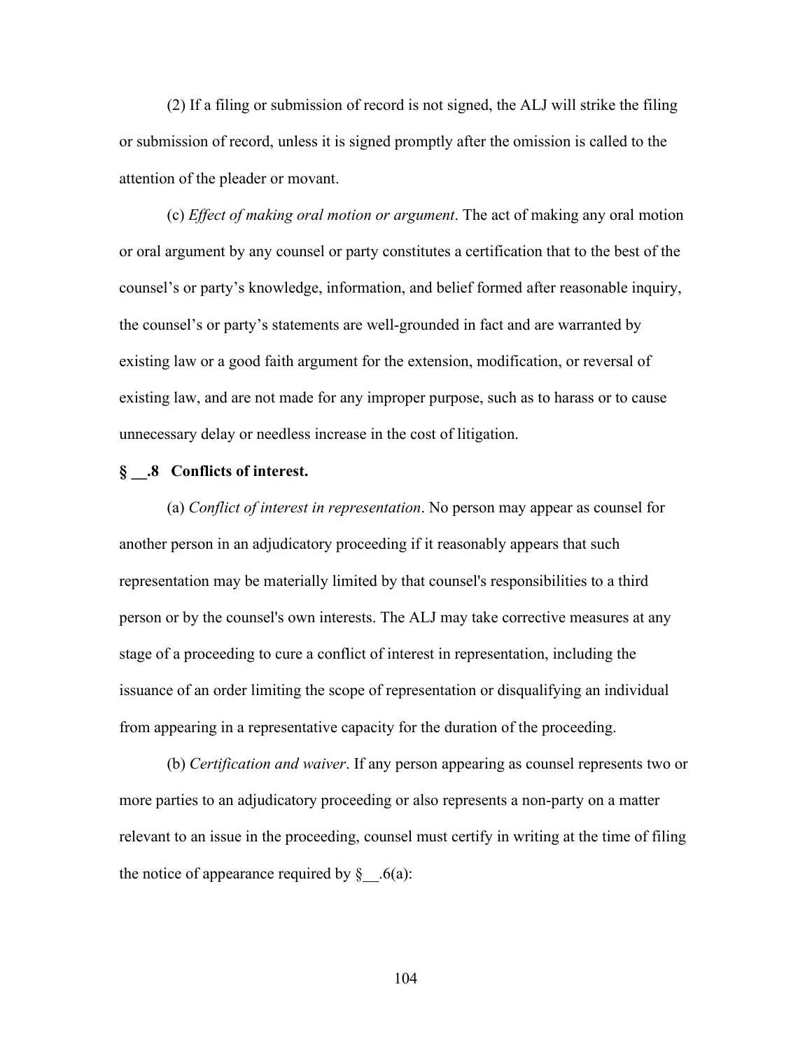(2) If a filing or submission of record is not signed, the ALJ will strike the filing or submission of record, unless it is signed promptly after the omission is called to the attention of the pleader or movant.

(c) *Effect of making oral motion or argument*. The act of making any oral motion or oral argument by any counsel or party constitutes a certification that to the best of the counsel's or party's knowledge, information, and belief formed after reasonable inquiry, the counsel's or party's statements are well-grounded in fact and are warranted by existing law or a good faith argument for the extension, modification, or reversal of existing law, and are not made for any improper purpose, such as to harass or to cause unnecessary delay or needless increase in the cost of litigation.

**§ __.8 Conflicts of interest.**

(a) *Conflict of interest in representation*. No person may appear as counsel for another person in an adjudicatory proceeding if it reasonably appears that such representation may be materially limited by that counsel's responsibilities to a third person or by the counsel's own interests. The ALJ may take corrective measures at any stage of a proceeding to cure a conflict of interest in representation, including the issuance of an order limiting the scope of representation or disqualifying an individual from appearing in a representative capacity for the duration of the proceeding.

(b) *Certification and waiver*. If any person appearing as counsel represents two or more parties to an adjudicatory proceeding or also represents a non-party on a matter relevant to an issue in the proceeding, counsel must certify in writing at the time of filing the notice of appearance required by §__.6(a):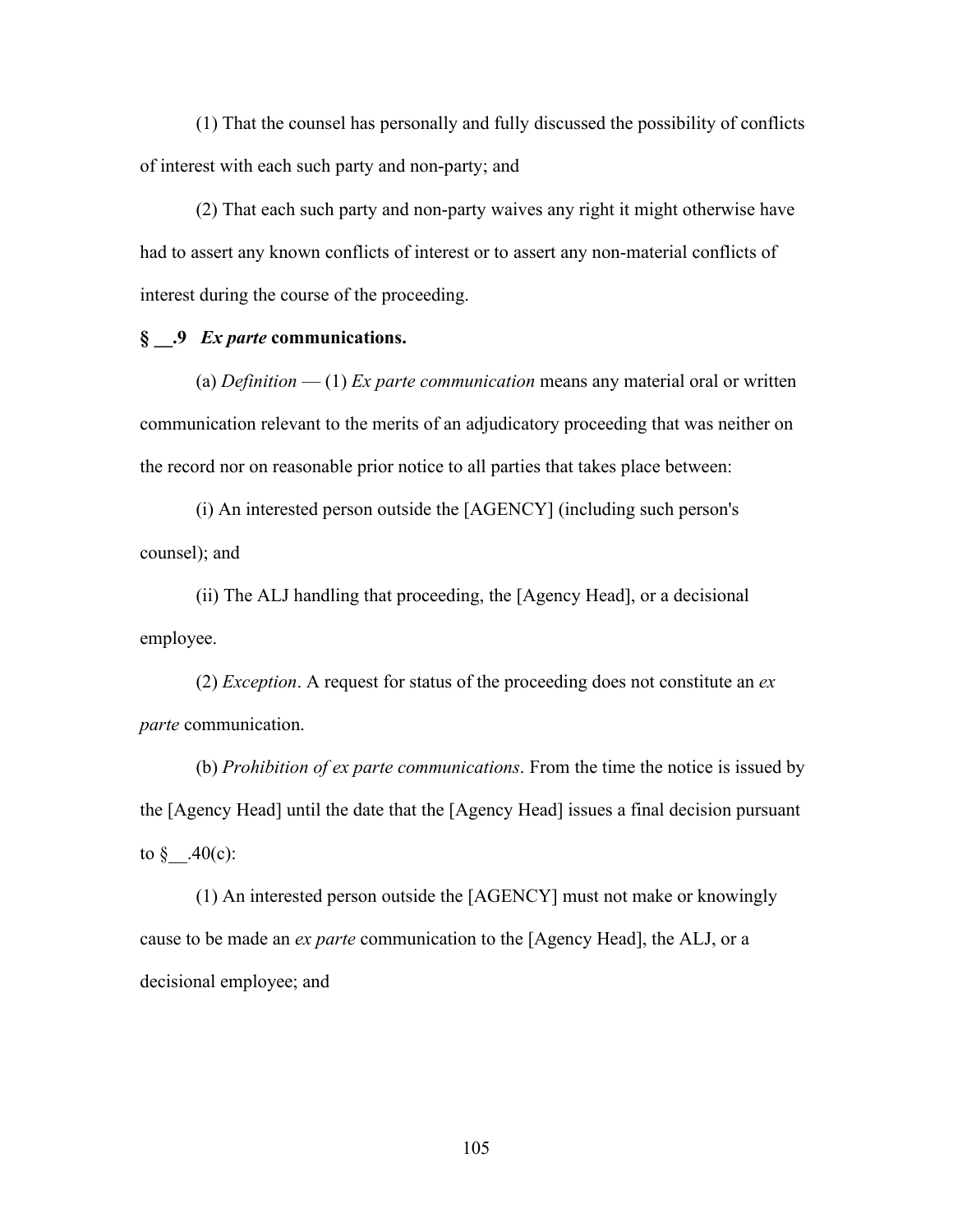(1) That the counsel has personally and fully discussed the possibility of conflicts of interest with each such party and non-party; and

(2) That each such party and non-party waives any right it might otherwise have had to assert any known conflicts of interest or to assert any non-material conflicts of interest during the course of the proceeding.

**§ __.9 *Ex parte* communications.**

(a) *Definition* — (1) *Ex parte communication* means any material oral or written communication relevant to the merits of an adjudicatory proceeding that was neither on the record nor on reasonable prior notice to all parties that takes place between:

(i) An interested person outside the [AGENCY] (including such person's counsel); and

(ii) The ALJ handling that proceeding, the [Agency Head], or a decisional employee.

(2) *Exception*. A request for status of the proceeding does not constitute an *ex parte* communication.

(b) *Prohibition of ex parte communications*. From the time the notice is issued by the [Agency Head] until the date that the [Agency Head] issues a final decision pursuant to § __.40(c):

(1) An interested person outside the [AGENCY] must not make or knowingly cause to be made an *ex parte* communication to the [Agency Head], the ALJ, or a decisional employee; and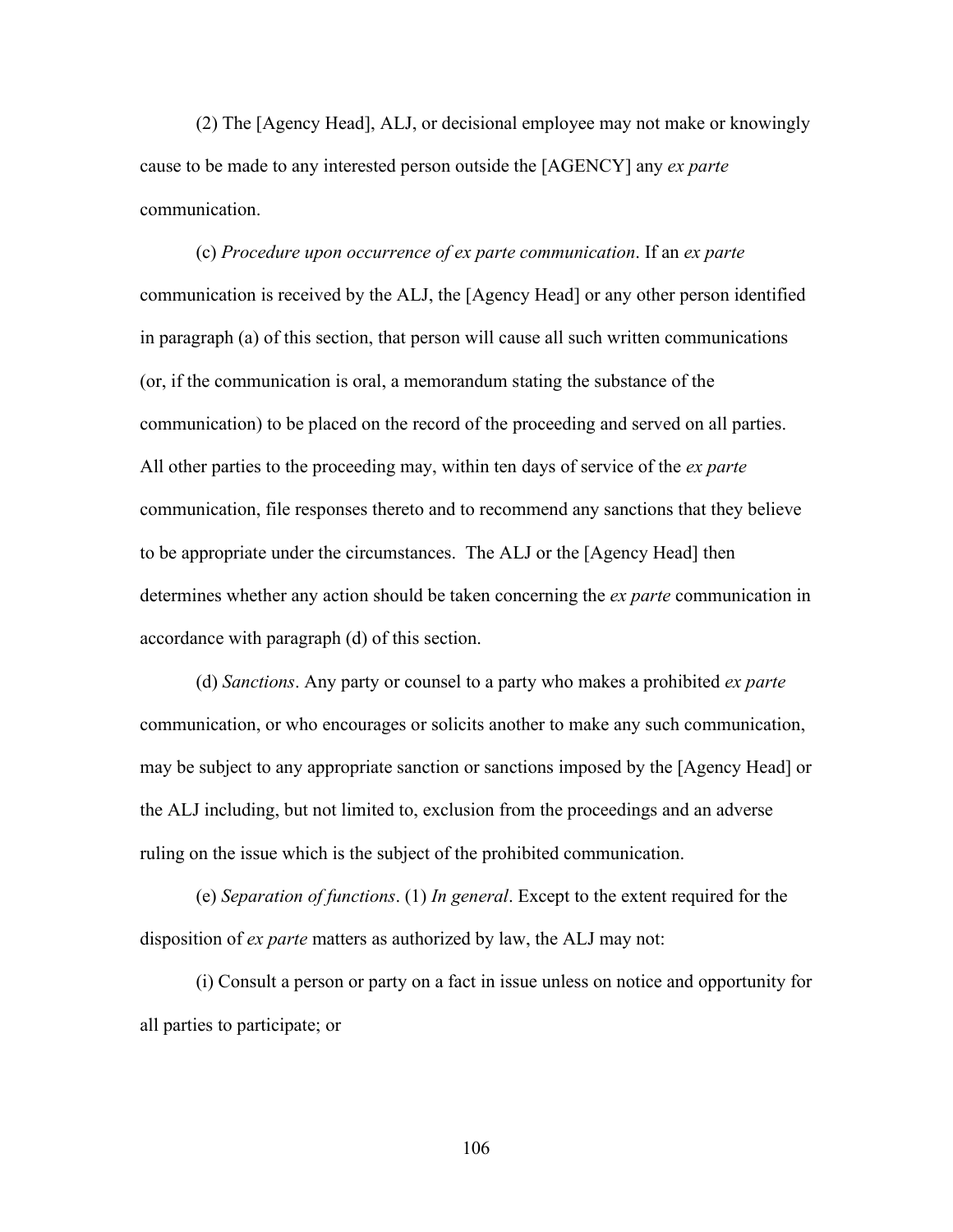(2) The [Agency Head], ALJ, or decisional employee may not make or knowingly cause to be made to any interested person outside the [AGENCY] any *ex parte* communication.

(c) *Procedure upon occurrence of ex parte communication*. If an *ex parte* communication is received by the ALJ, the [Agency Head] or any other person identified in paragraph (a) of this section, that person will cause all such written communications (or, if the communication is oral, a memorandum stating the substance of the communication) to be placed on the record of the proceeding and served on all parties. All other parties to the proceeding may, within ten days of service of the *ex parte* communication, file responses thereto and to recommend any sanctions that they believe to be appropriate under the circumstances. The ALJ or the [Agency Head] then determines whether any action should be taken concerning the *ex parte* communication in accordance with paragraph (d) of this section.

(d) *Sanctions*. Any party or counsel to a party who makes a prohibited *ex parte* communication, or who encourages or solicits another to make any such communication, may be subject to any appropriate sanction or sanctions imposed by the [Agency Head] or the ALJ including, but not limited to, exclusion from the proceedings and an adverse ruling on the issue which is the subject of the prohibited communication.

(e) *Separation of functions*. (1) *In general*. Except to the extent required for the disposition of *ex parte* matters as authorized by law, the ALJ may not:

(i) Consult a person or party on a fact in issue unless on notice and opportunity for all parties to participate; or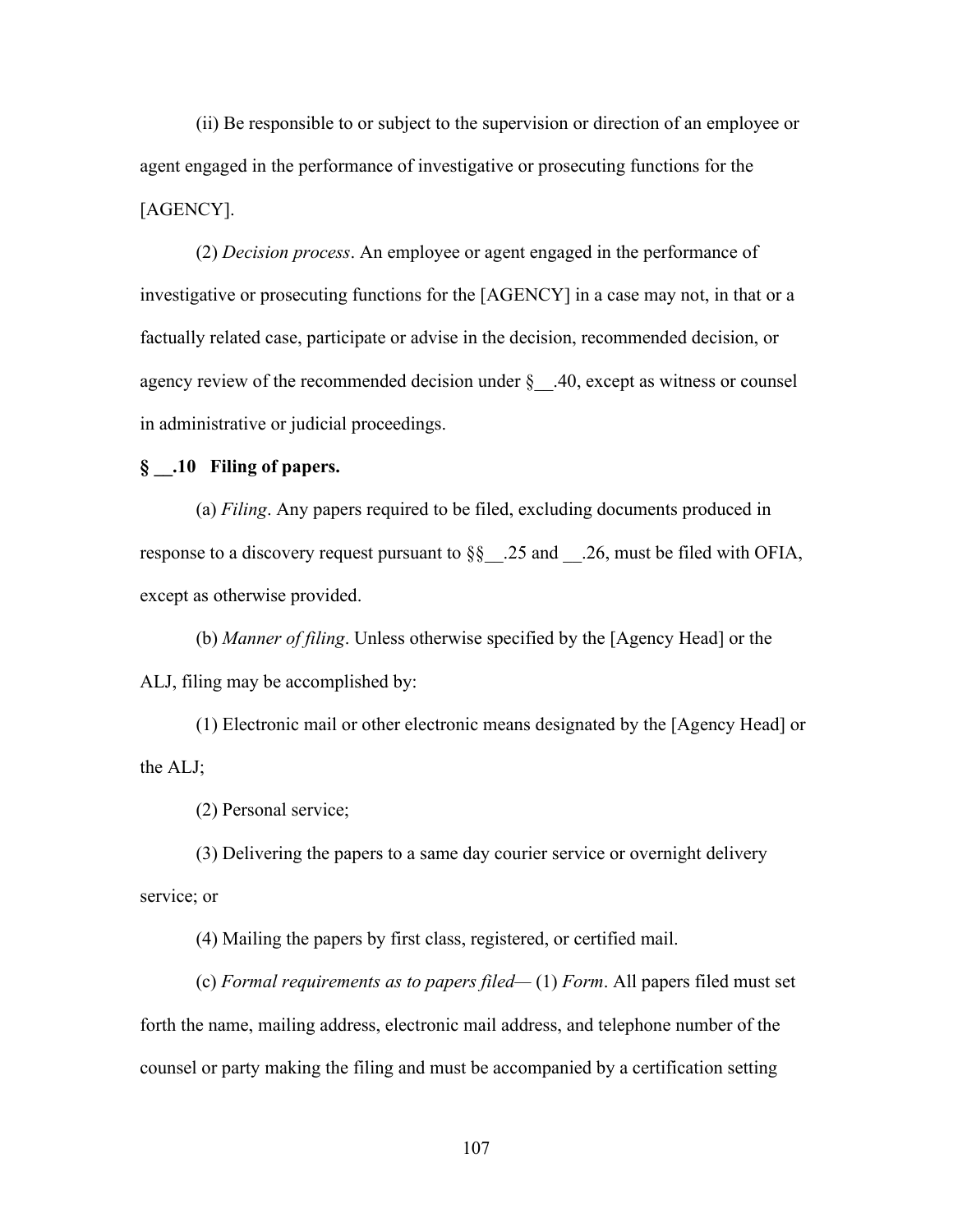(ii) Be responsible to or subject to the supervision or direction of an employee or agent engaged in the performance of investigative or prosecuting functions for the [AGENCY].

(2) *Decision process*. An employee or agent engaged in the performance of investigative or prosecuting functions for the [AGENCY] in a case may not, in that or a factually related case, participate or advise in the decision, recommended decision, or agency review of the recommended decision under §__.40, except as witness or counsel in administrative or judicial proceedings.

**§ __.10 Filing of papers.**

(a) *Filing*. Any papers required to be filed, excluding documents produced in response to a discovery request pursuant to §§__.25 and __.26, must be filed with OFIA, except as otherwise provided.

(b) *Manner of filing*. Unless otherwise specified by the [Agency Head] or the ALJ, filing may be accomplished by:

(1) Electronic mail or other electronic means designated by the [Agency Head] or the ALJ;

(2) Personal service;

(3) Delivering the papers to a same day courier service or overnight delivery service; or

(4) Mailing the papers by first class, registered, or certified mail.

(c) *Formal requirements as to papers filed*— (1) *Form*. All papers filed must set forth the name, mailing address, electronic mail address, and telephone number of the counsel or party making the filing and must be accompanied by a certification setting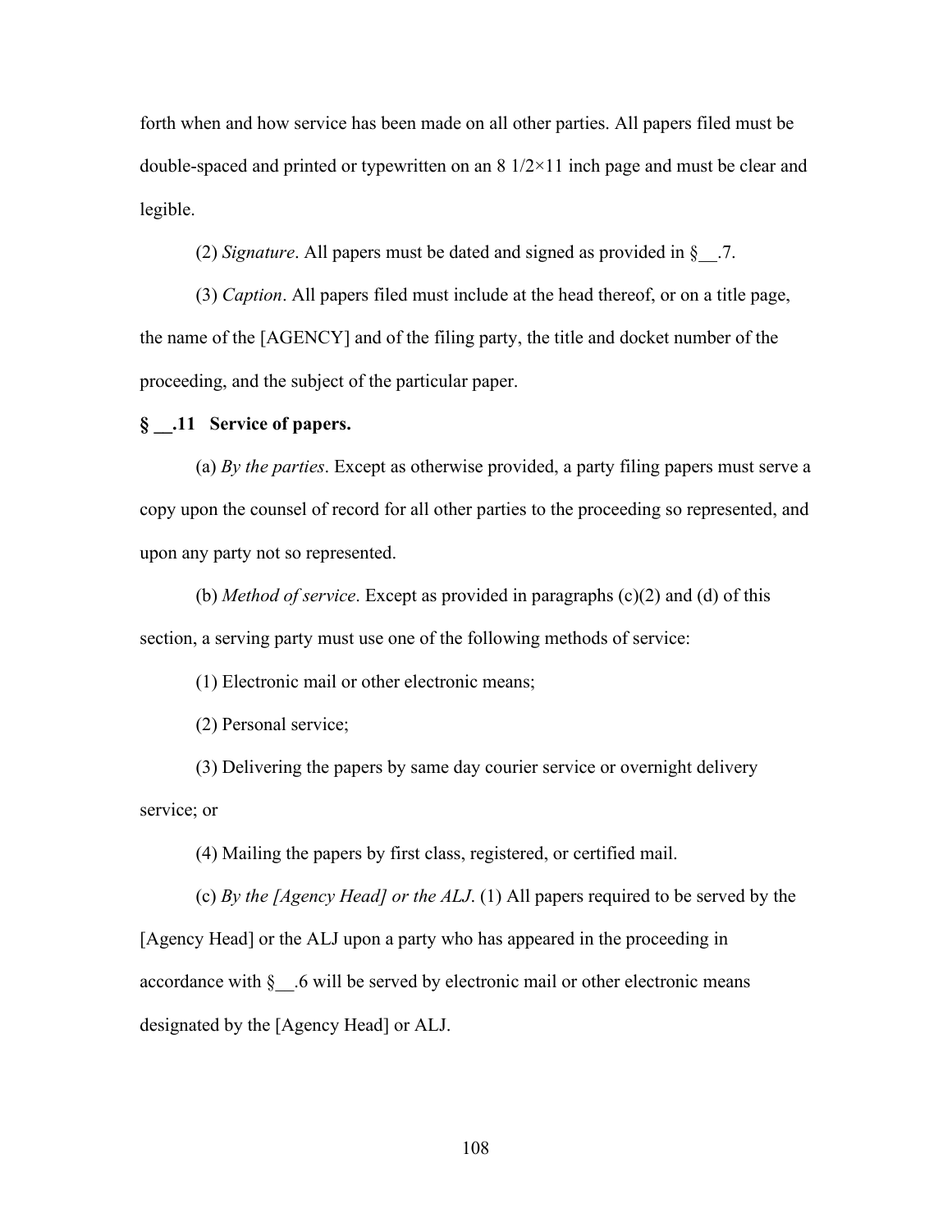forth when and how service has been made on all other parties. All papers filed must be double-spaced and printed or typewritten on an 8 1/2×11 inch page and must be clear and legible.

(2) *Signature*. All papers must be dated and signed as provided in §__.7.

(3) *Caption*. All papers filed must include at the head thereof, or on a title page, the name of the [AGENCY] and of the filing party, the title and docket number of the proceeding, and the subject of the particular paper.

**§ __.11 Service of papers.**

(a) *By the parties*. Except as otherwise provided, a party filing papers must serve a copy upon the counsel of record for all other parties to the proceeding so represented, and upon any party not so represented.

(b) *Method of service*. Except as provided in paragraphs (c)(2) and (d) of this section, a serving party must use one of the following methods of service:

(1) Electronic mail or other electronic means;

(2) Personal service;

(3) Delivering the papers by same day courier service or overnight delivery service; or

(4) Mailing the papers by first class, registered, or certified mail.

(c) *By the [Agency Head] or the ALJ*. (1) All papers required to be served by the [Agency Head] or the ALJ upon a party who has appeared in the proceeding in accordance with §__.6 will be served by electronic mail or other electronic means designated by the [Agency Head] or ALJ.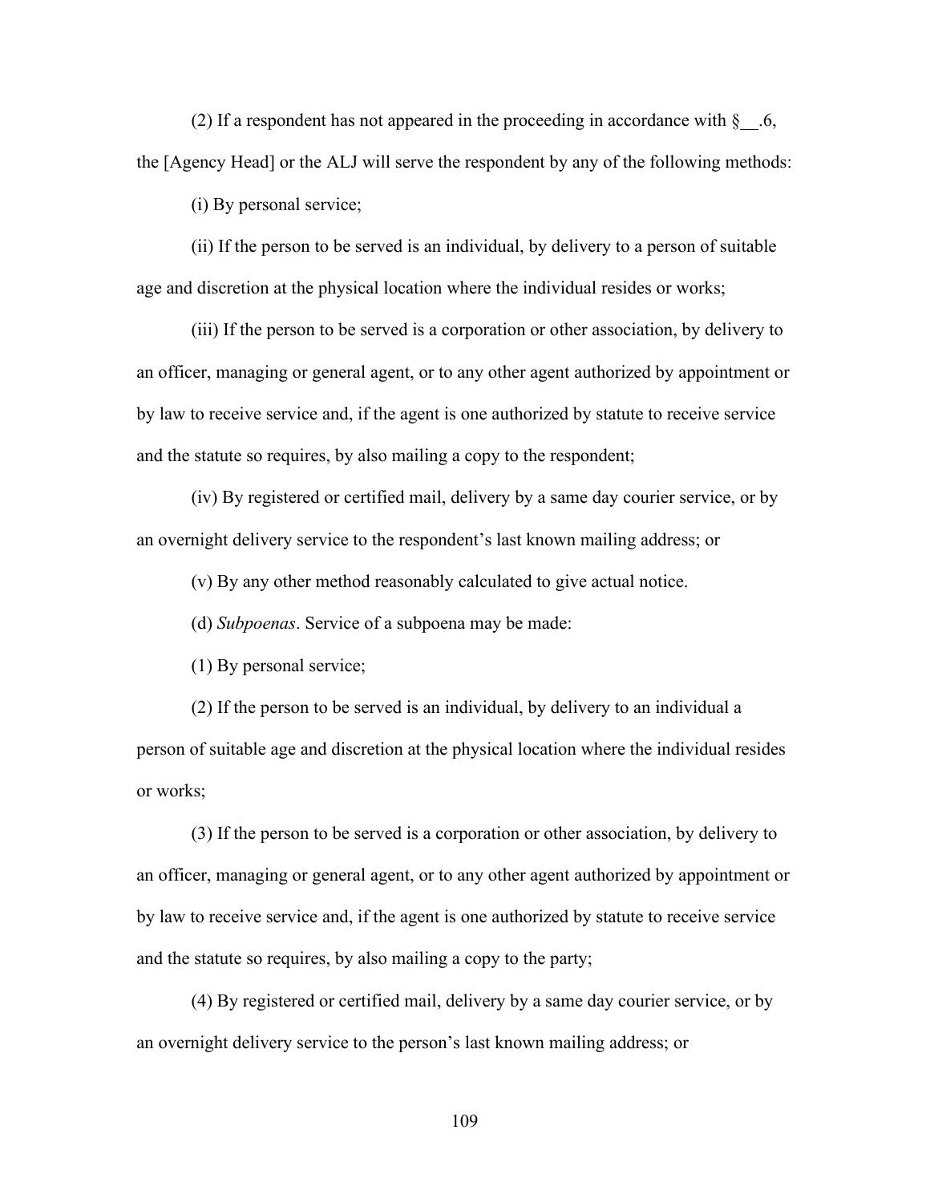(2) If a respondent has not appeared in the proceeding in accordance with §__.6, the [Agency Head] or the ALJ will serve the respondent by any of the following methods:

(i) By personal service;

(ii) If the person to be served is an individual, by delivery to a person of suitable age and discretion at the physical location where the individual resides or works;

(iii) If the person to be served is a corporation or other association, by delivery to an officer, managing or general agent, or to any other agent authorized by appointment or by law to receive service and, if the agent is one authorized by statute to receive service and the statute so requires, by also mailing a copy to the respondent;

(iv) By registered or certified mail, delivery by a same day courier service, or by an overnight delivery service to the respondent's last known mailing address; or

(v) By any other method reasonably calculated to give actual notice.

(d) *Subpoenas*. Service of a subpoena may be made:

(1) By personal service;

(2) If the person to be served is an individual, by delivery to an individual a person of suitable age and discretion at the physical location where the individual resides or works;

(3) If the person to be served is a corporation or other association, by delivery to an officer, managing or general agent, or to any other agent authorized by appointment or by law to receive service and, if the agent is one authorized by statute to receive service and the statute so requires, by also mailing a copy to the party;

(4) By registered or certified mail, delivery by a same day courier service, or by an overnight delivery service to the person's last known mailing address; or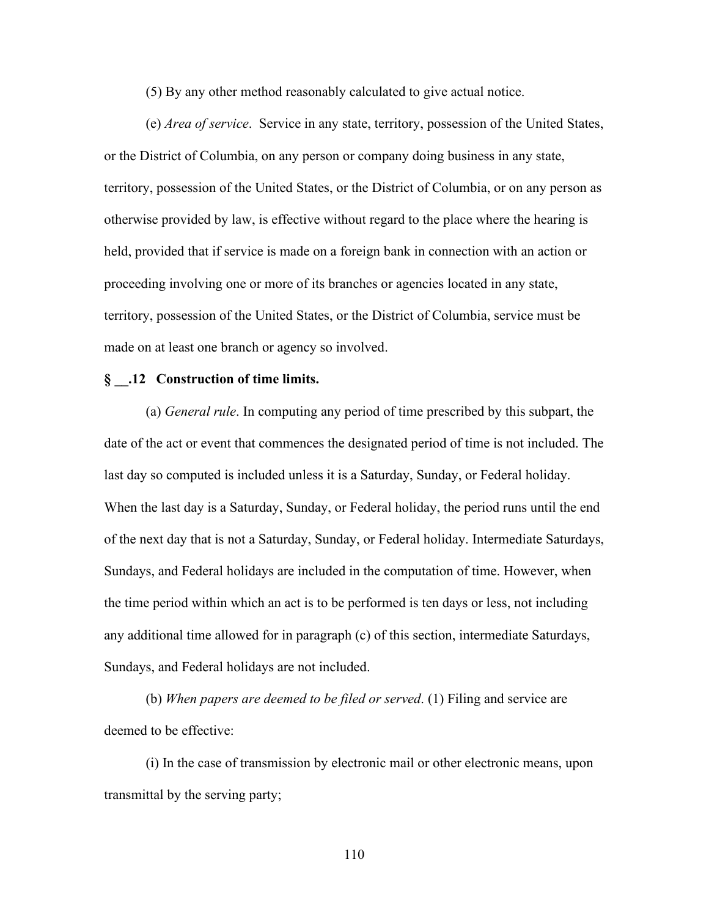(5) By any other method reasonably calculated to give actual notice.

(e) *Area of service*. Service in any state, territory, possession of the United States, or the District of Columbia, on any person or company doing business in any state, territory, possession of the United States, or the District of Columbia, or on any person as otherwise provided by law, is effective without regard to the place where the hearing is held, provided that if service is made on a foreign bank in connection with an action or proceeding involving one or more of its branches or agencies located in any state, territory, possession of the United States, or the District of Columbia, service must be made on at least one branch or agency so involved.

**§ __.12 Construction of time limits.**

(a) *General rule*. In computing any period of time prescribed by this subpart, the date of the act or event that commences the designated period of time is not included. The last day so computed is included unless it is a Saturday, Sunday, or Federal holiday. When the last day is a Saturday, Sunday, or Federal holiday, the period runs until the end of the next day that is not a Saturday, Sunday, or Federal holiday. Intermediate Saturdays, Sundays, and Federal holidays are included in the computation of time. However, when the time period within which an act is to be performed is ten days or less, not including any additional time allowed for in paragraph (c) of this section, intermediate Saturdays, Sundays, and Federal holidays are not included.

(b) *When papers are deemed to be filed or served*. (1) Filing and service are deemed to be effective:

(i) In the case of transmission by electronic mail or other electronic means, upon transmittal by the serving party;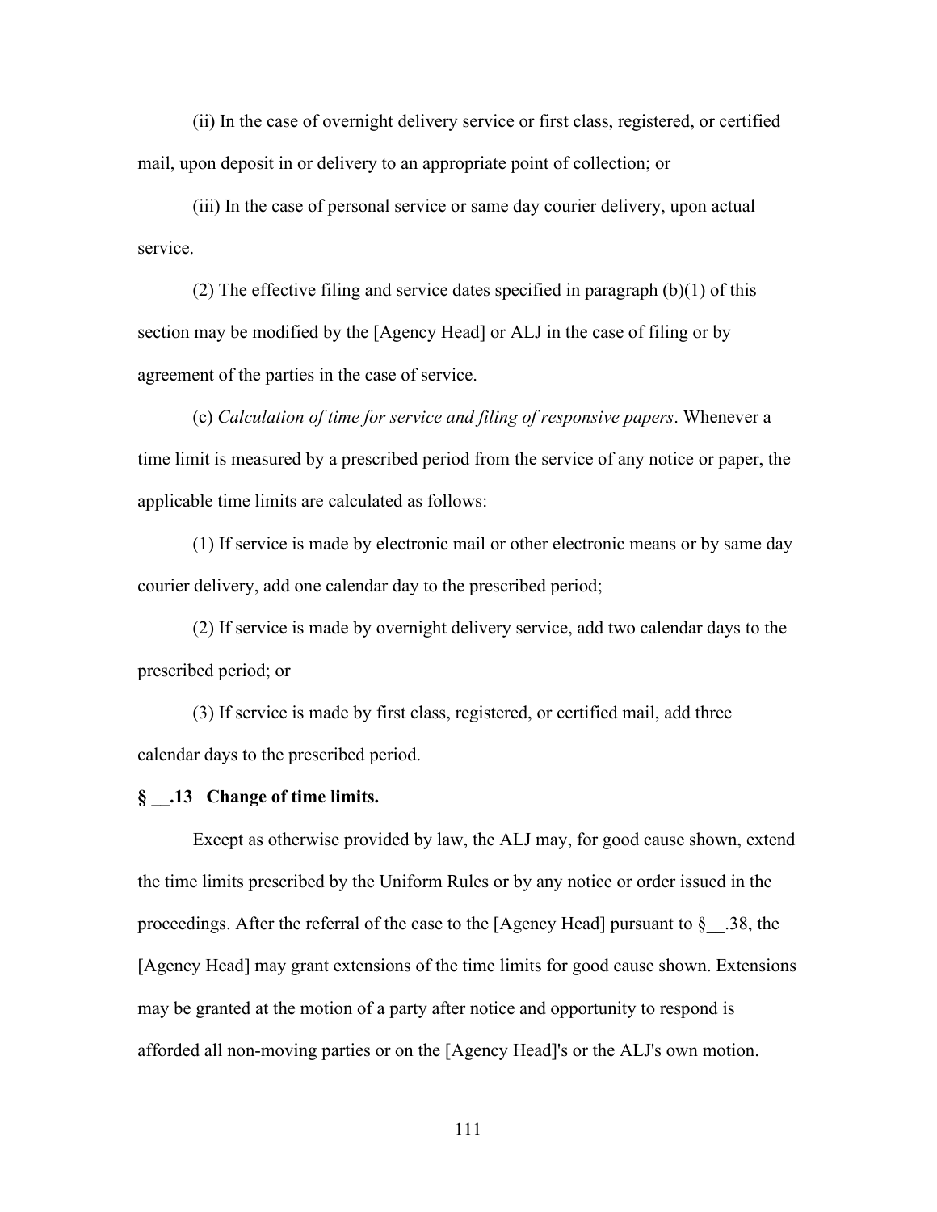(ii) In the case of overnight delivery service or first class, registered, or certified mail, upon deposit in or delivery to an appropriate point of collection; or

(iii) In the case of personal service or same day courier delivery, upon actual service.

(2) The effective filing and service dates specified in paragraph (b)(1) of this section may be modified by the [Agency Head] or ALJ in the case of filing or by agreement of the parties in the case of service.

(c) *Calculation of time for service and filing of responsive papers*. Whenever a time limit is measured by a prescribed period from the service of any notice or paper, the applicable time limits are calculated as follows:

(1) If service is made by electronic mail or other electronic means or by same day courier delivery, add one calendar day to the prescribed period;

(2) If service is made by overnight delivery service, add two calendar days to the prescribed period; or

(3) If service is made by first class, registered, or certified mail, add three calendar days to the prescribed period.

**§ __.13 Change of time limits.**

Except as otherwise provided by law, the ALJ may, for good cause shown, extend the time limits prescribed by the Uniform Rules or by any notice or order issued in the proceedings. After the referral of the case to the [Agency Head] pursuant to § __.38, the [Agency Head] may grant extensions of the time limits for good cause shown. Extensions may be granted at the motion of a party after notice and opportunity to respond is afforded all non-moving parties or on the [Agency Head]'s or the ALJ's own motion.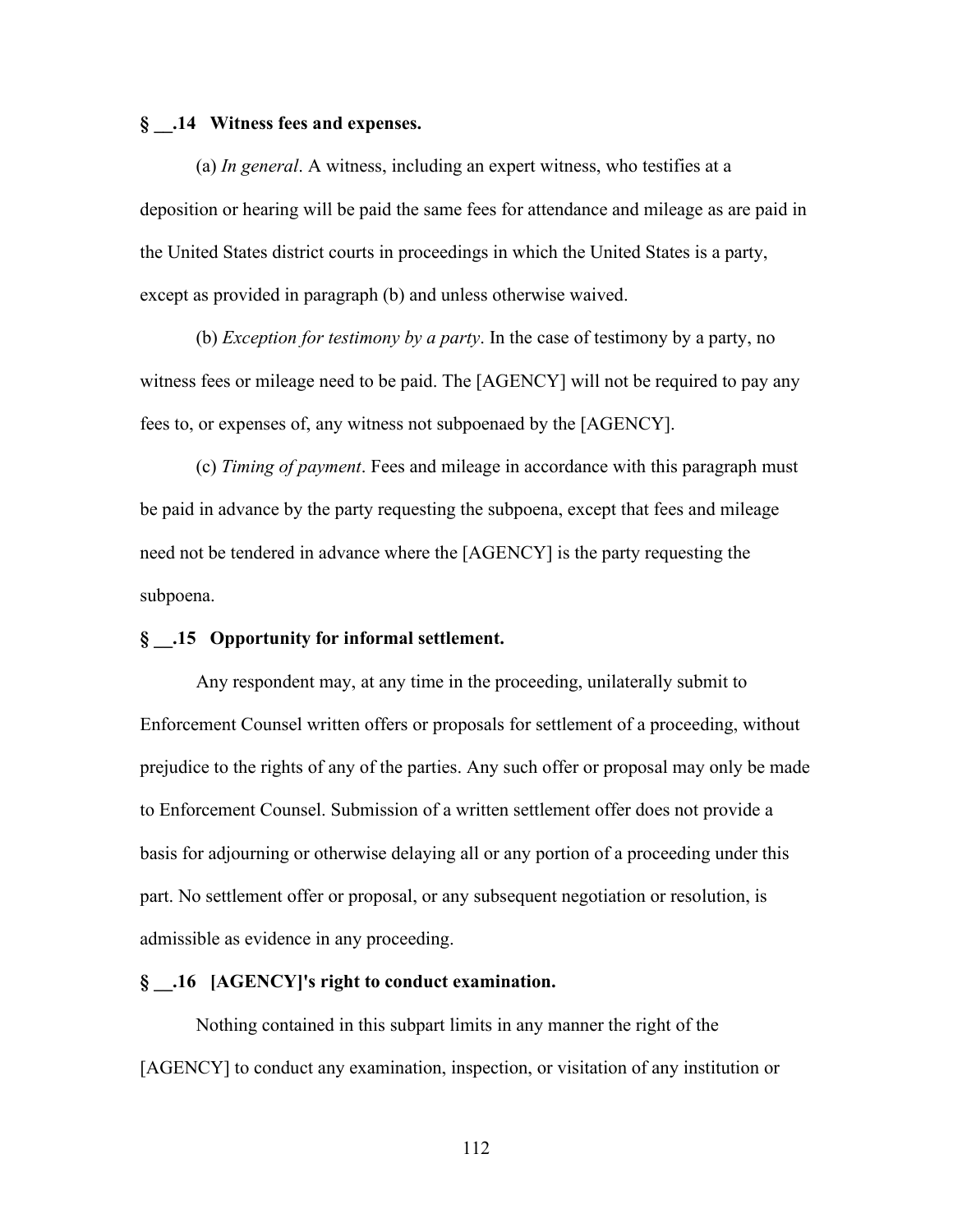**§ __.14 Witness fees and expenses.**

(a) *In general*. A witness, including an expert witness, who testifies at a deposition or hearing will be paid the same fees for attendance and mileage as are paid in the United States district courts in proceedings in which the United States is a party, except as provided in paragraph (b) and unless otherwise waived.

(b) *Exception for testimony by a party*. In the case of testimony by a party, no witness fees or mileage need to be paid. The [AGENCY] will not be required to pay any fees to, or expenses of, any witness not subpoenaed by the [AGENCY].

(c) *Timing of payment*. Fees and mileage in accordance with this paragraph must be paid in advance by the party requesting the subpoena, except that fees and mileage need not be tendered in advance where the [AGENCY] is the party requesting the subpoena.

**§ __.15 Opportunity for informal settlement.**

Any respondent may, at any time in the proceeding, unilaterally submit to Enforcement Counsel written offers or proposals for settlement of a proceeding, without prejudice to the rights of any of the parties. Any such offer or proposal may only be made to Enforcement Counsel. Submission of a written settlement offer does not provide a basis for adjourning or otherwise delaying all or any portion of a proceeding under this part. No settlement offer or proposal, or any subsequent negotiation or resolution, is admissible as evidence in any proceeding.

**§ __.16 [AGENCY]'s right to conduct examination.**

Nothing contained in this subpart limits in any manner the right of the [AGENCY] to conduct any examination, inspection, or visitation of any institution or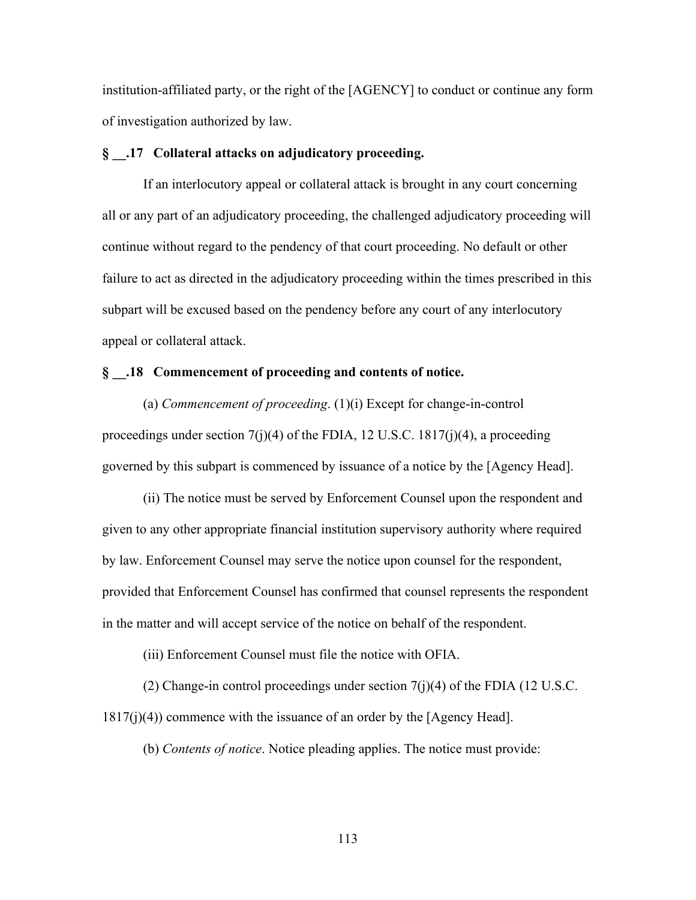institution-affiliated party, or the right of the [AGENCY] to conduct or continue any form of investigation authorized by law.

**§ __.17 Collateral attacks on adjudicatory proceeding.**

If an interlocutory appeal or collateral attack is brought in any court concerning all or any part of an adjudicatory proceeding, the challenged adjudicatory proceeding will continue without regard to the pendency of that court proceeding. No default or other failure to act as directed in the adjudicatory proceeding within the times prescribed in this subpart will be excused based on the pendency before any court of any interlocutory appeal or collateral attack.

**§ __.18 Commencement of proceeding and contents of notice.**

(a) *Commencement of proceeding*. (1)(i) Except for change-in-control proceedings under section 7(j)(4) of the FDIA, 12 U.S.C. 1817(j)(4), a proceeding governed by this subpart is commenced by issuance of a notice by the [Agency Head].

(ii) The notice must be served by Enforcement Counsel upon the respondent and given to any other appropriate financial institution supervisory authority where required by law. Enforcement Counsel may serve the notice upon counsel for the respondent, provided that Enforcement Counsel has confirmed that counsel represents the respondent in the matter and will accept service of the notice on behalf of the respondent.

(iii) Enforcement Counsel must file the notice with OFIA.

(2) Change-in control proceedings under section 7(j)(4) of the FDIA (12 U.S.C. 1817(j)(4)) commence with the issuance of an order by the [Agency Head].

(b) *Contents of notice*. Notice pleading applies. The notice must provide: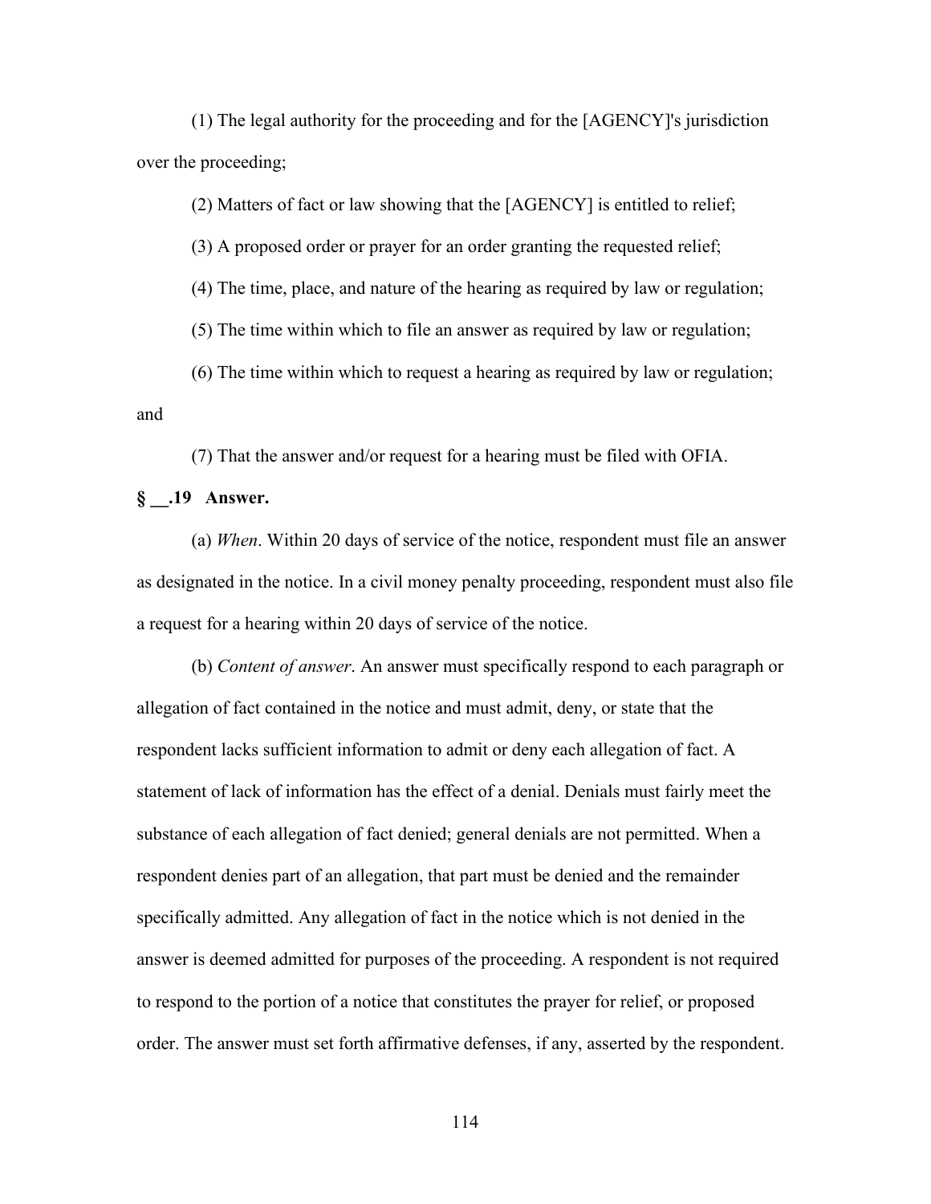(1) The legal authority for the proceeding and for the [AGENCY]'s jurisdiction over the proceeding;

(2) Matters of fact or law showing that the [AGENCY] is entitled to relief;

(3) A proposed order or prayer for an order granting the requested relief;

(4) The time, place, and nature of the hearing as required by law or regulation;

(5) The time within which to file an answer as required by law or regulation;

(6) The time within which to request a hearing as required by law or regulation; and

(7) That the answer and/or request for a hearing must be filed with OFIA.

**§ __.19 Answer.**

(a) *When*. Within 20 days of service of the notice, respondent must file an answer as designated in the notice. In a civil money penalty proceeding, respondent must also file a request for a hearing within 20 days of service of the notice.

(b) *Content of answer*. An answer must specifically respond to each paragraph or allegation of fact contained in the notice and must admit, deny, or state that the respondent lacks sufficient information to admit or deny each allegation of fact. A statement of lack of information has the effect of a denial. Denials must fairly meet the substance of each allegation of fact denied; general denials are not permitted. When a respondent denies part of an allegation, that part must be denied and the remainder specifically admitted. Any allegation of fact in the notice which is not denied in the answer is deemed admitted for purposes of the proceeding. A respondent is not required to respond to the portion of a notice that constitutes the prayer for relief, or proposed order. The answer must set forth affirmative defenses, if any, asserted by the respondent.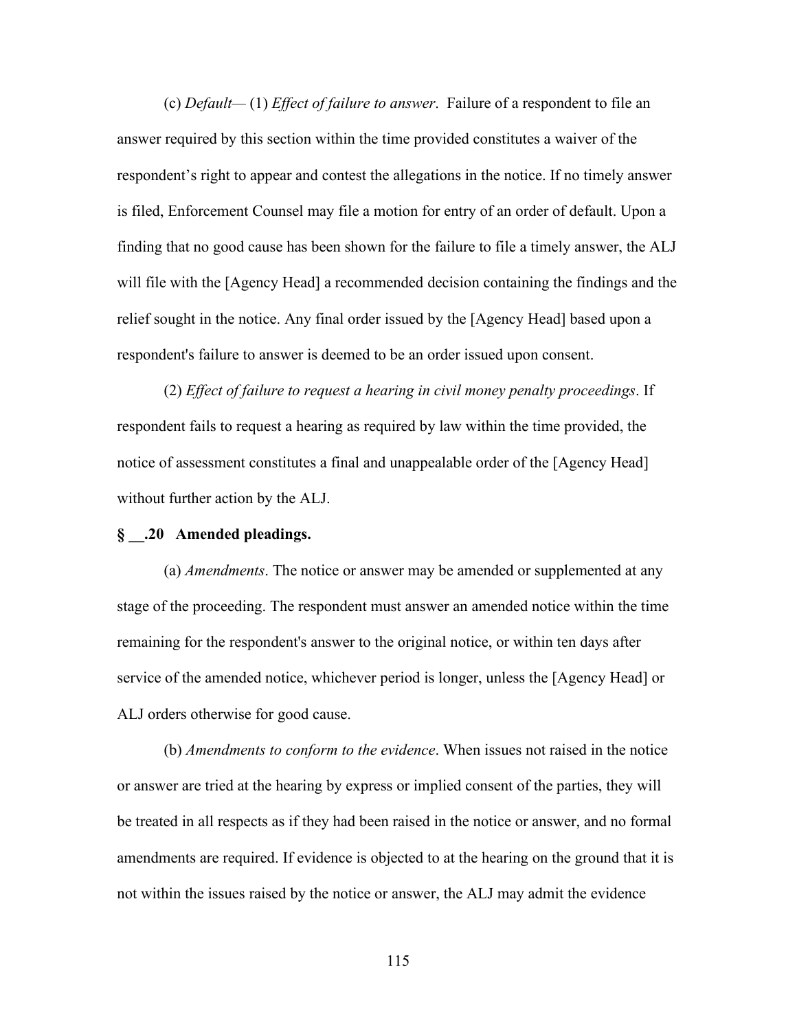(c) *Default*— (1) *Effect of failure to answer*. Failure of a respondent to file an answer required by this section within the time provided constitutes a waiver of the respondent's right to appear and contest the allegations in the notice. If no timely answer is filed, Enforcement Counsel may file a motion for entry of an order of default. Upon a finding that no good cause has been shown for the failure to file a timely answer, the ALJ will file with the [Agency Head] a recommended decision containing the findings and the relief sought in the notice. Any final order issued by the [Agency Head] based upon a respondent's failure to answer is deemed to be an order issued upon consent.

(2) *Effect of failure to request a hearing in civil money penalty proceedings*. If respondent fails to request a hearing as required by law within the time provided, the notice of assessment constitutes a final and unappealable order of the [Agency Head] without further action by the ALJ.

**§ __.20 Amended pleadings.**

(a) *Amendments*. The notice or answer may be amended or supplemented at any stage of the proceeding. The respondent must answer an amended notice within the time remaining for the respondent's answer to the original notice, or within ten days after service of the amended notice, whichever period is longer, unless the [Agency Head] or ALJ orders otherwise for good cause.

(b) *Amendments to conform to the evidence*. When issues not raised in the notice or answer are tried at the hearing by express or implied consent of the parties, they will be treated in all respects as if they had been raised in the notice or answer, and no formal amendments are required. If evidence is objected to at the hearing on the ground that it is not within the issues raised by the notice or answer, the ALJ may admit the evidence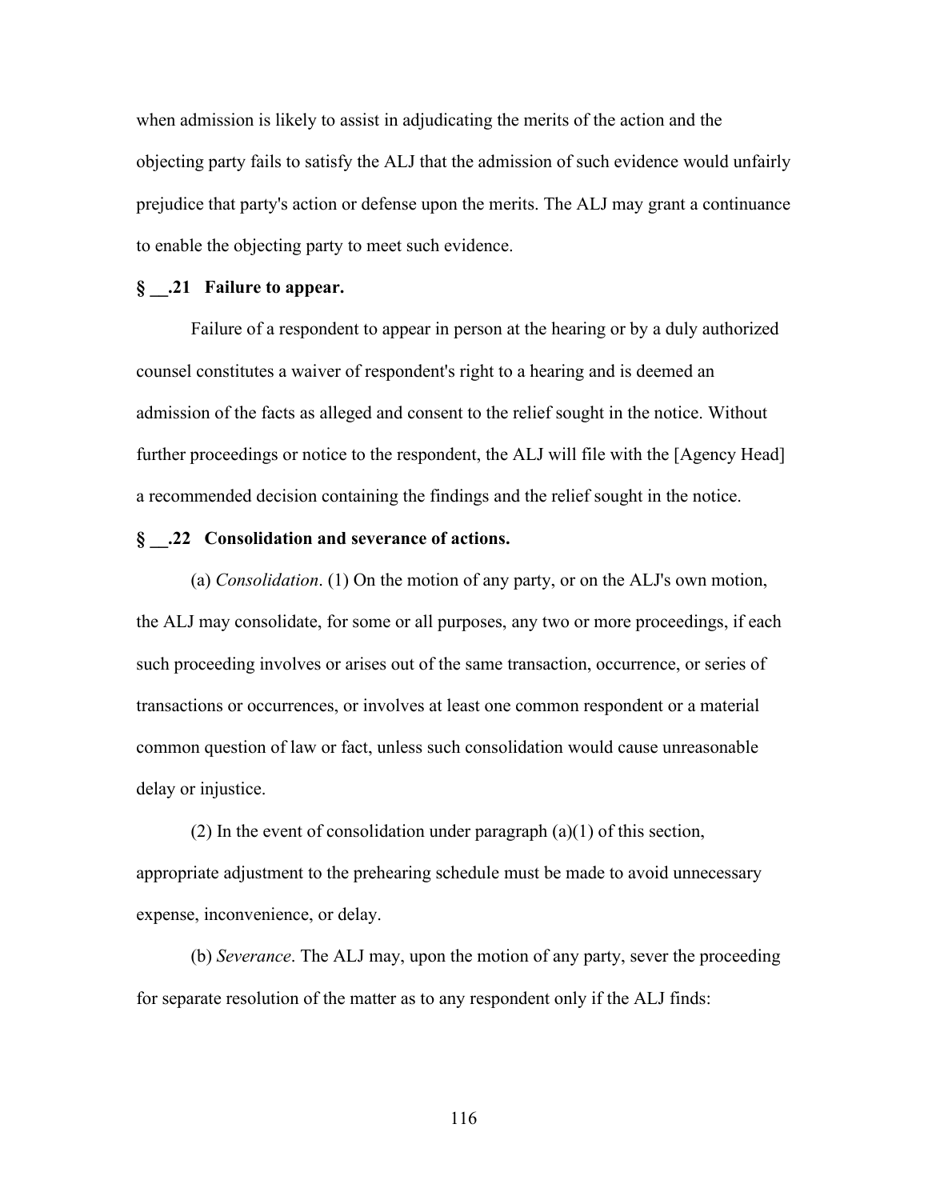when admission is likely to assist in adjudicating the merits of the action and the objecting party fails to satisfy the ALJ that the admission of such evidence would unfairly prejudice that party's action or defense upon the merits. The ALJ may grant a continuance to enable the objecting party to meet such evidence.

**§ __.21 Failure to appear.**

Failure of a respondent to appear in person at the hearing or by a duly authorized counsel constitutes a waiver of respondent's right to a hearing and is deemed an admission of the facts as alleged and consent to the relief sought in the notice. Without further proceedings or notice to the respondent, the ALJ will file with the [Agency Head] a recommended decision containing the findings and the relief sought in the notice.

**§ __.22 Consolidation and severance of actions.**

(a) *Consolidation*. (1) On the motion of any party, or on the ALJ's own motion, the ALJ may consolidate, for some or all purposes, any two or more proceedings, if each such proceeding involves or arises out of the same transaction, occurrence, or series of transactions or occurrences, or involves at least one common respondent or a material common question of law or fact, unless such consolidation would cause unreasonable delay or injustice.

(2) In the event of consolidation under paragraph (a)(1) of this section, appropriate adjustment to the prehearing schedule must be made to avoid unnecessary expense, inconvenience, or delay.

(b) *Severance*. The ALJ may, upon the motion of any party, sever the proceeding for separate resolution of the matter as to any respondent only if the ALJ finds: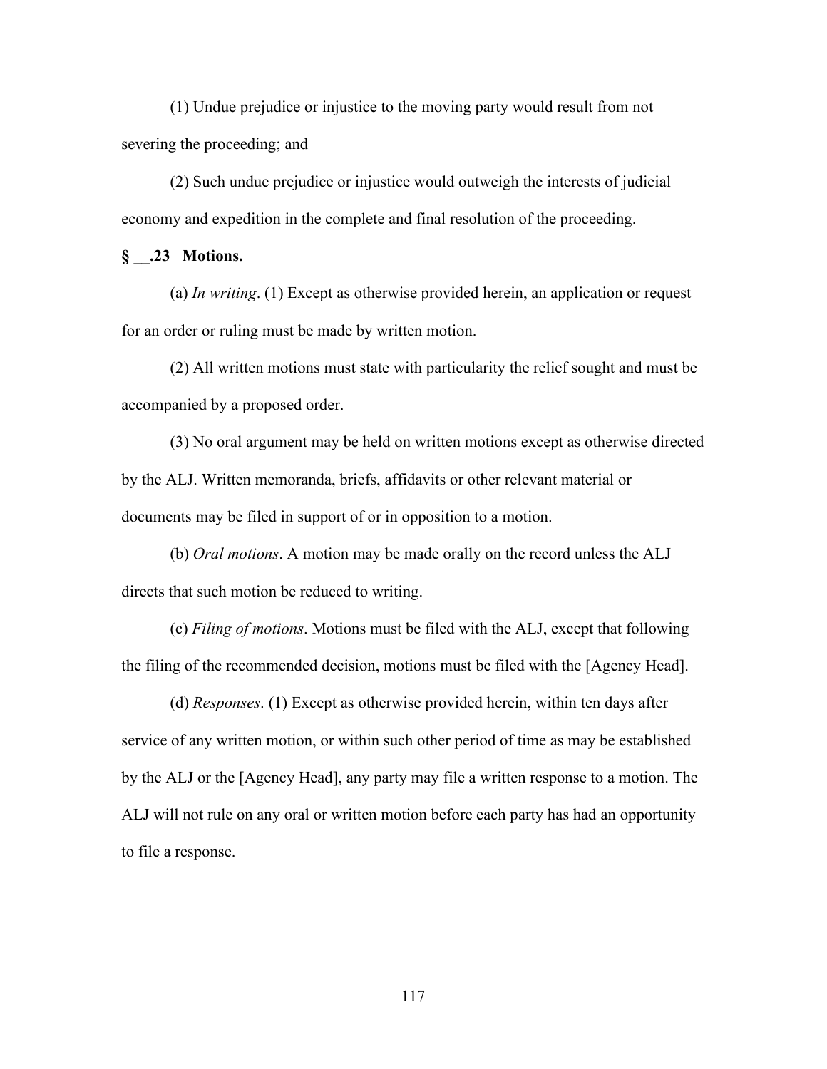(1) Undue prejudice or injustice to the moving party would result from not severing the proceeding; and

(2) Such undue prejudice or injustice would outweigh the interests of judicial economy and expedition in the complete and final resolution of the proceeding.

**§ __.23 Motions.**

(a) *In writing*. (1) Except as otherwise provided herein, an application or request for an order or ruling must be made by written motion.

(2) All written motions must state with particularity the relief sought and must be accompanied by a proposed order.

(3) No oral argument may be held on written motions except as otherwise directed by the ALJ. Written memoranda, briefs, affidavits or other relevant material or documents may be filed in support of or in opposition to a motion.

(b) *Oral motions*. A motion may be made orally on the record unless the ALJ directs that such motion be reduced to writing.

(c) *Filing of motions*. Motions must be filed with the ALJ, except that following the filing of the recommended decision, motions must be filed with the [Agency Head].

(d) *Responses*. (1) Except as otherwise provided herein, within ten days after service of any written motion, or within such other period of time as may be established by the ALJ or the [Agency Head], any party may file a written response to a motion. The ALJ will not rule on any oral or written motion before each party has had an opportunity to file a response.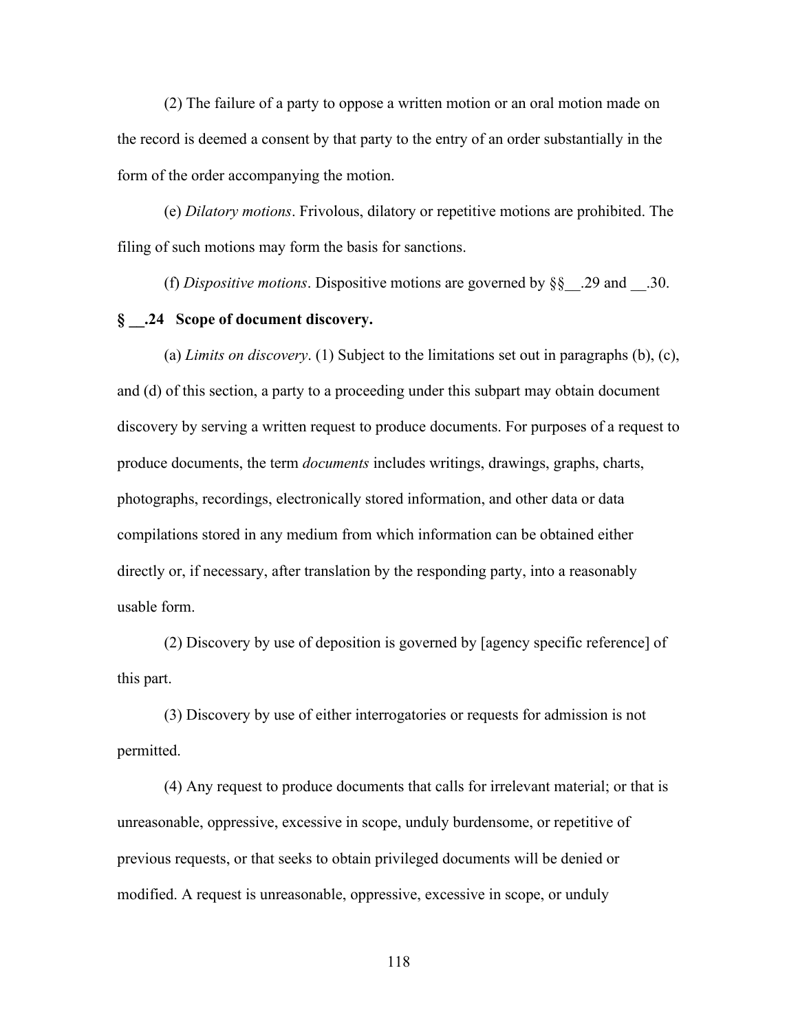(2) The failure of a party to oppose a written motion or an oral motion made on the record is deemed a consent by that party to the entry of an order substantially in the form of the order accompanying the motion.

(e) *Dilatory motions*. Frivolous, dilatory or repetitive motions are prohibited. The filing of such motions may form the basis for sanctions.

(f) *Dispositive motions*. Dispositive motions are governed by §§__.29 and __.30.

**§ __.24 Scope of document discovery.**

(a) *Limits on discovery*. (1) Subject to the limitations set out in paragraphs (b), (c), and (d) of this section, a party to a proceeding under this subpart may obtain document discovery by serving a written request to produce documents. For purposes of a request to produce documents, the term *documents* includes writings, drawings, graphs, charts, photographs, recordings, electronically stored information, and other data or data compilations stored in any medium from which information can be obtained either directly or, if necessary, after translation by the responding party, into a reasonably usable form.

(2) Discovery by use of deposition is governed by [agency specific reference] of this part.

(3) Discovery by use of either interrogatories or requests for admission is not permitted.

(4) Any request to produce documents that calls for irrelevant material; or that is unreasonable, oppressive, excessive in scope, unduly burdensome, or repetitive of previous requests, or that seeks to obtain privileged documents will be denied or modified. A request is unreasonable, oppressive, excessive in scope, or unduly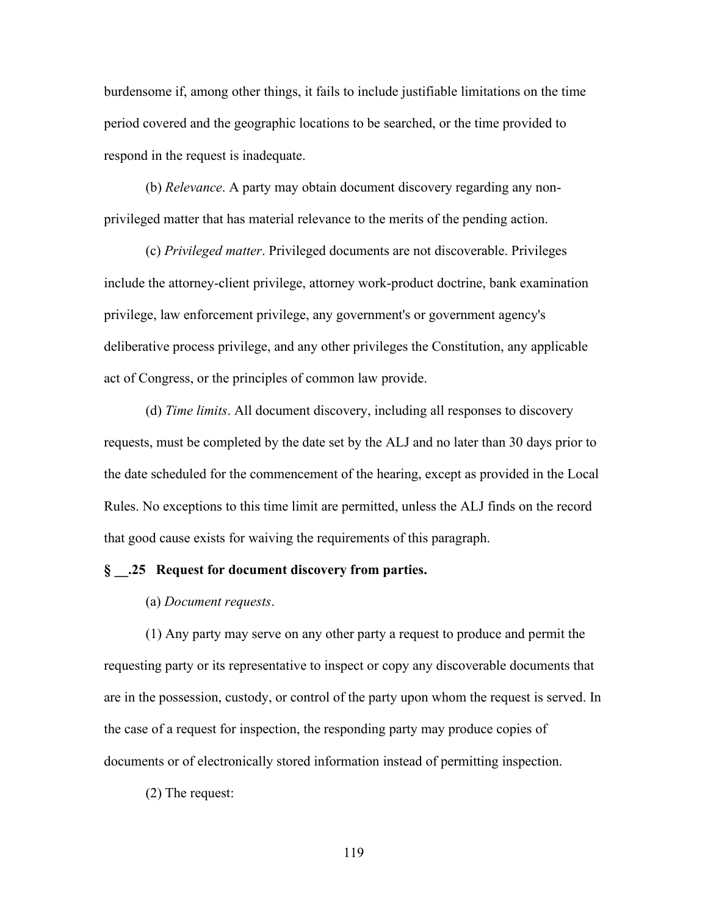burdensome if, among other things, it fails to include justifiable limitations on the time period covered and the geographic locations to be searched, or the time provided to respond in the request is inadequate.

(b) *Relevance*. A party may obtain document discovery regarding any non-privileged matter that has material relevance to the merits of the pending action.

(c) *Privileged matter*. Privileged documents are not discoverable. Privileges include the attorney-client privilege, attorney work-product doctrine, bank examination privilege, law enforcement privilege, any government's or government agency's deliberative process privilege, and any other privileges the Constitution, any applicable act of Congress, or the principles of common law provide.

(d) *Time limits*. All document discovery, including all responses to discovery requests, must be completed by the date set by the ALJ and no later than 30 days prior to the date scheduled for the commencement of the hearing, except as provided in the Local Rules. No exceptions to this time limit are permitted, unless the ALJ finds on the record that good cause exists for waiving the requirements of this paragraph.

**§ __.25 Request for document discovery from parties.**

(a) *Document requests*.

(1) Any party may serve on any other party a request to produce and permit the requesting party or its representative to inspect or copy any discoverable documents that are in the possession, custody, or control of the party upon whom the request is served. In the case of a request for inspection, the responding party may produce copies of documents or of electronically stored information instead of permitting inspection.

(2) The request: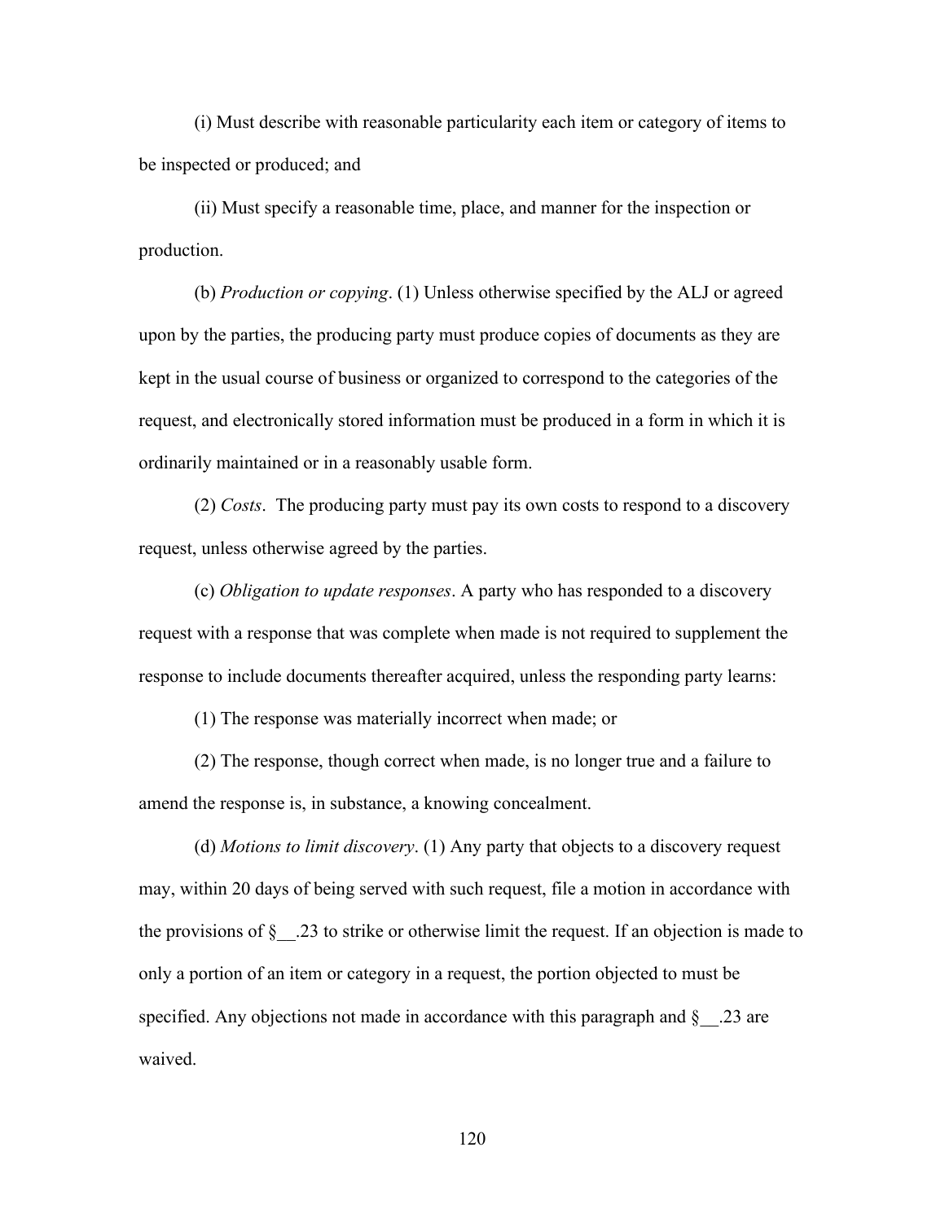(i) Must describe with reasonable particularity each item or category of items to be inspected or produced; and

(ii) Must specify a reasonable time, place, and manner for the inspection or production.

(b) *Production or copying*. (1) Unless otherwise specified by the ALJ or agreed upon by the parties, the producing party must produce copies of documents as they are kept in the usual course of business or organized to correspond to the categories of the request, and electronically stored information must be produced in a form in which it is ordinarily maintained or in a reasonably usable form.

(2) *Costs*. The producing party must pay its own costs to respond to a discovery request, unless otherwise agreed by the parties.

(c) *Obligation to update responses*. A party who has responded to a discovery request with a response that was complete when made is not required to supplement the response to include documents thereafter acquired, unless the responding party learns:

(1) The response was materially incorrect when made; or

(2) The response, though correct when made, is no longer true and a failure to amend the response is, in substance, a knowing concealment.

(d) *Motions to limit discovery*. (1) Any party that objects to a discovery request may, within 20 days of being served with such request, file a motion in accordance with the provisions of §__.23 to strike or otherwise limit the request. If an objection is made to only a portion of an item or category in a request, the portion objected to must be specified. Any objections not made in accordance with this paragraph and §__.23 are waived.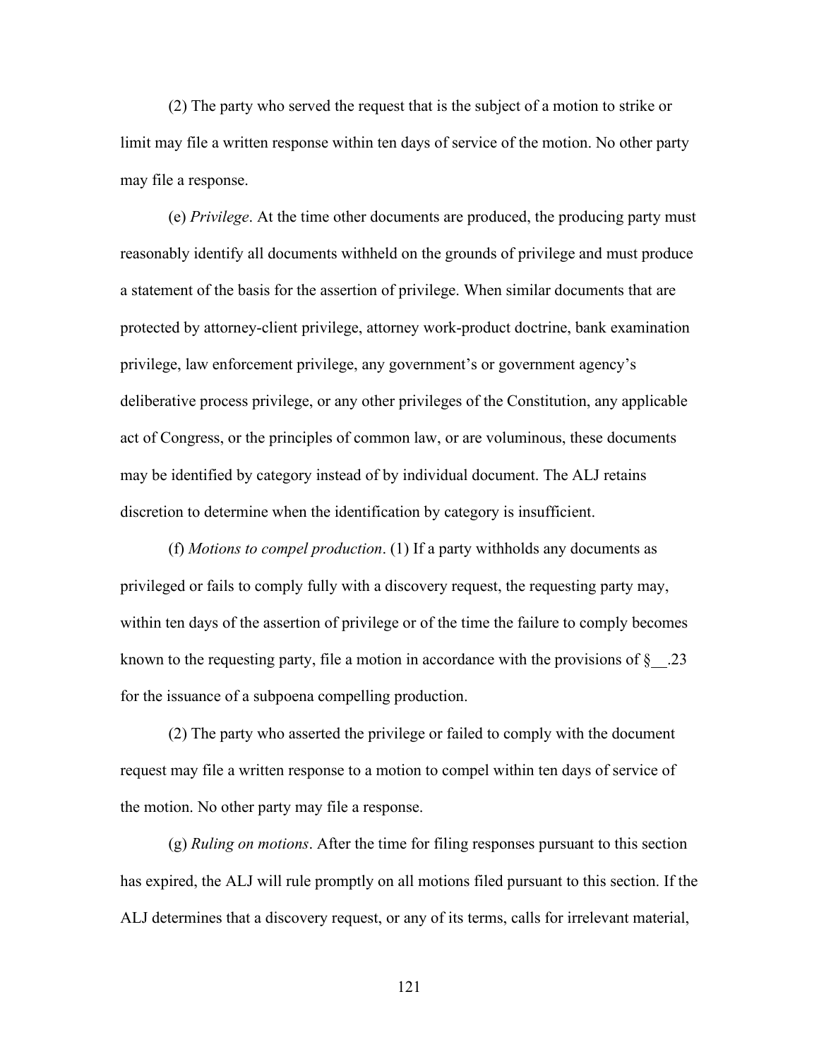(2) The party who served the request that is the subject of a motion to strike or limit may file a written response within ten days of service of the motion. No other party may file a response.

(e) *Privilege*. At the time other documents are produced, the producing party must reasonably identify all documents withheld on the grounds of privilege and must produce a statement of the basis for the assertion of privilege. When similar documents that are protected by attorney-client privilege, attorney work-product doctrine, bank examination privilege, law enforcement privilege, any government's or government agency's deliberative process privilege, or any other privileges of the Constitution, any applicable act of Congress, or the principles of common law, or are voluminous, these documents may be identified by category instead of by individual document. The ALJ retains discretion to determine when the identification by category is insufficient.

(f) *Motions to compel production*. (1) If a party withholds any documents as privileged or fails to comply fully with a discovery request, the requesting party may, within ten days of the assertion of privilege or of the time the failure to comply becomes known to the requesting party, file a motion in accordance with the provisions of §__.23 for the issuance of a subpoena compelling production.

(2) The party who asserted the privilege or failed to comply with the document request may file a written response to a motion to compel within ten days of service of the motion. No other party may file a response.

(g) *Ruling on motions*. After the time for filing responses pursuant to this section has expired, the ALJ will rule promptly on all motions filed pursuant to this section. If the ALJ determines that a discovery request, or any of its terms, calls for irrelevant material,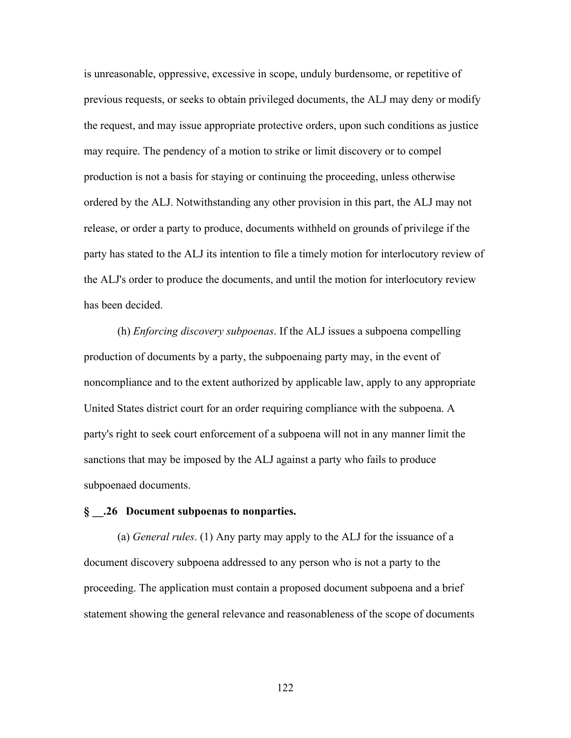is unreasonable, oppressive, excessive in scope, unduly burdensome, or repetitive of previous requests, or seeks to obtain privileged documents, the ALJ may deny or modify the request, and may issue appropriate protective orders, upon such conditions as justice may require. The pendency of a motion to strike or limit discovery or to compel production is not a basis for staying or continuing the proceeding, unless otherwise ordered by the ALJ. Notwithstanding any other provision in this part, the ALJ may not release, or order a party to produce, documents withheld on grounds of privilege if the party has stated to the ALJ its intention to file a timely motion for interlocutory review of the ALJ's order to produce the documents, and until the motion for interlocutory review has been decided.

(h) *Enforcing discovery subpoenas*. If the ALJ issues a subpoena compelling production of documents by a party, the subpoenaing party may, in the event of noncompliance and to the extent authorized by applicable law, apply to any appropriate United States district court for an order requiring compliance with the subpoena. A party's right to seek court enforcement of a subpoena will not in any manner limit the sanctions that may be imposed by the ALJ against a party who fails to produce subpoenaed documents.

**§ __.26 Document subpoenas to nonparties.**

(a) *General rules*. (1) Any party may apply to the ALJ for the issuance of a document discovery subpoena addressed to any person who is not a party to the proceeding. The application must contain a proposed document subpoena and a brief statement showing the general relevance and reasonableness of the scope of documents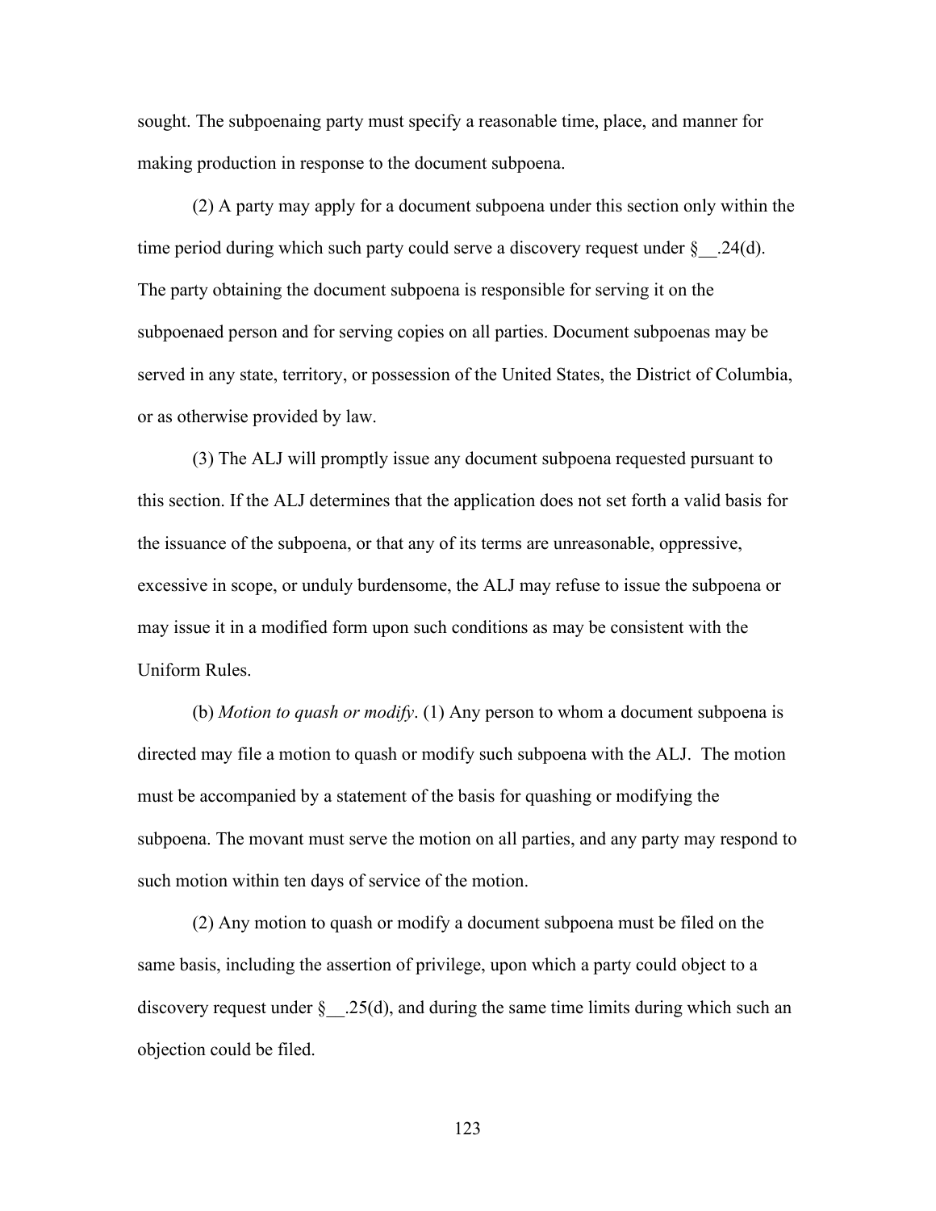sought. The subpoenaing party must specify a reasonable time, place, and manner for making production in response to the document subpoena.

(2) A party may apply for a document subpoena under this section only within the time period during which such party could serve a discovery request under §__.24(d). The party obtaining the document subpoena is responsible for serving it on the subpoenaed person and for serving copies on all parties. Document subpoenas may be served in any state, territory, or possession of the United States, the District of Columbia, or as otherwise provided by law.

(3) The ALJ will promptly issue any document subpoena requested pursuant to this section. If the ALJ determines that the application does not set forth a valid basis for the issuance of the subpoena, or that any of its terms are unreasonable, oppressive, excessive in scope, or unduly burdensome, the ALJ may refuse to issue the subpoena or may issue it in a modified form upon such conditions as may be consistent with the Uniform Rules.

(b) *Motion to quash or modify*. (1) Any person to whom a document subpoena is directed may file a motion to quash or modify such subpoena with the ALJ. The motion must be accompanied by a statement of the basis for quashing or modifying the subpoena. The movant must serve the motion on all parties, and any party may respond to such motion within ten days of service of the motion.

(2) Any motion to quash or modify a document subpoena must be filed on the same basis, including the assertion of privilege, upon which a party could object to a discovery request under §__.25(d), and during the same time limits during which such an objection could be filed.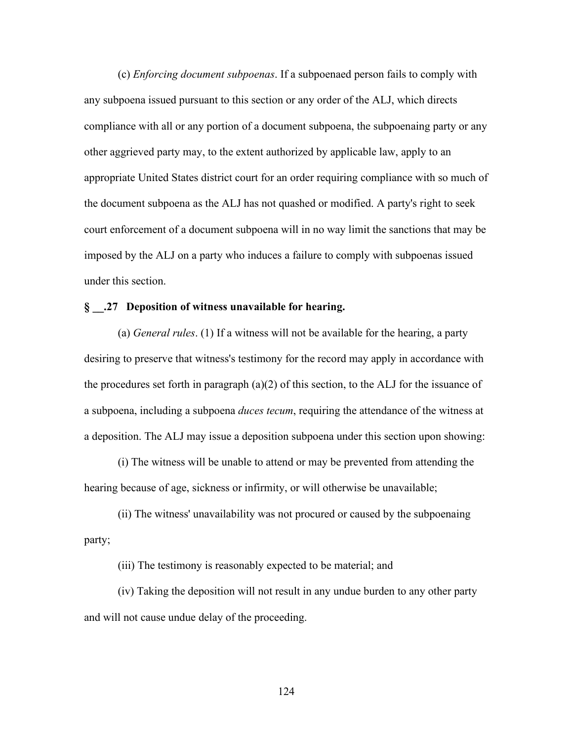(c) *Enforcing document subpoenas*. If a subpoenaed person fails to comply with any subpoena issued pursuant to this section or any order of the ALJ, which directs compliance with all or any portion of a document subpoena, the subpoenaing party or any other aggrieved party may, to the extent authorized by applicable law, apply to an appropriate United States district court for an order requiring compliance with so much of the document subpoena as the ALJ has not quashed or modified. A party's right to seek court enforcement of a document subpoena will in no way limit the sanctions that may be imposed by the ALJ on a party who induces a failure to comply with subpoenas issued under this section.

**§ __.27 Deposition of witness unavailable for hearing.**

(a) *General rules*. (1) If a witness will not be available for the hearing, a party desiring to preserve that witness's testimony for the record may apply in accordance with the procedures set forth in paragraph (a)(2) of this section, to the ALJ for the issuance of a subpoena, including a subpoena *duces tecum*, requiring the attendance of the witness at a deposition. The ALJ may issue a deposition subpoena under this section upon showing:

(i) The witness will be unable to attend or may be prevented from attending the hearing because of age, sickness or infirmity, or will otherwise be unavailable;

(ii) The witness' unavailability was not procured or caused by the subpoenaing party;

(iii) The testimony is reasonably expected to be material; and

(iv) Taking the deposition will not result in any undue burden to any other party and will not cause undue delay of the proceeding.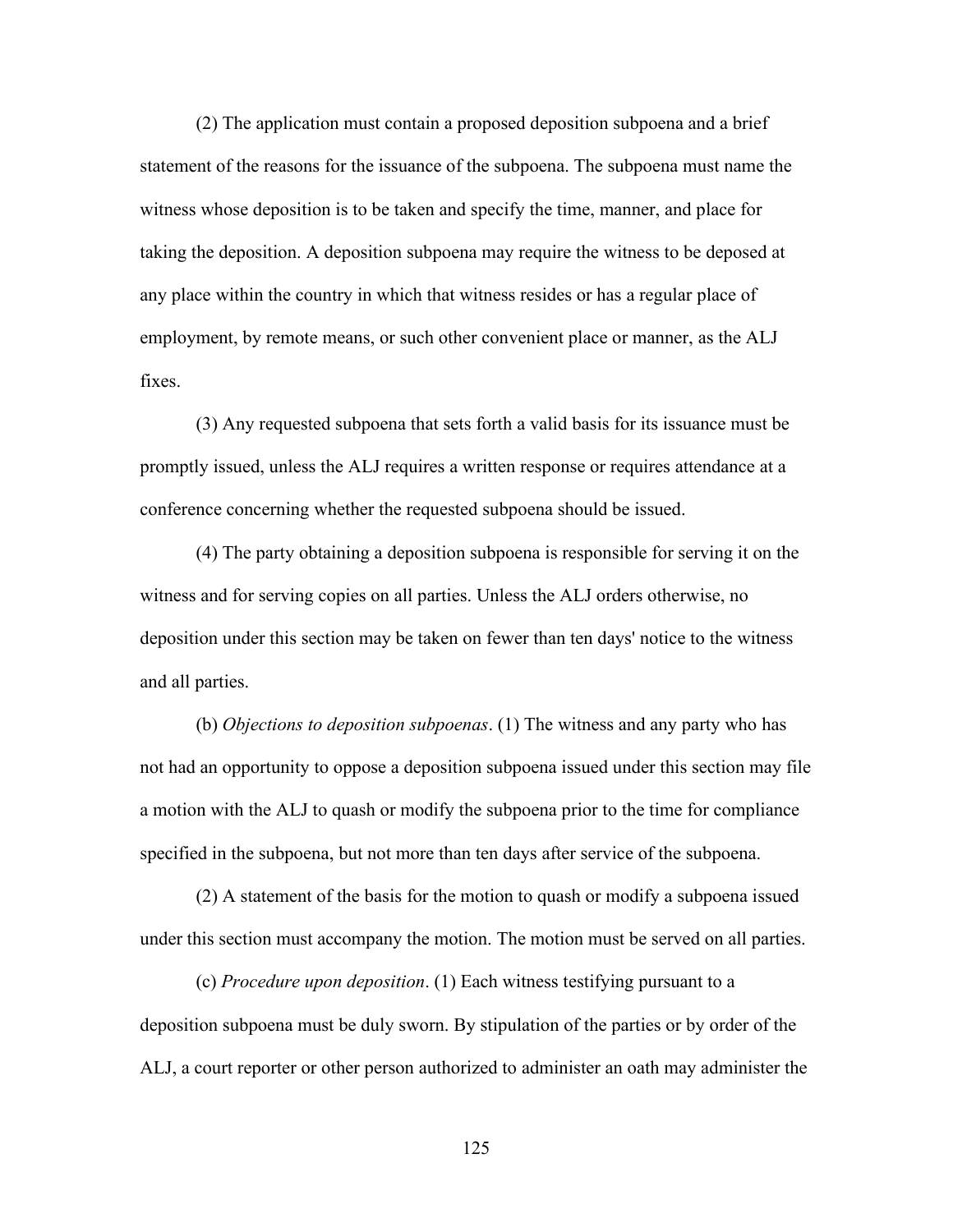(2) The application must contain a proposed deposition subpoena and a brief statement of the reasons for the issuance of the subpoena. The subpoena must name the witness whose deposition is to be taken and specify the time, manner, and place for taking the deposition. A deposition subpoena may require the witness to be deposed at any place within the country in which that witness resides or has a regular place of employment, by remote means, or such other convenient place or manner, as the ALJ fixes.

(3) Any requested subpoena that sets forth a valid basis for its issuance must be promptly issued, unless the ALJ requires a written response or requires attendance at a conference concerning whether the requested subpoena should be issued.

(4) The party obtaining a deposition subpoena is responsible for serving it on the witness and for serving copies on all parties. Unless the ALJ orders otherwise, no deposition under this section may be taken on fewer than ten days' notice to the witness and all parties.

(b) *Objections to deposition subpoenas*. (1) The witness and any party who has not had an opportunity to oppose a deposition subpoena issued under this section may file a motion with the ALJ to quash or modify the subpoena prior to the time for compliance specified in the subpoena, but not more than ten days after service of the subpoena.

(2) A statement of the basis for the motion to quash or modify a subpoena issued under this section must accompany the motion. The motion must be served on all parties.

(c) *Procedure upon deposition*. (1) Each witness testifying pursuant to a deposition subpoena must be duly sworn. By stipulation of the parties or by order of the ALJ, a court reporter or other person authorized to administer an oath may administer the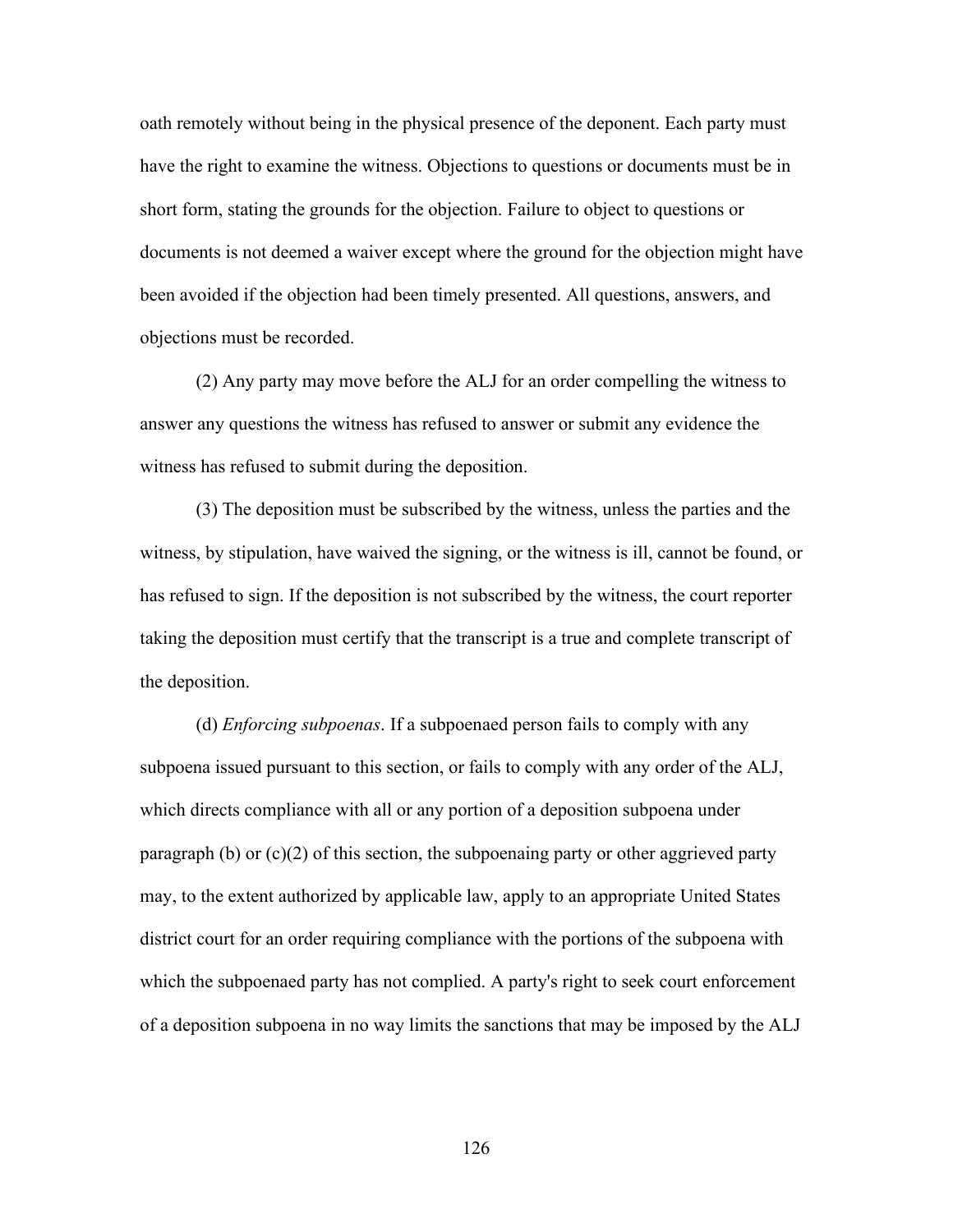oath remotely without being in the physical presence of the deponent. Each party must have the right to examine the witness. Objections to questions or documents must be in short form, stating the grounds for the objection. Failure to object to questions or documents is not deemed a waiver except where the ground for the objection might have been avoided if the objection had been timely presented. All questions, answers, and objections must be recorded.

(2) Any party may move before the ALJ for an order compelling the witness to answer any questions the witness has refused to answer or submit any evidence the witness has refused to submit during the deposition.

(3) The deposition must be subscribed by the witness, unless the parties and the witness, by stipulation, have waived the signing, or the witness is ill, cannot be found, or has refused to sign. If the deposition is not subscribed by the witness, the court reporter taking the deposition must certify that the transcript is a true and complete transcript of the deposition.

(d) *Enforcing subpoenas*. If a subpoenaed person fails to comply with any subpoena issued pursuant to this section, or fails to comply with any order of the ALJ, which directs compliance with all or any portion of a deposition subpoena under paragraph (b) or (c)(2) of this section, the subpoenaing party or other aggrieved party may, to the extent authorized by applicable law, apply to an appropriate United States district court for an order requiring compliance with the portions of the subpoena with which the subpoenaed party has not complied. A party's right to seek court enforcement of a deposition subpoena in no way limits the sanctions that may be imposed by the ALJ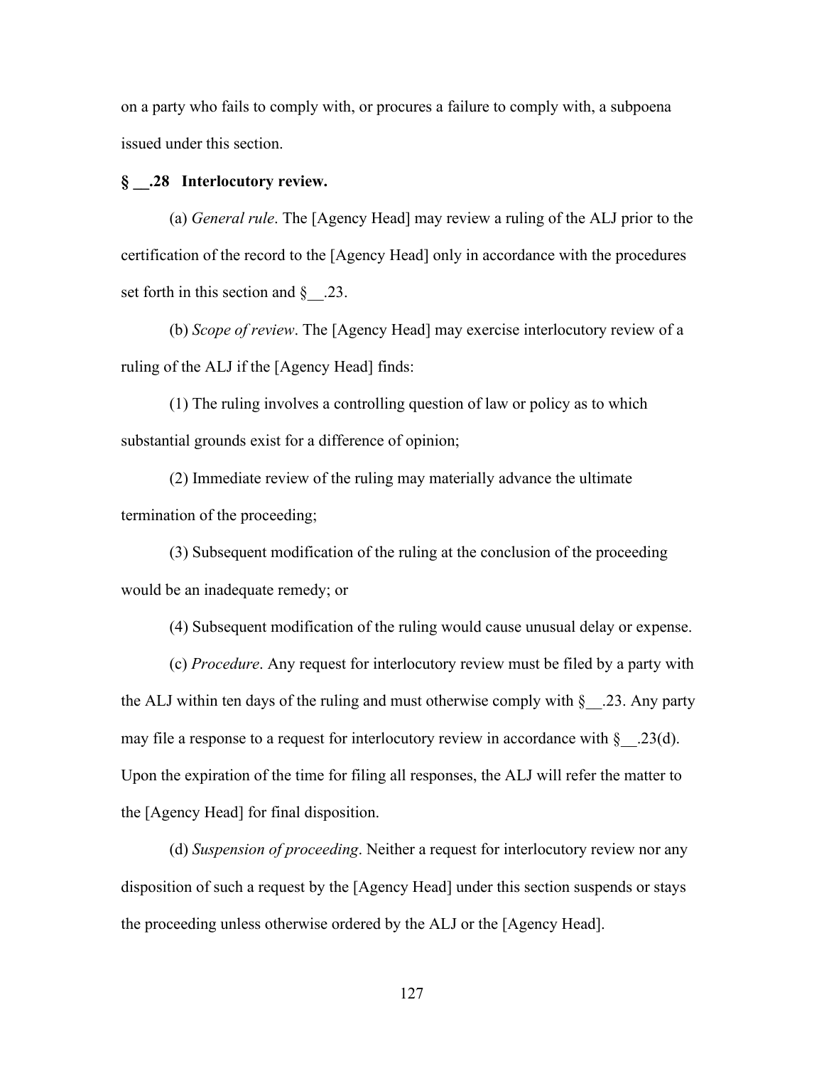on a party who fails to comply with, or procures a failure to comply with, a subpoena issued under this section.

**§ __.28 Interlocutory review.**

(a) *General rule*. The [Agency Head] may review a ruling of the ALJ prior to the certification of the record to the [Agency Head] only in accordance with the procedures set forth in this section and §__.23.

(b) *Scope of review*. The [Agency Head] may exercise interlocutory review of a ruling of the ALJ if the [Agency Head] finds:

(1) The ruling involves a controlling question of law or policy as to which substantial grounds exist for a difference of opinion;

(2) Immediate review of the ruling may materially advance the ultimate termination of the proceeding;

(3) Subsequent modification of the ruling at the conclusion of the proceeding would be an inadequate remedy; or

(4) Subsequent modification of the ruling would cause unusual delay or expense.

(c) *Procedure*. Any request for interlocutory review must be filed by a party with the ALJ within ten days of the ruling and must otherwise comply with §__.23. Any party may file a response to a request for interlocutory review in accordance with §__.23(d). Upon the expiration of the time for filing all responses, the ALJ will refer the matter to the [Agency Head] for final disposition.

(d) *Suspension of proceeding*. Neither a request for interlocutory review nor any disposition of such a request by the [Agency Head] under this section suspends or stays the proceeding unless otherwise ordered by the ALJ or the [Agency Head].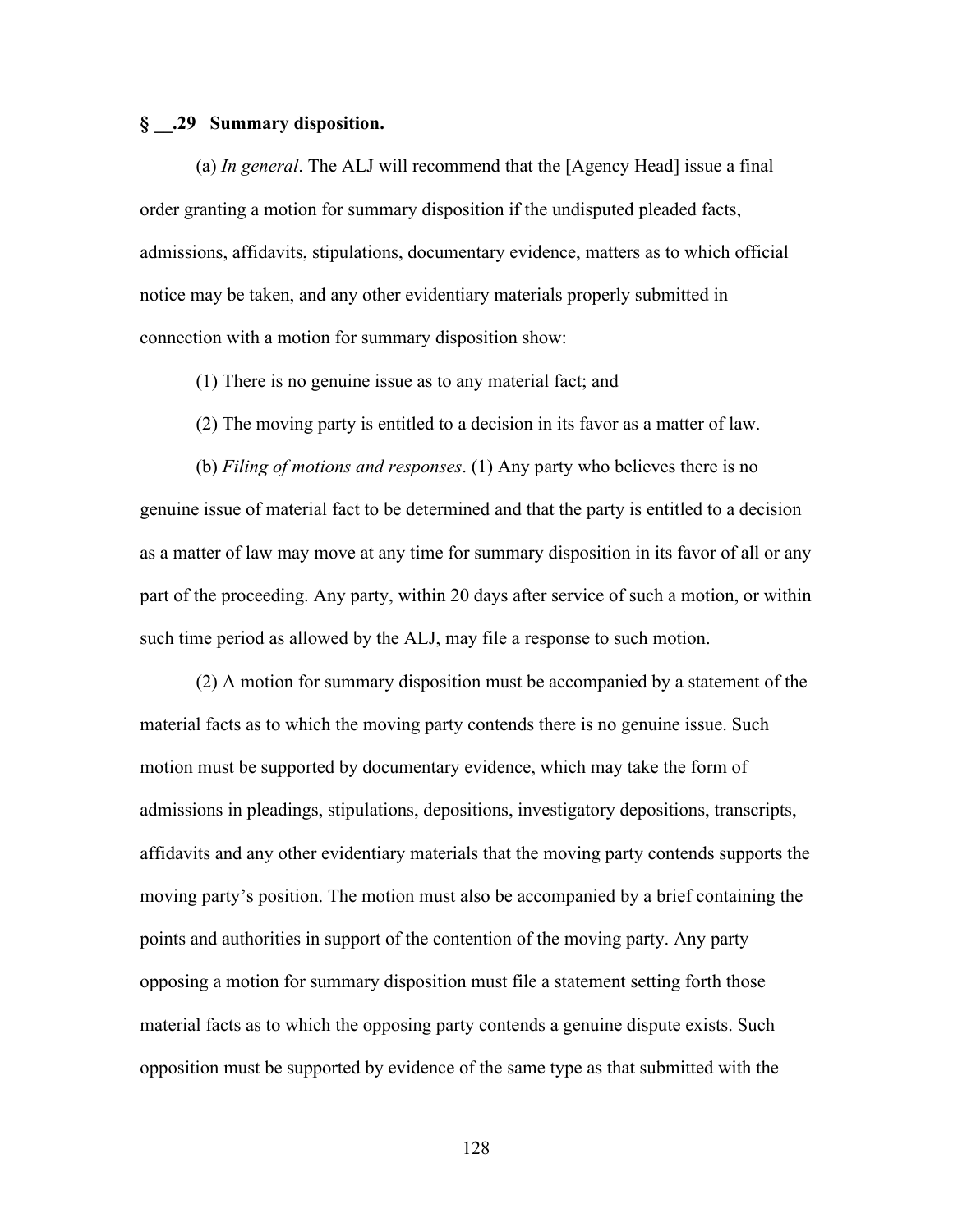**§ __.29 Summary disposition.**

(a) *In general*. The ALJ will recommend that the [Agency Head] issue a final order granting a motion for summary disposition if the undisputed pleaded facts, admissions, affidavits, stipulations, documentary evidence, matters as to which official notice may be taken, and any other evidentiary materials properly submitted in connection with a motion for summary disposition show:

(1) There is no genuine issue as to any material fact; and

(2) The moving party is entitled to a decision in its favor as a matter of law.

(b) *Filing of motions and responses*. (1) Any party who believes there is no genuine issue of material fact to be determined and that the party is entitled to a decision as a matter of law may move at any time for summary disposition in its favor of all or any part of the proceeding. Any party, within 20 days after service of such a motion, or within such time period as allowed by the ALJ, may file a response to such motion.

(2) A motion for summary disposition must be accompanied by a statement of the material facts as to which the moving party contends there is no genuine issue. Such motion must be supported by documentary evidence, which may take the form of admissions in pleadings, stipulations, depositions, investigatory depositions, transcripts, affidavits and any other evidentiary materials that the moving party contends supports the moving party's position. The motion must also be accompanied by a brief containing the points and authorities in support of the contention of the moving party. Any party opposing a motion for summary disposition must file a statement setting forth those material facts as to which the opposing party contends a genuine dispute exists. Such opposition must be supported by evidence of the same type as that submitted with the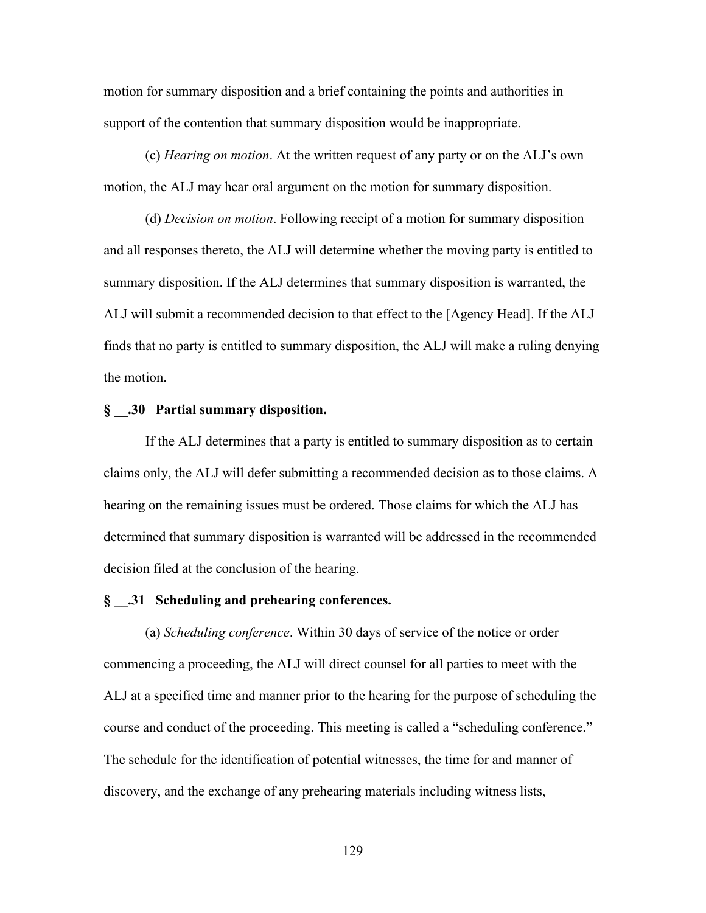motion for summary disposition and a brief containing the points and authorities in support of the contention that summary disposition would be inappropriate.

(c) *Hearing on motion*. At the written request of any party or on the ALJ's own motion, the ALJ may hear oral argument on the motion for summary disposition.

(d) *Decision on motion*. Following receipt of a motion for summary disposition and all responses thereto, the ALJ will determine whether the moving party is entitled to summary disposition. If the ALJ determines that summary disposition is warranted, the ALJ will submit a recommended decision to that effect to the [Agency Head]. If the ALJ finds that no party is entitled to summary disposition, the ALJ will make a ruling denying the motion.

**§ __.30 Partial summary disposition.**

If the ALJ determines that a party is entitled to summary disposition as to certain claims only, the ALJ will defer submitting a recommended decision as to those claims. A hearing on the remaining issues must be ordered. Those claims for which the ALJ has determined that summary disposition is warranted will be addressed in the recommended decision filed at the conclusion of the hearing.

**§ __.31 Scheduling and prehearing conferences.**

(a) *Scheduling conference*. Within 30 days of service of the notice or order commencing a proceeding, the ALJ will direct counsel for all parties to meet with the ALJ at a specified time and manner prior to the hearing for the purpose of scheduling the course and conduct of the proceeding. This meeting is called a "scheduling conference." The schedule for the identification of potential witnesses, the time for and manner of discovery, and the exchange of any prehearing materials including witness lists,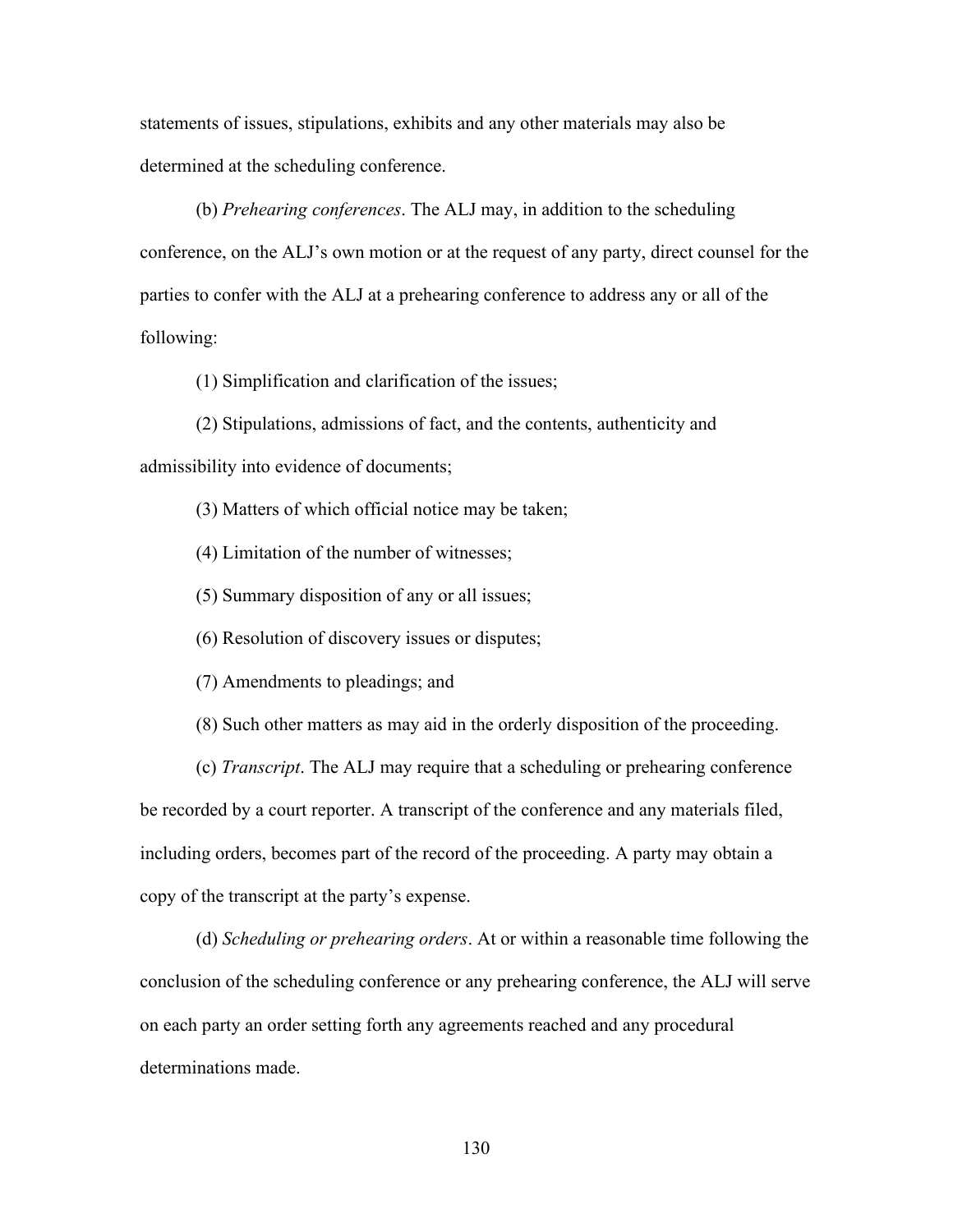statements of issues, stipulations, exhibits and any other materials may also be determined at the scheduling conference.

(b) *Prehearing conferences*. The ALJ may, in addition to the scheduling conference, on the ALJ's own motion or at the request of any party, direct counsel for the parties to confer with the ALJ at a prehearing conference to address any or all of the following:

(1) Simplification and clarification of the issues;

(2) Stipulations, admissions of fact, and the contents, authenticity and admissibility into evidence of documents;

(3) Matters of which official notice may be taken;

(4) Limitation of the number of witnesses;

(5) Summary disposition of any or all issues;

(6) Resolution of discovery issues or disputes;

(7) Amendments to pleadings; and

(8) Such other matters as may aid in the orderly disposition of the proceeding.

(c) *Transcript*. The ALJ may require that a scheduling or prehearing conference be recorded by a court reporter. A transcript of the conference and any materials filed, including orders, becomes part of the record of the proceeding. A party may obtain a copy of the transcript at the party's expense.

(d) *Scheduling or prehearing orders*. At or within a reasonable time following the conclusion of the scheduling conference or any prehearing conference, the ALJ will serve on each party an order setting forth any agreements reached and any procedural determinations made.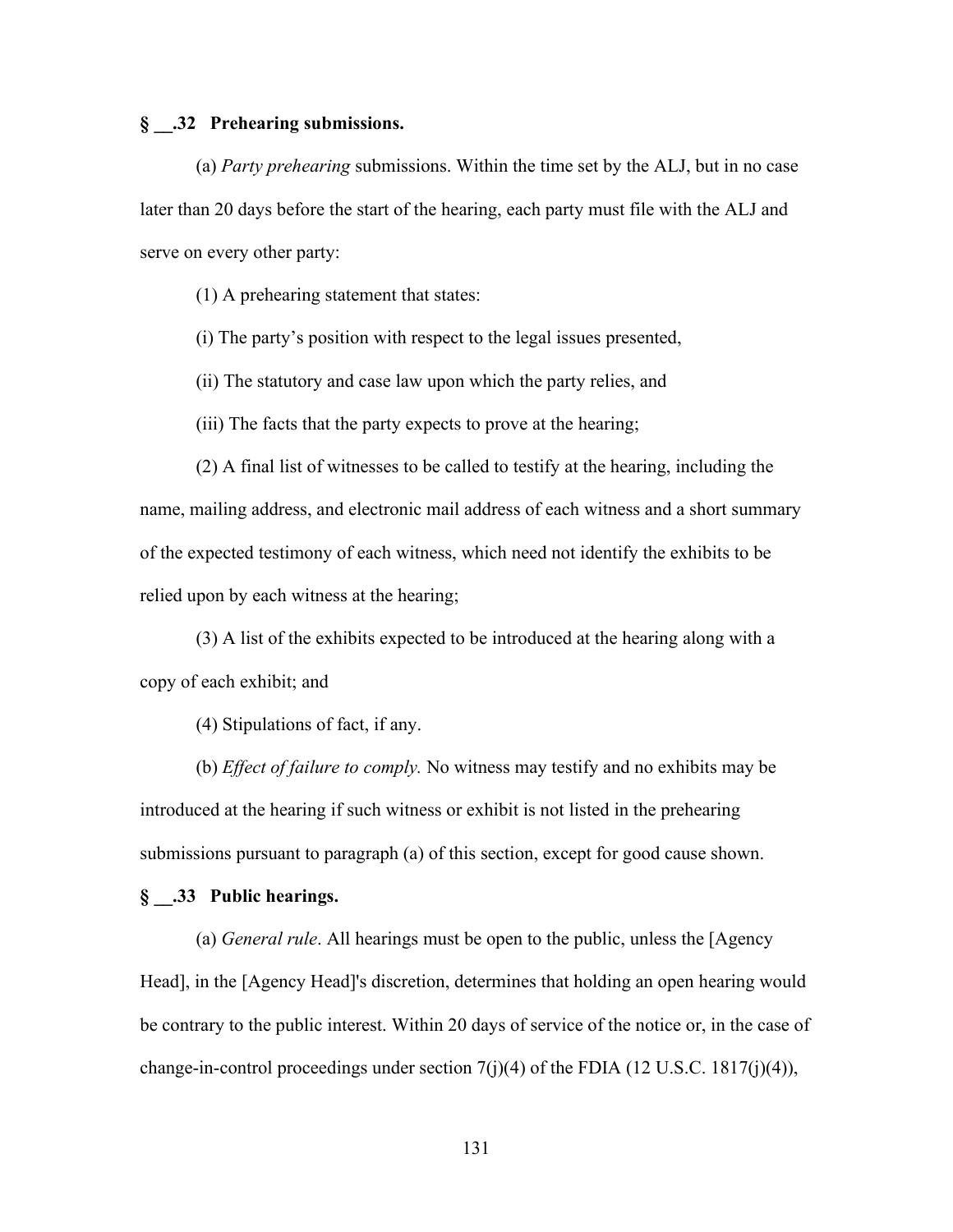**§ __.32 Prehearing submissions.**

(a) *Party prehearing* submissions. Within the time set by the ALJ, but in no case later than 20 days before the start of the hearing, each party must file with the ALJ and serve on every other party:

(1) A prehearing statement that states:

(i) The party's position with respect to the legal issues presented,

(ii) The statutory and case law upon which the party relies, and

(iii) The facts that the party expects to prove at the hearing;

(2) A final list of witnesses to be called to testify at the hearing, including the name, mailing address, and electronic mail address of each witness and a short summary of the expected testimony of each witness, which need not identify the exhibits to be relied upon by each witness at the hearing;

(3) A list of the exhibits expected to be introduced at the hearing along with a copy of each exhibit; and

(4) Stipulations of fact, if any.

(b) *Effect of failure to comply.* No witness may testify and no exhibits may be introduced at the hearing if such witness or exhibit is not listed in the prehearing submissions pursuant to paragraph (a) of this section, except for good cause shown.

**§ __.33 Public hearings.**

(a) *General rule*. All hearings must be open to the public, unless the [Agency Head], in the [Agency Head]'s discretion, determines that holding an open hearing would be contrary to the public interest. Within 20 days of service of the notice or, in the case of change-in-control proceedings under section 7(j)(4) of the FDIA (12 U.S.C. 1817(j)(4)),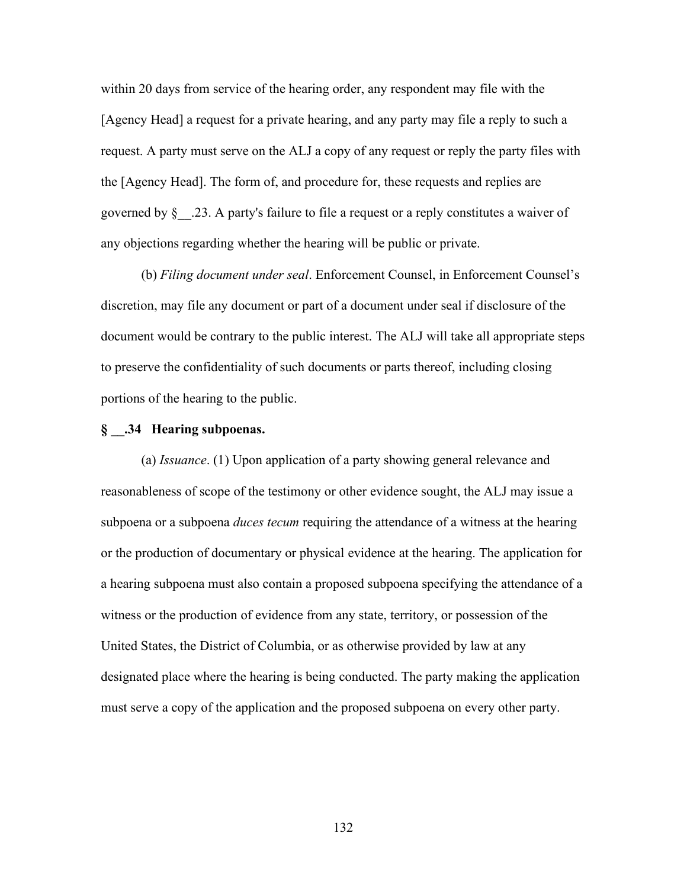within 20 days from service of the hearing order, any respondent may file with the [Agency Head] a request for a private hearing, and any party may file a reply to such a request. A party must serve on the ALJ a copy of any request or reply the party files with the [Agency Head]. The form of, and procedure for, these requests and replies are governed by §__.23. A party's failure to file a request or a reply constitutes a waiver of any objections regarding whether the hearing will be public or private.

(b) *Filing document under seal*. Enforcement Counsel, in Enforcement Counsel's discretion, may file any document or part of a document under seal if disclosure of the document would be contrary to the public interest. The ALJ will take all appropriate steps to preserve the confidentiality of such documents or parts thereof, including closing portions of the hearing to the public.

**§ __.34 Hearing subpoenas.**

(a) *Issuance*. (1) Upon application of a party showing general relevance and reasonableness of scope of the testimony or other evidence sought, the ALJ may issue a subpoena or a subpoena *duces tecum* requiring the attendance of a witness at the hearing or the production of documentary or physical evidence at the hearing. The application for a hearing subpoena must also contain a proposed subpoena specifying the attendance of a witness or the production of evidence from any state, territory, or possession of the United States, the District of Columbia, or as otherwise provided by law at any designated place where the hearing is being conducted. The party making the application must serve a copy of the application and the proposed subpoena on every other party.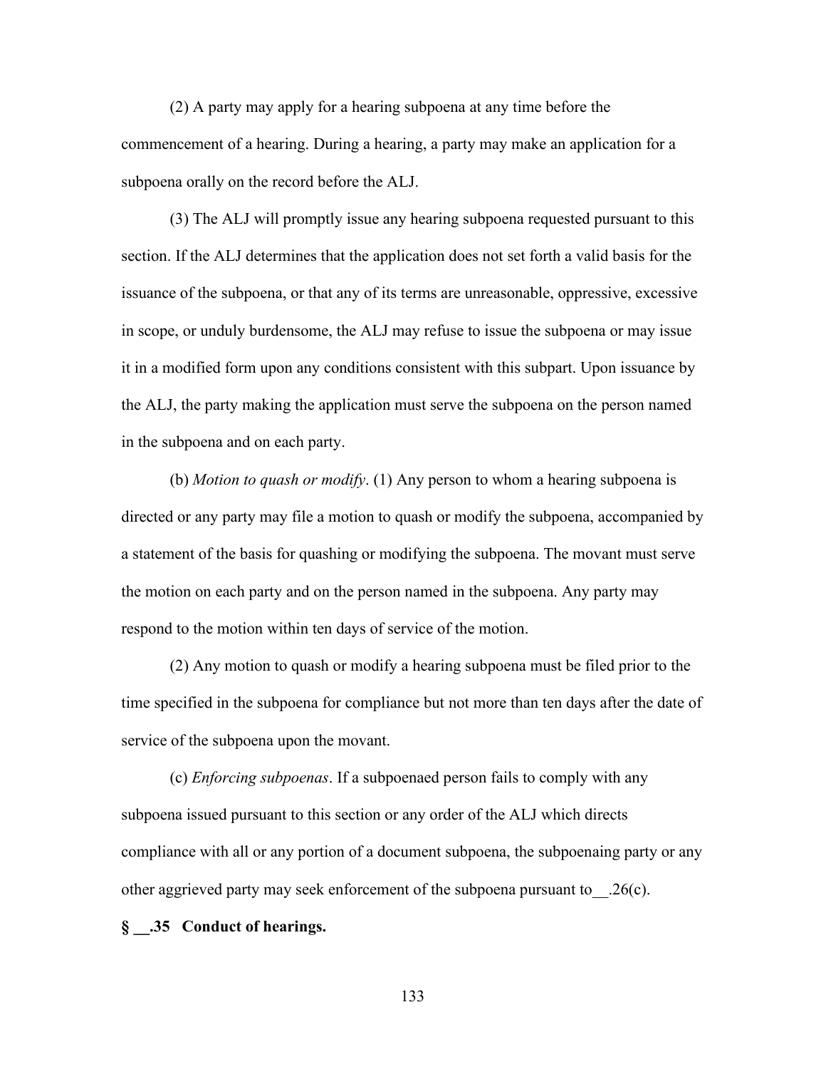(2) A party may apply for a hearing subpoena at any time before the commencement of a hearing. During a hearing, a party may make an application for a subpoena orally on the record before the ALJ.

(3) The ALJ will promptly issue any hearing subpoena requested pursuant to this section. If the ALJ determines that the application does not set forth a valid basis for the issuance of the subpoena, or that any of its terms are unreasonable, oppressive, excessive in scope, or unduly burdensome, the ALJ may refuse to issue the subpoena or may issue it in a modified form upon any conditions consistent with this subpart. Upon issuance by the ALJ, the party making the application must serve the subpoena on the person named in the subpoena and on each party.

(b) *Motion to quash or modify*. (1) Any person to whom a hearing subpoena is directed or any party may file a motion to quash or modify the subpoena, accompanied by a statement of the basis for quashing or modifying the subpoena. The movant must serve the motion on each party and on the person named in the subpoena. Any party may respond to the motion within ten days of service of the motion.

(2) Any motion to quash or modify a hearing subpoena must be filed prior to the time specified in the subpoena for compliance but not more than ten days after the date of service of the subpoena upon the movant.

(c) *Enforcing subpoenas*. If a subpoenaed person fails to comply with any subpoena issued pursuant to this section or any order of the ALJ which directs compliance with all or any portion of a document subpoena, the subpoenaing party or any other aggrieved party may seek enforcement of the subpoena pursuant to __.26(c).

**§ __.35 Conduct of hearings.**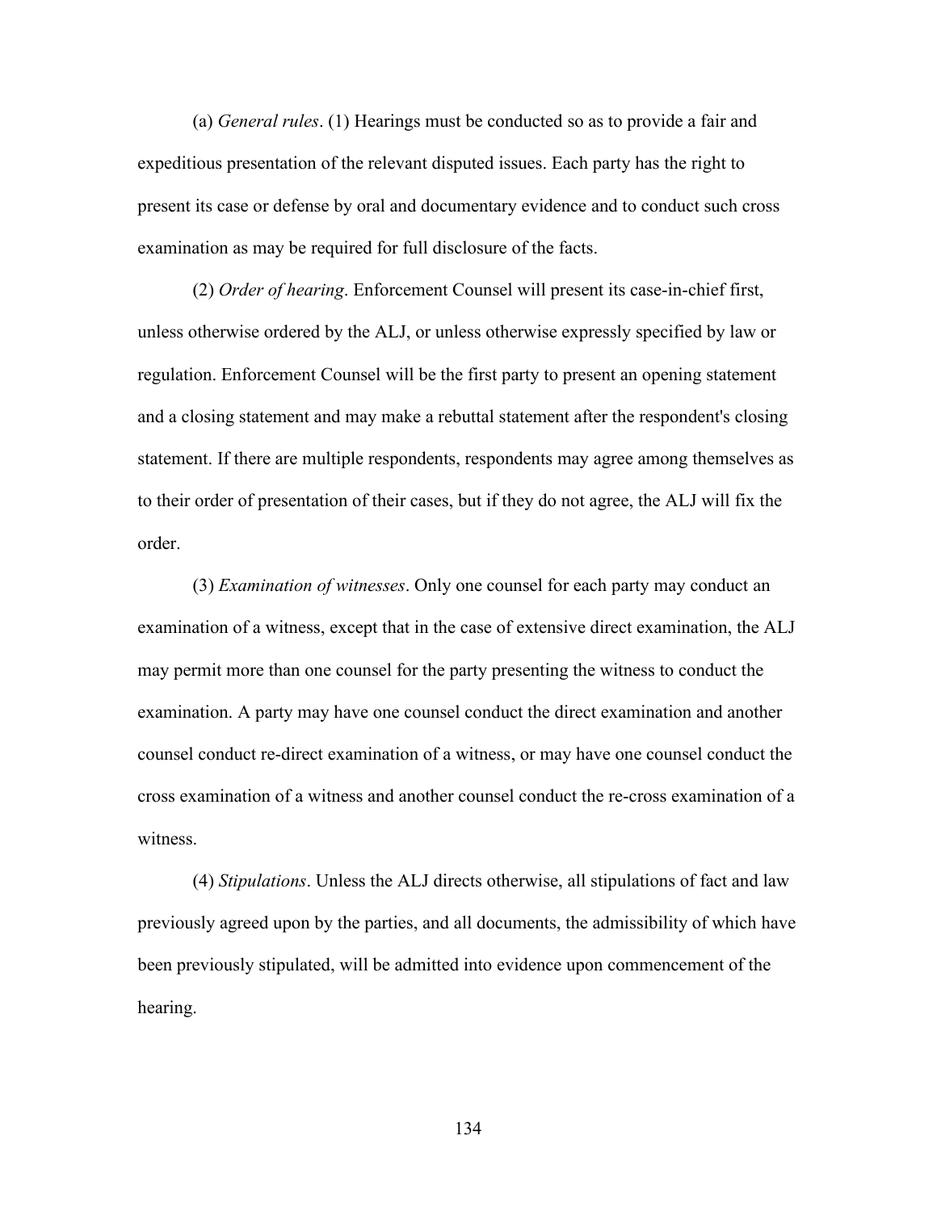(a) *General rules*. (1) Hearings must be conducted so as to provide a fair and expeditious presentation of the relevant disputed issues. Each party has the right to present its case or defense by oral and documentary evidence and to conduct such cross examination as may be required for full disclosure of the facts.

(2) *Order of hearing*. Enforcement Counsel will present its case-in-chief first, unless otherwise ordered by the ALJ, or unless otherwise expressly specified by law or regulation. Enforcement Counsel will be the first party to present an opening statement and a closing statement and may make a rebuttal statement after the respondent's closing statement. If there are multiple respondents, respondents may agree among themselves as to their order of presentation of their cases, but if they do not agree, the ALJ will fix the order.

(3) *Examination of witnesses*. Only one counsel for each party may conduct an examination of a witness, except that in the case of extensive direct examination, the ALJ may permit more than one counsel for the party presenting the witness to conduct the examination. A party may have one counsel conduct the direct examination and another counsel conduct re-direct examination of a witness, or may have one counsel conduct the cross examination of a witness and another counsel conduct the re-cross examination of a witness.

(4) *Stipulations*. Unless the ALJ directs otherwise, all stipulations of fact and law previously agreed upon by the parties, and all documents, the admissibility of which have been previously stipulated, will be admitted into evidence upon commencement of the hearing.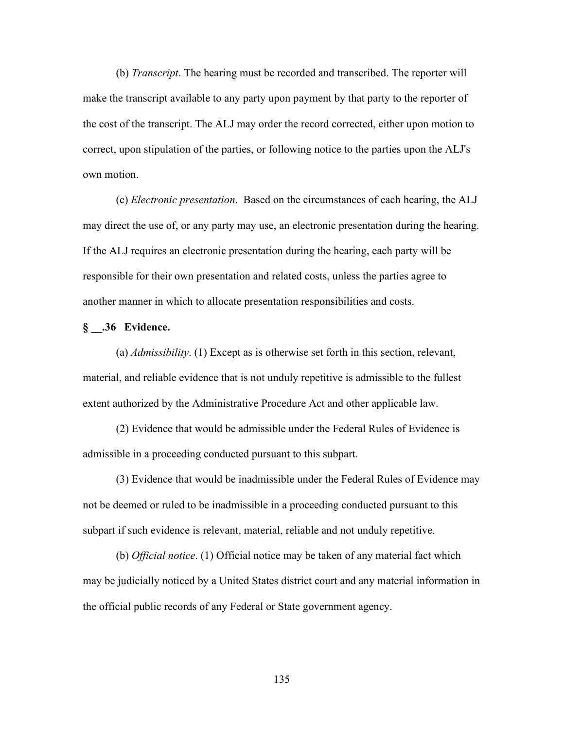(b) *Transcript*. The hearing must be recorded and transcribed. The reporter will make the transcript available to any party upon payment by that party to the reporter of the cost of the transcript. The ALJ may order the record corrected, either upon motion to correct, upon stipulation of the parties, or following notice to the parties upon the ALJ's own motion.

(c) *Electronic presentation*. Based on the circumstances of each hearing, the ALJ may direct the use of, or any party may use, an electronic presentation during the hearing. If the ALJ requires an electronic presentation during the hearing, each party will be responsible for their own presentation and related costs, unless the parties agree to another manner in which to allocate presentation responsibilities and costs.

**§ __.36 Evidence.**

(a) *Admissibility*. (1) Except as is otherwise set forth in this section, relevant, material, and reliable evidence that is not unduly repetitive is admissible to the fullest extent authorized by the Administrative Procedure Act and other applicable law.

(2) Evidence that would be admissible under the Federal Rules of Evidence is admissible in a proceeding conducted pursuant to this subpart.

(3) Evidence that would be inadmissible under the Federal Rules of Evidence may not be deemed or ruled to be inadmissible in a proceeding conducted pursuant to this subpart if such evidence is relevant, material, reliable and not unduly repetitive.

(b) *Official notice*. (1) Official notice may be taken of any material fact which may be judicially noticed by a United States district court and any material information in the official public records of any Federal or State government agency.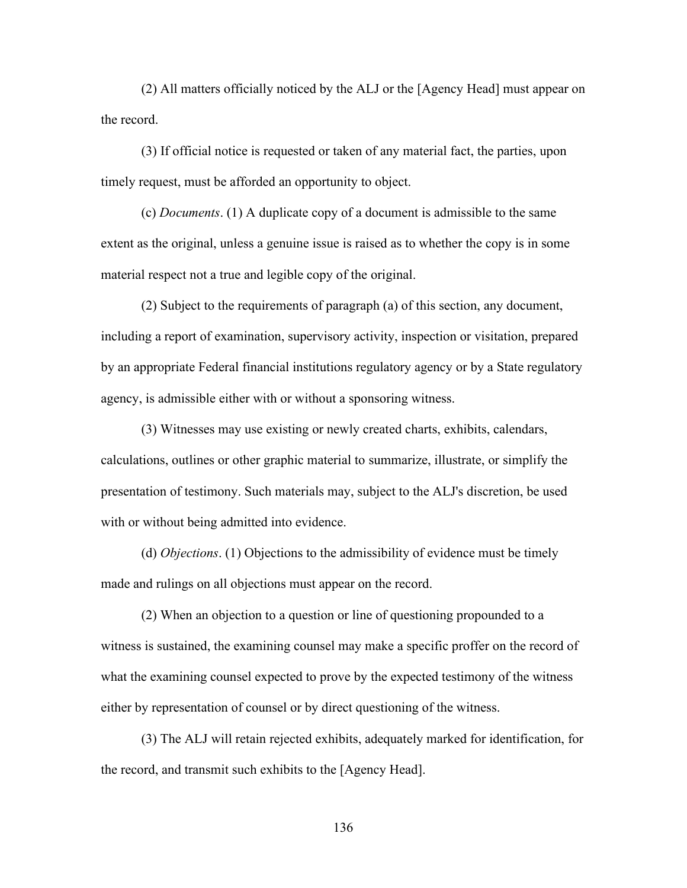(2) All matters officially noticed by the ALJ or the [Agency Head] must appear on the record.

(3) If official notice is requested or taken of any material fact, the parties, upon timely request, must be afforded an opportunity to object.

(c) *Documents*. (1) A duplicate copy of a document is admissible to the same extent as the original, unless a genuine issue is raised as to whether the copy is in some material respect not a true and legible copy of the original.

(2) Subject to the requirements of paragraph (a) of this section, any document, including a report of examination, supervisory activity, inspection or visitation, prepared by an appropriate Federal financial institutions regulatory agency or by a State regulatory agency, is admissible either with or without a sponsoring witness.

(3) Witnesses may use existing or newly created charts, exhibits, calendars, calculations, outlines or other graphic material to summarize, illustrate, or simplify the presentation of testimony. Such materials may, subject to the ALJ's discretion, be used with or without being admitted into evidence.

(d) *Objections*. (1) Objections to the admissibility of evidence must be timely made and rulings on all objections must appear on the record.

(2) When an objection to a question or line of questioning propounded to a witness is sustained, the examining counsel may make a specific proffer on the record of what the examining counsel expected to prove by the expected testimony of the witness either by representation of counsel or by direct questioning of the witness.

(3) The ALJ will retain rejected exhibits, adequately marked for identification, for the record, and transmit such exhibits to the [Agency Head].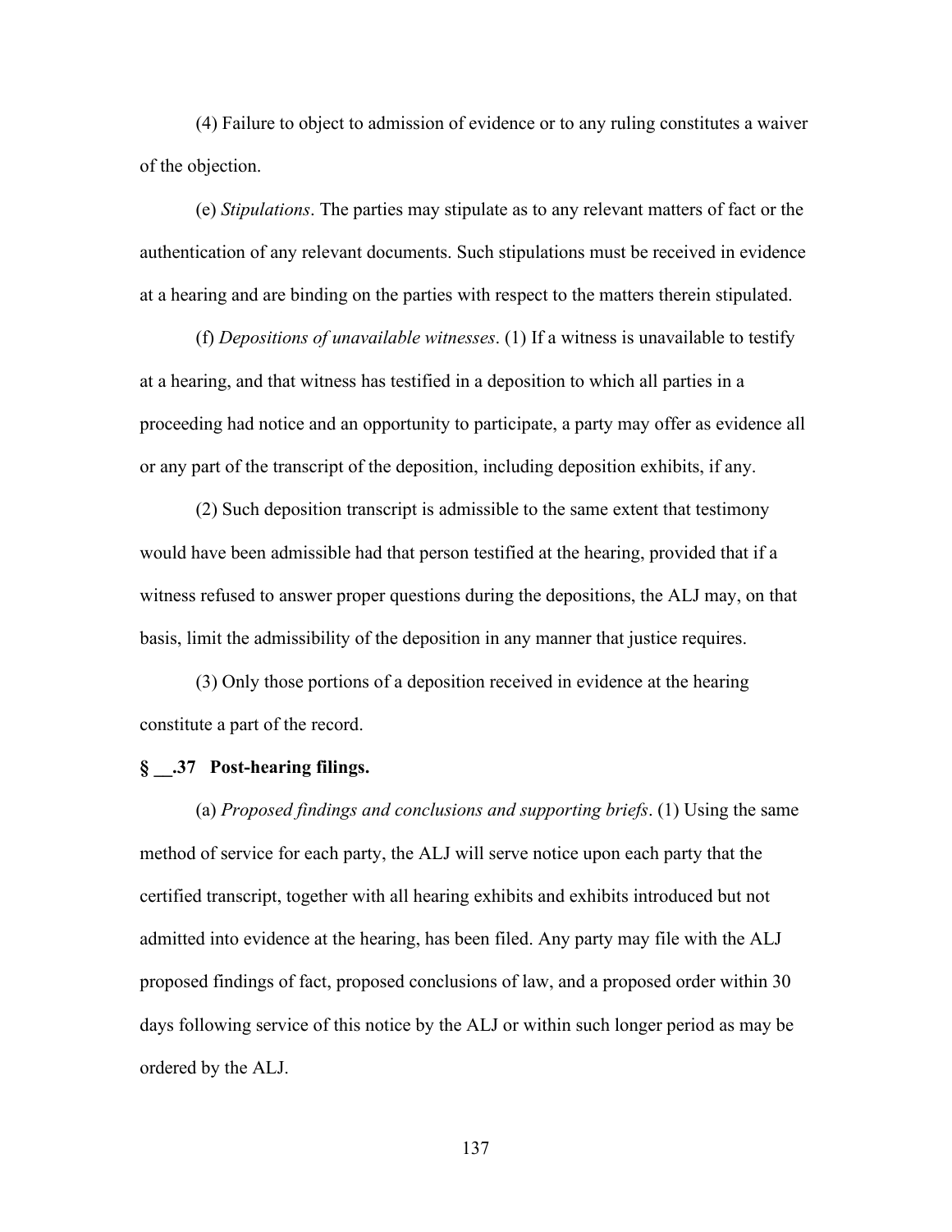(4) Failure to object to admission of evidence or to any ruling constitutes a waiver of the objection.

(e) *Stipulations*. The parties may stipulate as to any relevant matters of fact or the authentication of any relevant documents. Such stipulations must be received in evidence at a hearing and are binding on the parties with respect to the matters therein stipulated.

(f) *Depositions of unavailable witnesses*. (1) If a witness is unavailable to testify at a hearing, and that witness has testified in a deposition to which all parties in a proceeding had notice and an opportunity to participate, a party may offer as evidence all or any part of the transcript of the deposition, including deposition exhibits, if any.

(2) Such deposition transcript is admissible to the same extent that testimony would have been admissible had that person testified at the hearing, provided that if a witness refused to answer proper questions during the depositions, the ALJ may, on that basis, limit the admissibility of the deposition in any manner that justice requires.

(3) Only those portions of a deposition received in evidence at the hearing constitute a part of the record.

**§ __.37 Post-hearing filings.**

(a) *Proposed findings and conclusions and supporting briefs*. (1) Using the same method of service for each party, the ALJ will serve notice upon each party that the certified transcript, together with all hearing exhibits and exhibits introduced but not admitted into evidence at the hearing, has been filed. Any party may file with the ALJ proposed findings of fact, proposed conclusions of law, and a proposed order within 30 days following service of this notice by the ALJ or within such longer period as may be ordered by the ALJ.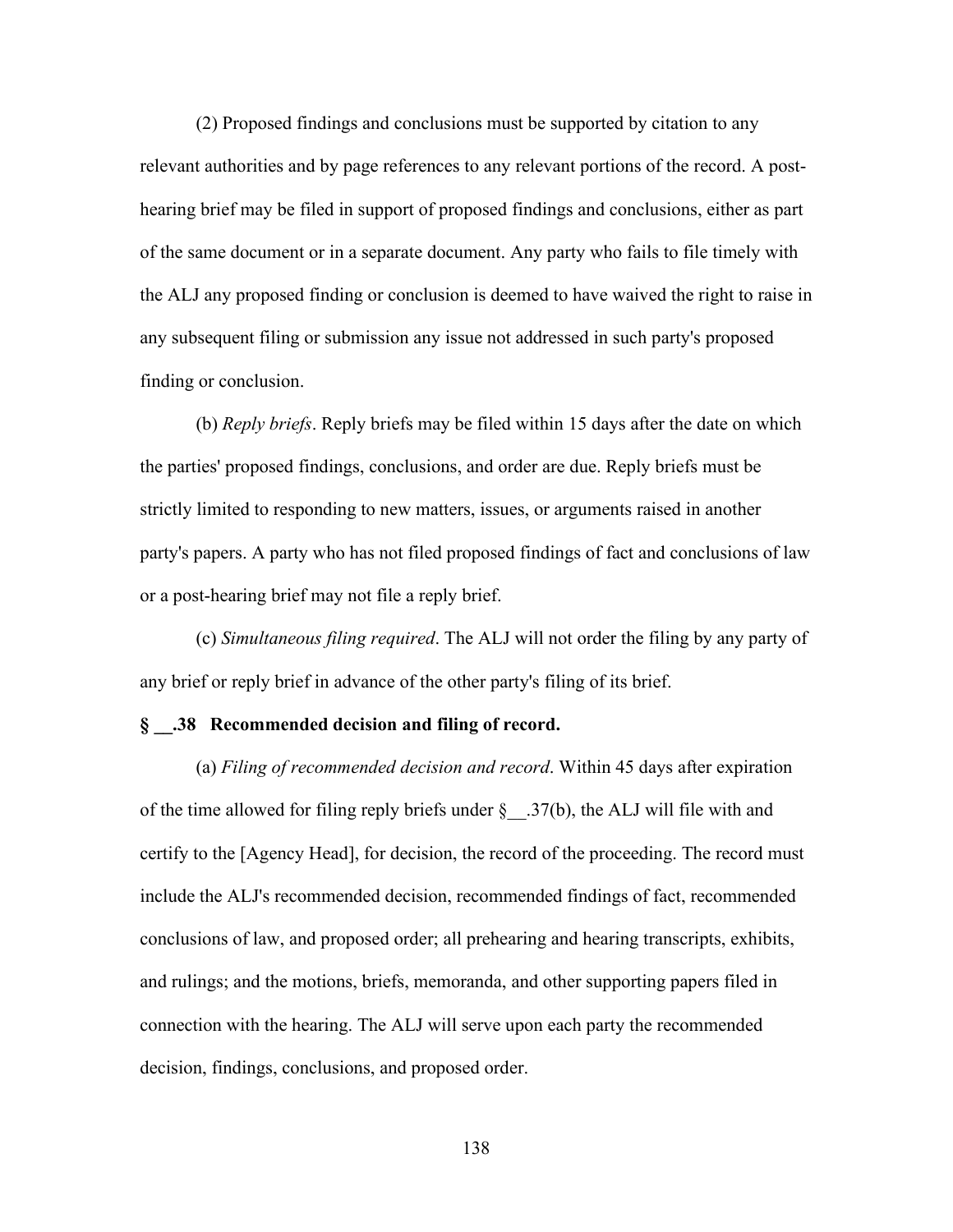(2) Proposed findings and conclusions must be supported by citation to any relevant authorities and by page references to any relevant portions of the record. A post-hearing brief may be filed in support of proposed findings and conclusions, either as part of the same document or in a separate document. Any party who fails to file timely with the ALJ any proposed finding or conclusion is deemed to have waived the right to raise in any subsequent filing or submission any issue not addressed in such party's proposed finding or conclusion.

(b) *Reply briefs*. Reply briefs may be filed within 15 days after the date on which the parties' proposed findings, conclusions, and order are due. Reply briefs must be strictly limited to responding to new matters, issues, or arguments raised in another party's papers. A party who has not filed proposed findings of fact and conclusions of law or a post-hearing brief may not file a reply brief.

(c) *Simultaneous filing required*. The ALJ will not order the filing by any party of any brief or reply brief in advance of the other party's filing of its brief.

**§ __.38 Recommended decision and filing of record.**

(a) *Filing of recommended decision and record*. Within 45 days after expiration of the time allowed for filing reply briefs under § __.37(b), the ALJ will file with and certify to the [Agency Head], for decision, the record of the proceeding. The record must include the ALJ's recommended decision, recommended findings of fact, recommended conclusions of law, and proposed order; all prehearing and hearing transcripts, exhibits, and rulings; and the motions, briefs, memoranda, and other supporting papers filed in connection with the hearing. The ALJ will serve upon each party the recommended decision, findings, conclusions, and proposed order.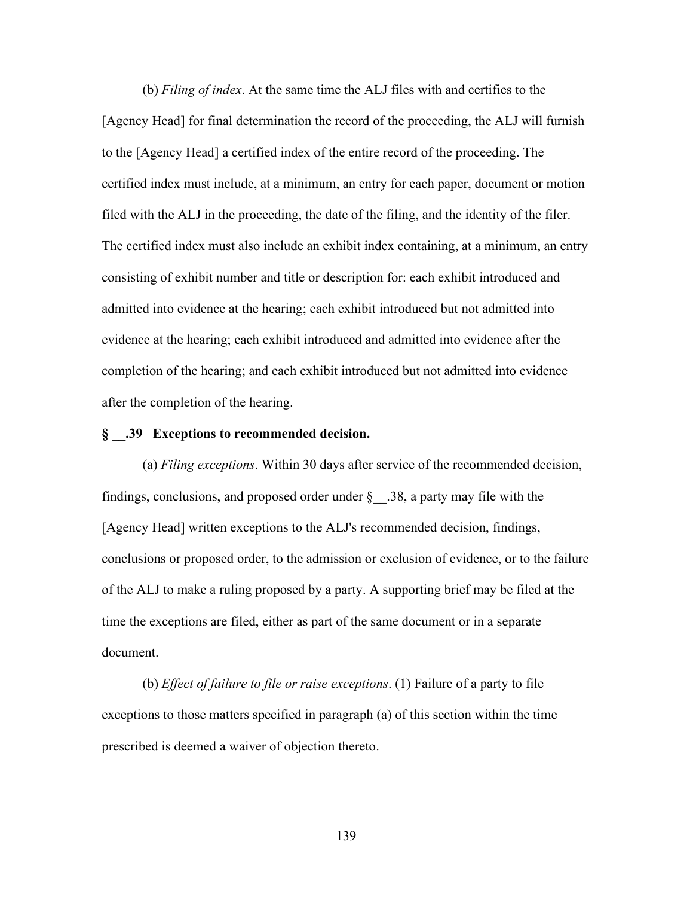(b) *Filing of index*. At the same time the ALJ files with and certifies to the [Agency Head] for final determination the record of the proceeding, the ALJ will furnish to the [Agency Head] a certified index of the entire record of the proceeding. The certified index must include, at a minimum, an entry for each paper, document or motion filed with the ALJ in the proceeding, the date of the filing, and the identity of the filer. The certified index must also include an exhibit index containing, at a minimum, an entry consisting of exhibit number and title or description for: each exhibit introduced and admitted into evidence at the hearing; each exhibit introduced but not admitted into evidence at the hearing; each exhibit introduced and admitted into evidence after the completion of the hearing; and each exhibit introduced but not admitted into evidence after the completion of the hearing.

**§ __.39 Exceptions to recommended decision.**

(a) *Filing exceptions*. Within 30 days after service of the recommended decision, findings, conclusions, and proposed order under § __.38, a party may file with the [Agency Head] written exceptions to the ALJ's recommended decision, findings, conclusions or proposed order, to the admission or exclusion of evidence, or to the failure of the ALJ to make a ruling proposed by a party. A supporting brief may be filed at the time the exceptions are filed, either as part of the same document or in a separate document.

(b) *Effect of failure to file or raise exceptions*. (1) Failure of a party to file exceptions to those matters specified in paragraph (a) of this section within the time prescribed is deemed a waiver of objection thereto.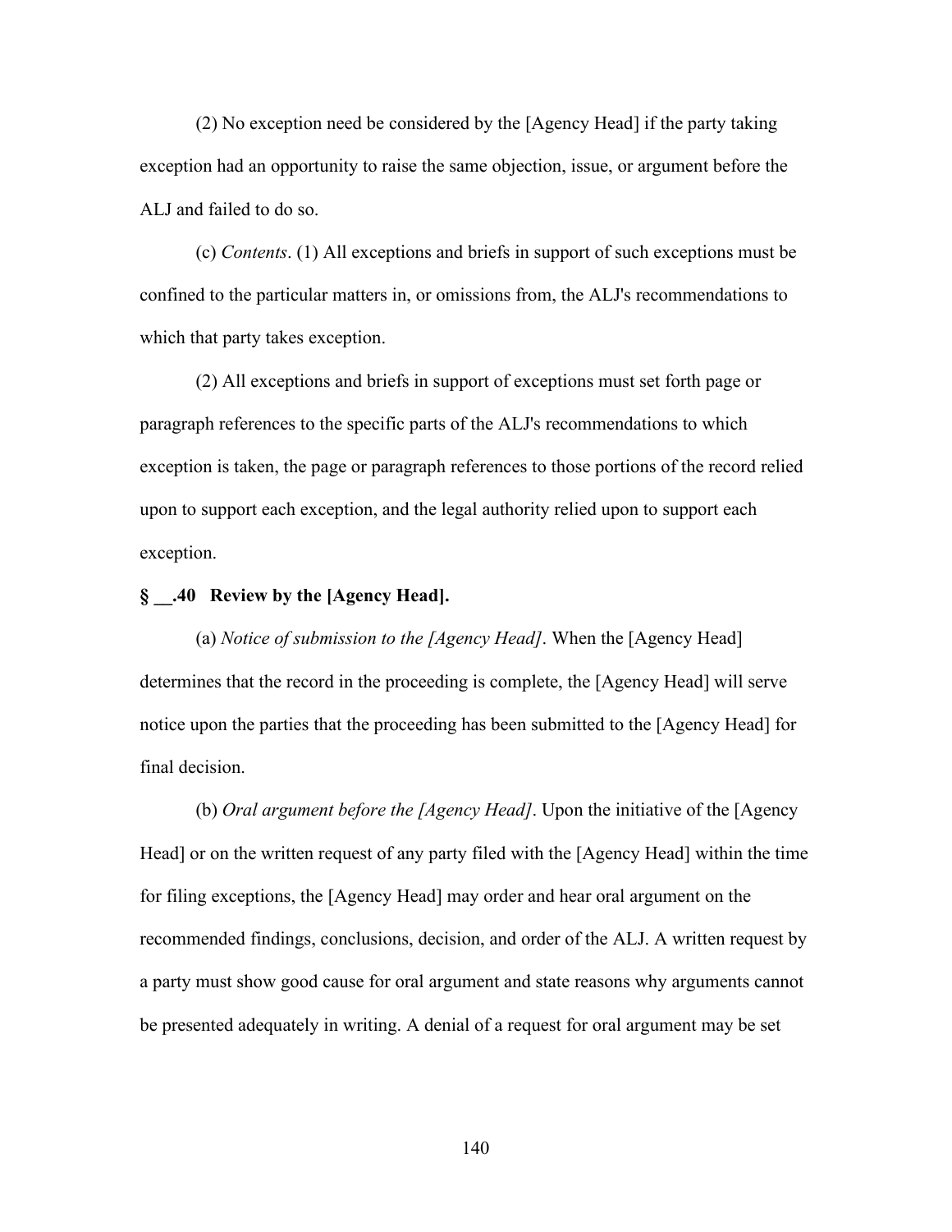(2) No exception need be considered by the [Agency Head] if the party taking exception had an opportunity to raise the same objection, issue, or argument before the ALJ and failed to do so.

(c) *Contents*. (1) All exceptions and briefs in support of such exceptions must be confined to the particular matters in, or omissions from, the ALJ's recommendations to which that party takes exception.

(2) All exceptions and briefs in support of exceptions must set forth page or paragraph references to the specific parts of the ALJ's recommendations to which exception is taken, the page or paragraph references to those portions of the record relied upon to support each exception, and the legal authority relied upon to support each exception.

**§ __.40 Review by the [Agency Head].**

(a) *Notice of submission to the [Agency Head]*. When the [Agency Head] determines that the record in the proceeding is complete, the [Agency Head] will serve notice upon the parties that the proceeding has been submitted to the [Agency Head] for final decision.

(b) *Oral argument before the [Agency Head]*. Upon the initiative of the [Agency Head] or on the written request of any party filed with the [Agency Head] within the time for filing exceptions, the [Agency Head] may order and hear oral argument on the recommended findings, conclusions, decision, and order of the ALJ. A written request by a party must show good cause for oral argument and state reasons why arguments cannot be presented adequately in writing. A denial of a request for oral argument may be set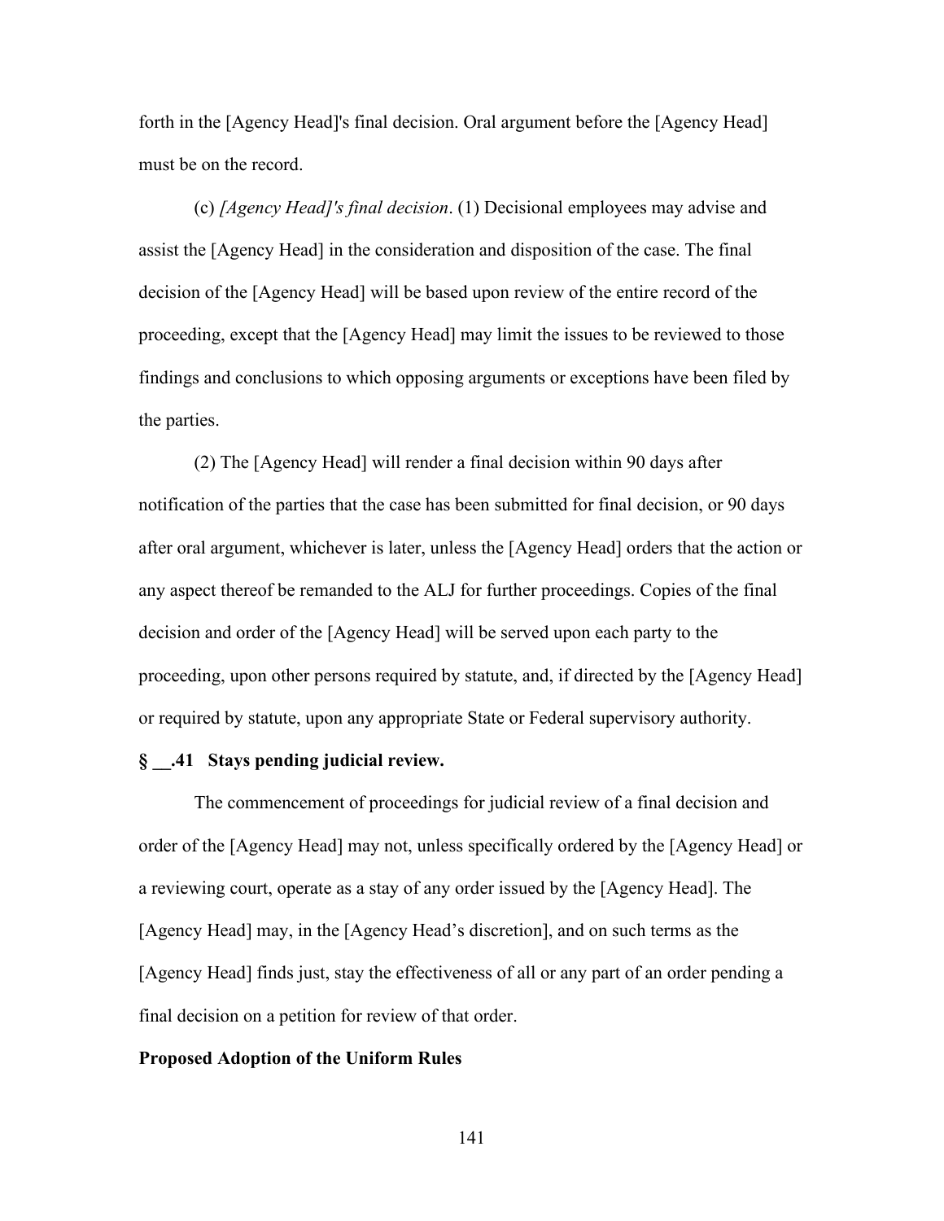forth in the [Agency Head]'s final decision. Oral argument before the [Agency Head] must be on the record.

(c) *[Agency Head]'s final decision*. (1) Decisional employees may advise and assist the [Agency Head] in the consideration and disposition of the case. The final decision of the [Agency Head] will be based upon review of the entire record of the proceeding, except that the [Agency Head] may limit the issues to be reviewed to those findings and conclusions to which opposing arguments or exceptions have been filed by the parties.

(2) The [Agency Head] will render a final decision within 90 days after notification of the parties that the case has been submitted for final decision, or 90 days after oral argument, whichever is later, unless the [Agency Head] orders that the action or any aspect thereof be remanded to the ALJ for further proceedings. Copies of the final decision and order of the [Agency Head] will be served upon each party to the proceeding, upon other persons required by statute, and, if directed by the [Agency Head] or required by statute, upon any appropriate State or Federal supervisory authority.

**§ __.41 Stays pending judicial review.**

The commencement of proceedings for judicial review of a final decision and order of the [Agency Head] may not, unless specifically ordered by the [Agency Head] or a reviewing court, operate as a stay of any order issued by the [Agency Head]. The [Agency Head] may, in the [Agency Head's discretion], and on such terms as the [Agency Head] finds just, stay the effectiveness of all or any part of an order pending a final decision on a petition for review of that order.

**Proposed Adoption of the Uniform Rules**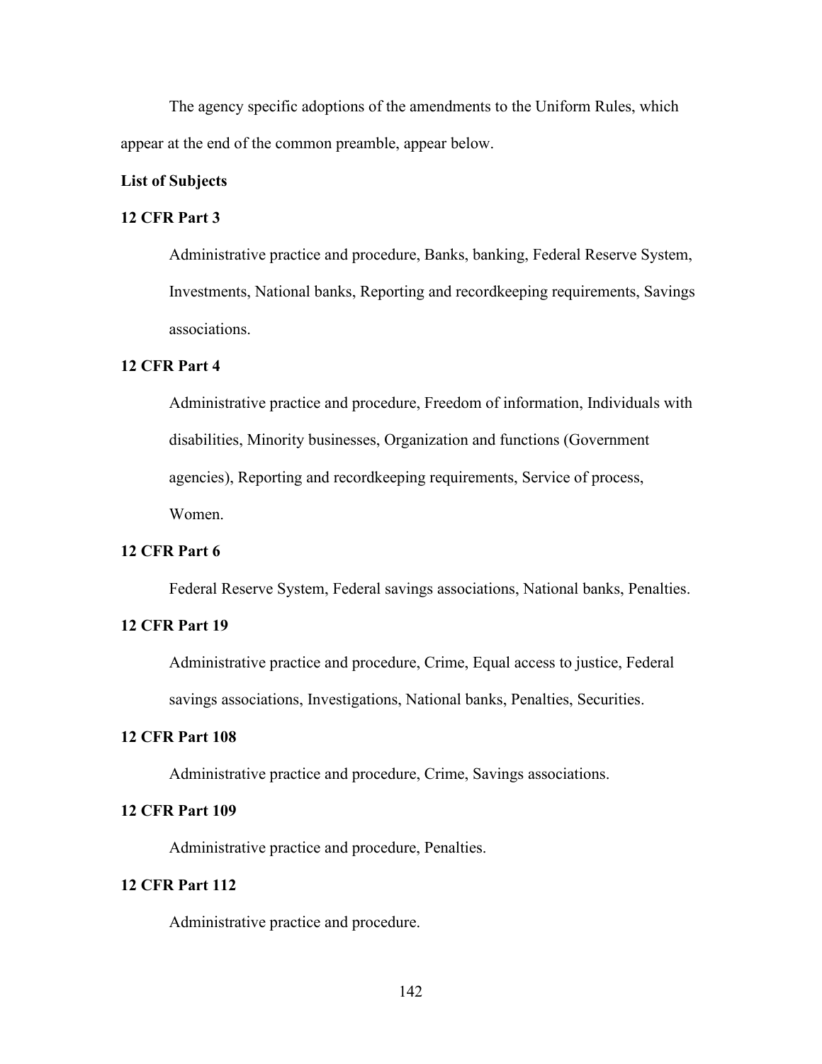The agency specific adoptions of the amendments to the Uniform Rules, which appear at the end of the common preamble, appear below.

**List of Subjects**

**12 CFR Part 3**

Administrative practice and procedure, Banks, banking, Federal Reserve System, Investments, National banks, Reporting and recordkeeping requirements, Savings associations.

**12 CFR Part 4**

Administrative practice and procedure, Freedom of information, Individuals with disabilities, Minority businesses, Organization and functions (Government agencies), Reporting and recordkeeping requirements, Service of process, Women.

**12 CFR Part 6**

Federal Reserve System, Federal savings associations, National banks, Penalties.

**12 CFR Part 19**

Administrative practice and procedure, Crime, Equal access to justice, Federal savings associations, Investigations, National banks, Penalties, Securities.

**12 CFR Part 108**

Administrative practice and procedure, Crime, Savings associations.

**12 CFR Part 109**

Administrative practice and procedure, Penalties.

**12 CFR Part 112**

Administrative practice and procedure.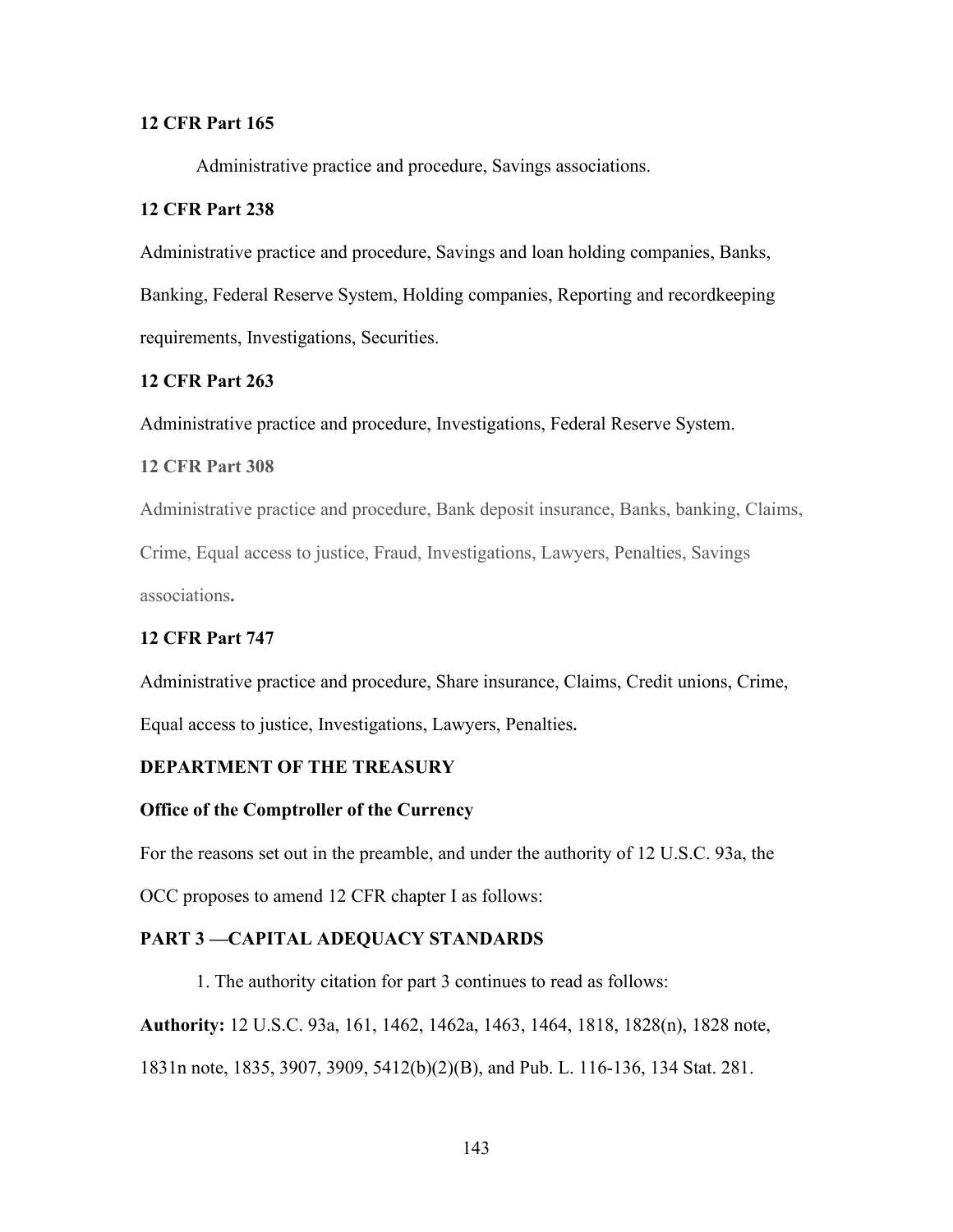**12 CFR Part 165**

Administrative practice and procedure, Savings associations.

**12 CFR Part 238**

Administrative practice and procedure, Savings and loan holding companies, Banks, Banking, Federal Reserve System, Holding companies, Reporting and recordkeeping requirements, Investigations, Securities.

**12 CFR Part 263**

Administrative practice and procedure, Investigations, Federal Reserve System.

**12 CFR Part 308**

Administrative practice and procedure, Bank deposit insurance, Banks, banking, Claims, Crime, Equal access to justice, Fraud, Investigations, Lawyers, Penalties, Savings associations**.**

**12 CFR Part 747**

Administrative practice and procedure, Share insurance, Claims, Credit unions, Crime, Equal access to justice, Investigations, Lawyers, Penalties**.**

**DEPARTMENT OF THE TREASURY**

**Office of the Comptroller of the Currency**

For the reasons set out in the preamble, and under the authority of 12 U.S.C. 93a, the OCC proposes to amend 12 CFR chapter I as follows:

**PART 3 —CAPITAL ADEQUACY STANDARDS**

1. The authority citation for part 3 continues to read as follows:

**Authority:** 12 U.S.C. 93a, 161, 1462, 1462a, 1463, 1464, 1818, 1828(n), 1828 note, 1831n note, 1835, 3907, 3909, 5412(b)(2)(B), and Pub. L. 116-136, 134 Stat. 281.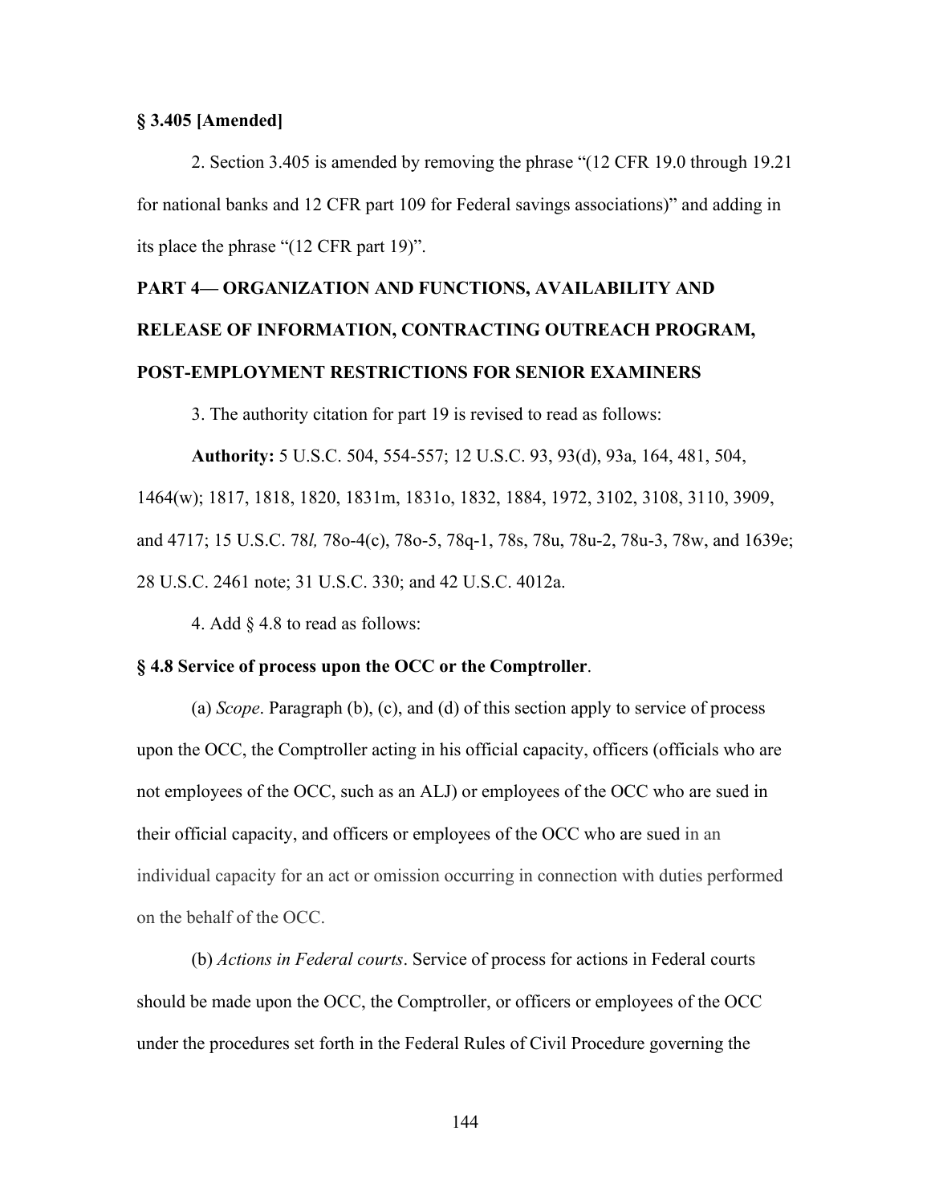**§ 3.405 [Amended]**

2. Section 3.405 is amended by removing the phrase "(12 CFR 19.0 through 19.21 for national banks and 12 CFR part 109 for Federal savings associations)" and adding in its place the phrase "(12 CFR part 19)".

**PART 4— ORGANIZATION AND FUNCTIONS, AVAILABILITY AND RELEASE OF INFORMATION, CONTRACTING OUTREACH PROGRAM, POST-EMPLOYMENT RESTRICTIONS FOR SENIOR EXAMINERS**

3. The authority citation for part 19 is revised to read as follows:

**Authority:** 5 U.S.C. 504, 554-557; 12 U.S.C. 93, 93(d), 93a, 164, 481, 504, 1464(w); 1817, 1818, 1820, 1831m, 1831o, 1832, 1884, 1972, 3102, 3108, 3110, 3909, and 4717; 15 U.S.C. 78*l,* 78o-4(c), 78o-5, 78q-1, 78s, 78u, 78u-2, 78u-3, 78w, and 1639e; 28 U.S.C. 2461 note; 31 U.S.C. 330; and 42 U.S.C. 4012a.

4. Add § 4.8 to read as follows:

**§ 4.8 Service of process upon the OCC or the Comptroller**.

(a) *Scope*. Paragraph (b), (c), and (d) of this section apply to service of process upon the OCC, the Comptroller acting in his official capacity, officers (officials who are not employees of the OCC, such as an ALJ) or employees of the OCC who are sued in their official capacity, and officers or employees of the OCC who are sued in an individual capacity for an act or omission occurring in connection with duties performed on the behalf of the OCC.

(b) *Actions in Federal courts*. Service of process for actions in Federal courts should be made upon the OCC, the Comptroller, or officers or employees of the OCC under the procedures set forth in the Federal Rules of Civil Procedure governing the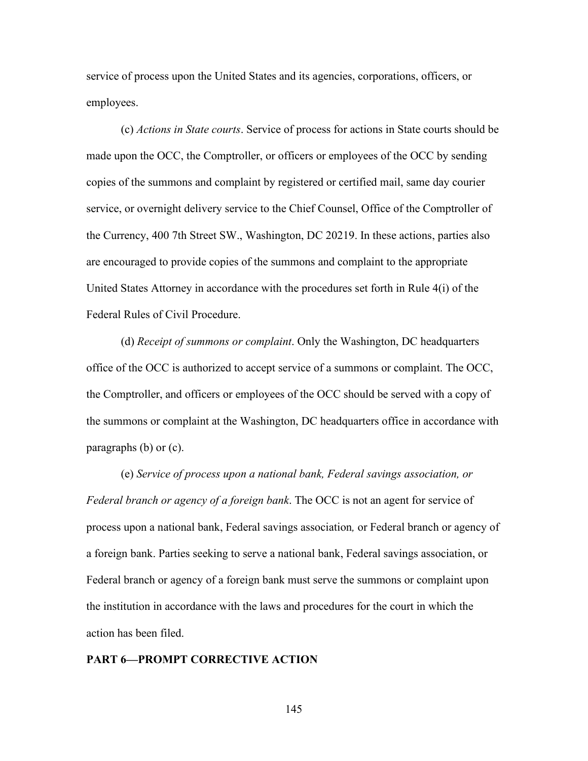service of process upon the United States and its agencies, corporations, officers, or employees.

(c) *Actions in State courts*. Service of process for actions in State courts should be made upon the OCC, the Comptroller, or officers or employees of the OCC by sending copies of the summons and complaint by registered or certified mail, same day courier service, or overnight delivery service to the Chief Counsel, Office of the Comptroller of the Currency, 400 7th Street SW., Washington, DC 20219. In these actions, parties also are encouraged to provide copies of the summons and complaint to the appropriate United States Attorney in accordance with the procedures set forth in Rule 4(i) of the Federal Rules of Civil Procedure.

(d) *Receipt of summons or complaint*. Only the Washington, DC headquarters office of the OCC is authorized to accept service of a summons or complaint. The OCC, the Comptroller, and officers or employees of the OCC should be served with a copy of the summons or complaint at the Washington, DC headquarters office in accordance with paragraphs (b) or (c).

(e) *Service of process upon a national bank, Federal savings association, or Federal branch or agency of a foreign bank*. The OCC is not an agent for service of process upon a national bank, Federal savings association, or Federal branch or agency of a foreign bank. Parties seeking to serve a national bank, Federal savings association, or Federal branch or agency of a foreign bank must serve the summons or complaint upon the institution in accordance with the laws and procedures for the court in which the action has been filed.

**PART 6—PROMPT CORRECTIVE ACTION**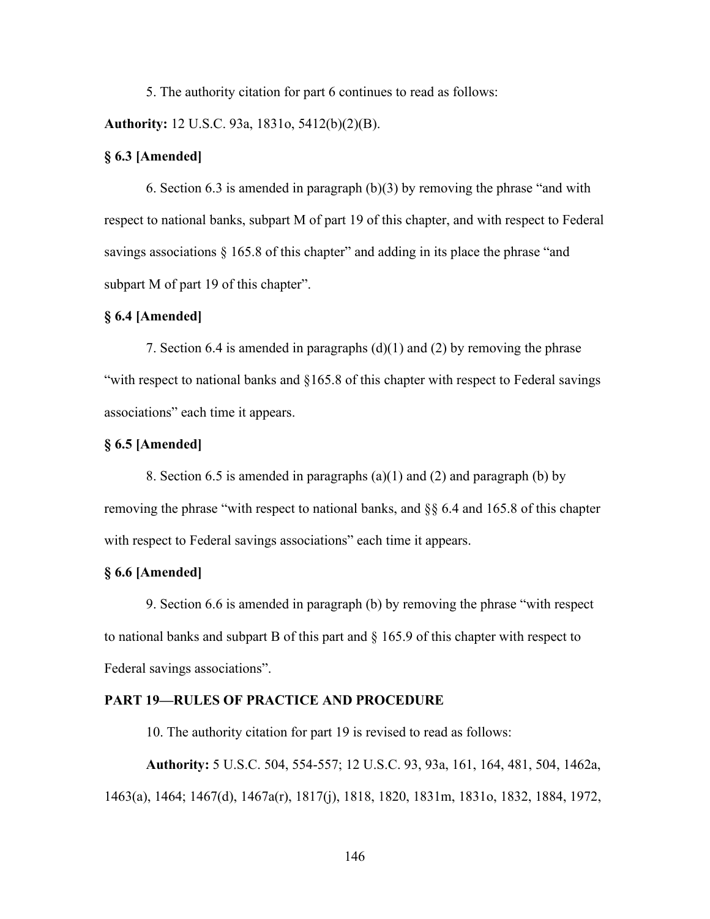5. The authority citation for part 6 continues to read as follows:

**Authority:** 12 U.S.C. 93a, 1831o, 5412(b)(2)(B).

**§ 6.3 [Amended]**

6. Section 6.3 is amended in paragraph (b)(3) by removing the phrase "and with respect to national banks, subpart M of part 19 of this chapter, and with respect to Federal savings associations § 165.8 of this chapter" and adding in its place the phrase "and subpart M of part 19 of this chapter".

**§ 6.4 [Amended]**

7. Section 6.4 is amended in paragraphs (d)(1) and (2) by removing the phrase "with respect to national banks and §165.8 of this chapter with respect to Federal savings associations" each time it appears.

**§ 6.5 [Amended]**

8. Section 6.5 is amended in paragraphs (a)(1) and (2) and paragraph (b) by removing the phrase "with respect to national banks, and §§ 6.4 and 165.8 of this chapter with respect to Federal savings associations" each time it appears.

**§ 6.6 [Amended]**

9. Section 6.6 is amended in paragraph (b) by removing the phrase "with respect to national banks and subpart B of this part and § 165.9 of this chapter with respect to Federal savings associations".

**PART 19—RULES OF PRACTICE AND PROCEDURE**

10. The authority citation for part 19 is revised to read as follows:

**Authority:** 5 U.S.C. 504, 554-557; 12 U.S.C. 93, 93a, 161, 164, 481, 504, 1462a, 1463(a), 1464; 1467(d), 1467a(r), 1817(j), 1818, 1820, 1831m, 1831o, 1832, 1884, 1972,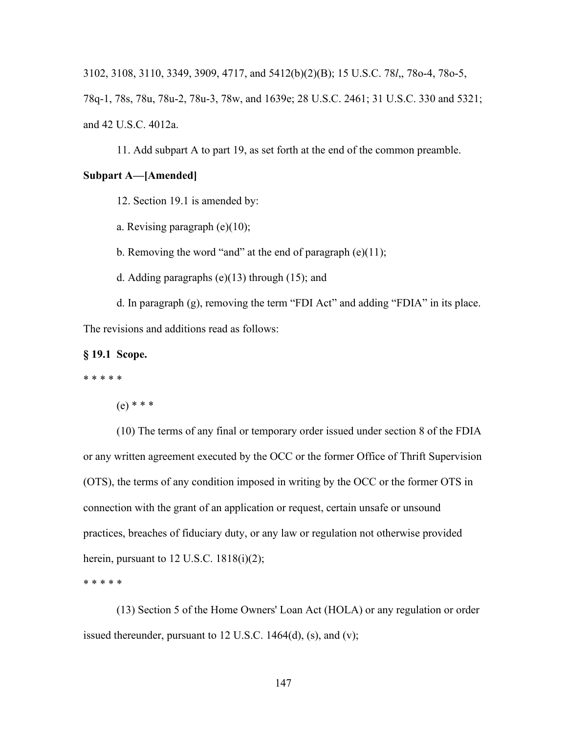3102, 3108, 3110, 3349, 3909, 4717, and 5412(b)(2)(B); 15 U.S.C. 78*l*,, 78o-4, 78o-5, 78q-1, 78s, 78u, 78u-2, 78u-3, 78w, and 1639e; 28 U.S.C. 2461; 31 U.S.C. 330 and 5321; and 42 U.S.C. 4012a.

11. Add subpart A to part 19, as set forth at the end of the common preamble.

**Subpart A—[Amended]**

12. Section 19.1 is amended by:

a. Revising paragraph (e)(10);

b. Removing the word "and" at the end of paragraph (e)(11);

d. Adding paragraphs (e)(13) through (15); and

d. In paragraph (g), removing the term "FDI Act" and adding "FDIA" in its place.

The revisions and additions read as follows:

**§ 19.1 Scope.**

\* \* \* \* \*

(e) \* \* \*

(10) The terms of any final or temporary order issued under section 8 of the FDIA or any written agreement executed by the OCC or the former Office of Thrift Supervision (OTS), the terms of any condition imposed in writing by the OCC or the former OTS in connection with the grant of an application or request, certain unsafe or unsound practices, breaches of fiduciary duty, or any law or regulation not otherwise provided herein, pursuant to 12 U.S.C. 1818(i)(2);

\* \* \* \* \*

(13) Section 5 of the Home Owners' Loan Act (HOLA) or any regulation or order issued thereunder, pursuant to 12 U.S.C. 1464(d), (s), and (v);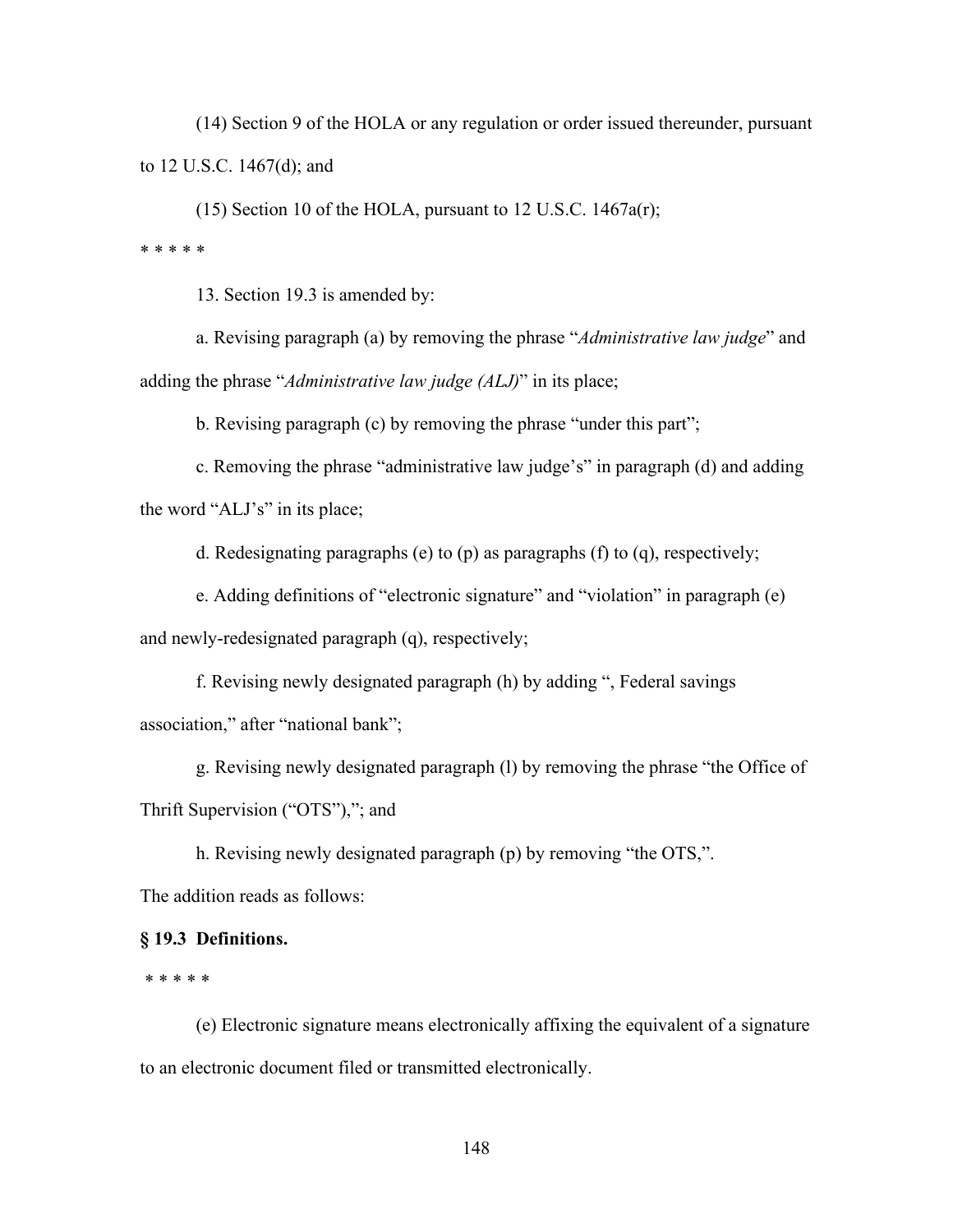(14) Section 9 of the HOLA or any regulation or order issued thereunder, pursuant to 12 U.S.C. 1467(d); and

(15) Section 10 of the HOLA, pursuant to 12 U.S.C. 1467a(r);

\* \* \* \* \*

13. Section 19.3 is amended by:

a. Revising paragraph (a) by removing the phrase "*Administrative law judge*" and adding the phrase "*Administrative law judge (ALJ)*" in its place;

b. Revising paragraph (c) by removing the phrase "under this part";

c. Removing the phrase "administrative law judge's" in paragraph (d) and adding the word "ALJ's" in its place;

d. Redesignating paragraphs (e) to (p) as paragraphs (f) to (q), respectively;

e. Adding definitions of "electronic signature" and "violation" in paragraph (e) and newly-redesignated paragraph (q), respectively;

f. Revising newly designated paragraph (h) by adding ", Federal savings association," after "national bank";

g. Revising newly designated paragraph (l) by removing the phrase "the Office of Thrift Supervision ("OTS"),"; and

h. Revising newly designated paragraph (p) by removing "the OTS,".

The addition reads as follows:

**§ 19.3 Definitions.**

\* \* \* \* \*

(e) Electronic signature means electronically affixing the equivalent of a signature to an electronic document filed or transmitted electronically.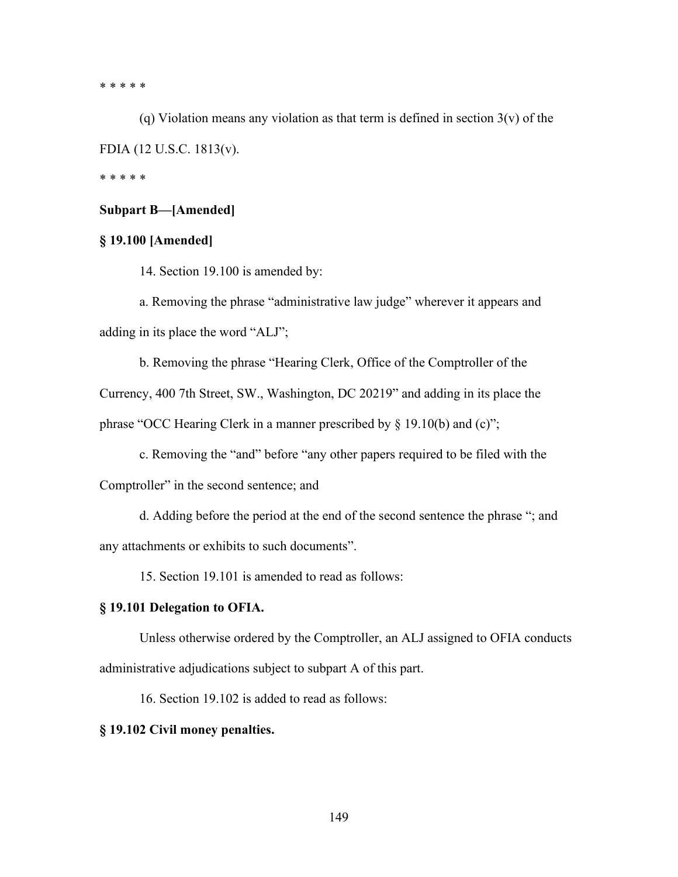* * * * *

(q) Violation means any violation as that term is defined in section 3(v) of the FDIA (12 U.S.C. 1813(v).

* * * * *

**Subpart B—[Amended]**

**§ 19.100 [Amended]**

14. Section 19.100 is amended by:

a. Removing the phrase “administrative law judge” wherever it appears and adding in its place the word “ALJ”;

b. Removing the phrase “Hearing Clerk, Office of the Comptroller of the Currency, 400 7th Street, SW., Washington, DC 20219” and adding in its place the phrase “OCC Hearing Clerk in a manner prescribed by § 19.10(b) and (c)”;

c. Removing the “and” before “any other papers required to be filed with the Comptroller” in the second sentence; and

d. Adding before the period at the end of the second sentence the phrase “; and any attachments or exhibits to such documents”.

15. Section 19.101 is amended to read as follows:

**§ 19.101 Delegation to OFIA.**

Unless otherwise ordered by the Comptroller, an ALJ assigned to OFIA conducts administrative adjudications subject to subpart A of this part.

16. Section 19.102 is added to read as follows:

**§ 19.102 Civil money penalties.**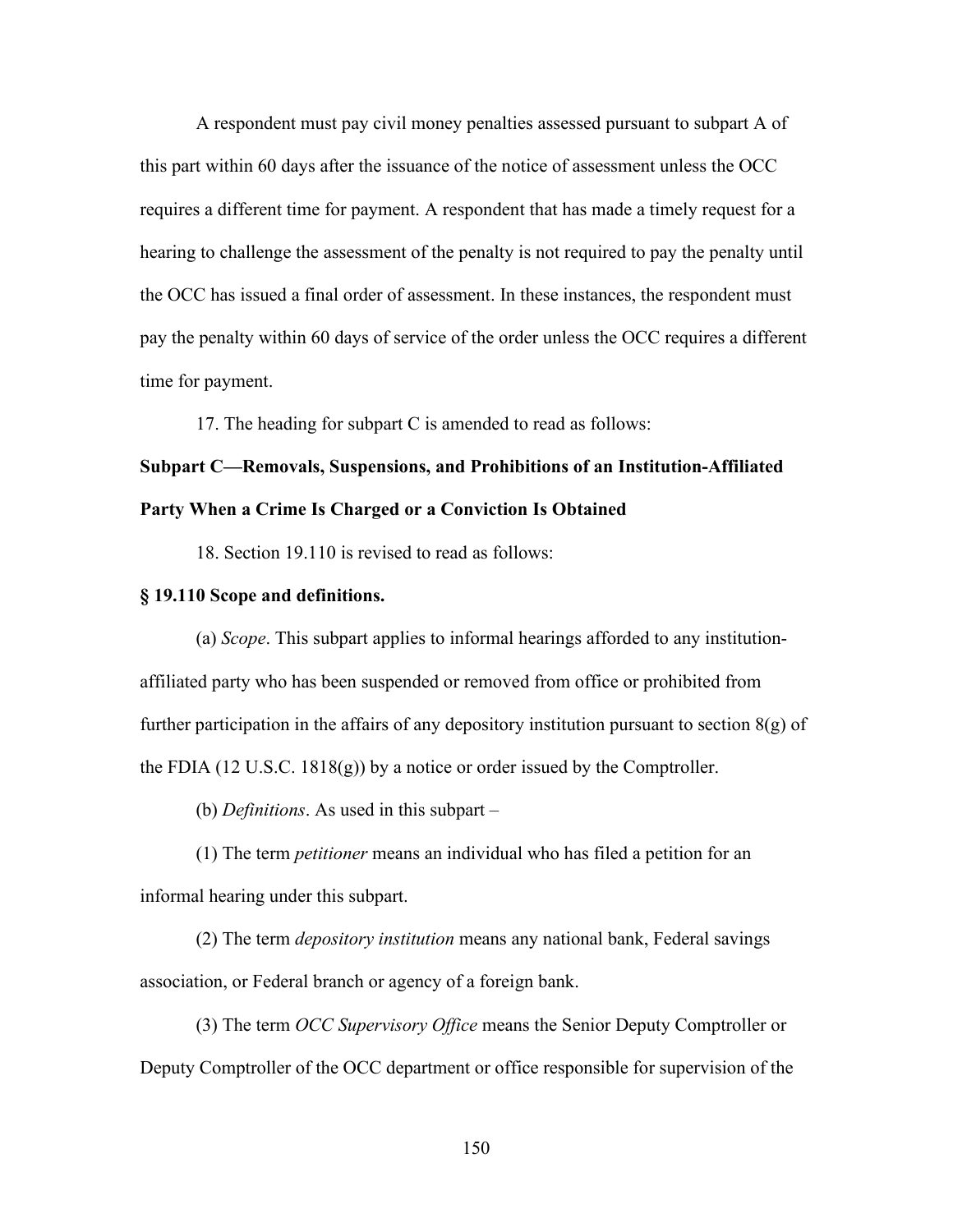A respondent must pay civil money penalties assessed pursuant to subpart A of this part within 60 days after the issuance of the notice of assessment unless the OCC requires a different time for payment. A respondent that has made a timely request for a hearing to challenge the assessment of the penalty is not required to pay the penalty until the OCC has issued a final order of assessment. In these instances, the respondent must pay the penalty within 60 days of service of the order unless the OCC requires a different time for payment.

17. The heading for subpart C is amended to read as follows:

**Subpart C—Removals, Suspensions, and Prohibitions of an Institution-Affiliated Party When a Crime Is Charged or a Conviction Is Obtained**

18. Section 19.110 is revised to read as follows:

**§ 19.110 Scope and definitions.**

(a) *Scope*. This subpart applies to informal hearings afforded to any institution-affiliated party who has been suspended or removed from office or prohibited from further participation in the affairs of any depository institution pursuant to section 8(g) of the FDIA (12 U.S.C. 1818(g)) by a notice or order issued by the Comptroller.

(b) *Definitions*. As used in this subpart –

(1) The term *petitioner* means an individual who has filed a petition for an informal hearing under this subpart.

(2) The term *depository institution* means any national bank, Federal savings association, or Federal branch or agency of a foreign bank.

(3) The term *OCC Supervisory Office* means the Senior Deputy Comptroller or Deputy Comptroller of the OCC department or office responsible for supervision of the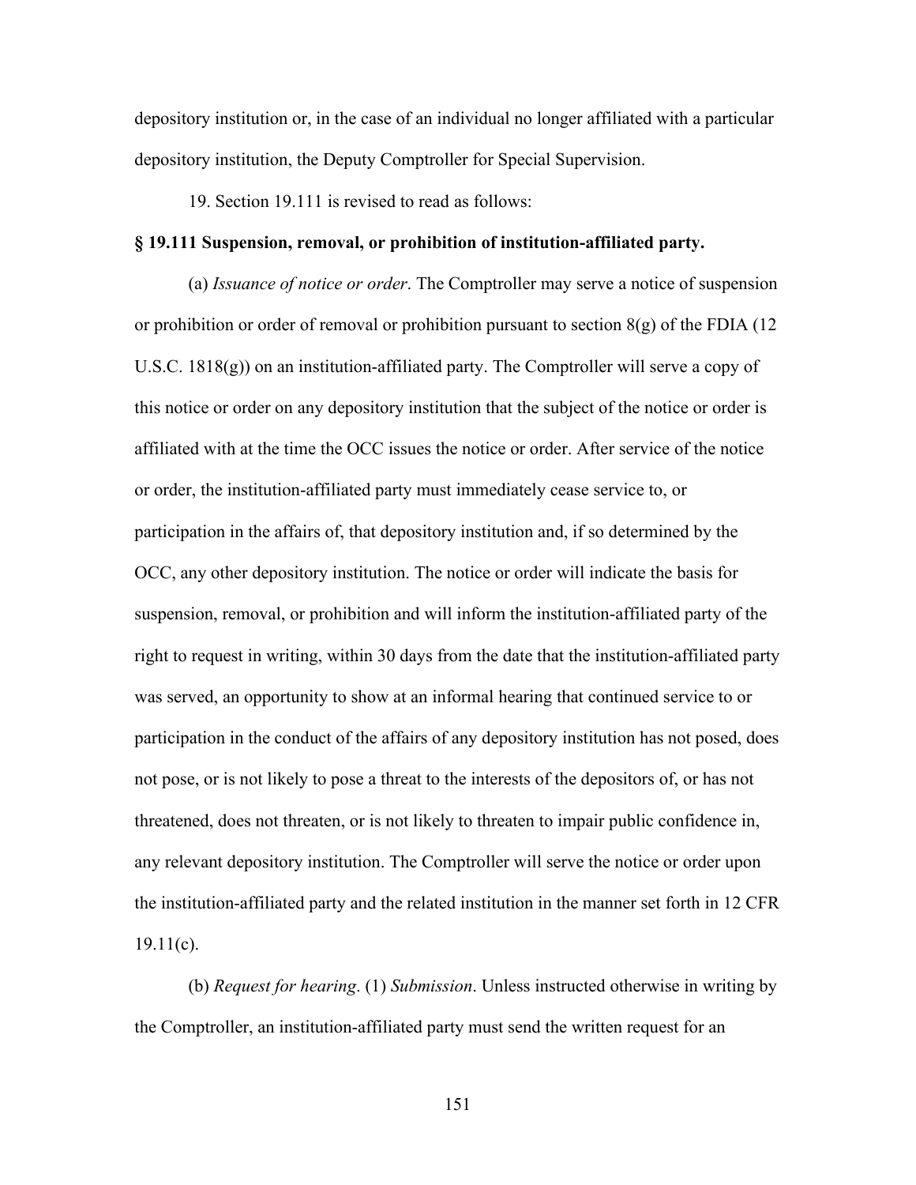depository institution or, in the case of an individual no longer affiliated with a particular depository institution, the Deputy Comptroller for Special Supervision.

19. Section 19.111 is revised to read as follows:

**§ 19.111 Suspension, removal, or prohibition of institution-affiliated party.**

(a) *Issuance of notice or order*. The Comptroller may serve a notice of suspension or prohibition or order of removal or prohibition pursuant to section 8(g) of the FDIA (12 U.S.C. 1818(g)) on an institution-affiliated party. The Comptroller will serve a copy of this notice or order on any depository institution that the subject of the notice or order is affiliated with at the time the OCC issues the notice or order. After service of the notice or order, the institution-affiliated party must immediately cease service to, or participation in the affairs of, that depository institution and, if so determined by the OCC, any other depository institution. The notice or order will indicate the basis for suspension, removal, or prohibition and will inform the institution-affiliated party of the right to request in writing, within 30 days from the date that the institution-affiliated party was served, an opportunity to show at an informal hearing that continued service to or participation in the conduct of the affairs of any depository institution has not posed, does not pose, or is not likely to pose a threat to the interests of the depositors of, or has not threatened, does not threaten, or is not likely to threaten to impair public confidence in, any relevant depository institution. The Comptroller will serve the notice or order upon the institution-affiliated party and the related institution in the manner set forth in 12 CFR 19.11(c).

(b) *Request for hearing*. (1) *Submission*. Unless instructed otherwise in writing by the Comptroller, an institution-affiliated party must send the written request for an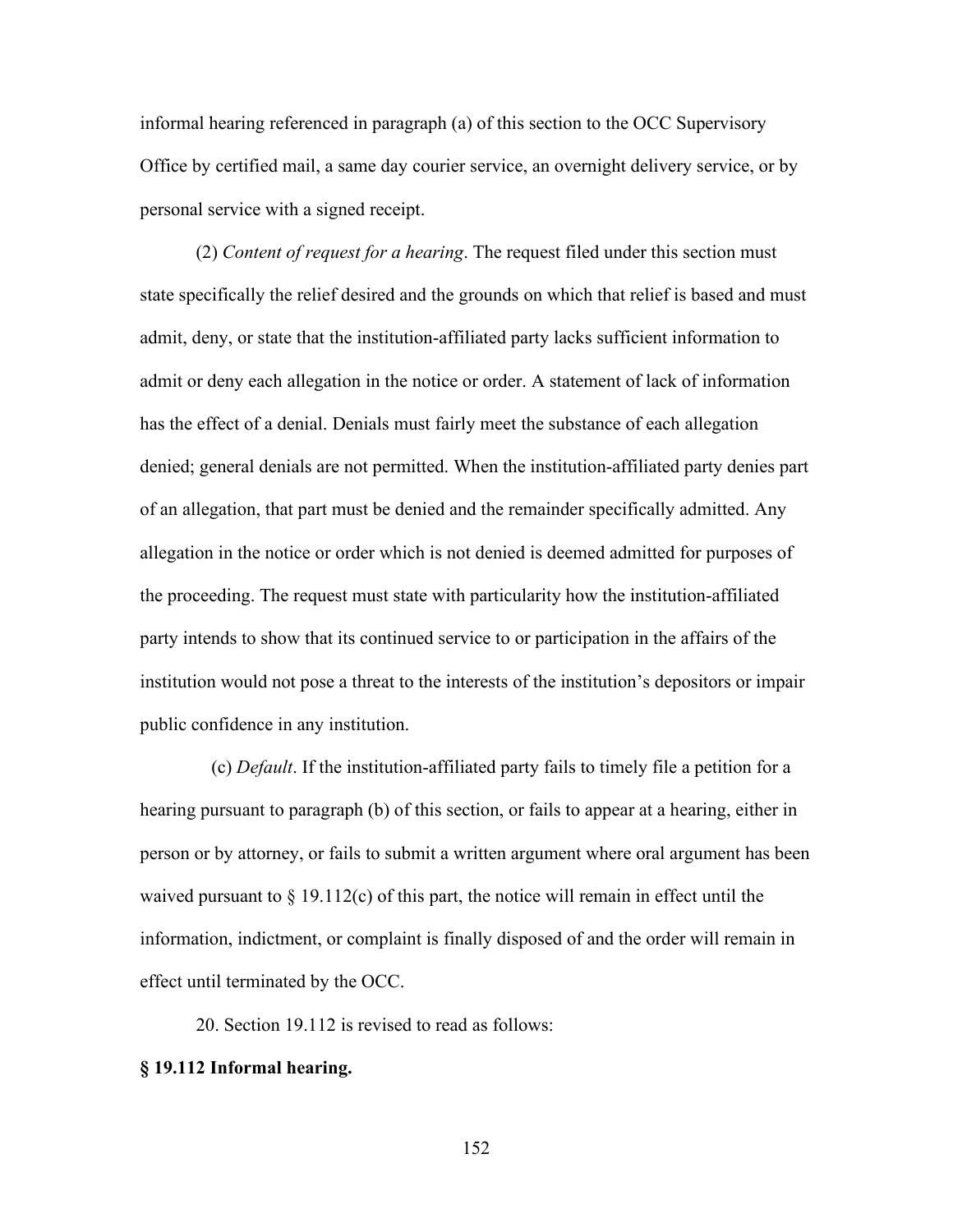informal hearing referenced in paragraph (a) of this section to the OCC Supervisory Office by certified mail, a same day courier service, an overnight delivery service, or by personal service with a signed receipt.

(2) *Content of request for a hearing*. The request filed under this section must state specifically the relief desired and the grounds on which that relief is based and must admit, deny, or state that the institution-affiliated party lacks sufficient information to admit or deny each allegation in the notice or order. A statement of lack of information has the effect of a denial. Denials must fairly meet the substance of each allegation denied; general denials are not permitted. When the institution-affiliated party denies part of an allegation, that part must be denied and the remainder specifically admitted. Any allegation in the notice or order which is not denied is deemed admitted for purposes of the proceeding. The request must state with particularity how the institution-affiliated party intends to show that its continued service to or participation in the affairs of the institution would not pose a threat to the interests of the institution's depositors or impair public confidence in any institution.

(c) *Default*. If the institution-affiliated party fails to timely file a petition for a hearing pursuant to paragraph (b) of this section, or fails to appear at a hearing, either in person or by attorney, or fails to submit a written argument where oral argument has been waived pursuant to § 19.112(c) of this part, the notice will remain in effect until the information, indictment, or complaint is finally disposed of and the order will remain in effect until terminated by the OCC.

20. Section 19.112 is revised to read as follows:

**§ 19.112 Informal hearing.**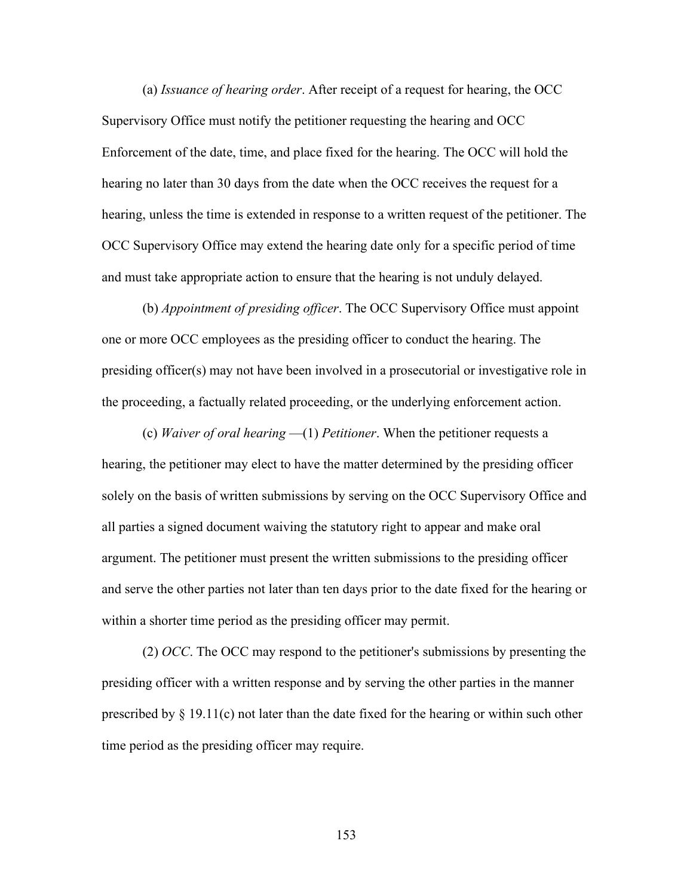(a) *Issuance of hearing order*. After receipt of a request for hearing, the OCC Supervisory Office must notify the petitioner requesting the hearing and OCC Enforcement of the date, time, and place fixed for the hearing. The OCC will hold the hearing no later than 30 days from the date when the OCC receives the request for a hearing, unless the time is extended in response to a written request of the petitioner. The OCC Supervisory Office may extend the hearing date only for a specific period of time and must take appropriate action to ensure that the hearing is not unduly delayed.

(b) *Appointment of presiding officer*. The OCC Supervisory Office must appoint one or more OCC employees as the presiding officer to conduct the hearing. The presiding officer(s) may not have been involved in a prosecutorial or investigative role in the proceeding, a factually related proceeding, or the underlying enforcement action.

(c) *Waiver of oral hearing* —(1) *Petitioner*. When the petitioner requests a hearing, the petitioner may elect to have the matter determined by the presiding officer solely on the basis of written submissions by serving on the OCC Supervisory Office and all parties a signed document waiving the statutory right to appear and make oral argument. The petitioner must present the written submissions to the presiding officer and serve the other parties not later than ten days prior to the date fixed for the hearing or within a shorter time period as the presiding officer may permit.

(2) *OCC*. The OCC may respond to the petitioner's submissions by presenting the presiding officer with a written response and by serving the other parties in the manner prescribed by § 19.11(c) not later than the date fixed for the hearing or within such other time period as the presiding officer may require.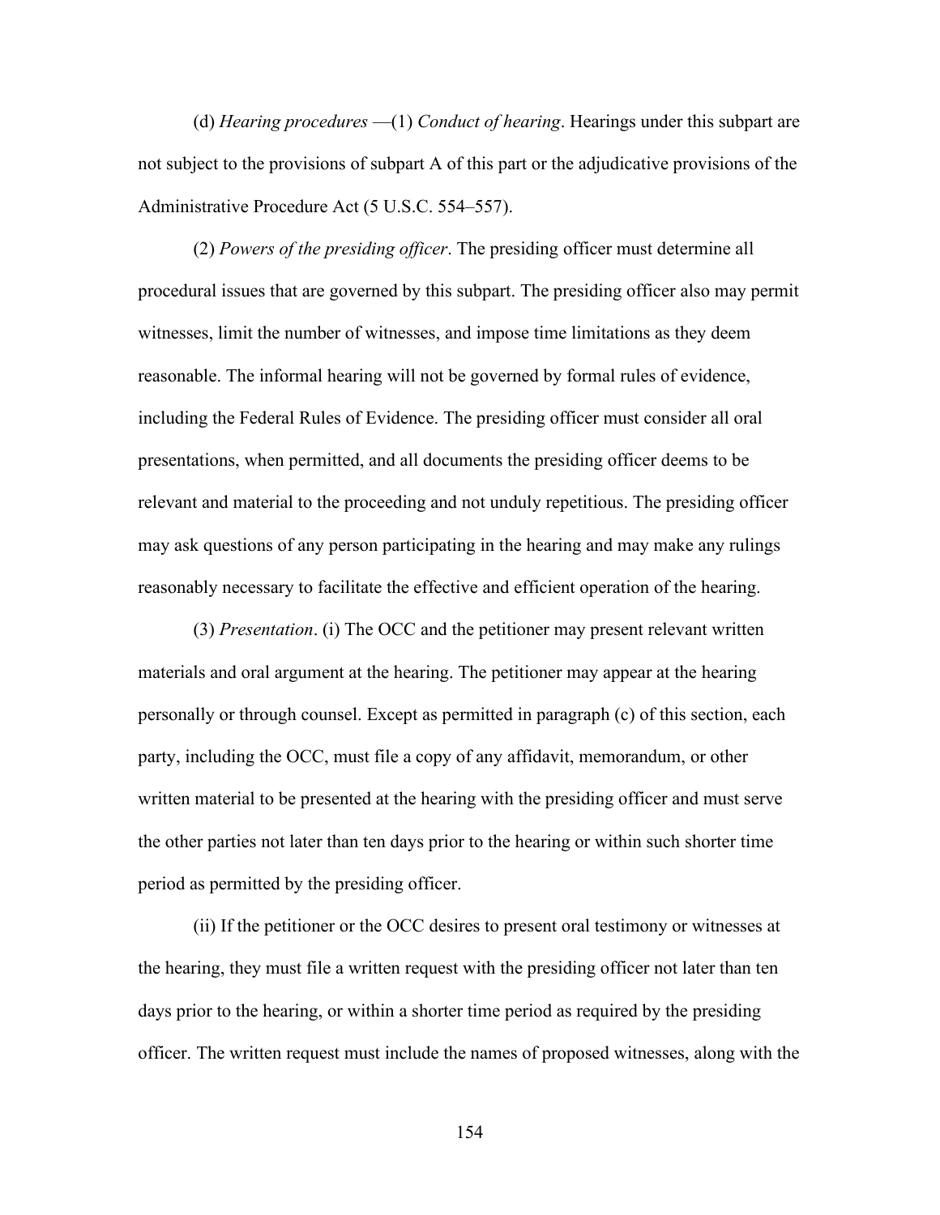(d) *Hearing procedures* —(1) *Conduct of hearing*. Hearings under this subpart are not subject to the provisions of subpart A of this part or the adjudicative provisions of the Administrative Procedure Act (5 U.S.C. 554–557).

(2) *Powers of the presiding officer*. The presiding officer must determine all procedural issues that are governed by this subpart. The presiding officer also may permit witnesses, limit the number of witnesses, and impose time limitations as they deem reasonable. The informal hearing will not be governed by formal rules of evidence, including the Federal Rules of Evidence. The presiding officer must consider all oral presentations, when permitted, and all documents the presiding officer deems to be relevant and material to the proceeding and not unduly repetitious. The presiding officer may ask questions of any person participating in the hearing and may make any rulings reasonably necessary to facilitate the effective and efficient operation of the hearing.

(3) *Presentation*. (i) The OCC and the petitioner may present relevant written materials and oral argument at the hearing. The petitioner may appear at the hearing personally or through counsel. Except as permitted in paragraph (c) of this section, each party, including the OCC, must file a copy of any affidavit, memorandum, or other written material to be presented at the hearing with the presiding officer and must serve the other parties not later than ten days prior to the hearing or within such shorter time period as permitted by the presiding officer.

(ii) If the petitioner or the OCC desires to present oral testimony or witnesses at the hearing, they must file a written request with the presiding officer not later than ten days prior to the hearing, or within a shorter time period as required by the presiding officer. The written request must include the names of proposed witnesses, along with the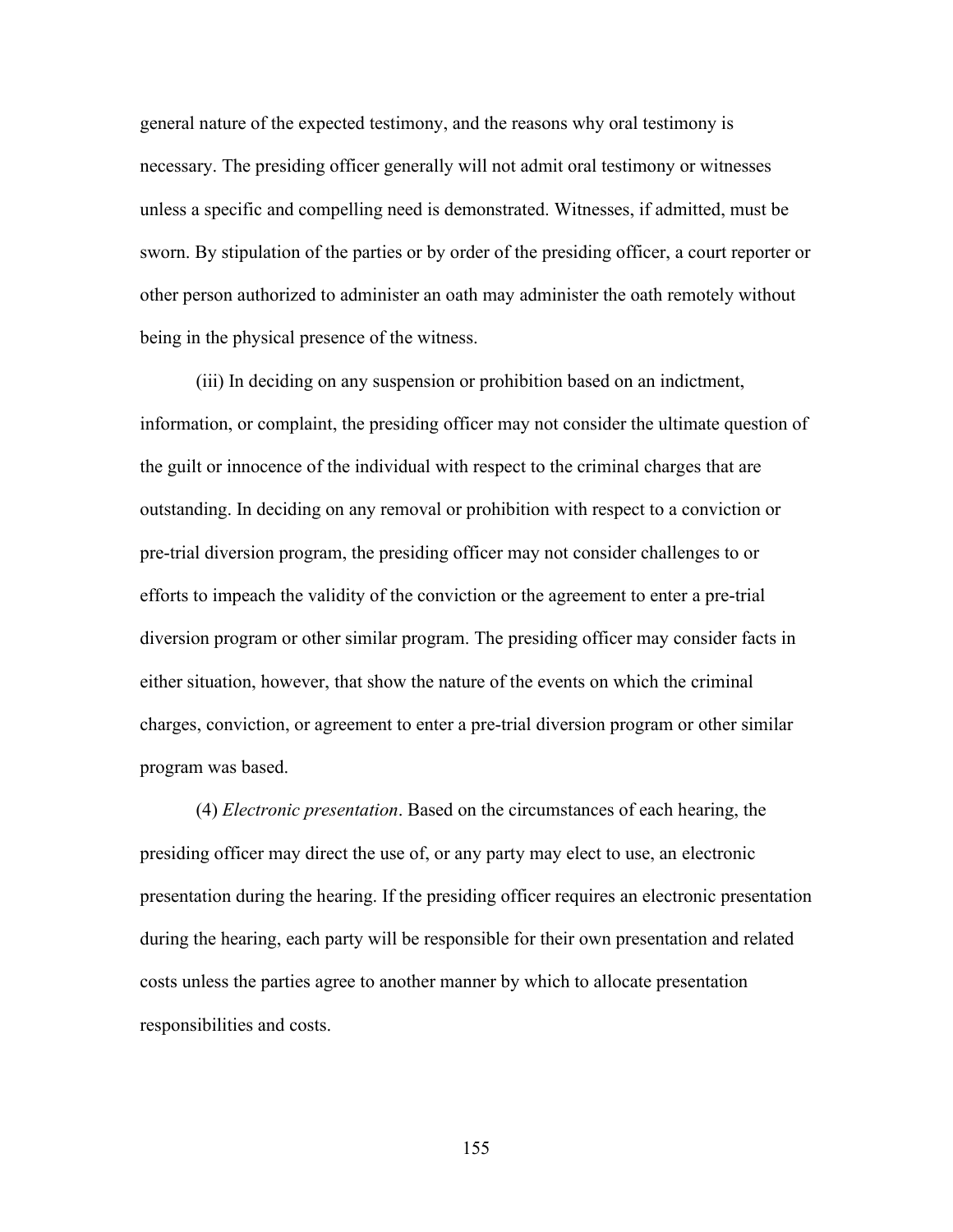general nature of the expected testimony, and the reasons why oral testimony is necessary. The presiding officer generally will not admit oral testimony or witnesses unless a specific and compelling need is demonstrated. Witnesses, if admitted, must be sworn. By stipulation of the parties or by order of the presiding officer, a court reporter or other person authorized to administer an oath may administer the oath remotely without being in the physical presence of the witness.

(iii) In deciding on any suspension or prohibition based on an indictment, information, or complaint, the presiding officer may not consider the ultimate question of the guilt or innocence of the individual with respect to the criminal charges that are outstanding. In deciding on any removal or prohibition with respect to a conviction or pre-trial diversion program, the presiding officer may not consider challenges to or efforts to impeach the validity of the conviction or the agreement to enter a pre-trial diversion program or other similar program. The presiding officer may consider facts in either situation, however, that show the nature of the events on which the criminal charges, conviction, or agreement to enter a pre-trial diversion program or other similar program was based.

(4) *Electronic presentation*. Based on the circumstances of each hearing, the presiding officer may direct the use of, or any party may elect to use, an electronic presentation during the hearing. If the presiding officer requires an electronic presentation during the hearing, each party will be responsible for their own presentation and related costs unless the parties agree to another manner by which to allocate presentation responsibilities and costs.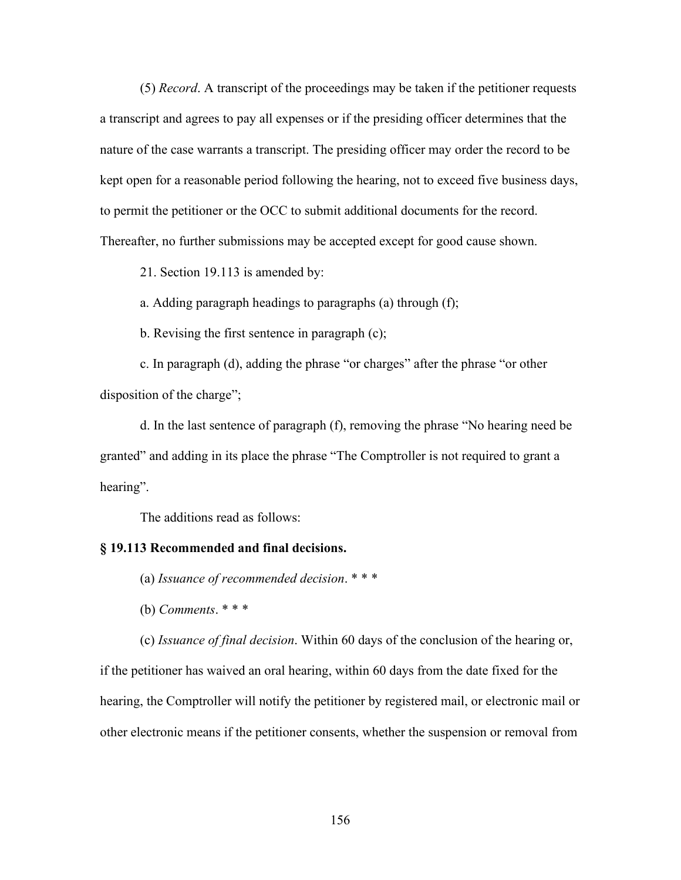(5) *Record*. A transcript of the proceedings may be taken if the petitioner requests a transcript and agrees to pay all expenses or if the presiding officer determines that the nature of the case warrants a transcript. The presiding officer may order the record to be kept open for a reasonable period following the hearing, not to exceed five business days, to permit the petitioner or the OCC to submit additional documents for the record. Thereafter, no further submissions may be accepted except for good cause shown.

21. Section 19.113 is amended by:

a. Adding paragraph headings to paragraphs (a) through (f);

b. Revising the first sentence in paragraph (c);

c. In paragraph (d), adding the phrase "or charges" after the phrase "or other disposition of the charge";

d. In the last sentence of paragraph (f), removing the phrase "No hearing need be granted" and adding in its place the phrase "The Comptroller is not required to grant a hearing".

The additions read as follows:

**§ 19.113 Recommended and final decisions.**

(a) *Issuance of recommended decision*. * * *

(b) *Comments*. * * *

(c) *Issuance of final decision*. Within 60 days of the conclusion of the hearing or, if the petitioner has waived an oral hearing, within 60 days from the date fixed for the hearing, the Comptroller will notify the petitioner by registered mail, or electronic mail or other electronic means if the petitioner consents, whether the suspension or removal from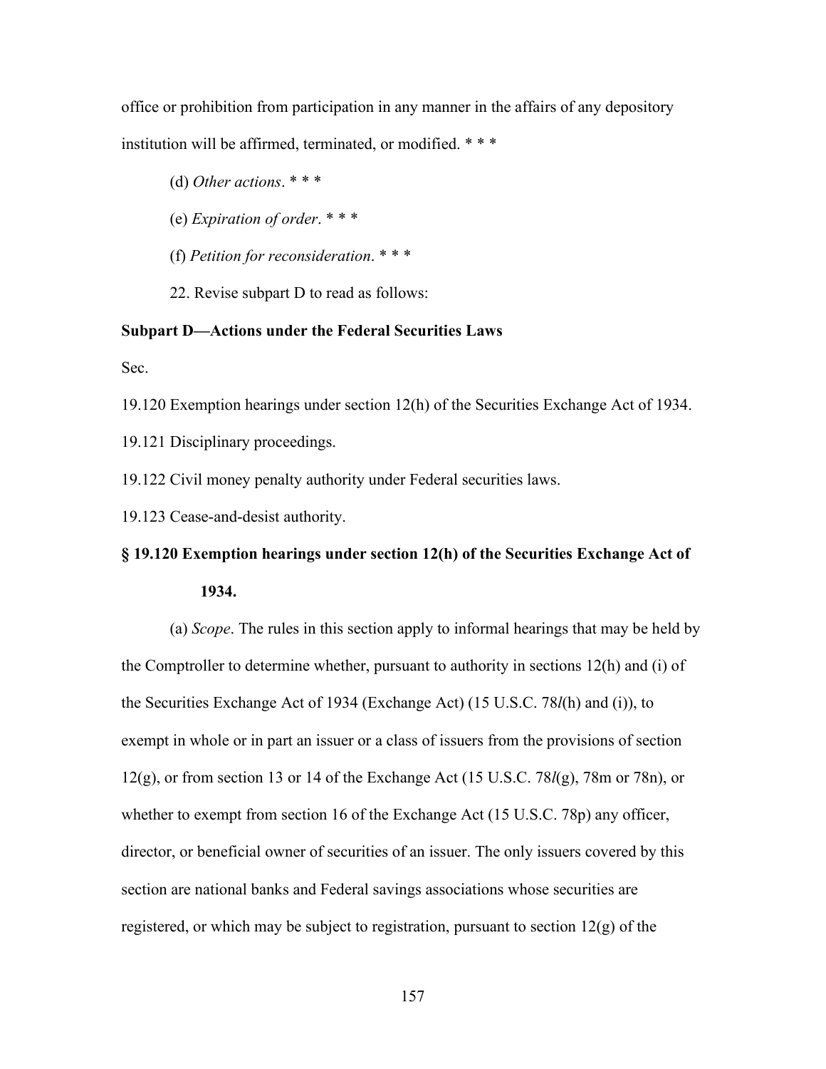office or prohibition from participation in any manner in the affairs of any depository institution will be affirmed, terminated, or modified. * * *

(d) *Other actions*. * * *

(e) *Expiration of order*. * * *

(f) *Petition for reconsideration*. * * *

22. Revise subpart D to read as follows:

**Subpart D—Actions under the Federal Securities Laws**

Sec.

19.120 Exemption hearings under section 12(h) of the Securities Exchange Act of 1934.

19.121 Disciplinary proceedings.

19.122 Civil money penalty authority under Federal securities laws.

19.123 Cease-and-desist authority.

**§ 19.120 Exemption hearings under section 12(h) of the Securities Exchange Act of 1934.**

(a) *Scope*. The rules in this section apply to informal hearings that may be held by the Comptroller to determine whether, pursuant to authority in sections 12(h) and (i) of the Securities Exchange Act of 1934 (Exchange Act) (15 U.S.C. 78*l*(h) and (i)), to exempt in whole or in part an issuer or a class of issuers from the provisions of section 12(g), or from section 13 or 14 of the Exchange Act (15 U.S.C. 78*l*(g), 78m or 78n), or whether to exempt from section 16 of the Exchange Act (15 U.S.C. 78p) any officer, director, or beneficial owner of securities of an issuer. The only issuers covered by this section are national banks and Federal savings associations whose securities are registered, or which may be subject to registration, pursuant to section 12(g) of the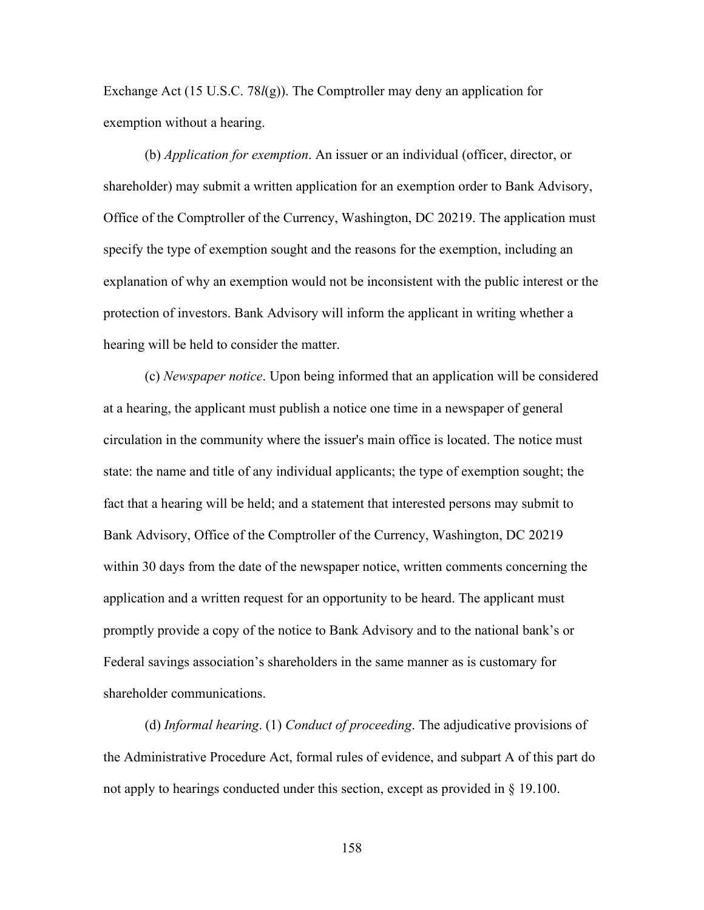Exchange Act (15 U.S.C. 78*l*(g)). The Comptroller may deny an application for exemption without a hearing.

(b) *Application for exemption*. An issuer or an individual (officer, director, or shareholder) may submit a written application for an exemption order to Bank Advisory, Office of the Comptroller of the Currency, Washington, DC 20219. The application must specify the type of exemption sought and the reasons for the exemption, including an explanation of why an exemption would not be inconsistent with the public interest or the protection of investors. Bank Advisory will inform the applicant in writing whether a hearing will be held to consider the matter.

(c) *Newspaper notice*. Upon being informed that an application will be considered at a hearing, the applicant must publish a notice one time in a newspaper of general circulation in the community where the issuer's main office is located. The notice must state: the name and title of any individual applicants; the type of exemption sought; the fact that a hearing will be held; and a statement that interested persons may submit to Bank Advisory, Office of the Comptroller of the Currency, Washington, DC 20219 within 30 days from the date of the newspaper notice, written comments concerning the application and a written request for an opportunity to be heard. The applicant must promptly provide a copy of the notice to Bank Advisory and to the national bank's or Federal savings association's shareholders in the same manner as is customary for shareholder communications.

(d) *Informal hearing*. (1) *Conduct of proceeding*. The adjudicative provisions of the Administrative Procedure Act, formal rules of evidence, and subpart A of this part do not apply to hearings conducted under this section, except as provided in § 19.100.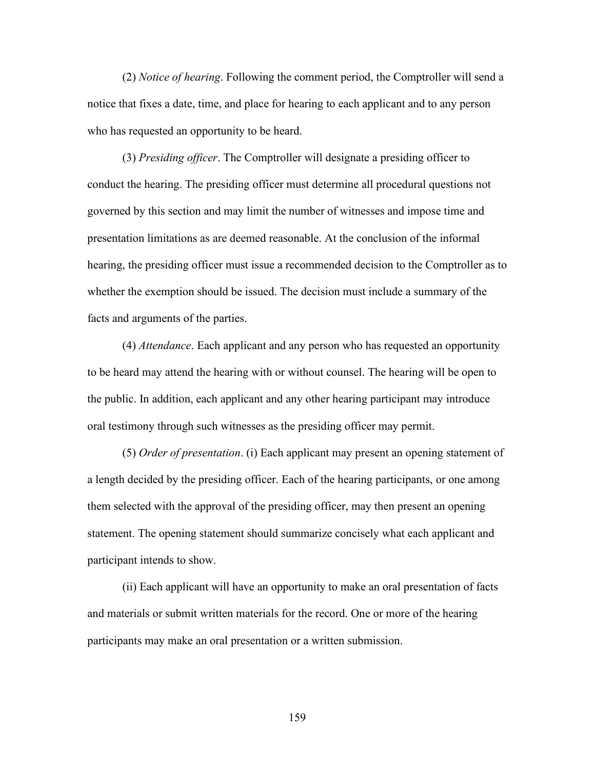(2) *Notice of hearing*. Following the comment period, the Comptroller will send a notice that fixes a date, time, and place for hearing to each applicant and to any person who has requested an opportunity to be heard.

(3) *Presiding officer*. The Comptroller will designate a presiding officer to conduct the hearing. The presiding officer must determine all procedural questions not governed by this section and may limit the number of witnesses and impose time and presentation limitations as are deemed reasonable. At the conclusion of the informal hearing, the presiding officer must issue a recommended decision to the Comptroller as to whether the exemption should be issued. The decision must include a summary of the facts and arguments of the parties.

(4) *Attendance*. Each applicant and any person who has requested an opportunity to be heard may attend the hearing with or without counsel. The hearing will be open to the public. In addition, each applicant and any other hearing participant may introduce oral testimony through such witnesses as the presiding officer may permit.

(5) *Order of presentation*. (i) Each applicant may present an opening statement of a length decided by the presiding officer. Each of the hearing participants, or one among them selected with the approval of the presiding officer, may then present an opening statement. The opening statement should summarize concisely what each applicant and participant intends to show.

(ii) Each applicant will have an opportunity to make an oral presentation of facts and materials or submit written materials for the record. One or more of the hearing participants may make an oral presentation or a written submission.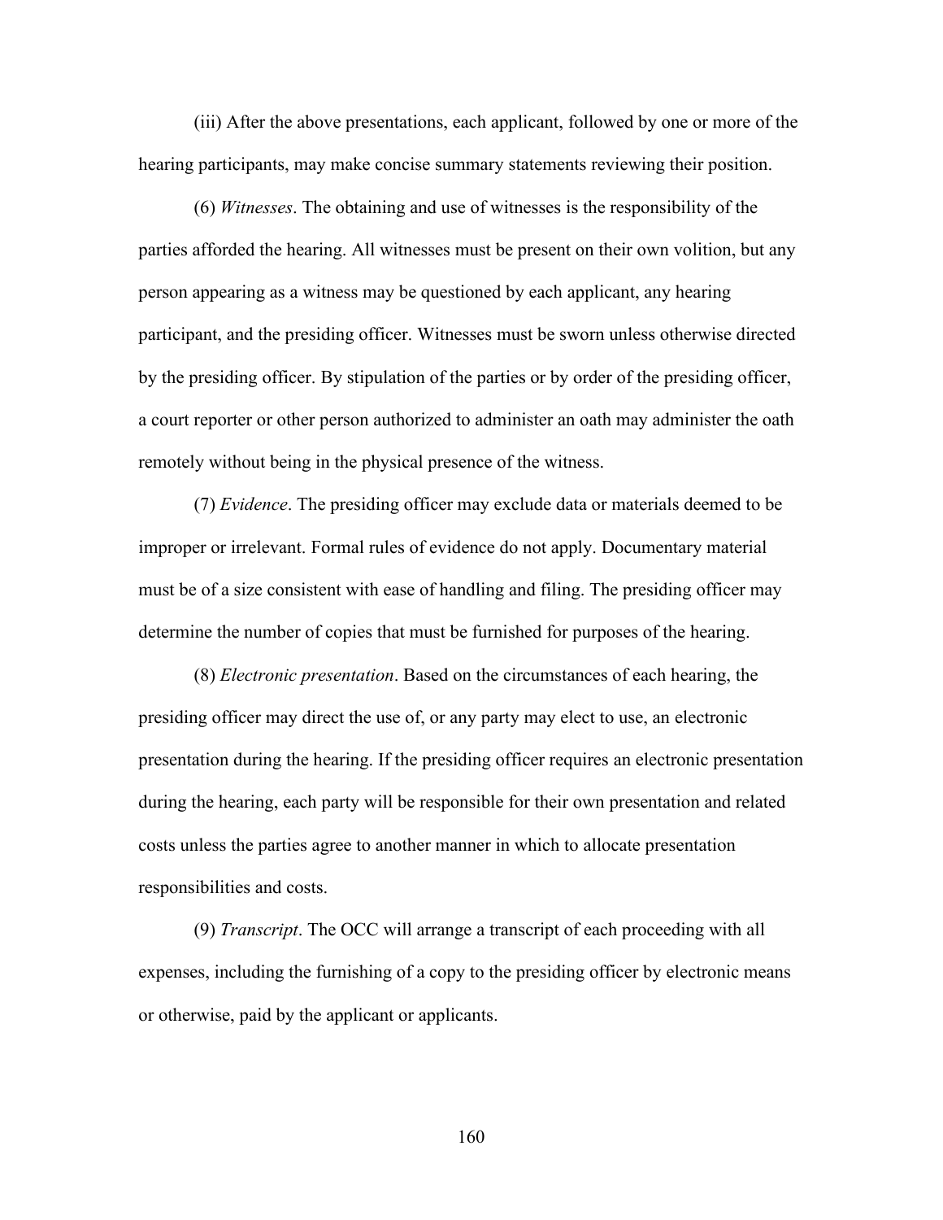(iii) After the above presentations, each applicant, followed by one or more of the hearing participants, may make concise summary statements reviewing their position.

(6) *Witnesses*. The obtaining and use of witnesses is the responsibility of the parties afforded the hearing. All witnesses must be present on their own volition, but any person appearing as a witness may be questioned by each applicant, any hearing participant, and the presiding officer. Witnesses must be sworn unless otherwise directed by the presiding officer. By stipulation of the parties or by order of the presiding officer, a court reporter or other person authorized to administer an oath may administer the oath remotely without being in the physical presence of the witness.

(7) *Evidence*. The presiding officer may exclude data or materials deemed to be improper or irrelevant. Formal rules of evidence do not apply. Documentary material must be of a size consistent with ease of handling and filing. The presiding officer may determine the number of copies that must be furnished for purposes of the hearing.

(8) *Electronic presentation*. Based on the circumstances of each hearing, the presiding officer may direct the use of, or any party may elect to use, an electronic presentation during the hearing. If the presiding officer requires an electronic presentation during the hearing, each party will be responsible for their own presentation and related costs unless the parties agree to another manner in which to allocate presentation responsibilities and costs.

(9) *Transcript*. The OCC will arrange a transcript of each proceeding with all expenses, including the furnishing of a copy to the presiding officer by electronic means or otherwise, paid by the applicant or applicants.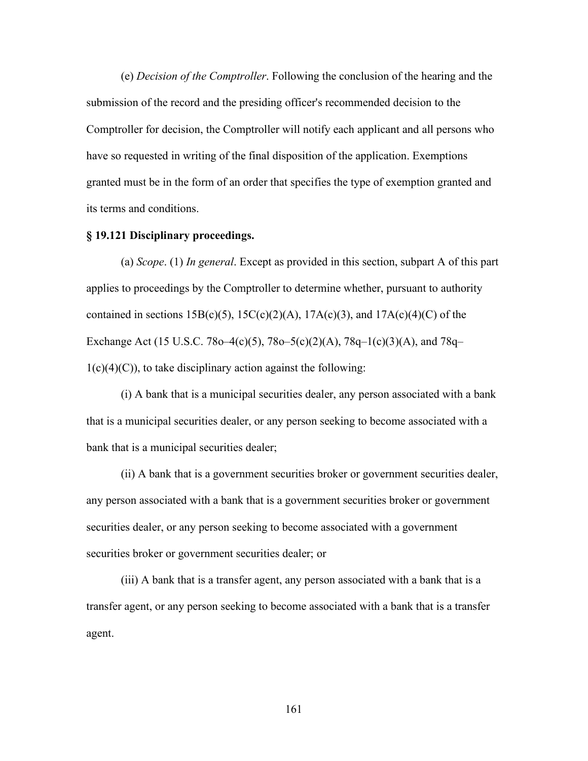(e) *Decision of the Comptroller*. Following the conclusion of the hearing and the submission of the record and the presiding officer's recommended decision to the Comptroller for decision, the Comptroller will notify each applicant and all persons who have so requested in writing of the final disposition of the application. Exemptions granted must be in the form of an order that specifies the type of exemption granted and its terms and conditions.

**§ 19.121 Disciplinary proceedings.**

(a) *Scope*. (1) *In general*. Except as provided in this section, subpart A of this part applies to proceedings by the Comptroller to determine whether, pursuant to authority contained in sections 15B(c)(5), 15C(c)(2)(A), 17A(c)(3), and 17A(c)(4)(C) of the Exchange Act (15 U.S.C. 78o–4(c)(5), 78o–5(c)(2)(A), 78q–1(c)(3)(A), and 78q–1(c)(4)(C)), to take disciplinary action against the following:

(i) A bank that is a municipal securities dealer, any person associated with a bank that is a municipal securities dealer, or any person seeking to become associated with a bank that is a municipal securities dealer;

(ii) A bank that is a government securities broker or government securities dealer, any person associated with a bank that is a government securities broker or government securities dealer, or any person seeking to become associated with a government securities broker or government securities dealer; or

(iii) A bank that is a transfer agent, any person associated with a bank that is a transfer agent, or any person seeking to become associated with a bank that is a transfer agent.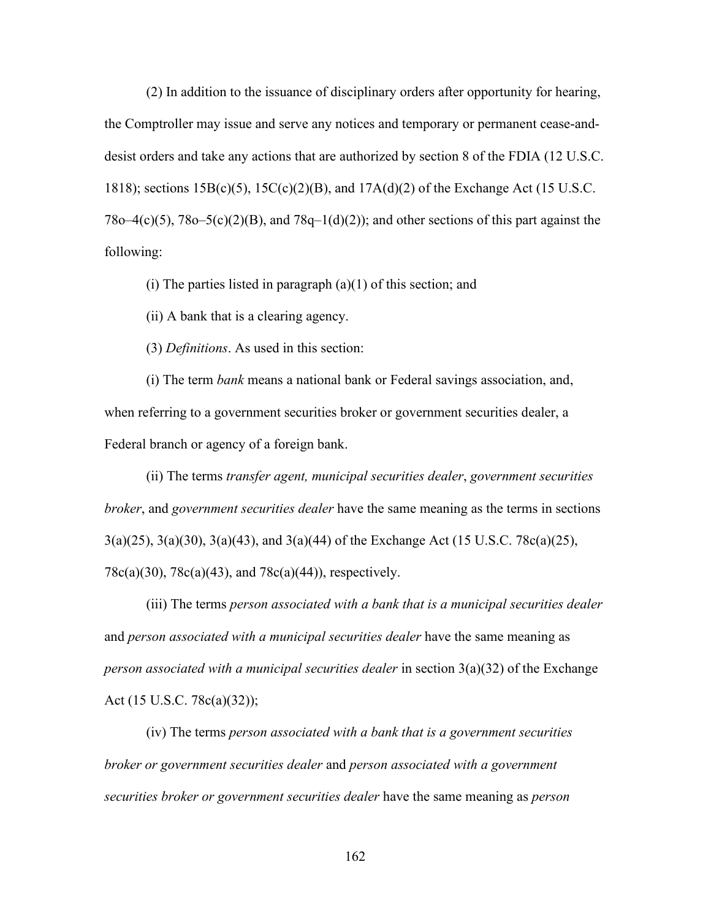(2) In addition to the issuance of disciplinary orders after opportunity for hearing, the Comptroller may issue and serve any notices and temporary or permanent cease-and-desist orders and take any actions that are authorized by section 8 of the FDIA (12 U.S.C. 1818); sections 15B(c)(5), 15C(c)(2)(B), and 17A(d)(2) of the Exchange Act (15 U.S.C. 78o–4(c)(5), 78o–5(c)(2)(B), and 78q–1(d)(2)); and other sections of this part against the following:

(i) The parties listed in paragraph (a)(1) of this section; and

(ii) A bank that is a clearing agency.

(3) *Definitions*. As used in this section:

(i) The term *bank* means a national bank or Federal savings association, and, when referring to a government securities broker or government securities dealer, a Federal branch or agency of a foreign bank.

(ii) The terms *transfer agent, municipal securities dealer*, *government securities broker*, and *government securities dealer* have the same meaning as the terms in sections 3(a)(25), 3(a)(30), 3(a)(43), and 3(a)(44) of the Exchange Act (15 U.S.C. 78c(a)(25), 78c(a)(30), 78c(a)(43), and 78c(a)(44)), respectively.

(iii) The terms *person associated with a bank that is a municipal securities dealer* and *person associated with a municipal securities dealer* have the same meaning as *person associated with a municipal securities dealer* in section 3(a)(32) of the Exchange Act (15 U.S.C. 78c(a)(32));

(iv) The terms *person associated with a bank that is a government securities broker or government securities dealer* and *person associated with a government securities broker or government securities dealer* have the same meaning as *person*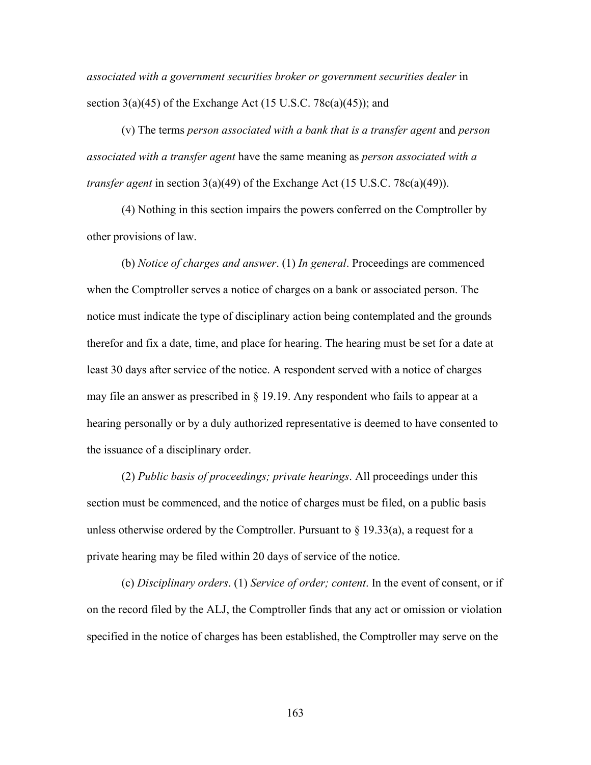*associated with a government securities broker or government securities dealer* in section 3(a)(45) of the Exchange Act (15 U.S.C. 78c(a)(45)); and

(v) The terms *person associated with a bank that is a transfer agent* and *person associated with a transfer agent* have the same meaning as *person associated with a transfer agent* in section 3(a)(49) of the Exchange Act (15 U.S.C. 78c(a)(49)).

(4) Nothing in this section impairs the powers conferred on the Comptroller by other provisions of law.

(b) *Notice of charges and answer*. (1) *In general*. Proceedings are commenced when the Comptroller serves a notice of charges on a bank or associated person. The notice must indicate the type of disciplinary action being contemplated and the grounds therefor and fix a date, time, and place for hearing. The hearing must be set for a date at least 30 days after service of the notice. A respondent served with a notice of charges may file an answer as prescribed in § 19.19. Any respondent who fails to appear at a hearing personally or by a duly authorized representative is deemed to have consented to the issuance of a disciplinary order.

(2) *Public basis of proceedings; private hearings*. All proceedings under this section must be commenced, and the notice of charges must be filed, on a public basis unless otherwise ordered by the Comptroller. Pursuant to § 19.33(a), a request for a private hearing may be filed within 20 days of service of the notice.

(c) *Disciplinary orders*. (1) *Service of order; content*. In the event of consent, or if on the record filed by the ALJ, the Comptroller finds that any act or omission or violation specified in the notice of charges has been established, the Comptroller may serve on the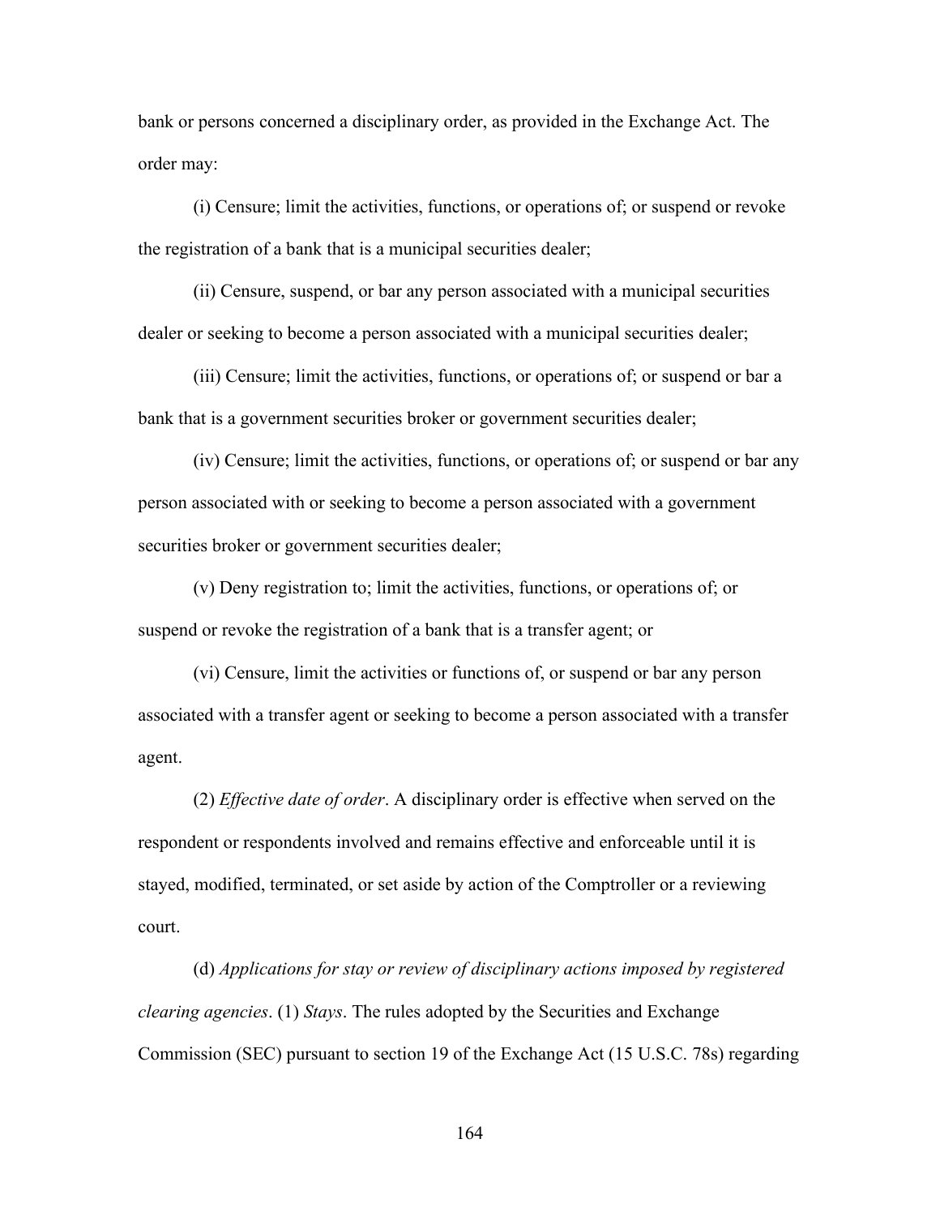bank or persons concerned a disciplinary order, as provided in the Exchange Act. The order may:

(i) Censure; limit the activities, functions, or operations of; or suspend or revoke the registration of a bank that is a municipal securities dealer;

(ii) Censure, suspend, or bar any person associated with a municipal securities dealer or seeking to become a person associated with a municipal securities dealer;

(iii) Censure; limit the activities, functions, or operations of; or suspend or bar a bank that is a government securities broker or government securities dealer;

(iv) Censure; limit the activities, functions, or operations of; or suspend or bar any person associated with or seeking to become a person associated with a government securities broker or government securities dealer;

(v) Deny registration to; limit the activities, functions, or operations of; or suspend or revoke the registration of a bank that is a transfer agent; or

(vi) Censure, limit the activities or functions of, or suspend or bar any person associated with a transfer agent or seeking to become a person associated with a transfer agent.

(2) *Effective date of order*. A disciplinary order is effective when served on the respondent or respondents involved and remains effective and enforceable until it is stayed, modified, terminated, or set aside by action of the Comptroller or a reviewing court.

(d) *Applications for stay or review of disciplinary actions imposed by registered clearing agencies*. (1) *Stays*. The rules adopted by the Securities and Exchange Commission (SEC) pursuant to section 19 of the Exchange Act (15 U.S.C. 78s) regarding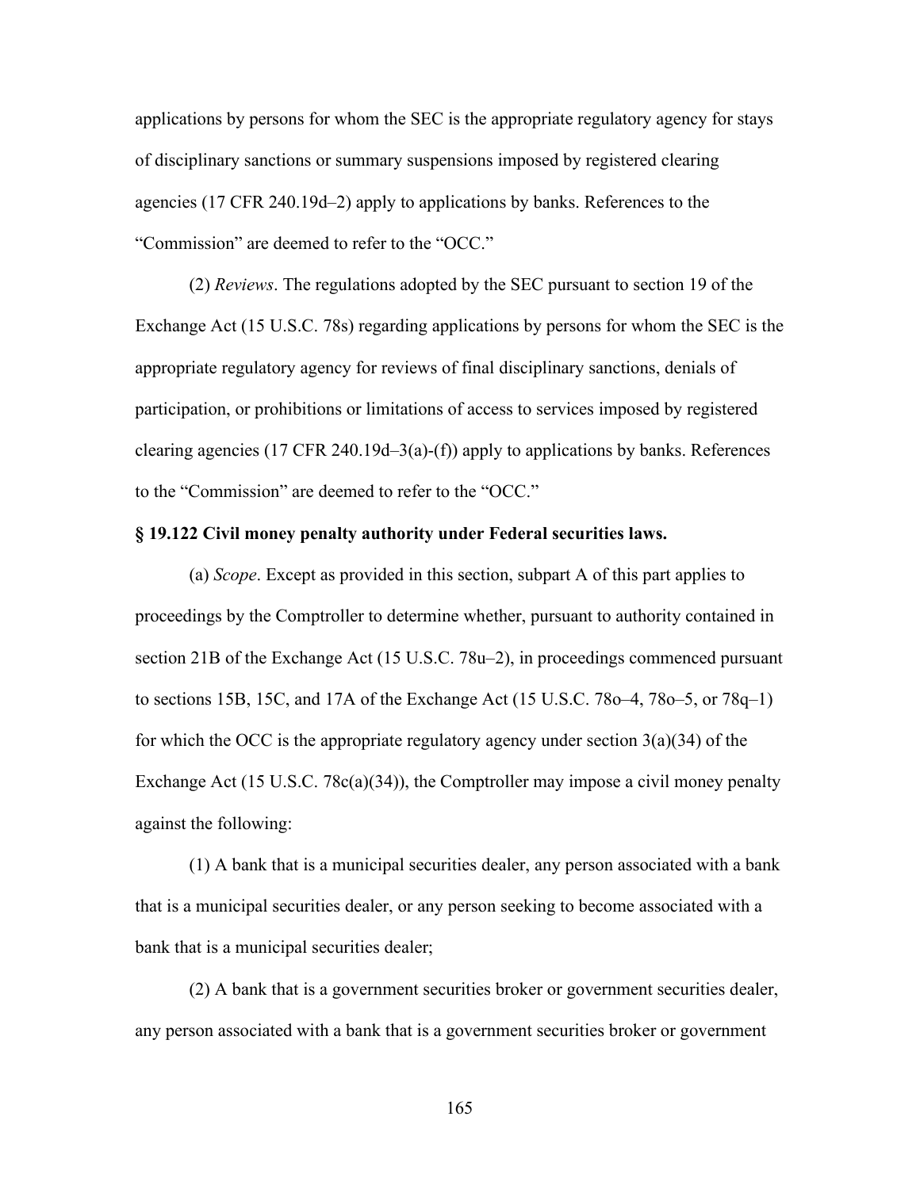applications by persons for whom the SEC is the appropriate regulatory agency for stays of disciplinary sanctions or summary suspensions imposed by registered clearing agencies (17 CFR 240.19d–2) apply to applications by banks. References to the "Commission" are deemed to refer to the "OCC."

(2) *Reviews*. The regulations adopted by the SEC pursuant to section 19 of the Exchange Act (15 U.S.C. 78s) regarding applications by persons for whom the SEC is the appropriate regulatory agency for reviews of final disciplinary sanctions, denials of participation, or prohibitions or limitations of access to services imposed by registered clearing agencies (17 CFR 240.19d–3(a)-(f)) apply to applications by banks. References to the "Commission" are deemed to refer to the "OCC."

**§ 19.122 Civil money penalty authority under Federal securities laws.**

(a) *Scope*. Except as provided in this section, subpart A of this part applies to proceedings by the Comptroller to determine whether, pursuant to authority contained in section 21B of the Exchange Act (15 U.S.C. 78u–2), in proceedings commenced pursuant to sections 15B, 15C, and 17A of the Exchange Act (15 U.S.C. 78o–4, 78o–5, or 78q–1) for which the OCC is the appropriate regulatory agency under section 3(a)(34) of the Exchange Act (15 U.S.C. 78c(a)(34)), the Comptroller may impose a civil money penalty against the following:

(1) A bank that is a municipal securities dealer, any person associated with a bank that is a municipal securities dealer, or any person seeking to become associated with a bank that is a municipal securities dealer;

(2) A bank that is a government securities broker or government securities dealer, any person associated with a bank that is a government securities broker or government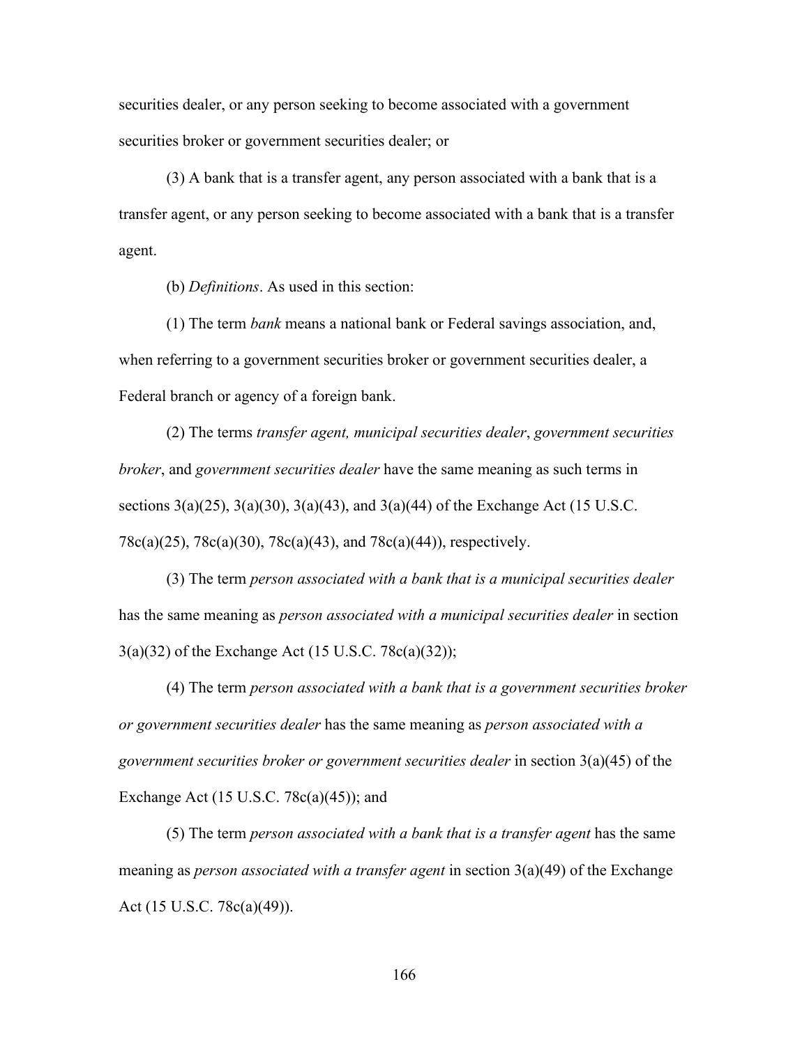securities dealer, or any person seeking to become associated with a government securities broker or government securities dealer; or

(3) A bank that is a transfer agent, any person associated with a bank that is a transfer agent, or any person seeking to become associated with a bank that is a transfer agent.

(b) *Definitions*. As used in this section:

(1) The term *bank* means a national bank or Federal savings association, and, when referring to a government securities broker or government securities dealer, a Federal branch or agency of a foreign bank.

(2) The terms *transfer agent, municipal securities dealer*, *government securities broker*, and *government securities dealer* have the same meaning as such terms in sections 3(a)(25), 3(a)(30), 3(a)(43), and 3(a)(44) of the Exchange Act (15 U.S.C. 78c(a)(25), 78c(a)(30), 78c(a)(43), and 78c(a)(44)), respectively.

(3) The term *person associated with a bank that is a municipal securities dealer* has the same meaning as *person associated with a municipal securities dealer* in section 3(a)(32) of the Exchange Act (15 U.S.C. 78c(a)(32));

(4) The term *person associated with a bank that is a government securities broker or government securities dealer* has the same meaning as *person associated with a government securities broker or government securities dealer* in section 3(a)(45) of the Exchange Act (15 U.S.C. 78c(a)(45)); and

(5) The term *person associated with a bank that is a transfer agent* has the same meaning as *person associated with a transfer agent* in section 3(a)(49) of the Exchange Act (15 U.S.C. 78c(a)(49)).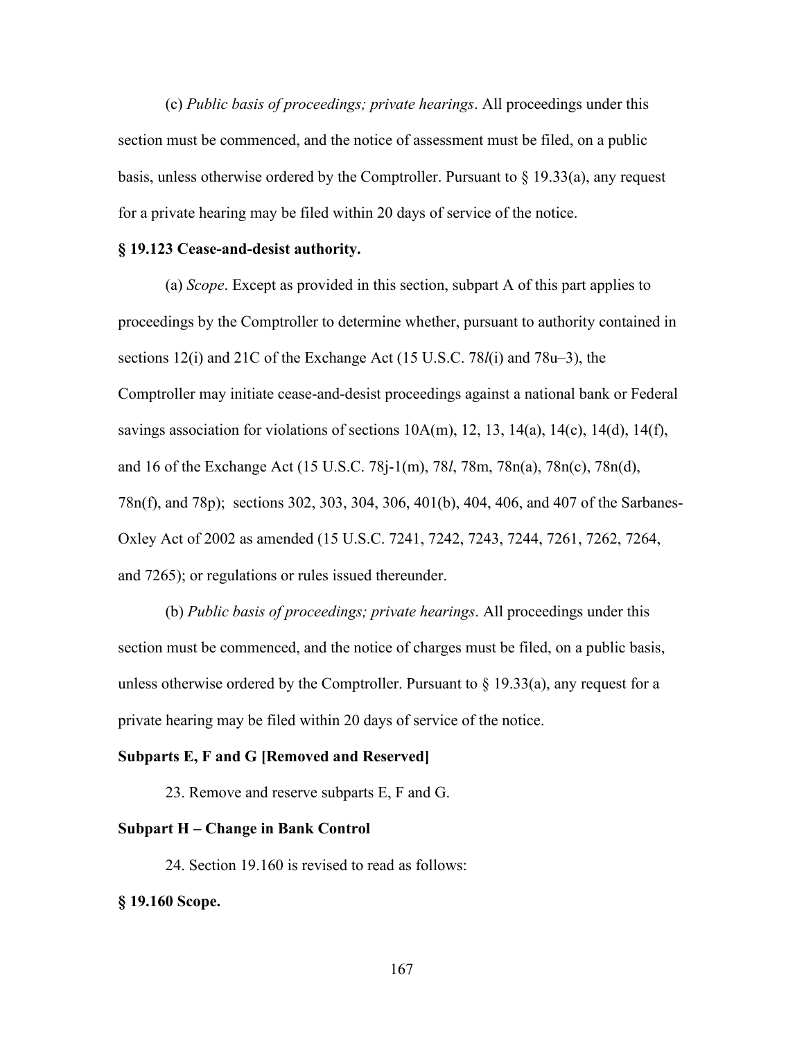(c) *Public basis of proceedings; private hearings*. All proceedings under this section must be commenced, and the notice of assessment must be filed, on a public basis, unless otherwise ordered by the Comptroller. Pursuant to § 19.33(a), any request for a private hearing may be filed within 20 days of service of the notice.

**§ 19.123 Cease-and-desist authority.**

(a) *Scope*. Except as provided in this section, subpart A of this part applies to proceedings by the Comptroller to determine whether, pursuant to authority contained in sections 12(i) and 21C of the Exchange Act (15 U.S.C. 78*l*(i) and 78u–3), the Comptroller may initiate cease-and-desist proceedings against a national bank or Federal savings association for violations of sections 10A(m), 12, 13, 14(a), 14(c), 14(d), 14(f), and 16 of the Exchange Act (15 U.S.C. 78j-1(m), 78*l*, 78m, 78n(a), 78n(c), 78n(d), 78n(f), and 78p); sections 302, 303, 304, 306, 401(b), 404, 406, and 407 of the Sarbanes-Oxley Act of 2002 as amended (15 U.S.C. 7241, 7242, 7243, 7244, 7261, 7262, 7264, and 7265); or regulations or rules issued thereunder.

(b) *Public basis of proceedings; private hearings*. All proceedings under this section must be commenced, and the notice of charges must be filed, on a public basis, unless otherwise ordered by the Comptroller. Pursuant to § 19.33(a), any request for a private hearing may be filed within 20 days of service of the notice.

**Subparts E, F and G [Removed and Reserved]**

23. Remove and reserve subparts E, F and G.

**Subpart H – Change in Bank Control**

24. Section 19.160 is revised to read as follows:

**§ 19.160 Scope.**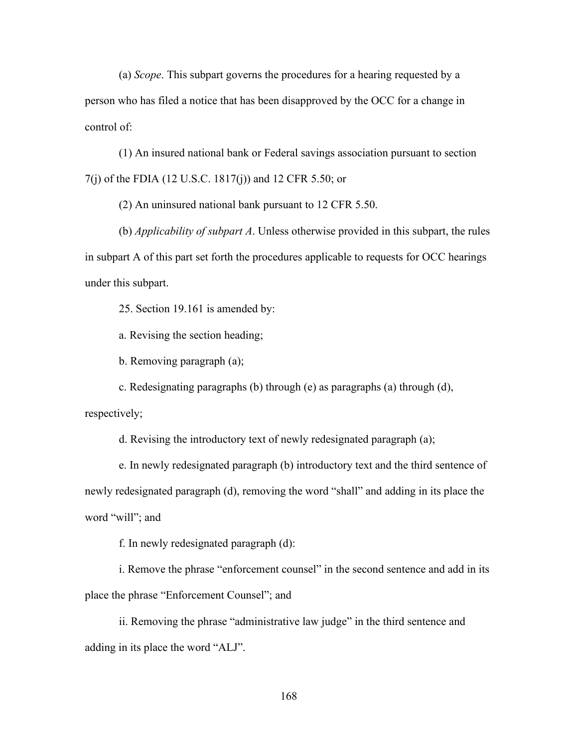(a) *Scope*. This subpart governs the procedures for a hearing requested by a person who has filed a notice that has been disapproved by the OCC for a change in control of:

(1) An insured national bank or Federal savings association pursuant to section 7(j) of the FDIA (12 U.S.C. 1817(j)) and 12 CFR 5.50; or

(2) An uninsured national bank pursuant to 12 CFR 5.50.

(b) *Applicability of subpart A*. Unless otherwise provided in this subpart, the rules in subpart A of this part set forth the procedures applicable to requests for OCC hearings under this subpart.

25. Section 19.161 is amended by:

a. Revising the section heading;

b. Removing paragraph (a);

c. Redesignating paragraphs (b) through (e) as paragraphs (a) through (d), respectively;

d. Revising the introductory text of newly redesignated paragraph (a);

e. In newly redesignated paragraph (b) introductory text and the third sentence of newly redesignated paragraph (d), removing the word "shall" and adding in its place the word "will"; and

f. In newly redesignated paragraph (d):

i. Remove the phrase "enforcement counsel" in the second sentence and add in its place the phrase "Enforcement Counsel"; and

ii. Removing the phrase "administrative law judge" in the third sentence and adding in its place the word "ALJ".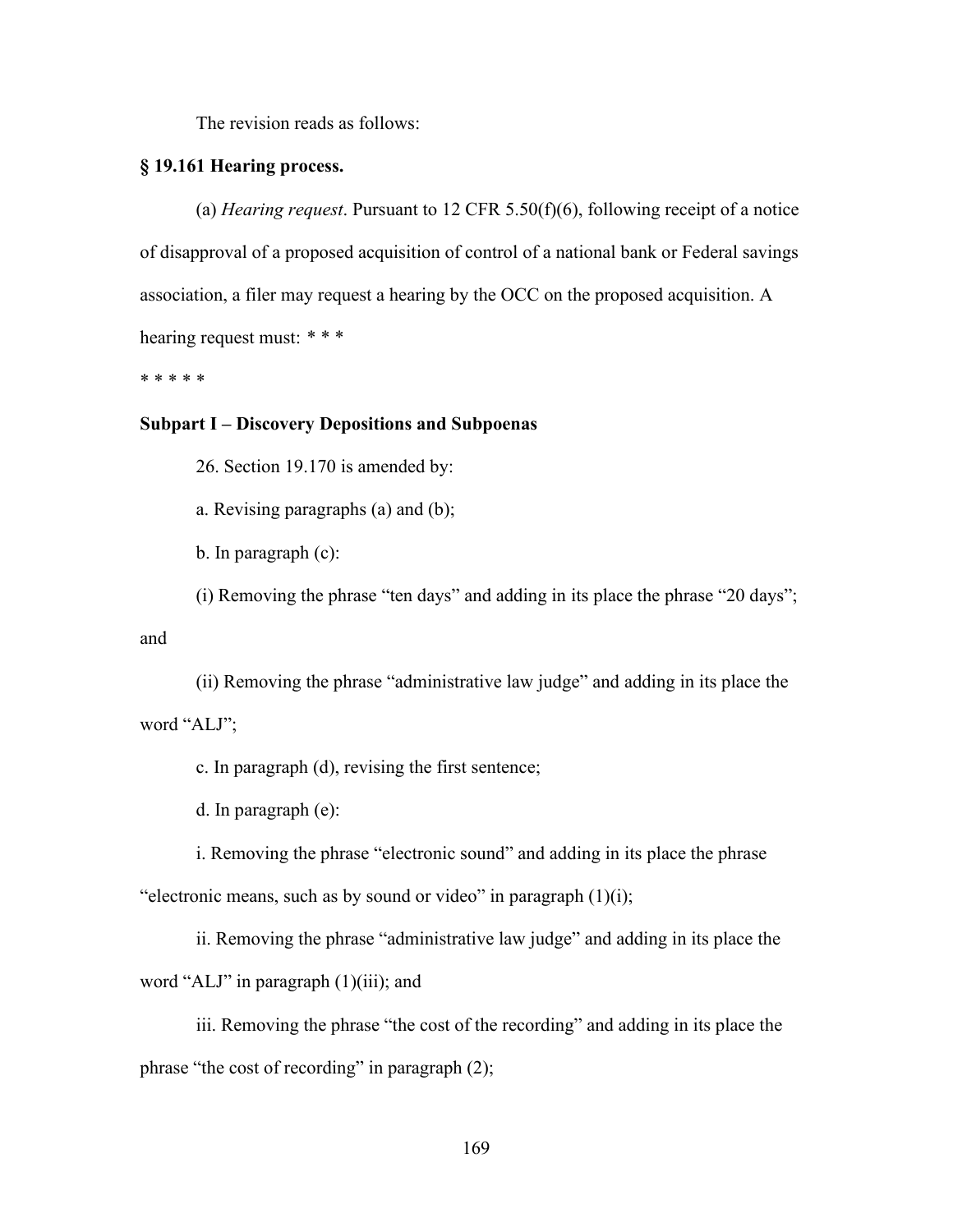The revision reads as follows:

**§ 19.161 Hearing process.**

(a) *Hearing request*. Pursuant to 12 CFR 5.50(f)(6), following receipt of a notice of disapproval of a proposed acquisition of control of a national bank or Federal savings association, a filer may request a hearing by the OCC on the proposed acquisition. A hearing request must: * * *

* * * * *

**Subpart I – Discovery Depositions and Subpoenas**

26. Section 19.170 is amended by:

a. Revising paragraphs (a) and (b);

b. In paragraph (c):

(i) Removing the phrase “ten days” and adding in its place the phrase “20 days”; and

(ii) Removing the phrase “administrative law judge” and adding in its place the word “ALJ”;

c. In paragraph (d), revising the first sentence;

d. In paragraph (e):

i. Removing the phrase “electronic sound” and adding in its place the phrase “electronic means, such as by sound or video” in paragraph (1)(i);

ii. Removing the phrase “administrative law judge” and adding in its place the word “ALJ” in paragraph (1)(iii); and

iii. Removing the phrase “the cost of the recording” and adding in its place the phrase “the cost of recording” in paragraph (2);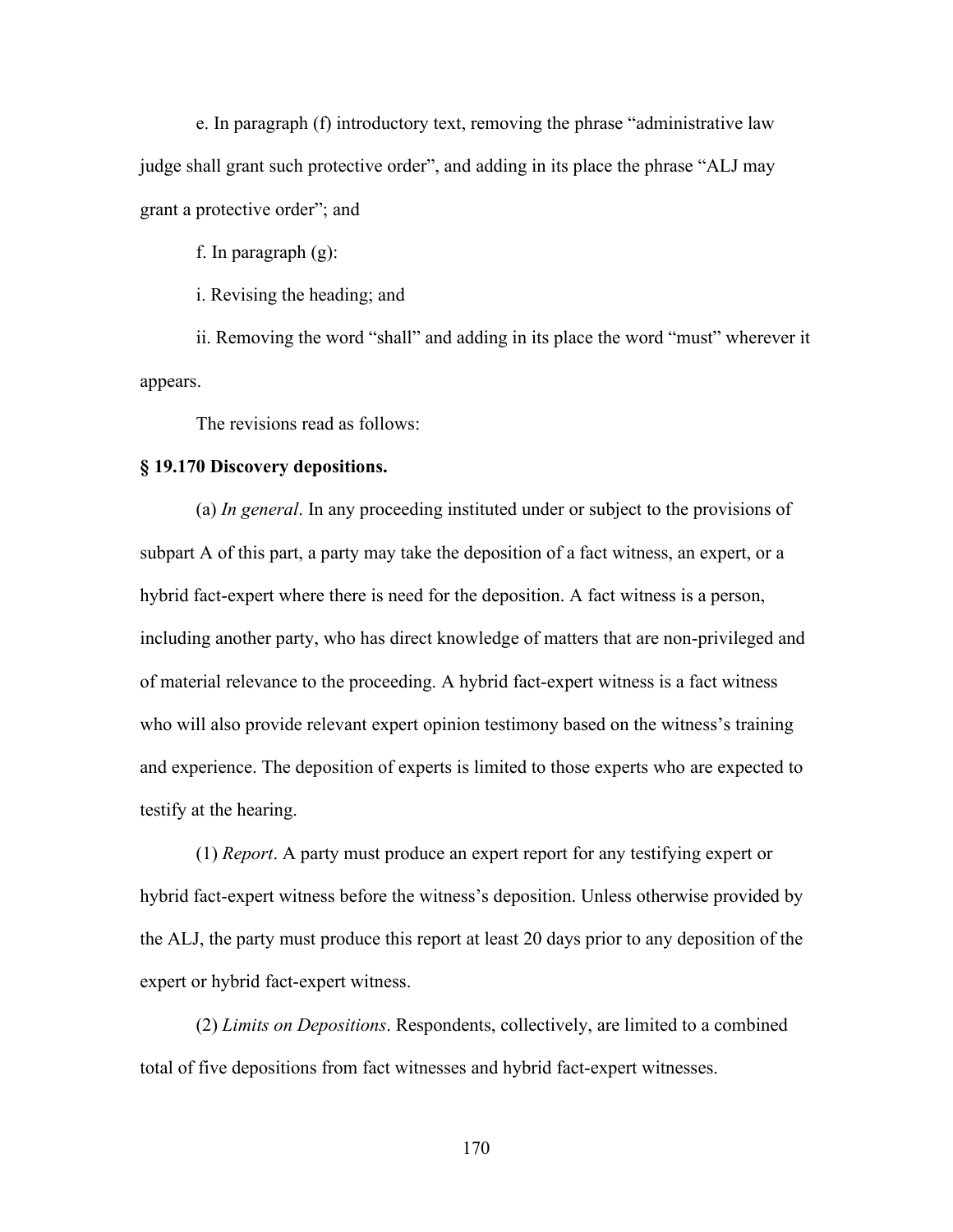e. In paragraph (f) introductory text, removing the phrase "administrative law judge shall grant such protective order", and adding in its place the phrase "ALJ may grant a protective order"; and

f. In paragraph (g):

i. Revising the heading; and

ii. Removing the word "shall" and adding in its place the word "must" wherever it appears.

The revisions read as follows:

**§ 19.170 Discovery depositions.**

(a) *In general*. In any proceeding instituted under or subject to the provisions of subpart A of this part, a party may take the deposition of a fact witness, an expert, or a hybrid fact-expert where there is need for the deposition. A fact witness is a person, including another party, who has direct knowledge of matters that are non-privileged and of material relevance to the proceeding. A hybrid fact-expert witness is a fact witness who will also provide relevant expert opinion testimony based on the witness's training and experience. The deposition of experts is limited to those experts who are expected to testify at the hearing.

(1) *Report*. A party must produce an expert report for any testifying expert or hybrid fact-expert witness before the witness's deposition. Unless otherwise provided by the ALJ, the party must produce this report at least 20 days prior to any deposition of the expert or hybrid fact-expert witness.

(2) *Limits on Depositions*. Respondents, collectively, are limited to a combined total of five depositions from fact witnesses and hybrid fact-expert witnesses.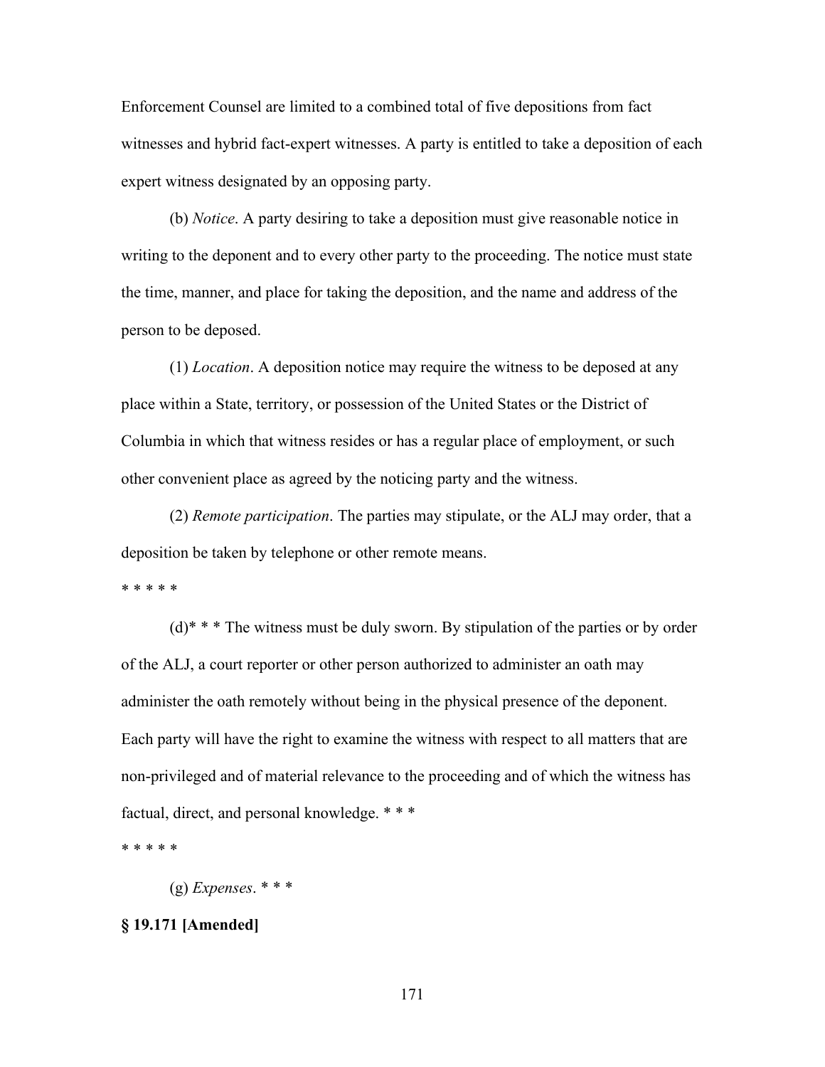Enforcement Counsel are limited to a combined total of five depositions from fact witnesses and hybrid fact-expert witnesses. A party is entitled to take a deposition of each expert witness designated by an opposing party.

(b) *Notice*. A party desiring to take a deposition must give reasonable notice in writing to the deponent and to every other party to the proceeding. The notice must state the time, manner, and place for taking the deposition, and the name and address of the person to be deposed.

(1) *Location*. A deposition notice may require the witness to be deposed at any place within a State, territory, or possession of the United States or the District of Columbia in which that witness resides or has a regular place of employment, or such other convenient place as agreed by the noticing party and the witness.

(2) *Remote participation*. The parties may stipulate, or the ALJ may order, that a deposition be taken by telephone or other remote means.

\* \* \* \* \*

(d)\* \* \* The witness must be duly sworn. By stipulation of the parties or by order of the ALJ, a court reporter or other person authorized to administer an oath may administer the oath remotely without being in the physical presence of the deponent. Each party will have the right to examine the witness with respect to all matters that are non-privileged and of material relevance to the proceeding and of which the witness has factual, direct, and personal knowledge. \* \* \*

\* \* \* \* \*

(g) *Expenses*. \* \* \*

**§ 19.171 [Amended]**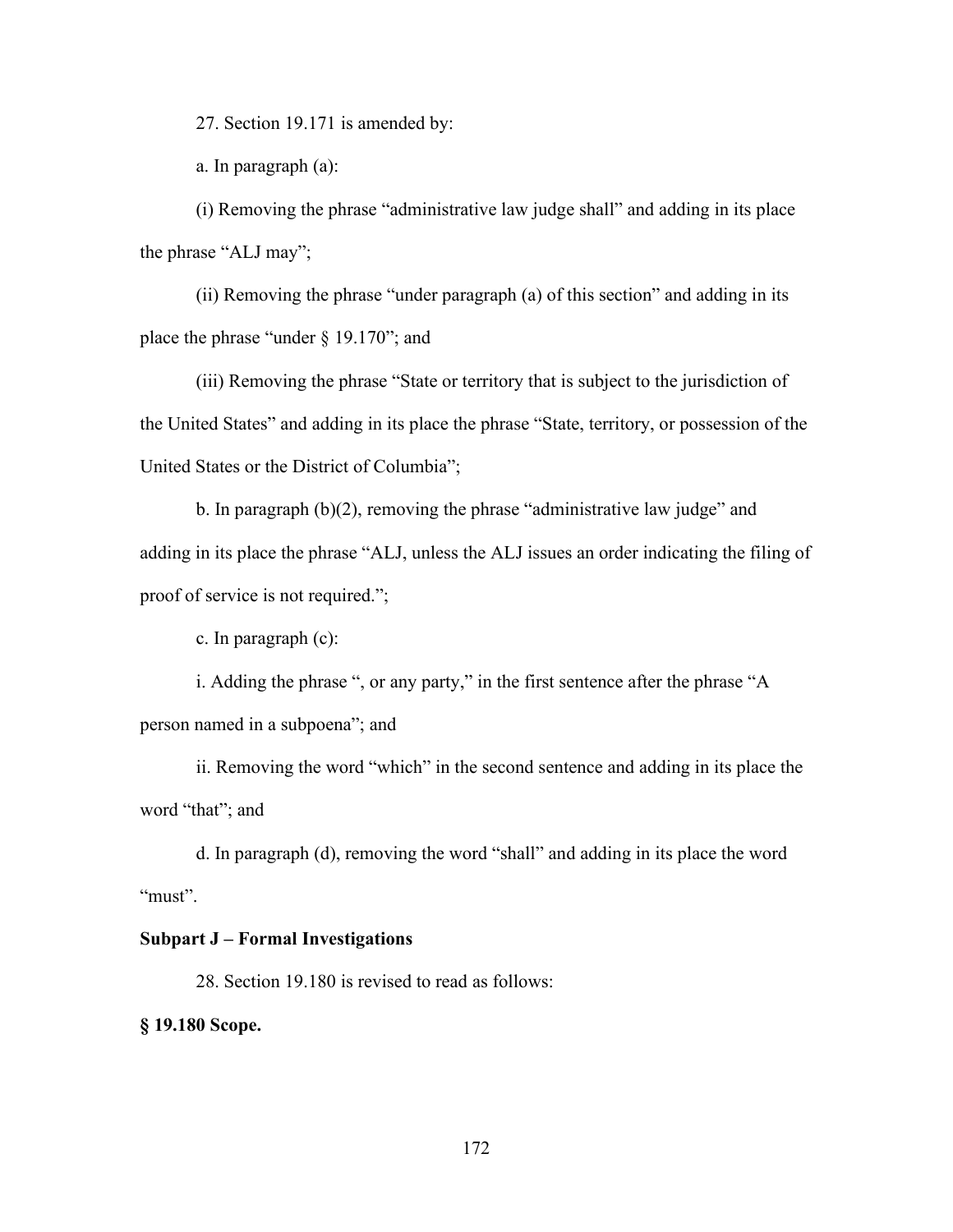27. Section 19.171 is amended by:

a. In paragraph (a):

(i) Removing the phrase "administrative law judge shall" and adding in its place the phrase "ALJ may";

(ii) Removing the phrase "under paragraph (a) of this section" and adding in its place the phrase "under § 19.170"; and

(iii) Removing the phrase "State or territory that is subject to the jurisdiction of the United States" and adding in its place the phrase "State, territory, or possession of the United States or the District of Columbia";

b. In paragraph (b)(2), removing the phrase "administrative law judge" and adding in its place the phrase "ALJ, unless the ALJ issues an order indicating the filing of proof of service is not required.";

c. In paragraph (c):

i. Adding the phrase ", or any party," in the first sentence after the phrase "A person named in a subpoena"; and

ii. Removing the word "which" in the second sentence and adding in its place the word "that"; and

d. In paragraph (d), removing the word "shall" and adding in its place the word "must".

**Subpart J – Formal Investigations**

28. Section 19.180 is revised to read as follows:

**§ 19.180 Scope.**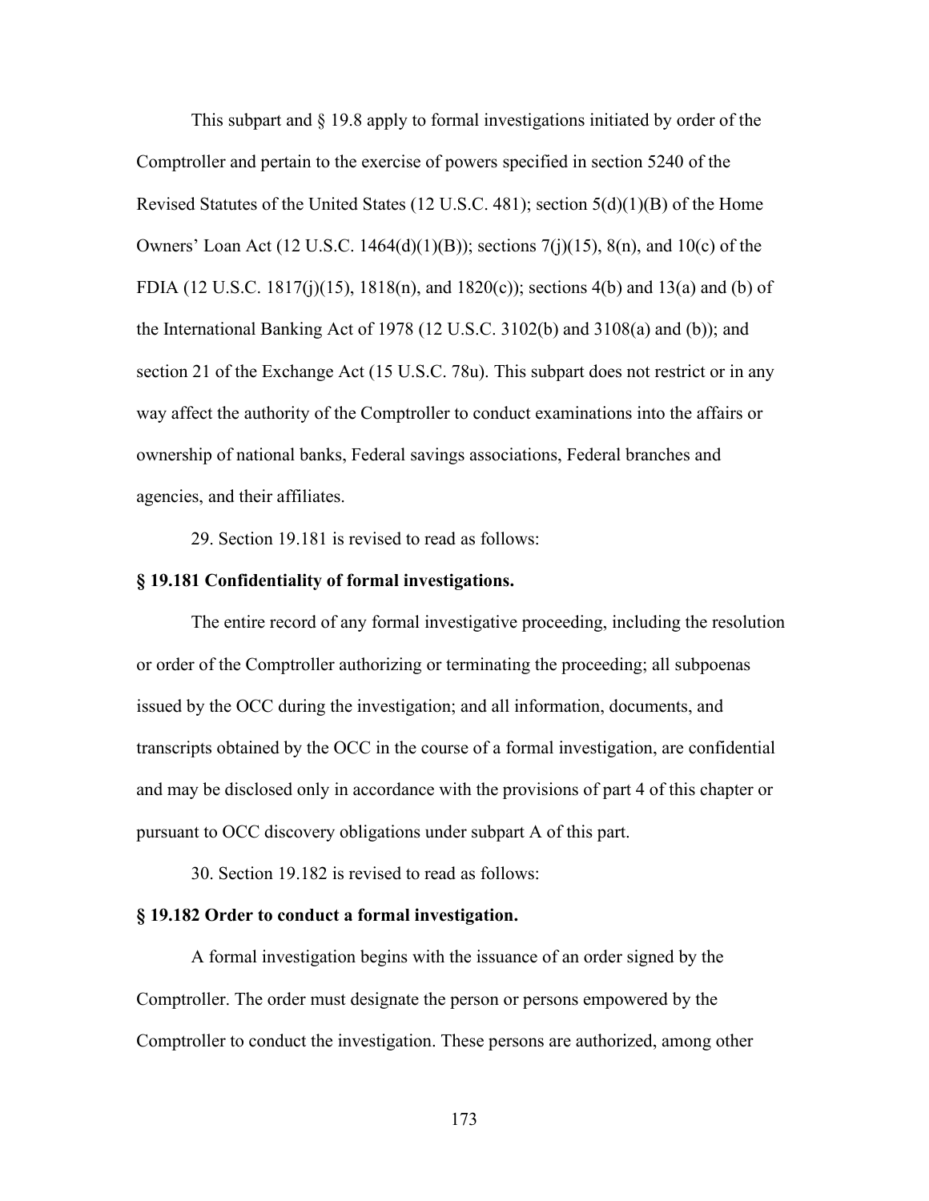This subpart and § 19.8 apply to formal investigations initiated by order of the Comptroller and pertain to the exercise of powers specified in section 5240 of the Revised Statutes of the United States (12 U.S.C. 481); section 5(d)(1)(B) of the Home Owners' Loan Act (12 U.S.C. 1464(d)(1)(B)); sections 7(j)(15), 8(n), and 10(c) of the FDIA (12 U.S.C. 1817(j)(15), 1818(n), and 1820(c)); sections 4(b) and 13(a) and (b) of the International Banking Act of 1978 (12 U.S.C. 3102(b) and 3108(a) and (b)); and section 21 of the Exchange Act (15 U.S.C. 78u). This subpart does not restrict or in any way affect the authority of the Comptroller to conduct examinations into the affairs or ownership of national banks, Federal savings associations, Federal branches and agencies, and their affiliates.

29. Section 19.181 is revised to read as follows:

**§ 19.181 Confidentiality of formal investigations.**

The entire record of any formal investigative proceeding, including the resolution or order of the Comptroller authorizing or terminating the proceeding; all subpoenas issued by the OCC during the investigation; and all information, documents, and transcripts obtained by the OCC in the course of a formal investigation, are confidential and may be disclosed only in accordance with the provisions of part 4 of this chapter or pursuant to OCC discovery obligations under subpart A of this part.

30. Section 19.182 is revised to read as follows:

**§ 19.182 Order to conduct a formal investigation.**

A formal investigation begins with the issuance of an order signed by the Comptroller. The order must designate the person or persons empowered by the Comptroller to conduct the investigation. These persons are authorized, among other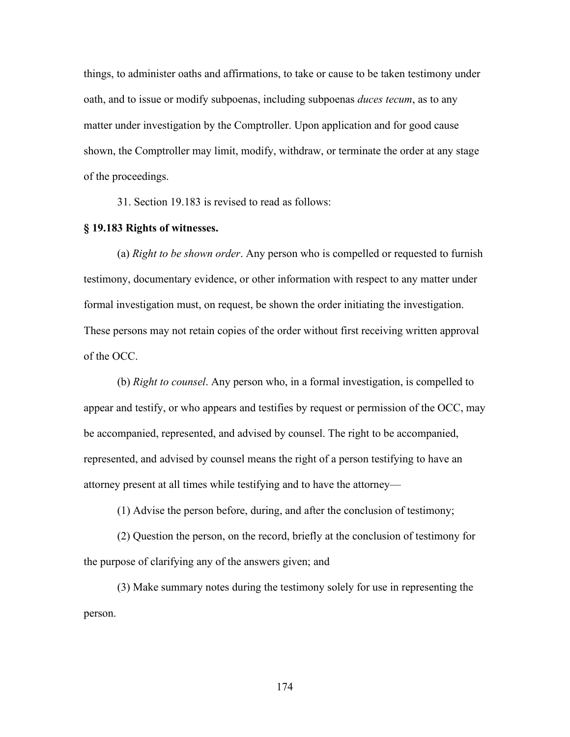things, to administer oaths and affirmations, to take or cause to be taken testimony under oath, and to issue or modify subpoenas, including subpoenas *duces tecum*, as to any matter under investigation by the Comptroller. Upon application and for good cause shown, the Comptroller may limit, modify, withdraw, or terminate the order at any stage of the proceedings.

31. Section 19.183 is revised to read as follows:

**§ 19.183 Rights of witnesses.**

(a) *Right to be shown order*. Any person who is compelled or requested to furnish testimony, documentary evidence, or other information with respect to any matter under formal investigation must, on request, be shown the order initiating the investigation. These persons may not retain copies of the order without first receiving written approval of the OCC.

(b) *Right to counsel*. Any person who, in a formal investigation, is compelled to appear and testify, or who appears and testifies by request or permission of the OCC, may be accompanied, represented, and advised by counsel. The right to be accompanied, represented, and advised by counsel means the right of a person testifying to have an attorney present at all times while testifying and to have the attorney—

(1) Advise the person before, during, and after the conclusion of testimony;

(2) Question the person, on the record, briefly at the conclusion of testimony for the purpose of clarifying any of the answers given; and

(3) Make summary notes during the testimony solely for use in representing the person.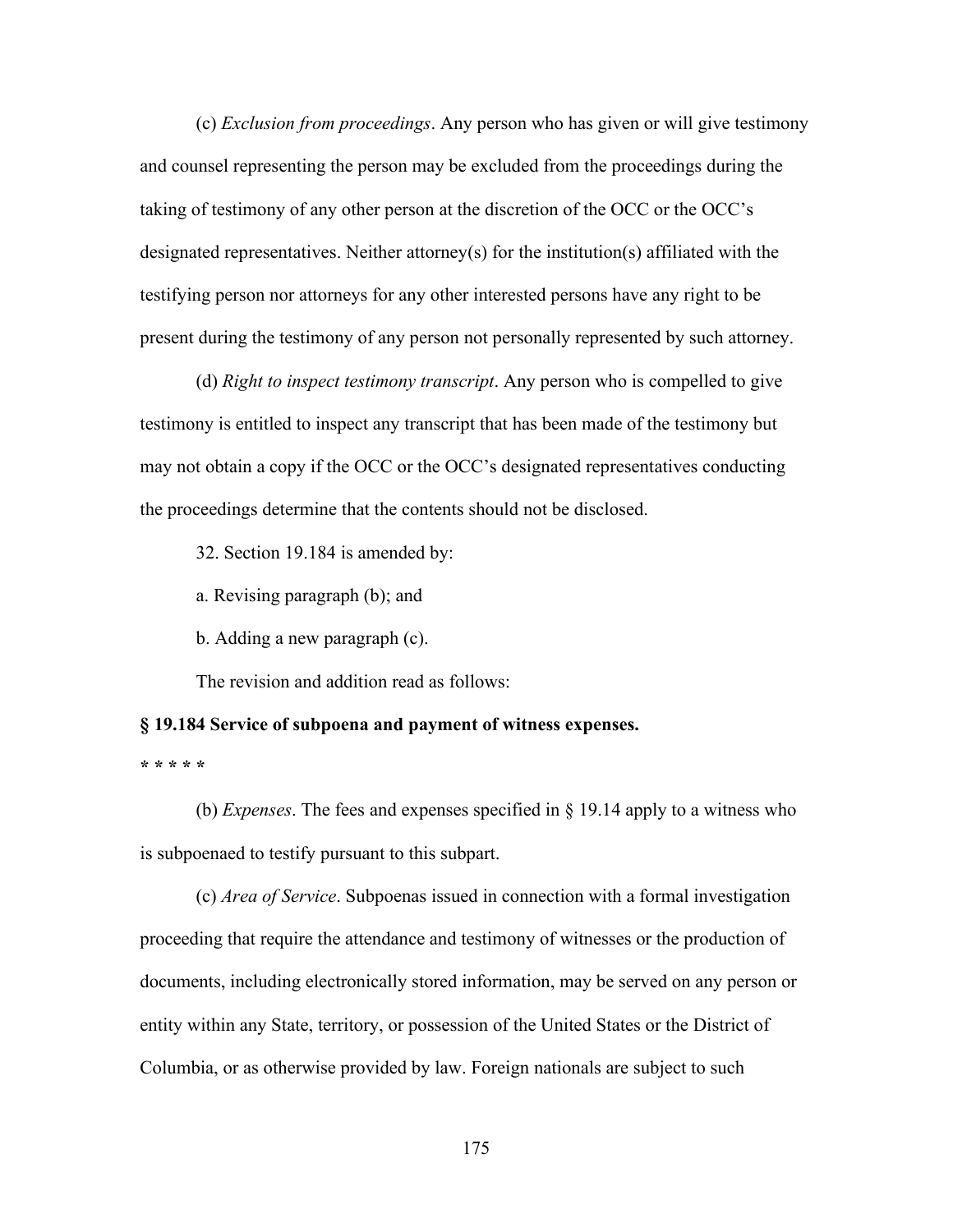(c) *Exclusion from proceedings*. Any person who has given or will give testimony and counsel representing the person may be excluded from the proceedings during the taking of testimony of any other person at the discretion of the OCC or the OCC's designated representatives. Neither attorney(s) for the institution(s) affiliated with the testifying person nor attorneys for any other interested persons have any right to be present during the testimony of any person not personally represented by such attorney.

(d) *Right to inspect testimony transcript*. Any person who is compelled to give testimony is entitled to inspect any transcript that has been made of the testimony but may not obtain a copy if the OCC or the OCC's designated representatives conducting the proceedings determine that the contents should not be disclosed.

32. Section 19.184 is amended by:

a. Revising paragraph (b); and

b. Adding a new paragraph (c).

The revision and addition read as follows:

**§ 19.184 Service of subpoena and payment of witness expenses.**

**\* \* \* \* \***

(b) *Expenses*. The fees and expenses specified in § 19.14 apply to a witness who is subpoenaed to testify pursuant to this subpart.

(c) *Area of Service*. Subpoenas issued in connection with a formal investigation proceeding that require the attendance and testimony of witnesses or the production of documents, including electronically stored information, may be served on any person or entity within any State, territory, or possession of the United States or the District of Columbia, or as otherwise provided by law. Foreign nationals are subject to such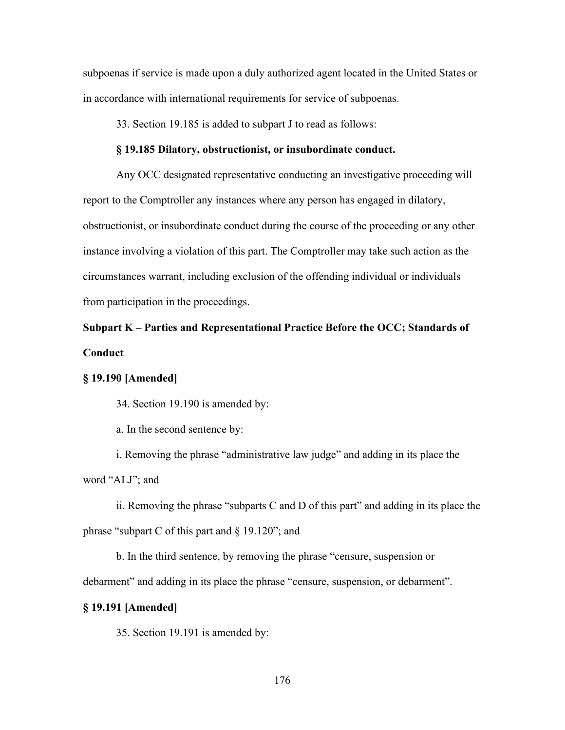subpoenas if service is made upon a duly authorized agent located in the United States or in accordance with international requirements for service of subpoenas.

33. Section 19.185 is added to subpart J to read as follows:

**§ 19.185 Dilatory, obstructionist, or insubordinate conduct.**

Any OCC designated representative conducting an investigative proceeding will report to the Comptroller any instances where any person has engaged in dilatory, obstructionist, or insubordinate conduct during the course of the proceeding or any other instance involving a violation of this part. The Comptroller may take such action as the circumstances warrant, including exclusion of the offending individual or individuals from participation in the proceedings.

**Subpart K – Parties and Representational Practice Before the OCC; Standards of Conduct**

**§ 19.190 [Amended]**

34. Section 19.190 is amended by:

a. In the second sentence by:

i. Removing the phrase "administrative law judge" and adding in its place the word "ALJ"; and

ii. Removing the phrase "subparts C and D of this part" and adding in its place the phrase "subpart C of this part and § 19.120"; and

b. In the third sentence, by removing the phrase "censure, suspension or debarment" and adding in its place the phrase "censure, suspension, or debarment".

**§ 19.191 [Amended]**

35. Section 19.191 is amended by: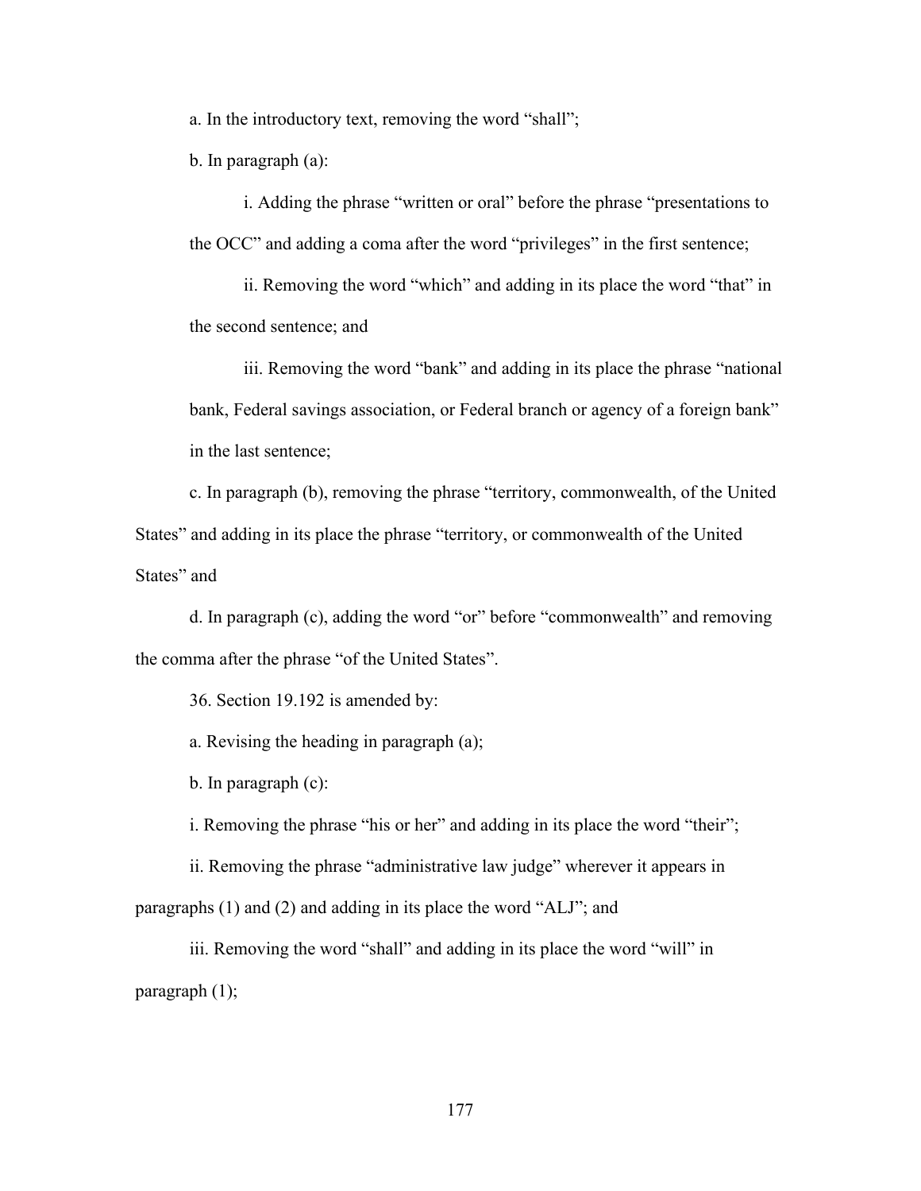a. In the introductory text, removing the word “shall”;

b. In paragraph (a):

i. Adding the phrase “written or oral” before the phrase “presentations to the OCC” and adding a coma after the word “privileges” in the first sentence;

ii. Removing the word “which” and adding in its place the word “that” in the second sentence; and

iii. Removing the word “bank” and adding in its place the phrase “national bank, Federal savings association, or Federal branch or agency of a foreign bank” in the last sentence;

c. In paragraph (b), removing the phrase “territory, commonwealth, of the United States” and adding in its place the phrase “territory, or commonwealth of the United States” and

d. In paragraph (c), adding the word “or” before “commonwealth” and removing the comma after the phrase “of the United States”.

36. Section 19.192 is amended by:

a. Revising the heading in paragraph (a);

b. In paragraph (c):

i. Removing the phrase “his or her” and adding in its place the word “their”;

ii. Removing the phrase “administrative law judge” wherever it appears in paragraphs (1) and (2) and adding in its place the word “ALJ”; and

iii. Removing the word “shall” and adding in its place the word “will” in paragraph (1);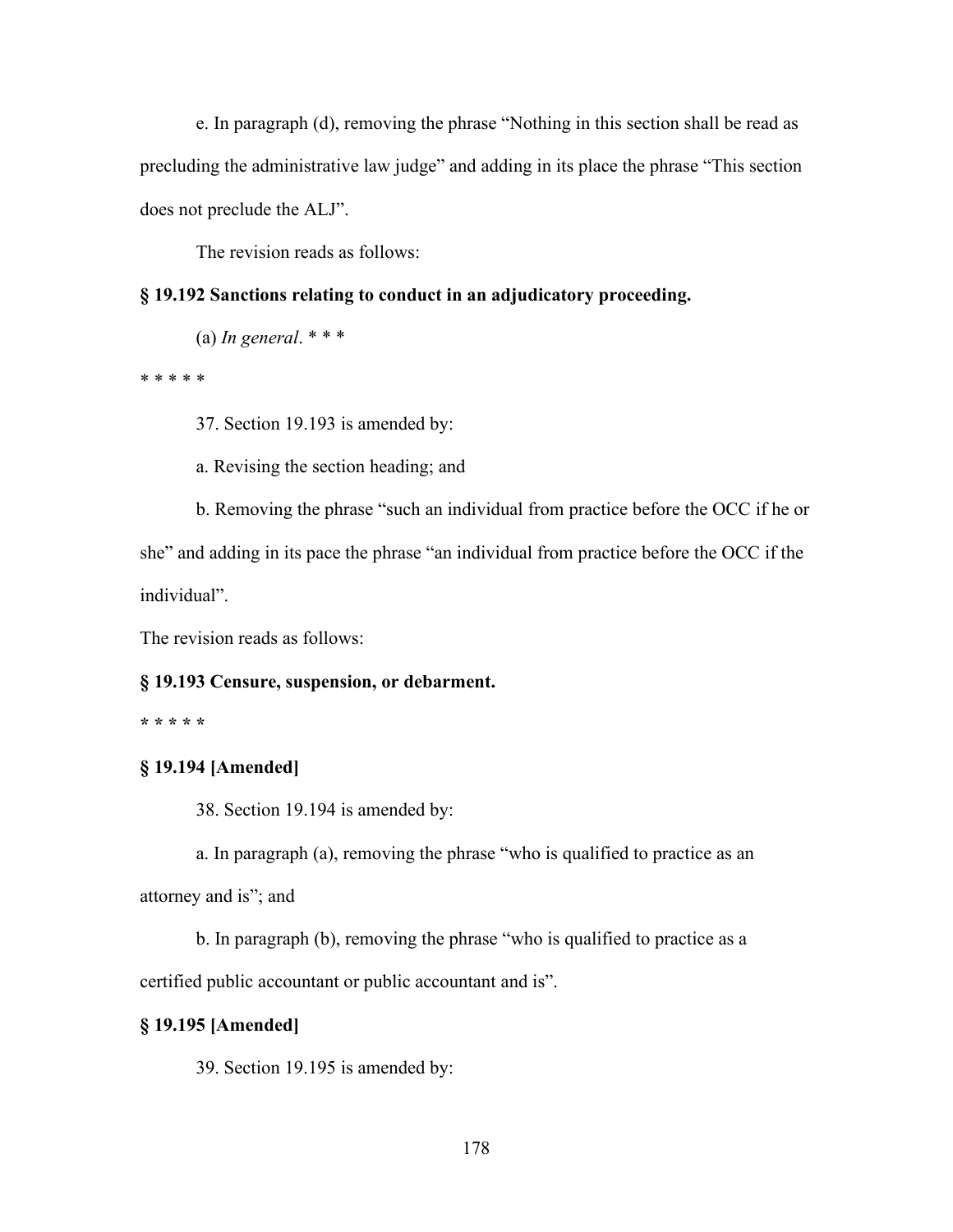e. In paragraph (d), removing the phrase “Nothing in this section shall be read as precluding the administrative law judge” and adding in its place the phrase “This section does not preclude the ALJ”.

The revision reads as follows:

**§ 19.192 Sanctions relating to conduct in an adjudicatory proceeding.**

(a) *In general*. * * *

* * * * *

37. Section 19.193 is amended by:

a. Revising the section heading; and

b. Removing the phrase “such an individual from practice before the OCC if he or she” and adding in its pace the phrase “an individual from practice before the OCC if the individual”.

The revision reads as follows:

**§ 19.193 Censure, suspension, or debarment.**

**\* \* \* \* \***

**§ 19.194 [Amended]**

38. Section 19.194 is amended by:

a. In paragraph (a), removing the phrase “who is qualified to practice as an attorney and is”; and

b. In paragraph (b), removing the phrase “who is qualified to practice as a certified public accountant or public accountant and is”.

**§ 19.195 [Amended]**

39. Section 19.195 is amended by: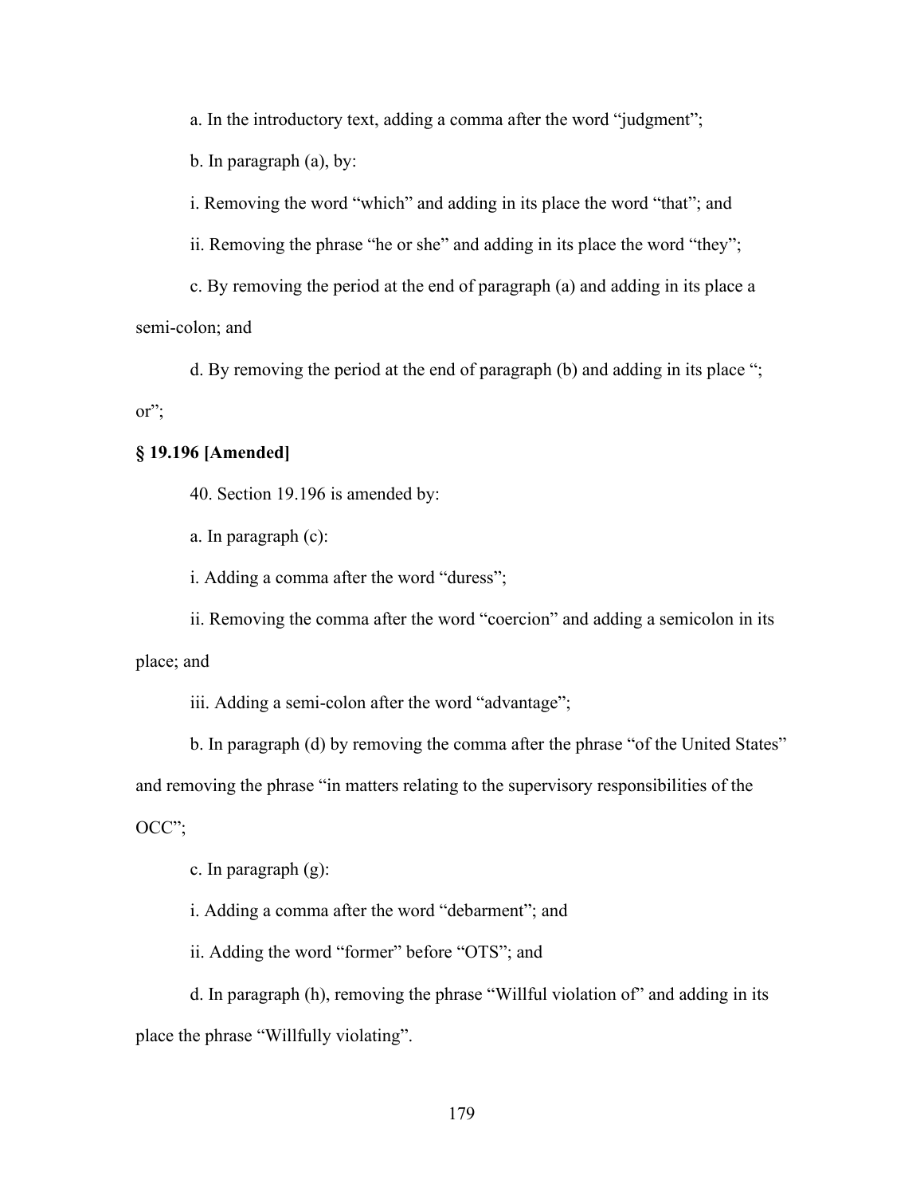a. In the introductory text, adding a comma after the word “judgment”;

b. In paragraph (a), by:

i. Removing the word “which” and adding in its place the word “that”; and

ii. Removing the phrase “he or she” and adding in its place the word “they”;

c. By removing the period at the end of paragraph (a) and adding in its place a semi-colon; and

d. By removing the period at the end of paragraph (b) and adding in its place “; or”;

**§ 19.196 [Amended]**

40. Section 19.196 is amended by:

a. In paragraph (c):

i. Adding a comma after the word “duress”;

ii. Removing the comma after the word “coercion” and adding a semicolon in its place; and

iii. Adding a semi-colon after the word “advantage”;

b. In paragraph (d) by removing the comma after the phrase “of the United States” and removing the phrase “in matters relating to the supervisory responsibilities of the OCC”;

c. In paragraph (g):

i. Adding a comma after the word “debarment”; and

ii. Adding the word “former” before “OTS”; and

d. In paragraph (h), removing the phrase “Willful violation of” and adding in its place the phrase “Willfully violating”.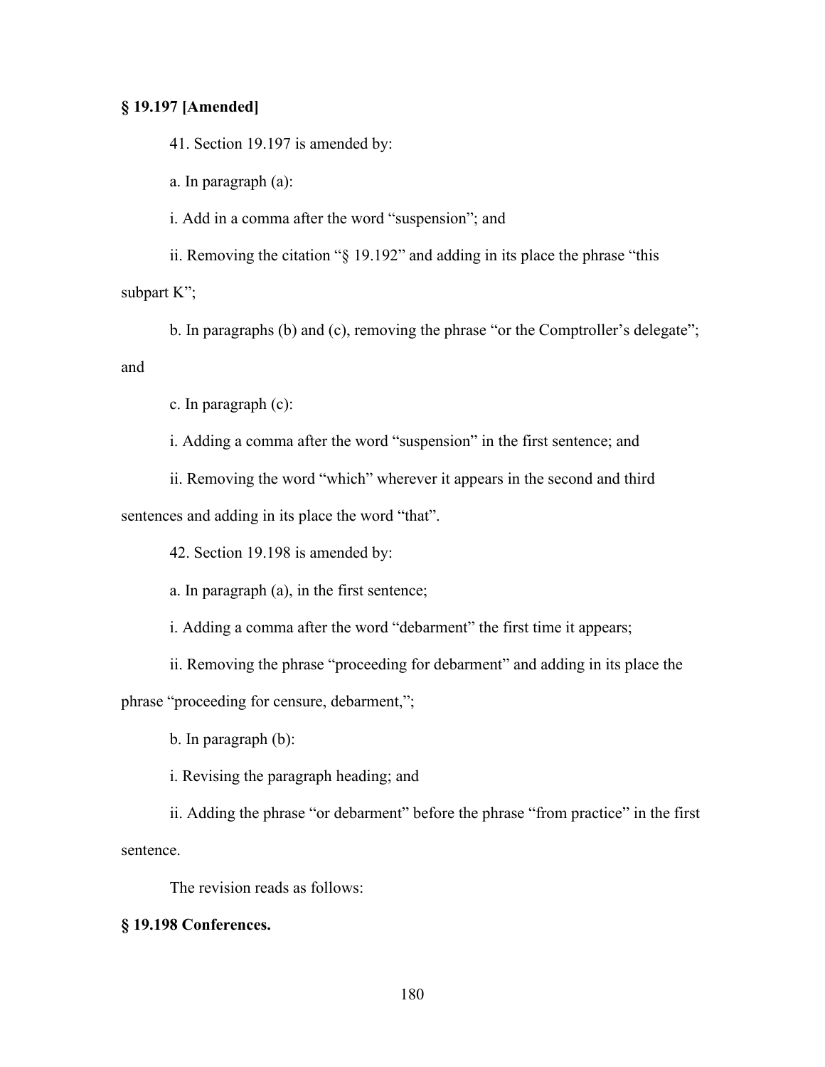**§ 19.197 [Amended]**

41. Section 19.197 is amended by:

a. In paragraph (a):

i. Add in a comma after the word “suspension”; and

ii. Removing the citation “§ 19.192” and adding in its place the phrase “this subpart K”;

b. In paragraphs (b) and (c), removing the phrase “or the Comptroller’s delegate”; and

c. In paragraph (c):

i. Adding a comma after the word “suspension” in the first sentence; and

ii. Removing the word “which” wherever it appears in the second and third sentences and adding in its place the word “that”.

42. Section 19.198 is amended by:

a. In paragraph (a), in the first sentence;

i. Adding a comma after the word “debarment” the first time it appears;

ii. Removing the phrase “proceeding for debarment” and adding in its place the phrase “proceeding for censure, debarment,”;

b. In paragraph (b):

i. Revising the paragraph heading; and

ii. Adding the phrase “or debarment” before the phrase “from practice” in the first sentence.

The revision reads as follows:

**§ 19.198 Conferences.**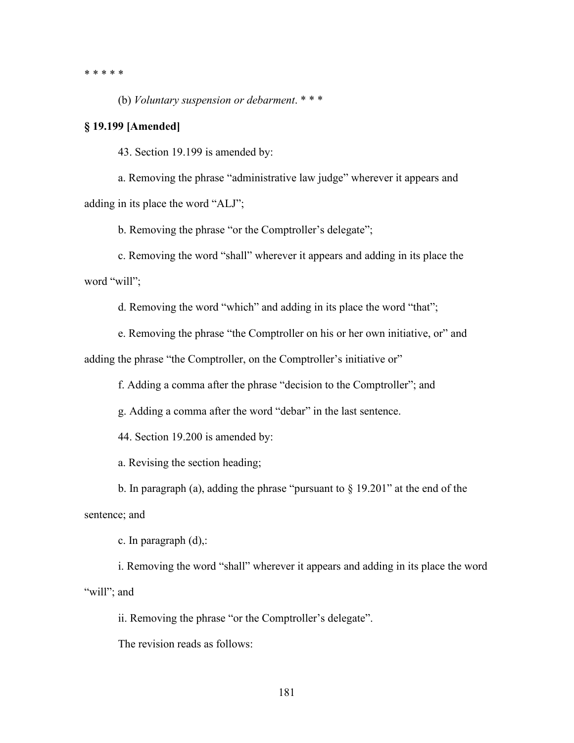* * * * *

(b) *Voluntary suspension or debarment*. * * *

**§ 19.199 [Amended]**

43. Section 19.199 is amended by:

a. Removing the phrase “administrative law judge” wherever it appears and adding in its place the word “ALJ”;

b. Removing the phrase “or the Comptroller’s delegate”;

c. Removing the word “shall” wherever it appears and adding in its place the word “will”;

d. Removing the word “which” and adding in its place the word “that”;

e. Removing the phrase “the Comptroller on his or her own initiative, or” and adding the phrase “the Comptroller, on the Comptroller’s initiative or”

f. Adding a comma after the phrase “decision to the Comptroller”; and

g. Adding a comma after the word “debar” in the last sentence.

44. Section 19.200 is amended by:

a. Revising the section heading;

b. In paragraph (a), adding the phrase “pursuant to § 19.201” at the end of the sentence; and

c. In paragraph (d),:

i. Removing the word “shall” wherever it appears and adding in its place the word “will”; and

ii. Removing the phrase “or the Comptroller’s delegate”.

The revision reads as follows: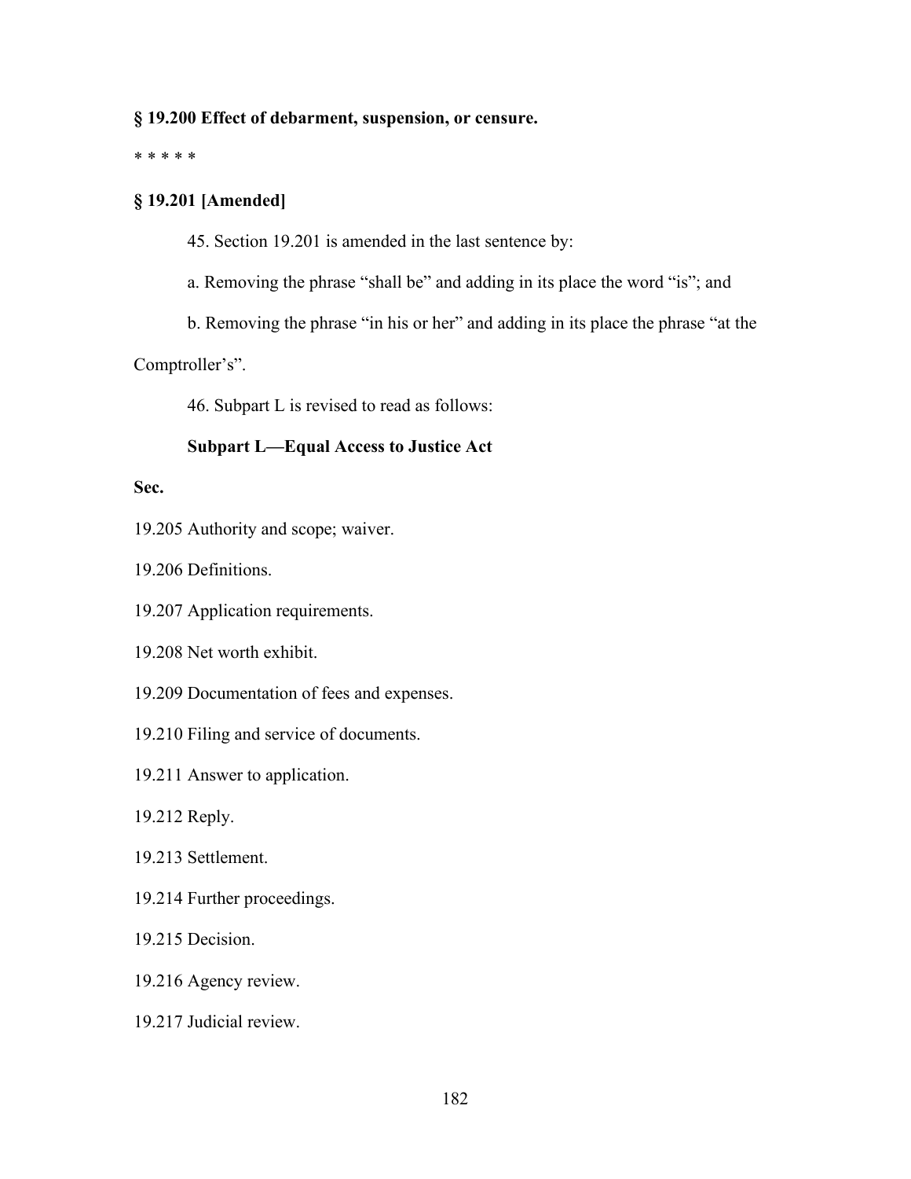**§ 19.200 Effect of debarment, suspension, or censure.**

* * * * *

**§ 19.201 [Amended]**

45. Section 19.201 is amended in the last sentence by:

a. Removing the phrase “shall be” and adding in its place the word “is”; and

b. Removing the phrase “in his or her” and adding in its place the phrase “at the Comptroller’s”.

46. Subpart L is revised to read as follows:

**Subpart L—Equal Access to Justice Act**

**Sec.**

19.205 Authority and scope; waiver.

19.206 Definitions.

19.207 Application requirements.

19.208 Net worth exhibit.

19.209 Documentation of fees and expenses.

19.210 Filing and service of documents.

19.211 Answer to application.

19.212 Reply.

19.213 Settlement.

19.214 Further proceedings.

19.215 Decision.

19.216 Agency review.

19.217 Judicial review.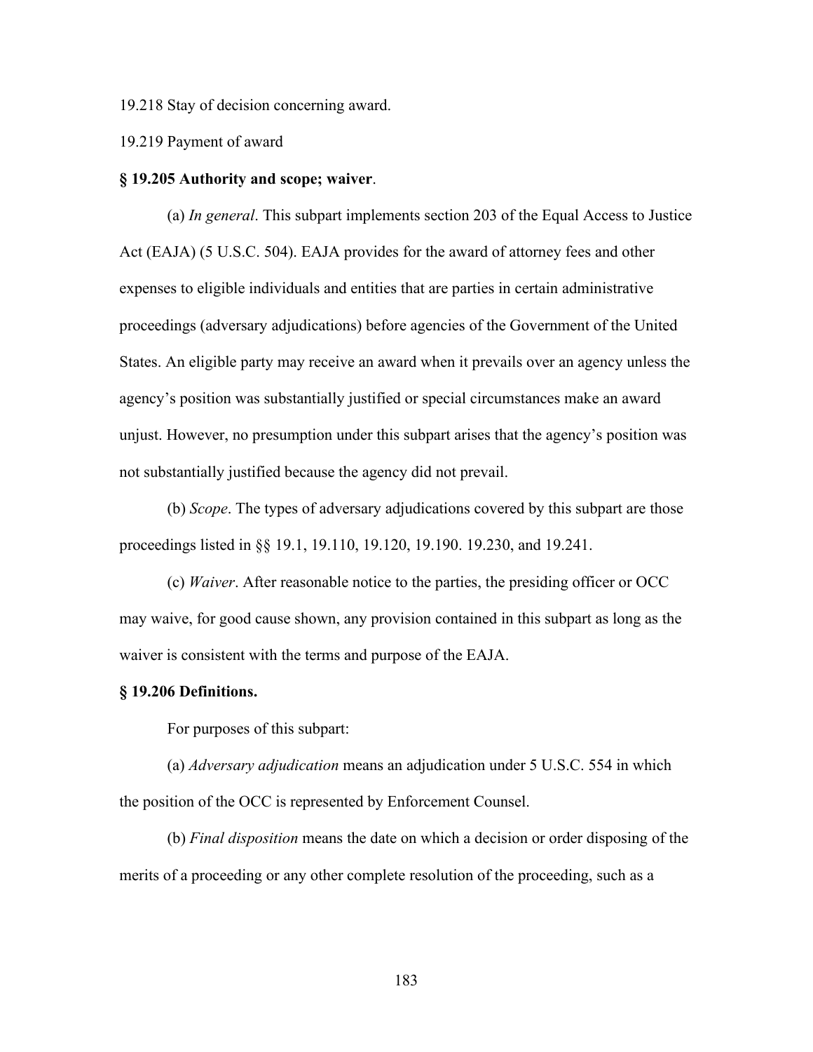19.218 Stay of decision concerning award.

19.219 Payment of award

**§ 19.205 Authority and scope; waiver**.

(a) *In general*. This subpart implements section 203 of the Equal Access to Justice Act (EAJA) (5 U.S.C. 504). EAJA provides for the award of attorney fees and other expenses to eligible individuals and entities that are parties in certain administrative proceedings (adversary adjudications) before agencies of the Government of the United States. An eligible party may receive an award when it prevails over an agency unless the agency's position was substantially justified or special circumstances make an award unjust. However, no presumption under this subpart arises that the agency's position was not substantially justified because the agency did not prevail.

(b) *Scope*. The types of adversary adjudications covered by this subpart are those proceedings listed in §§ 19.1, 19.110, 19.120, 19.190. 19.230, and 19.241.

(c) *Waiver*. After reasonable notice to the parties, the presiding officer or OCC may waive, for good cause shown, any provision contained in this subpart as long as the waiver is consistent with the terms and purpose of the EAJA.

**§ 19.206 Definitions.**

For purposes of this subpart:

(a) *Adversary adjudication* means an adjudication under 5 U.S.C. 554 in which the position of the OCC is represented by Enforcement Counsel.

(b) *Final disposition* means the date on which a decision or order disposing of the merits of a proceeding or any other complete resolution of the proceeding, such as a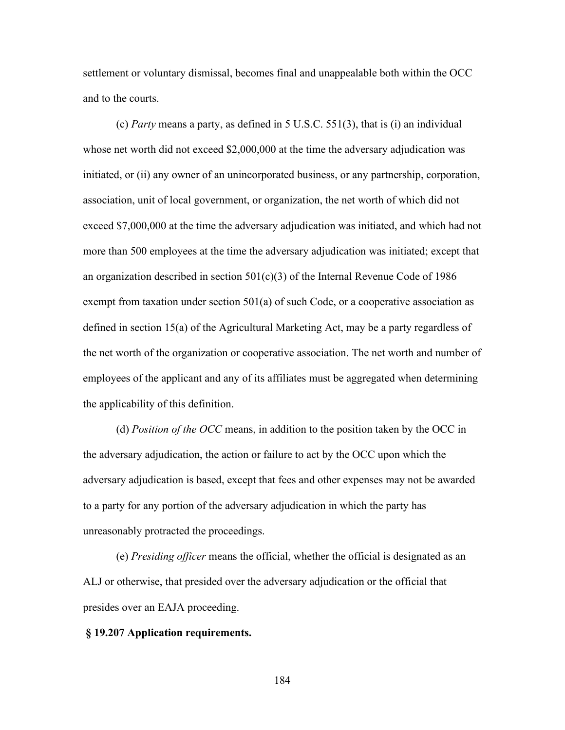settlement or voluntary dismissal, becomes final and unappealable both within the OCC and to the courts.

(c) *Party* means a party, as defined in 5 U.S.C. 551(3), that is (i) an individual whose net worth did not exceed $2,000,000 at the time the adversary adjudication was initiated, or (ii) any owner of an unincorporated business, or any partnership, corporation, association, unit of local government, or organization, the net worth of which did not exceed $7,000,000 at the time the adversary adjudication was initiated, and which had not more than 500 employees at the time the adversary adjudication was initiated; except that an organization described in section 501(c)(3) of the Internal Revenue Code of 1986 exempt from taxation under section 501(a) of such Code, or a cooperative association as defined in section 15(a) of the Agricultural Marketing Act, may be a party regardless of the net worth of the organization or cooperative association. The net worth and number of employees of the applicant and any of its affiliates must be aggregated when determining the applicability of this definition.

(d) *Position of the OCC* means, in addition to the position taken by the OCC in the adversary adjudication, the action or failure to act by the OCC upon which the adversary adjudication is based, except that fees and other expenses may not be awarded to a party for any portion of the adversary adjudication in which the party has unreasonably protracted the proceedings.

(e) *Presiding officer* means the official, whether the official is designated as an ALJ or otherwise, that presided over the adversary adjudication or the official that presides over an EAJA proceeding.

**§ 19.207 Application requirements.**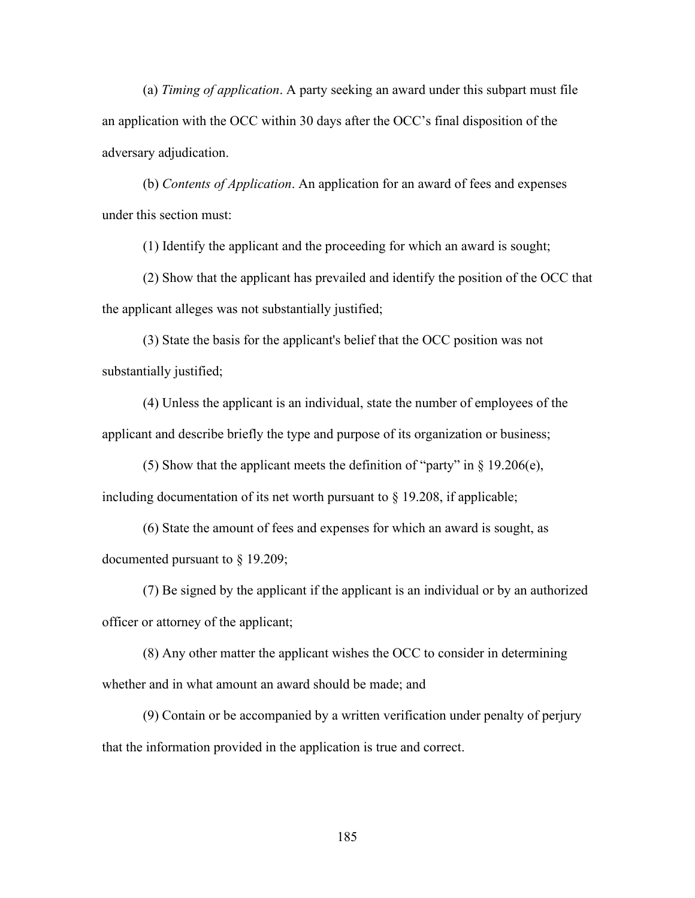(a) *Timing of application*. A party seeking an award under this subpart must file an application with the OCC within 30 days after the OCC's final disposition of the adversary adjudication.

(b) *Contents of Application*. An application for an award of fees and expenses under this section must:

(1) Identify the applicant and the proceeding for which an award is sought;

(2) Show that the applicant has prevailed and identify the position of the OCC that the applicant alleges was not substantially justified;

(3) State the basis for the applicant's belief that the OCC position was not substantially justified;

(4) Unless the applicant is an individual, state the number of employees of the applicant and describe briefly the type and purpose of its organization or business;

(5) Show that the applicant meets the definition of "party" in § 19.206(e), including documentation of its net worth pursuant to § 19.208, if applicable;

(6) State the amount of fees and expenses for which an award is sought, as documented pursuant to § 19.209;

(7) Be signed by the applicant if the applicant is an individual or by an authorized officer or attorney of the applicant;

(8) Any other matter the applicant wishes the OCC to consider in determining whether and in what amount an award should be made; and

(9) Contain or be accompanied by a written verification under penalty of perjury that the information provided in the application is true and correct.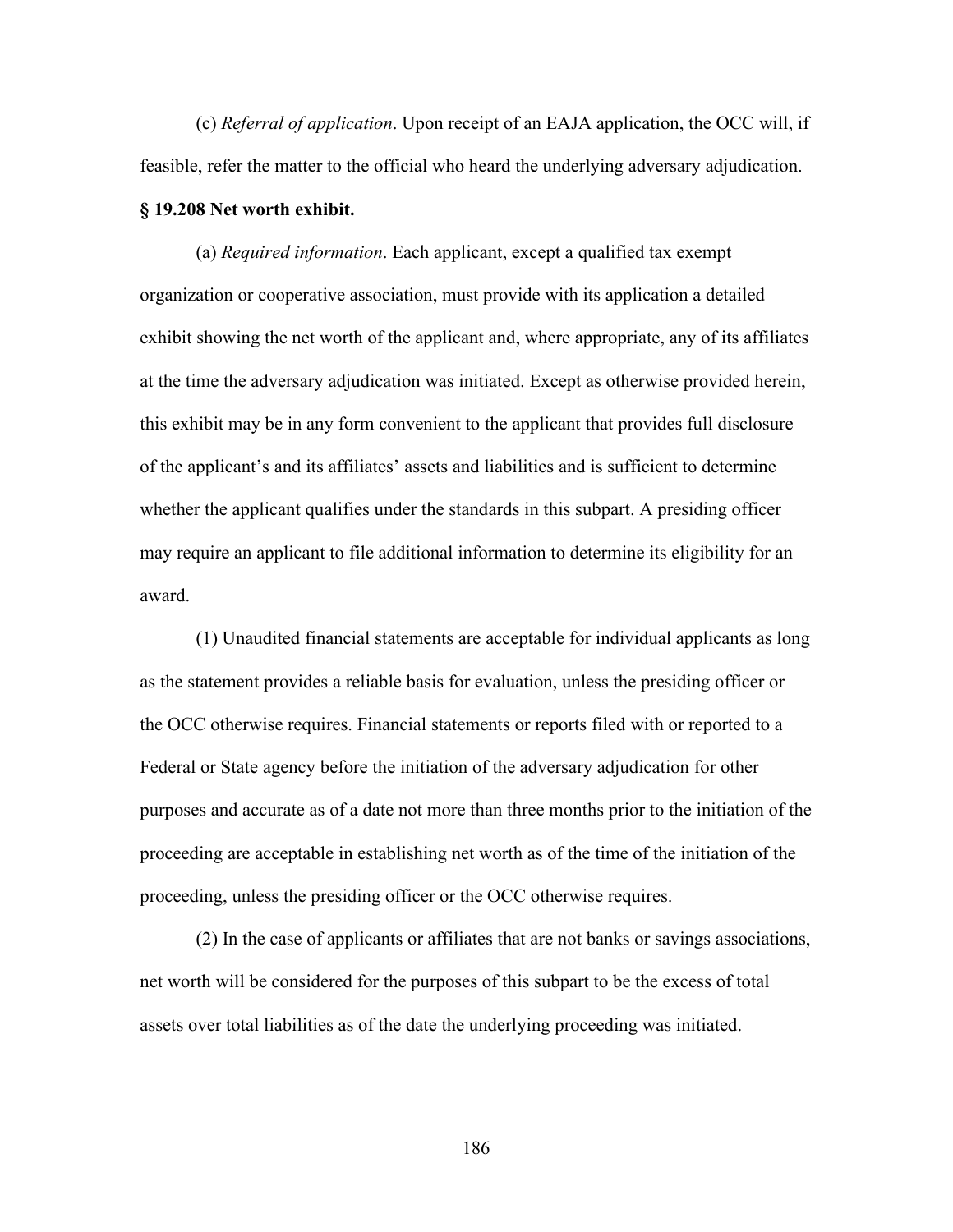(c) *Referral of application*. Upon receipt of an EAJA application, the OCC will, if feasible, refer the matter to the official who heard the underlying adversary adjudication.

**§ 19.208 Net worth exhibit.**

(a) *Required information*. Each applicant, except a qualified tax exempt organization or cooperative association, must provide with its application a detailed exhibit showing the net worth of the applicant and, where appropriate, any of its affiliates at the time the adversary adjudication was initiated. Except as otherwise provided herein, this exhibit may be in any form convenient to the applicant that provides full disclosure of the applicant's and its affiliates' assets and liabilities and is sufficient to determine whether the applicant qualifies under the standards in this subpart. A presiding officer may require an applicant to file additional information to determine its eligibility for an award.

(1) Unaudited financial statements are acceptable for individual applicants as long as the statement provides a reliable basis for evaluation, unless the presiding officer or the OCC otherwise requires. Financial statements or reports filed with or reported to a Federal or State agency before the initiation of the adversary adjudication for other purposes and accurate as of a date not more than three months prior to the initiation of the proceeding are acceptable in establishing net worth as of the time of the initiation of the proceeding, unless the presiding officer or the OCC otherwise requires.

(2) In the case of applicants or affiliates that are not banks or savings associations, net worth will be considered for the purposes of this subpart to be the excess of total assets over total liabilities as of the date the underlying proceeding was initiated.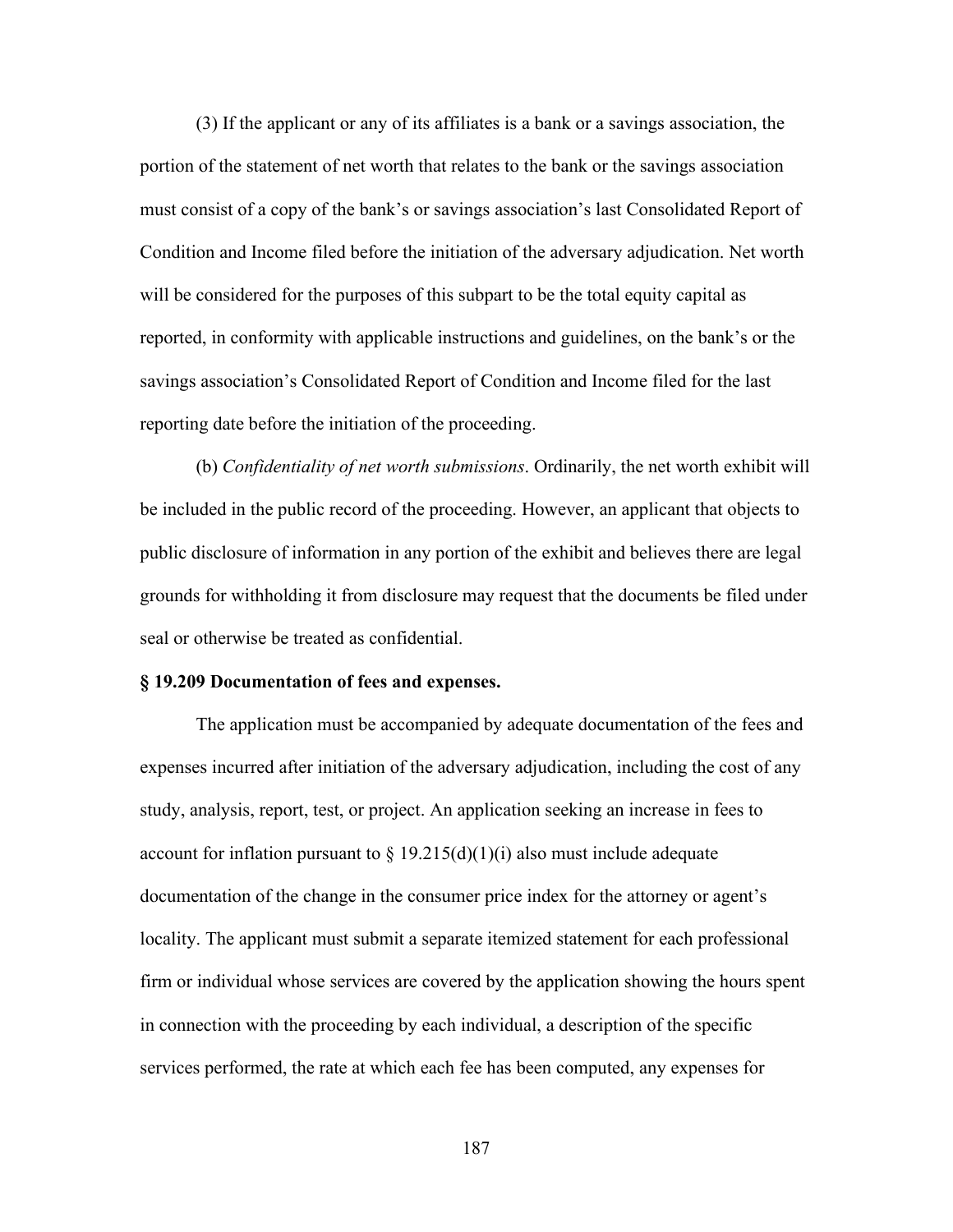(3) If the applicant or any of its affiliates is a bank or a savings association, the portion of the statement of net worth that relates to the bank or the savings association must consist of a copy of the bank's or savings association's last Consolidated Report of Condition and Income filed before the initiation of the adversary adjudication. Net worth will be considered for the purposes of this subpart to be the total equity capital as reported, in conformity with applicable instructions and guidelines, on the bank's or the savings association's Consolidated Report of Condition and Income filed for the last reporting date before the initiation of the proceeding.

(b) *Confidentiality of net worth submissions*. Ordinarily, the net worth exhibit will be included in the public record of the proceeding. However, an applicant that objects to public disclosure of information in any portion of the exhibit and believes there are legal grounds for withholding it from disclosure may request that the documents be filed under seal or otherwise be treated as confidential.

**§ 19.209 Documentation of fees and expenses.**

The application must be accompanied by adequate documentation of the fees and expenses incurred after initiation of the adversary adjudication, including the cost of any study, analysis, report, test, or project. An application seeking an increase in fees to account for inflation pursuant to § 19.215(d)(1)(i) also must include adequate documentation of the change in the consumer price index for the attorney or agent's locality. The applicant must submit a separate itemized statement for each professional firm or individual whose services are covered by the application showing the hours spent in connection with the proceeding by each individual, a description of the specific services performed, the rate at which each fee has been computed, any expenses for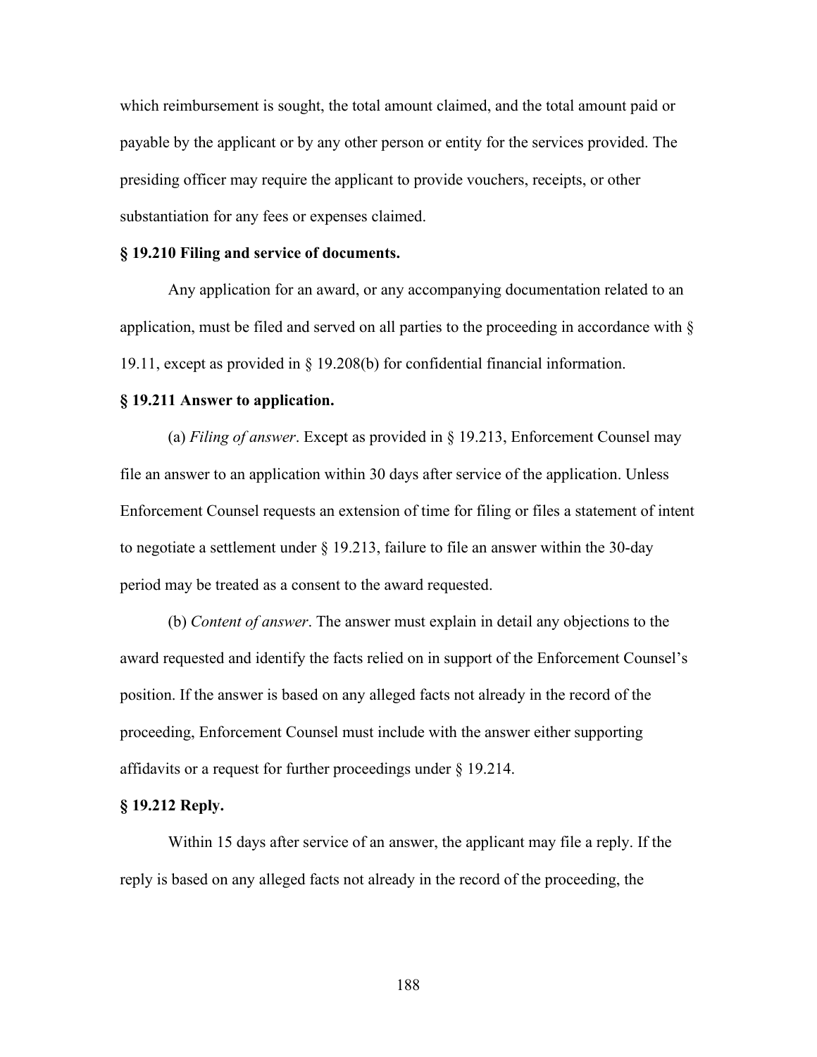which reimbursement is sought, the total amount claimed, and the total amount paid or payable by the applicant or by any other person or entity for the services provided. The presiding officer may require the applicant to provide vouchers, receipts, or other substantiation for any fees or expenses claimed.

**§ 19.210 Filing and service of documents.**

Any application for an award, or any accompanying documentation related to an application, must be filed and served on all parties to the proceeding in accordance with § 19.11, except as provided in § 19.208(b) for confidential financial information.

**§ 19.211 Answer to application.**

(a) *Filing of answer*. Except as provided in § 19.213, Enforcement Counsel may file an answer to an application within 30 days after service of the application. Unless Enforcement Counsel requests an extension of time for filing or files a statement of intent to negotiate a settlement under § 19.213, failure to file an answer within the 30-day period may be treated as a consent to the award requested.

(b) *Content of answer*. The answer must explain in detail any objections to the award requested and identify the facts relied on in support of the Enforcement Counsel's position. If the answer is based on any alleged facts not already in the record of the proceeding, Enforcement Counsel must include with the answer either supporting affidavits or a request for further proceedings under § 19.214.

**§ 19.212 Reply.**

Within 15 days after service of an answer, the applicant may file a reply. If the reply is based on any alleged facts not already in the record of the proceeding, the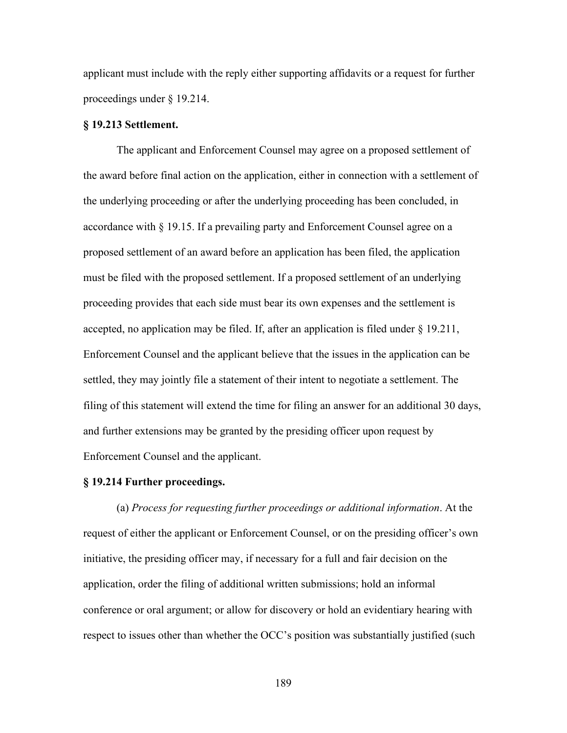applicant must include with the reply either supporting affidavits or a request for further proceedings under § 19.214.

**§ 19.213 Settlement.**

The applicant and Enforcement Counsel may agree on a proposed settlement of the award before final action on the application, either in connection with a settlement of the underlying proceeding or after the underlying proceeding has been concluded, in accordance with § 19.15. If a prevailing party and Enforcement Counsel agree on a proposed settlement of an award before an application has been filed, the application must be filed with the proposed settlement. If a proposed settlement of an underlying proceeding provides that each side must bear its own expenses and the settlement is accepted, no application may be filed. If, after an application is filed under § 19.211, Enforcement Counsel and the applicant believe that the issues in the application can be settled, they may jointly file a statement of their intent to negotiate a settlement. The filing of this statement will extend the time for filing an answer for an additional 30 days, and further extensions may be granted by the presiding officer upon request by Enforcement Counsel and the applicant.

**§ 19.214 Further proceedings.**

(a) *Process for requesting further proceedings or additional information*. At the request of either the applicant or Enforcement Counsel, or on the presiding officer's own initiative, the presiding officer may, if necessary for a full and fair decision on the application, order the filing of additional written submissions; hold an informal conference or oral argument; or allow for discovery or hold an evidentiary hearing with respect to issues other than whether the OCC's position was substantially justified (such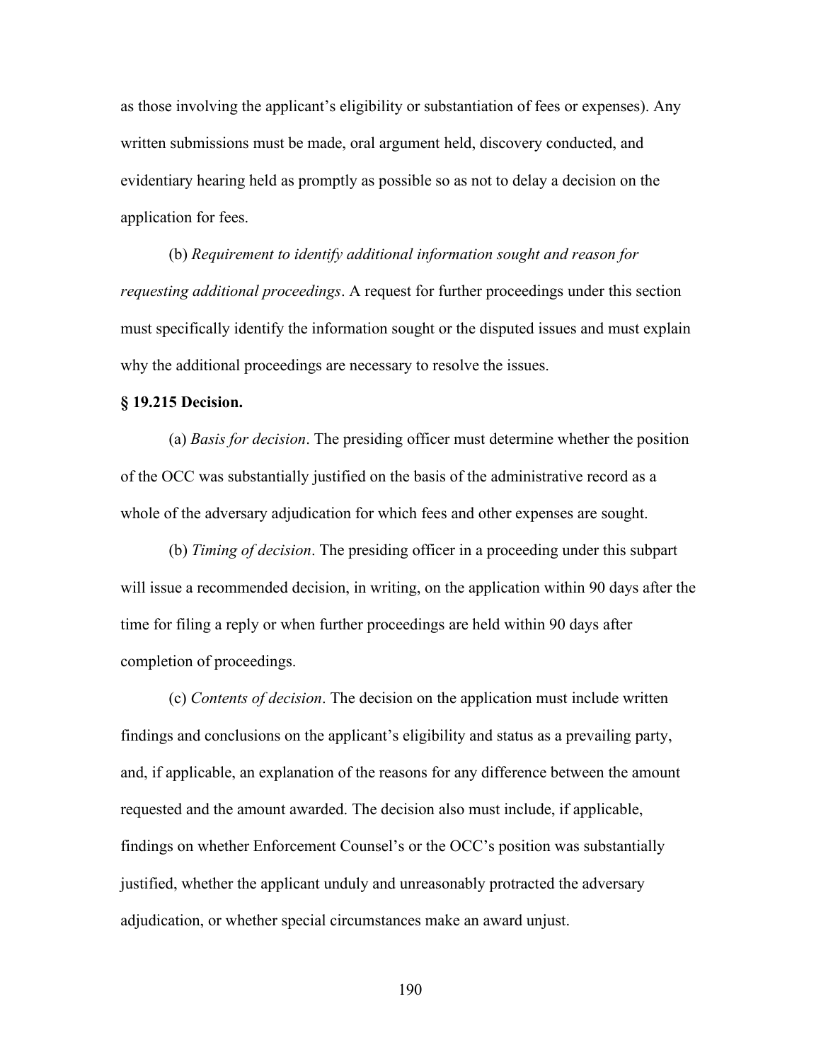as those involving the applicant's eligibility or substantiation of fees or expenses). Any written submissions must be made, oral argument held, discovery conducted, and evidentiary hearing held as promptly as possible so as not to delay a decision on the application for fees.

(b) *Requirement to identify additional information sought and reason for requesting additional proceedings*. A request for further proceedings under this section must specifically identify the information sought or the disputed issues and must explain why the additional proceedings are necessary to resolve the issues.

**§ 19.215 Decision.**

(a) *Basis for decision*. The presiding officer must determine whether the position of the OCC was substantially justified on the basis of the administrative record as a whole of the adversary adjudication for which fees and other expenses are sought.

(b) *Timing of decision*. The presiding officer in a proceeding under this subpart will issue a recommended decision, in writing, on the application within 90 days after the time for filing a reply or when further proceedings are held within 90 days after completion of proceedings.

(c) *Contents of decision*. The decision on the application must include written findings and conclusions on the applicant's eligibility and status as a prevailing party, and, if applicable, an explanation of the reasons for any difference between the amount requested and the amount awarded. The decision also must include, if applicable, findings on whether Enforcement Counsel's or the OCC's position was substantially justified, whether the applicant unduly and unreasonably protracted the adversary adjudication, or whether special circumstances make an award unjust.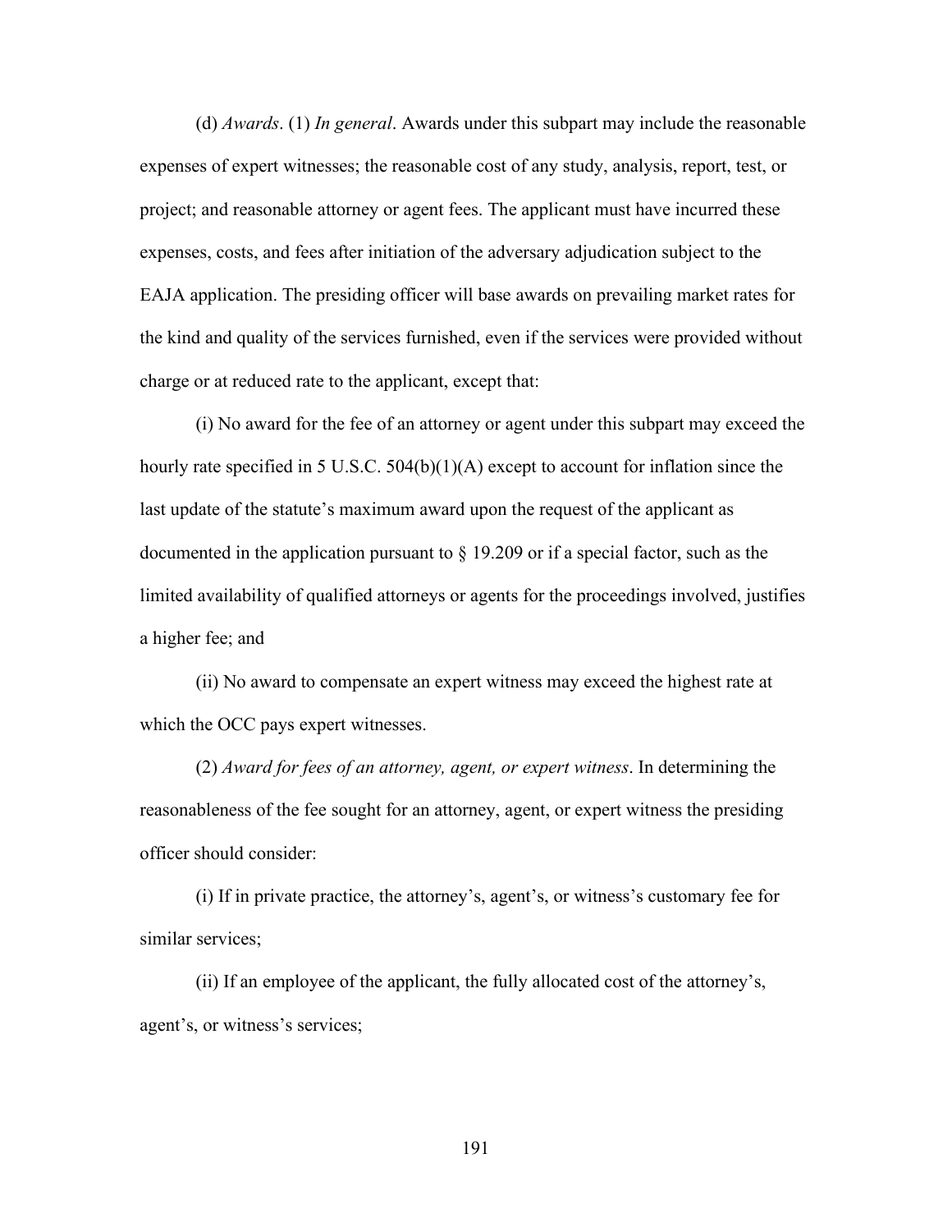(d) *Awards*. (1) *In general*. Awards under this subpart may include the reasonable expenses of expert witnesses; the reasonable cost of any study, analysis, report, test, or project; and reasonable attorney or agent fees. The applicant must have incurred these expenses, costs, and fees after initiation of the adversary adjudication subject to the EAJA application. The presiding officer will base awards on prevailing market rates for the kind and quality of the services furnished, even if the services were provided without charge or at reduced rate to the applicant, except that:

(i) No award for the fee of an attorney or agent under this subpart may exceed the hourly rate specified in 5 U.S.C. 504(b)(1)(A) except to account for inflation since the last update of the statute's maximum award upon the request of the applicant as documented in the application pursuant to § 19.209 or if a special factor, such as the limited availability of qualified attorneys or agents for the proceedings involved, justifies a higher fee; and

(ii) No award to compensate an expert witness may exceed the highest rate at which the OCC pays expert witnesses.

(2) *Award for fees of an attorney, agent, or expert witness*. In determining the reasonableness of the fee sought for an attorney, agent, or expert witness the presiding officer should consider:

(i) If in private practice, the attorney's, agent's, or witness's customary fee for similar services;

(ii) If an employee of the applicant, the fully allocated cost of the attorney's, agent's, or witness's services;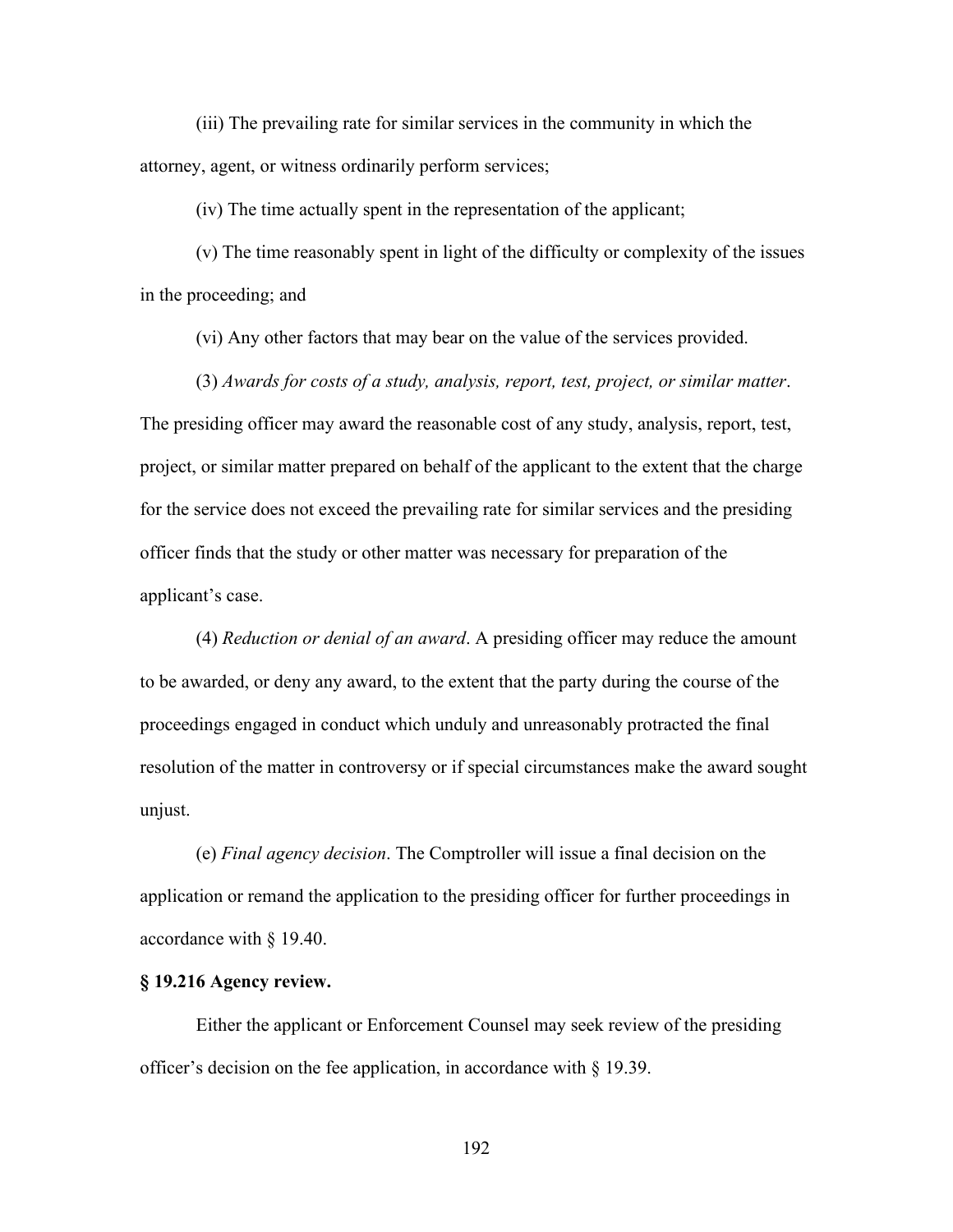(iii) The prevailing rate for similar services in the community in which the attorney, agent, or witness ordinarily perform services;

(iv) The time actually spent in the representation of the applicant;

(v) The time reasonably spent in light of the difficulty or complexity of the issues in the proceeding; and

(vi) Any other factors that may bear on the value of the services provided.

(3) *Awards for costs of a study, analysis, report, test, project, or similar matter*. The presiding officer may award the reasonable cost of any study, analysis, report, test, project, or similar matter prepared on behalf of the applicant to the extent that the charge for the service does not exceed the prevailing rate for similar services and the presiding officer finds that the study or other matter was necessary for preparation of the applicant's case.

(4) *Reduction or denial of an award*. A presiding officer may reduce the amount to be awarded, or deny any award, to the extent that the party during the course of the proceedings engaged in conduct which unduly and unreasonably protracted the final resolution of the matter in controversy or if special circumstances make the award sought unjust.

(e) *Final agency decision*. The Comptroller will issue a final decision on the application or remand the application to the presiding officer for further proceedings in accordance with § 19.40.

**§ 19.216 Agency review.**

Either the applicant or Enforcement Counsel may seek review of the presiding officer's decision on the fee application, in accordance with § 19.39.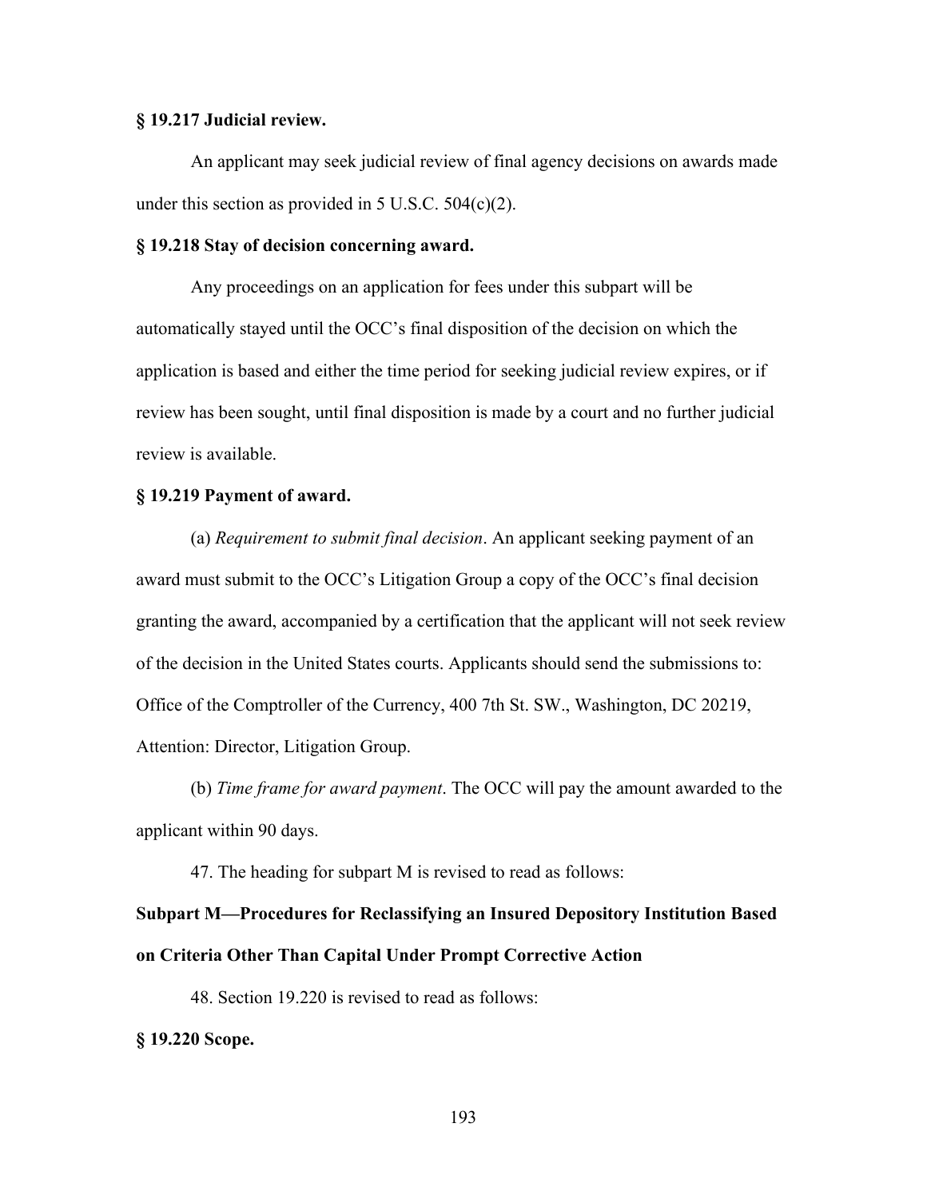**§ 19.217 Judicial review.**

An applicant may seek judicial review of final agency decisions on awards made under this section as provided in 5 U.S.C. 504(c)(2).

**§ 19.218 Stay of decision concerning award.**

Any proceedings on an application for fees under this subpart will be automatically stayed until the OCC's final disposition of the decision on which the application is based and either the time period for seeking judicial review expires, or if review has been sought, until final disposition is made by a court and no further judicial review is available.

**§ 19.219 Payment of award.**

(a) *Requirement to submit final decision*. An applicant seeking payment of an award must submit to the OCC's Litigation Group a copy of the OCC's final decision granting the award, accompanied by a certification that the applicant will not seek review of the decision in the United States courts. Applicants should send the submissions to: Office of the Comptroller of the Currency, 400 7th St. SW., Washington, DC 20219, Attention: Director, Litigation Group.

(b) *Time frame for award payment*. The OCC will pay the amount awarded to the applicant within 90 days.

47. The heading for subpart M is revised to read as follows:

**Subpart M—Procedures for Reclassifying an Insured Depository Institution Based on Criteria Other Than Capital Under Prompt Corrective Action**

48. Section 19.220 is revised to read as follows:

**§ 19.220 Scope.**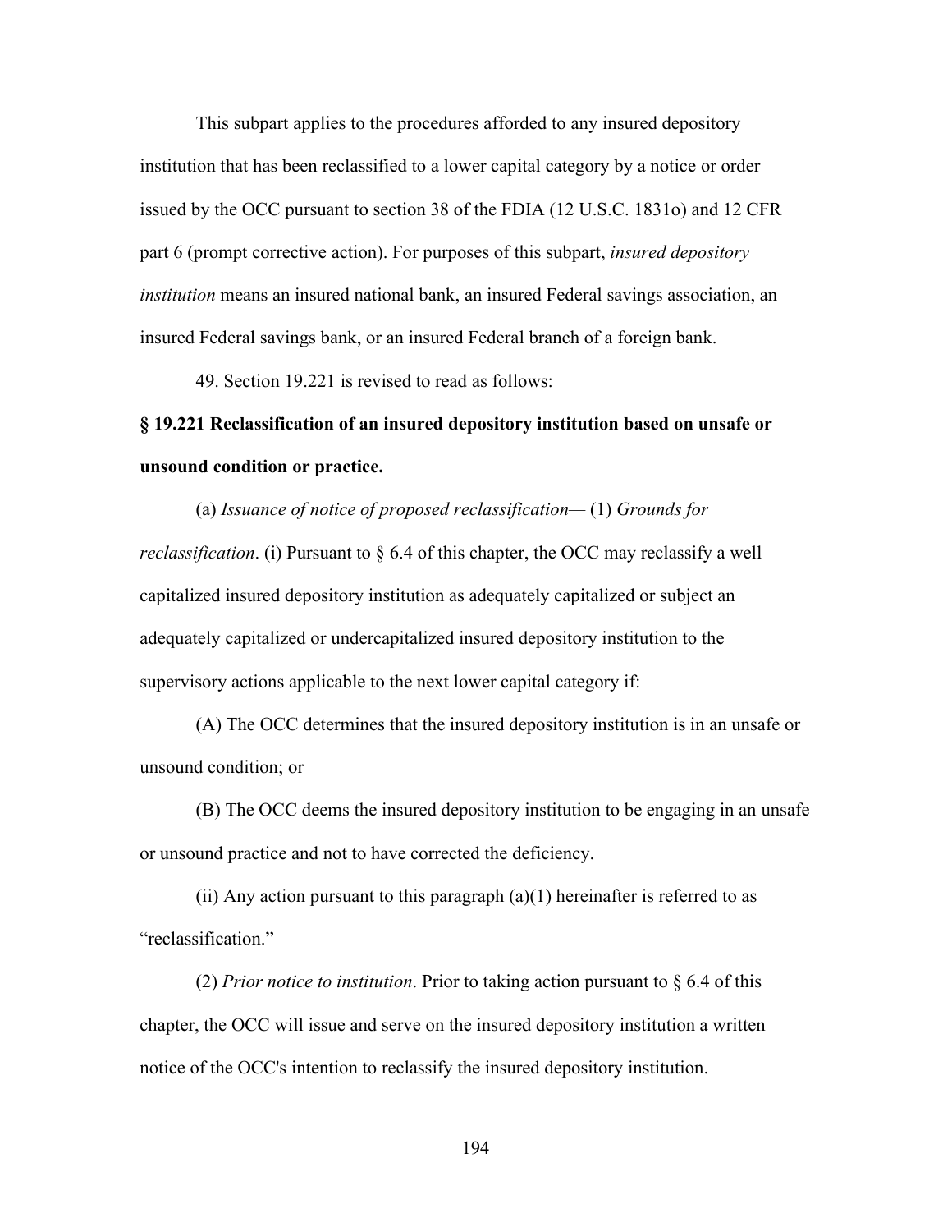This subpart applies to the procedures afforded to any insured depository institution that has been reclassified to a lower capital category by a notice or order issued by the OCC pursuant to section 38 of the FDIA (12 U.S.C. 1831o) and 12 CFR part 6 (prompt corrective action). For purposes of this subpart, *insured depository institution* means an insured national bank, an insured Federal savings association, an insured Federal savings bank, or an insured Federal branch of a foreign bank.

49. Section 19.221 is revised to read as follows:

**§ 19.221 Reclassification of an insured depository institution based on unsafe or unsound condition or practice.**

(a) *Issuance of notice of proposed reclassification*— (1) *Grounds for reclassification*. (i) Pursuant to § 6.4 of this chapter, the OCC may reclassify a well capitalized insured depository institution as adequately capitalized or subject an adequately capitalized or undercapitalized insured depository institution to the supervisory actions applicable to the next lower capital category if:

(A) The OCC determines that the insured depository institution is in an unsafe or unsound condition; or

(B) The OCC deems the insured depository institution to be engaging in an unsafe or unsound practice and not to have corrected the deficiency.

(ii) Any action pursuant to this paragraph (a)(1) hereinafter is referred to as "reclassification."

(2) *Prior notice to institution*. Prior to taking action pursuant to § 6.4 of this chapter, the OCC will issue and serve on the insured depository institution a written notice of the OCC's intention to reclassify the insured depository institution.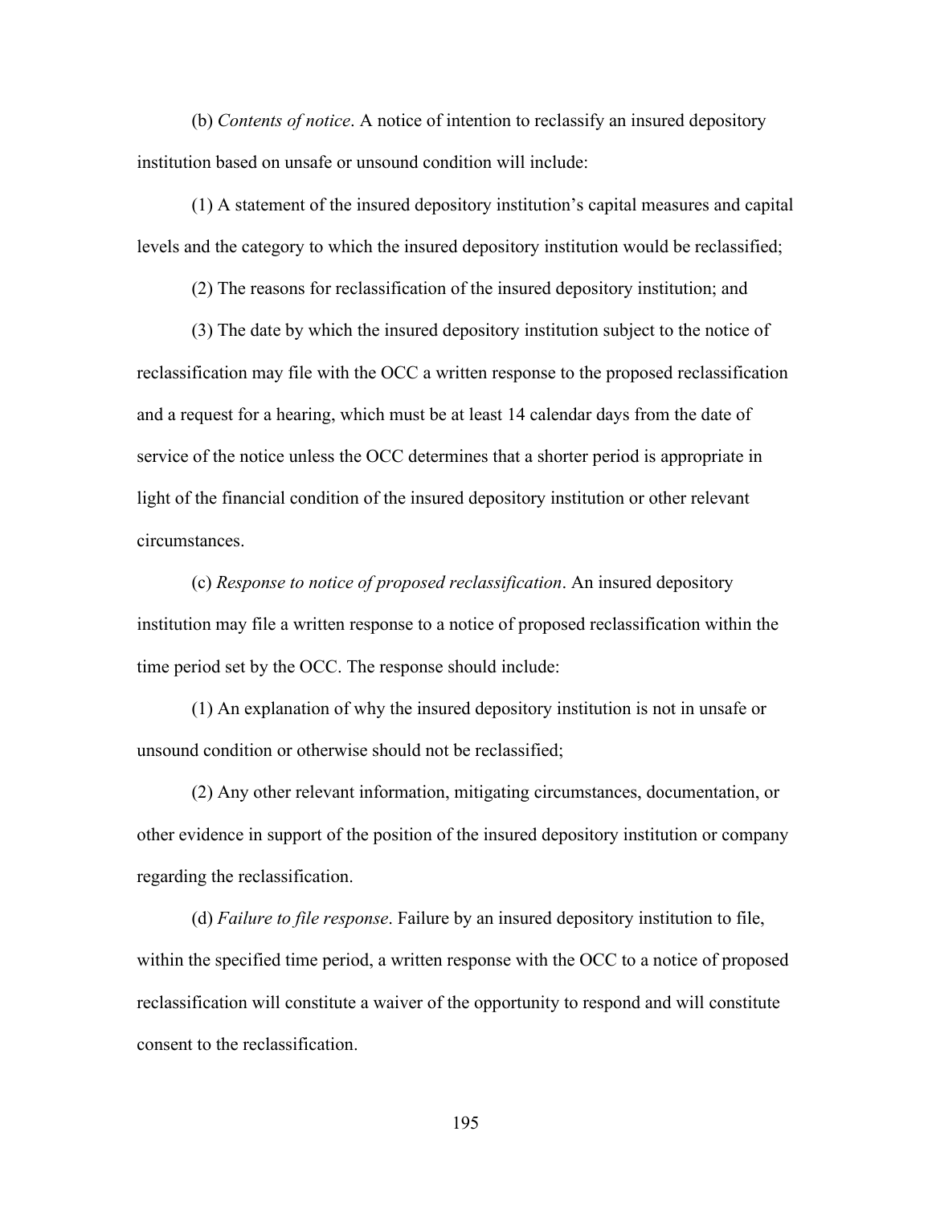(b) *Contents of notice*. A notice of intention to reclassify an insured depository institution based on unsafe or unsound condition will include:

(1) A statement of the insured depository institution's capital measures and capital levels and the category to which the insured depository institution would be reclassified;

(2) The reasons for reclassification of the insured depository institution; and

(3) The date by which the insured depository institution subject to the notice of reclassification may file with the OCC a written response to the proposed reclassification and a request for a hearing, which must be at least 14 calendar days from the date of service of the notice unless the OCC determines that a shorter period is appropriate in light of the financial condition of the insured depository institution or other relevant circumstances.

(c) *Response to notice of proposed reclassification*. An insured depository institution may file a written response to a notice of proposed reclassification within the time period set by the OCC. The response should include:

(1) An explanation of why the insured depository institution is not in unsafe or unsound condition or otherwise should not be reclassified;

(2) Any other relevant information, mitigating circumstances, documentation, or other evidence in support of the position of the insured depository institution or company regarding the reclassification.

(d) *Failure to file response*. Failure by an insured depository institution to file, within the specified time period, a written response with the OCC to a notice of proposed reclassification will constitute a waiver of the opportunity to respond and will constitute consent to the reclassification.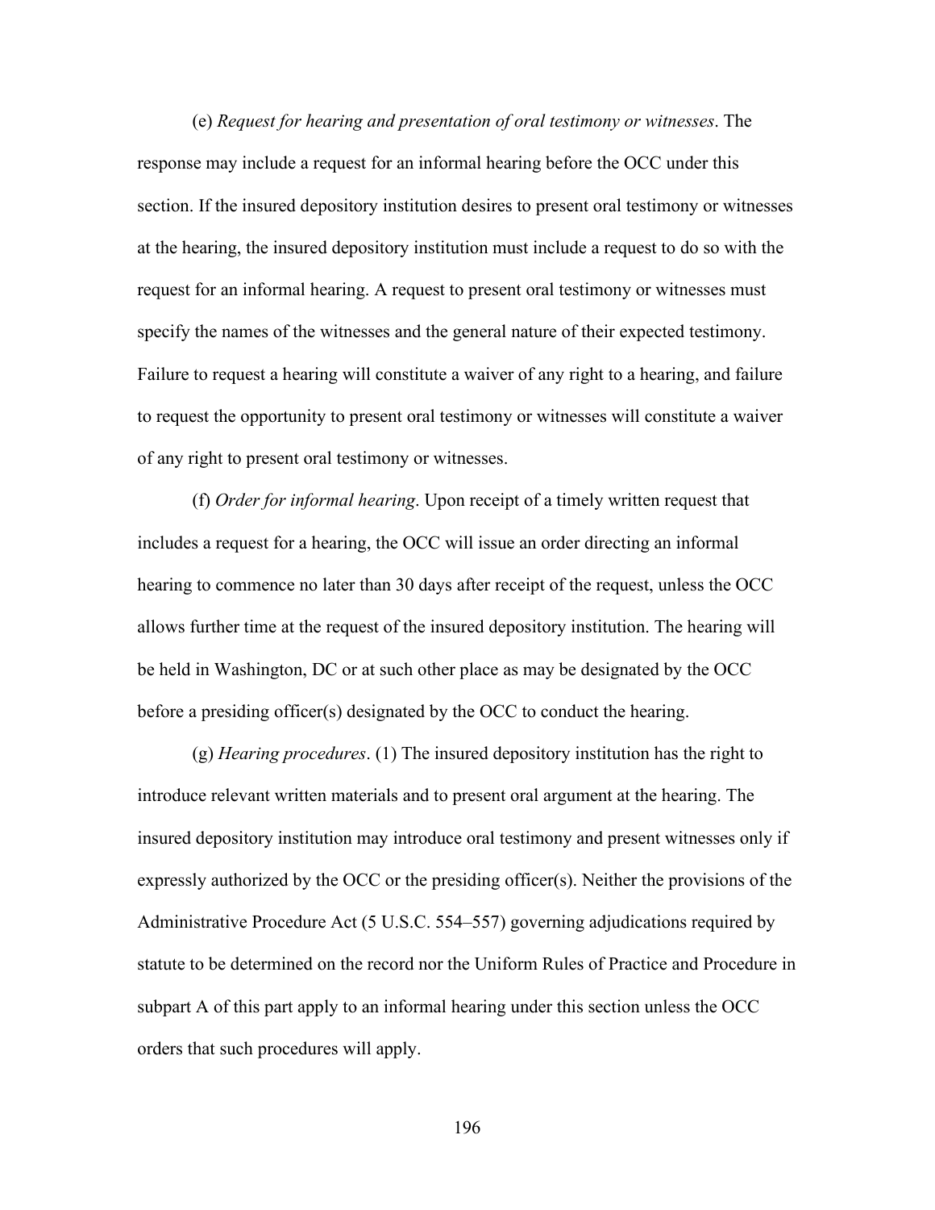(e) *Request for hearing and presentation of oral testimony or witnesses*. The response may include a request for an informal hearing before the OCC under this section. If the insured depository institution desires to present oral testimony or witnesses at the hearing, the insured depository institution must include a request to do so with the request for an informal hearing. A request to present oral testimony or witnesses must specify the names of the witnesses and the general nature of their expected testimony. Failure to request a hearing will constitute a waiver of any right to a hearing, and failure to request the opportunity to present oral testimony or witnesses will constitute a waiver of any right to present oral testimony or witnesses.

(f) *Order for informal hearing*. Upon receipt of a timely written request that includes a request for a hearing, the OCC will issue an order directing an informal hearing to commence no later than 30 days after receipt of the request, unless the OCC allows further time at the request of the insured depository institution. The hearing will be held in Washington, DC or at such other place as may be designated by the OCC before a presiding officer(s) designated by the OCC to conduct the hearing.

(g) *Hearing procedures*. (1) The insured depository institution has the right to introduce relevant written materials and to present oral argument at the hearing. The insured depository institution may introduce oral testimony and present witnesses only if expressly authorized by the OCC or the presiding officer(s). Neither the provisions of the Administrative Procedure Act (5 U.S.C. 554–557) governing adjudications required by statute to be determined on the record nor the Uniform Rules of Practice and Procedure in subpart A of this part apply to an informal hearing under this section unless the OCC orders that such procedures will apply.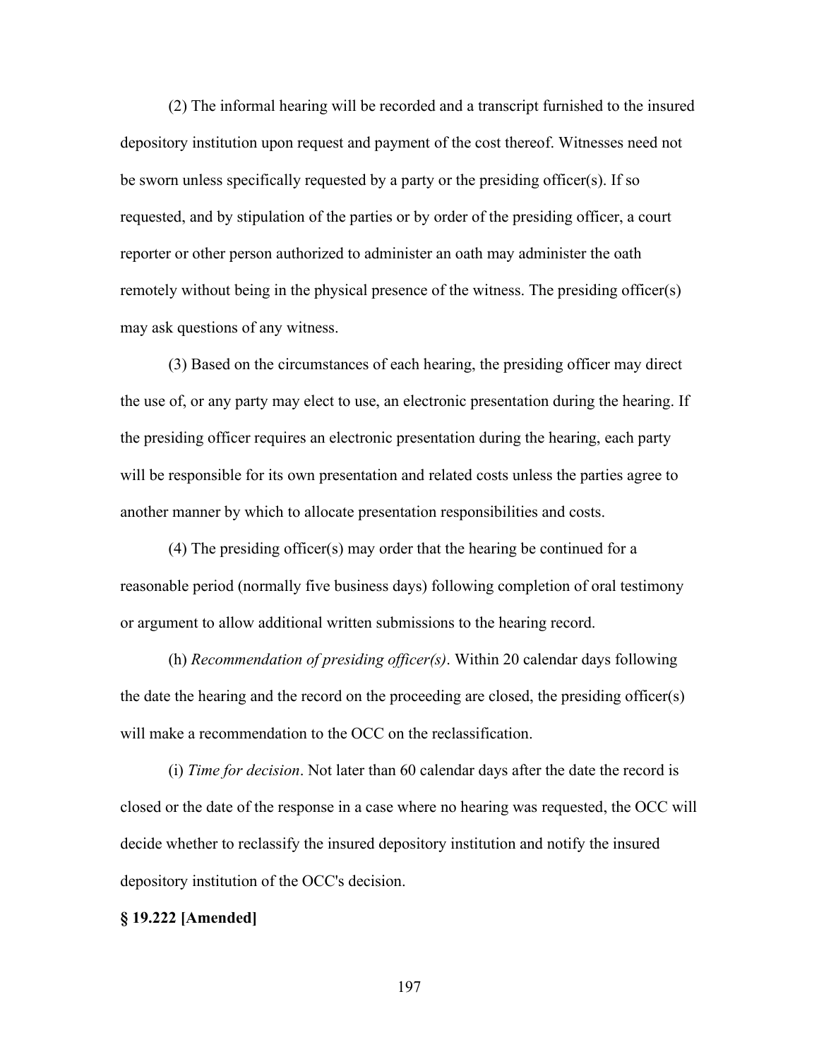(2) The informal hearing will be recorded and a transcript furnished to the insured depository institution upon request and payment of the cost thereof. Witnesses need not be sworn unless specifically requested by a party or the presiding officer(s). If so requested, and by stipulation of the parties or by order of the presiding officer, a court reporter or other person authorized to administer an oath may administer the oath remotely without being in the physical presence of the witness. The presiding officer(s) may ask questions of any witness.

(3) Based on the circumstances of each hearing, the presiding officer may direct the use of, or any party may elect to use, an electronic presentation during the hearing. If the presiding officer requires an electronic presentation during the hearing, each party will be responsible for its own presentation and related costs unless the parties agree to another manner by which to allocate presentation responsibilities and costs.

(4) The presiding officer(s) may order that the hearing be continued for a reasonable period (normally five business days) following completion of oral testimony or argument to allow additional written submissions to the hearing record.

(h) *Recommendation of presiding officer(s)*. Within 20 calendar days following the date the hearing and the record on the proceeding are closed, the presiding officer(s) will make a recommendation to the OCC on the reclassification.

(i) *Time for decision*. Not later than 60 calendar days after the date the record is closed or the date of the response in a case where no hearing was requested, the OCC will decide whether to reclassify the insured depository institution and notify the insured depository institution of the OCC's decision.

**§ 19.222 [Amended]**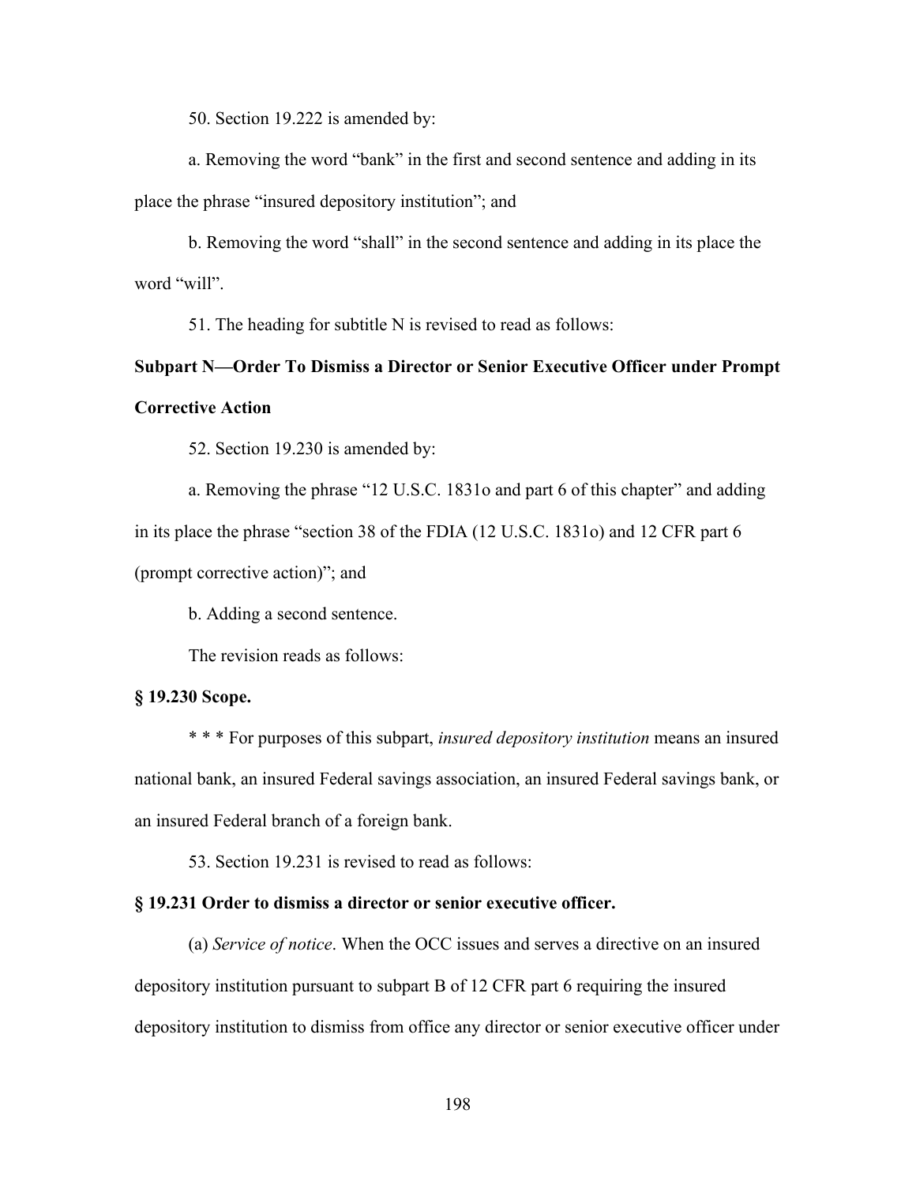50. Section 19.222 is amended by:

a. Removing the word "bank" in the first and second sentence and adding in its place the phrase "insured depository institution"; and

b. Removing the word "shall" in the second sentence and adding in its place the word "will".

51. The heading for subtitle N is revised to read as follows:

**Subpart N—Order To Dismiss a Director or Senior Executive Officer under Prompt Corrective Action**

52. Section 19.230 is amended by:

a. Removing the phrase "12 U.S.C. 1831o and part 6 of this chapter" and adding in its place the phrase "section 38 of the FDIA (12 U.S.C. 1831o) and 12 CFR part 6 (prompt corrective action)"; and

b. Adding a second sentence.

The revision reads as follows:

**§ 19.230 Scope.**

* * * For purposes of this subpart, *insured depository institution* means an insured national bank, an insured Federal savings association, an insured Federal savings bank, or an insured Federal branch of a foreign bank.

53. Section 19.231 is revised to read as follows:

**§ 19.231 Order to dismiss a director or senior executive officer.**

(a) *Service of notice*. When the OCC issues and serves a directive on an insured depository institution pursuant to subpart B of 12 CFR part 6 requiring the insured depository institution to dismiss from office any director or senior executive officer under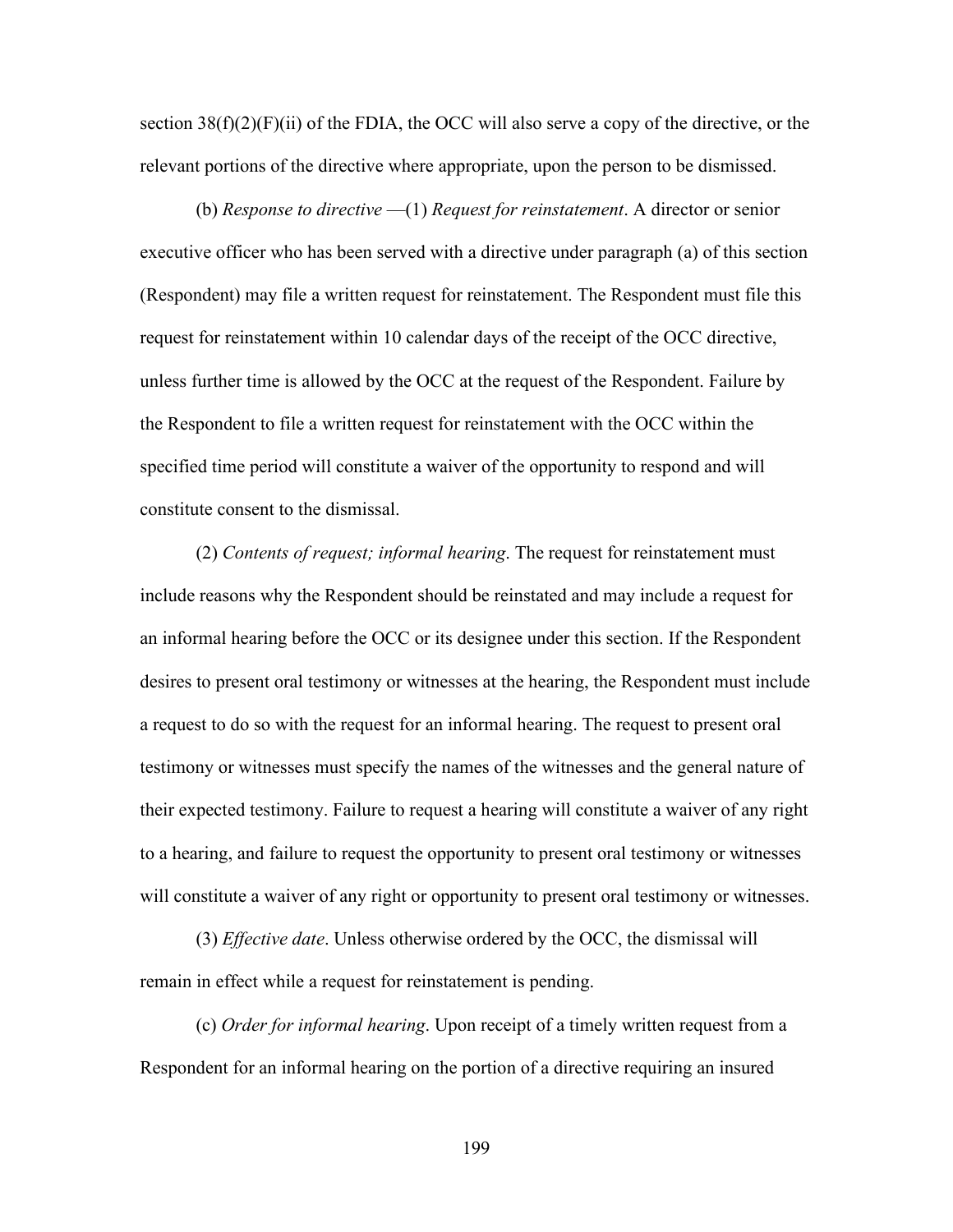section 38(f)(2)(F)(ii) of the FDIA, the OCC will also serve a copy of the directive, or the relevant portions of the directive where appropriate, upon the person to be dismissed.

(b) *Response to directive* —(1) *Request for reinstatement*. A director or senior executive officer who has been served with a directive under paragraph (a) of this section (Respondent) may file a written request for reinstatement. The Respondent must file this request for reinstatement within 10 calendar days of the receipt of the OCC directive, unless further time is allowed by the OCC at the request of the Respondent. Failure by the Respondent to file a written request for reinstatement with the OCC within the specified time period will constitute a waiver of the opportunity to respond and will constitute consent to the dismissal.

(2) *Contents of request; informal hearing*. The request for reinstatement must include reasons why the Respondent should be reinstated and may include a request for an informal hearing before the OCC or its designee under this section. If the Respondent desires to present oral testimony or witnesses at the hearing, the Respondent must include a request to do so with the request for an informal hearing. The request to present oral testimony or witnesses must specify the names of the witnesses and the general nature of their expected testimony. Failure to request a hearing will constitute a waiver of any right to a hearing, and failure to request the opportunity to present oral testimony or witnesses will constitute a waiver of any right or opportunity to present oral testimony or witnesses.

(3) *Effective date*. Unless otherwise ordered by the OCC, the dismissal will remain in effect while a request for reinstatement is pending.

(c) *Order for informal hearing*. Upon receipt of a timely written request from a Respondent for an informal hearing on the portion of a directive requiring an insured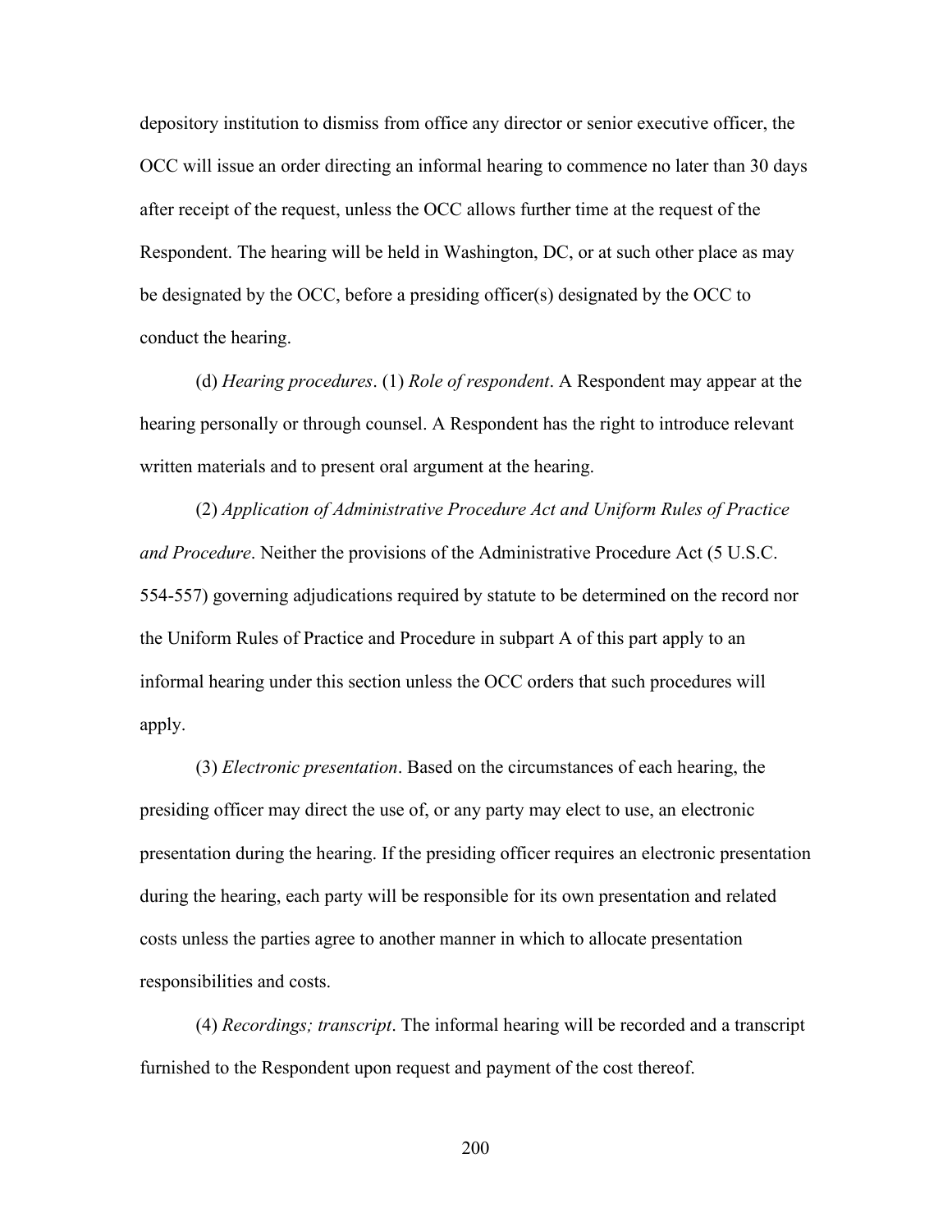depository institution to dismiss from office any director or senior executive officer, the OCC will issue an order directing an informal hearing to commence no later than 30 days after receipt of the request, unless the OCC allows further time at the request of the Respondent. The hearing will be held in Washington, DC, or at such other place as may be designated by the OCC, before a presiding officer(s) designated by the OCC to conduct the hearing.

(d) *Hearing procedures*. (1) *Role of respondent*. A Respondent may appear at the hearing personally or through counsel. A Respondent has the right to introduce relevant written materials and to present oral argument at the hearing.

(2) *Application of Administrative Procedure Act and Uniform Rules of Practice and Procedure*. Neither the provisions of the Administrative Procedure Act (5 U.S.C. 554-557) governing adjudications required by statute to be determined on the record nor the Uniform Rules of Practice and Procedure in subpart A of this part apply to an informal hearing under this section unless the OCC orders that such procedures will apply.

(3) *Electronic presentation*. Based on the circumstances of each hearing, the presiding officer may direct the use of, or any party may elect to use, an electronic presentation during the hearing. If the presiding officer requires an electronic presentation during the hearing, each party will be responsible for its own presentation and related costs unless the parties agree to another manner in which to allocate presentation responsibilities and costs.

(4) *Recordings; transcript*. The informal hearing will be recorded and a transcript furnished to the Respondent upon request and payment of the cost thereof.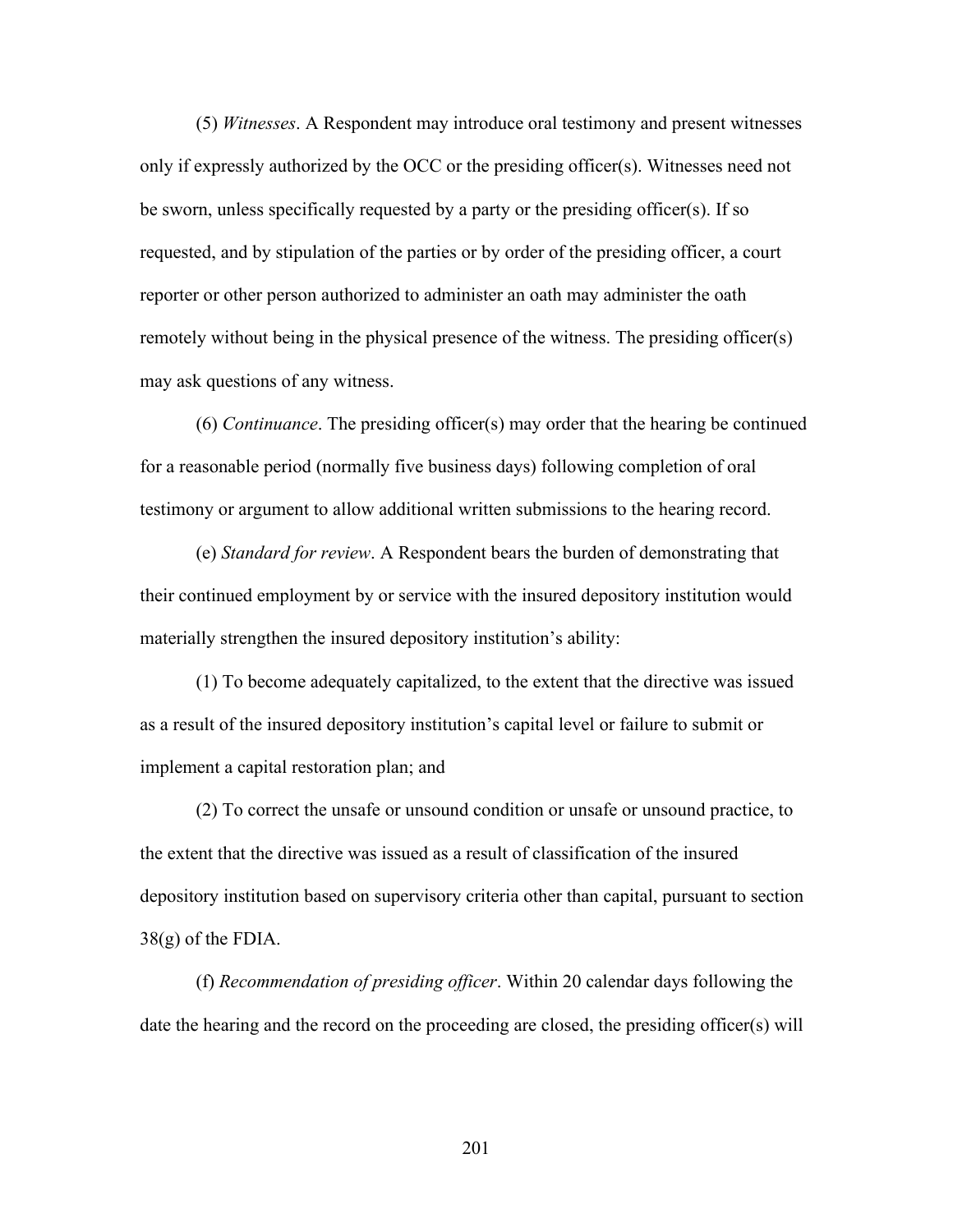(5) *Witnesses*. A Respondent may introduce oral testimony and present witnesses only if expressly authorized by the OCC or the presiding officer(s). Witnesses need not be sworn, unless specifically requested by a party or the presiding officer(s). If so requested, and by stipulation of the parties or by order of the presiding officer, a court reporter or other person authorized to administer an oath may administer the oath remotely without being in the physical presence of the witness. The presiding officer(s) may ask questions of any witness.

(6) *Continuance*. The presiding officer(s) may order that the hearing be continued for a reasonable period (normally five business days) following completion of oral testimony or argument to allow additional written submissions to the hearing record.

(e) *Standard for review*. A Respondent bears the burden of demonstrating that their continued employment by or service with the insured depository institution would materially strengthen the insured depository institution's ability:

(1) To become adequately capitalized, to the extent that the directive was issued as a result of the insured depository institution's capital level or failure to submit or implement a capital restoration plan; and

(2) To correct the unsafe or unsound condition or unsafe or unsound practice, to the extent that the directive was issued as a result of classification of the insured depository institution based on supervisory criteria other than capital, pursuant to section 38(g) of the FDIA.

(f) *Recommendation of presiding officer*. Within 20 calendar days following the date the hearing and the record on the proceeding are closed, the presiding officer(s) will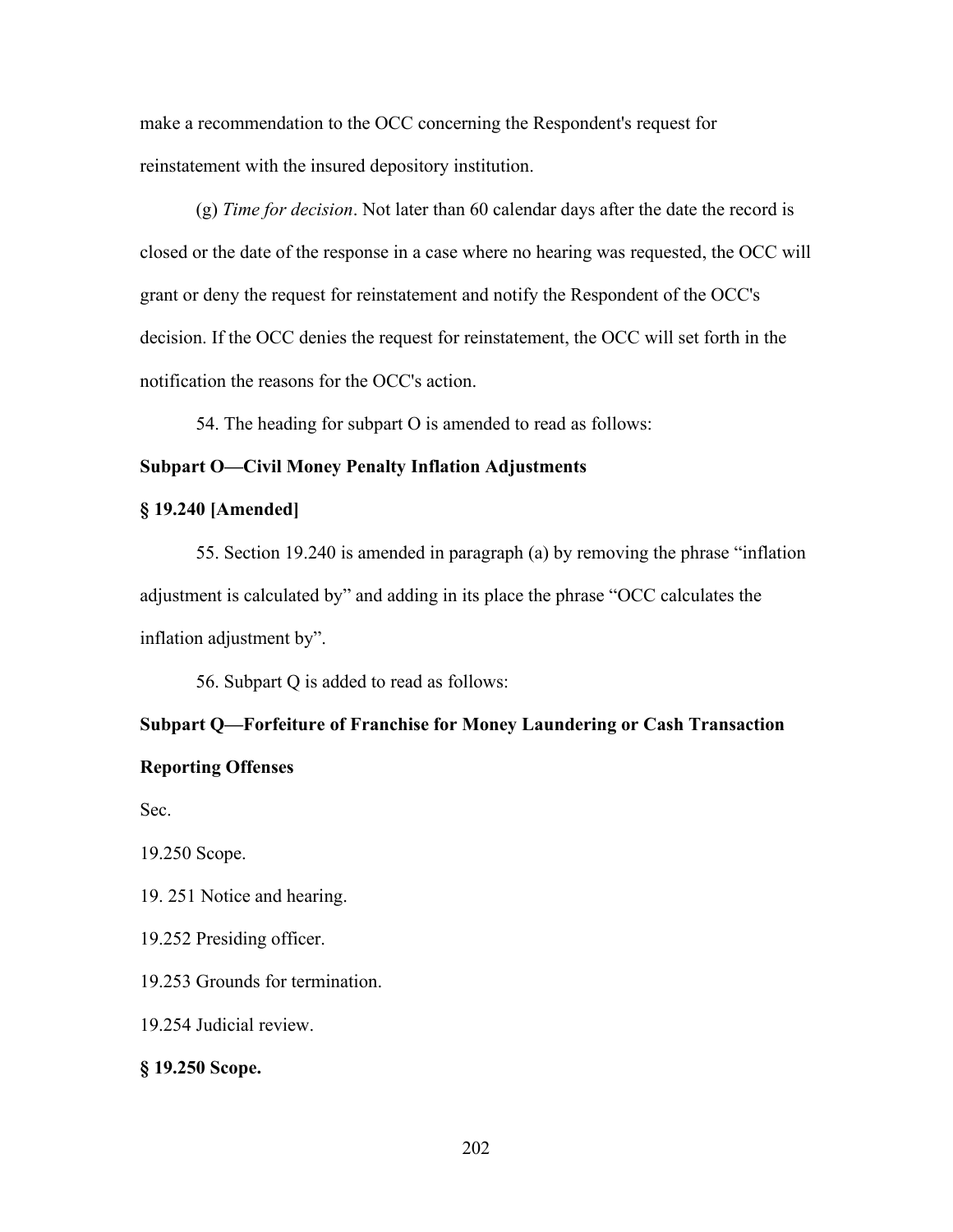make a recommendation to the OCC concerning the Respondent's request for reinstatement with the insured depository institution.

(g) *Time for decision*. Not later than 60 calendar days after the date the record is closed or the date of the response in a case where no hearing was requested, the OCC will grant or deny the request for reinstatement and notify the Respondent of the OCC's decision. If the OCC denies the request for reinstatement, the OCC will set forth in the notification the reasons for the OCC's action.

54. The heading for subpart O is amended to read as follows:

**Subpart O—Civil Money Penalty Inflation Adjustments**

**§ 19.240 [Amended]**

55. Section 19.240 is amended in paragraph (a) by removing the phrase "inflation adjustment is calculated by" and adding in its place the phrase "OCC calculates the inflation adjustment by".

56. Subpart Q is added to read as follows:

**Subpart Q—Forfeiture of Franchise for Money Laundering or Cash Transaction Reporting Offenses**

Sec.

19.250 Scope.

19. 251 Notice and hearing.

19.252 Presiding officer.

19.253 Grounds for termination.

19.254 Judicial review.

**§ 19.250 Scope.**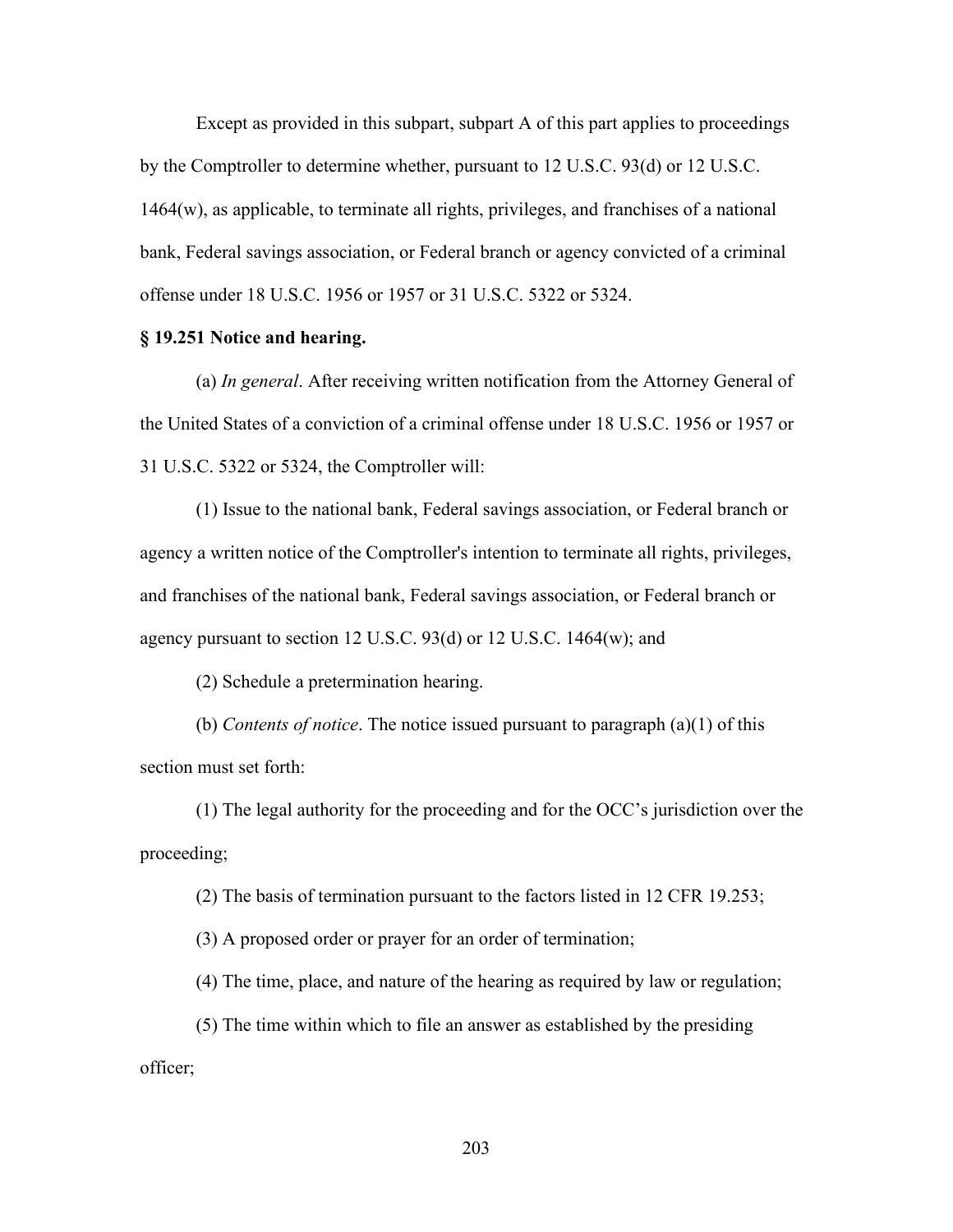Except as provided in this subpart, subpart A of this part applies to proceedings by the Comptroller to determine whether, pursuant to 12 U.S.C. 93(d) or 12 U.S.C. 1464(w), as applicable, to terminate all rights, privileges, and franchises of a national bank, Federal savings association, or Federal branch or agency convicted of a criminal offense under 18 U.S.C. 1956 or 1957 or 31 U.S.C. 5322 or 5324.

**§ 19.251 Notice and hearing.**

(a) *In general*. After receiving written notification from the Attorney General of the United States of a conviction of a criminal offense under 18 U.S.C. 1956 or 1957 or 31 U.S.C. 5322 or 5324, the Comptroller will:

(1) Issue to the national bank, Federal savings association, or Federal branch or agency a written notice of the Comptroller's intention to terminate all rights, privileges, and franchises of the national bank, Federal savings association, or Federal branch or agency pursuant to section 12 U.S.C. 93(d) or 12 U.S.C. 1464(w); and

(2) Schedule a pretermination hearing.

(b) *Contents of notice*. The notice issued pursuant to paragraph (a)(1) of this section must set forth:

(1) The legal authority for the proceeding and for the OCC's jurisdiction over the proceeding;

(2) The basis of termination pursuant to the factors listed in 12 CFR 19.253;

(3) A proposed order or prayer for an order of termination;

(4) The time, place, and nature of the hearing as required by law or regulation;

(5) The time within which to file an answer as established by the presiding officer;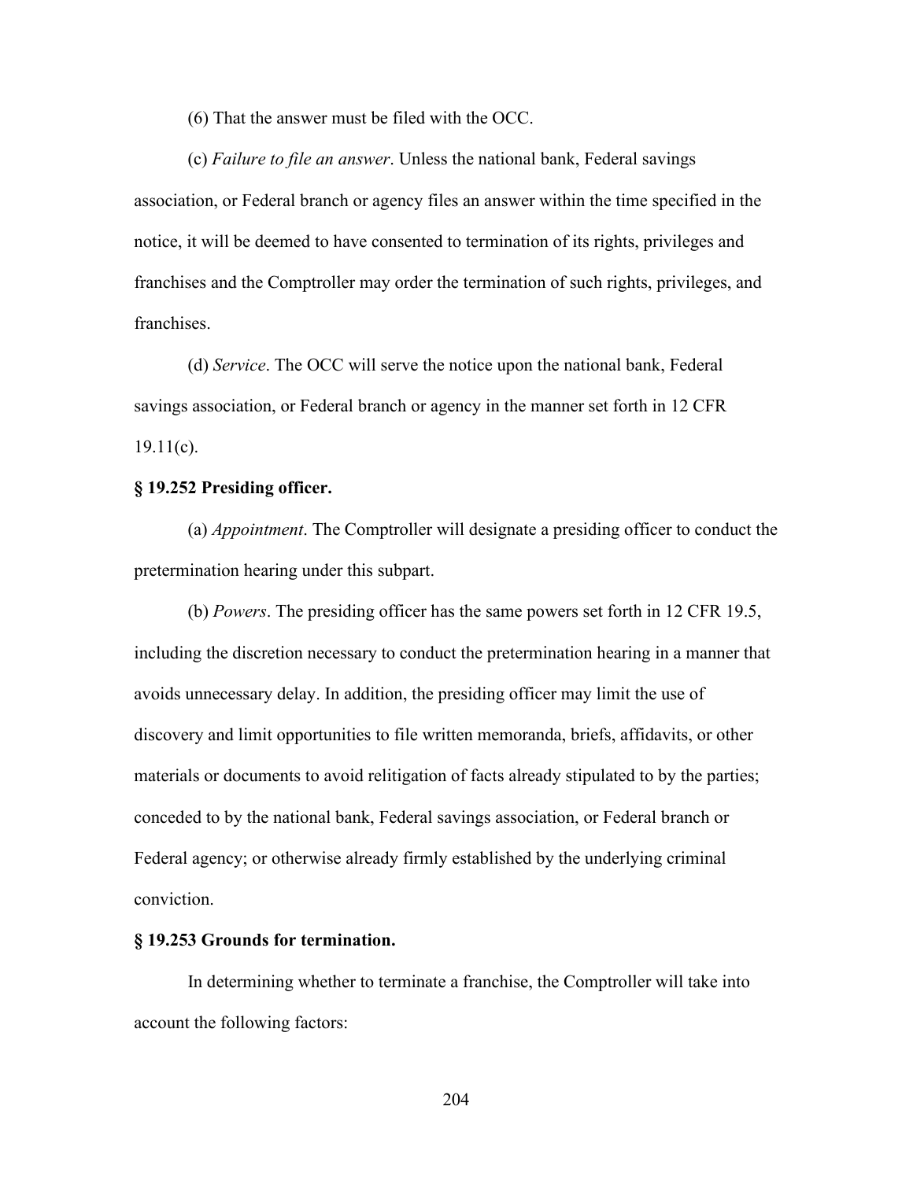(6) That the answer must be filed with the OCC.

(c) *Failure to file an answer*. Unless the national bank, Federal savings association, or Federal branch or agency files an answer within the time specified in the notice, it will be deemed to have consented to termination of its rights, privileges and franchises and the Comptroller may order the termination of such rights, privileges, and franchises.

(d) *Service*. The OCC will serve the notice upon the national bank, Federal savings association, or Federal branch or agency in the manner set forth in 12 CFR 19.11(c).

**§ 19.252 Presiding officer.**

(a) *Appointment*. The Comptroller will designate a presiding officer to conduct the pretermination hearing under this subpart.

(b) *Powers*. The presiding officer has the same powers set forth in 12 CFR 19.5, including the discretion necessary to conduct the pretermination hearing in a manner that avoids unnecessary delay. In addition, the presiding officer may limit the use of discovery and limit opportunities to file written memoranda, briefs, affidavits, or other materials or documents to avoid relitigation of facts already stipulated to by the parties; conceded to by the national bank, Federal savings association, or Federal branch or Federal agency; or otherwise already firmly established by the underlying criminal conviction.

**§ 19.253 Grounds for termination.**

In determining whether to terminate a franchise, the Comptroller will take into account the following factors: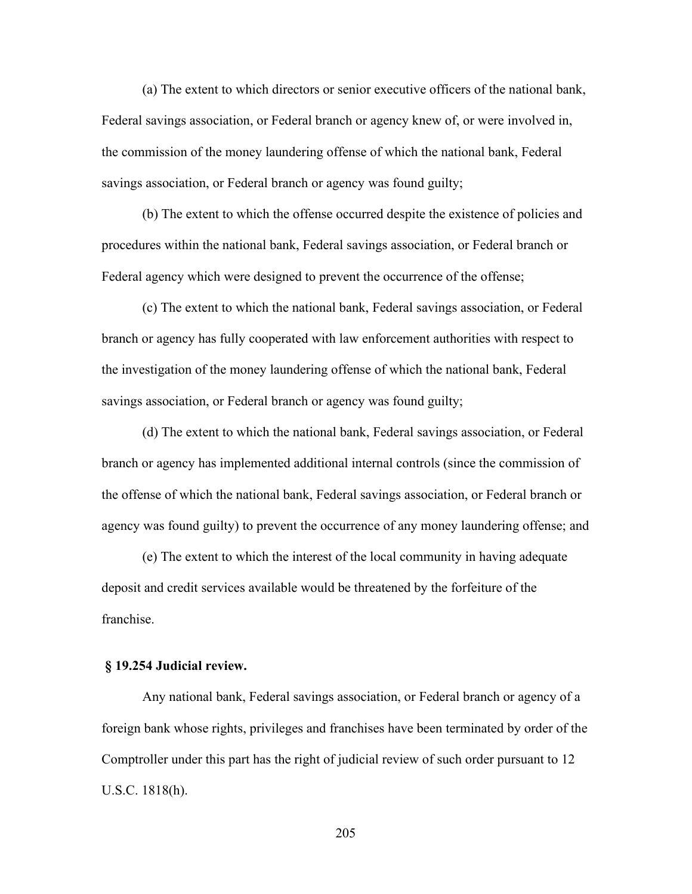(a) The extent to which directors or senior executive officers of the national bank, Federal savings association, or Federal branch or agency knew of, or were involved in, the commission of the money laundering offense of which the national bank, Federal savings association, or Federal branch or agency was found guilty;

(b) The extent to which the offense occurred despite the existence of policies and procedures within the national bank, Federal savings association, or Federal branch or Federal agency which were designed to prevent the occurrence of the offense;

(c) The extent to which the national bank, Federal savings association, or Federal branch or agency has fully cooperated with law enforcement authorities with respect to the investigation of the money laundering offense of which the national bank, Federal savings association, or Federal branch or agency was found guilty;

(d) The extent to which the national bank, Federal savings association, or Federal branch or agency has implemented additional internal controls (since the commission of the offense of which the national bank, Federal savings association, or Federal branch or agency was found guilty) to prevent the occurrence of any money laundering offense; and

(e) The extent to which the interest of the local community in having adequate deposit and credit services available would be threatened by the forfeiture of the franchise.

**§ 19.254 Judicial review.**

Any national bank, Federal savings association, or Federal branch or agency of a foreign bank whose rights, privileges and franchises have been terminated by order of the Comptroller under this part has the right of judicial review of such order pursuant to 12 U.S.C. 1818(h).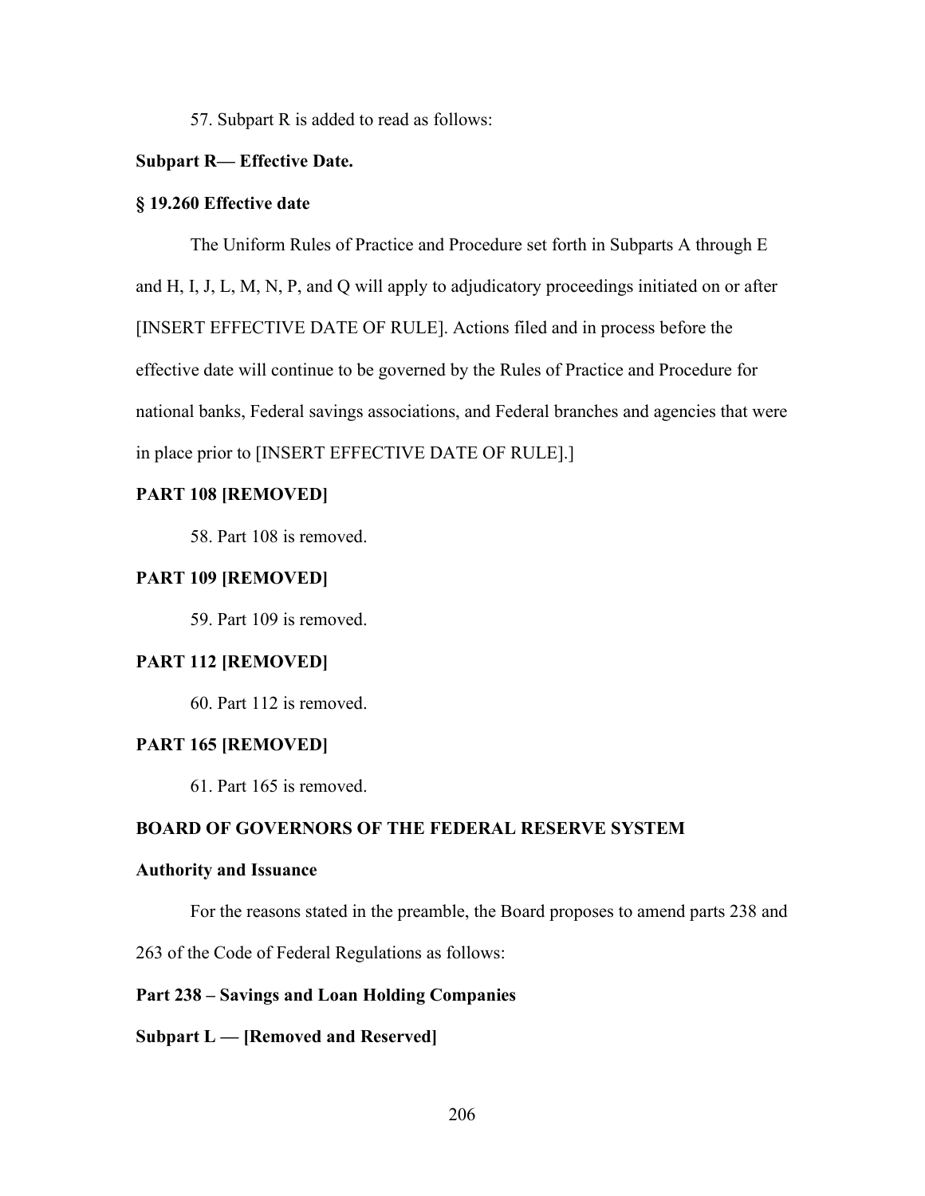57. Subpart R is added to read as follows:

**Subpart R— Effective Date.**

**§ 19.260 Effective date**

The Uniform Rules of Practice and Procedure set forth in Subparts A through E and H, I, J, L, M, N, P, and Q will apply to adjudicatory proceedings initiated on or after [INSERT EFFECTIVE DATE OF RULE]. Actions filed and in process before the effective date will continue to be governed by the Rules of Practice and Procedure for national banks, Federal savings associations, and Federal branches and agencies that were in place prior to [INSERT EFFECTIVE DATE OF RULE].]

**PART 108 [REMOVED]**

58. Part 108 is removed.

**PART 109 [REMOVED]**

59. Part 109 is removed.

**PART 112 [REMOVED]**

60. Part 112 is removed.

**PART 165 [REMOVED]**

61. Part 165 is removed.

**BOARD OF GOVERNORS OF THE FEDERAL RESERVE SYSTEM**

**Authority and Issuance**

For the reasons stated in the preamble, the Board proposes to amend parts 238 and 263 of the Code of Federal Regulations as follows:

**Part 238 – Savings and Loan Holding Companies**

**Subpart L — [Removed and Reserved]**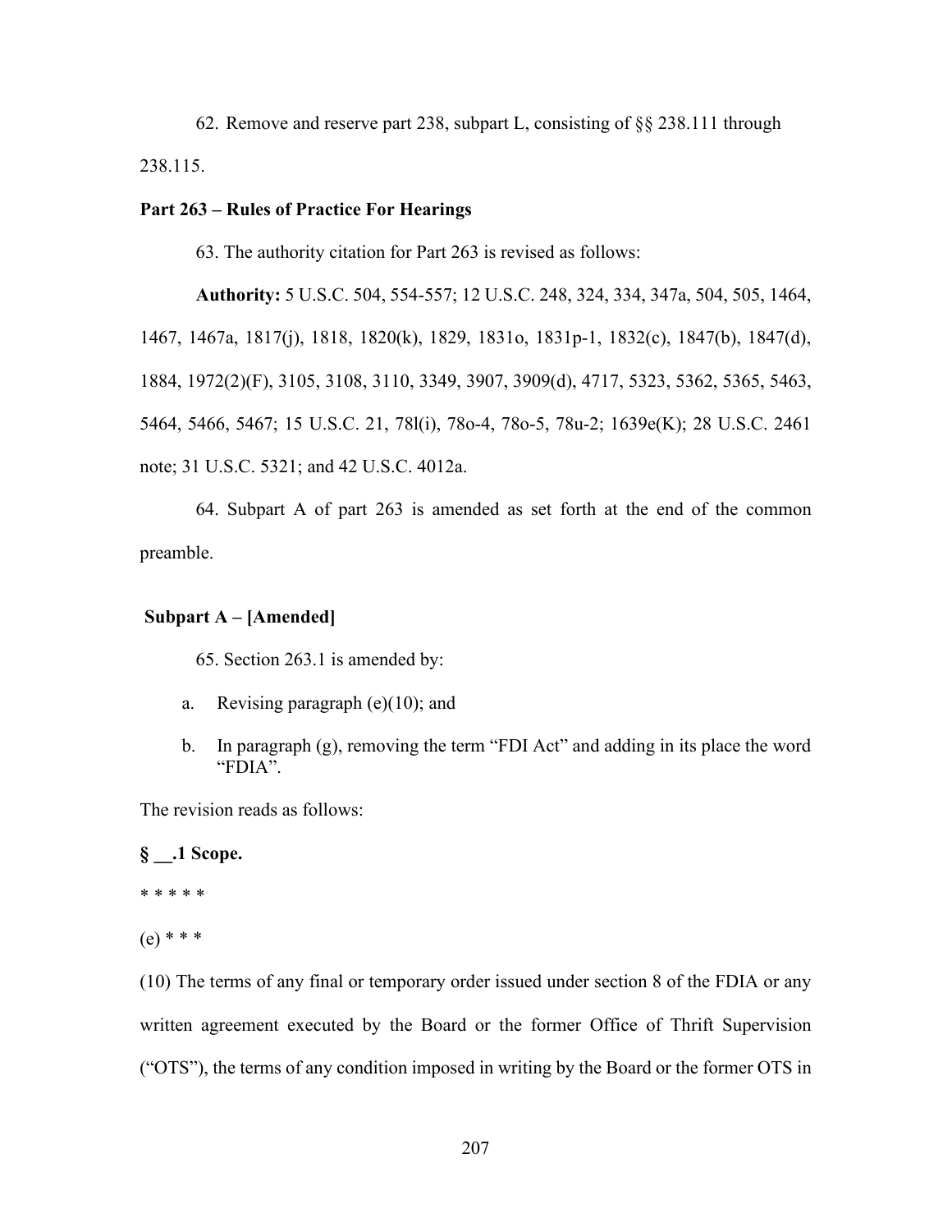62. Remove and reserve part 238, subpart L, consisting of §§ 238.111 through 238.115.

**Part 263 – Rules of Practice For Hearings**

63. The authority citation for Part 263 is revised as follows:

**Authority:** 5 U.S.C. 504, 554-557; 12 U.S.C. 248, 324, 334, 347a, 504, 505, 1464, 1467, 1467a, 1817(j), 1818, 1820(k), 1829, 1831o, 1831p-1, 1832(c), 1847(b), 1847(d), 1884, 1972(2)(F), 3105, 3108, 3110, 3349, 3907, 3909(d), 4717, 5323, 5362, 5365, 5463, 5464, 5466, 5467; 15 U.S.C. 21, 78l(i), 78o-4, 78o-5, 78u-2; 1639e(K); 28 U.S.C. 2461 note; 31 U.S.C. 5321; and 42 U.S.C. 4012a.

64. Subpart A of part 263 is amended as set forth at the end of the common preamble.

**Subpart A – [Amended]**

65. Section 263.1 is amended by:

a. Revising paragraph (e)(10); and

b. In paragraph (g), removing the term "FDI Act" and adding in its place the word "FDIA".

The revision reads as follows:

**§ __.1 Scope.**

* * * * *

(e) * * *

(10) The terms of any final or temporary order issued under section 8 of the FDIA or any written agreement executed by the Board or the former Office of Thrift Supervision ("OTS"), the terms of any condition imposed in writing by the Board or the former OTS in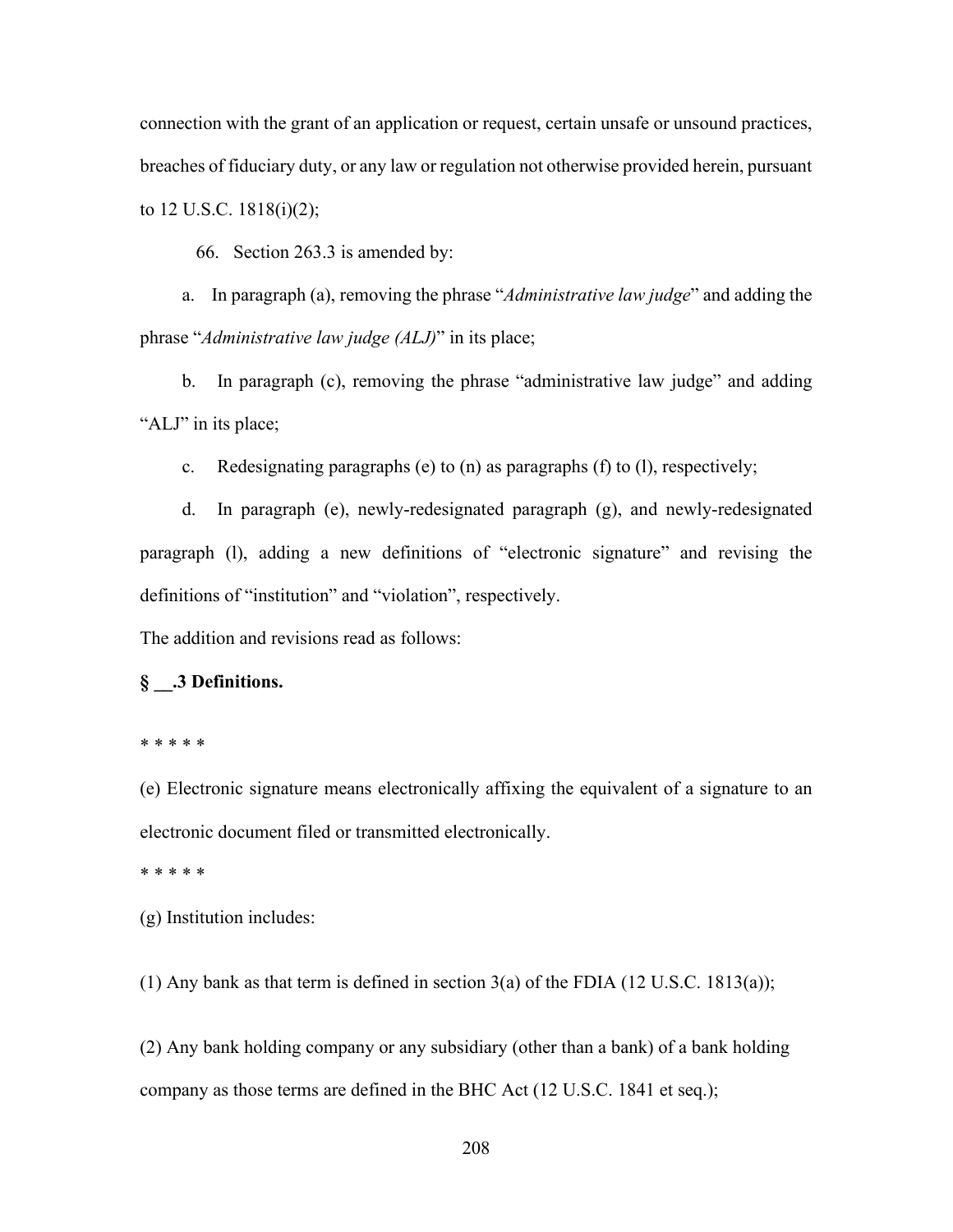connection with the grant of an application or request, certain unsafe or unsound practices, breaches of fiduciary duty, or any law or regulation not otherwise provided herein, pursuant to 12 U.S.C. 1818(i)(2);

66. Section 263.3 is amended by:

a. In paragraph (a), removing the phrase "*Administrative law judge*" and adding the phrase "*Administrative law judge (ALJ)*" in its place;

b. In paragraph (c), removing the phrase "administrative law judge" and adding "ALJ" in its place;

c. Redesignating paragraphs (e) to (n) as paragraphs (f) to (l), respectively;

d. In paragraph (e), newly-redesignated paragraph (g), and newly-redesignated paragraph (l), adding a new definitions of "electronic signature" and revising the definitions of "institution" and "violation", respectively.

The addition and revisions read as follows:

**§ __.3 Definitions.**

* * * * *

(e) Electronic signature means electronically affixing the equivalent of a signature to an electronic document filed or transmitted electronically.

* * * * *

(g) Institution includes:

(1) Any bank as that term is defined in section 3(a) of the FDIA (12 U.S.C. 1813(a));

(2) Any bank holding company or any subsidiary (other than a bank) of a bank holding company as those terms are defined in the BHC Act (12 U.S.C. 1841 et seq.);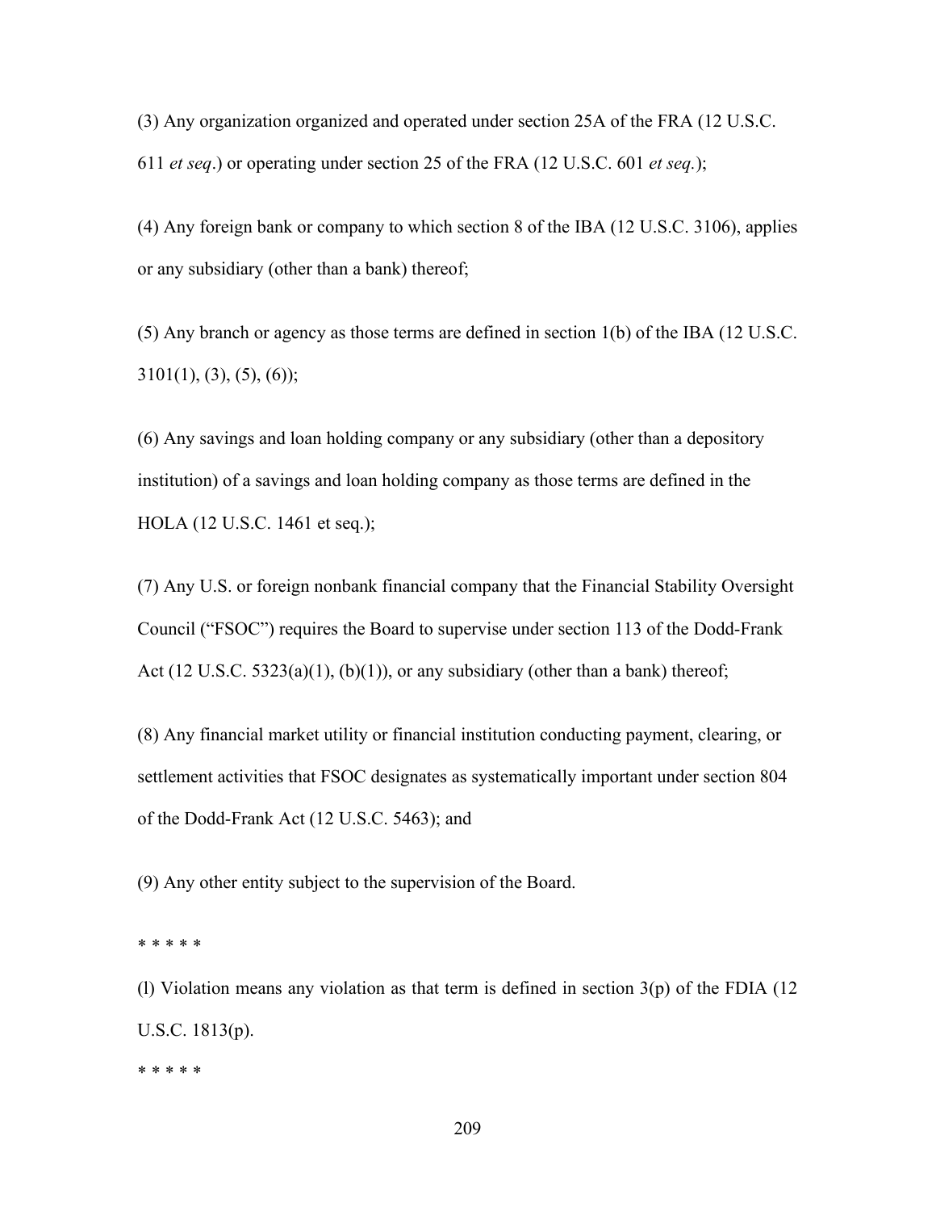(3) Any organization organized and operated under section 25A of the FRA (12 U.S.C. 611 *et seq*.) or operating under section 25 of the FRA (12 U.S.C. 601 *et seq.*);

(4) Any foreign bank or company to which section 8 of the IBA (12 U.S.C. 3106), applies or any subsidiary (other than a bank) thereof;

(5) Any branch or agency as those terms are defined in section 1(b) of the IBA (12 U.S.C. 3101(1), (3), (5), (6));

(6) Any savings and loan holding company or any subsidiary (other than a depository institution) of a savings and loan holding company as those terms are defined in the HOLA (12 U.S.C. 1461 et seq.);

(7) Any U.S. or foreign nonbank financial company that the Financial Stability Oversight Council ("FSOC") requires the Board to supervise under section 113 of the Dodd-Frank Act (12 U.S.C. 5323(a)(1), (b)(1)), or any subsidiary (other than a bank) thereof;

(8) Any financial market utility or financial institution conducting payment, clearing, or settlement activities that FSOC designates as systematically important under section 804 of the Dodd-Frank Act (12 U.S.C. 5463); and

(9) Any other entity subject to the supervision of the Board.

\* \* \* \* \*

(l) Violation means any violation as that term is defined in section 3(p) of the FDIA (12 U.S.C. 1813(p).

\* \* \* \* \*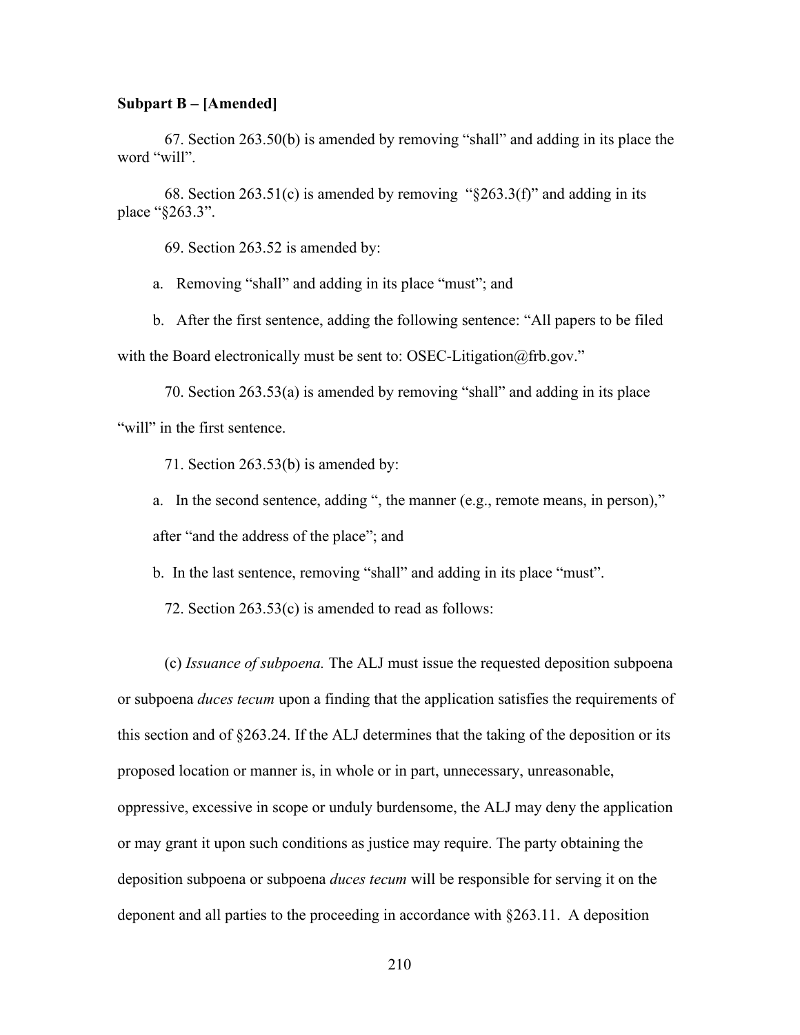**Subpart B – [Amended]**

67. Section 263.50(b) is amended by removing "shall" and adding in its place the word "will".

68. Section 263.51(c) is amended by removing "§263.3(f)" and adding in its place "§263.3".

69. Section 263.52 is amended by:

a. Removing "shall" and adding in its place "must"; and

b. After the first sentence, adding the following sentence: "All papers to be filed with the Board electronically must be sent to: OSEC-Litigation@frb.gov."

70. Section 263.53(a) is amended by removing "shall" and adding in its place "will" in the first sentence.

71. Section 263.53(b) is amended by:

a. In the second sentence, adding ", the manner (e.g., remote means, in person)," after "and the address of the place"; and

b. In the last sentence, removing "shall" and adding in its place "must".

72. Section 263.53(c) is amended to read as follows:

(c) *Issuance of subpoena.* The ALJ must issue the requested deposition subpoena or subpoena *duces tecum* upon a finding that the application satisfies the requirements of this section and of §263.24. If the ALJ determines that the taking of the deposition or its proposed location or manner is, in whole or in part, unnecessary, unreasonable, oppressive, excessive in scope or unduly burdensome, the ALJ may deny the application or may grant it upon such conditions as justice may require. The party obtaining the deposition subpoena or subpoena *duces tecum* will be responsible for serving it on the deponent and all parties to the proceeding in accordance with §263.11. A deposition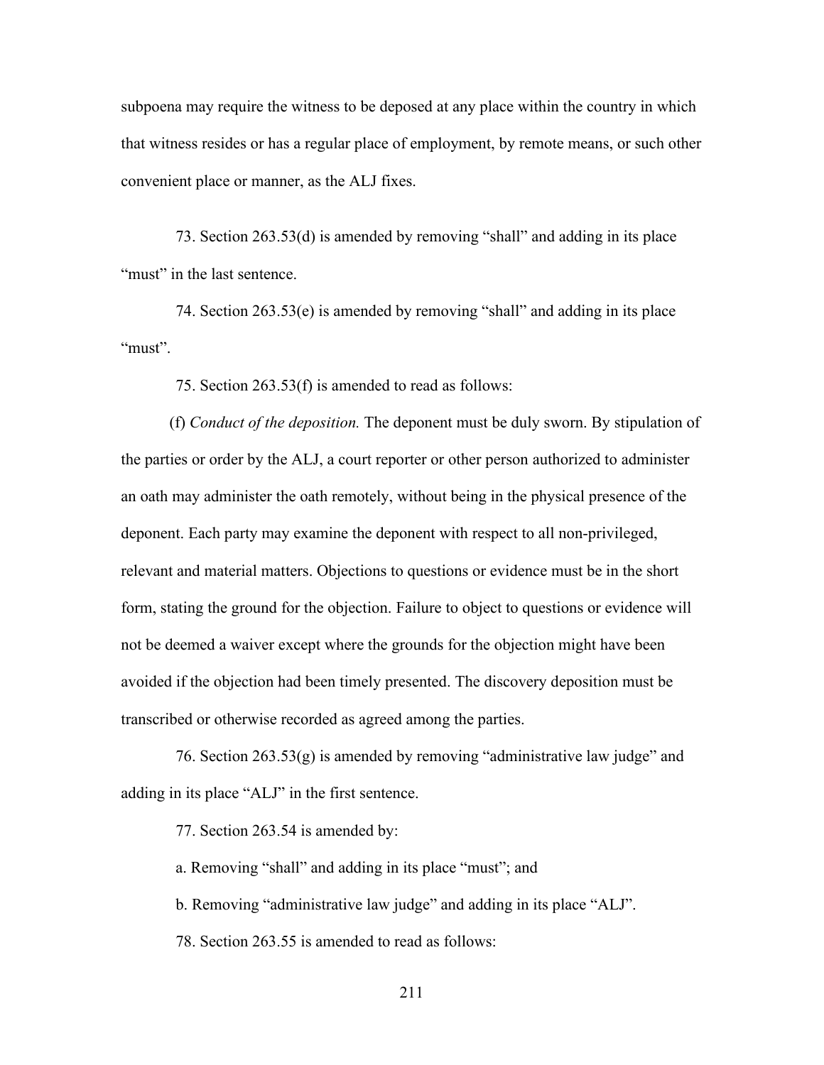subpoena may require the witness to be deposed at any place within the country in which that witness resides or has a regular place of employment, by remote means, or such other convenient place or manner, as the ALJ fixes.

73. Section 263.53(d) is amended by removing “shall” and adding in its place “must” in the last sentence.

74. Section 263.53(e) is amended by removing “shall” and adding in its place “must”.

75. Section 263.53(f) is amended to read as follows:

(f) *Conduct of the deposition.* The deponent must be duly sworn. By stipulation of the parties or order by the ALJ, a court reporter or other person authorized to administer an oath may administer the oath remotely, without being in the physical presence of the deponent. Each party may examine the deponent with respect to all non-privileged, relevant and material matters. Objections to questions or evidence must be in the short form, stating the ground for the objection. Failure to object to questions or evidence will not be deemed a waiver except where the grounds for the objection might have been avoided if the objection had been timely presented. The discovery deposition must be transcribed or otherwise recorded as agreed among the parties.

76. Section 263.53(g) is amended by removing “administrative law judge” and adding in its place “ALJ” in the first sentence.

77. Section 263.54 is amended by:

a. Removing “shall” and adding in its place “must”; and

b. Removing “administrative law judge” and adding in its place “ALJ”.

78. Section 263.55 is amended to read as follows: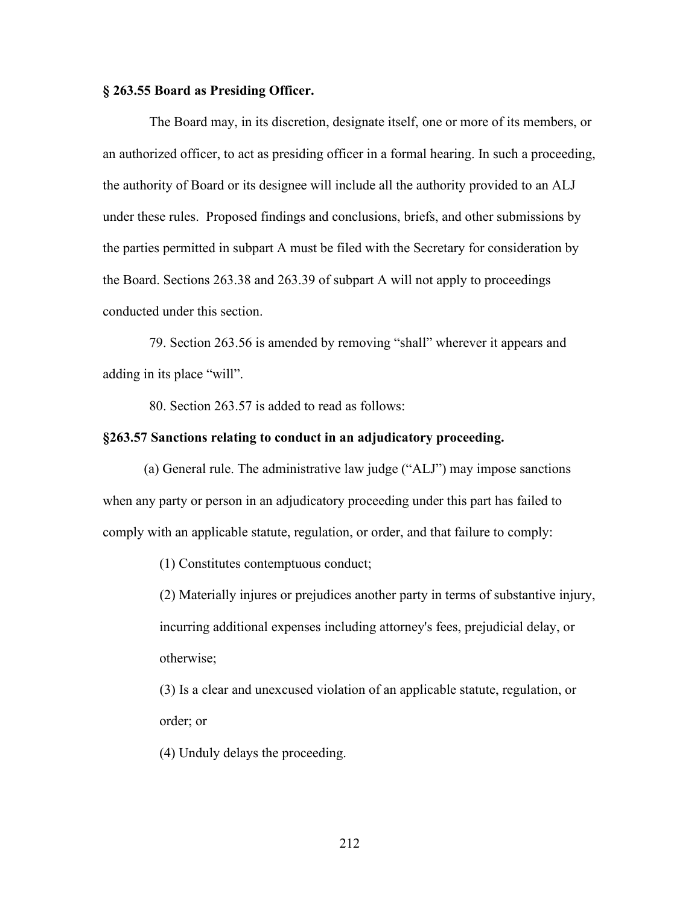**§ 263.55 Board as Presiding Officer.**

The Board may, in its discretion, designate itself, one or more of its members, or an authorized officer, to act as presiding officer in a formal hearing. In such a proceeding, the authority of Board or its designee will include all the authority provided to an ALJ under these rules. Proposed findings and conclusions, briefs, and other submissions by the parties permitted in subpart A must be filed with the Secretary for consideration by the Board. Sections 263.38 and 263.39 of subpart A will not apply to proceedings conducted under this section.

79. Section 263.56 is amended by removing "shall" wherever it appears and adding in its place "will".

80. Section 263.57 is added to read as follows:

**§263.57 Sanctions relating to conduct in an adjudicatory proceeding.**

(a) General rule. The administrative law judge ("ALJ") may impose sanctions when any party or person in an adjudicatory proceeding under this part has failed to comply with an applicable statute, regulation, or order, and that failure to comply:

(1) Constitutes contemptuous conduct;

(2) Materially injures or prejudices another party in terms of substantive injury, incurring additional expenses including attorney's fees, prejudicial delay, or otherwise;

(3) Is a clear and unexcused violation of an applicable statute, regulation, or order; or

(4) Unduly delays the proceeding.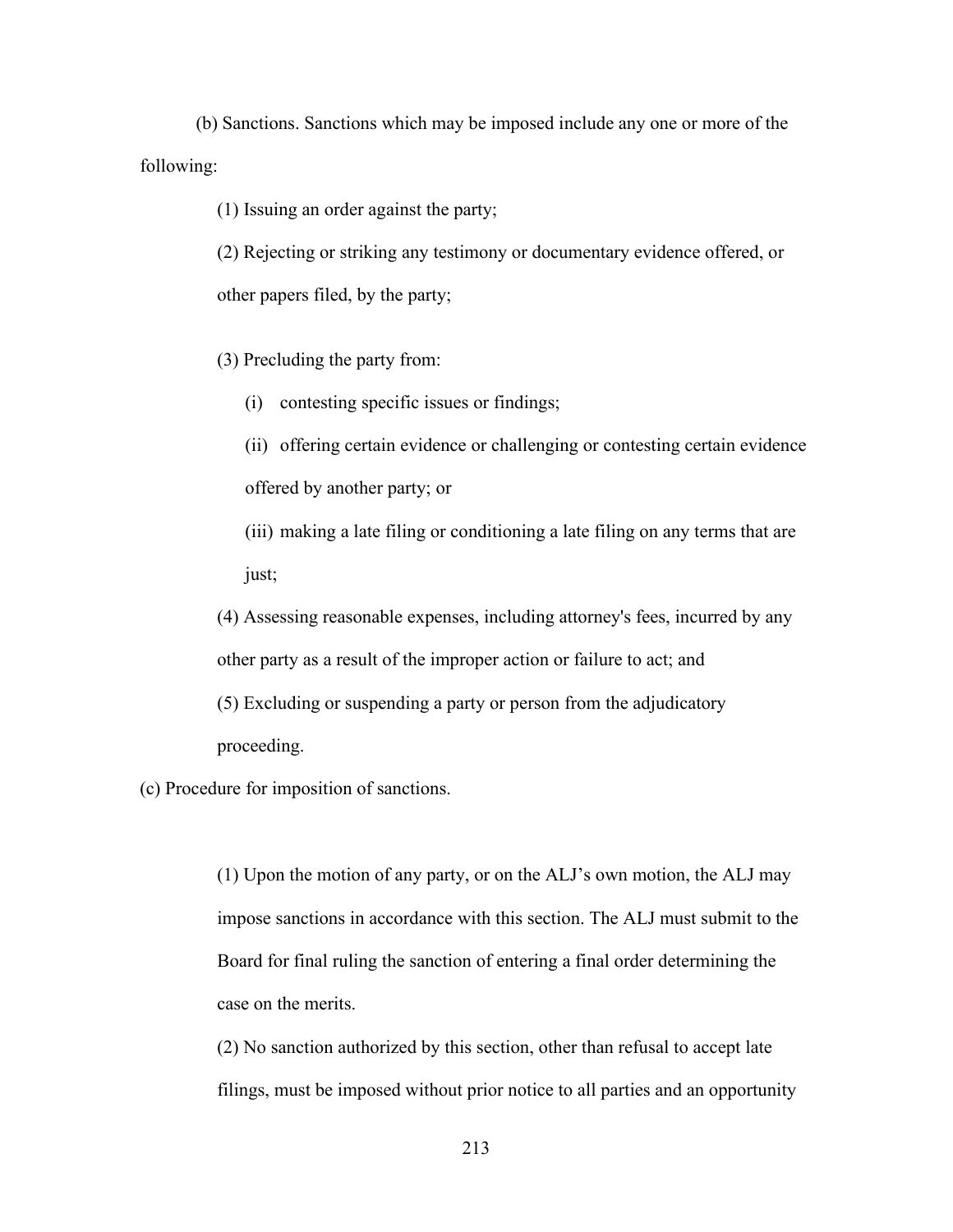(b) Sanctions. Sanctions which may be imposed include any one or more of the following:

(1) Issuing an order against the party;

(2) Rejecting or striking any testimony or documentary evidence offered, or other papers filed, by the party;

(3) Precluding the party from:

(i) contesting specific issues or findings;

(ii) offering certain evidence or challenging or contesting certain evidence offered by another party; or

(iii) making a late filing or conditioning a late filing on any terms that are just;

(4) Assessing reasonable expenses, including attorney's fees, incurred by any other party as a result of the improper action or failure to act; and

(5) Excluding or suspending a party or person from the adjudicatory proceeding.

(c) Procedure for imposition of sanctions.

(1) Upon the motion of any party, or on the ALJ's own motion, the ALJ may impose sanctions in accordance with this section. The ALJ must submit to the Board for final ruling the sanction of entering a final order determining the case on the merits.

(2) No sanction authorized by this section, other than refusal to accept late filings, must be imposed without prior notice to all parties and an opportunity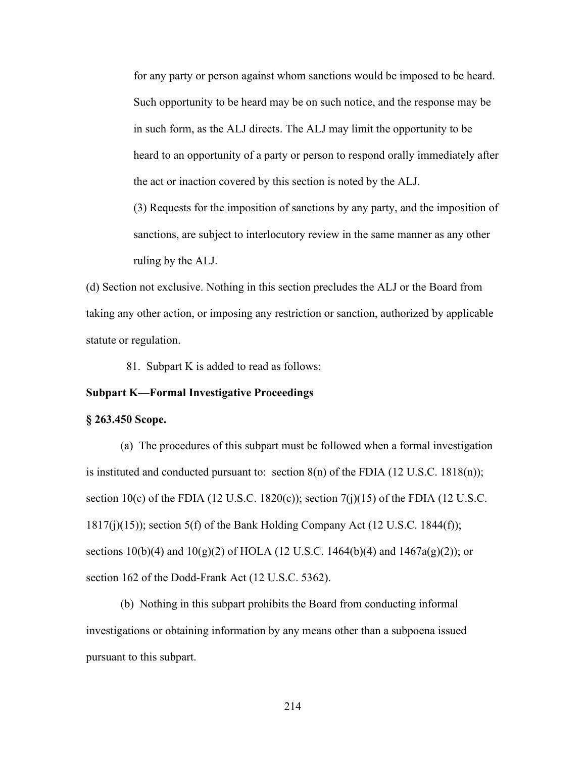for any party or person against whom sanctions would be imposed to be heard. Such opportunity to be heard may be on such notice, and the response may be in such form, as the ALJ directs. The ALJ may limit the opportunity to be heard to an opportunity of a party or person to respond orally immediately after the act or inaction covered by this section is noted by the ALJ.

(3) Requests for the imposition of sanctions by any party, and the imposition of sanctions, are subject to interlocutory review in the same manner as any other ruling by the ALJ.

(d) Section not exclusive. Nothing in this section precludes the ALJ or the Board from taking any other action, or imposing any restriction or sanction, authorized by applicable statute or regulation.

81. Subpart K is added to read as follows:

**Subpart K—Formal Investigative Proceedings**

**§ 263.450 Scope.**

(a) The procedures of this subpart must be followed when a formal investigation is instituted and conducted pursuant to: section 8(n) of the FDIA (12 U.S.C. 1818(n)); section 10(c) of the FDIA (12 U.S.C. 1820(c)); section 7(j)(15) of the FDIA (12 U.S.C. 1817(j)(15)); section 5(f) of the Bank Holding Company Act (12 U.S.C. 1844(f)); sections 10(b)(4) and 10(g)(2) of HOLA (12 U.S.C. 1464(b)(4) and 1467a(g)(2)); or section 162 of the Dodd-Frank Act (12 U.S.C. 5362).

(b) Nothing in this subpart prohibits the Board from conducting informal investigations or obtaining information by any means other than a subpoena issued pursuant to this subpart.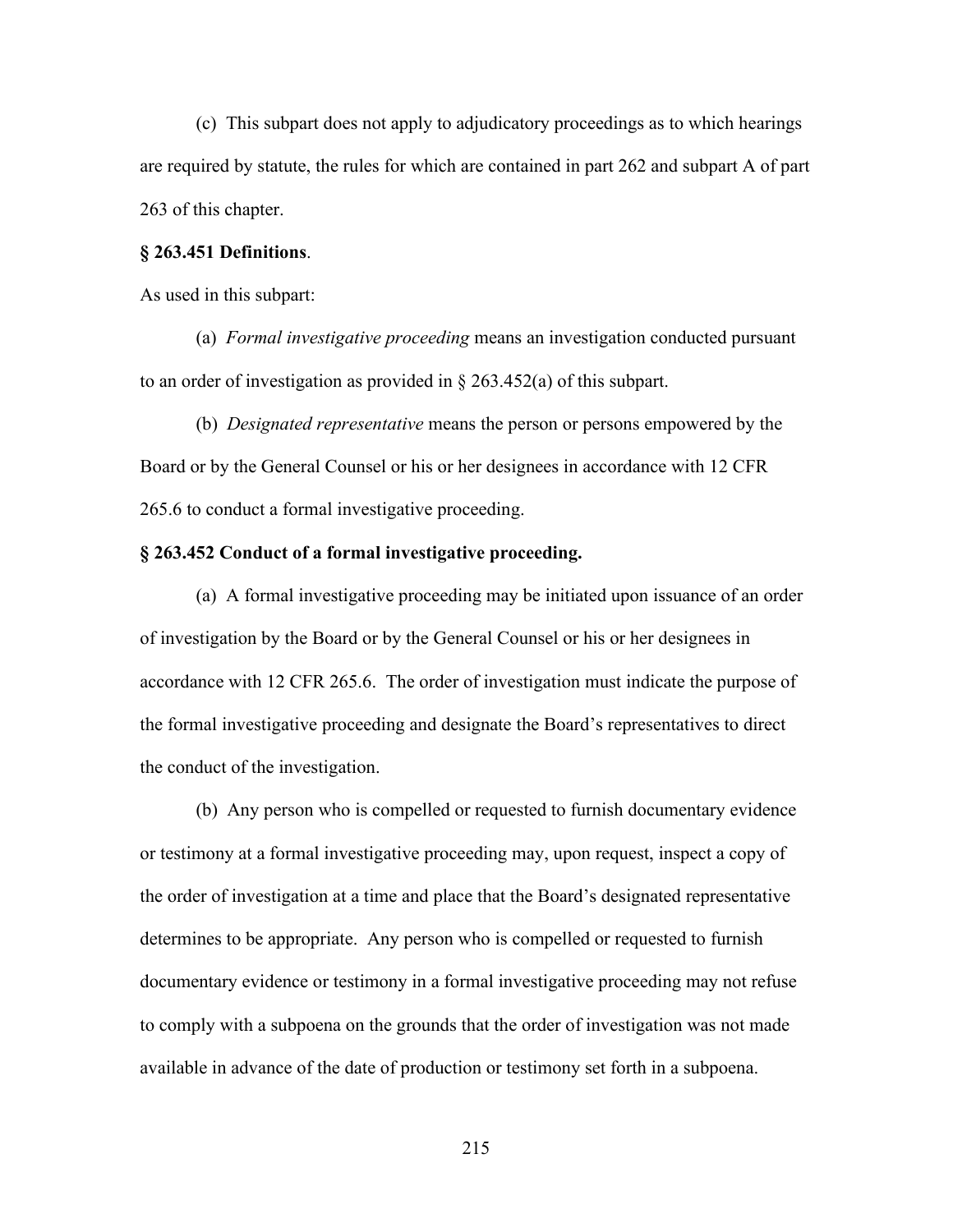(c) This subpart does not apply to adjudicatory proceedings as to which hearings are required by statute, the rules for which are contained in part 262 and subpart A of part 263 of this chapter.

**§ 263.451 Definitions**.

As used in this subpart:

(a) *Formal investigative proceeding* means an investigation conducted pursuant to an order of investigation as provided in § 263.452(a) of this subpart.

(b) *Designated representative* means the person or persons empowered by the Board or by the General Counsel or his or her designees in accordance with 12 CFR 265.6 to conduct a formal investigative proceeding.

**§ 263.452 Conduct of a formal investigative proceeding.**

(a) A formal investigative proceeding may be initiated upon issuance of an order of investigation by the Board or by the General Counsel or his or her designees in accordance with 12 CFR 265.6. The order of investigation must indicate the purpose of the formal investigative proceeding and designate the Board's representatives to direct the conduct of the investigation.

(b) Any person who is compelled or requested to furnish documentary evidence or testimony at a formal investigative proceeding may, upon request, inspect a copy of the order of investigation at a time and place that the Board's designated representative determines to be appropriate. Any person who is compelled or requested to furnish documentary evidence or testimony in a formal investigative proceeding may not refuse to comply with a subpoena on the grounds that the order of investigation was not made available in advance of the date of production or testimony set forth in a subpoena.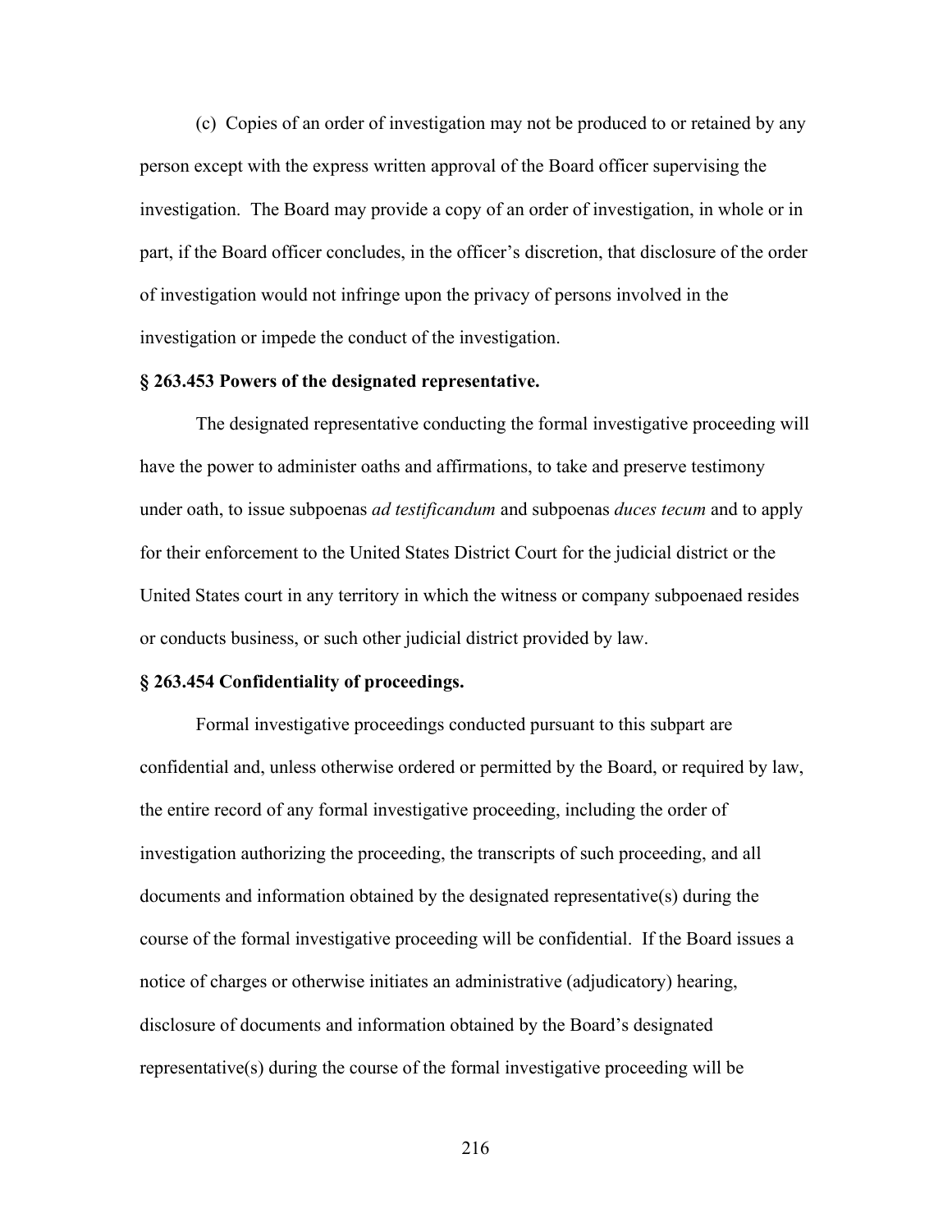(c) Copies of an order of investigation may not be produced to or retained by any person except with the express written approval of the Board officer supervising the investigation. The Board may provide a copy of an order of investigation, in whole or in part, if the Board officer concludes, in the officer's discretion, that disclosure of the order of investigation would not infringe upon the privacy of persons involved in the investigation or impede the conduct of the investigation.

**§ 263.453 Powers of the designated representative.**

The designated representative conducting the formal investigative proceeding will have the power to administer oaths and affirmations, to take and preserve testimony under oath, to issue subpoenas *ad testificandum* and subpoenas *duces tecum* and to apply for their enforcement to the United States District Court for the judicial district or the United States court in any territory in which the witness or company subpoenaed resides or conducts business, or such other judicial district provided by law.

**§ 263.454 Confidentiality of proceedings.**

Formal investigative proceedings conducted pursuant to this subpart are confidential and, unless otherwise ordered or permitted by the Board, or required by law, the entire record of any formal investigative proceeding, including the order of investigation authorizing the proceeding, the transcripts of such proceeding, and all documents and information obtained by the designated representative(s) during the course of the formal investigative proceeding will be confidential. If the Board issues a notice of charges or otherwise initiates an administrative (adjudicatory) hearing, disclosure of documents and information obtained by the Board's designated representative(s) during the course of the formal investigative proceeding will be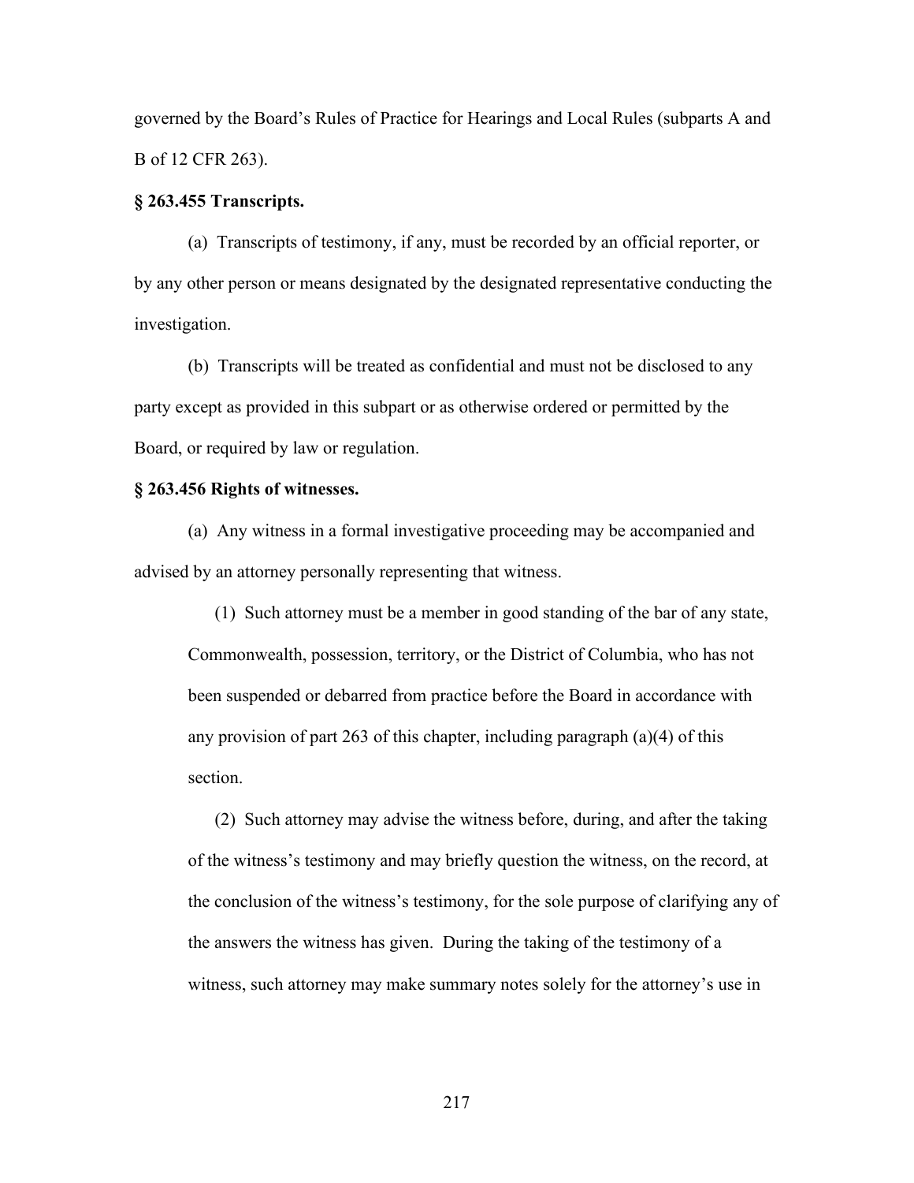governed by the Board's Rules of Practice for Hearings and Local Rules (subparts A and B of 12 CFR 263).

**§ 263.455 Transcripts.**

(a) Transcripts of testimony, if any, must be recorded by an official reporter, or by any other person or means designated by the designated representative conducting the investigation.

(b) Transcripts will be treated as confidential and must not be disclosed to any party except as provided in this subpart or as otherwise ordered or permitted by the Board, or required by law or regulation.

**§ 263.456 Rights of witnesses.**

(a) Any witness in a formal investigative proceeding may be accompanied and advised by an attorney personally representing that witness.

(1) Such attorney must be a member in good standing of the bar of any state, Commonwealth, possession, territory, or the District of Columbia, who has not been suspended or debarred from practice before the Board in accordance with any provision of part 263 of this chapter, including paragraph (a)(4) of this section.

(2) Such attorney may advise the witness before, during, and after the taking of the witness's testimony and may briefly question the witness, on the record, at the conclusion of the witness's testimony, for the sole purpose of clarifying any of the answers the witness has given. During the taking of the testimony of a witness, such attorney may make summary notes solely for the attorney's use in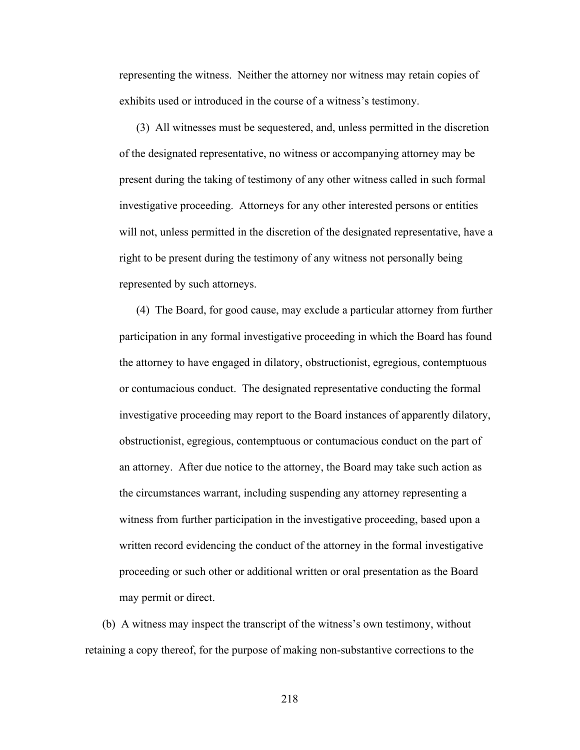representing the witness. Neither the attorney nor witness may retain copies of exhibits used or introduced in the course of a witness's testimony.

(3) All witnesses must be sequestered, and, unless permitted in the discretion of the designated representative, no witness or accompanying attorney may be present during the taking of testimony of any other witness called in such formal investigative proceeding. Attorneys for any other interested persons or entities will not, unless permitted in the discretion of the designated representative, have a right to be present during the testimony of any witness not personally being represented by such attorneys.

(4) The Board, for good cause, may exclude a particular attorney from further participation in any formal investigative proceeding in which the Board has found the attorney to have engaged in dilatory, obstructionist, egregious, contemptuous or contumacious conduct. The designated representative conducting the formal investigative proceeding may report to the Board instances of apparently dilatory, obstructionist, egregious, contemptuous or contumacious conduct on the part of an attorney. After due notice to the attorney, the Board may take such action as the circumstances warrant, including suspending any attorney representing a witness from further participation in the investigative proceeding, based upon a written record evidencing the conduct of the attorney in the formal investigative proceeding or such other or additional written or oral presentation as the Board may permit or direct.

(b) A witness may inspect the transcript of the witness's own testimony, without retaining a copy thereof, for the purpose of making non-substantive corrections to the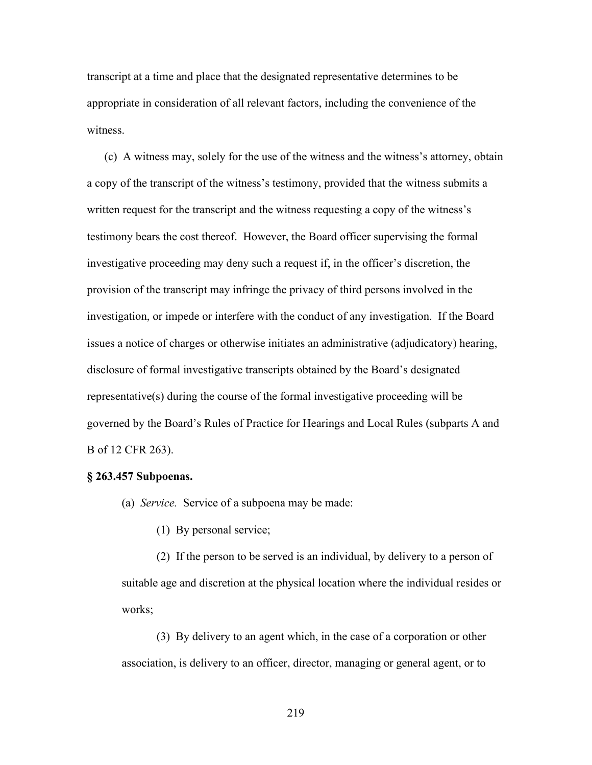transcript at a time and place that the designated representative determines to be appropriate in consideration of all relevant factors, including the convenience of the witness.

(c) A witness may, solely for the use of the witness and the witness's attorney, obtain a copy of the transcript of the witness's testimony, provided that the witness submits a written request for the transcript and the witness requesting a copy of the witness's testimony bears the cost thereof. However, the Board officer supervising the formal investigative proceeding may deny such a request if, in the officer's discretion, the provision of the transcript may infringe the privacy of third persons involved in the investigation, or impede or interfere with the conduct of any investigation. If the Board issues a notice of charges or otherwise initiates an administrative (adjudicatory) hearing, disclosure of formal investigative transcripts obtained by the Board's designated representative(s) during the course of the formal investigative proceeding will be governed by the Board's Rules of Practice for Hearings and Local Rules (subparts A and B of 12 CFR 263).

**§ 263.457 Subpoenas.**

(a) *Service.* Service of a subpoena may be made:

(1) By personal service;

(2) If the person to be served is an individual, by delivery to a person of suitable age and discretion at the physical location where the individual resides or works;

(3) By delivery to an agent which, in the case of a corporation or other association, is delivery to an officer, director, managing or general agent, or to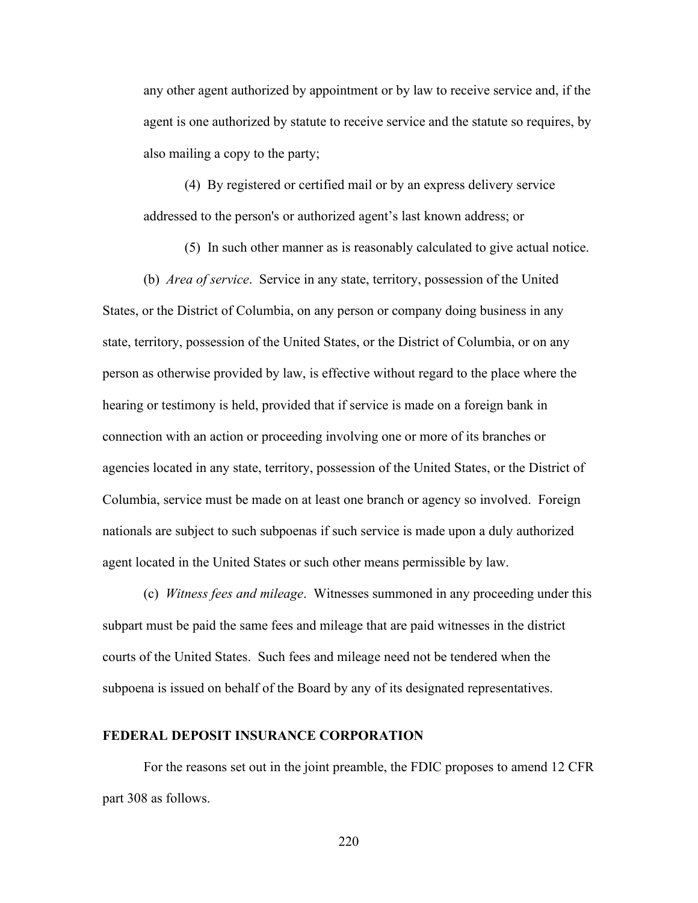any other agent authorized by appointment or by law to receive service and, if the agent is one authorized by statute to receive service and the statute so requires, by also mailing a copy to the party;

(4) By registered or certified mail or by an express delivery service addressed to the person's or authorized agent’s last known address; or

(5) In such other manner as is reasonably calculated to give actual notice.

(b) *Area of service*. Service in any state, territory, possession of the United States, or the District of Columbia, on any person or company doing business in any state, territory, possession of the United States, or the District of Columbia, or on any person as otherwise provided by law, is effective without regard to the place where the hearing or testimony is held, provided that if service is made on a foreign bank in connection with an action or proceeding involving one or more of its branches or agencies located in any state, territory, possession of the United States, or the District of Columbia, service must be made on at least one branch or agency so involved. Foreign nationals are subject to such subpoenas if such service is made upon a duly authorized agent located in the United States or such other means permissible by law.

(c) *Witness fees and mileage*. Witnesses summoned in any proceeding under this subpart must be paid the same fees and mileage that are paid witnesses in the district courts of the United States. Such fees and mileage need not be tendered when the subpoena is issued on behalf of the Board by any of its designated representatives.

**FEDERAL DEPOSIT INSURANCE CORPORATION**

For the reasons set out in the joint preamble, the FDIC proposes to amend 12 CFR part 308 as follows.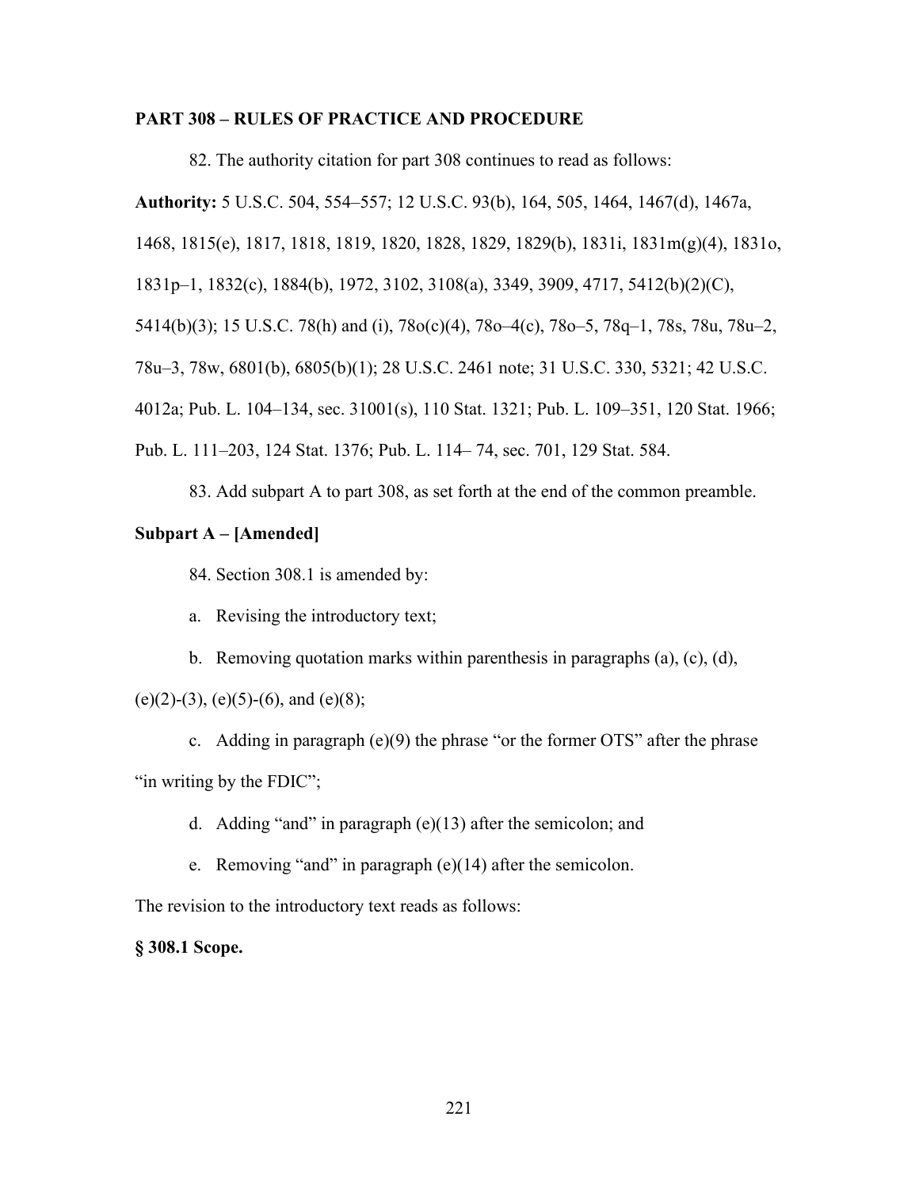**PART 308 – RULES OF PRACTICE AND PROCEDURE**

82. The authority citation for part 308 continues to read as follows:

**Authority:** 5 U.S.C. 504, 554–557; 12 U.S.C. 93(b), 164, 505, 1464, 1467(d), 1467a, 1468, 1815(e), 1817, 1818, 1819, 1820, 1828, 1829, 1829(b), 1831i, 1831m(g)(4), 1831o, 1831p–1, 1832(c), 1884(b), 1972, 3102, 3108(a), 3349, 3909, 4717, 5412(b)(2)(C), 5414(b)(3); 15 U.S.C. 78(h) and (i), 78o(c)(4), 78o–4(c), 78o–5, 78q–1, 78s, 78u, 78u–2, 78u–3, 78w, 6801(b), 6805(b)(1); 28 U.S.C. 2461 note; 31 U.S.C. 330, 5321; 42 U.S.C. 4012a; Pub. L. 104–134, sec. 31001(s), 110 Stat. 1321; Pub. L. 109–351, 120 Stat. 1966; Pub. L. 111–203, 124 Stat. 1376; Pub. L. 114– 74, sec. 701, 129 Stat. 584.

83. Add subpart A to part 308, as set forth at the end of the common preamble.

**Subpart A – [Amended]**

84. Section 308.1 is amended by:

a. Revising the introductory text;

b. Removing quotation marks within parenthesis in paragraphs (a), (c), (d), (e)(2)-(3), (e)(5)-(6), and (e)(8);

c. Adding in paragraph (e)(9) the phrase "or the former OTS" after the phrase "in writing by the FDIC";

d. Adding "and" in paragraph (e)(13) after the semicolon; and

e. Removing "and" in paragraph (e)(14) after the semicolon.

The revision to the introductory text reads as follows:

**§ 308.1 Scope.**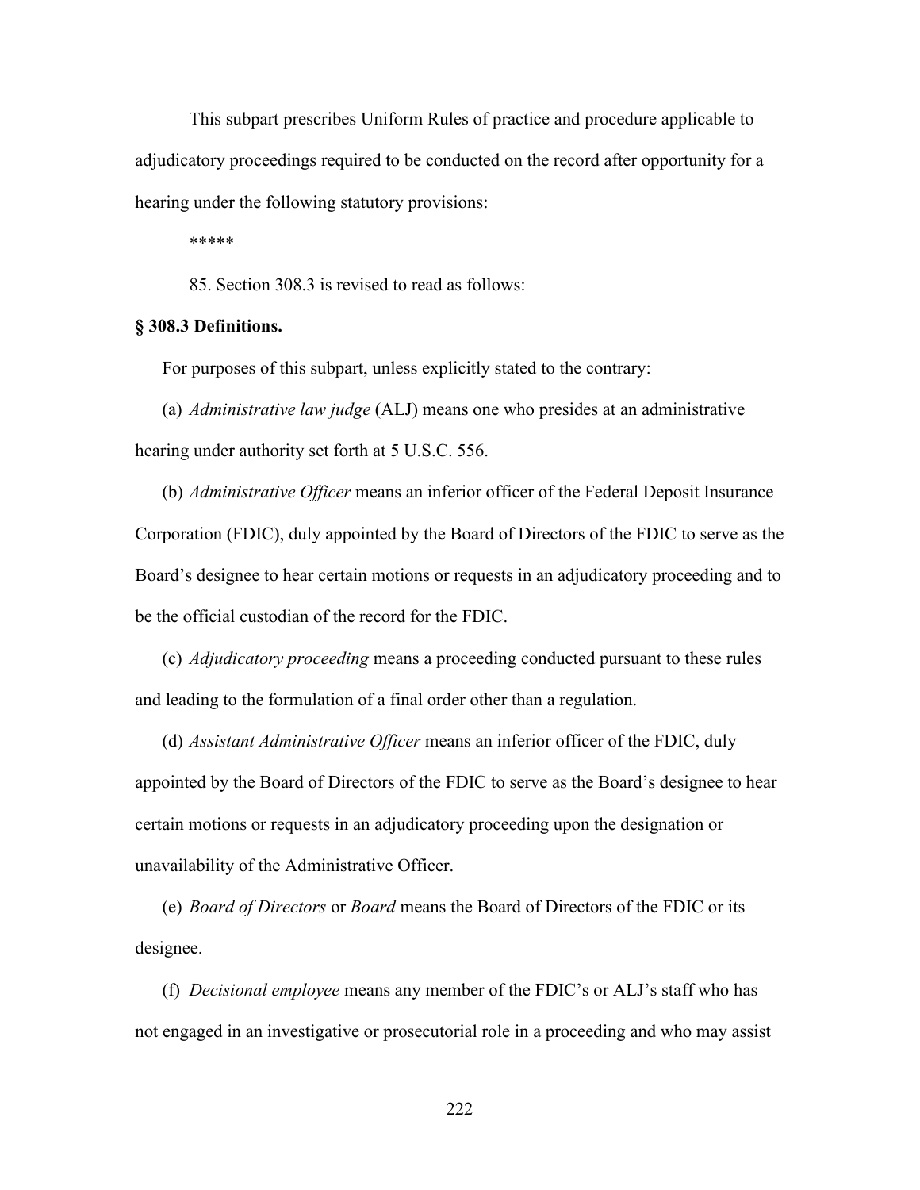This subpart prescribes Uniform Rules of practice and procedure applicable to adjudicatory proceedings required to be conducted on the record after opportunity for a hearing under the following statutory provisions:

*****

85. Section 308.3 is revised to read as follows:

**§ 308.3 Definitions.**

For purposes of this subpart, unless explicitly stated to the contrary:

(a) *Administrative law judge* (ALJ) means one who presides at an administrative hearing under authority set forth at 5 U.S.C. 556.

(b) *Administrative Officer* means an inferior officer of the Federal Deposit Insurance Corporation (FDIC), duly appointed by the Board of Directors of the FDIC to serve as the Board's designee to hear certain motions or requests in an adjudicatory proceeding and to be the official custodian of the record for the FDIC.

(c) *Adjudicatory proceeding* means a proceeding conducted pursuant to these rules and leading to the formulation of a final order other than a regulation.

(d) *Assistant Administrative Officer* means an inferior officer of the FDIC, duly appointed by the Board of Directors of the FDIC to serve as the Board's designee to hear certain motions or requests in an adjudicatory proceeding upon the designation or unavailability of the Administrative Officer.

(e) *Board of Directors* or *Board* means the Board of Directors of the FDIC or its designee.

(f) *Decisional employee* means any member of the FDIC's or ALJ's staff who has not engaged in an investigative or prosecutorial role in a proceeding and who may assist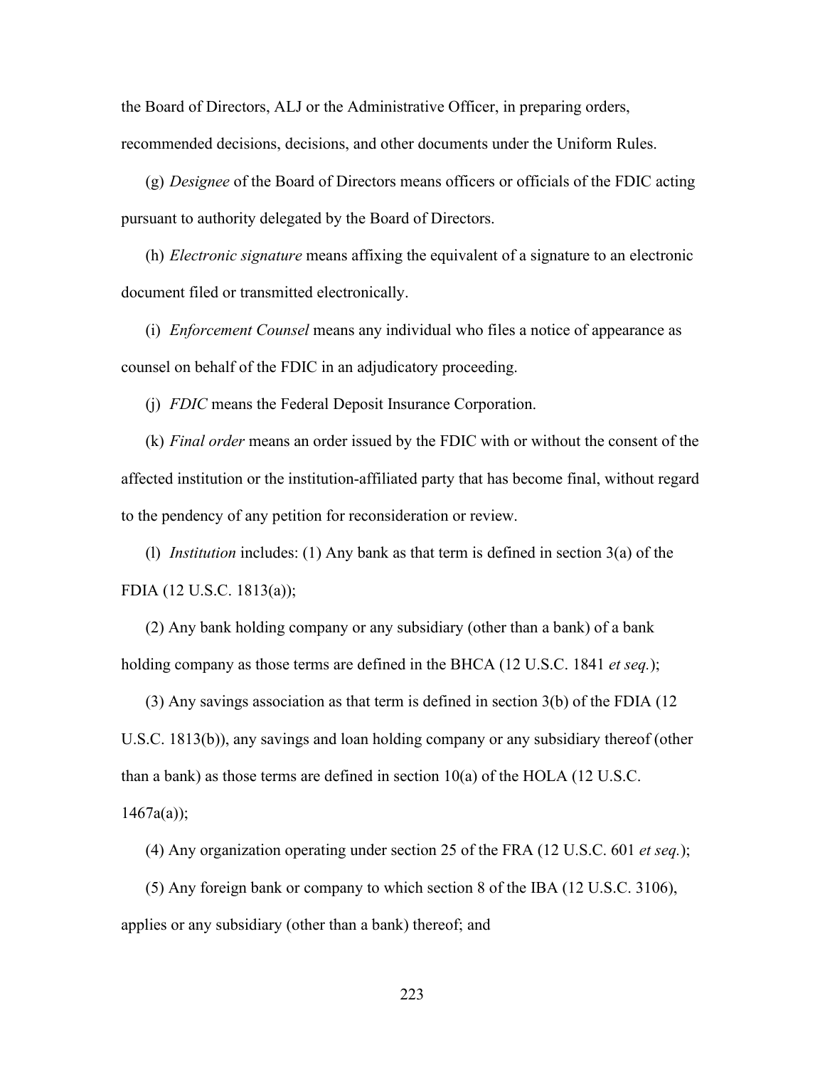the Board of Directors, ALJ or the Administrative Officer, in preparing orders, recommended decisions, decisions, and other documents under the Uniform Rules.

(g) *Designee* of the Board of Directors means officers or officials of the FDIC acting pursuant to authority delegated by the Board of Directors.

(h) *Electronic signature* means affixing the equivalent of a signature to an electronic document filed or transmitted electronically.

(i) *Enforcement Counsel* means any individual who files a notice of appearance as counsel on behalf of the FDIC in an adjudicatory proceeding.

(j) *FDIC* means the Federal Deposit Insurance Corporation.

(k) *Final order* means an order issued by the FDIC with or without the consent of the affected institution or the institution-affiliated party that has become final, without regard to the pendency of any petition for reconsideration or review.

(l) *Institution* includes: (1) Any bank as that term is defined in section 3(a) of the FDIA (12 U.S.C. 1813(a));

(2) Any bank holding company or any subsidiary (other than a bank) of a bank holding company as those terms are defined in the BHCA (12 U.S.C. 1841 *et seq.*);

(3) Any savings association as that term is defined in section 3(b) of the FDIA (12 U.S.C. 1813(b)), any savings and loan holding company or any subsidiary thereof (other than a bank) as those terms are defined in section 10(a) of the HOLA (12 U.S.C. 1467a(a));

(4) Any organization operating under section 25 of the FRA (12 U.S.C. 601 *et seq.*);

(5) Any foreign bank or company to which section 8 of the IBA (12 U.S.C. 3106), applies or any subsidiary (other than a bank) thereof; and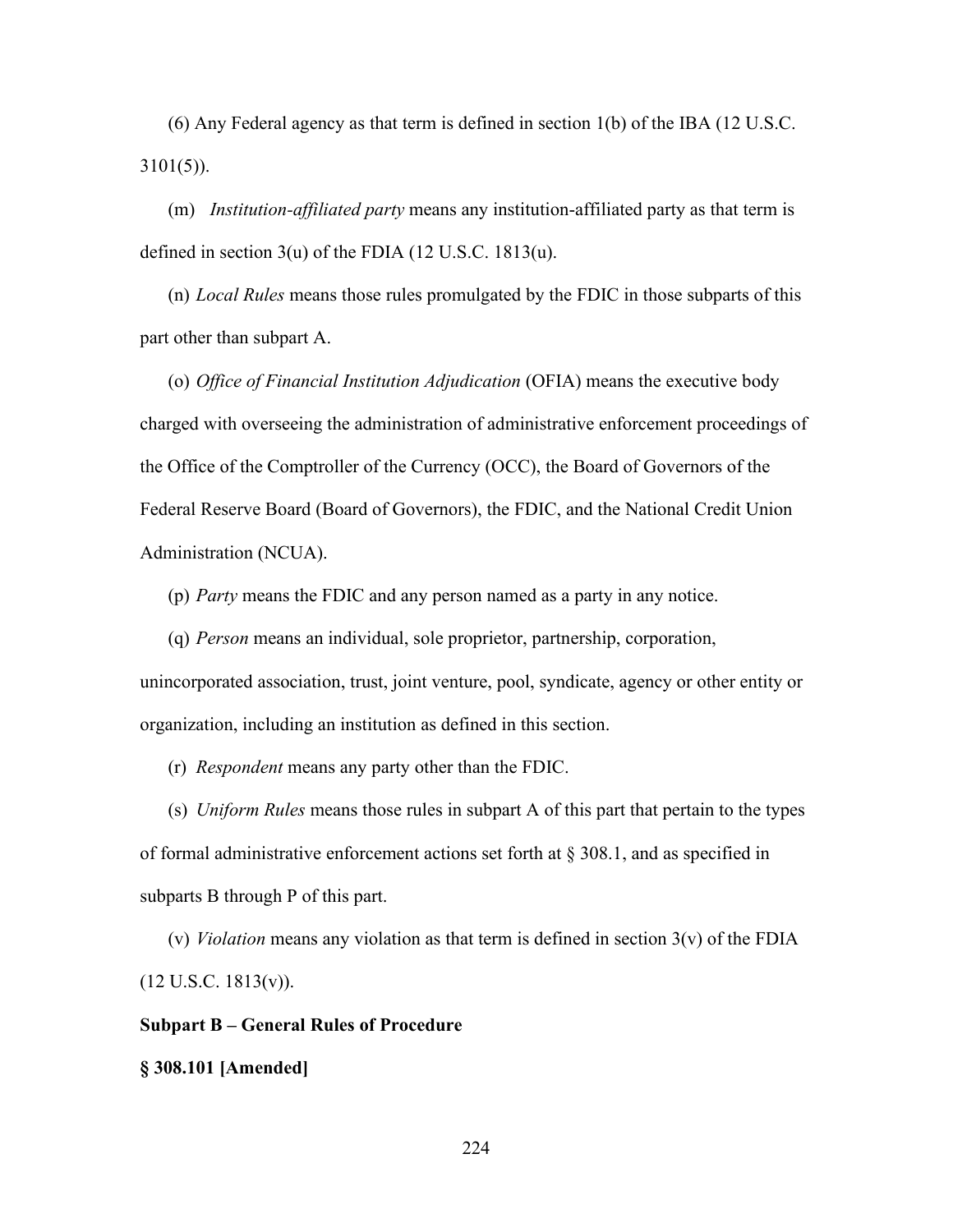(6) Any Federal agency as that term is defined in section 1(b) of the IBA (12 U.S.C. 3101(5)).

(m) *Institution-affiliated party* means any institution-affiliated party as that term is defined in section 3(u) of the FDIA (12 U.S.C. 1813(u).

(n) *Local Rules* means those rules promulgated by the FDIC in those subparts of this part other than subpart A.

(o) *Office of Financial Institution Adjudication* (OFIA) means the executive body charged with overseeing the administration of administrative enforcement proceedings of the Office of the Comptroller of the Currency (OCC), the Board of Governors of the Federal Reserve Board (Board of Governors), the FDIC, and the National Credit Union Administration (NCUA).

(p) *Party* means the FDIC and any person named as a party in any notice.

(q) *Person* means an individual, sole proprietor, partnership, corporation, unincorporated association, trust, joint venture, pool, syndicate, agency or other entity or organization, including an institution as defined in this section.

(r) *Respondent* means any party other than the FDIC.

(s) *Uniform Rules* means those rules in subpart A of this part that pertain to the types of formal administrative enforcement actions set forth at § 308.1, and as specified in subparts B through P of this part.

(v) *Violation* means any violation as that term is defined in section 3(v) of the FDIA (12 U.S.C. 1813(v)).

**Subpart B – General Rules of Procedure**

**§ 308.101 [Amended]**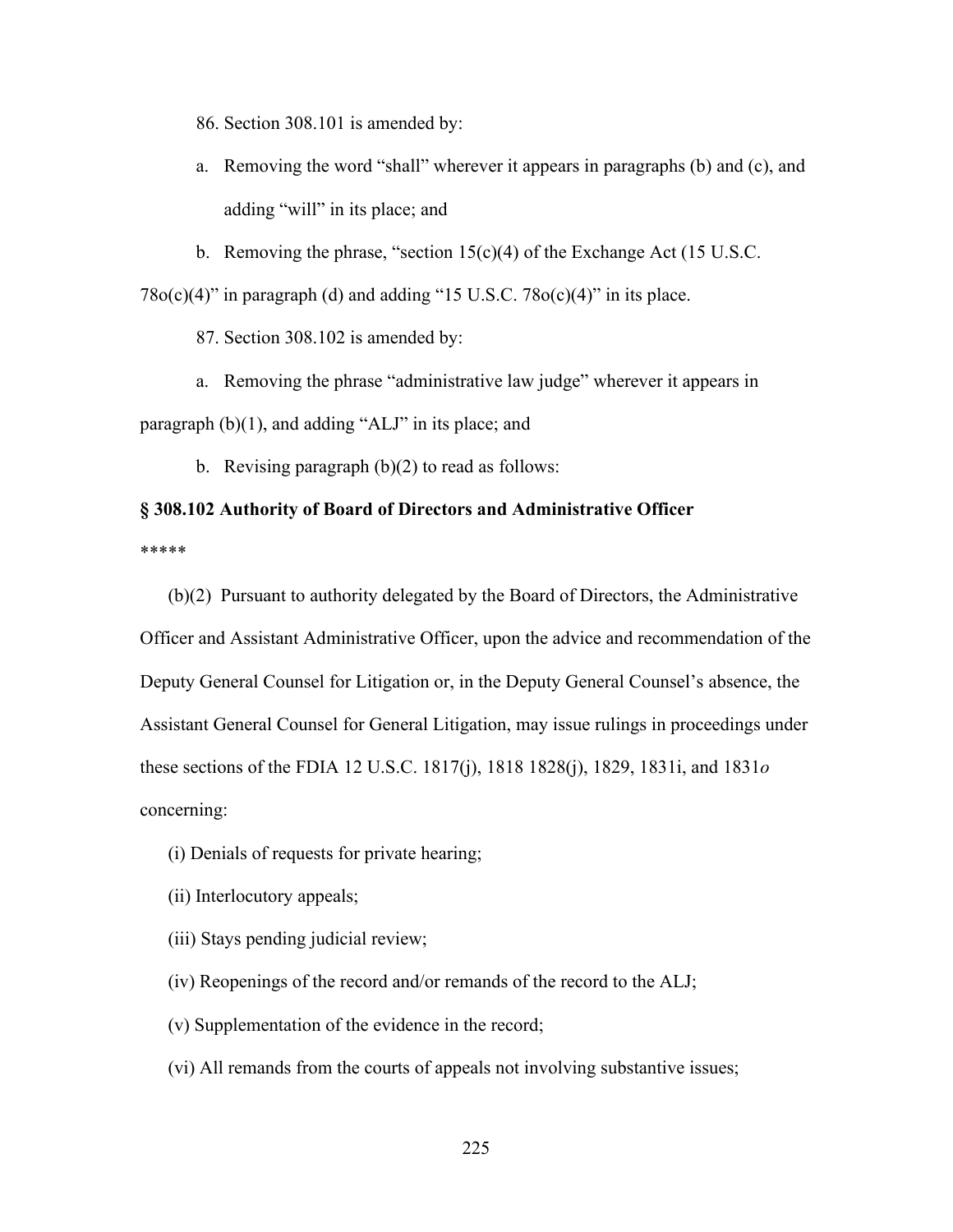86. Section 308.101 is amended by:

a. Removing the word "shall" wherever it appears in paragraphs (b) and (c), and adding "will" in its place; and

b. Removing the phrase, "section 15(c)(4) of the Exchange Act (15 U.S.C. 78o(c)(4)" in paragraph (d) and adding "15 U.S.C. 78o(c)(4)" in its place.

87. Section 308.102 is amended by:

a. Removing the phrase "administrative law judge" wherever it appears in paragraph (b)(1), and adding "ALJ" in its place; and

b. Revising paragraph (b)(2) to read as follows:

**§ 308.102 Authority of Board of Directors and Administrative Officer**

*****

(b)(2) Pursuant to authority delegated by the Board of Directors, the Administrative Officer and Assistant Administrative Officer, upon the advice and recommendation of the Deputy General Counsel for Litigation or, in the Deputy General Counsel's absence, the Assistant General Counsel for General Litigation, may issue rulings in proceedings under these sections of the FDIA 12 U.S.C. 1817(j), 1818 1828(j), 1829, 1831i, and 1831*o* concerning:

(i) Denials of requests for private hearing;

(ii) Interlocutory appeals;

(iii) Stays pending judicial review;

(iv) Reopenings of the record and/or remands of the record to the ALJ;

(v) Supplementation of the evidence in the record;

(vi) All remands from the courts of appeals not involving substantive issues;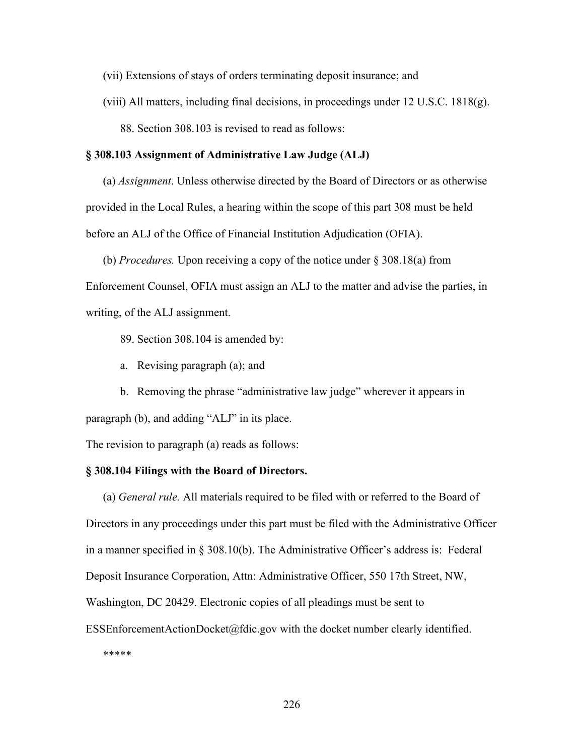(vii) Extensions of stays of orders terminating deposit insurance; and

(viii) All matters, including final decisions, in proceedings under 12 U.S.C. 1818(g).

88. Section 308.103 is revised to read as follows:

**§ 308.103 Assignment of Administrative Law Judge (ALJ)**

(a) *Assignment*. Unless otherwise directed by the Board of Directors or as otherwise provided in the Local Rules, a hearing within the scope of this part 308 must be held before an ALJ of the Office of Financial Institution Adjudication (OFIA).

(b) *Procedures.* Upon receiving a copy of the notice under § 308.18(a) from Enforcement Counsel, OFIA must assign an ALJ to the matter and advise the parties, in writing, of the ALJ assignment.

89. Section 308.104 is amended by:

a. Revising paragraph (a); and

b. Removing the phrase "administrative law judge" wherever it appears in paragraph (b), and adding "ALJ" in its place.

The revision to paragraph (a) reads as follows:

**§ 308.104 Filings with the Board of Directors.**

(a) *General rule.* All materials required to be filed with or referred to the Board of Directors in any proceedings under this part must be filed with the Administrative Officer in a manner specified in § 308.10(b). The Administrative Officer's address is: Federal Deposit Insurance Corporation, Attn: Administrative Officer, 550 17th Street, NW, Washington, DC 20429. Electronic copies of all pleadings must be sent to ESSEnforcementActionDocket@fdic.gov with the docket number clearly identified.

*****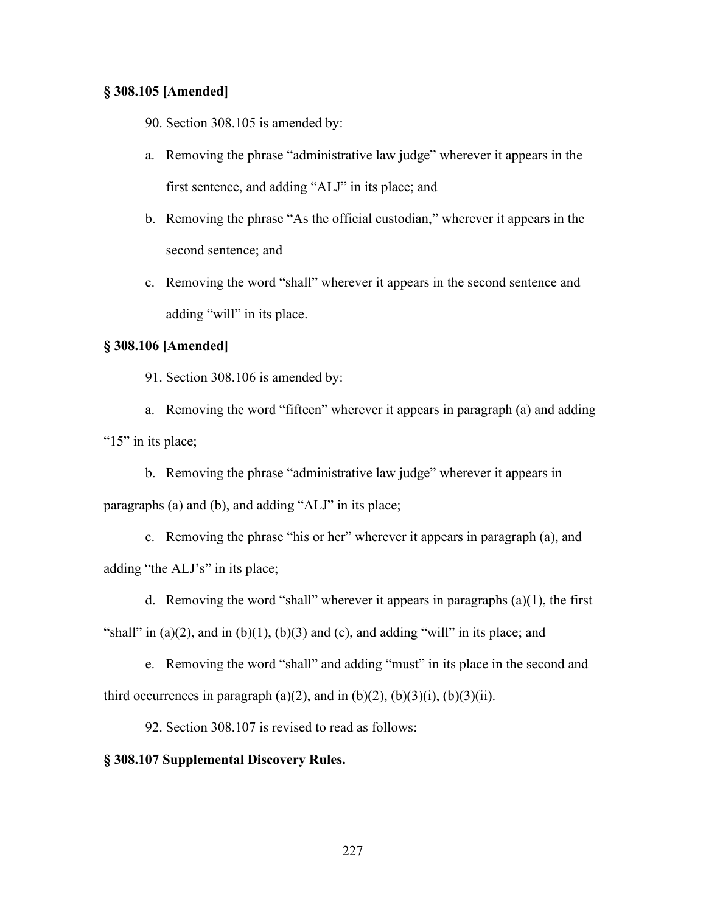**§ 308.105 [Amended]**

90. Section 308.105 is amended by:

a. Removing the phrase "administrative law judge" wherever it appears in the first sentence, and adding "ALJ" in its place; and

b. Removing the phrase "As the official custodian," wherever it appears in the second sentence; and

c. Removing the word "shall" wherever it appears in the second sentence and adding "will" in its place.

**§ 308.106 [Amended]**

91. Section 308.106 is amended by:

a. Removing the word "fifteen" wherever it appears in paragraph (a) and adding "15" in its place;

b. Removing the phrase "administrative law judge" wherever it appears in paragraphs (a) and (b), and adding "ALJ" in its place;

c. Removing the phrase "his or her" wherever it appears in paragraph (a), and adding "the ALJ's" in its place;

d. Removing the word "shall" wherever it appears in paragraphs (a)(1), the first "shall" in (a)(2), and in (b)(1), (b)(3) and (c), and adding "will" in its place; and

e. Removing the word "shall" and adding "must" in its place in the second and third occurrences in paragraph (a)(2), and in (b)(2), (b)(3)(i), (b)(3)(ii).

92. Section 308.107 is revised to read as follows:

**§ 308.107 Supplemental Discovery Rules.**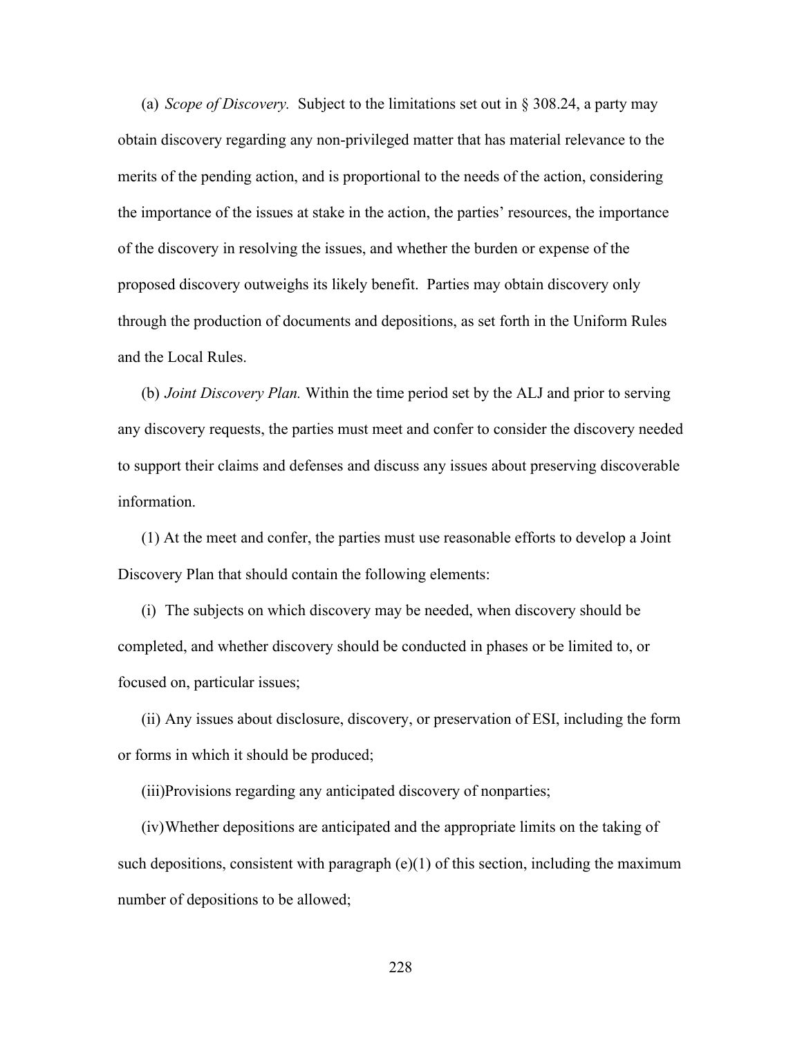(a) *Scope of Discovery.* Subject to the limitations set out in § 308.24, a party may obtain discovery regarding any non-privileged matter that has material relevance to the merits of the pending action, and is proportional to the needs of the action, considering the importance of the issues at stake in the action, the parties' resources, the importance of the discovery in resolving the issues, and whether the burden or expense of the proposed discovery outweighs its likely benefit. Parties may obtain discovery only through the production of documents and depositions, as set forth in the Uniform Rules and the Local Rules.

(b) *Joint Discovery Plan.* Within the time period set by the ALJ and prior to serving any discovery requests, the parties must meet and confer to consider the discovery needed to support their claims and defenses and discuss any issues about preserving discoverable information.

(1) At the meet and confer, the parties must use reasonable efforts to develop a Joint Discovery Plan that should contain the following elements:

(i) The subjects on which discovery may be needed, when discovery should be completed, and whether discovery should be conducted in phases or be limited to, or focused on, particular issues;

(ii) Any issues about disclosure, discovery, or preservation of ESI, including the form or forms in which it should be produced;

(iii) Provisions regarding any anticipated discovery of nonparties;

(iv) Whether depositions are anticipated and the appropriate limits on the taking of such depositions, consistent with paragraph (e)(1) of this section, including the maximum number of depositions to be allowed;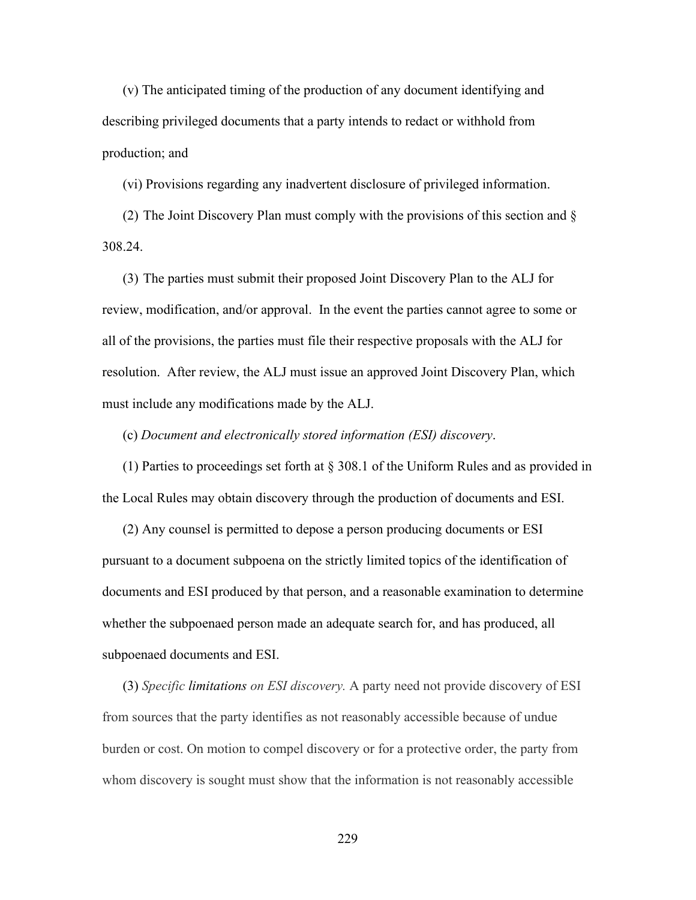(v) The anticipated timing of the production of any document identifying and describing privileged documents that a party intends to redact or withhold from production; and

(vi) Provisions regarding any inadvertent disclosure of privileged information.

(2) The Joint Discovery Plan must comply with the provisions of this section and § 308.24.

(3) The parties must submit their proposed Joint Discovery Plan to the ALJ for review, modification, and/or approval. In the event the parties cannot agree to some or all of the provisions, the parties must file their respective proposals with the ALJ for resolution. After review, the ALJ must issue an approved Joint Discovery Plan, which must include any modifications made by the ALJ.

(c) *Document and electronically stored information (ESI) discovery*.

(1) Parties to proceedings set forth at § 308.1 of the Uniform Rules and as provided in the Local Rules may obtain discovery through the production of documents and ESI.

(2) Any counsel is permitted to depose a person producing documents or ESI pursuant to a document subpoena on the strictly limited topics of the identification of documents and ESI produced by that person, and a reasonable examination to determine whether the subpoenaed person made an adequate search for, and has produced, all subpoenaed documents and ESI.

(3) *Specific limitations on ESI discovery.* A party need not provide discovery of ESI from sources that the party identifies as not reasonably accessible because of undue burden or cost. On motion to compel discovery or for a protective order, the party from whom discovery is sought must show that the information is not reasonably accessible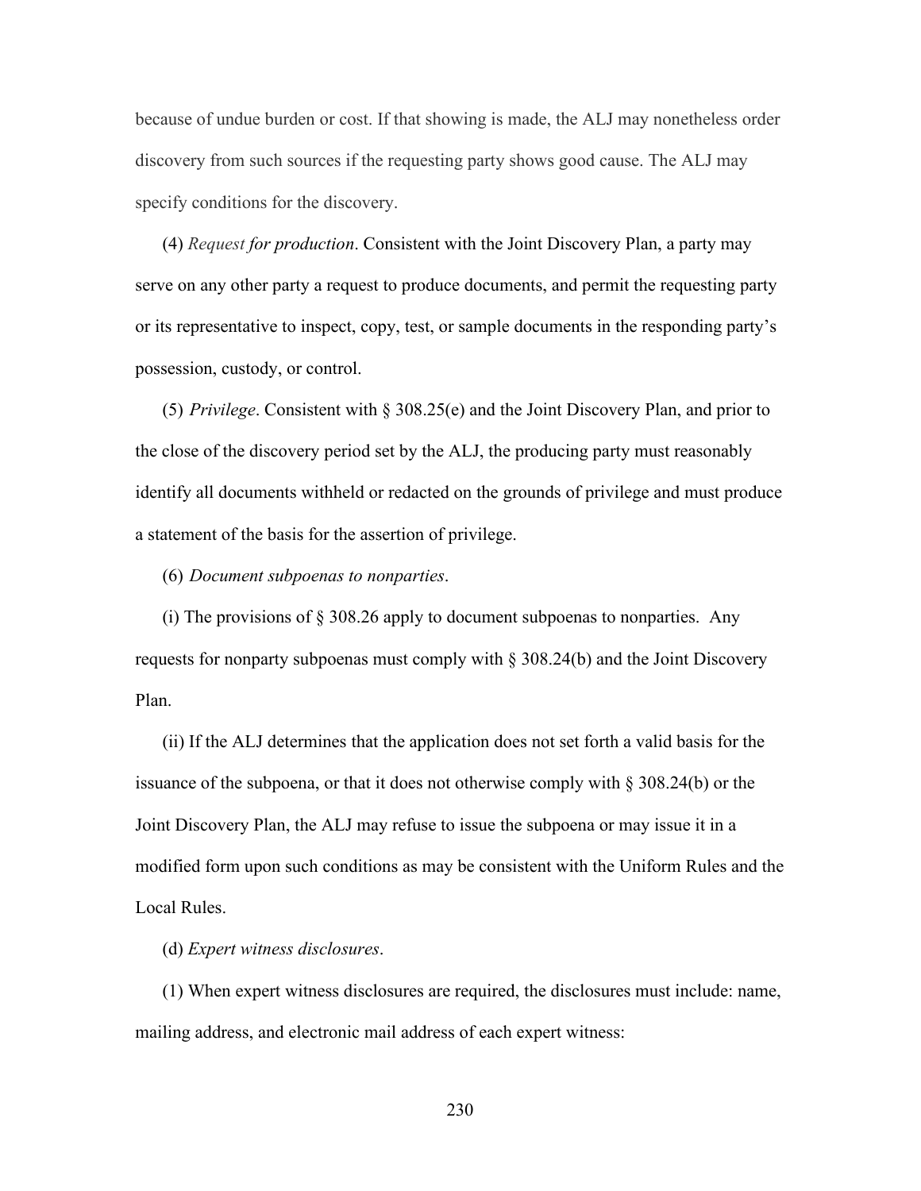because of undue burden or cost. If that showing is made, the ALJ may nonetheless order discovery from such sources if the requesting party shows good cause. The ALJ may specify conditions for the discovery.

(4) *Request for production*. Consistent with the Joint Discovery Plan, a party may serve on any other party a request to produce documents, and permit the requesting party or its representative to inspect, copy, test, or sample documents in the responding party's possession, custody, or control.

(5) *Privilege*. Consistent with § 308.25(e) and the Joint Discovery Plan, and prior to the close of the discovery period set by the ALJ, the producing party must reasonably identify all documents withheld or redacted on the grounds of privilege and must produce a statement of the basis for the assertion of privilege.

(6) *Document subpoenas to nonparties*.

(i) The provisions of § 308.26 apply to document subpoenas to nonparties. Any requests for nonparty subpoenas must comply with § 308.24(b) and the Joint Discovery Plan.

(ii) If the ALJ determines that the application does not set forth a valid basis for the issuance of the subpoena, or that it does not otherwise comply with § 308.24(b) or the Joint Discovery Plan, the ALJ may refuse to issue the subpoena or may issue it in a modified form upon such conditions as may be consistent with the Uniform Rules and the Local Rules.

(d) *Expert witness disclosures*.

(1) When expert witness disclosures are required, the disclosures must include: name, mailing address, and electronic mail address of each expert witness: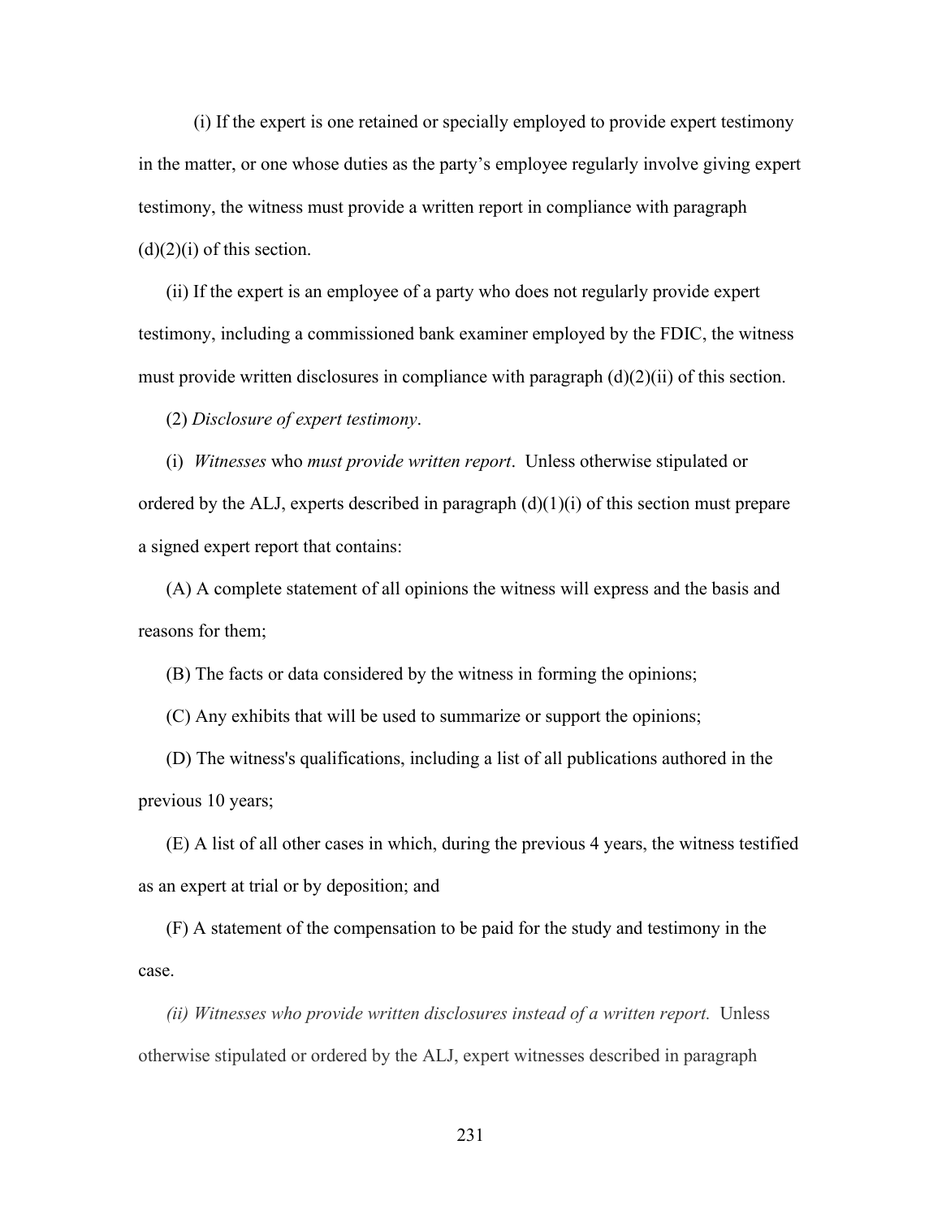(i) If the expert is one retained or specially employed to provide expert testimony in the matter, or one whose duties as the party's employee regularly involve giving expert testimony, the witness must provide a written report in compliance with paragraph (d)(2)(i) of this section.

(ii) If the expert is an employee of a party who does not regularly provide expert testimony, including a commissioned bank examiner employed by the FDIC, the witness must provide written disclosures in compliance with paragraph (d)(2)(ii) of this section.

(2) *Disclosure of expert testimony*.

(i) *Witnesses* who *must provide written report*. Unless otherwise stipulated or ordered by the ALJ, experts described in paragraph (d)(1)(i) of this section must prepare a signed expert report that contains:

(A) A complete statement of all opinions the witness will express and the basis and reasons for them;

(B) The facts or data considered by the witness in forming the opinions;

(C) Any exhibits that will be used to summarize or support the opinions;

(D) The witness's qualifications, including a list of all publications authored in the previous 10 years;

(E) A list of all other cases in which, during the previous 4 years, the witness testified as an expert at trial or by deposition; and

(F) A statement of the compensation to be paid for the study and testimony in the case.

*(ii) Witnesses who provide written disclosures instead of a written report.* Unless otherwise stipulated or ordered by the ALJ, expert witnesses described in paragraph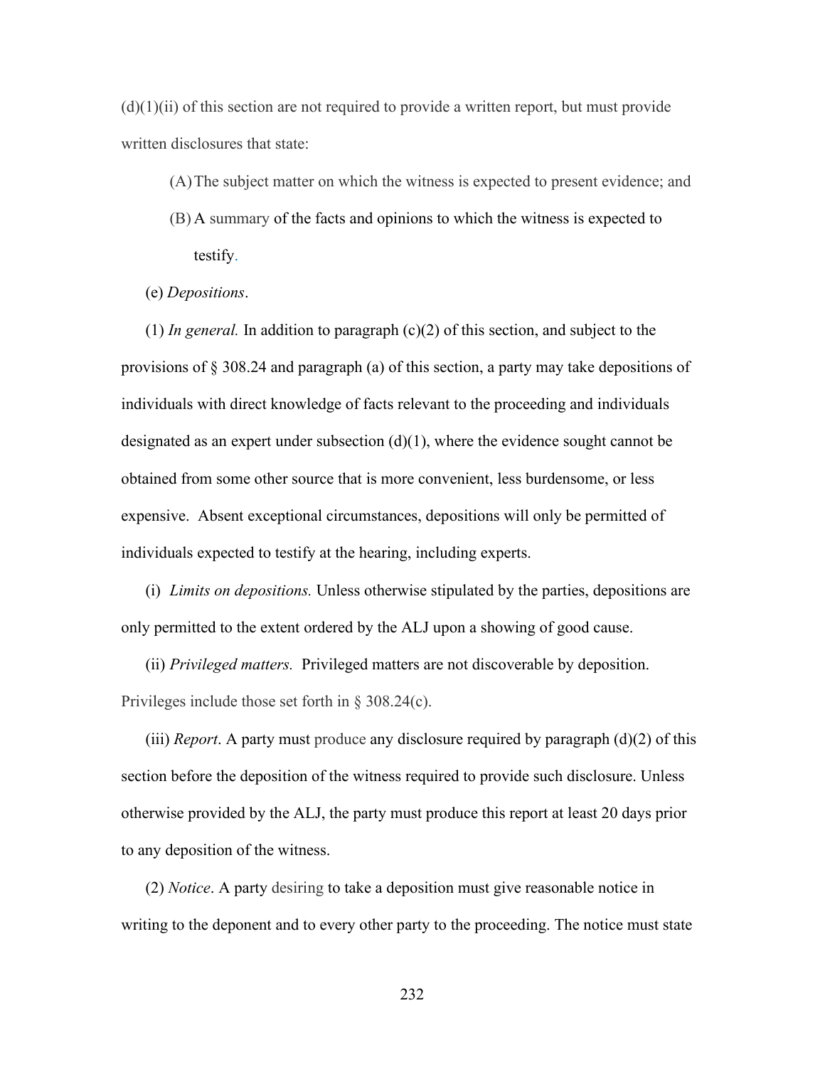(d)(1)(ii) of this section are not required to provide a written report, but must provide written disclosures that state:

(A) The subject matter on which the witness is expected to present evidence; and

(B) A summary of the facts and opinions to which the witness is expected to testify.

(e) *Depositions*.

(1) *In general.* In addition to paragraph (c)(2) of this section, and subject to the provisions of § 308.24 and paragraph (a) of this section, a party may take depositions of individuals with direct knowledge of facts relevant to the proceeding and individuals designated as an expert under subsection (d)(1), where the evidence sought cannot be obtained from some other source that is more convenient, less burdensome, or less expensive. Absent exceptional circumstances, depositions will only be permitted of individuals expected to testify at the hearing, including experts.

(i) *Limits on depositions.* Unless otherwise stipulated by the parties, depositions are only permitted to the extent ordered by the ALJ upon a showing of good cause.

(ii) *Privileged matters.* Privileged matters are not discoverable by deposition. Privileges include those set forth in § 308.24(c).

(iii) *Report*. A party must produce any disclosure required by paragraph (d)(2) of this section before the deposition of the witness required to provide such disclosure. Unless otherwise provided by the ALJ, the party must produce this report at least 20 days prior to any deposition of the witness.

(2) *Notice*. A party desiring to take a deposition must give reasonable notice in writing to the deponent and to every other party to the proceeding. The notice must state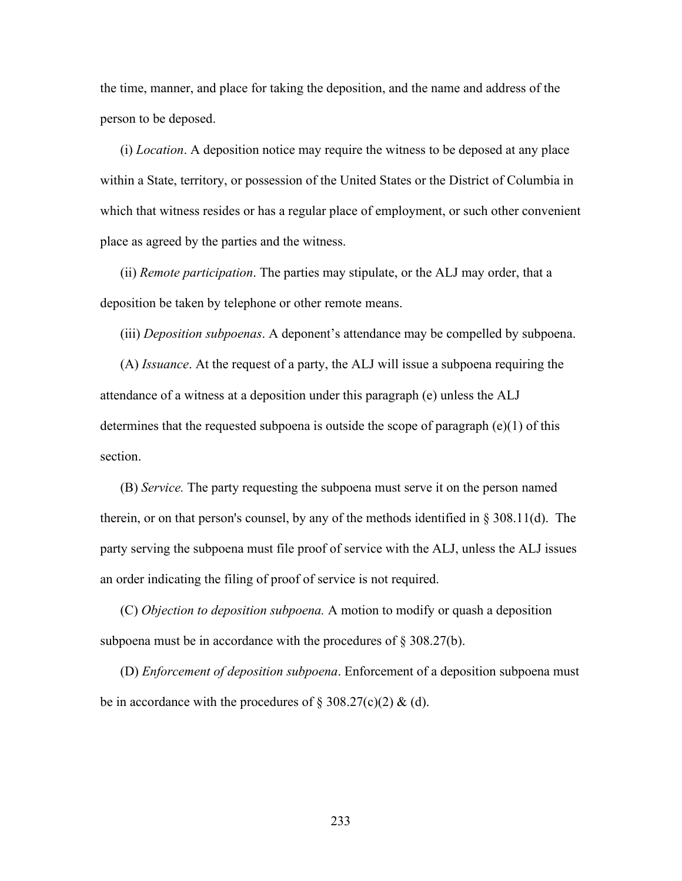the time, manner, and place for taking the deposition, and the name and address of the person to be deposed.

(i) *Location*. A deposition notice may require the witness to be deposed at any place within a State, territory, or possession of the United States or the District of Columbia in which that witness resides or has a regular place of employment, or such other convenient place as agreed by the parties and the witness.

(ii) *Remote participation*. The parties may stipulate, or the ALJ may order, that a deposition be taken by telephone or other remote means.

(iii) *Deposition subpoenas*. A deponent's attendance may be compelled by subpoena.

(A) *Issuance*. At the request of a party, the ALJ will issue a subpoena requiring the attendance of a witness at a deposition under this paragraph (e) unless the ALJ determines that the requested subpoena is outside the scope of paragraph (e)(1) of this section.

(B) *Service.* The party requesting the subpoena must serve it on the person named therein, or on that person's counsel, by any of the methods identified in § 308.11(d). The party serving the subpoena must file proof of service with the ALJ, unless the ALJ issues an order indicating the filing of proof of service is not required.

(C) *Objection to deposition subpoena.* A motion to modify or quash a deposition subpoena must be in accordance with the procedures of § 308.27(b).

(D) *Enforcement of deposition subpoena*. Enforcement of a deposition subpoena must be in accordance with the procedures of § 308.27(c)(2) & (d).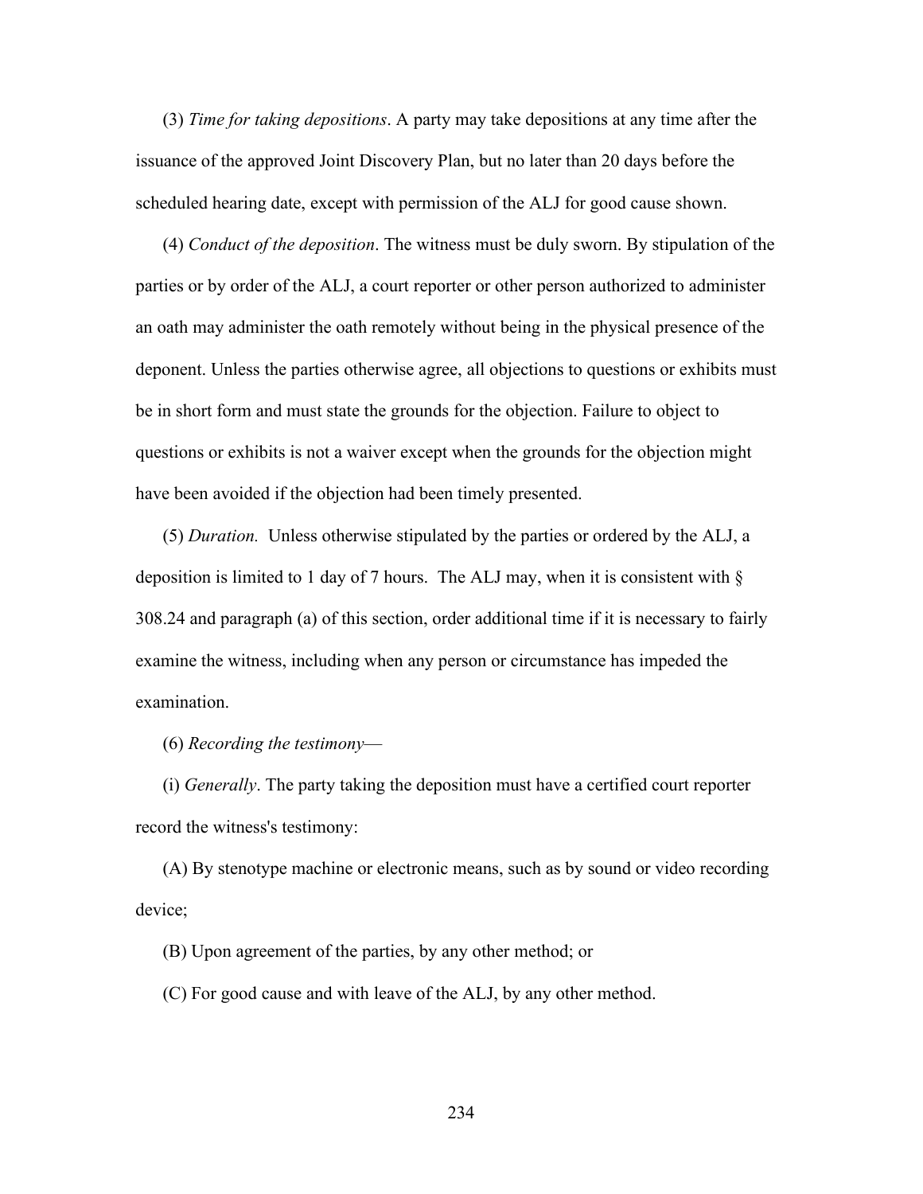(3) *Time for taking depositions*. A party may take depositions at any time after the issuance of the approved Joint Discovery Plan, but no later than 20 days before the scheduled hearing date, except with permission of the ALJ for good cause shown.

(4) *Conduct of the deposition*. The witness must be duly sworn. By stipulation of the parties or by order of the ALJ, a court reporter or other person authorized to administer an oath may administer the oath remotely without being in the physical presence of the deponent. Unless the parties otherwise agree, all objections to questions or exhibits must be in short form and must state the grounds for the objection. Failure to object to questions or exhibits is not a waiver except when the grounds for the objection might have been avoided if the objection had been timely presented.

(5) *Duration.* Unless otherwise stipulated by the parties or ordered by the ALJ, a deposition is limited to 1 day of 7 hours. The ALJ may, when it is consistent with § 308.24 and paragraph (a) of this section, order additional time if it is necessary to fairly examine the witness, including when any person or circumstance has impeded the examination.

(6) *Recording the testimony*—

(i) *Generally*. The party taking the deposition must have a certified court reporter record the witness's testimony:

(A) By stenotype machine or electronic means, such as by sound or video recording device;

(B) Upon agreement of the parties, by any other method; or

(C) For good cause and with leave of the ALJ, by any other method.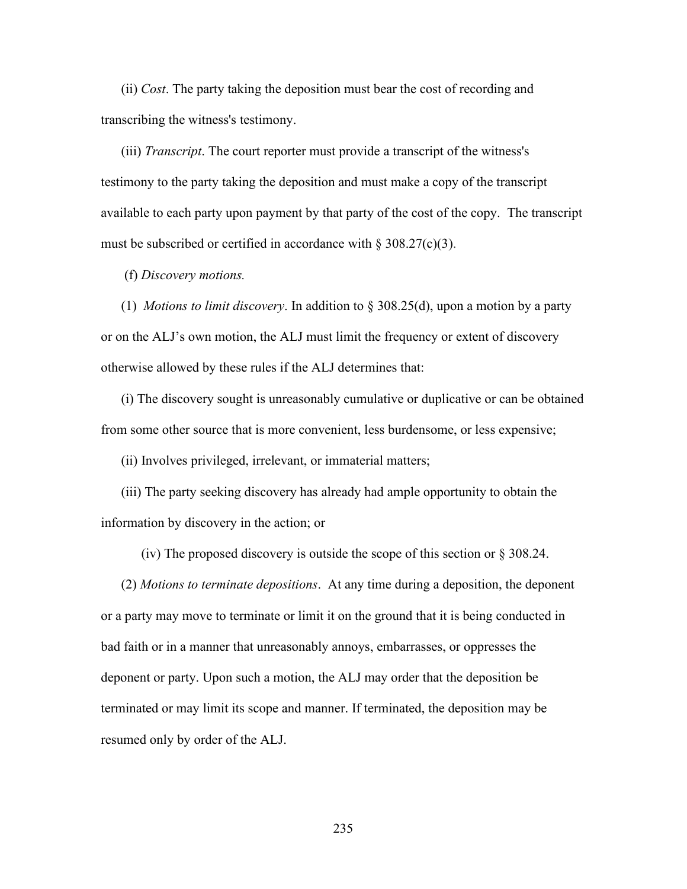(ii) *Cost*. The party taking the deposition must bear the cost of recording and transcribing the witness's testimony.

(iii) *Transcript*. The court reporter must provide a transcript of the witness's testimony to the party taking the deposition and must make a copy of the transcript available to each party upon payment by that party of the cost of the copy. The transcript must be subscribed or certified in accordance with § 308.27(c)(3).

(f) *Discovery motions.*

(1) *Motions to limit discovery*. In addition to § 308.25(d), upon a motion by a party or on the ALJ's own motion, the ALJ must limit the frequency or extent of discovery otherwise allowed by these rules if the ALJ determines that:

(i) The discovery sought is unreasonably cumulative or duplicative or can be obtained from some other source that is more convenient, less burdensome, or less expensive;

(ii) Involves privileged, irrelevant, or immaterial matters;

(iii) The party seeking discovery has already had ample opportunity to obtain the information by discovery in the action; or

(iv) The proposed discovery is outside the scope of this section or § 308.24.

(2) *Motions to terminate depositions*. At any time during a deposition, the deponent or a party may move to terminate or limit it on the ground that it is being conducted in bad faith or in a manner that unreasonably annoys, embarrasses, or oppresses the deponent or party. Upon such a motion, the ALJ may order that the deposition be terminated or may limit its scope and manner. If terminated, the deposition may be resumed only by order of the ALJ.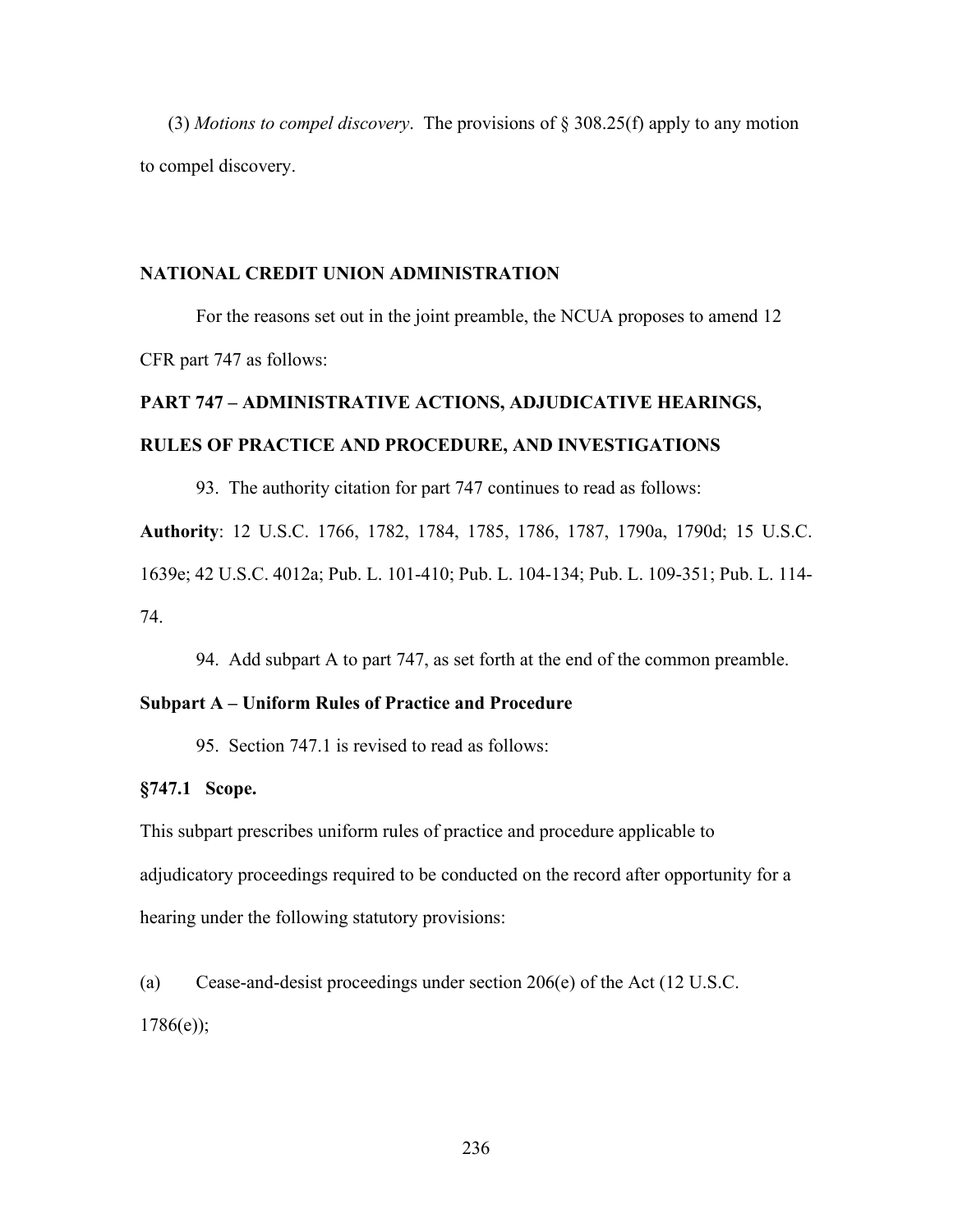(3) *Motions to compel discovery*. The provisions of § 308.25(f) apply to any motion to compel discovery.

## NATIONAL CREDIT UNION ADMINISTRATION

For the reasons set out in the joint preamble, the NCUA proposes to amend 12 CFR part 747 as follows:

## PART 747 – ADMINISTRATIVE ACTIONS, ADJUDICATIVE HEARINGS, RULES OF PRACTICE AND PROCEDURE, AND INVESTIGATIONS

93. The authority citation for part 747 continues to read as follows:

**Authority**: 12 U.S.C. 1766, 1782, 1784, 1785, 1786, 1787, 1790a, 1790d; 15 U.S.C. 1639e; 42 U.S.C. 4012a; Pub. L. 101-410; Pub. L. 104-134; Pub. L. 109-351; Pub. L. 114-74.

94. Add subpart A to part 747, as set forth at the end of the common preamble.

### Subpart A – Uniform Rules of Practice and Procedure

95. Section 747.1 is revised to read as follows:

**§747.1 Scope.**

This subpart prescribes uniform rules of practice and procedure applicable to adjudicatory proceedings required to be conducted on the record after opportunity for a hearing under the following statutory provisions:

(a) Cease-and-desist proceedings under section 206(e) of the Act (12 U.S.C. 1786(e));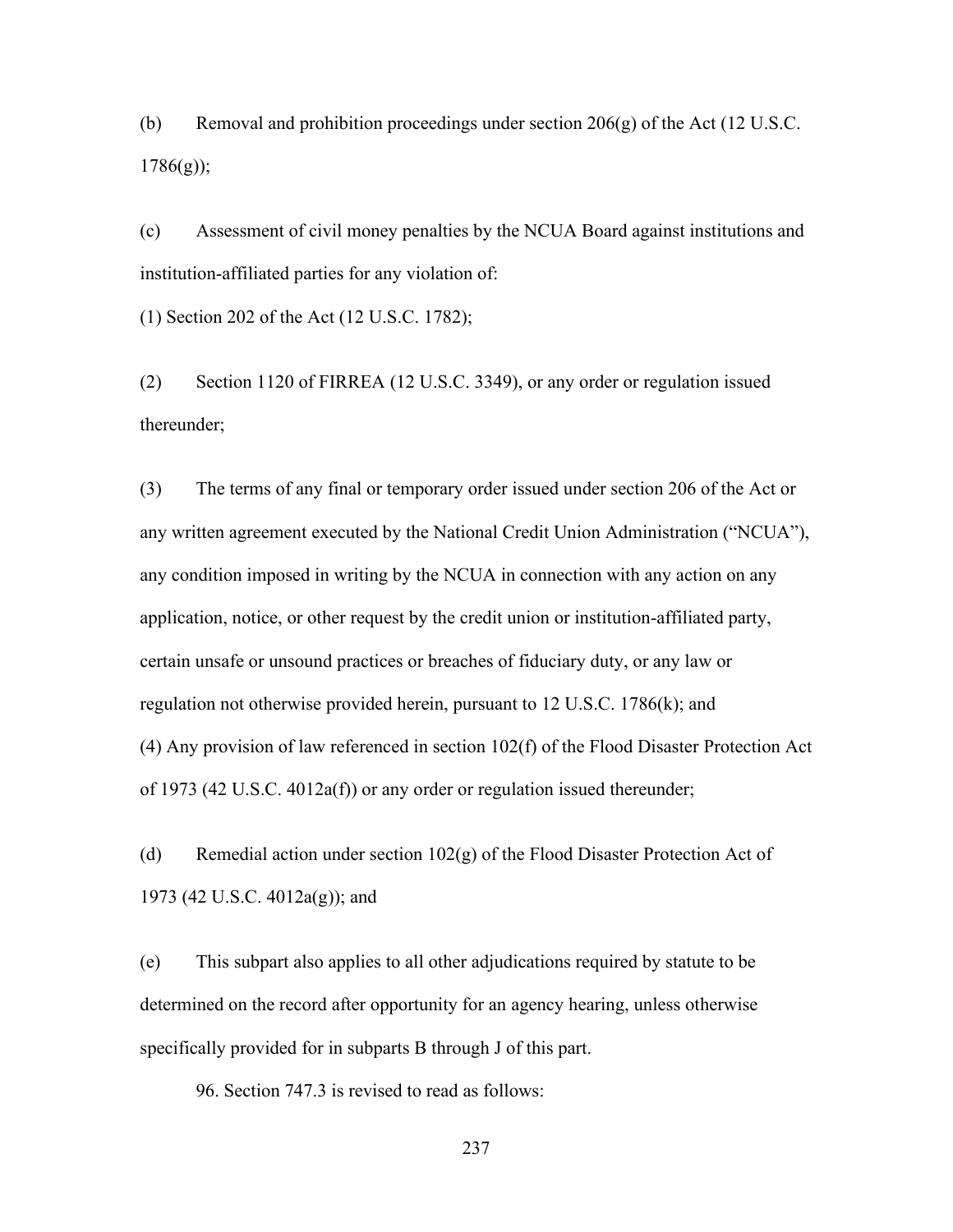(b) Removal and prohibition proceedings under section 206(g) of the Act (12 U.S.C. 1786(g));

(c) Assessment of civil money penalties by the NCUA Board against institutions and institution-affiliated parties for any violation of:

(1) Section 202 of the Act (12 U.S.C. 1782);

(2) Section 1120 of FIRREA (12 U.S.C. 3349), or any order or regulation issued thereunder;

(3) The terms of any final or temporary order issued under section 206 of the Act or any written agreement executed by the National Credit Union Administration ("NCUA"), any condition imposed in writing by the NCUA in connection with any action on any application, notice, or other request by the credit union or institution-affiliated party, certain unsafe or unsound practices or breaches of fiduciary duty, or any law or regulation not otherwise provided herein, pursuant to 12 U.S.C. 1786(k); and

(4) Any provision of law referenced in section 102(f) of the Flood Disaster Protection Act of 1973 (42 U.S.C. 4012a(f)) or any order or regulation issued thereunder;

(d) Remedial action under section 102(g) of the Flood Disaster Protection Act of 1973 (42 U.S.C. 4012a(g)); and

(e) This subpart also applies to all other adjudications required by statute to be determined on the record after opportunity for an agency hearing, unless otherwise specifically provided for in subparts B through J of this part.

96. Section 747.3 is revised to read as follows: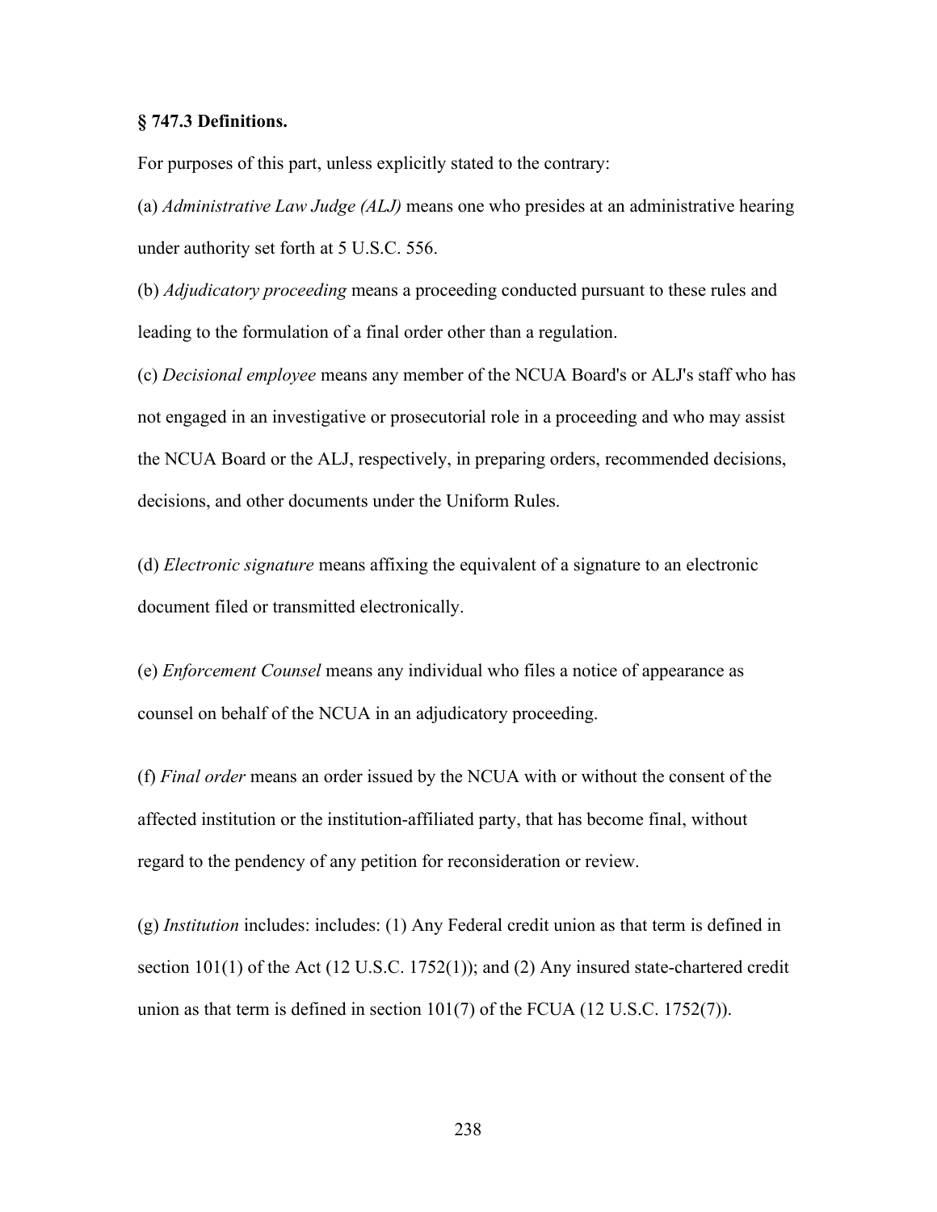**§ 747.3 Definitions.**

For purposes of this part, unless explicitly stated to the contrary:

(a) *Administrative Law Judge (ALJ)* means one who presides at an administrative hearing under authority set forth at 5 U.S.C. 556.

(b) *Adjudicatory proceeding* means a proceeding conducted pursuant to these rules and leading to the formulation of a final order other than a regulation.

(c) *Decisional employee* means any member of the NCUA Board's or ALJ's staff who has not engaged in an investigative or prosecutorial role in a proceeding and who may assist the NCUA Board or the ALJ, respectively, in preparing orders, recommended decisions, decisions, and other documents under the Uniform Rules.

(d) *Electronic signature* means affixing the equivalent of a signature to an electronic document filed or transmitted electronically.

(e) *Enforcement Counsel* means any individual who files a notice of appearance as counsel on behalf of the NCUA in an adjudicatory proceeding.

(f) *Final order* means an order issued by the NCUA with or without the consent of the affected institution or the institution-affiliated party, that has become final, without regard to the pendency of any petition for reconsideration or review.

(g) *Institution* includes: includes: (1) Any Federal credit union as that term is defined in section 101(1) of the Act (12 U.S.C. 1752(1)); and (2) Any insured state-chartered credit union as that term is defined in section 101(7) of the FCUA (12 U.S.C. 1752(7)).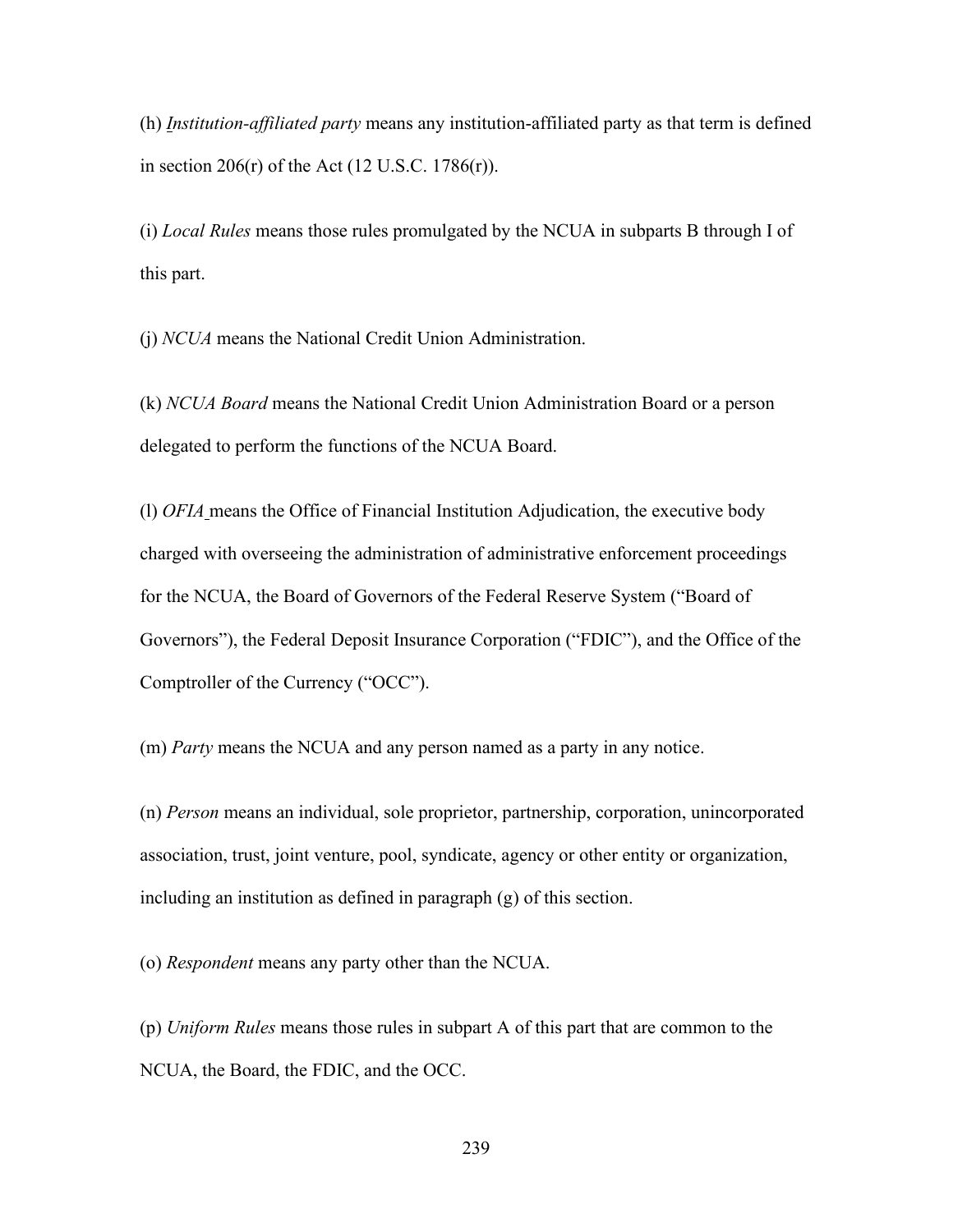(h) *Institution-affiliated party* means any institution-affiliated party as that term is defined in section 206(r) of the Act (12 U.S.C. 1786(r)).

(i) *Local Rules* means those rules promulgated by the NCUA in subparts B through I of this part.

(j) *NCUA* means the National Credit Union Administration.

(k) *NCUA Board* means the National Credit Union Administration Board or a person delegated to perform the functions of the NCUA Board.

(l) *OFIA* means the Office of Financial Institution Adjudication, the executive body charged with overseeing the administration of administrative enforcement proceedings for the NCUA, the Board of Governors of the Federal Reserve System ("Board of Governors"), the Federal Deposit Insurance Corporation ("FDIC"), and the Office of the Comptroller of the Currency ("OCC").

(m) *Party* means the NCUA and any person named as a party in any notice.

(n) *Person* means an individual, sole proprietor, partnership, corporation, unincorporated association, trust, joint venture, pool, syndicate, agency or other entity or organization, including an institution as defined in paragraph (g) of this section.

(o) *Respondent* means any party other than the NCUA.

(p) *Uniform Rules* means those rules in subpart A of this part that are common to the NCUA, the Board, the FDIC, and the OCC.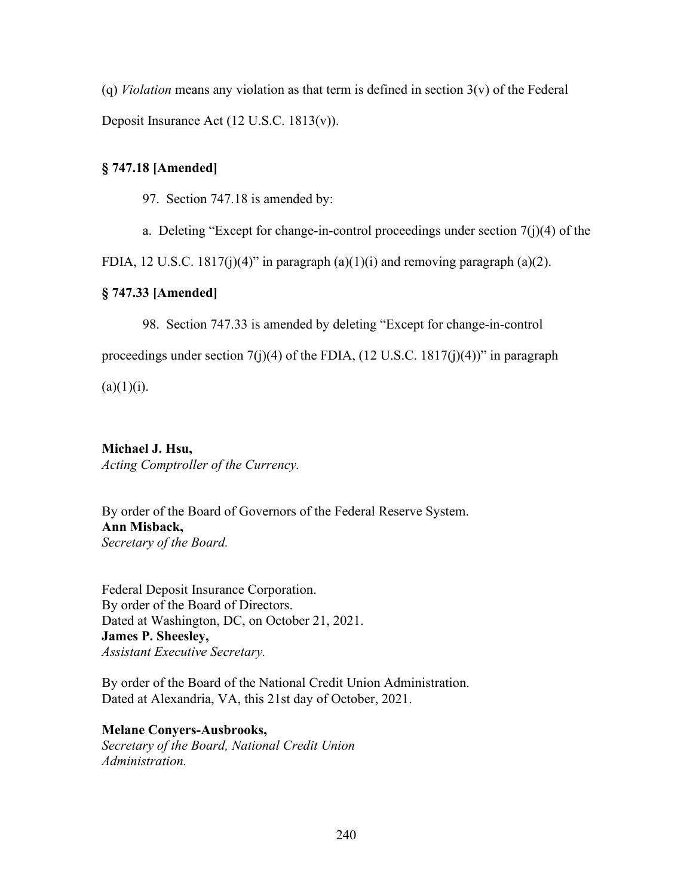(q) *Violation* means any violation as that term is defined in section 3(v) of the Federal Deposit Insurance Act (12 U.S.C. 1813(v)).

**§ 747.18 [Amended]**

97. Section 747.18 is amended by:

a. Deleting "Except for change-in-control proceedings under section 7(j)(4) of the FDIA, 12 U.S.C. 1817(j)(4)" in paragraph (a)(1)(i) and removing paragraph (a)(2).

**§ 747.33 [Amended]**

98. Section 747.33 is amended by deleting "Except for change-in-control proceedings under section 7(j)(4) of the FDIA, (12 U.S.C. 1817(j)(4))" in paragraph (a)(1)(i).

**Michael J. Hsu,**
*Acting Comptroller of the Currency.*

By order of the Board of Governors of the Federal Reserve System.
**Ann Misback,**
*Secretary of the Board.*

Federal Deposit Insurance Corporation.
By order of the Board of Directors.
Dated at Washington, DC, on October 21, 2021.
**James P. Sheesley,**
*Assistant Executive Secretary.*

By order of the Board of the National Credit Union Administration.
Dated at Alexandria, VA, this 21st day of October, 2021.

**Melane Conyers-Ausbrooks,**
*Secretary of the Board, National Credit Union Administration.*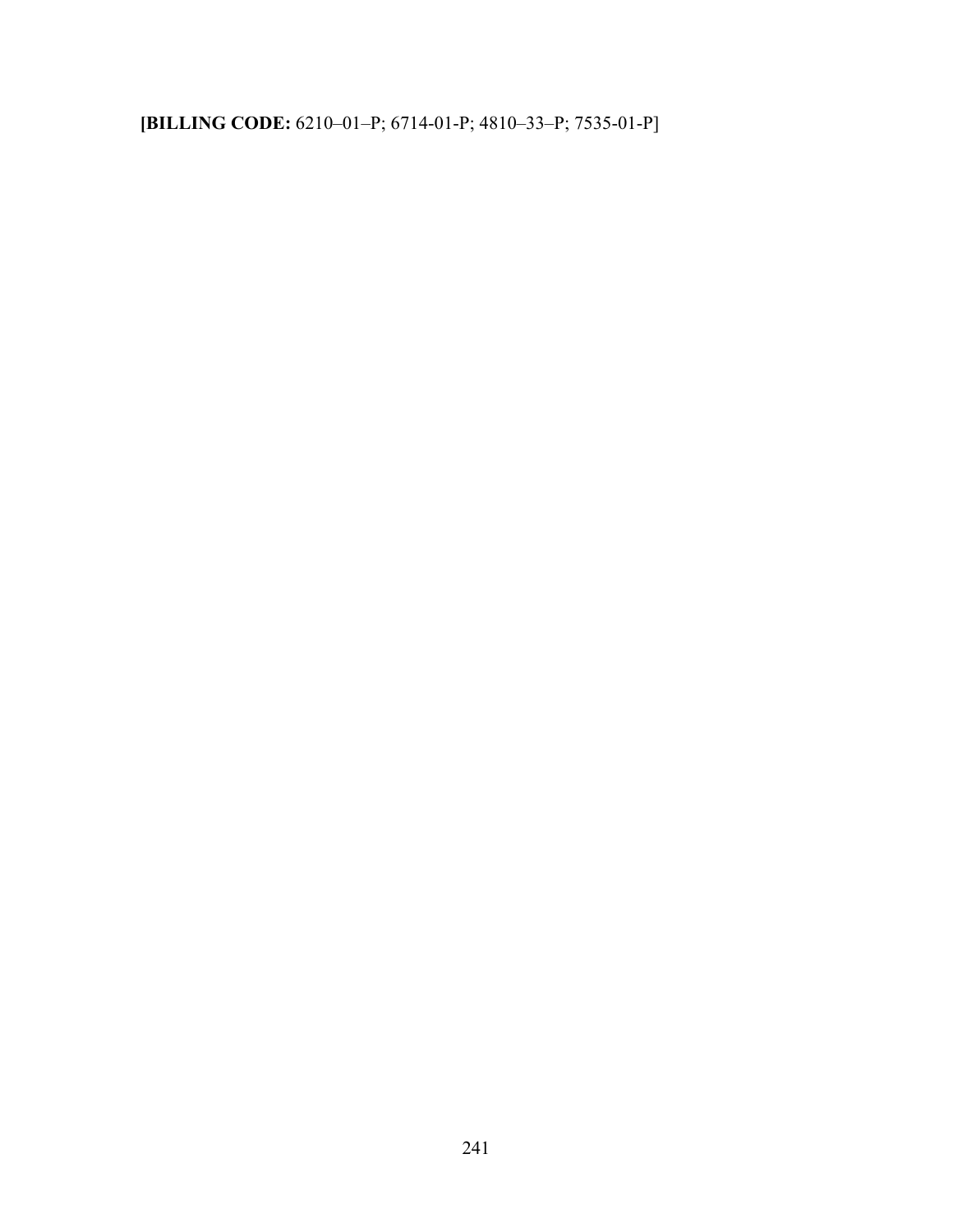**[BILLING CODE:** 6210–01–P; 6714-01-P; 4810–33–P; 7535-01-P]